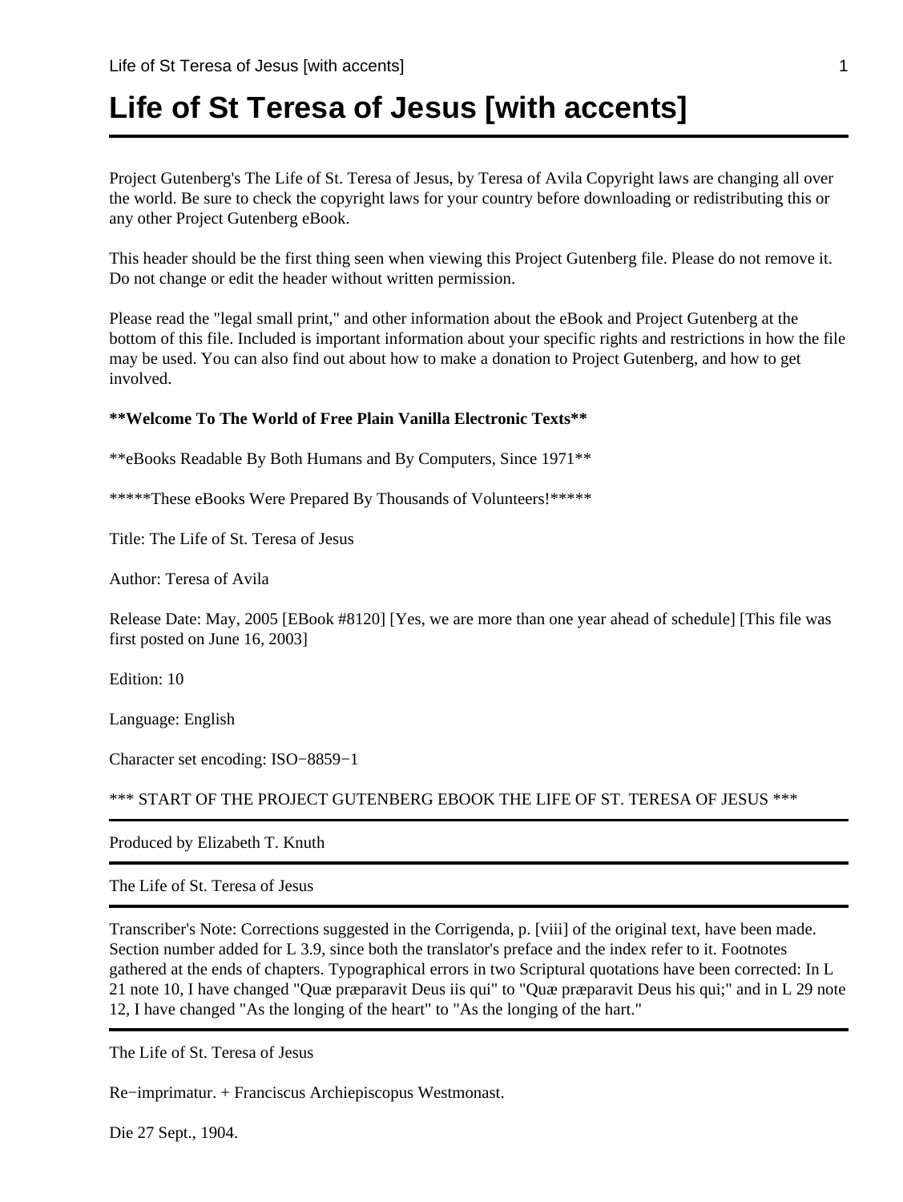# Life of St Teresa of Jesus [with accents]

Project Gutenberg's The Life of St. Teresa of Jesus, by Teresa of Avila Copyright laws are changing all over the world. Be sure to check the copyright laws for your country before downloading or redistributing this or any other Project Gutenberg eBook.

This header should be the first thing seen when viewing this Project Gutenberg file. Please do not remove it. Do not change or edit the header without written permission.

Please read the "legal small print," and other information about the eBook and Project Gutenberg at the bottom of this file. Included is important information about your specific rights and restrictions in how the file may be used. You can also find out about how to make a donation to Project Gutenberg, and how to get involved.

**\*\*Welcome To The World of Free Plain Vanilla Electronic Texts\*\***

\*\*eBooks Readable By Both Humans and By Computers, Since 1971\*\*

\*\*\*\*\*These eBooks Were Prepared By Thousands of Volunteers!\*\*\*\*\*

Title: The Life of St. Teresa of Jesus

Author: Teresa of Avila

Release Date: May, 2005 [EBook #8120] [Yes, we are more than one year ahead of schedule] [This file was first posted on June 16, 2003]

Edition: 10

Language: English

Character set encoding: ISO−8859−1

\*\*\* START OF THE PROJECT GUTENBERG EBOOK THE LIFE OF ST. TERESA OF JESUS \*\*\*

---

Produced by Elizabeth T. Knuth

---

The Life of St. Teresa of Jesus

---

Transcriber's Note: Corrections suggested in the Corrigenda, p. [viii] of the original text, have been made. Section number added for L 3.9, since both the translator's preface and the index refer to it. Footnotes gathered at the ends of chapters. Typographical errors in two Scriptural quotations have been corrected: In L 21 note 10, I have changed "Quæ præparavit Deus iis qui" to "Quæ præparavit Deus his qui;" and in L 29 note 12, I have changed "As the longing of the heart" to "As the longing of the hart."

---

The Life of St. Teresa of Jesus

Re−imprimatur. + Franciscus Archiepiscopus Westmonast.

Die 27 Sept., 1904.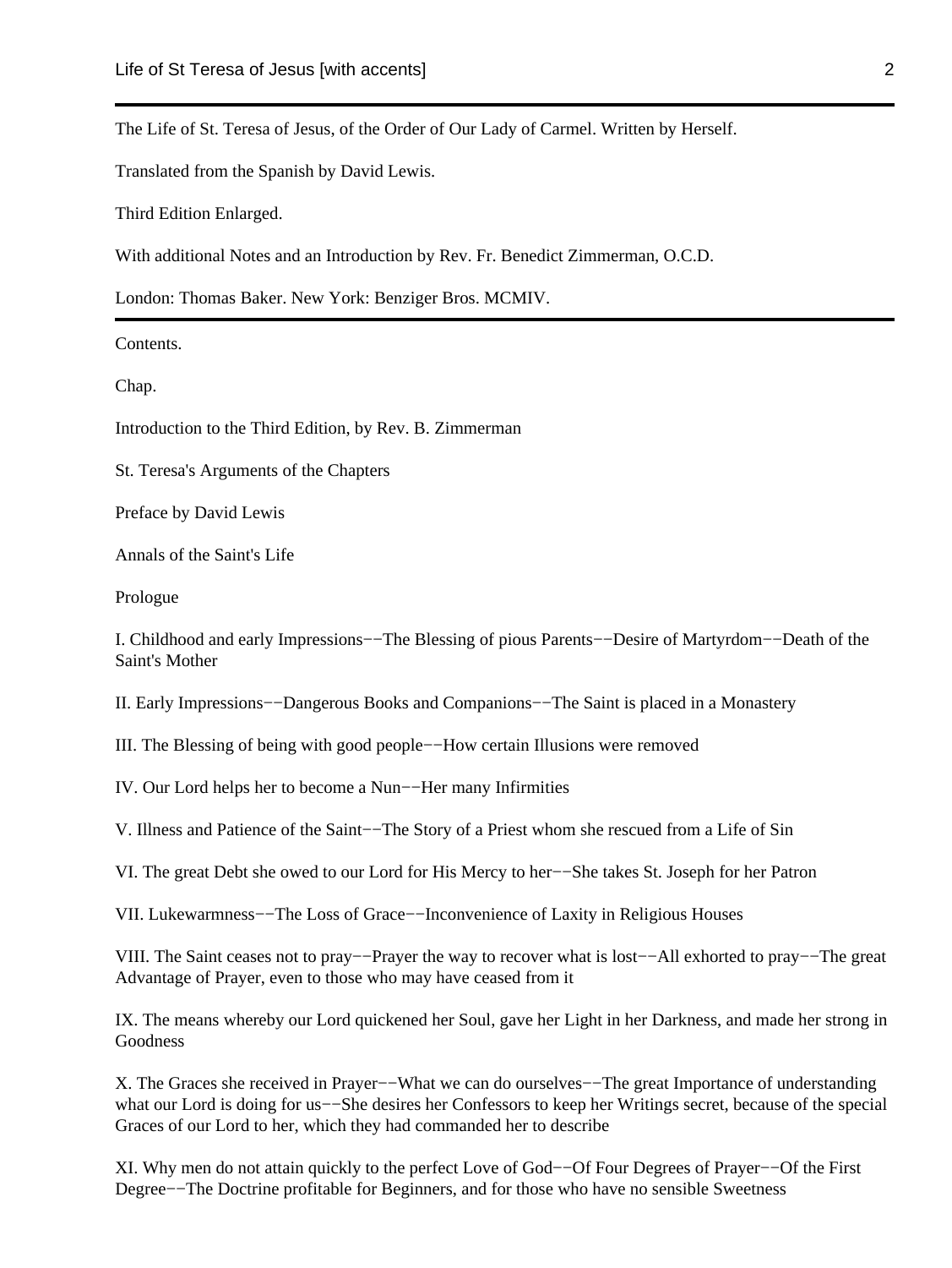The Life of St. Teresa of Jesus, of the Order of Our Lady of Carmel. Written by Herself.

Translated from the Spanish by David Lewis.

Third Edition Enlarged.

With additional Notes and an Introduction by Rev. Fr. Benedict Zimmerman, O.C.D.

London: Thomas Baker. New York: Benziger Bros. MCMIV.

---

Contents.

Chap.

Introduction to the Third Edition, by Rev. B. Zimmerman

St. Teresa's Arguments of the Chapters

Preface by David Lewis

Annals of the Saint's Life

Prologue

I. Childhood and early Impressions−−The Blessing of pious Parents−−Desire of Martyrdom−−Death of the Saint's Mother

II. Early Impressions−−Dangerous Books and Companions−−The Saint is placed in a Monastery

III. The Blessing of being with good people−−How certain Illusions were removed

IV. Our Lord helps her to become a Nun−−Her many Infirmities

V. Illness and Patience of the Saint−−The Story of a Priest whom she rescued from a Life of Sin

VI. The great Debt she owed to our Lord for His Mercy to her−−She takes St. Joseph for her Patron

VII. Lukewarmness−−The Loss of Grace−−Inconvenience of Laxity in Religious Houses

VIII. The Saint ceases not to pray−−Prayer the way to recover what is lost−−All exhorted to pray−−The great Advantage of Prayer, even to those who may have ceased from it

IX. The means whereby our Lord quickened her Soul, gave her Light in her Darkness, and made her strong in Goodness

X. The Graces she received in Prayer−−What we can do ourselves−−The great Importance of understanding what our Lord is doing for us−−She desires her Confessors to keep her Writings secret, because of the special Graces of our Lord to her, which they had commanded her to describe

XI. Why men do not attain quickly to the perfect Love of God−−Of Four Degrees of Prayer−−Of the First Degree−−The Doctrine profitable for Beginners, and for those who have no sensible Sweetness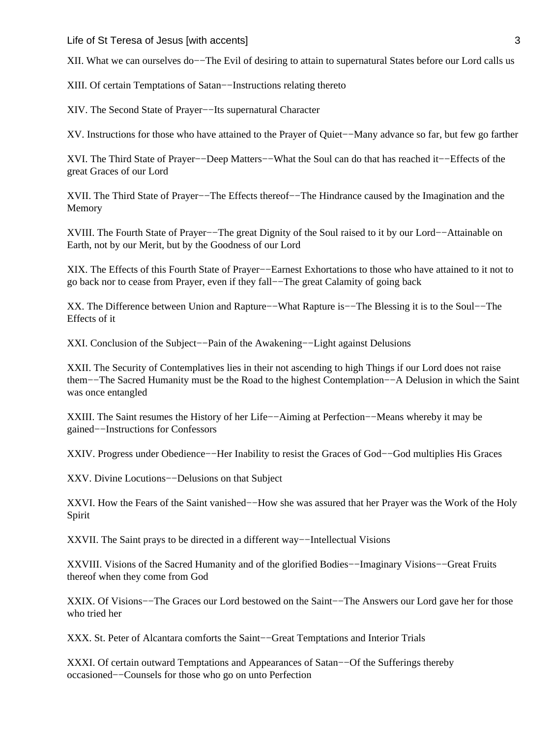XII. What we can ourselves do−−The Evil of desiring to attain to supernatural States before our Lord calls us

XIII. Of certain Temptations of Satan−−Instructions relating thereto

XIV. The Second State of Prayer−−Its supernatural Character

XV. Instructions for those who have attained to the Prayer of Quiet−−Many advance so far, but few go farther

XVI. The Third State of Prayer−−Deep Matters−−What the Soul can do that has reached it−−Effects of the great Graces of our Lord

XVII. The Third State of Prayer−−The Effects thereof−−The Hindrance caused by the Imagination and the Memory

XVIII. The Fourth State of Prayer−−The great Dignity of the Soul raised to it by our Lord−−Attainable on Earth, not by our Merit, but by the Goodness of our Lord

XIX. The Effects of this Fourth State of Prayer−−Earnest Exhortations to those who have attained to it not to go back nor to cease from Prayer, even if they fall−−The great Calamity of going back

XX. The Difference between Union and Rapture−−What Rapture is−−The Blessing it is to the Soul−−The Effects of it

XXI. Conclusion of the Subject−−Pain of the Awakening−−Light against Delusions

XXII. The Security of Contemplatives lies in their not ascending to high Things if our Lord does not raise them−−The Sacred Humanity must be the Road to the highest Contemplation−−A Delusion in which the Saint was once entangled

XXIII. The Saint resumes the History of her Life−−Aiming at Perfection−−Means whereby it may be gained−−Instructions for Confessors

XXIV. Progress under Obedience−−Her Inability to resist the Graces of God−−God multiplies His Graces

XXV. Divine Locutions−−Delusions on that Subject

XXVI. How the Fears of the Saint vanished−−How she was assured that her Prayer was the Work of the Holy Spirit

XXVII. The Saint prays to be directed in a different way−−Intellectual Visions

XXVIII. Visions of the Sacred Humanity and of the glorified Bodies−−Imaginary Visions−−Great Fruits thereof when they come from God

XXIX. Of Visions−−The Graces our Lord bestowed on the Saint−−The Answers our Lord gave her for those who tried her

XXX. St. Peter of Alcantara comforts the Saint−−Great Temptations and Interior Trials

XXXI. Of certain outward Temptations and Appearances of Satan−−Of the Sufferings thereby occasioned−−Counsels for those who go on unto Perfection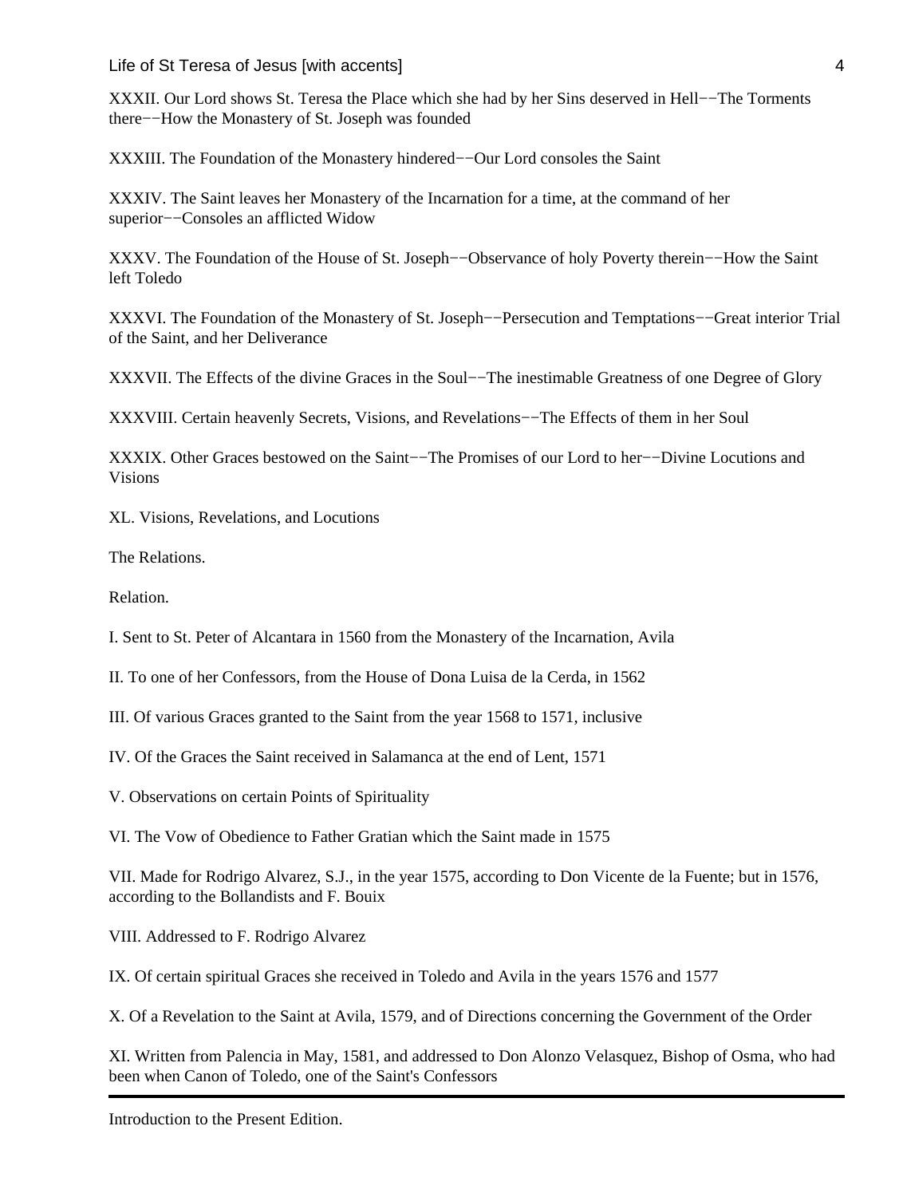XXXII. Our Lord shows St. Teresa the Place which she had by her Sins deserved in Hell−−The Torments there−−How the Monastery of St. Joseph was founded

XXXIII. The Foundation of the Monastery hindered−−Our Lord consoles the Saint

XXXIV. The Saint leaves her Monastery of the Incarnation for a time, at the command of her superior−−Consoles an afflicted Widow

XXXV. The Foundation of the House of St. Joseph−−Observance of holy Poverty therein−−How the Saint left Toledo

XXXVI. The Foundation of the Monastery of St. Joseph−−Persecution and Temptations−−Great interior Trial of the Saint, and her Deliverance

XXXVII. The Effects of the divine Graces in the Soul−−The inestimable Greatness of one Degree of Glory

XXXVIII. Certain heavenly Secrets, Visions, and Revelations−−The Effects of them in her Soul

XXXIX. Other Graces bestowed on the Saint−−The Promises of our Lord to her−−Divine Locutions and Visions

XL. Visions, Revelations, and Locutions

The Relations.

Relation.

I. Sent to St. Peter of Alcantara in 1560 from the Monastery of the Incarnation, Avila

II. To one of her Confessors, from the House of Dona Luisa de la Cerda, in 1562

III. Of various Graces granted to the Saint from the year 1568 to 1571, inclusive

IV. Of the Graces the Saint received in Salamanca at the end of Lent, 1571

V. Observations on certain Points of Spirituality

VI. The Vow of Obedience to Father Gratian which the Saint made in 1575

VII. Made for Rodrigo Alvarez, S.J., in the year 1575, according to Don Vicente de la Fuente; but in 1576, according to the Bollandists and F. Bouix

VIII. Addressed to F. Rodrigo Alvarez

IX. Of certain spiritual Graces she received in Toledo and Avila in the years 1576 and 1577

X. Of a Revelation to the Saint at Avila, 1579, and of Directions concerning the Government of the Order

XI. Written from Palencia in May, 1581, and addressed to Don Alonzo Velasquez, Bishop of Osma, who had been when Canon of Toledo, one of the Saint's Confessors

---

Introduction to the Present Edition.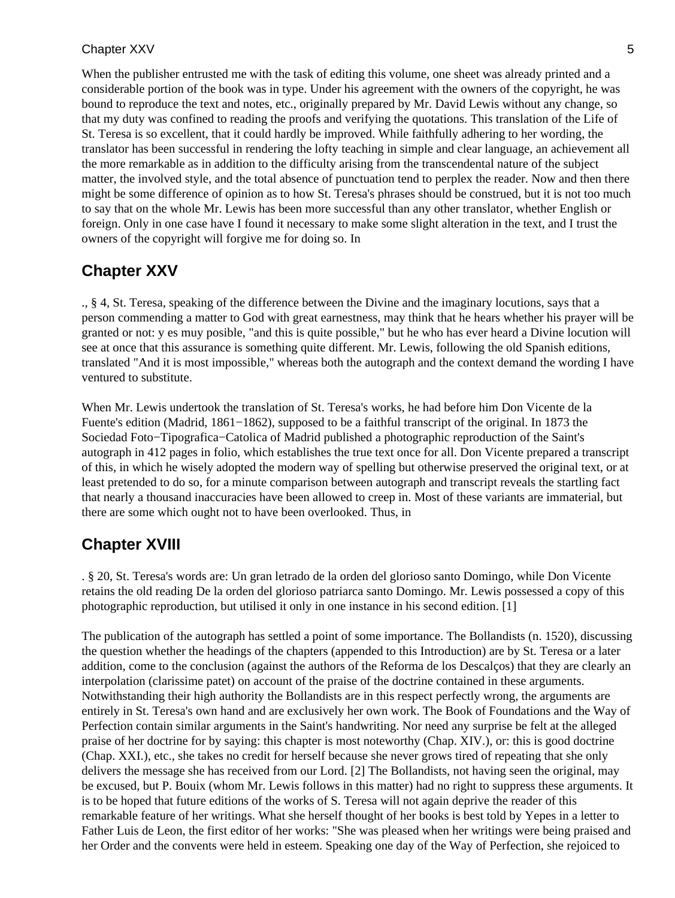When the publisher entrusted me with the task of editing this volume, one sheet was already printed and a considerable portion of the book was in type. Under his agreement with the owners of the copyright, he was bound to reproduce the text and notes, etc., originally prepared by Mr. David Lewis without any change, so that my duty was confined to reading the proofs and verifying the quotations. This translation of the Life of St. Teresa is so excellent, that it could hardly be improved. While faithfully adhering to her wording, the translator has been successful in rendering the lofty teaching in simple and clear language, an achievement all the more remarkable as in addition to the difficulty arising from the transcendental nature of the subject matter, the involved style, and the total absence of punctuation tend to perplex the reader. Now and then there might be some difference of opinion as to how St. Teresa's phrases should be construed, but it is not too much to say that on the whole Mr. Lewis has been more successful than any other translator, whether English or foreign. Only in one case have I found it necessary to make some slight alteration in the text, and I trust the owners of the copyright will forgive me for doing so. In

## Chapter XXV

., § 4, St. Teresa, speaking of the difference between the Divine and the imaginary locutions, says that a person commending a matter to God with great earnestness, may think that he hears whether his prayer will be granted or not: y es muy posible, "and this is quite possible," but he who has ever heard a Divine locution will see at once that this assurance is something quite different. Mr. Lewis, following the old Spanish editions, translated "And it is most impossible," whereas both the autograph and the context demand the wording I have ventured to substitute.

When Mr. Lewis undertook the translation of St. Teresa's works, he had before him Don Vicente de la Fuente's edition (Madrid, 1861−1862), supposed to be a faithful transcript of the original. In 1873 the Sociedad Foto−Tipografica−Catolica of Madrid published a photographic reproduction of the Saint's autograph in 412 pages in folio, which establishes the true text once for all. Don Vicente prepared a transcript of this, in which he wisely adopted the modern way of spelling but otherwise preserved the original text, or at least pretended to do so, for a minute comparison between autograph and transcript reveals the startling fact that nearly a thousand inaccuracies have been allowed to creep in. Most of these variants are immaterial, but there are some which ought not to have been overlooked. Thus, in

## Chapter XVIII

. § 20, St. Teresa's words are: Un gran letrado de la orden del glorioso santo Domingo, while Don Vicente retains the old reading De la orden del glorioso patriarca santo Domingo. Mr. Lewis possessed a copy of this photographic reproduction, but utilised it only in one instance in his second edition. [1]

The publication of the autograph has settled a point of some importance. The Bollandists (n. 1520), discussing the question whether the headings of the chapters (appended to this Introduction) are by St. Teresa or a later addition, come to the conclusion (against the authors of the Reforma de los Descalços) that they are clearly an interpolation (clarissime patet) on account of the praise of the doctrine contained in these arguments. Notwithstanding their high authority the Bollandists are in this respect perfectly wrong, the arguments are entirely in St. Teresa's own hand and are exclusively her own work. The Book of Foundations and the Way of Perfection contain similar arguments in the Saint's handwriting. Nor need any surprise be felt at the alleged praise of her doctrine for by saying: this chapter is most noteworthy (Chap. XIV.), or: this is good doctrine (Chap. XXI.), etc., she takes no credit for herself because she never grows tired of repeating that she only delivers the message she has received from our Lord. [2] The Bollandists, not having seen the original, may be excused, but P. Bouix (whom Mr. Lewis follows in this matter) had no right to suppress these arguments. It is to be hoped that future editions of the works of S. Teresa will not again deprive the reader of this remarkable feature of her writings. What she herself thought of her books is best told by Yepes in a letter to Father Luis de Leon, the first editor of her works: "She was pleased when her writings were being praised and her Order and the convents were held in esteem. Speaking one day of the Way of Perfection, she rejoiced to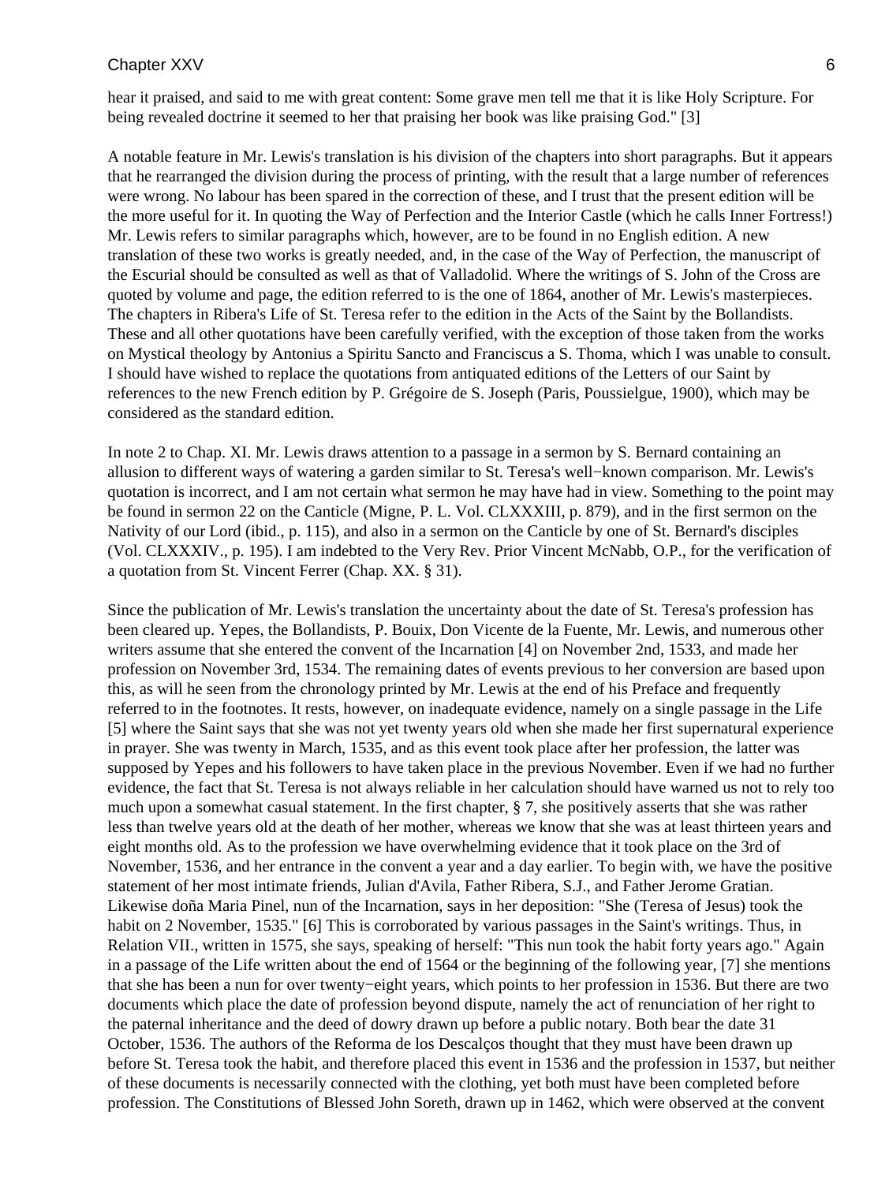hear it praised, and said to me with great content: Some grave men tell me that it is like Holy Scripture. For being revealed doctrine it seemed to her that praising her book was like praising God." [3]

A notable feature in Mr. Lewis's translation is his division of the chapters into short paragraphs. But it appears that he rearranged the division during the process of printing, with the result that a large number of references were wrong. No labour has been spared in the correction of these, and I trust that the present edition will be the more useful for it. In quoting the Way of Perfection and the Interior Castle (which he calls Inner Fortress!) Mr. Lewis refers to similar paragraphs which, however, are to be found in no English edition. A new translation of these two works is greatly needed, and, in the case of the Way of Perfection, the manuscript of the Escurial should be consulted as well as that of Valladolid. Where the writings of S. John of the Cross are quoted by volume and page, the edition referred to is the one of 1864, another of Mr. Lewis's masterpieces. The chapters in Ribera's Life of St. Teresa refer to the edition in the Acts of the Saint by the Bollandists. These and all other quotations have been carefully verified, with the exception of those taken from the works on Mystical theology by Antonius a Spiritu Sancto and Franciscus a S. Thoma, which I was unable to consult. I should have wished to replace the quotations from antiquated editions of the Letters of our Saint by references to the new French edition by P. Grégoire de S. Joseph (Paris, Poussielgue, 1900), which may be considered as the standard edition.

In note 2 to Chap. XI. Mr. Lewis draws attention to a passage in a sermon by S. Bernard containing an allusion to different ways of watering a garden similar to St. Teresa's well−known comparison. Mr. Lewis's quotation is incorrect, and I am not certain what sermon he may have had in view. Something to the point may be found in sermon 22 on the Canticle (Migne, P. L. Vol. CLXXXIII, p. 879), and in the first sermon on the Nativity of our Lord (ibid., p. 115), and also in a sermon on the Canticle by one of St. Bernard's disciples (Vol. CLXXXIV., p. 195). I am indebted to the Very Rev. Prior Vincent McNabb, O.P., for the verification of a quotation from St. Vincent Ferrer (Chap. XX. § 31).

Since the publication of Mr. Lewis's translation the uncertainty about the date of St. Teresa's profession has been cleared up. Yepes, the Bollandists, P. Bouix, Don Vicente de la Fuente, Mr. Lewis, and numerous other writers assume that she entered the convent of the Incarnation [4] on November 2nd, 1533, and made her profession on November 3rd, 1534. The remaining dates of events previous to her conversion are based upon this, as will he seen from the chronology printed by Mr. Lewis at the end of his Preface and frequently referred to in the footnotes. It rests, however, on inadequate evidence, namely on a single passage in the Life [5] where the Saint says that she was not yet twenty years old when she made her first supernatural experience in prayer. She was twenty in March, 1535, and as this event took place after her profession, the latter was supposed by Yepes and his followers to have taken place in the previous November. Even if we had no further evidence, the fact that St. Teresa is not always reliable in her calculation should have warned us not to rely too much upon a somewhat casual statement. In the first chapter, § 7, she positively asserts that she was rather less than twelve years old at the death of her mother, whereas we know that she was at least thirteen years and eight months old. As to the profession we have overwhelming evidence that it took place on the 3rd of November, 1536, and her entrance in the convent a year and a day earlier. To begin with, we have the positive statement of her most intimate friends, Julian d'Avila, Father Ribera, S.J., and Father Jerome Gratian. Likewise doña Maria Pinel, nun of the Incarnation, says in her deposition: "She (Teresa of Jesus) took the habit on 2 November, 1535." [6] This is corroborated by various passages in the Saint's writings. Thus, in Relation VII., written in 1575, she says, speaking of herself: "This nun took the habit forty years ago." Again in a passage of the Life written about the end of 1564 or the beginning of the following year, [7] she mentions that she has been a nun for over twenty−eight years, which points to her profession in 1536. But there are two documents which place the date of profession beyond dispute, namely the act of renunciation of her right to the paternal inheritance and the deed of dowry drawn up before a public notary. Both bear the date 31 October, 1536. The authors of the Reforma de los Descalços thought that they must have been drawn up before St. Teresa took the habit, and therefore placed this event in 1536 and the profession in 1537, but neither of these documents is necessarily connected with the clothing, yet both must have been completed before profession. The Constitutions of Blessed John Soreth, drawn up in 1462, which were observed at the convent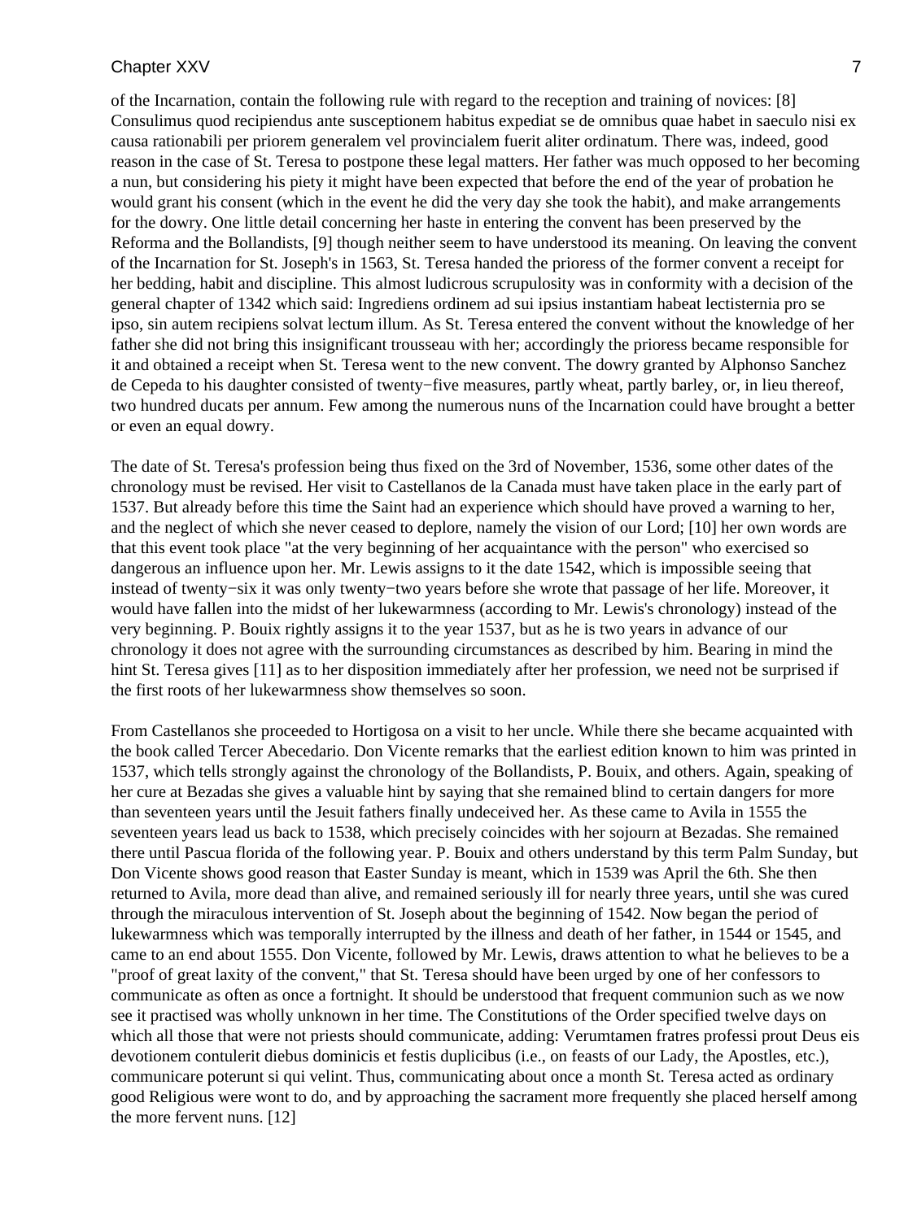of the Incarnation, contain the following rule with regard to the reception and training of novices: [8] Consulimus quod recipiendus ante susceptionem habitus expediat se de omnibus quae habet in saeculo nisi ex causa rationabili per priorem generalem vel provincialem fuerit aliter ordinatum. There was, indeed, good reason in the case of St. Teresa to postpone these legal matters. Her father was much opposed to her becoming a nun, but considering his piety it might have been expected that before the end of the year of probation he would grant his consent (which in the event he did the very day she took the habit), and make arrangements for the dowry. One little detail concerning her haste in entering the convent has been preserved by the Reforma and the Bollandists, [9] though neither seem to have understood its meaning. On leaving the convent of the Incarnation for St. Joseph's in 1563, St. Teresa handed the prioress of the former convent a receipt for her bedding, habit and discipline. This almost ludicrous scrupulosity was in conformity with a decision of the general chapter of 1342 which said: Ingrediens ordinem ad sui ipsius instantiam habeat lectisternia pro se ipso, sin autem recipiens solvat lectum illum. As St. Teresa entered the convent without the knowledge of her father she did not bring this insignificant trousseau with her; accordingly the prioress became responsible for it and obtained a receipt when St. Teresa went to the new convent. The dowry granted by Alphonso Sanchez de Cepeda to his daughter consisted of twenty−five measures, partly wheat, partly barley, or, in lieu thereof, two hundred ducats per annum. Few among the numerous nuns of the Incarnation could have brought a better or even an equal dowry.

The date of St. Teresa's profession being thus fixed on the 3rd of November, 1536, some other dates of the chronology must be revised. Her visit to Castellanos de la Canada must have taken place in the early part of 1537. But already before this time the Saint had an experience which should have proved a warning to her, and the neglect of which she never ceased to deplore, namely the vision of our Lord; [10] her own words are that this event took place "at the very beginning of her acquaintance with the person" who exercised so dangerous an influence upon her. Mr. Lewis assigns to it the date 1542, which is impossible seeing that instead of twenty−six it was only twenty−two years before she wrote that passage of her life. Moreover, it would have fallen into the midst of her lukewarmness (according to Mr. Lewis's chronology) instead of the very beginning. P. Bouix rightly assigns it to the year 1537, but as he is two years in advance of our chronology it does not agree with the surrounding circumstances as described by him. Bearing in mind the hint St. Teresa gives [11] as to her disposition immediately after her profession, we need not be surprised if the first roots of her lukewarmness show themselves so soon.

From Castellanos she proceeded to Hortigosa on a visit to her uncle. While there she became acquainted with the book called Tercer Abecedario. Don Vicente remarks that the earliest edition known to him was printed in 1537, which tells strongly against the chronology of the Bollandists, P. Bouix, and others. Again, speaking of her cure at Bezadas she gives a valuable hint by saying that she remained blind to certain dangers for more than seventeen years until the Jesuit fathers finally undeceived her. As these came to Avila in 1555 the seventeen years lead us back to 1538, which precisely coincides with her sojourn at Bezadas. She remained there until Pascua florida of the following year. P. Bouix and others understand by this term Palm Sunday, but Don Vicente shows good reason that Easter Sunday is meant, which in 1539 was April the 6th. She then returned to Avila, more dead than alive, and remained seriously ill for nearly three years, until she was cured through the miraculous intervention of St. Joseph about the beginning of 1542. Now began the period of lukewarmness which was temporally interrupted by the illness and death of her father, in 1544 or 1545, and came to an end about 1555. Don Vicente, followed by Mr. Lewis, draws attention to what he believes to be a "proof of great laxity of the convent," that St. Teresa should have been urged by one of her confessors to communicate as often as once a fortnight. It should be understood that frequent communion such as we now see it practised was wholly unknown in her time. The Constitutions of the Order specified twelve days on which all those that were not priests should communicate, adding: Verumtamen fratres professi prout Deus eis devotionem contulerit diebus dominicis et festis duplicibus (i.e., on feasts of our Lady, the Apostles, etc.), communicare poterunt si qui velint. Thus, communicating about once a month St. Teresa acted as ordinary good Religious were wont to do, and by approaching the sacrament more frequently she placed herself among the more fervent nuns. [12]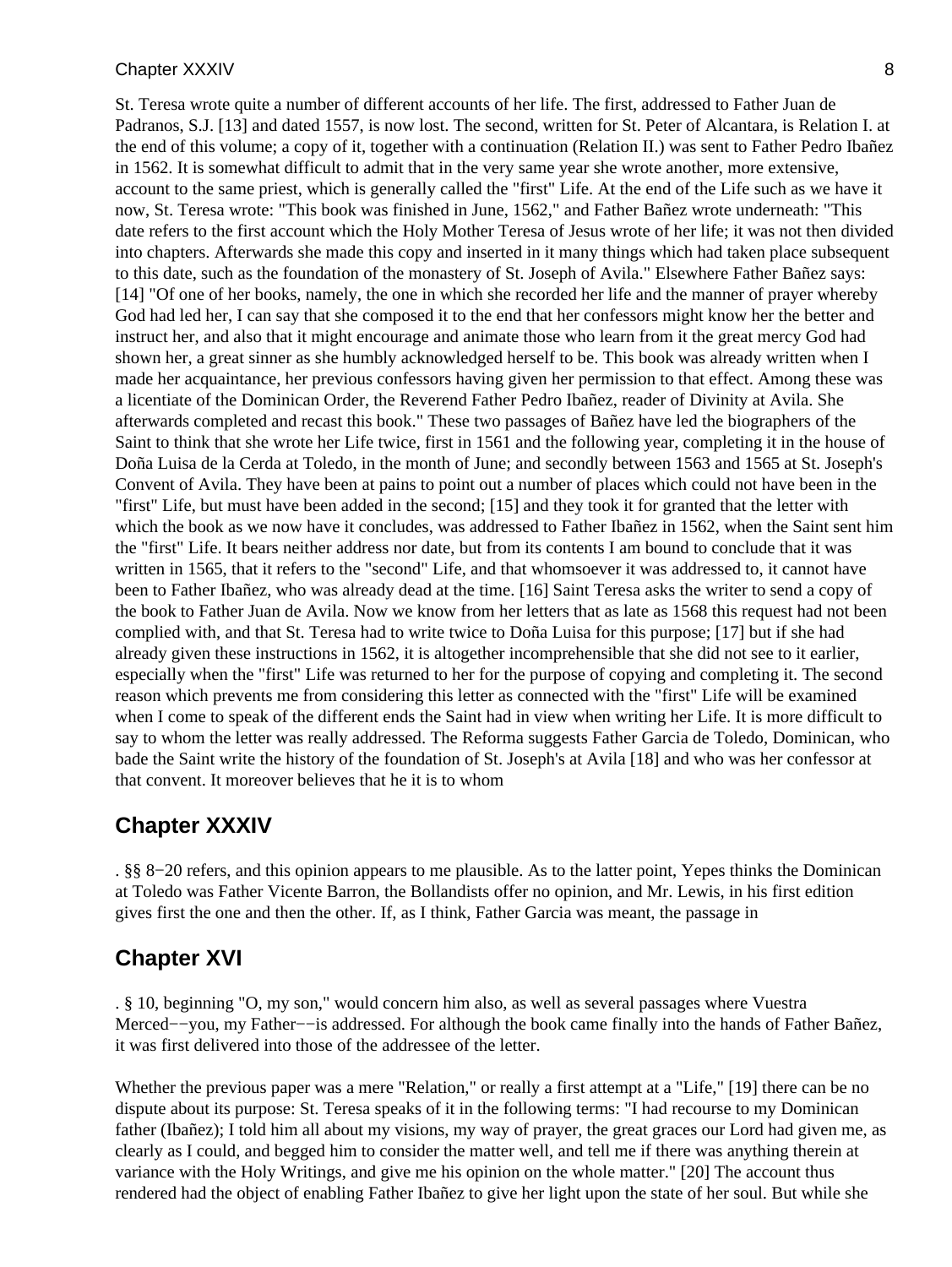St. Teresa wrote quite a number of different accounts of her life. The first, addressed to Father Juan de Padranos, S.J. [13] and dated 1557, is now lost. The second, written for St. Peter of Alcantara, is Relation I. at the end of this volume; a copy of it, together with a continuation (Relation II.) was sent to Father Pedro Ibañez in 1562. It is somewhat difficult to admit that in the very same year she wrote another, more extensive, account to the same priest, which is generally called the "first" Life. At the end of the Life such as we have it now, St. Teresa wrote: "This book was finished in June, 1562," and Father Bañez wrote underneath: "This date refers to the first account which the Holy Mother Teresa of Jesus wrote of her life; it was not then divided into chapters. Afterwards she made this copy and inserted in it many things which had taken place subsequent to this date, such as the foundation of the monastery of St. Joseph of Avila." Elsewhere Father Bañez says: [14] "Of one of her books, namely, the one in which she recorded her life and the manner of prayer whereby God had led her, I can say that she composed it to the end that her confessors might know her the better and instruct her, and also that it might encourage and animate those who learn from it the great mercy God had shown her, a great sinner as she humbly acknowledged herself to be. This book was already written when I made her acquaintance, her previous confessors having given her permission to that effect. Among these was a licentiate of the Dominican Order, the Reverend Father Pedro Ibañez, reader of Divinity at Avila. She afterwards completed and recast this book." These two passages of Bañez have led the biographers of the Saint to think that she wrote her Life twice, first in 1561 and the following year, completing it in the house of Doña Luisa de la Cerda at Toledo, in the month of June; and secondly between 1563 and 1565 at St. Joseph's Convent of Avila. They have been at pains to point out a number of places which could not have been in the "first" Life, but must have been added in the second; [15] and they took it for granted that the letter with which the book as we now have it concludes, was addressed to Father Ibañez in 1562, when the Saint sent him the "first" Life. It bears neither address nor date, but from its contents I am bound to conclude that it was written in 1565, that it refers to the "second" Life, and that whomsoever it was addressed to, it cannot have been to Father Ibañez, who was already dead at the time. [16] Saint Teresa asks the writer to send a copy of the book to Father Juan de Avila. Now we know from her letters that as late as 1568 this request had not been complied with, and that St. Teresa had to write twice to Doña Luisa for this purpose; [17] but if she had already given these instructions in 1562, it is altogether incomprehensible that she did not see to it earlier, especially when the "first" Life was returned to her for the purpose of copying and completing it. The second reason which prevents me from considering this letter as connected with the "first" Life will be examined when I come to speak of the different ends the Saint had in view when writing her Life. It is more difficult to say to whom the letter was really addressed. The Reforma suggests Father Garcia de Toledo, Dominican, who bade the Saint write the history of the foundation of St. Joseph's at Avila [18] and who was her confessor at that convent. It moreover believes that he it is to whom

## Chapter XXXIV

. §§ 8−20 refers, and this opinion appears to me plausible. As to the latter point, Yepes thinks the Dominican at Toledo was Father Vicente Barron, the Bollandists offer no opinion, and Mr. Lewis, in his first edition gives first the one and then the other. If, as I think, Father Garcia was meant, the passage in

## Chapter XVI

. § 10, beginning "O, my son," would concern him also, as well as several passages where Vuestra Merced−−you, my Father−−is addressed. For although the book came finally into the hands of Father Bañez, it was first delivered into those of the addressee of the letter.

Whether the previous paper was a mere "Relation," or really a first attempt at a "Life," [19] there can be no dispute about its purpose: St. Teresa speaks of it in the following terms: "I had recourse to my Dominican father (Ibañez); I told him all about my visions, my way of prayer, the great graces our Lord had given me, as clearly as I could, and begged him to consider the matter well, and tell me if there was anything therein at variance with the Holy Writings, and give me his opinion on the whole matter." [20] The account thus rendered had the object of enabling Father Ibañez to give her light upon the state of her soul. But while she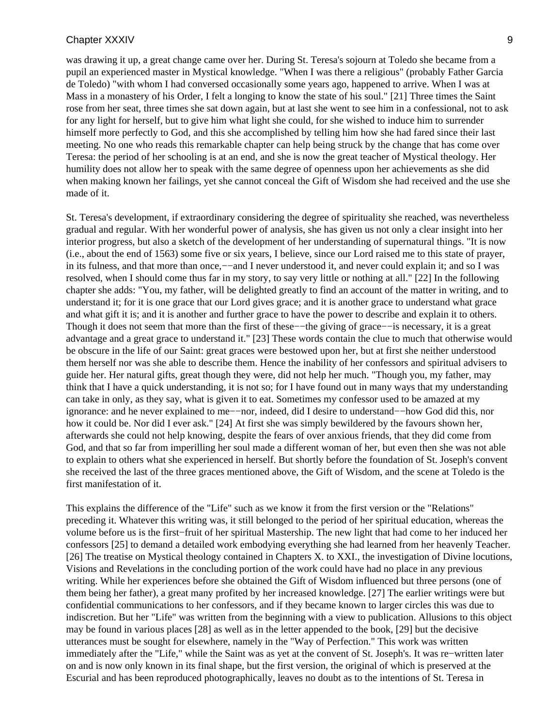was drawing it up, a great change came over her. During St. Teresa's sojourn at Toledo she became from a pupil an experienced master in Mystical knowledge. "When I was there a religious" (probably Father Garcia de Toledo) "with whom I had conversed occasionally some years ago, happened to arrive. When I was at Mass in a monastery of his Order, I felt a longing to know the state of his soul." [21] Three times the Saint rose from her seat, three times she sat down again, but at last she went to see him in a confessional, not to ask for any light for herself, but to give him what light she could, for she wished to induce him to surrender himself more perfectly to God, and this she accomplished by telling him how she had fared since their last meeting. No one who reads this remarkable chapter can help being struck by the change that has come over Teresa: the period of her schooling is at an end, and she is now the great teacher of Mystical theology. Her humility does not allow her to speak with the same degree of openness upon her achievements as she did when making known her failings, yet she cannot conceal the Gift of Wisdom she had received and the use she made of it.

St. Teresa's development, if extraordinary considering the degree of spirituality she reached, was nevertheless gradual and regular. With her wonderful power of analysis, she has given us not only a clear insight into her interior progress, but also a sketch of the development of her understanding of supernatural things. "It is now (i.e., about the end of 1563) some five or six years, I believe, since our Lord raised me to this state of prayer, in its fulness, and that more than once,−−and I never understood it, and never could explain it; and so I was resolved, when I should come thus far in my story, to say very little or nothing at all." [22] In the following chapter she adds: "You, my father, will be delighted greatly to find an account of the matter in writing, and to understand it; for it is one grace that our Lord gives grace; and it is another grace to understand what grace and what gift it is; and it is another and further grace to have the power to describe and explain it to others. Though it does not seem that more than the first of these−−the giving of grace−−is necessary, it is a great advantage and a great grace to understand it." [23] These words contain the clue to much that otherwise would be obscure in the life of our Saint: great graces were bestowed upon her, but at first she neither understood them herself nor was she able to describe them. Hence the inability of her confessors and spiritual advisers to guide her. Her natural gifts, great though they were, did not help her much. "Though you, my father, may think that I have a quick understanding, it is not so; for I have found out in many ways that my understanding can take in only, as they say, what is given it to eat. Sometimes my confessor used to be amazed at my ignorance: and he never explained to me−−nor, indeed, did I desire to understand−−how God did this, nor how it could be. Nor did I ever ask." [24] At first she was simply bewildered by the favours shown her, afterwards she could not help knowing, despite the fears of over anxious friends, that they did come from God, and that so far from imperilling her soul made a different woman of her, but even then she was not able to explain to others what she experienced in herself. But shortly before the foundation of St. Joseph's convent she received the last of the three graces mentioned above, the Gift of Wisdom, and the scene at Toledo is the first manifestation of it.

This explains the difference of the "Life" such as we know it from the first version or the "Relations" preceding it. Whatever this writing was, it still belonged to the period of her spiritual education, whereas the volume before us is the first−fruit of her spiritual Mastership. The new light that had come to her induced her confessors [25] to demand a detailed work embodying everything she had learned from her heavenly Teacher. [26] The treatise on Mystical theology contained in Chapters X. to XXI., the investigation of Divine locutions, Visions and Revelations in the concluding portion of the work could have had no place in any previous writing. While her experiences before she obtained the Gift of Wisdom influenced but three persons (one of them being her father), a great many profited by her increased knowledge. [27] The earlier writings were but confidential communications to her confessors, and if they became known to larger circles this was due to indiscretion. But her "Life" was written from the beginning with a view to publication. Allusions to this object may be found in various places [28] as well as in the letter appended to the book, [29] but the decisive utterances must be sought for elsewhere, namely in the "Way of Perfection." This work was written immediately after the "Life," while the Saint was as yet at the convent of St. Joseph's. It was re−written later on and is now only known in its final shape, but the first version, the original of which is preserved at the Escurial and has been reproduced photographically, leaves no doubt as to the intentions of St. Teresa in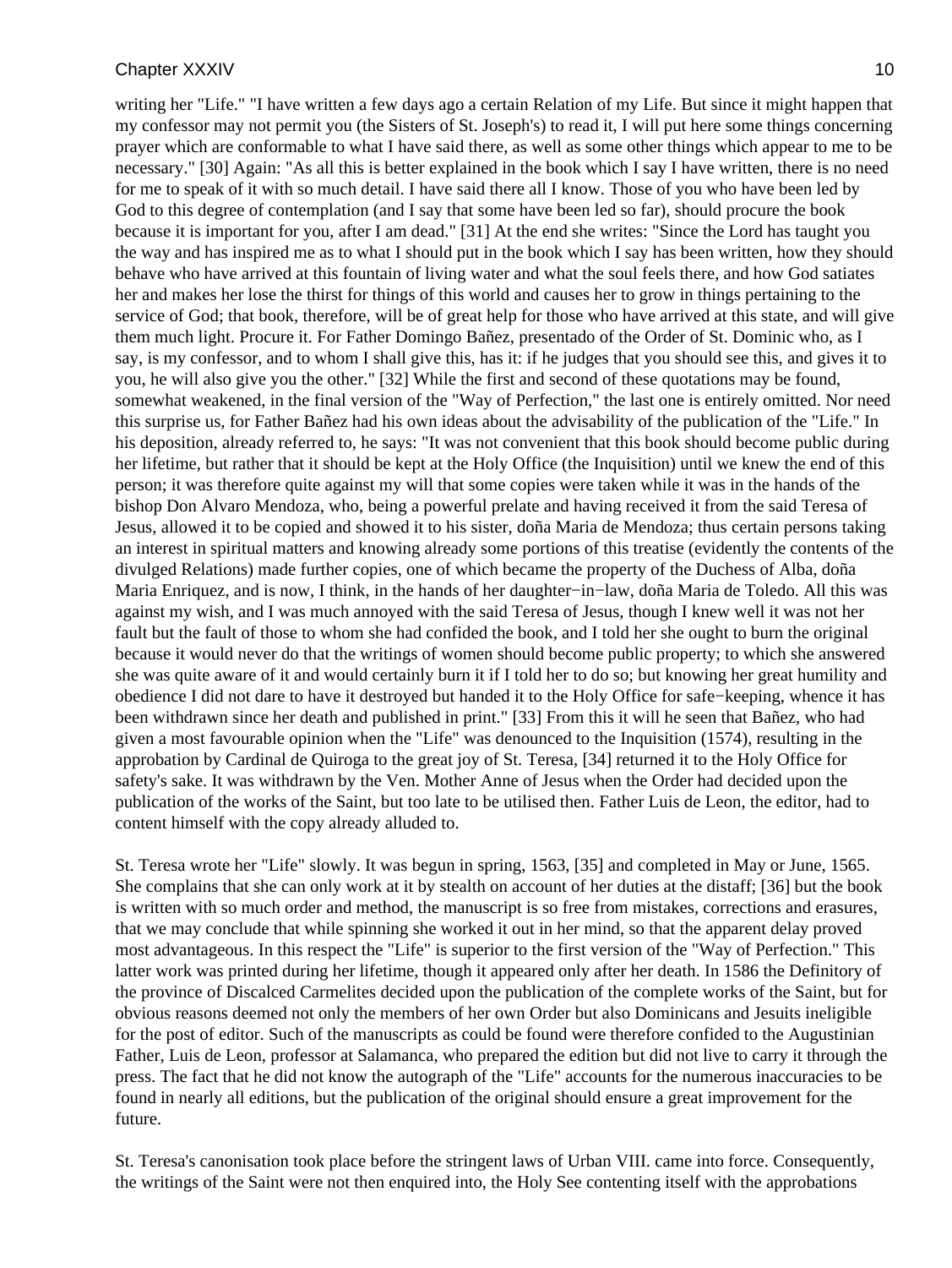writing her "Life." "I have written a few days ago a certain Relation of my Life. But since it might happen that my confessor may not permit you (the Sisters of St. Joseph's) to read it, I will put here some things concerning prayer which are conformable to what I have said there, as well as some other things which appear to me to be necessary." [30] Again: "As all this is better explained in the book which I say I have written, there is no need for me to speak of it with so much detail. I have said there all I know. Those of you who have been led by God to this degree of contemplation (and I say that some have been led so far), should procure the book because it is important for you, after I am dead." [31] At the end she writes: "Since the Lord has taught you the way and has inspired me as to what I should put in the book which I say has been written, how they should behave who have arrived at this fountain of living water and what the soul feels there, and how God satiates her and makes her lose the thirst for things of this world and causes her to grow in things pertaining to the service of God; that book, therefore, will be of great help for those who have arrived at this state, and will give them much light. Procure it. For Father Domingo Bañez, presentado of the Order of St. Dominic who, as I say, is my confessor, and to whom I shall give this, has it: if he judges that you should see this, and gives it to you, he will also give you the other." [32] While the first and second of these quotations may be found, somewhat weakened, in the final version of the "Way of Perfection," the last one is entirely omitted. Nor need this surprise us, for Father Bañez had his own ideas about the advisability of the publication of the "Life." In his deposition, already referred to, he says: "It was not convenient that this book should become public during her lifetime, but rather that it should be kept at the Holy Office (the Inquisition) until we knew the end of this person; it was therefore quite against my will that some copies were taken while it was in the hands of the bishop Don Alvaro Mendoza, who, being a powerful prelate and having received it from the said Teresa of Jesus, allowed it to be copied and showed it to his sister, doña Maria de Mendoza; thus certain persons taking an interest in spiritual matters and knowing already some portions of this treatise (evidently the contents of the divulged Relations) made further copies, one of which became the property of the Duchess of Alba, doña Maria Enriquez, and is now, I think, in the hands of her daughter−in−law, doña Maria de Toledo. All this was against my wish, and I was much annoyed with the said Teresa of Jesus, though I knew well it was not her fault but the fault of those to whom she had confided the book, and I told her she ought to burn the original because it would never do that the writings of women should become public property; to which she answered she was quite aware of it and would certainly burn it if I told her to do so; but knowing her great humility and obedience I did not dare to have it destroyed but handed it to the Holy Office for safe−keeping, whence it has been withdrawn since her death and published in print." [33] From this it will he seen that Bañez, who had given a most favourable opinion when the "Life" was denounced to the Inquisition (1574), resulting in the approbation by Cardinal de Quiroga to the great joy of St. Teresa, [34] returned it to the Holy Office for safety's sake. It was withdrawn by the Ven. Mother Anne of Jesus when the Order had decided upon the publication of the works of the Saint, but too late to be utilised then. Father Luis de Leon, the editor, had to content himself with the copy already alluded to.

St. Teresa wrote her "Life" slowly. It was begun in spring, 1563, [35] and completed in May or June, 1565. She complains that she can only work at it by stealth on account of her duties at the distaff; [36] but the book is written with so much order and method, the manuscript is so free from mistakes, corrections and erasures, that we may conclude that while spinning she worked it out in her mind, so that the apparent delay proved most advantageous. In this respect the "Life" is superior to the first version of the "Way of Perfection." This latter work was printed during her lifetime, though it appeared only after her death. In 1586 the Definitory of the province of Discalced Carmelites decided upon the publication of the complete works of the Saint, but for obvious reasons deemed not only the members of her own Order but also Dominicans and Jesuits ineligible for the post of editor. Such of the manuscripts as could be found were therefore confided to the Augustinian Father, Luis de Leon, professor at Salamanca, who prepared the edition but did not live to carry it through the press. The fact that he did not know the autograph of the "Life" accounts for the numerous inaccuracies to be found in nearly all editions, but the publication of the original should ensure a great improvement for the future.

St. Teresa's canonisation took place before the stringent laws of Urban VIII. came into force. Consequently, the writings of the Saint were not then enquired into, the Holy See contenting itself with the approbations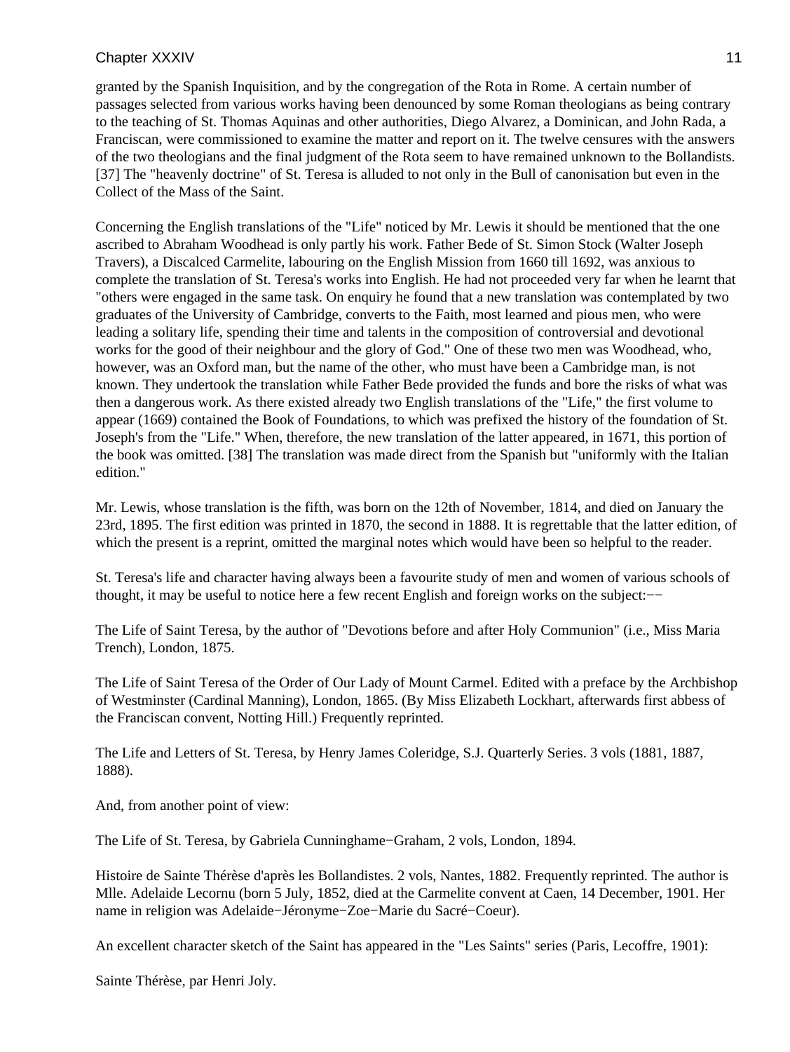granted by the Spanish Inquisition, and by the congregation of the Rota in Rome. A certain number of passages selected from various works having been denounced by some Roman theologians as being contrary to the teaching of St. Thomas Aquinas and other authorities, Diego Alvarez, a Dominican, and John Rada, a Franciscan, were commissioned to examine the matter and report on it. The twelve censures with the answers of the two theologians and the final judgment of the Rota seem to have remained unknown to the Bollandists. [37] The "heavenly doctrine" of St. Teresa is alluded to not only in the Bull of canonisation but even in the Collect of the Mass of the Saint.

Concerning the English translations of the "Life" noticed by Mr. Lewis it should be mentioned that the one ascribed to Abraham Woodhead is only partly his work. Father Bede of St. Simon Stock (Walter Joseph Travers), a Discalced Carmelite, labouring on the English Mission from 1660 till 1692, was anxious to complete the translation of St. Teresa's works into English. He had not proceeded very far when he learnt that "others were engaged in the same task. On enquiry he found that a new translation was contemplated by two graduates of the University of Cambridge, converts to the Faith, most learned and pious men, who were leading a solitary life, spending their time and talents in the composition of controversial and devotional works for the good of their neighbour and the glory of God." One of these two men was Woodhead, who, however, was an Oxford man, but the name of the other, who must have been a Cambridge man, is not known. They undertook the translation while Father Bede provided the funds and bore the risks of what was then a dangerous work. As there existed already two English translations of the "Life," the first volume to appear (1669) contained the Book of Foundations, to which was prefixed the history of the foundation of St. Joseph's from the "Life." When, therefore, the new translation of the latter appeared, in 1671, this portion of the book was omitted. [38] The translation was made direct from the Spanish but "uniformly with the Italian edition."

Mr. Lewis, whose translation is the fifth, was born on the 12th of November, 1814, and died on January the 23rd, 1895. The first edition was printed in 1870, the second in 1888. It is regrettable that the latter edition, of which the present is a reprint, omitted the marginal notes which would have been so helpful to the reader.

St. Teresa's life and character having always been a favourite study of men and women of various schools of thought, it may be useful to notice here a few recent English and foreign works on the subject:−−

The Life of Saint Teresa, by the author of "Devotions before and after Holy Communion" (i.e., Miss Maria Trench), London, 1875.

The Life of Saint Teresa of the Order of Our Lady of Mount Carmel. Edited with a preface by the Archbishop of Westminster (Cardinal Manning), London, 1865. (By Miss Elizabeth Lockhart, afterwards first abbess of the Franciscan convent, Notting Hill.) Frequently reprinted.

The Life and Letters of St. Teresa, by Henry James Coleridge, S.J. Quarterly Series. 3 vols (1881, 1887, 1888).

And, from another point of view:

The Life of St. Teresa, by Gabriela Cunninghame−Graham, 2 vols, London, 1894.

Histoire de Sainte Thérèse d'après les Bollandistes. 2 vols, Nantes, 1882. Frequently reprinted. The author is Mlle. Adelaide Lecornu (born 5 July, 1852, died at the Carmelite convent at Caen, 14 December, 1901. Her name in religion was Adelaide−Jéronyme−Zoe−Marie du Sacré−Coeur).

An excellent character sketch of the Saint has appeared in the "Les Saints" series (Paris, Lecoffre, 1901):

Sainte Thérèse, par Henri Joly.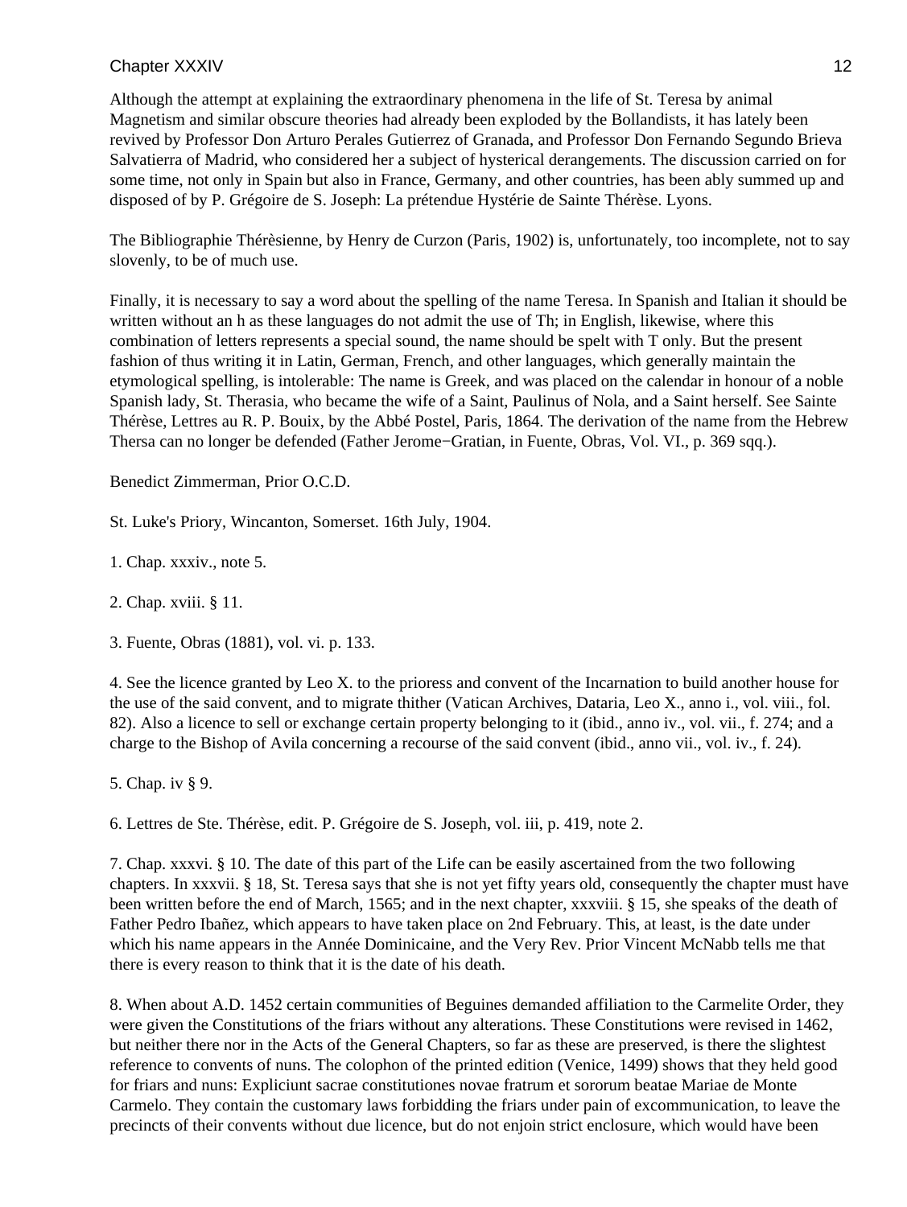Although the attempt at explaining the extraordinary phenomena in the life of St. Teresa by animal Magnetism and similar obscure theories had already been exploded by the Bollandists, it has lately been revived by Professor Don Arturo Perales Gutierrez of Granada, and Professor Don Fernando Segundo Brieva Salvatierra of Madrid, who considered her a subject of hysterical derangements. The discussion carried on for some time, not only in Spain but also in France, Germany, and other countries, has been ably summed up and disposed of by P. Grégoire de S. Joseph: La prétendue Hystérie de Sainte Thérèse. Lyons.

The Bibliographie Thérèsienne, by Henry de Curzon (Paris, 1902) is, unfortunately, too incomplete, not to say slovenly, to be of much use.

Finally, it is necessary to say a word about the spelling of the name Teresa. In Spanish and Italian it should be written without an h as these languages do not admit the use of Th; in English, likewise, where this combination of letters represents a special sound, the name should be spelt with T only. But the present fashion of thus writing it in Latin, German, French, and other languages, which generally maintain the etymological spelling, is intolerable: The name is Greek, and was placed on the calendar in honour of a noble Spanish lady, St. Therasia, who became the wife of a Saint, Paulinus of Nola, and a Saint herself. See Sainte Thérèse, Lettres au R. P. Bouix, by the Abbé Postel, Paris, 1864. The derivation of the name from the Hebrew Thersa can no longer be defended (Father Jerome−Gratian, in Fuente, Obras, Vol. VI., p. 369 sqq.).

Benedict Zimmerman, Prior O.C.D.

St. Luke's Priory, Wincanton, Somerset. 16th July, 1904.

1. Chap. xxxiv., note 5.

2. Chap. xviii. § 11.

3. Fuente, Obras (1881), vol. vi. p. 133.

4. See the licence granted by Leo X. to the prioress and convent of the Incarnation to build another house for the use of the said convent, and to migrate thither (Vatican Archives, Dataria, Leo X., anno i., vol. viii., fol. 82). Also a licence to sell or exchange certain property belonging to it (ibid., anno iv., vol. vii., f. 274; and a charge to the Bishop of Avila concerning a recourse of the said convent (ibid., anno vii., vol. iv., f. 24).

5. Chap. iv § 9.

6. Lettres de Ste. Thérèse, edit. P. Grégoire de S. Joseph, vol. iii, p. 419, note 2.

7. Chap. xxxvi. § 10. The date of this part of the Life can be easily ascertained from the two following chapters. In xxxvii. § 18, St. Teresa says that she is not yet fifty years old, consequently the chapter must have been written before the end of March, 1565; and in the next chapter, xxxviii. § 15, she speaks of the death of Father Pedro Ibañez, which appears to have taken place on 2nd February. This, at least, is the date under which his name appears in the Année Dominicaine, and the Very Rev. Prior Vincent McNabb tells me that there is every reason to think that it is the date of his death.

8. When about A.D. 1452 certain communities of Beguines demanded affiliation to the Carmelite Order, they were given the Constitutions of the friars without any alterations. These Constitutions were revised in 1462, but neither there nor in the Acts of the General Chapters, so far as these are preserved, is there the slightest reference to convents of nuns. The colophon of the printed edition (Venice, 1499) shows that they held good for friars and nuns: Expliciunt sacrae constitutiones novae fratrum et sororum beatae Mariae de Monte Carmelo. They contain the customary laws forbidding the friars under pain of excommunication, to leave the precincts of their convents without due licence, but do not enjoin strict enclosure, which would have been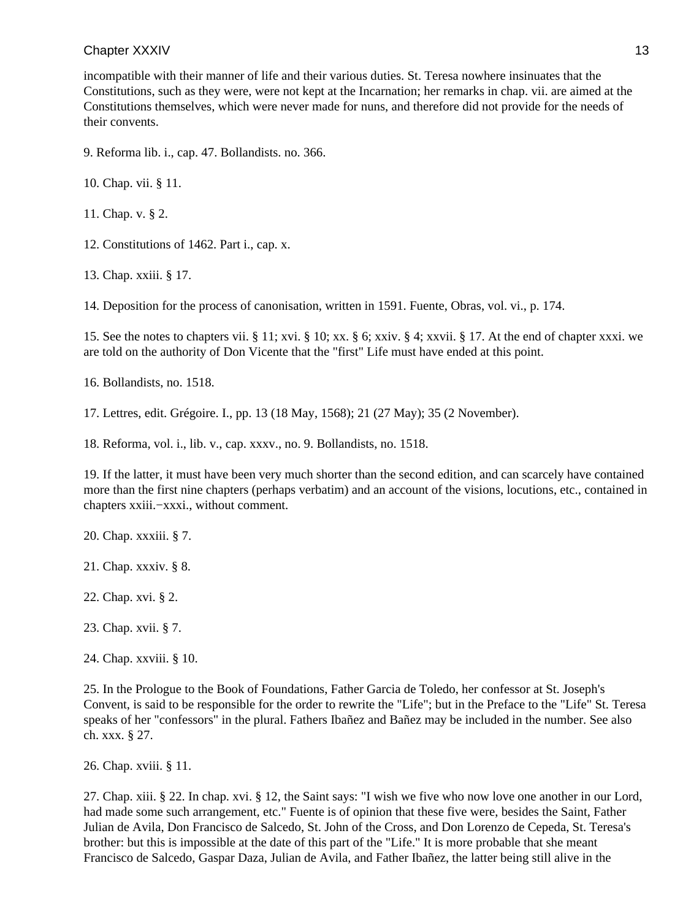incompatible with their manner of life and their various duties. St. Teresa nowhere insinuates that the Constitutions, such as they were, were not kept at the Incarnation; her remarks in chap. vii. are aimed at the Constitutions themselves, which were never made for nuns, and therefore did not provide for the needs of their convents.

9. Reforma lib. i., cap. 47. Bollandists. no. 366.

10. Chap. vii. § 11.

11. Chap. v. § 2.

12. Constitutions of 1462. Part i., cap. x.

13. Chap. xxiii. § 17.

14. Deposition for the process of canonisation, written in 1591. Fuente, Obras, vol. vi., p. 174.

15. See the notes to chapters vii. § 11; xvi. § 10; xx. § 6; xxiv. § 4; xxvii. § 17. At the end of chapter xxxi. we are told on the authority of Don Vicente that the "first" Life must have ended at this point.

16. Bollandists, no. 1518.

17. Lettres, edit. Grégoire. I., pp. 13 (18 May, 1568); 21 (27 May); 35 (2 November).

18. Reforma, vol. i., lib. v., cap. xxxv., no. 9. Bollandists, no. 1518.

19. If the latter, it must have been very much shorter than the second edition, and can scarcely have contained more than the first nine chapters (perhaps verbatim) and an account of the visions, locutions, etc., contained in chapters xxiii.−xxxi., without comment.

20. Chap. xxxiii. § 7.

21. Chap. xxxiv. § 8.

22. Chap. xvi. § 2.

23. Chap. xvii. § 7.

24. Chap. xxviii. § 10.

25. In the Prologue to the Book of Foundations, Father Garcia de Toledo, her confessor at St. Joseph's Convent, is said to be responsible for the order to rewrite the "Life"; but in the Preface to the "Life" St. Teresa speaks of her "confessors" in the plural. Fathers Ibañez and Bañez may be included in the number. See also ch. xxx. § 27.

26. Chap. xviii. § 11.

27. Chap. xiii. § 22. In chap. xvi. § 12, the Saint says: "I wish we five who now love one another in our Lord, had made some such arrangement, etc." Fuente is of opinion that these five were, besides the Saint, Father Julian de Avila, Don Francisco de Salcedo, St. John of the Cross, and Don Lorenzo de Cepeda, St. Teresa's brother: but this is impossible at the date of this part of the "Life." It is more probable that she meant Francisco de Salcedo, Gaspar Daza, Julian de Avila, and Father Ibañez, the latter being still alive in the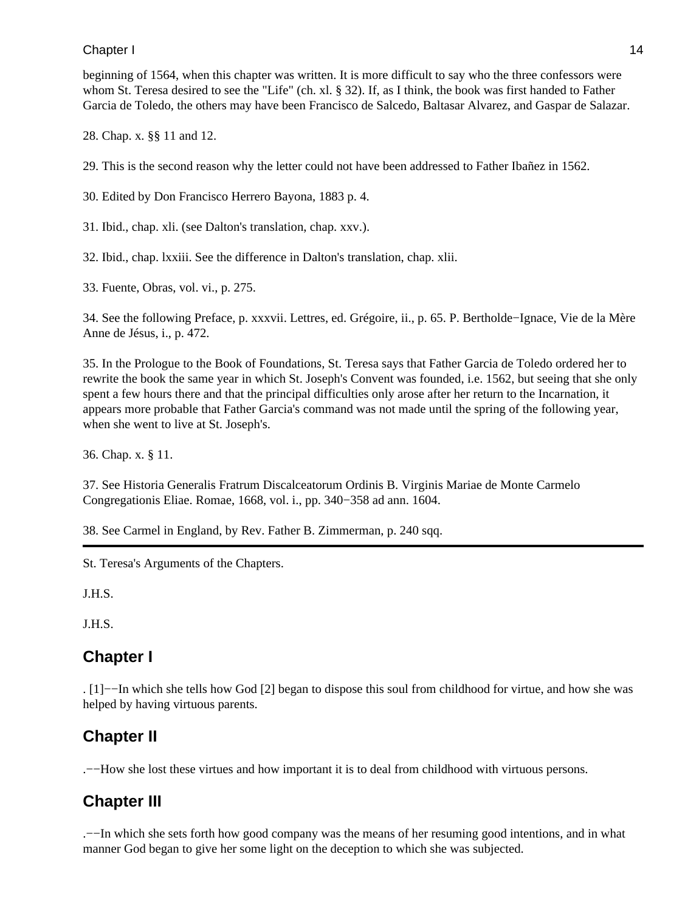beginning of 1564, when this chapter was written. It is more difficult to say who the three confessors were whom St. Teresa desired to see the "Life" (ch. xl. § 32). If, as I think, the book was first handed to Father Garcia de Toledo, the others may have been Francisco de Salcedo, Baltasar Alvarez, and Gaspar de Salazar.

28. Chap. x. §§ 11 and 12.

29. This is the second reason why the letter could not have been addressed to Father Ibañez in 1562.

30. Edited by Don Francisco Herrero Bayona, 1883 p. 4.

31. Ibid., chap. xli. (see Dalton's translation, chap. xxv.).

32. Ibid., chap. lxxiii. See the difference in Dalton's translation, chap. xlii.

33. Fuente, Obras, vol. vi., p. 275.

34. See the following Preface, p. xxxvii. Lettres, ed. Grégoire, ii., p. 65. P. Bertholde−Ignace, Vie de la Mère Anne de Jésus, i., p. 472.

35. In the Prologue to the Book of Foundations, St. Teresa says that Father Garcia de Toledo ordered her to rewrite the book the same year in which St. Joseph's Convent was founded, i.e. 1562, but seeing that she only spent a few hours there and that the principal difficulties only arose after her return to the Incarnation, it appears more probable that Father Garcia's command was not made until the spring of the following year, when she went to live at St. Joseph's.

36. Chap. x. § 11.

37. See Historia Generalis Fratrum Discalceatorum Ordinis B. Virginis Mariae de Monte Carmelo Congregationis Eliae. Romae, 1668, vol. i., pp. 340−358 ad ann. 1604.

38. See Carmel in England, by Rev. Father B. Zimmerman, p. 240 sqq.

---

St. Teresa's Arguments of the Chapters.

J.H.S.

J.H.S.

## Chapter I

. [1]−−In which she tells how God [2] began to dispose this soul from childhood for virtue, and how she was helped by having virtuous parents.

## Chapter II

.−−How she lost these virtues and how important it is to deal from childhood with virtuous persons.

## Chapter III

.−−In which she sets forth how good company was the means of her resuming good intentions, and in what manner God began to give her some light on the deception to which she was subjected.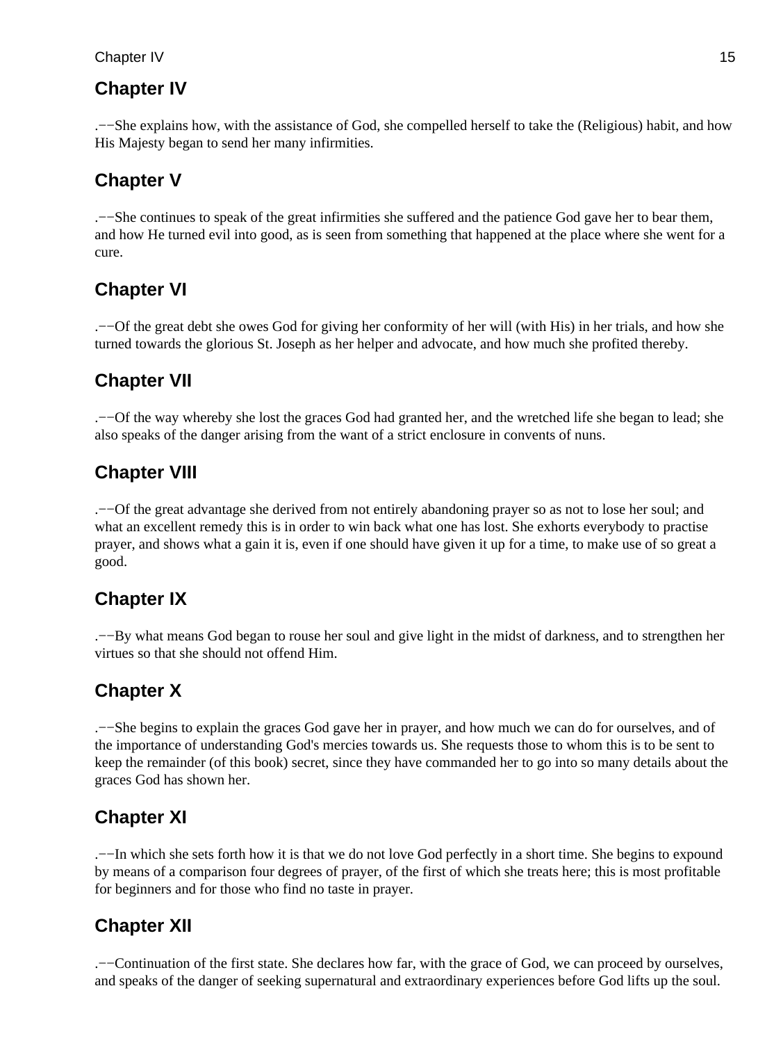## Chapter IV

.−−She explains how, with the assistance of God, she compelled herself to take the (Religious) habit, and how His Majesty began to send her many infirmities.

## Chapter V

.−−She continues to speak of the great infirmities she suffered and the patience God gave her to bear them, and how He turned evil into good, as is seen from something that happened at the place where she went for a cure.

## Chapter VI

.−−Of the great debt she owes God for giving her conformity of her will (with His) in her trials, and how she turned towards the glorious St. Joseph as her helper and advocate, and how much she profited thereby.

## Chapter VII

.−−Of the way whereby she lost the graces God had granted her, and the wretched life she began to lead; she also speaks of the danger arising from the want of a strict enclosure in convents of nuns.

## Chapter VIII

.−−Of the great advantage she derived from not entirely abandoning prayer so as not to lose her soul; and what an excellent remedy this is in order to win back what one has lost. She exhorts everybody to practise prayer, and shows what a gain it is, even if one should have given it up for a time, to make use of so great a good.

## Chapter IX

.−−By what means God began to rouse her soul and give light in the midst of darkness, and to strengthen her virtues so that she should not offend Him.

## Chapter X

.−−She begins to explain the graces God gave her in prayer, and how much we can do for ourselves, and of the importance of understanding God's mercies towards us. She requests those to whom this is to be sent to keep the remainder (of this book) secret, since they have commanded her to go into so many details about the graces God has shown her.

## Chapter XI

.−−In which she sets forth how it is that we do not love God perfectly in a short time. She begins to expound by means of a comparison four degrees of prayer, of the first of which she treats here; this is most profitable for beginners and for those who find no taste in prayer.

## Chapter XII

.−−Continuation of the first state. She declares how far, with the grace of God, we can proceed by ourselves, and speaks of the danger of seeking supernatural and extraordinary experiences before God lifts up the soul.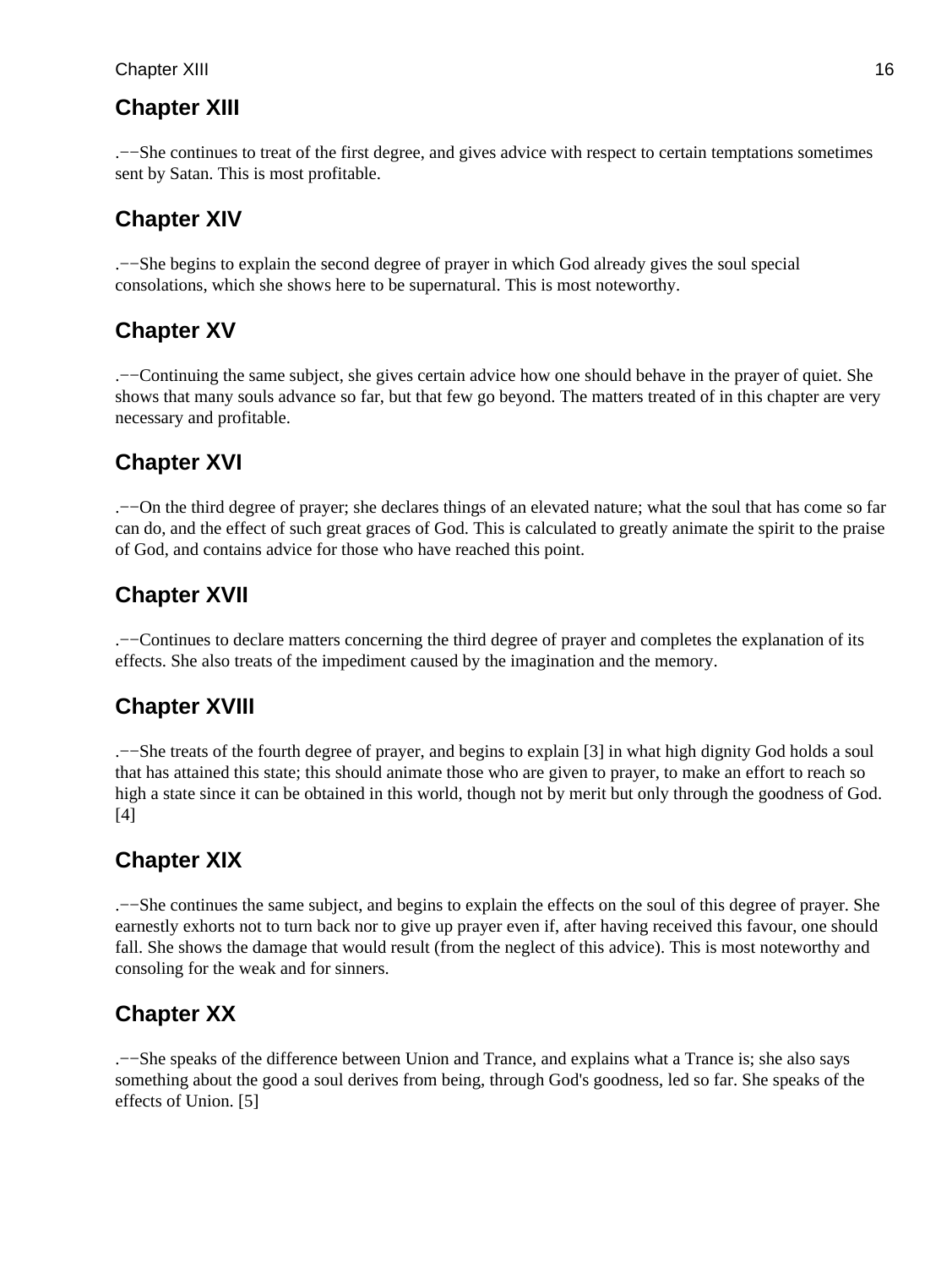## Chapter XIII

.−−She continues to treat of the first degree, and gives advice with respect to certain temptations sometimes sent by Satan. This is most profitable.

## Chapter XIV

.−−She begins to explain the second degree of prayer in which God already gives the soul special consolations, which she shows here to be supernatural. This is most noteworthy.

## Chapter XV

.−−Continuing the same subject, she gives certain advice how one should behave in the prayer of quiet. She shows that many souls advance so far, but that few go beyond. The matters treated of in this chapter are very necessary and profitable.

## Chapter XVI

.−−On the third degree of prayer; she declares things of an elevated nature; what the soul that has come so far can do, and the effect of such great graces of God. This is calculated to greatly animate the spirit to the praise of God, and contains advice for those who have reached this point.

## Chapter XVII

.−−Continues to declare matters concerning the third degree of prayer and completes the explanation of its effects. She also treats of the impediment caused by the imagination and the memory.

## Chapter XVIII

.−−She treats of the fourth degree of prayer, and begins to explain [3] in what high dignity God holds a soul that has attained this state; this should animate those who are given to prayer, to make an effort to reach so high a state since it can be obtained in this world, though not by merit but only through the goodness of God. [4]

## Chapter XIX

.−−She continues the same subject, and begins to explain the effects on the soul of this degree of prayer. She earnestly exhorts not to turn back nor to give up prayer even if, after having received this favour, one should fall. She shows the damage that would result (from the neglect of this advice). This is most noteworthy and consoling for the weak and for sinners.

## Chapter XX

.−−She speaks of the difference between Union and Trance, and explains what a Trance is; she also says something about the good a soul derives from being, through God's goodness, led so far. She speaks of the effects of Union. [5]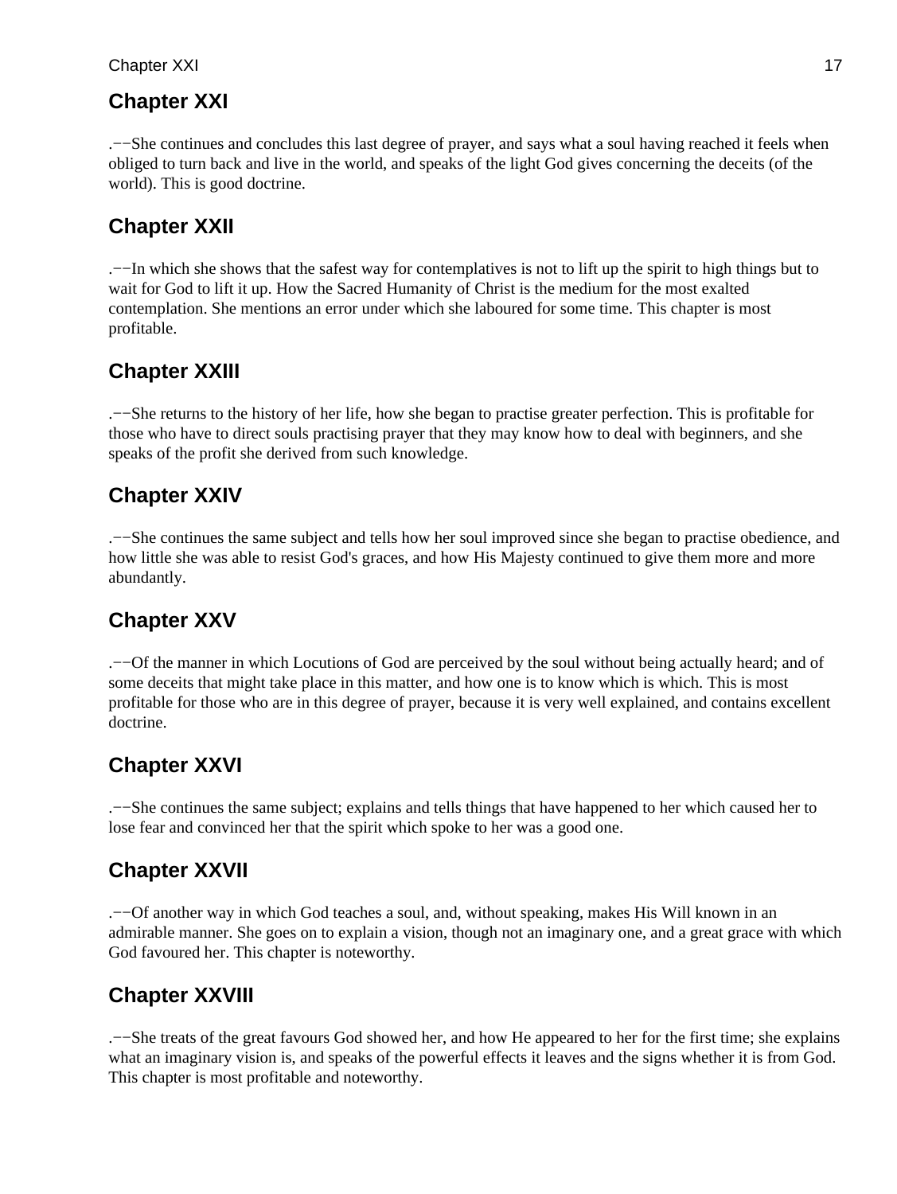## Chapter XXI

.−−She continues and concludes this last degree of prayer, and says what a soul having reached it feels when obliged to turn back and live in the world, and speaks of the light God gives concerning the deceits (of the world). This is good doctrine.

## Chapter XXII

.−−In which she shows that the safest way for contemplatives is not to lift up the spirit to high things but to wait for God to lift it up. How the Sacred Humanity of Christ is the medium for the most exalted contemplation. She mentions an error under which she laboured for some time. This chapter is most profitable.

## Chapter XXIII

.−−She returns to the history of her life, how she began to practise greater perfection. This is profitable for those who have to direct souls practising prayer that they may know how to deal with beginners, and she speaks of the profit she derived from such knowledge.

## Chapter XXIV

.−−She continues the same subject and tells how her soul improved since she began to practise obedience, and how little she was able to resist God's graces, and how His Majesty continued to give them more and more abundantly.

## Chapter XXV

.−−Of the manner in which Locutions of God are perceived by the soul without being actually heard; and of some deceits that might take place in this matter, and how one is to know which is which. This is most profitable for those who are in this degree of prayer, because it is very well explained, and contains excellent doctrine.

## Chapter XXVI

.−−She continues the same subject; explains and tells things that have happened to her which caused her to lose fear and convinced her that the spirit which spoke to her was a good one.

## Chapter XXVII

.−−Of another way in which God teaches a soul, and, without speaking, makes His Will known in an admirable manner. She goes on to explain a vision, though not an imaginary one, and a great grace with which God favoured her. This chapter is noteworthy.

## Chapter XXVIII

.−−She treats of the great favours God showed her, and how He appeared to her for the first time; she explains what an imaginary vision is, and speaks of the powerful effects it leaves and the signs whether it is from God. This chapter is most profitable and noteworthy.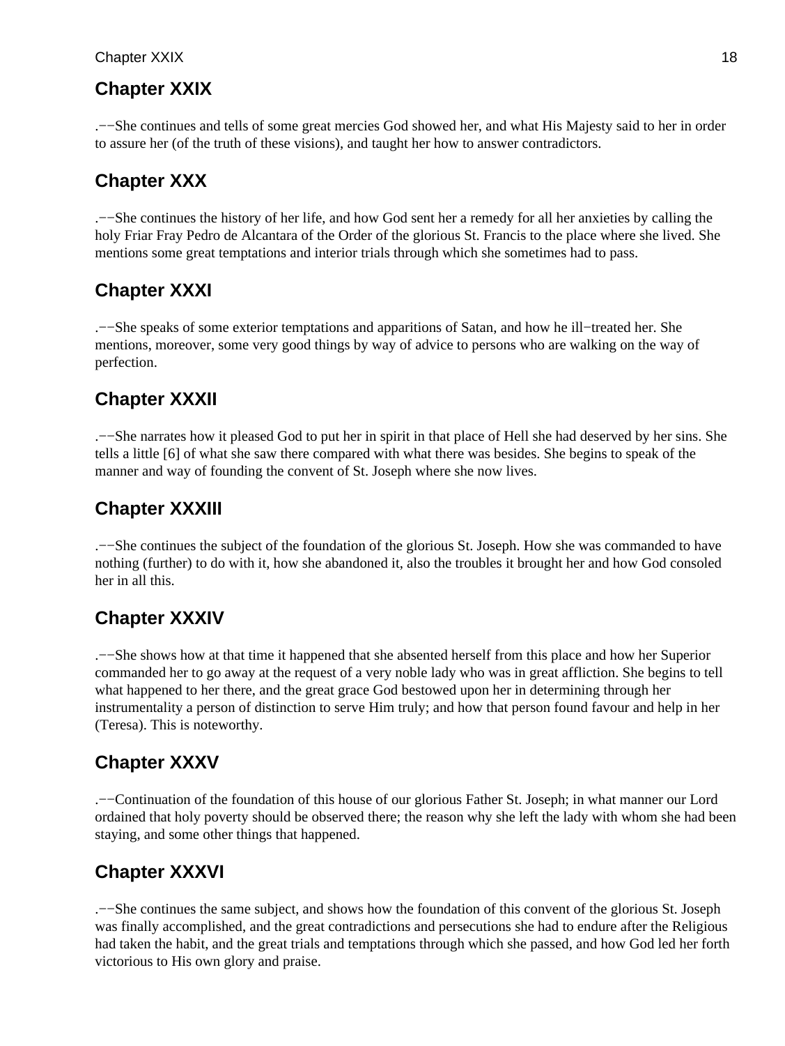## Chapter XXIX

.−−She continues and tells of some great mercies God showed her, and what His Majesty said to her in order to assure her (of the truth of these visions), and taught her how to answer contradictors.

## Chapter XXX

.−−She continues the history of her life, and how God sent her a remedy for all her anxieties by calling the holy Friar Fray Pedro de Alcantara of the Order of the glorious St. Francis to the place where she lived. She mentions some great temptations and interior trials through which she sometimes had to pass.

## Chapter XXXI

.−−She speaks of some exterior temptations and apparitions of Satan, and how he ill−treated her. She mentions, moreover, some very good things by way of advice to persons who are walking on the way of perfection.

## Chapter XXXII

.−−She narrates how it pleased God to put her in spirit in that place of Hell she had deserved by her sins. She tells a little [6] of what she saw there compared with what there was besides. She begins to speak of the manner and way of founding the convent of St. Joseph where she now lives.

## Chapter XXXIII

.−−She continues the subject of the foundation of the glorious St. Joseph. How she was commanded to have nothing (further) to do with it, how she abandoned it, also the troubles it brought her and how God consoled her in all this.

## Chapter XXXIV

.−−She shows how at that time it happened that she absented herself from this place and how her Superior commanded her to go away at the request of a very noble lady who was in great affliction. She begins to tell what happened to her there, and the great grace God bestowed upon her in determining through her instrumentality a person of distinction to serve Him truly; and how that person found favour and help in her (Teresa). This is noteworthy.

## Chapter XXXV

.−−Continuation of the foundation of this house of our glorious Father St. Joseph; in what manner our Lord ordained that holy poverty should be observed there; the reason why she left the lady with whom she had been staying, and some other things that happened.

## Chapter XXXVI

.−−She continues the same subject, and shows how the foundation of this convent of the glorious St. Joseph was finally accomplished, and the great contradictions and persecutions she had to endure after the Religious had taken the habit, and the great trials and temptations through which she passed, and how God led her forth victorious to His own glory and praise.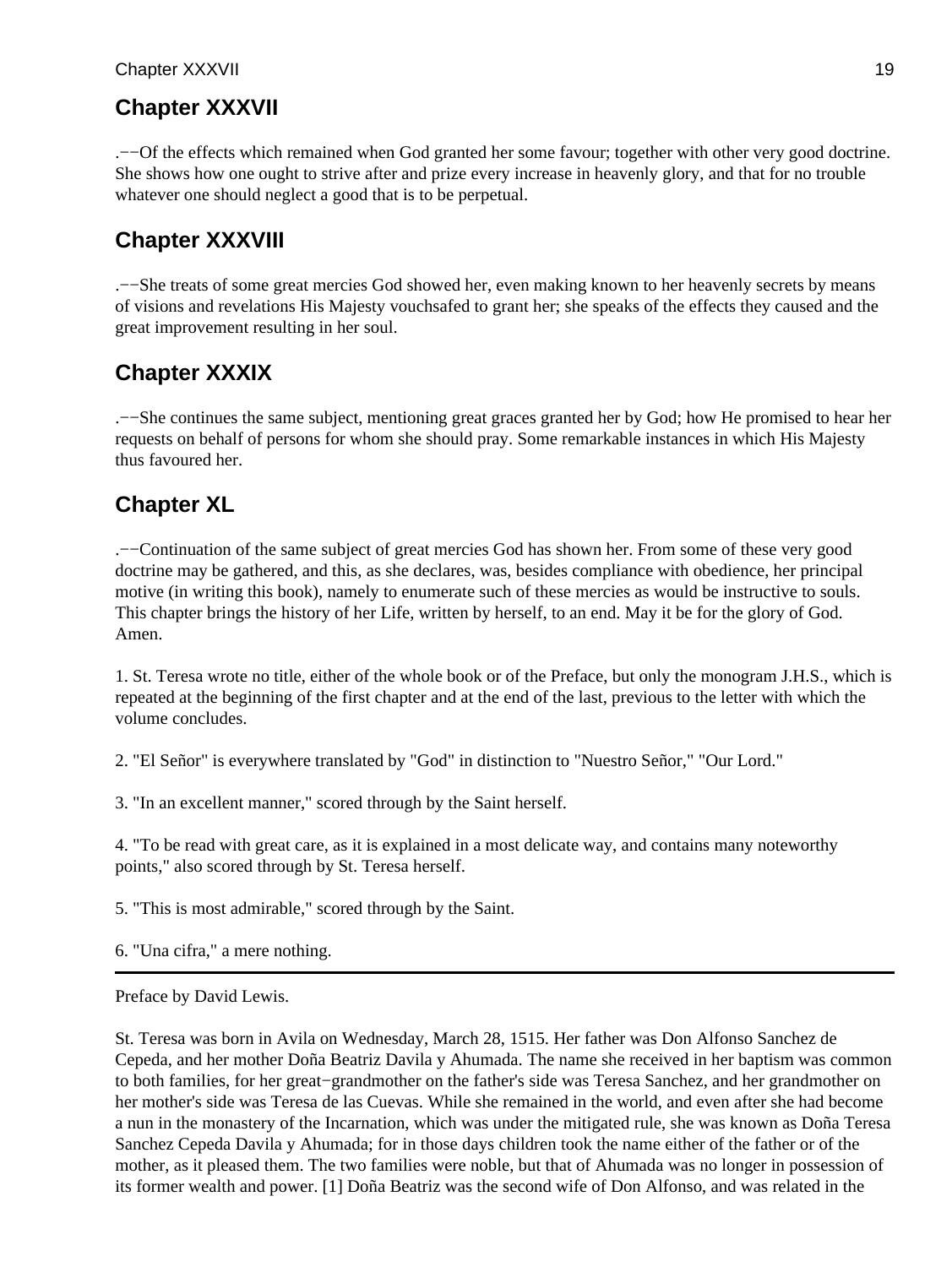## Chapter XXXVII

.−−Of the effects which remained when God granted her some favour; together with other very good doctrine. She shows how one ought to strive after and prize every increase in heavenly glory, and that for no trouble whatever one should neglect a good that is to be perpetual.

## Chapter XXXVIII

.−−She treats of some great mercies God showed her, even making known to her heavenly secrets by means of visions and revelations His Majesty vouchsafed to grant her; she speaks of the effects they caused and the great improvement resulting in her soul.

## Chapter XXXIX

.−−She continues the same subject, mentioning great graces granted her by God; how He promised to hear her requests on behalf of persons for whom she should pray. Some remarkable instances in which His Majesty thus favoured her.

## Chapter XL

.−−Continuation of the same subject of great mercies God has shown her. From some of these very good doctrine may be gathered, and this, as she declares, was, besides compliance with obedience, her principal motive (in writing this book), namely to enumerate such of these mercies as would be instructive to souls. This chapter brings the history of her Life, written by herself, to an end. May it be for the glory of God. Amen.

1. St. Teresa wrote no title, either of the whole book or of the Preface, but only the monogram J.H.S., which is repeated at the beginning of the first chapter and at the end of the last, previous to the letter with which the volume concludes.

2. "El Señor" is everywhere translated by "God" in distinction to "Nuestro Señor," "Our Lord."

3. "In an excellent manner," scored through by the Saint herself.

4. "To be read with great care, as it is explained in a most delicate way, and contains many noteworthy points," also scored through by St. Teresa herself.

5. "This is most admirable," scored through by the Saint.

6. "Una cifra," a mere nothing.

---

Preface by David Lewis.

St. Teresa was born in Avila on Wednesday, March 28, 1515. Her father was Don Alfonso Sanchez de Cepeda, and her mother Doña Beatriz Davila y Ahumada. The name she received in her baptism was common to both families, for her great−grandmother on the father's side was Teresa Sanchez, and her grandmother on her mother's side was Teresa de las Cuevas. While she remained in the world, and even after she had become a nun in the monastery of the Incarnation, which was under the mitigated rule, she was known as Doña Teresa Sanchez Cepeda Davila y Ahumada; for in those days children took the name either of the father or of the mother, as it pleased them. The two families were noble, but that of Ahumada was no longer in possession of its former wealth and power. [1] Doña Beatriz was the second wife of Don Alfonso, and was related in the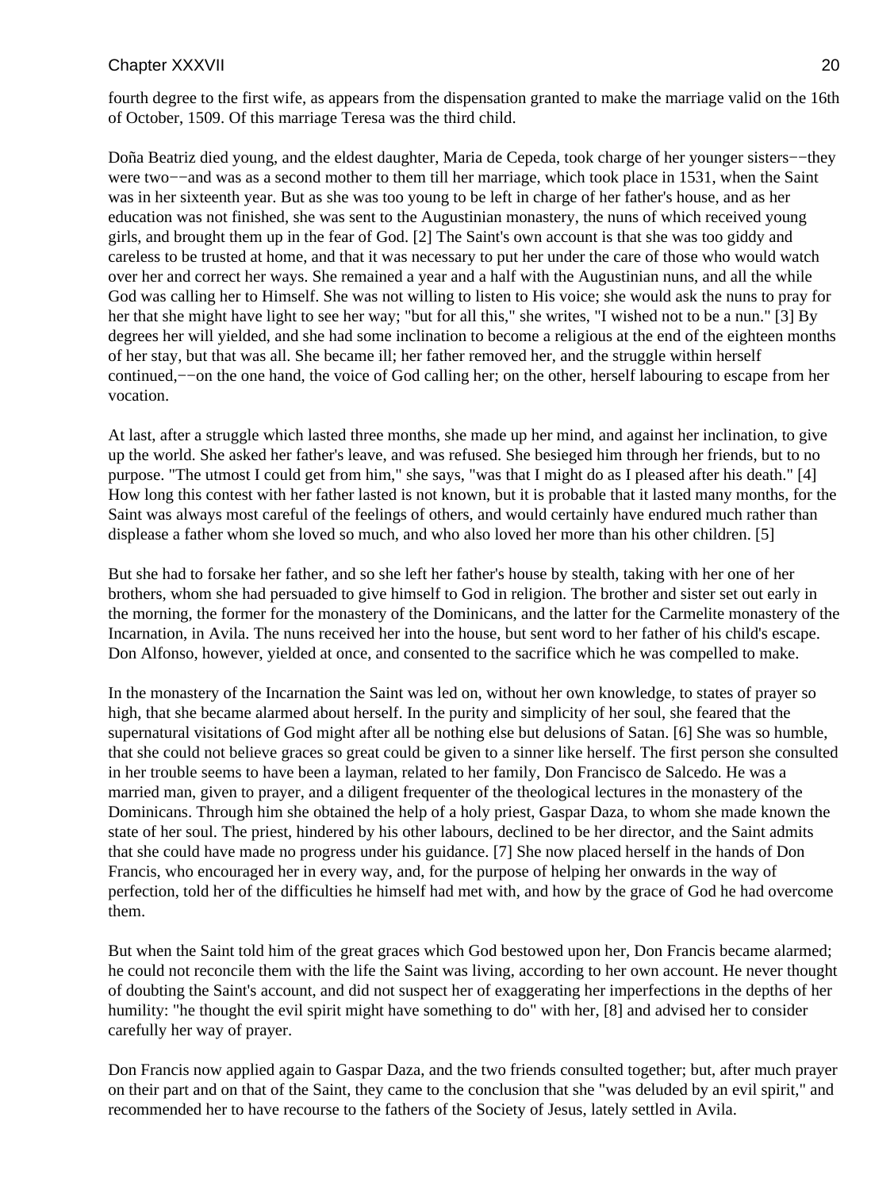fourth degree to the first wife, as appears from the dispensation granted to make the marriage valid on the 16th of October, 1509. Of this marriage Teresa was the third child.

Doña Beatriz died young, and the eldest daughter, Maria de Cepeda, took charge of her younger sisters−−they were two−−and was as a second mother to them till her marriage, which took place in 1531, when the Saint was in her sixteenth year. But as she was too young to be left in charge of her father's house, and as her education was not finished, she was sent to the Augustinian monastery, the nuns of which received young girls, and brought them up in the fear of God. [2] The Saint's own account is that she was too giddy and careless to be trusted at home, and that it was necessary to put her under the care of those who would watch over her and correct her ways. She remained a year and a half with the Augustinian nuns, and all the while God was calling her to Himself. She was not willing to listen to His voice; she would ask the nuns to pray for her that she might have light to see her way; "but for all this," she writes, "I wished not to be a nun." [3] By degrees her will yielded, and she had some inclination to become a religious at the end of the eighteen months of her stay, but that was all. She became ill; her father removed her, and the struggle within herself continued,−−on the one hand, the voice of God calling her; on the other, herself labouring to escape from her vocation.

At last, after a struggle which lasted three months, she made up her mind, and against her inclination, to give up the world. She asked her father's leave, and was refused. She besieged him through her friends, but to no purpose. "The utmost I could get from him," she says, "was that I might do as I pleased after his death." [4] How long this contest with her father lasted is not known, but it is probable that it lasted many months, for the Saint was always most careful of the feelings of others, and would certainly have endured much rather than displease a father whom she loved so much, and who also loved her more than his other children. [5]

But she had to forsake her father, and so she left her father's house by stealth, taking with her one of her brothers, whom she had persuaded to give himself to God in religion. The brother and sister set out early in the morning, the former for the monastery of the Dominicans, and the latter for the Carmelite monastery of the Incarnation, in Avila. The nuns received her into the house, but sent word to her father of his child's escape. Don Alfonso, however, yielded at once, and consented to the sacrifice which he was compelled to make.

In the monastery of the Incarnation the Saint was led on, without her own knowledge, to states of prayer so high, that she became alarmed about herself. In the purity and simplicity of her soul, she feared that the supernatural visitations of God might after all be nothing else but delusions of Satan. [6] She was so humble, that she could not believe graces so great could be given to a sinner like herself. The first person she consulted in her trouble seems to have been a layman, related to her family, Don Francisco de Salcedo. He was a married man, given to prayer, and a diligent frequenter of the theological lectures in the monastery of the Dominicans. Through him she obtained the help of a holy priest, Gaspar Daza, to whom she made known the state of her soul. The priest, hindered by his other labours, declined to be her director, and the Saint admits that she could have made no progress under his guidance. [7] She now placed herself in the hands of Don Francis, who encouraged her in every way, and, for the purpose of helping her onwards in the way of perfection, told her of the difficulties he himself had met with, and how by the grace of God he had overcome them.

But when the Saint told him of the great graces which God bestowed upon her, Don Francis became alarmed; he could not reconcile them with the life the Saint was living, according to her own account. He never thought of doubting the Saint's account, and did not suspect her of exaggerating her imperfections in the depths of her humility: "he thought the evil spirit might have something to do" with her, [8] and advised her to consider carefully her way of prayer.

Don Francis now applied again to Gaspar Daza, and the two friends consulted together; but, after much prayer on their part and on that of the Saint, they came to the conclusion that she "was deluded by an evil spirit," and recommended her to have recourse to the fathers of the Society of Jesus, lately settled in Avila.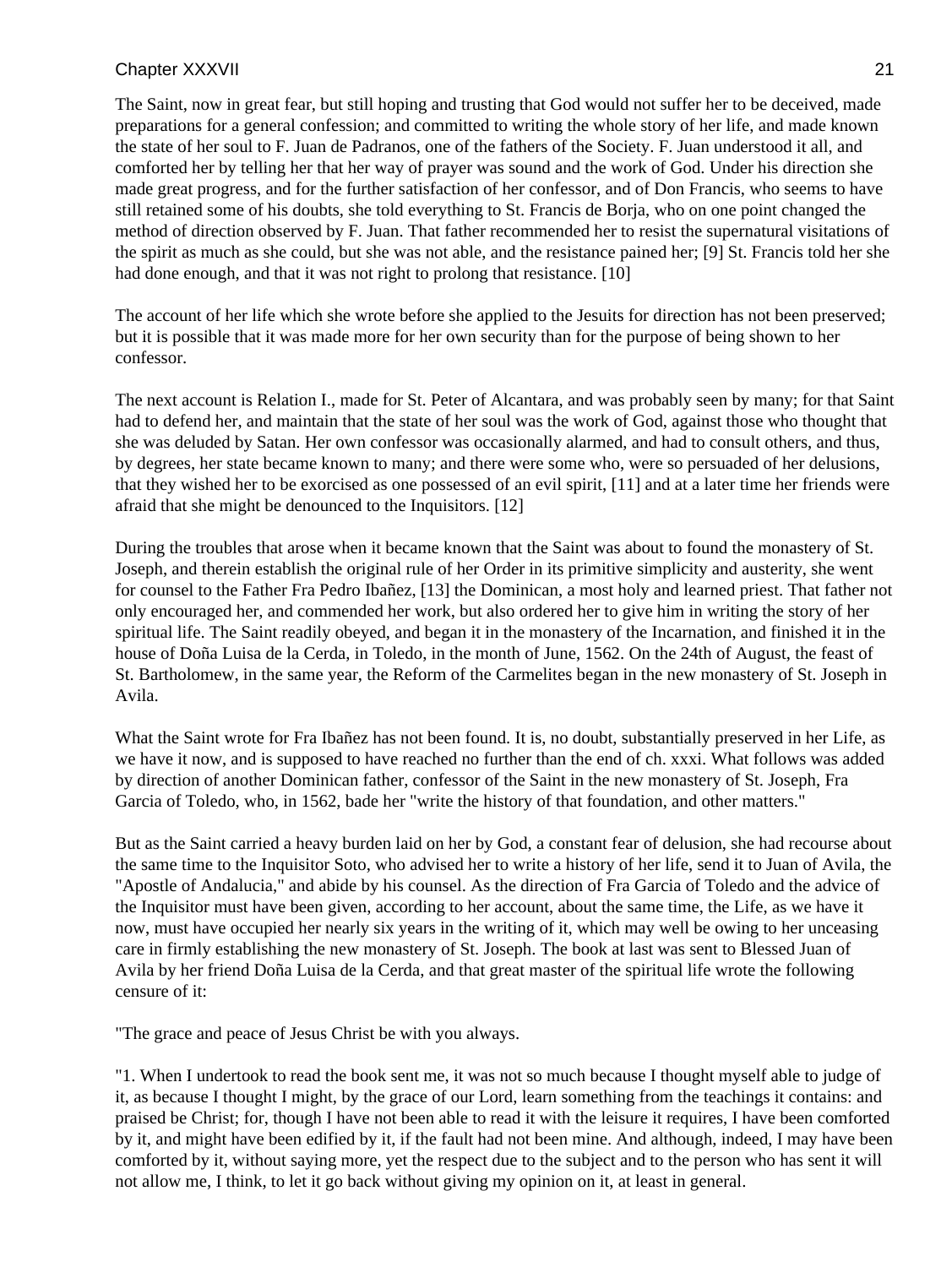The Saint, now in great fear, but still hoping and trusting that God would not suffer her to be deceived, made preparations for a general confession; and committed to writing the whole story of her life, and made known the state of her soul to F. Juan de Padranos, one of the fathers of the Society. F. Juan understood it all, and comforted her by telling her that her way of prayer was sound and the work of God. Under his direction she made great progress, and for the further satisfaction of her confessor, and of Don Francis, who seems to have still retained some of his doubts, she told everything to St. Francis de Borja, who on one point changed the method of direction observed by F. Juan. That father recommended her to resist the supernatural visitations of the spirit as much as she could, but she was not able, and the resistance pained her; [9] St. Francis told her she had done enough, and that it was not right to prolong that resistance. [10]

The account of her life which she wrote before she applied to the Jesuits for direction has not been preserved; but it is possible that it was made more for her own security than for the purpose of being shown to her confessor.

The next account is Relation I., made for St. Peter of Alcantara, and was probably seen by many; for that Saint had to defend her, and maintain that the state of her soul was the work of God, against those who thought that she was deluded by Satan. Her own confessor was occasionally alarmed, and had to consult others, and thus, by degrees, her state became known to many; and there were some who, were so persuaded of her delusions, that they wished her to be exorcised as one possessed of an evil spirit, [11] and at a later time her friends were afraid that she might be denounced to the Inquisitors. [12]

During the troubles that arose when it became known that the Saint was about to found the monastery of St. Joseph, and therein establish the original rule of her Order in its primitive simplicity and austerity, she went for counsel to the Father Fra Pedro Ibañez, [13] the Dominican, a most holy and learned priest. That father not only encouraged her, and commended her work, but also ordered her to give him in writing the story of her spiritual life. The Saint readily obeyed, and began it in the monastery of the Incarnation, and finished it in the house of Doña Luisa de la Cerda, in Toledo, in the month of June, 1562. On the 24th of August, the feast of St. Bartholomew, in the same year, the Reform of the Carmelites began in the new monastery of St. Joseph in Avila.

What the Saint wrote for Fra Ibañez has not been found. It is, no doubt, substantially preserved in her Life, as we have it now, and is supposed to have reached no further than the end of ch. xxxi. What follows was added by direction of another Dominican father, confessor of the Saint in the new monastery of St. Joseph, Fra Garcia of Toledo, who, in 1562, bade her "write the history of that foundation, and other matters."

But as the Saint carried a heavy burden laid on her by God, a constant fear of delusion, she had recourse about the same time to the Inquisitor Soto, who advised her to write a history of her life, send it to Juan of Avila, the "Apostle of Andalucia," and abide by his counsel. As the direction of Fra Garcia of Toledo and the advice of the Inquisitor must have been given, according to her account, about the same time, the Life, as we have it now, must have occupied her nearly six years in the writing of it, which may well be owing to her unceasing care in firmly establishing the new monastery of St. Joseph. The book at last was sent to Blessed Juan of Avila by her friend Doña Luisa de la Cerda, and that great master of the spiritual life wrote the following censure of it:

"The grace and peace of Jesus Christ be with you always.

"1. When I undertook to read the book sent me, it was not so much because I thought myself able to judge of it, as because I thought I might, by the grace of our Lord, learn something from the teachings it contains: and praised be Christ; for, though I have not been able to read it with the leisure it requires, I have been comforted by it, and might have been edified by it, if the fault had not been mine. And although, indeed, I may have been comforted by it, without saying more, yet the respect due to the subject and to the person who has sent it will not allow me, I think, to let it go back without giving my opinion on it, at least in general.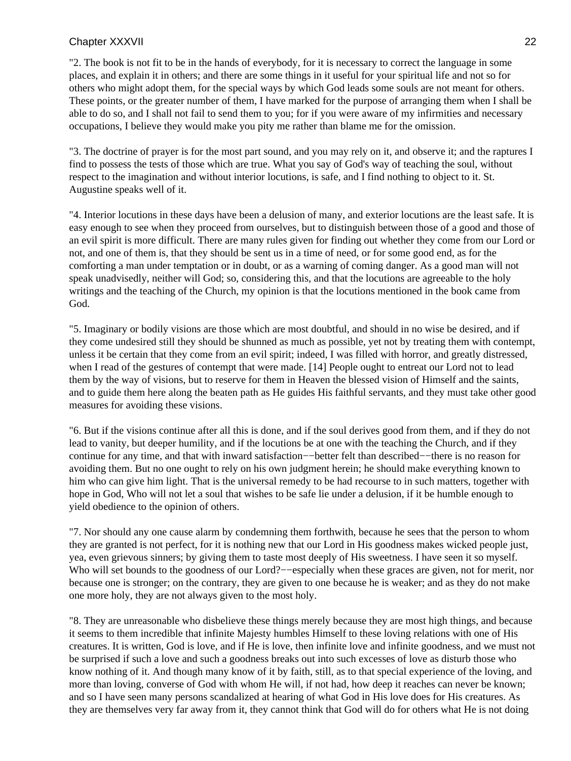"2. The book is not fit to be in the hands of everybody, for it is necessary to correct the language in some places, and explain it in others; and there are some things in it useful for your spiritual life and not so for others who might adopt them, for the special ways by which God leads some souls are not meant for others. These points, or the greater number of them, I have marked for the purpose of arranging them when I shall be able to do so, and I shall not fail to send them to you; for if you were aware of my infirmities and necessary occupations, I believe they would make you pity me rather than blame me for the omission.

"3. The doctrine of prayer is for the most part sound, and you may rely on it, and observe it; and the raptures I find to possess the tests of those which are true. What you say of God's way of teaching the soul, without respect to the imagination and without interior locutions, is safe, and I find nothing to object to it. St. Augustine speaks well of it.

"4. Interior locutions in these days have been a delusion of many, and exterior locutions are the least safe. It is easy enough to see when they proceed from ourselves, but to distinguish between those of a good and those of an evil spirit is more difficult. There are many rules given for finding out whether they come from our Lord or not, and one of them is, that they should be sent us in a time of need, or for some good end, as for the comforting a man under temptation or in doubt, or as a warning of coming danger. As a good man will not speak unadvisedly, neither will God; so, considering this, and that the locutions are agreeable to the holy writings and the teaching of the Church, my opinion is that the locutions mentioned in the book came from God.

"5. Imaginary or bodily visions are those which are most doubtful, and should in no wise be desired, and if they come undesired still they should be shunned as much as possible, yet not by treating them with contempt, unless it be certain that they come from an evil spirit; indeed, I was filled with horror, and greatly distressed, when I read of the gestures of contempt that were made. [14] People ought to entreat our Lord not to lead them by the way of visions, but to reserve for them in Heaven the blessed vision of Himself and the saints, and to guide them here along the beaten path as He guides His faithful servants, and they must take other good measures for avoiding these visions.

"6. But if the visions continue after all this is done, and if the soul derives good from them, and if they do not lead to vanity, but deeper humility, and if the locutions be at one with the teaching the Church, and if they continue for any time, and that with inward satisfaction−−better felt than described−−there is no reason for avoiding them. But no one ought to rely on his own judgment herein; he should make everything known to him who can give him light. That is the universal remedy to be had recourse to in such matters, together with hope in God, Who will not let a soul that wishes to be safe lie under a delusion, if it be humble enough to yield obedience to the opinion of others.

"7. Nor should any one cause alarm by condemning them forthwith, because he sees that the person to whom they are granted is not perfect, for it is nothing new that our Lord in His goodness makes wicked people just, yea, even grievous sinners; by giving them to taste most deeply of His sweetness. I have seen it so myself. Who will set bounds to the goodness of our Lord?−−especially when these graces are given, not for merit, nor because one is stronger; on the contrary, they are given to one because he is weaker; and as they do not make one more holy, they are not always given to the most holy.

"8. They are unreasonable who disbelieve these things merely because they are most high things, and because it seems to them incredible that infinite Majesty humbles Himself to these loving relations with one of His creatures. It is written, God is love, and if He is love, then infinite love and infinite goodness, and we must not be surprised if such a love and such a goodness breaks out into such excesses of love as disturb those who know nothing of it. And though many know of it by faith, still, as to that special experience of the loving, and more than loving, converse of God with whom He will, if not had, how deep it reaches can never be known; and so I have seen many persons scandalized at hearing of what God in His love does for His creatures. As they are themselves very far away from it, they cannot think that God will do for others what He is not doing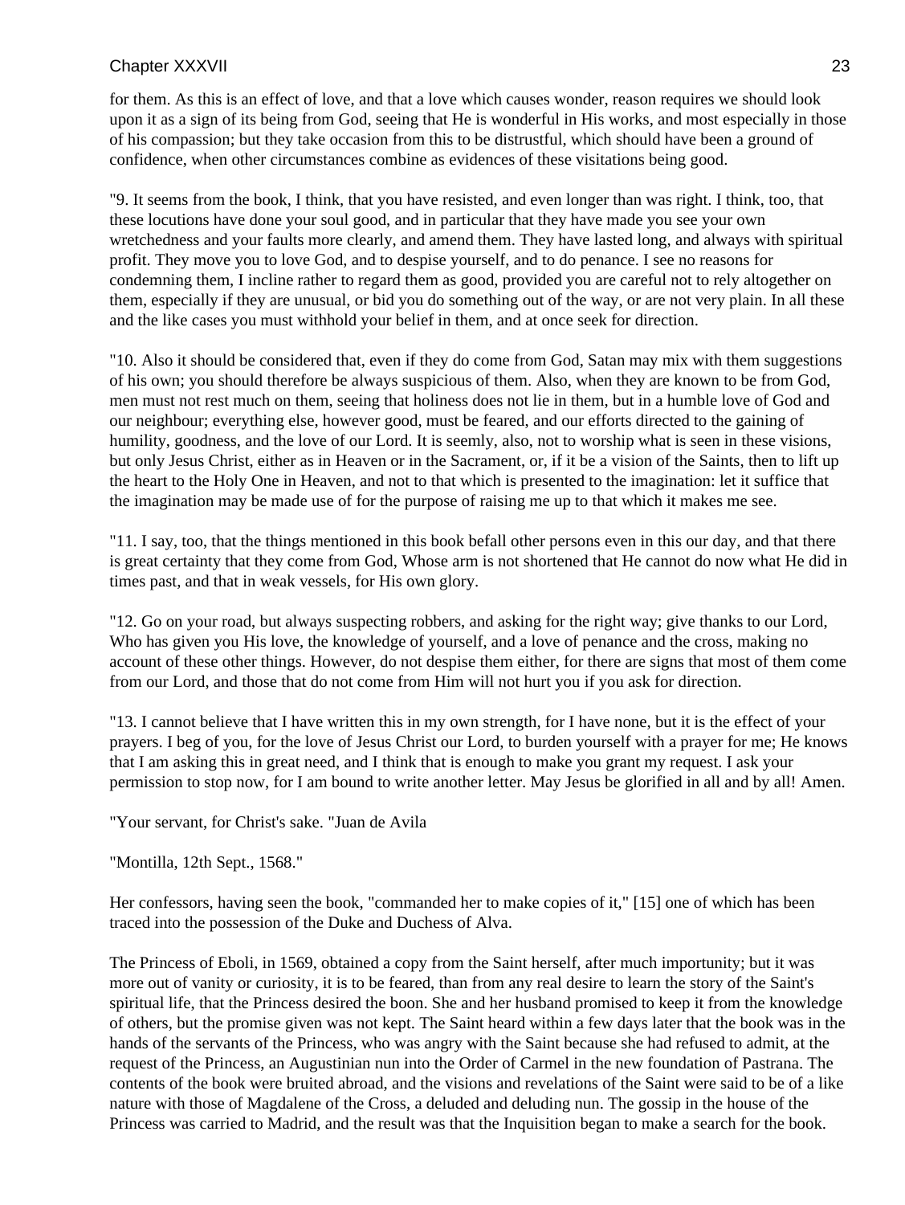for them. As this is an effect of love, and that a love which causes wonder, reason requires we should look upon it as a sign of its being from God, seeing that He is wonderful in His works, and most especially in those of his compassion; but they take occasion from this to be distrustful, which should have been a ground of confidence, when other circumstances combine as evidences of these visitations being good.

"9. It seems from the book, I think, that you have resisted, and even longer than was right. I think, too, that these locutions have done your soul good, and in particular that they have made you see your own wretchedness and your faults more clearly, and amend them. They have lasted long, and always with spiritual profit. They move you to love God, and to despise yourself, and to do penance. I see no reasons for condemning them, I incline rather to regard them as good, provided you are careful not to rely altogether on them, especially if they are unusual, or bid you do something out of the way, or are not very plain. In all these and the like cases you must withhold your belief in them, and at once seek for direction.

"10. Also it should be considered that, even if they do come from God, Satan may mix with them suggestions of his own; you should therefore be always suspicious of them. Also, when they are known to be from God, men must not rest much on them, seeing that holiness does not lie in them, but in a humble love of God and our neighbour; everything else, however good, must be feared, and our efforts directed to the gaining of humility, goodness, and the love of our Lord. It is seemly, also, not to worship what is seen in these visions, but only Jesus Christ, either as in Heaven or in the Sacrament, or, if it be a vision of the Saints, then to lift up the heart to the Holy One in Heaven, and not to that which is presented to the imagination: let it suffice that the imagination may be made use of for the purpose of raising me up to that which it makes me see.

"11. I say, too, that the things mentioned in this book befall other persons even in this our day, and that there is great certainty that they come from God, Whose arm is not shortened that He cannot do now what He did in times past, and that in weak vessels, for His own glory.

"12. Go on your road, but always suspecting robbers, and asking for the right way; give thanks to our Lord, Who has given you His love, the knowledge of yourself, and a love of penance and the cross, making no account of these other things. However, do not despise them either, for there are signs that most of them come from our Lord, and those that do not come from Him will not hurt you if you ask for direction.

"13. I cannot believe that I have written this in my own strength, for I have none, but it is the effect of your prayers. I beg of you, for the love of Jesus Christ our Lord, to burden yourself with a prayer for me; He knows that I am asking this in great need, and I think that is enough to make you grant my request. I ask your permission to stop now, for I am bound to write another letter. May Jesus be glorified in all and by all! Amen.

"Your servant, for Christ's sake. "Juan de Avila

"Montilla, 12th Sept., 1568."

Her confessors, having seen the book, "commanded her to make copies of it," [15] one of which has been traced into the possession of the Duke and Duchess of Alva.

The Princess of Eboli, in 1569, obtained a copy from the Saint herself, after much importunity; but it was more out of vanity or curiosity, it is to be feared, than from any real desire to learn the story of the Saint's spiritual life, that the Princess desired the boon. She and her husband promised to keep it from the knowledge of others, but the promise given was not kept. The Saint heard within a few days later that the book was in the hands of the servants of the Princess, who was angry with the Saint because she had refused to admit, at the request of the Princess, an Augustinian nun into the Order of Carmel in the new foundation of Pastrana. The contents of the book were bruited abroad, and the visions and revelations of the Saint were said to be of a like nature with those of Magdalene of the Cross, a deluded and deluding nun. The gossip in the house of the Princess was carried to Madrid, and the result was that the Inquisition began to make a search for the book.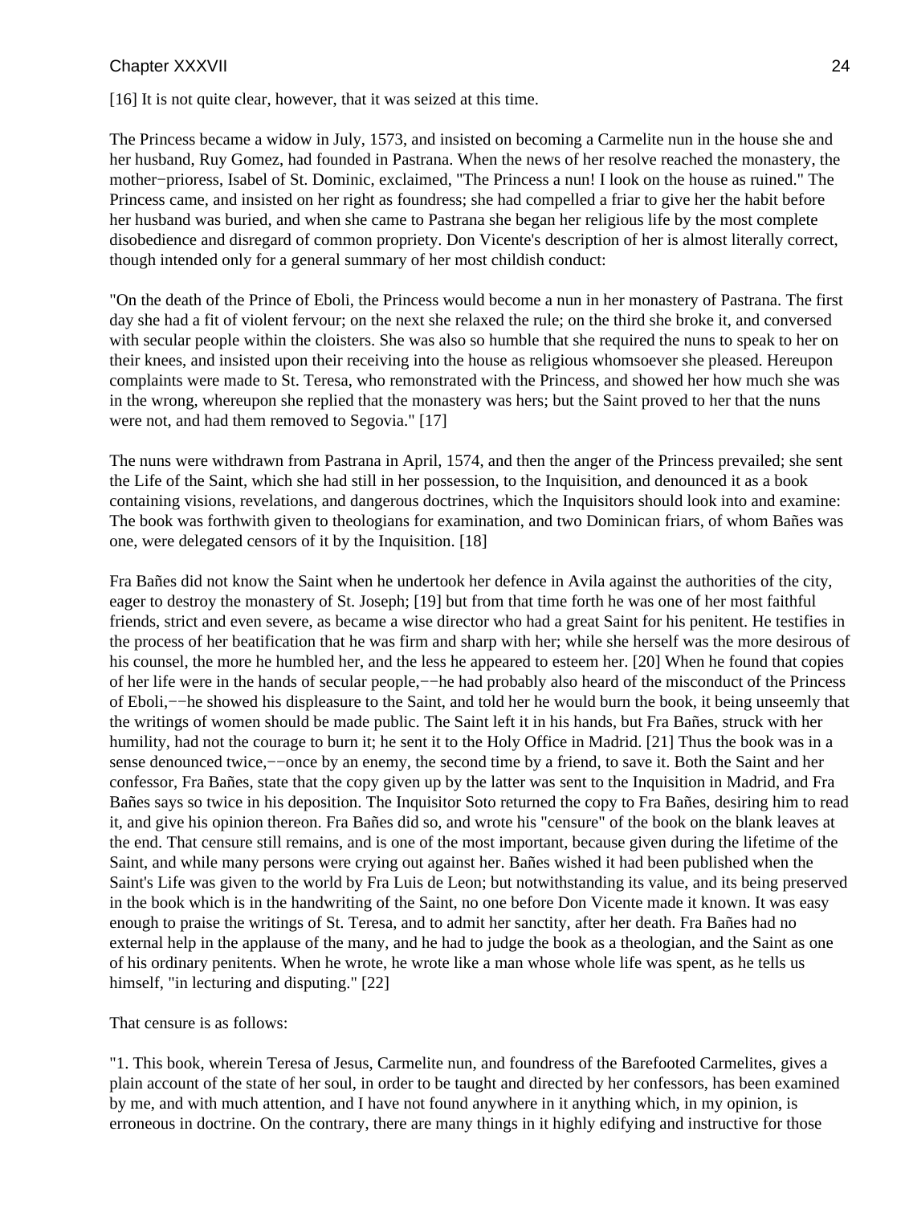[16] It is not quite clear, however, that it was seized at this time.

The Princess became a widow in July, 1573, and insisted on becoming a Carmelite nun in the house she and her husband, Ruy Gomez, had founded in Pastrana. When the news of her resolve reached the monastery, the mother−prioress, Isabel of St. Dominic, exclaimed, "The Princess a nun! I look on the house as ruined." The Princess came, and insisted on her right as foundress; she had compelled a friar to give her the habit before her husband was buried, and when she came to Pastrana she began her religious life by the most complete disobedience and disregard of common propriety. Don Vicente's description of her is almost literally correct, though intended only for a general summary of her most childish conduct:

"On the death of the Prince of Eboli, the Princess would become a nun in her monastery of Pastrana. The first day she had a fit of violent fervour; on the next she relaxed the rule; on the third she broke it, and conversed with secular people within the cloisters. She was also so humble that she required the nuns to speak to her on their knees, and insisted upon their receiving into the house as religious whomsoever she pleased. Hereupon complaints were made to St. Teresa, who remonstrated with the Princess, and showed her how much she was in the wrong, whereupon she replied that the monastery was hers; but the Saint proved to her that the nuns were not, and had them removed to Segovia." [17]

The nuns were withdrawn from Pastrana in April, 1574, and then the anger of the Princess prevailed; she sent the Life of the Saint, which she had still in her possession, to the Inquisition, and denounced it as a book containing visions, revelations, and dangerous doctrines, which the Inquisitors should look into and examine: The book was forthwith given to theologians for examination, and two Dominican friars, of whom Bañes was one, were delegated censors of it by the Inquisition. [18]

Fra Bañes did not know the Saint when he undertook her defence in Avila against the authorities of the city, eager to destroy the monastery of St. Joseph; [19] but from that time forth he was one of her most faithful friends, strict and even severe, as became a wise director who had a great Saint for his penitent. He testifies in the process of her beatification that he was firm and sharp with her; while she herself was the more desirous of his counsel, the more he humbled her, and the less he appeared to esteem her. [20] When he found that copies of her life were in the hands of secular people,−−he had probably also heard of the misconduct of the Princess of Eboli,−−he showed his displeasure to the Saint, and told her he would burn the book, it being unseemly that the writings of women should be made public. The Saint left it in his hands, but Fra Bañes, struck with her humility, had not the courage to burn it; he sent it to the Holy Office in Madrid. [21] Thus the book was in a sense denounced twice,−−once by an enemy, the second time by a friend, to save it. Both the Saint and her confessor, Fra Bañes, state that the copy given up by the latter was sent to the Inquisition in Madrid, and Fra Bañes says so twice in his deposition. The Inquisitor Soto returned the copy to Fra Bañes, desiring him to read it, and give his opinion thereon. Fra Bañes did so, and wrote his "censure" of the book on the blank leaves at the end. That censure still remains, and is one of the most important, because given during the lifetime of the Saint, and while many persons were crying out against her. Bañes wished it had been published when the Saint's Life was given to the world by Fra Luis de Leon; but notwithstanding its value, and its being preserved in the book which is in the handwriting of the Saint, no one before Don Vicente made it known. It was easy enough to praise the writings of St. Teresa, and to admit her sanctity, after her death. Fra Bañes had no external help in the applause of the many, and he had to judge the book as a theologian, and the Saint as one of his ordinary penitents. When he wrote, he wrote like a man whose whole life was spent, as he tells us himself, "in lecturing and disputing." [22]

That censure is as follows:

"1. This book, wherein Teresa of Jesus, Carmelite nun, and foundress of the Barefooted Carmelites, gives a plain account of the state of her soul, in order to be taught and directed by her confessors, has been examined by me, and with much attention, and I have not found anywhere in it anything which, in my opinion, is erroneous in doctrine. On the contrary, there are many things in it highly edifying and instructive for those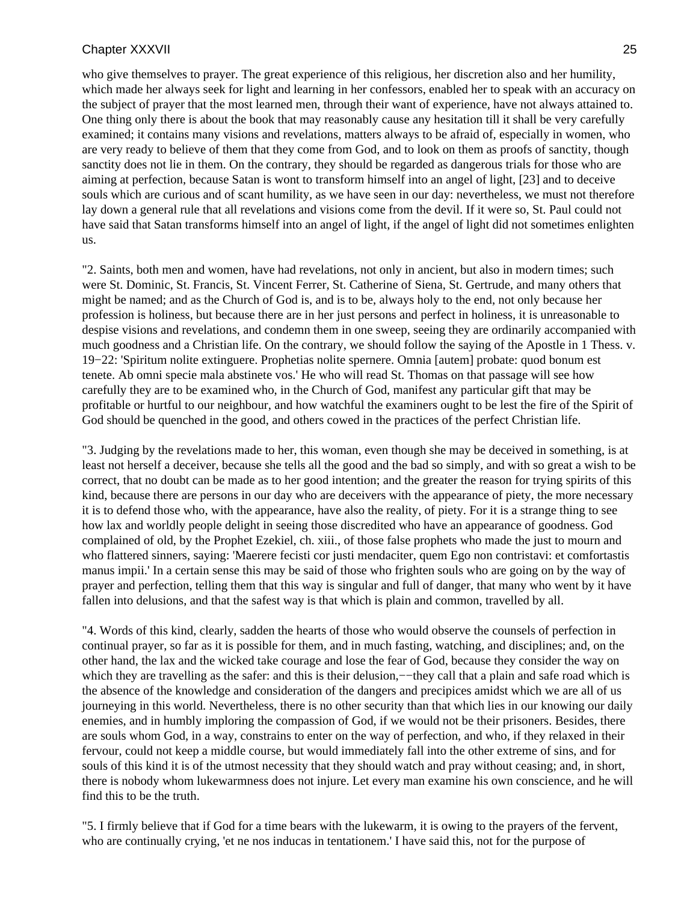who give themselves to prayer. The great experience of this religious, her discretion also and her humility, which made her always seek for light and learning in her confessors, enabled her to speak with an accuracy on the subject of prayer that the most learned men, through their want of experience, have not always attained to. One thing only there is about the book that may reasonably cause any hesitation till it shall be very carefully examined; it contains many visions and revelations, matters always to be afraid of, especially in women, who are very ready to believe of them that they come from God, and to look on them as proofs of sanctity, though sanctity does not lie in them. On the contrary, they should be regarded as dangerous trials for those who are aiming at perfection, because Satan is wont to transform himself into an angel of light, [23] and to deceive souls which are curious and of scant humility, as we have seen in our day: nevertheless, we must not therefore lay down a general rule that all revelations and visions come from the devil. If it were so, St. Paul could not have said that Satan transforms himself into an angel of light, if the angel of light did not sometimes enlighten us.

"2. Saints, both men and women, have had revelations, not only in ancient, but also in modern times; such were St. Dominic, St. Francis, St. Vincent Ferrer, St. Catherine of Siena, St. Gertrude, and many others that might be named; and as the Church of God is, and is to be, always holy to the end, not only because her profession is holiness, but because there are in her just persons and perfect in holiness, it is unreasonable to despise visions and revelations, and condemn them in one sweep, seeing they are ordinarily accompanied with much goodness and a Christian life. On the contrary, we should follow the saying of the Apostle in 1 Thess. v. 19−22: 'Spiritum nolite extinguere. Prophetias nolite spernere. Omnia [autem] probate: quod bonum est tenete. Ab omni specie mala abstinete vos.' He who will read St. Thomas on that passage will see how carefully they are to be examined who, in the Church of God, manifest any particular gift that may be profitable or hurtful to our neighbour, and how watchful the examiners ought to be lest the fire of the Spirit of God should be quenched in the good, and others cowed in the practices of the perfect Christian life.

"3. Judging by the revelations made to her, this woman, even though she may be deceived in something, is at least not herself a deceiver, because she tells all the good and the bad so simply, and with so great a wish to be correct, that no doubt can be made as to her good intention; and the greater the reason for trying spirits of this kind, because there are persons in our day who are deceivers with the appearance of piety, the more necessary it is to defend those who, with the appearance, have also the reality, of piety. For it is a strange thing to see how lax and worldly people delight in seeing those discredited who have an appearance of goodness. God complained of old, by the Prophet Ezekiel, ch. xiii., of those false prophets who made the just to mourn and who flattered sinners, saying: 'Maerere fecisti cor justi mendaciter, quem Ego non contristavi: et comfortastis manus impii.' In a certain sense this may be said of those who frighten souls who are going on by the way of prayer and perfection, telling them that this way is singular and full of danger, that many who went by it have fallen into delusions, and that the safest way is that which is plain and common, travelled by all.

"4. Words of this kind, clearly, sadden the hearts of those who would observe the counsels of perfection in continual prayer, so far as it is possible for them, and in much fasting, watching, and disciplines; and, on the other hand, the lax and the wicked take courage and lose the fear of God, because they consider the way on which they are travelling as the safer: and this is their delusion,−−they call that a plain and safe road which is the absence of the knowledge and consideration of the dangers and precipices amidst which we are all of us journeying in this world. Nevertheless, there is no other security than that which lies in our knowing our daily enemies, and in humbly imploring the compassion of God, if we would not be their prisoners. Besides, there are souls whom God, in a way, constrains to enter on the way of perfection, and who, if they relaxed in their fervour, could not keep a middle course, but would immediately fall into the other extreme of sins, and for souls of this kind it is of the utmost necessity that they should watch and pray without ceasing; and, in short, there is nobody whom lukewarmness does not injure. Let every man examine his own conscience, and he will find this to be the truth.

"5. I firmly believe that if God for a time bears with the lukewarm, it is owing to the prayers of the fervent, who are continually crying, 'et ne nos inducas in tentationem.' I have said this, not for the purpose of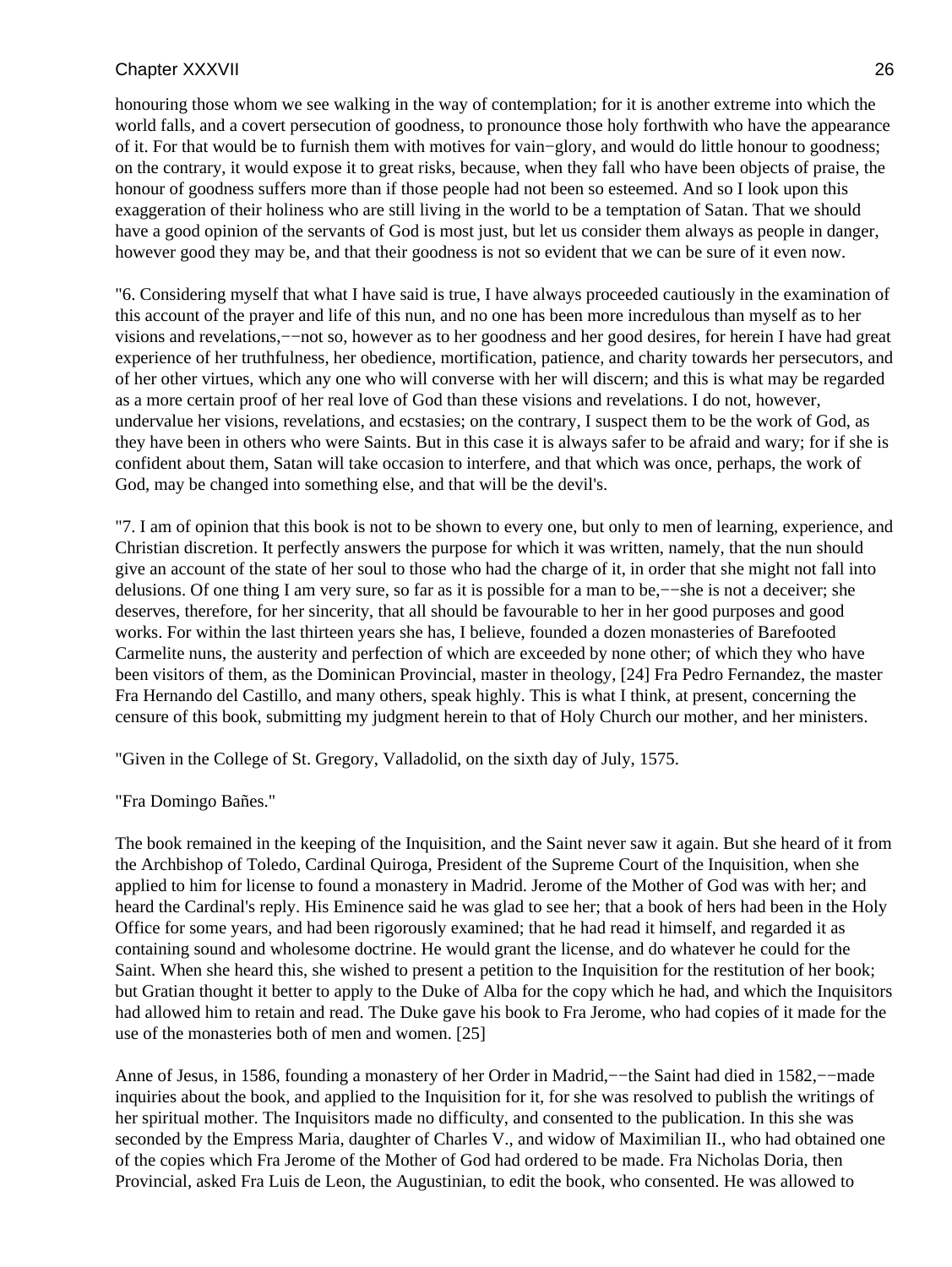honouring those whom we see walking in the way of contemplation; for it is another extreme into which the world falls, and a covert persecution of goodness, to pronounce those holy forthwith who have the appearance of it. For that would be to furnish them with motives for vain−glory, and would do little honour to goodness; on the contrary, it would expose it to great risks, because, when they fall who have been objects of praise, the honour of goodness suffers more than if those people had not been so esteemed. And so I look upon this exaggeration of their holiness who are still living in the world to be a temptation of Satan. That we should have a good opinion of the servants of God is most just, but let us consider them always as people in danger, however good they may be, and that their goodness is not so evident that we can be sure of it even now.

"6. Considering myself that what I have said is true, I have always proceeded cautiously in the examination of this account of the prayer and life of this nun, and no one has been more incredulous than myself as to her visions and revelations,−−not so, however as to her goodness and her good desires, for herein I have had great experience of her truthfulness, her obedience, mortification, patience, and charity towards her persecutors, and of her other virtues, which any one who will converse with her will discern; and this is what may be regarded as a more certain proof of her real love of God than these visions and revelations. I do not, however, undervalue her visions, revelations, and ecstasies; on the contrary, I suspect them to be the work of God, as they have been in others who were Saints. But in this case it is always safer to be afraid and wary; for if she is confident about them, Satan will take occasion to interfere, and that which was once, perhaps, the work of God, may be changed into something else, and that will be the devil's.

"7. I am of opinion that this book is not to be shown to every one, but only to men of learning, experience, and Christian discretion. It perfectly answers the purpose for which it was written, namely, that the nun should give an account of the state of her soul to those who had the charge of it, in order that she might not fall into delusions. Of one thing I am very sure, so far as it is possible for a man to be,−−she is not a deceiver; she deserves, therefore, for her sincerity, that all should be favourable to her in her good purposes and good works. For within the last thirteen years she has, I believe, founded a dozen monasteries of Barefooted Carmelite nuns, the austerity and perfection of which are exceeded by none other; of which they who have been visitors of them, as the Dominican Provincial, master in theology, [24] Fra Pedro Fernandez, the master Fra Hernando del Castillo, and many others, speak highly. This is what I think, at present, concerning the censure of this book, submitting my judgment herein to that of Holy Church our mother, and her ministers.

"Given in the College of St. Gregory, Valladolid, on the sixth day of July, 1575.

"Fra Domingo Bañes."

The book remained in the keeping of the Inquisition, and the Saint never saw it again. But she heard of it from the Archbishop of Toledo, Cardinal Quiroga, President of the Supreme Court of the Inquisition, when she applied to him for license to found a monastery in Madrid. Jerome of the Mother of God was with her; and heard the Cardinal's reply. His Eminence said he was glad to see her; that a book of hers had been in the Holy Office for some years, and had been rigorously examined; that he had read it himself, and regarded it as containing sound and wholesome doctrine. He would grant the license, and do whatever he could for the Saint. When she heard this, she wished to present a petition to the Inquisition for the restitution of her book; but Gratian thought it better to apply to the Duke of Alba for the copy which he had, and which the Inquisitors had allowed him to retain and read. The Duke gave his book to Fra Jerome, who had copies of it made for the use of the monasteries both of men and women. [25]

Anne of Jesus, in 1586, founding a monastery of her Order in Madrid,−−the Saint had died in 1582,−−made inquiries about the book, and applied to the Inquisition for it, for she was resolved to publish the writings of her spiritual mother. The Inquisitors made no difficulty, and consented to the publication. In this she was seconded by the Empress Maria, daughter of Charles V., and widow of Maximilian II., who had obtained one of the copies which Fra Jerome of the Mother of God had ordered to be made. Fra Nicholas Doria, then Provincial, asked Fra Luis de Leon, the Augustinian, to edit the book, who consented. He was allowed to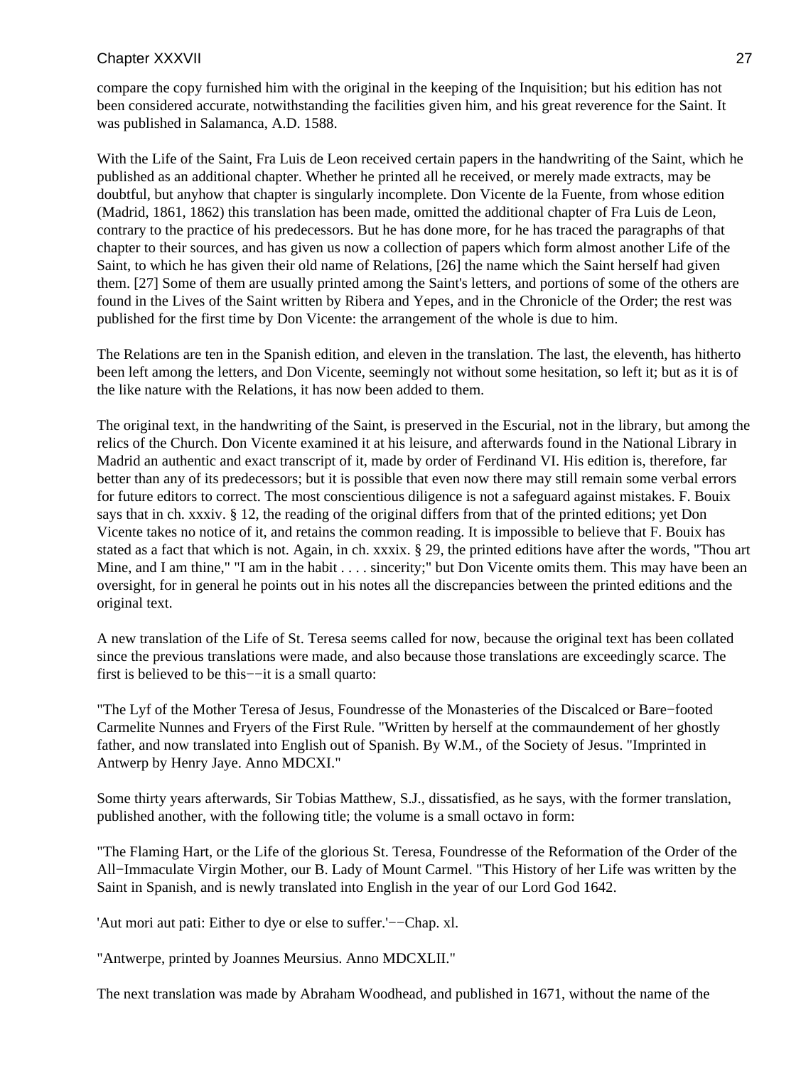compare the copy furnished him with the original in the keeping of the Inquisition; but his edition has not been considered accurate, notwithstanding the facilities given him, and his great reverence for the Saint. It was published in Salamanca, A.D. 1588.

With the Life of the Saint, Fra Luis de Leon received certain papers in the handwriting of the Saint, which he published as an additional chapter. Whether he printed all he received, or merely made extracts, may be doubtful, but anyhow that chapter is singularly incomplete. Don Vicente de la Fuente, from whose edition (Madrid, 1861, 1862) this translation has been made, omitted the additional chapter of Fra Luis de Leon, contrary to the practice of his predecessors. But he has done more, for he has traced the paragraphs of that chapter to their sources, and has given us now a collection of papers which form almost another Life of the Saint, to which he has given their old name of Relations, [26] the name which the Saint herself had given them. [27] Some of them are usually printed among the Saint's letters, and portions of some of the others are found in the Lives of the Saint written by Ribera and Yepes, and in the Chronicle of the Order; the rest was published for the first time by Don Vicente: the arrangement of the whole is due to him.

The Relations are ten in the Spanish edition, and eleven in the translation. The last, the eleventh, has hitherto been left among the letters, and Don Vicente, seemingly not without some hesitation, so left it; but as it is of the like nature with the Relations, it has now been added to them.

The original text, in the handwriting of the Saint, is preserved in the Escurial, not in the library, but among the relics of the Church. Don Vicente examined it at his leisure, and afterwards found in the National Library in Madrid an authentic and exact transcript of it, made by order of Ferdinand VI. His edition is, therefore, far better than any of its predecessors; but it is possible that even now there may still remain some verbal errors for future editors to correct. The most conscientious diligence is not a safeguard against mistakes. F. Bouix says that in ch. xxxiv. § 12, the reading of the original differs from that of the printed editions; yet Don Vicente takes no notice of it, and retains the common reading. It is impossible to believe that F. Bouix has stated as a fact that which is not. Again, in ch. xxxix. § 29, the printed editions have after the words, "Thou art Mine, and I am thine," "I am in the habit . . . . sincerity;" but Don Vicente omits them. This may have been an oversight, for in general he points out in his notes all the discrepancies between the printed editions and the original text.

A new translation of the Life of St. Teresa seems called for now, because the original text has been collated since the previous translations were made, and also because those translations are exceedingly scarce. The first is believed to be this−−it is a small quarto:

"The Lyf of the Mother Teresa of Jesus, Foundresse of the Monasteries of the Discalced or Bare−footed Carmelite Nunnes and Fryers of the First Rule. "Written by herself at the commaundement of her ghostly father, and now translated into English out of Spanish. By W.M., of the Society of Jesus. "Imprinted in Antwerp by Henry Jaye. Anno MDCXI."

Some thirty years afterwards, Sir Tobias Matthew, S.J., dissatisfied, as he says, with the former translation, published another, with the following title; the volume is a small octavo in form:

"The Flaming Hart, or the Life of the glorious St. Teresa, Foundresse of the Reformation of the Order of the All−Immaculate Virgin Mother, our B. Lady of Mount Carmel. "This History of her Life was written by the Saint in Spanish, and is newly translated into English in the year of our Lord God 1642.

'Aut mori aut pati: Either to dye or else to suffer.'−−Chap. xl.

"Antwerpe, printed by Joannes Meursius. Anno MDCXLII."

The next translation was made by Abraham Woodhead, and published in 1671, without the name of the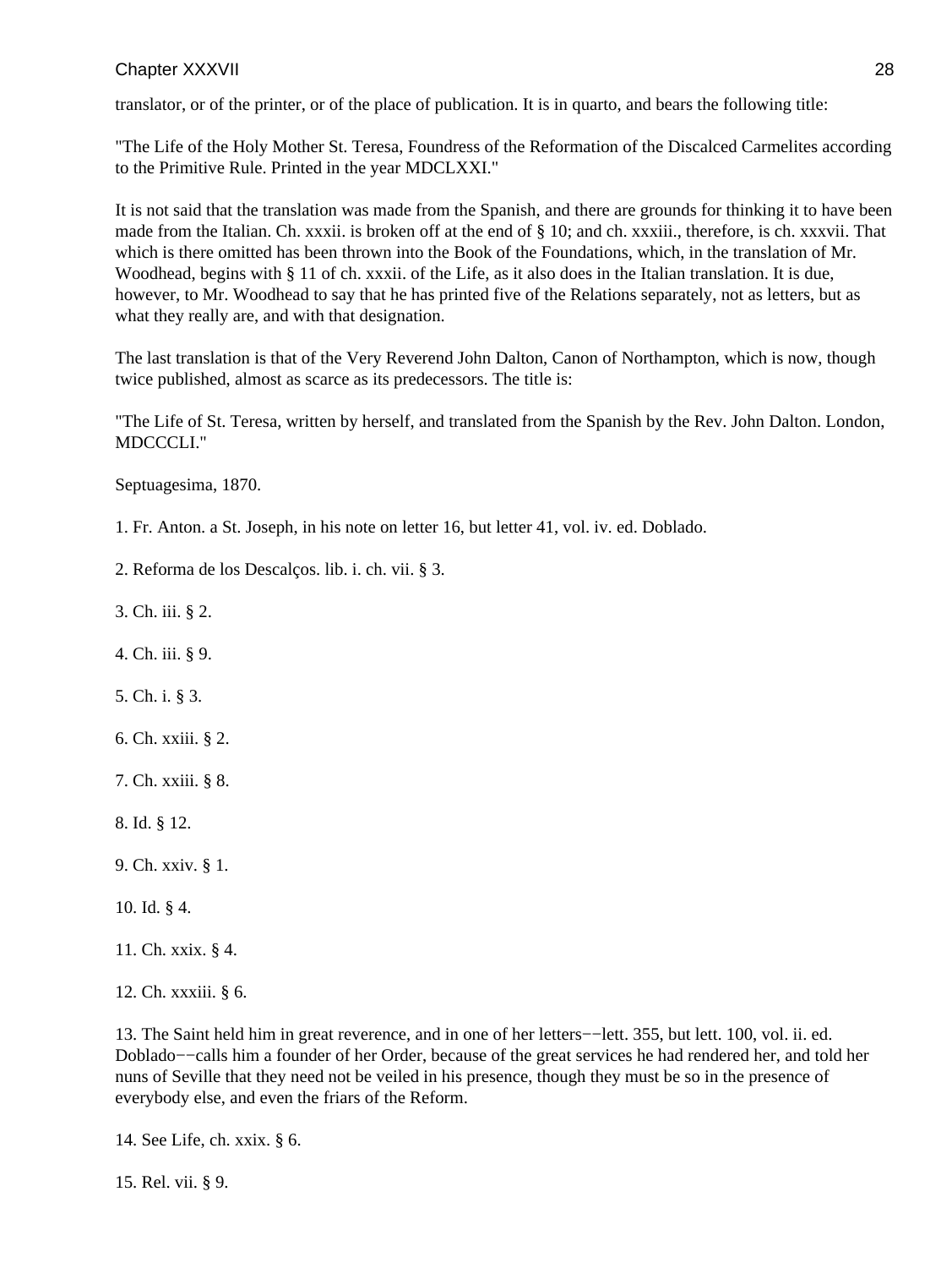translator, or of the printer, or of the place of publication. It is in quarto, and bears the following title:

"The Life of the Holy Mother St. Teresa, Foundress of the Reformation of the Discalced Carmelites according to the Primitive Rule. Printed in the year MDCLXXI."

It is not said that the translation was made from the Spanish, and there are grounds for thinking it to have been made from the Italian. Ch. xxxii. is broken off at the end of § 10; and ch. xxxiii., therefore, is ch. xxxvii. That which is there omitted has been thrown into the Book of the Foundations, which, in the translation of Mr. Woodhead, begins with § 11 of ch. xxxii. of the Life, as it also does in the Italian translation. It is due, however, to Mr. Woodhead to say that he has printed five of the Relations separately, not as letters, but as what they really are, and with that designation.

The last translation is that of the Very Reverend John Dalton, Canon of Northampton, which is now, though twice published, almost as scarce as its predecessors. The title is:

"The Life of St. Teresa, written by herself, and translated from the Spanish by the Rev. John Dalton. London, MDCCCLI."

Septuagesima, 1870.

1. Fr. Anton. a St. Joseph, in his note on letter 16, but letter 41, vol. iv. ed. Doblado.

2. Reforma de los Descalços. lib. i. ch. vii. § 3.

3. Ch. iii. § 2.

4. Ch. iii. § 9.

5. Ch. i. § 3.

6. Ch. xxiii. § 2.

7. Ch. xxiii. § 8.

8. Id. § 12.

9. Ch. xxiv. § 1.

10. Id. § 4.

11. Ch. xxix. § 4.

12. Ch. xxxiii. § 6.

13. The Saint held him in great reverence, and in one of her letters−−lett. 355, but lett. 100, vol. ii. ed. Doblado−−calls him a founder of her Order, because of the great services he had rendered her, and told her nuns of Seville that they need not be veiled in his presence, though they must be so in the presence of everybody else, and even the friars of the Reform.

14. See Life, ch. xxix. § 6.

15. Rel. vii. § 9.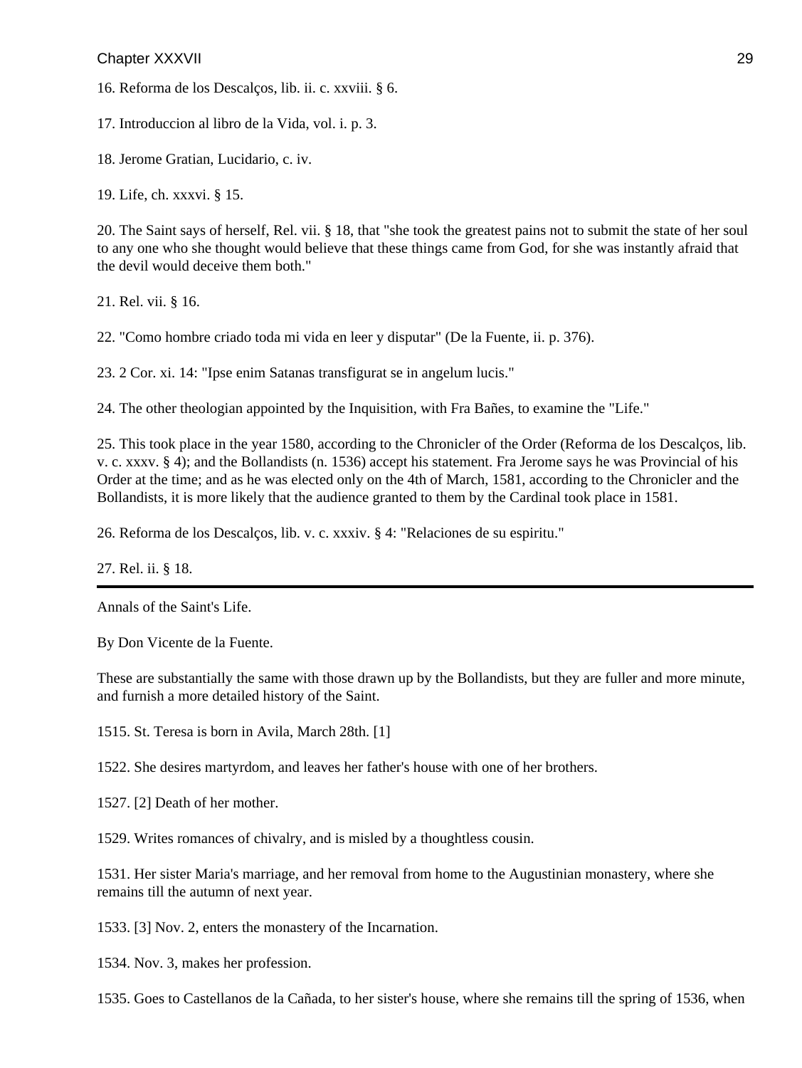16. Reforma de los Descalços, lib. ii. c. xxviii. § 6.

17. Introduccion al libro de la Vida, vol. i. p. 3.

18. Jerome Gratian, Lucidario, c. iv.

19. Life, ch. xxxvi. § 15.

20. The Saint says of herself, Rel. vii. § 18, that "she took the greatest pains not to submit the state of her soul to any one who she thought would believe that these things came from God, for she was instantly afraid that the devil would deceive them both."

21. Rel. vii. § 16.

22. "Como hombre criado toda mi vida en leer y disputar" (De la Fuente, ii. p. 376).

23. 2 Cor. xi. 14: "Ipse enim Satanas transfigurat se in angelum lucis."

24. The other theologian appointed by the Inquisition, with Fra Bañes, to examine the "Life."

25. This took place in the year 1580, according to the Chronicler of the Order (Reforma de los Descalços, lib. v. c. xxxv. § 4); and the Bollandists (n. 1536) accept his statement. Fra Jerome says he was Provincial of his Order at the time; and as he was elected only on the 4th of March, 1581, according to the Chronicler and the Bollandists, it is more likely that the audience granted to them by the Cardinal took place in 1581.

26. Reforma de los Descalços, lib. v. c. xxxiv. § 4: "Relaciones de su espiritu."

27. Rel. ii. § 18.

---

Annals of the Saint's Life.

By Don Vicente de la Fuente.

These are substantially the same with those drawn up by the Bollandists, but they are fuller and more minute, and furnish a more detailed history of the Saint.

1515. St. Teresa is born in Avila, March 28th. [1]

1522. She desires martyrdom, and leaves her father's house with one of her brothers.

1527. [2] Death of her mother.

1529. Writes romances of chivalry, and is misled by a thoughtless cousin.

1531. Her sister Maria's marriage, and her removal from home to the Augustinian monastery, where she remains till the autumn of next year.

1533. [3] Nov. 2, enters the monastery of the Incarnation.

1534. Nov. 3, makes her profession.

1535. Goes to Castellanos de la Cañada, to her sister's house, where she remains till the spring of 1536, when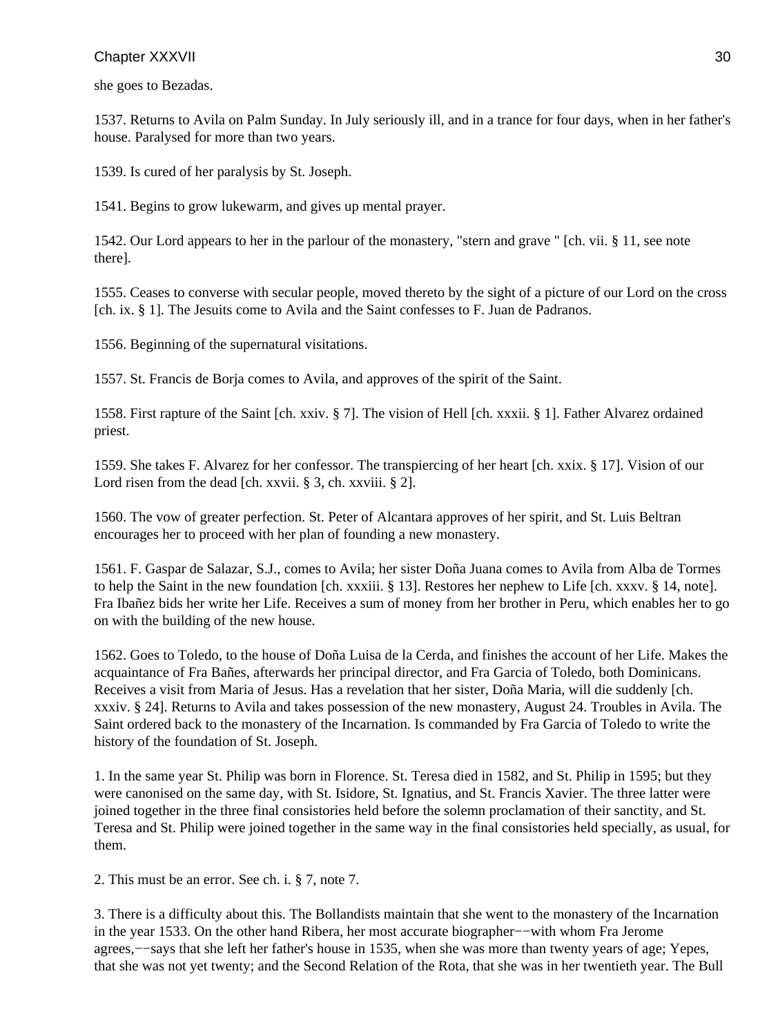she goes to Bezadas.

1537. Returns to Avila on Palm Sunday. In July seriously ill, and in a trance for four days, when in her father's house. Paralysed for more than two years.

1539. Is cured of her paralysis by St. Joseph.

1541. Begins to grow lukewarm, and gives up mental prayer.

1542. Our Lord appears to her in the parlour of the monastery, "stern and grave " [ch. vii. § 11, see note there].

1555. Ceases to converse with secular people, moved thereto by the sight of a picture of our Lord on the cross [ch. ix. § 1]. The Jesuits come to Avila and the Saint confesses to F. Juan de Padranos.

1556. Beginning of the supernatural visitations.

1557. St. Francis de Borja comes to Avila, and approves of the spirit of the Saint.

1558. First rapture of the Saint [ch. xxiv. § 7]. The vision of Hell [ch. xxxii. § 1]. Father Alvarez ordained priest.

1559. She takes F. Alvarez for her confessor. The transpiercing of her heart [ch. xxix. § 17]. Vision of our Lord risen from the dead [ch. xxvii. § 3, ch. xxviii. § 2].

1560. The vow of greater perfection. St. Peter of Alcantara approves of her spirit, and St. Luis Beltran encourages her to proceed with her plan of founding a new monastery.

1561. F. Gaspar de Salazar, S.J., comes to Avila; her sister Doña Juana comes to Avila from Alba de Tormes to help the Saint in the new foundation [ch. xxxiii. § 13]. Restores her nephew to Life [ch. xxxv. § 14, note]. Fra Ibañez bids her write her Life. Receives a sum of money from her brother in Peru, which enables her to go on with the building of the new house.

1562. Goes to Toledo, to the house of Doña Luisa de la Cerda, and finishes the account of her Life. Makes the acquaintance of Fra Bañes, afterwards her principal director, and Fra Garcia of Toledo, both Dominicans. Receives a visit from Maria of Jesus. Has a revelation that her sister, Doña Maria, will die suddenly [ch. xxxiv. § 24]. Returns to Avila and takes possession of the new monastery, August 24. Troubles in Avila. The Saint ordered back to the monastery of the Incarnation. Is commanded by Fra Garcia of Toledo to write the history of the foundation of St. Joseph.

1. In the same year St. Philip was born in Florence. St. Teresa died in 1582, and St. Philip in 1595; but they were canonised on the same day, with St. Isidore, St. Ignatius, and St. Francis Xavier. The three latter were joined together in the three final consistories held before the solemn proclamation of their sanctity, and St. Teresa and St. Philip were joined together in the same way in the final consistories held specially, as usual, for them.

2. This must be an error. See ch. i. § 7, note 7.

3. There is a difficulty about this. The Bollandists maintain that she went to the monastery of the Incarnation in the year 1533. On the other hand Ribera, her most accurate biographer−−with whom Fra Jerome agrees,−−says that she left her father's house in 1535, when she was more than twenty years of age; Yepes, that she was not yet twenty; and the Second Relation of the Rota, that she was in her twentieth year. The Bull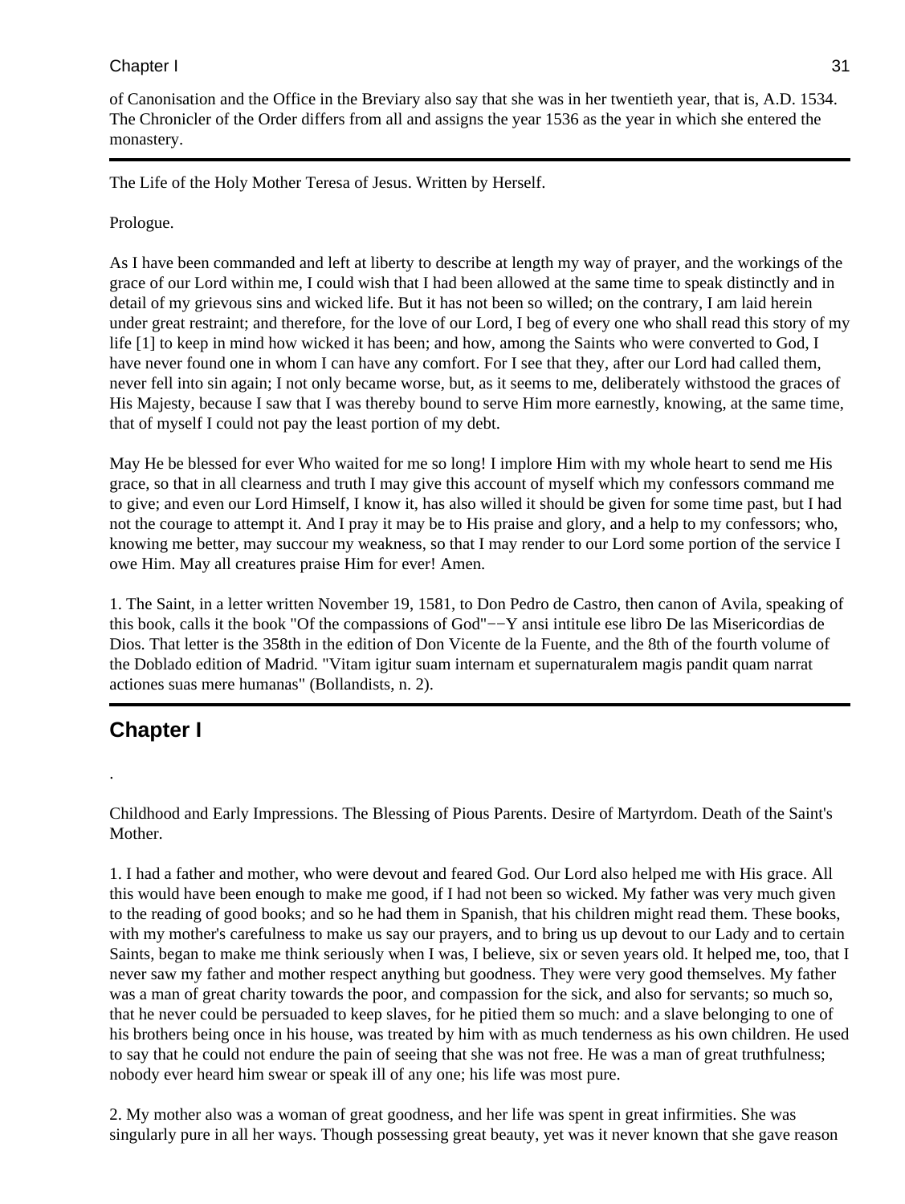of Canonisation and the Office in the Breviary also say that she was in her twentieth year, that is, A.D. 1534. The Chronicler of the Order differs from all and assigns the year 1536 as the year in which she entered the monastery.

---

The Life of the Holy Mother Teresa of Jesus. Written by Herself.

Prologue.

As I have been commanded and left at liberty to describe at length my way of prayer, and the workings of the grace of our Lord within me, I could wish that I had been allowed at the same time to speak distinctly and in detail of my grievous sins and wicked life. But it has not been so willed; on the contrary, I am laid herein under great restraint; and therefore, for the love of our Lord, I beg of every one who shall read this story of my life [1] to keep in mind how wicked it has been; and how, among the Saints who were converted to God, I have never found one in whom I can have any comfort. For I see that they, after our Lord had called them, never fell into sin again; I not only became worse, but, as it seems to me, deliberately withstood the graces of His Majesty, because I saw that I was thereby bound to serve Him more earnestly, knowing, at the same time, that of myself I could not pay the least portion of my debt.

May He be blessed for ever Who waited for me so long! I implore Him with my whole heart to send me His grace, so that in all clearness and truth I may give this account of myself which my confessors command me to give; and even our Lord Himself, I know it, has also willed it should be given for some time past, but I had not the courage to attempt it. And I pray it may be to His praise and glory, and a help to my confessors; who, knowing me better, may succour my weakness, so that I may render to our Lord some portion of the service I owe Him. May all creatures praise Him for ever! Amen.

1. The Saint, in a letter written November 19, 1581, to Don Pedro de Castro, then canon of Avila, speaking of this book, calls it the book "Of the compassions of God"−−Y ansi intitule ese libro De las Misericordias de Dios. That letter is the 358th in the edition of Don Vicente de la Fuente, and the 8th of the fourth volume of the Doblado edition of Madrid. "Vitam igitur suam internam et supernaturalem magis pandit quam narrat actiones suas mere humanas" (Bollandists, n. 2).

---

## Chapter I

.

Childhood and Early Impressions. The Blessing of Pious Parents. Desire of Martyrdom. Death of the Saint's Mother.

1. I had a father and mother, who were devout and feared God. Our Lord also helped me with His grace. All this would have been enough to make me good, if I had not been so wicked. My father was very much given to the reading of good books; and so he had them in Spanish, that his children might read them. These books, with my mother's carefulness to make us say our prayers, and to bring us up devout to our Lady and to certain Saints, began to make me think seriously when I was, I believe, six or seven years old. It helped me, too, that I never saw my father and mother respect anything but goodness. They were very good themselves. My father was a man of great charity towards the poor, and compassion for the sick, and also for servants; so much so, that he never could be persuaded to keep slaves, for he pitied them so much: and a slave belonging to one of his brothers being once in his house, was treated by him with as much tenderness as his own children. He used to say that he could not endure the pain of seeing that she was not free. He was a man of great truthfulness; nobody ever heard him swear or speak ill of any one; his life was most pure.

2. My mother also was a woman of great goodness, and her life was spent in great infirmities. She was singularly pure in all her ways. Though possessing great beauty, yet was it never known that she gave reason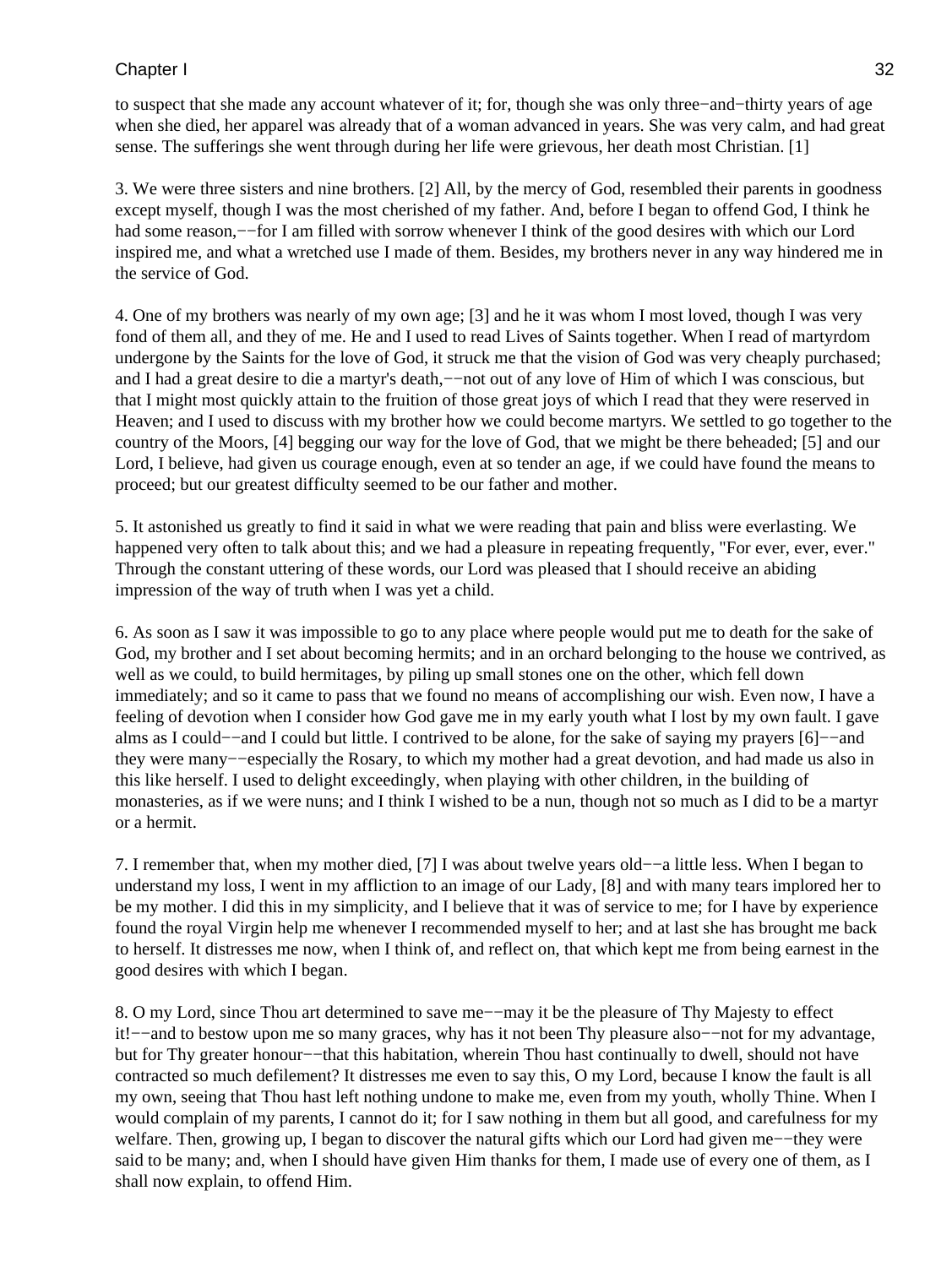to suspect that she made any account whatever of it; for, though she was only three−and−thirty years of age when she died, her apparel was already that of a woman advanced in years. She was very calm, and had great sense. The sufferings she went through during her life were grievous, her death most Christian. [1]

3. We were three sisters and nine brothers. [2] All, by the mercy of God, resembled their parents in goodness except myself, though I was the most cherished of my father. And, before I began to offend God, I think he had some reason,−−for I am filled with sorrow whenever I think of the good desires with which our Lord inspired me, and what a wretched use I made of them. Besides, my brothers never in any way hindered me in the service of God.

4. One of my brothers was nearly of my own age; [3] and he it was whom I most loved, though I was very fond of them all, and they of me. He and I used to read Lives of Saints together. When I read of martyrdom undergone by the Saints for the love of God, it struck me that the vision of God was very cheaply purchased; and I had a great desire to die a martyr's death,−−not out of any love of Him of which I was conscious, but that I might most quickly attain to the fruition of those great joys of which I read that they were reserved in Heaven; and I used to discuss with my brother how we could become martyrs. We settled to go together to the country of the Moors, [4] begging our way for the love of God, that we might be there beheaded; [5] and our Lord, I believe, had given us courage enough, even at so tender an age, if we could have found the means to proceed; but our greatest difficulty seemed to be our father and mother.

5. It astonished us greatly to find it said in what we were reading that pain and bliss were everlasting. We happened very often to talk about this; and we had a pleasure in repeating frequently, "For ever, ever, ever." Through the constant uttering of these words, our Lord was pleased that I should receive an abiding impression of the way of truth when I was yet a child.

6. As soon as I saw it was impossible to go to any place where people would put me to death for the sake of God, my brother and I set about becoming hermits; and in an orchard belonging to the house we contrived, as well as we could, to build hermitages, by piling up small stones one on the other, which fell down immediately; and so it came to pass that we found no means of accomplishing our wish. Even now, I have a feeling of devotion when I consider how God gave me in my early youth what I lost by my own fault. I gave alms as I could−−and I could but little. I contrived to be alone, for the sake of saying my prayers [6]−−and they were many−−especially the Rosary, to which my mother had a great devotion, and had made us also in this like herself. I used to delight exceedingly, when playing with other children, in the building of monasteries, as if we were nuns; and I think I wished to be a nun, though not so much as I did to be a martyr or a hermit.

7. I remember that, when my mother died, [7] I was about twelve years old−−a little less. When I began to understand my loss, I went in my affliction to an image of our Lady, [8] and with many tears implored her to be my mother. I did this in my simplicity, and I believe that it was of service to me; for I have by experience found the royal Virgin help me whenever I recommended myself to her; and at last she has brought me back to herself. It distresses me now, when I think of, and reflect on, that which kept me from being earnest in the good desires with which I began.

8. O my Lord, since Thou art determined to save me−−may it be the pleasure of Thy Majesty to effect it!−−and to bestow upon me so many graces, why has it not been Thy pleasure also−−not for my advantage, but for Thy greater honour−−that this habitation, wherein Thou hast continually to dwell, should not have contracted so much defilement? It distresses me even to say this, O my Lord, because I know the fault is all my own, seeing that Thou hast left nothing undone to make me, even from my youth, wholly Thine. When I would complain of my parents, I cannot do it; for I saw nothing in them but all good, and carefulness for my welfare. Then, growing up, I began to discover the natural gifts which our Lord had given me−−they were said to be many; and, when I should have given Him thanks for them, I made use of every one of them, as I shall now explain, to offend Him.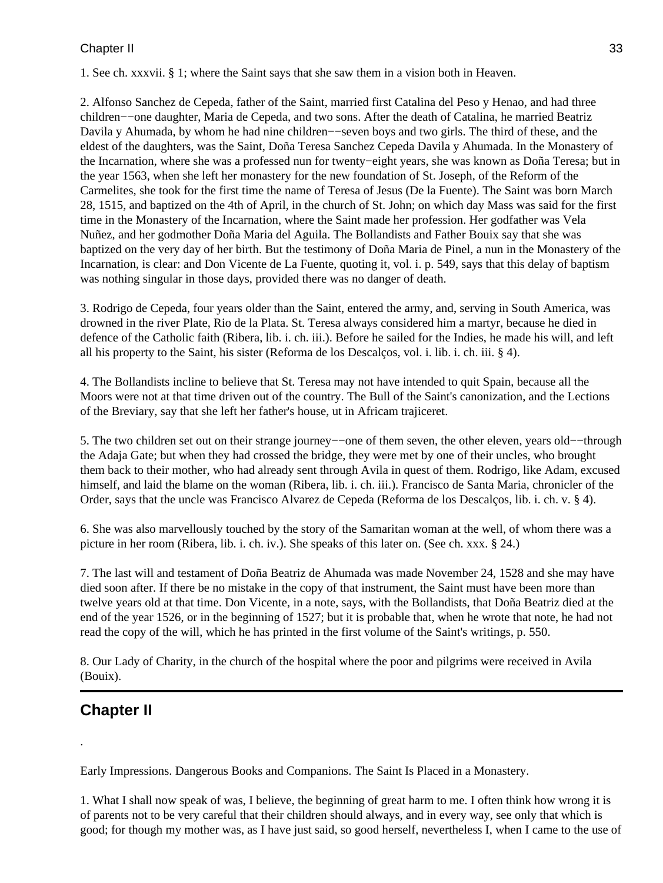1. See ch. xxxvii. § 1; where the Saint says that she saw them in a vision both in Heaven.

2. Alfonso Sanchez de Cepeda, father of the Saint, married first Catalina del Peso y Henao, and had three children−−one daughter, Maria de Cepeda, and two sons. After the death of Catalina, he married Beatriz Davila y Ahumada, by whom he had nine children−−seven boys and two girls. The third of these, and the eldest of the daughters, was the Saint, Doña Teresa Sanchez Cepeda Davila y Ahumada. In the Monastery of the Incarnation, where she was a professed nun for twenty−eight years, she was known as Doña Teresa; but in the year 1563, when she left her monastery for the new foundation of St. Joseph, of the Reform of the Carmelites, she took for the first time the name of Teresa of Jesus (De la Fuente). The Saint was born March 28, 1515, and baptized on the 4th of April, in the church of St. John; on which day Mass was said for the first time in the Monastery of the Incarnation, where the Saint made her profession. Her godfather was Vela Nuñez, and her godmother Doña Maria del Aguila. The Bollandists and Father Bouix say that she was baptized on the very day of her birth. But the testimony of Doña Maria de Pinel, a nun in the Monastery of the Incarnation, is clear: and Don Vicente de La Fuente, quoting it, vol. i. p. 549, says that this delay of baptism was nothing singular in those days, provided there was no danger of death.

3. Rodrigo de Cepeda, four years older than the Saint, entered the army, and, serving in South America, was drowned in the river Plate, Rio de la Plata. St. Teresa always considered him a martyr, because he died in defence of the Catholic faith (Ribera, lib. i. ch. iii.). Before he sailed for the Indies, he made his will, and left all his property to the Saint, his sister (Reforma de los Descalços, vol. i. lib. i. ch. iii. § 4).

4. The Bollandists incline to believe that St. Teresa may not have intended to quit Spain, because all the Moors were not at that time driven out of the country. The Bull of the Saint's canonization, and the Lections of the Breviary, say that she left her father's house, ut in Africam trajiceret.

5. The two children set out on their strange journey−−one of them seven, the other eleven, years old−−through the Adaja Gate; but when they had crossed the bridge, they were met by one of their uncles, who brought them back to their mother, who had already sent through Avila in quest of them. Rodrigo, like Adam, excused himself, and laid the blame on the woman (Ribera, lib. i. ch. iii.). Francisco de Santa Maria, chronicler of the Order, says that the uncle was Francisco Alvarez de Cepeda (Reforma de los Descalços, lib. i. ch. v. § 4).

6. She was also marvellously touched by the story of the Samaritan woman at the well, of whom there was a picture in her room (Ribera, lib. i. ch. iv.). She speaks of this later on. (See ch. xxx. § 24.)

7. The last will and testament of Doña Beatriz de Ahumada was made November 24, 1528 and she may have died soon after. If there be no mistake in the copy of that instrument, the Saint must have been more than twelve years old at that time. Don Vicente, in a note, says, with the Bollandists, that Doña Beatriz died at the end of the year 1526, or in the beginning of 1527; but it is probable that, when he wrote that note, he had not read the copy of the will, which he has printed in the first volume of the Saint's writings, p. 550.

8. Our Lady of Charity, in the church of the hospital where the poor and pilgrims were received in Avila (Bouix).

## Chapter II

.

Early Impressions. Dangerous Books and Companions. The Saint Is Placed in a Monastery.

1. What I shall now speak of was, I believe, the beginning of great harm to me. I often think how wrong it is of parents not to be very careful that their children should always, and in every way, see only that which is good; for though my mother was, as I have just said, so good herself, nevertheless I, when I came to the use of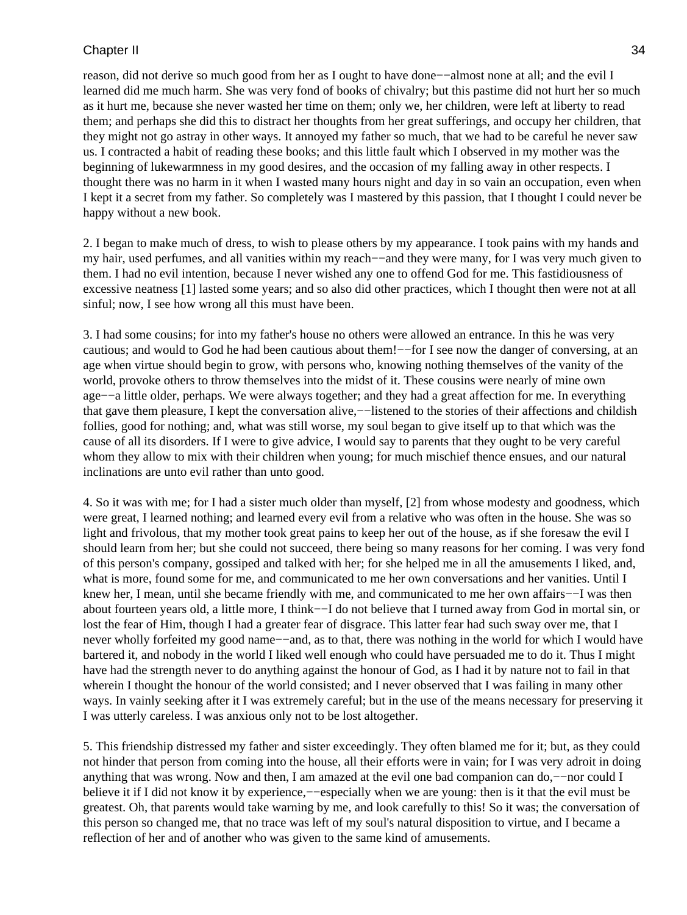reason, did not derive so much good from her as I ought to have done−−almost none at all; and the evil I learned did me much harm. She was very fond of books of chivalry; but this pastime did not hurt her so much as it hurt me, because she never wasted her time on them; only we, her children, were left at liberty to read them; and perhaps she did this to distract her thoughts from her great sufferings, and occupy her children, that they might not go astray in other ways. It annoyed my father so much, that we had to be careful he never saw us. I contracted a habit of reading these books; and this little fault which I observed in my mother was the beginning of lukewarmness in my good desires, and the occasion of my falling away in other respects. I thought there was no harm in it when I wasted many hours night and day in so vain an occupation, even when I kept it a secret from my father. So completely was I mastered by this passion, that I thought I could never be happy without a new book.

2. I began to make much of dress, to wish to please others by my appearance. I took pains with my hands and my hair, used perfumes, and all vanities within my reach−−and they were many, for I was very much given to them. I had no evil intention, because I never wished any one to offend God for me. This fastidiousness of excessive neatness [1] lasted some years; and so also did other practices, which I thought then were not at all sinful; now, I see how wrong all this must have been.

3. I had some cousins; for into my father's house no others were allowed an entrance. In this he was very cautious; and would to God he had been cautious about them!−−for I see now the danger of conversing, at an age when virtue should begin to grow, with persons who, knowing nothing themselves of the vanity of the world, provoke others to throw themselves into the midst of it. These cousins were nearly of mine own age−−a little older, perhaps. We were always together; and they had a great affection for me. In everything that gave them pleasure, I kept the conversation alive,−−listened to the stories of their affections and childish follies, good for nothing; and, what was still worse, my soul began to give itself up to that which was the cause of all its disorders. If I were to give advice, I would say to parents that they ought to be very careful whom they allow to mix with their children when young; for much mischief thence ensues, and our natural inclinations are unto evil rather than unto good.

4. So it was with me; for I had a sister much older than myself, [2] from whose modesty and goodness, which were great, I learned nothing; and learned every evil from a relative who was often in the house. She was so light and frivolous, that my mother took great pains to keep her out of the house, as if she foresaw the evil I should learn from her; but she could not succeed, there being so many reasons for her coming. I was very fond of this person's company, gossiped and talked with her; for she helped me in all the amusements I liked, and, what is more, found some for me, and communicated to me her own conversations and her vanities. Until I knew her, I mean, until she became friendly with me, and communicated to me her own affairs−−I was then about fourteen years old, a little more, I think−−I do not believe that I turned away from God in mortal sin, or lost the fear of Him, though I had a greater fear of disgrace. This latter fear had such sway over me, that I never wholly forfeited my good name−−and, as to that, there was nothing in the world for which I would have bartered it, and nobody in the world I liked well enough who could have persuaded me to do it. Thus I might have had the strength never to do anything against the honour of God, as I had it by nature not to fail in that wherein I thought the honour of the world consisted; and I never observed that I was failing in many other ways. In vainly seeking after it I was extremely careful; but in the use of the means necessary for preserving it I was utterly careless. I was anxious only not to be lost altogether.

5. This friendship distressed my father and sister exceedingly. They often blamed me for it; but, as they could not hinder that person from coming into the house, all their efforts were in vain; for I was very adroit in doing anything that was wrong. Now and then, I am amazed at the evil one bad companion can do,−−nor could I believe it if I did not know it by experience,−−especially when we are young: then is it that the evil must be greatest. Oh, that parents would take warning by me, and look carefully to this! So it was; the conversation of this person so changed me, that no trace was left of my soul's natural disposition to virtue, and I became a reflection of her and of another who was given to the same kind of amusements.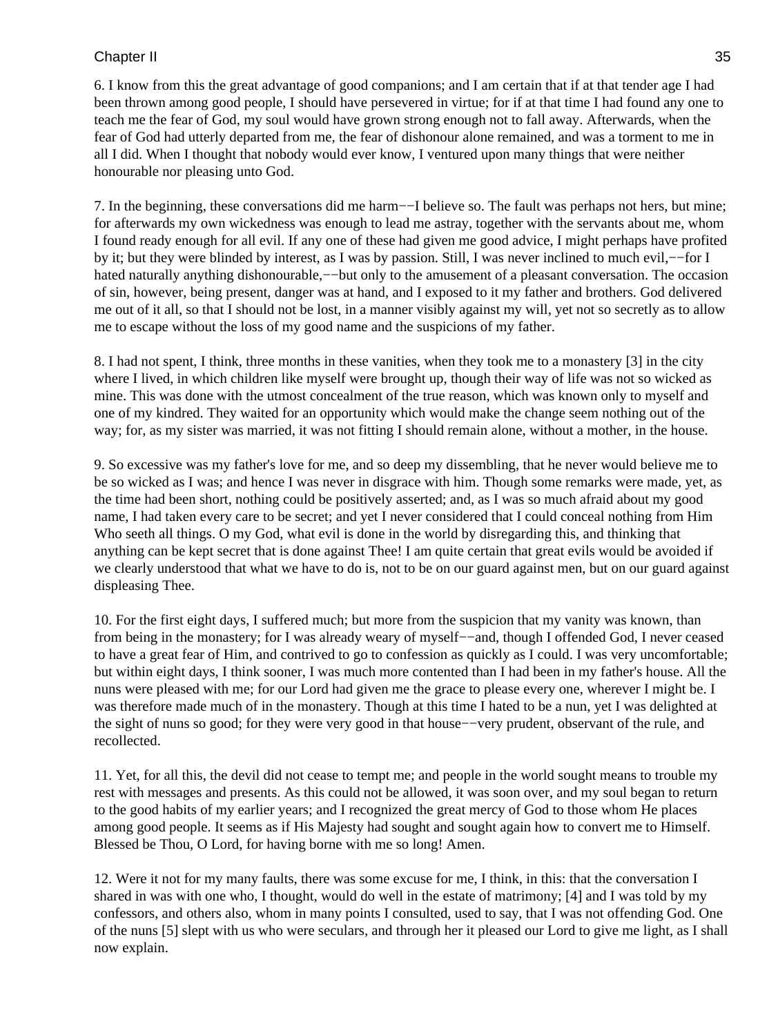6. I know from this the great advantage of good companions; and I am certain that if at that tender age I had been thrown among good people, I should have persevered in virtue; for if at that time I had found any one to teach me the fear of God, my soul would have grown strong enough not to fall away. Afterwards, when the fear of God had utterly departed from me, the fear of dishonour alone remained, and was a torment to me in all I did. When I thought that nobody would ever know, I ventured upon many things that were neither honourable nor pleasing unto God.

7. In the beginning, these conversations did me harm−−I believe so. The fault was perhaps not hers, but mine; for afterwards my own wickedness was enough to lead me astray, together with the servants about me, whom I found ready enough for all evil. If any one of these had given me good advice, I might perhaps have profited by it; but they were blinded by interest, as I was by passion. Still, I was never inclined to much evil,−−for I hated naturally anything dishonourable,−−but only to the amusement of a pleasant conversation. The occasion of sin, however, being present, danger was at hand, and I exposed to it my father and brothers. God delivered me out of it all, so that I should not be lost, in a manner visibly against my will, yet not so secretly as to allow me to escape without the loss of my good name and the suspicions of my father.

8. I had not spent, I think, three months in these vanities, when they took me to a monastery [3] in the city where I lived, in which children like myself were brought up, though their way of life was not so wicked as mine. This was done with the utmost concealment of the true reason, which was known only to myself and one of my kindred. They waited for an opportunity which would make the change seem nothing out of the way; for, as my sister was married, it was not fitting I should remain alone, without a mother, in the house.

9. So excessive was my father's love for me, and so deep my dissembling, that he never would believe me to be so wicked as I was; and hence I was never in disgrace with him. Though some remarks were made, yet, as the time had been short, nothing could be positively asserted; and, as I was so much afraid about my good name, I had taken every care to be secret; and yet I never considered that I could conceal nothing from Him Who seeth all things. O my God, what evil is done in the world by disregarding this, and thinking that anything can be kept secret that is done against Thee! I am quite certain that great evils would be avoided if we clearly understood that what we have to do is, not to be on our guard against men, but on our guard against displeasing Thee.

10. For the first eight days, I suffered much; but more from the suspicion that my vanity was known, than from being in the monastery; for I was already weary of myself−−and, though I offended God, I never ceased to have a great fear of Him, and contrived to go to confession as quickly as I could. I was very uncomfortable; but within eight days, I think sooner, I was much more contented than I had been in my father's house. All the nuns were pleased with me; for our Lord had given me the grace to please every one, wherever I might be. I was therefore made much of in the monastery. Though at this time I hated to be a nun, yet I was delighted at the sight of nuns so good; for they were very good in that house−−very prudent, observant of the rule, and recollected.

11. Yet, for all this, the devil did not cease to tempt me; and people in the world sought means to trouble my rest with messages and presents. As this could not be allowed, it was soon over, and my soul began to return to the good habits of my earlier years; and I recognized the great mercy of God to those whom He places among good people. It seems as if His Majesty had sought and sought again how to convert me to Himself. Blessed be Thou, O Lord, for having borne with me so long! Amen.

12. Were it not for my many faults, there was some excuse for me, I think, in this: that the conversation I shared in was with one who, I thought, would do well in the estate of matrimony; [4] and I was told by my confessors, and others also, whom in many points I consulted, used to say, that I was not offending God. One of the nuns [5] slept with us who were seculars, and through her it pleased our Lord to give me light, as I shall now explain.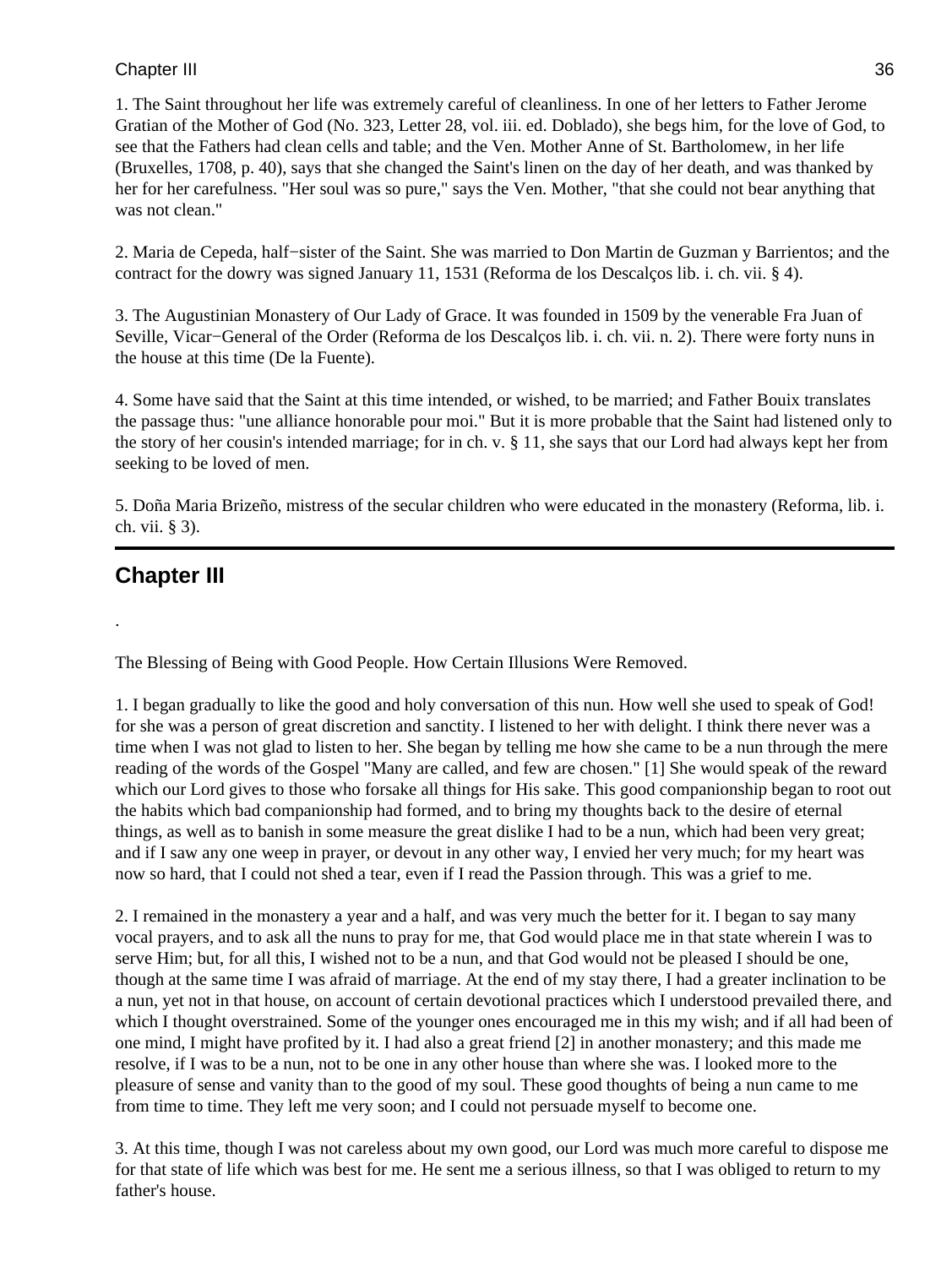1. The Saint throughout her life was extremely careful of cleanliness. In one of her letters to Father Jerome Gratian of the Mother of God (No. 323, Letter 28, vol. iii. ed. Doblado), she begs him, for the love of God, to see that the Fathers had clean cells and table; and the Ven. Mother Anne of St. Bartholomew, in her life (Bruxelles, 1708, p. 40), says that she changed the Saint's linen on the day of her death, and was thanked by her for her carefulness. "Her soul was so pure," says the Ven. Mother, "that she could not bear anything that was not clean."

2. Maria de Cepeda, half−sister of the Saint. She was married to Don Martin de Guzman y Barrientos; and the contract for the dowry was signed January 11, 1531 (Reforma de los Descalços lib. i. ch. vii. § 4).

3. The Augustinian Monastery of Our Lady of Grace. It was founded in 1509 by the venerable Fra Juan of Seville, Vicar−General of the Order (Reforma de los Descalços lib. i. ch. vii. n. 2). There were forty nuns in the house at this time (De la Fuente).

4. Some have said that the Saint at this time intended, or wished, to be married; and Father Bouix translates the passage thus: "une alliance honorable pour moi." But it is more probable that the Saint had listened only to the story of her cousin's intended marriage; for in ch. v. § 11, she says that our Lord had always kept her from seeking to be loved of men.

5. Doña Maria Brizeño, mistress of the secular children who were educated in the monastery (Reforma, lib. i. ch. vii. § 3).

---

## Chapter III

.

The Blessing of Being with Good People. How Certain Illusions Were Removed.

1. I began gradually to like the good and holy conversation of this nun. How well she used to speak of God! for she was a person of great discretion and sanctity. I listened to her with delight. I think there never was a time when I was not glad to listen to her. She began by telling me how she came to be a nun through the mere reading of the words of the Gospel "Many are called, and few are chosen." [1] She would speak of the reward which our Lord gives to those who forsake all things for His sake. This good companionship began to root out the habits which bad companionship had formed, and to bring my thoughts back to the desire of eternal things, as well as to banish in some measure the great dislike I had to be a nun, which had been very great; and if I saw any one weep in prayer, or devout in any other way, I envied her very much; for my heart was now so hard, that I could not shed a tear, even if I read the Passion through. This was a grief to me.

2. I remained in the monastery a year and a half, and was very much the better for it. I began to say many vocal prayers, and to ask all the nuns to pray for me, that God would place me in that state wherein I was to serve Him; but, for all this, I wished not to be a nun, and that God would not be pleased I should be one, though at the same time I was afraid of marriage. At the end of my stay there, I had a greater inclination to be a nun, yet not in that house, on account of certain devotional practices which I understood prevailed there, and which I thought overstrained. Some of the younger ones encouraged me in this my wish; and if all had been of one mind, I might have profited by it. I had also a great friend [2] in another monastery; and this made me resolve, if I was to be a nun, not to be one in any other house than where she was. I looked more to the pleasure of sense and vanity than to the good of my soul. These good thoughts of being a nun came to me from time to time. They left me very soon; and I could not persuade myself to become one.

3. At this time, though I was not careless about my own good, our Lord was much more careful to dispose me for that state of life which was best for me. He sent me a serious illness, so that I was obliged to return to my father's house.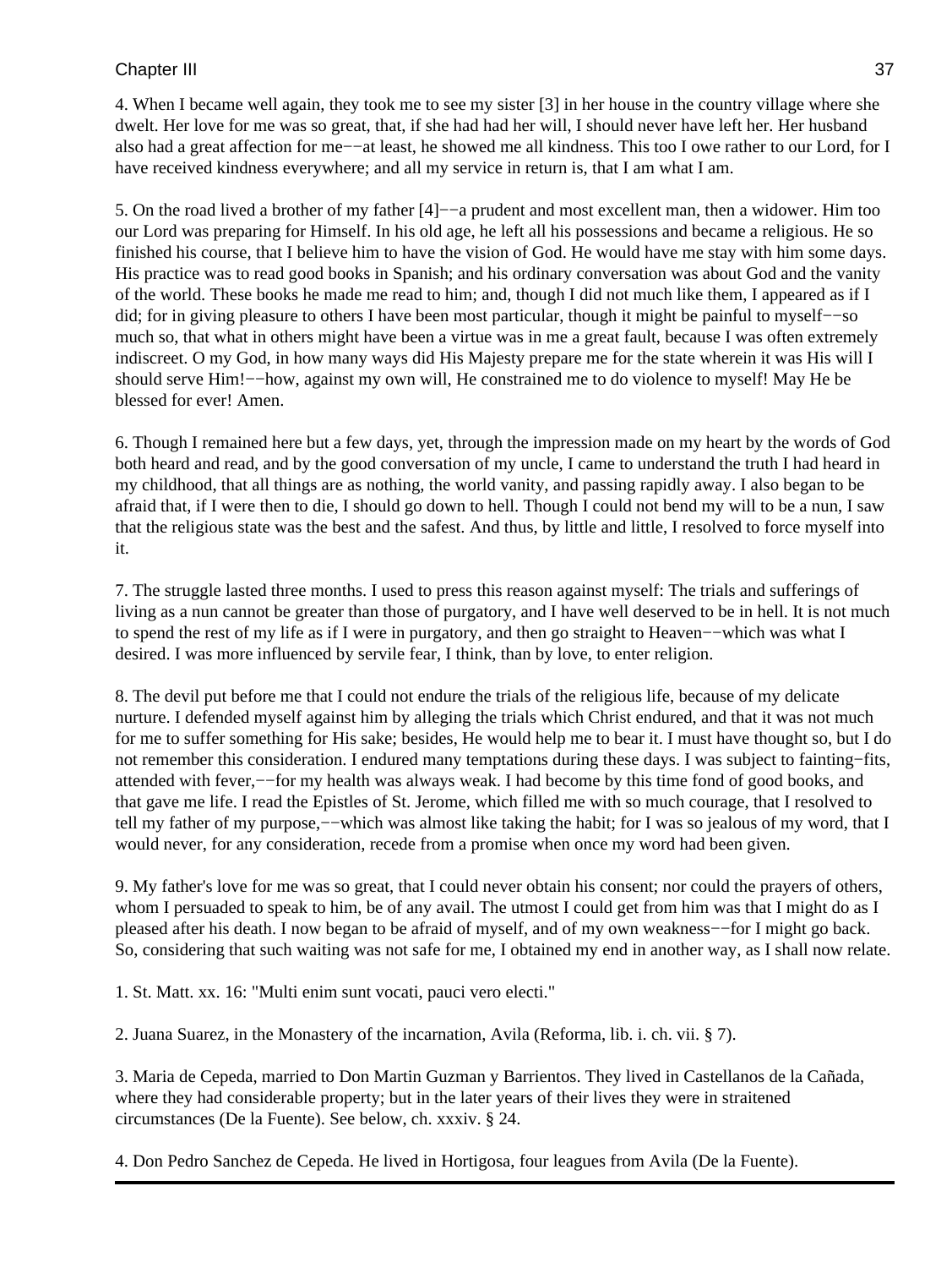4. When I became well again, they took me to see my sister [3] in her house in the country village where she dwelt. Her love for me was so great, that, if she had had her will, I should never have left her. Her husband also had a great affection for me−−at least, he showed me all kindness. This too I owe rather to our Lord, for I have received kindness everywhere; and all my service in return is, that I am what I am.

5. On the road lived a brother of my father [4]−−a prudent and most excellent man, then a widower. Him too our Lord was preparing for Himself. In his old age, he left all his possessions and became a religious. He so finished his course, that I believe him to have the vision of God. He would have me stay with him some days. His practice was to read good books in Spanish; and his ordinary conversation was about God and the vanity of the world. These books he made me read to him; and, though I did not much like them, I appeared as if I did; for in giving pleasure to others I have been most particular, though it might be painful to myself−−so much so, that what in others might have been a virtue was in me a great fault, because I was often extremely indiscreet. O my God, in how many ways did His Majesty prepare me for the state wherein it was His will I should serve Him!−−how, against my own will, He constrained me to do violence to myself! May He be blessed for ever! Amen.

6. Though I remained here but a few days, yet, through the impression made on my heart by the words of God both heard and read, and by the good conversation of my uncle, I came to understand the truth I had heard in my childhood, that all things are as nothing, the world vanity, and passing rapidly away. I also began to be afraid that, if I were then to die, I should go down to hell. Though I could not bend my will to be a nun, I saw that the religious state was the best and the safest. And thus, by little and little, I resolved to force myself into it.

7. The struggle lasted three months. I used to press this reason against myself: The trials and sufferings of living as a nun cannot be greater than those of purgatory, and I have well deserved to be in hell. It is not much to spend the rest of my life as if I were in purgatory, and then go straight to Heaven−−which was what I desired. I was more influenced by servile fear, I think, than by love, to enter religion.

8. The devil put before me that I could not endure the trials of the religious life, because of my delicate nurture. I defended myself against him by alleging the trials which Christ endured, and that it was not much for me to suffer something for His sake; besides, He would help me to bear it. I must have thought so, but I do not remember this consideration. I endured many temptations during these days. I was subject to fainting−fits, attended with fever,−−for my health was always weak. I had become by this time fond of good books, and that gave me life. I read the Epistles of St. Jerome, which filled me with so much courage, that I resolved to tell my father of my purpose,−−which was almost like taking the habit; for I was so jealous of my word, that I would never, for any consideration, recede from a promise when once my word had been given.

9. My father's love for me was so great, that I could never obtain his consent; nor could the prayers of others, whom I persuaded to speak to him, be of any avail. The utmost I could get from him was that I might do as I pleased after his death. I now began to be afraid of myself, and of my own weakness−−for I might go back. So, considering that such waiting was not safe for me, I obtained my end in another way, as I shall now relate.

1. St. Matt. xx. 16: "Multi enim sunt vocati, pauci vero electi."

2. Juana Suarez, in the Monastery of the incarnation, Avila (Reforma, lib. i. ch. vii. § 7).

3. Maria de Cepeda, married to Don Martin Guzman y Barrientos. They lived in Castellanos de la Cañada, where they had considerable property; but in the later years of their lives they were in straitened circumstances (De la Fuente). See below, ch. xxxiv. § 24.

4. Don Pedro Sanchez de Cepeda. He lived in Hortigosa, four leagues from Avila (De la Fuente).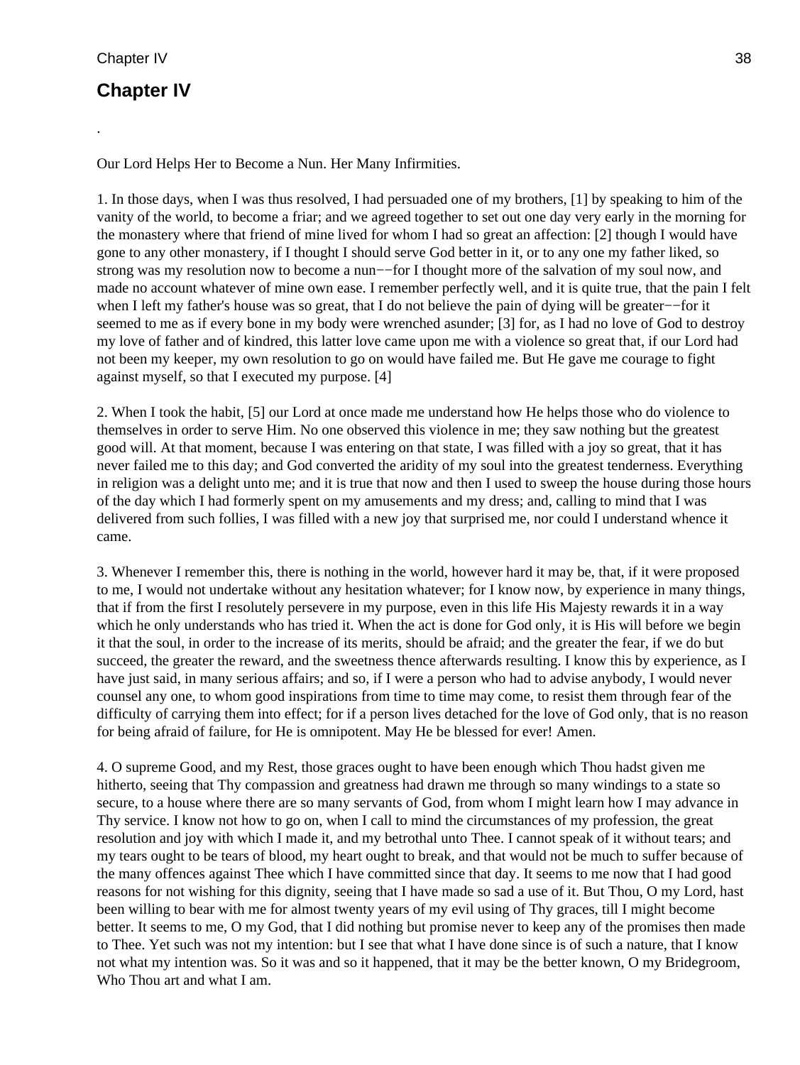# Chapter IV

.

Our Lord Helps Her to Become a Nun. Her Many Infirmities.

1. In those days, when I was thus resolved, I had persuaded one of my brothers, [1] by speaking to him of the vanity of the world, to become a friar; and we agreed together to set out one day very early in the morning for the monastery where that friend of mine lived for whom I had so great an affection: [2] though I would have gone to any other monastery, if I thought I should serve God better in it, or to any one my father liked, so strong was my resolution now to become a nun−−for I thought more of the salvation of my soul now, and made no account whatever of mine own ease. I remember perfectly well, and it is quite true, that the pain I felt when I left my father's house was so great, that I do not believe the pain of dying will be greater−−for it seemed to me as if every bone in my body were wrenched asunder; [3] for, as I had no love of God to destroy my love of father and of kindred, this latter love came upon me with a violence so great that, if our Lord had not been my keeper, my own resolution to go on would have failed me. But He gave me courage to fight against myself, so that I executed my purpose. [4]

2. When I took the habit, [5] our Lord at once made me understand how He helps those who do violence to themselves in order to serve Him. No one observed this violence in me; they saw nothing but the greatest good will. At that moment, because I was entering on that state, I was filled with a joy so great, that it has never failed me to this day; and God converted the aridity of my soul into the greatest tenderness. Everything in religion was a delight unto me; and it is true that now and then I used to sweep the house during those hours of the day which I had formerly spent on my amusements and my dress; and, calling to mind that I was delivered from such follies, I was filled with a new joy that surprised me, nor could I understand whence it came.

3. Whenever I remember this, there is nothing in the world, however hard it may be, that, if it were proposed to me, I would not undertake without any hesitation whatever; for I know now, by experience in many things, that if from the first I resolutely persevere in my purpose, even in this life His Majesty rewards it in a way which he only understands who has tried it. When the act is done for God only, it is His will before we begin it that the soul, in order to the increase of its merits, should be afraid; and the greater the fear, if we do but succeed, the greater the reward, and the sweetness thence afterwards resulting. I know this by experience, as I have just said, in many serious affairs; and so, if I were a person who had to advise anybody, I would never counsel any one, to whom good inspirations from time to time may come, to resist them through fear of the difficulty of carrying them into effect; for if a person lives detached for the love of God only, that is no reason for being afraid of failure, for He is omnipotent. May He be blessed for ever! Amen.

4. O supreme Good, and my Rest, those graces ought to have been enough which Thou hadst given me hitherto, seeing that Thy compassion and greatness had drawn me through so many windings to a state so secure, to a house where there are so many servants of God, from whom I might learn how I may advance in Thy service. I know not how to go on, when I call to mind the circumstances of my profession, the great resolution and joy with which I made it, and my betrothal unto Thee. I cannot speak of it without tears; and my tears ought to be tears of blood, my heart ought to break, and that would not be much to suffer because of the many offences against Thee which I have committed since that day. It seems to me now that I had good reasons for not wishing for this dignity, seeing that I have made so sad a use of it. But Thou, O my Lord, hast been willing to bear with me for almost twenty years of my evil using of Thy graces, till I might become better. It seems to me, O my God, that I did nothing but promise never to keep any of the promises then made to Thee. Yet such was not my intention: but I see that what I have done since is of such a nature, that I know not what my intention was. So it was and so it happened, that it may be the better known, O my Bridegroom, Who Thou art and what I am.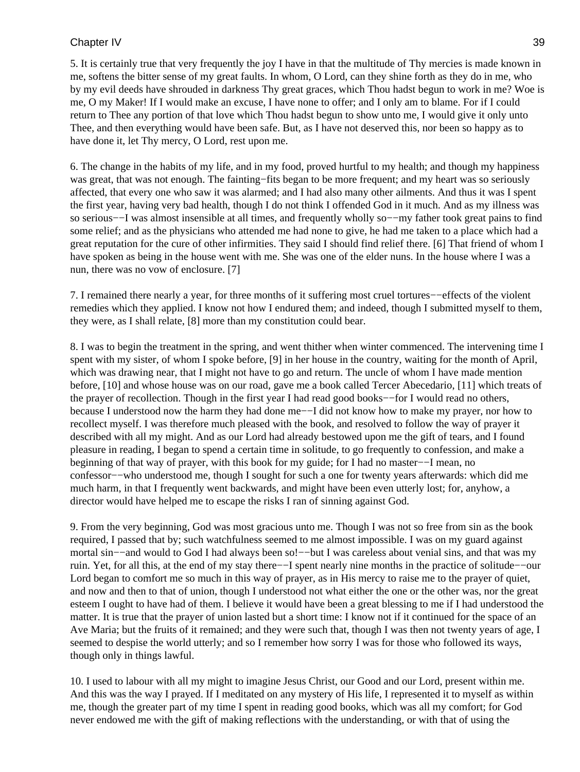5. It is certainly true that very frequently the joy I have in that the multitude of Thy mercies is made known in me, softens the bitter sense of my great faults. In whom, O Lord, can they shine forth as they do in me, who by my evil deeds have shrouded in darkness Thy great graces, which Thou hadst begun to work in me? Woe is me, O my Maker! If I would make an excuse, I have none to offer; and I only am to blame. For if I could return to Thee any portion of that love which Thou hadst begun to show unto me, I would give it only unto Thee, and then everything would have been safe. But, as I have not deserved this, nor been so happy as to have done it, let Thy mercy, O Lord, rest upon me.

6. The change in the habits of my life, and in my food, proved hurtful to my health; and though my happiness was great, that was not enough. The fainting−fits began to be more frequent; and my heart was so seriously affected, that every one who saw it was alarmed; and I had also many other ailments. And thus it was I spent the first year, having very bad health, though I do not think I offended God in it much. And as my illness was so serious−−I was almost insensible at all times, and frequently wholly so−−my father took great pains to find some relief; and as the physicians who attended me had none to give, he had me taken to a place which had a great reputation for the cure of other infirmities. They said I should find relief there. [6] That friend of whom I have spoken as being in the house went with me. She was one of the elder nuns. In the house where I was a nun, there was no vow of enclosure. [7]

7. I remained there nearly a year, for three months of it suffering most cruel tortures−−effects of the violent remedies which they applied. I know not how I endured them; and indeed, though I submitted myself to them, they were, as I shall relate, [8] more than my constitution could bear.

8. I was to begin the treatment in the spring, and went thither when winter commenced. The intervening time I spent with my sister, of whom I spoke before, [9] in her house in the country, waiting for the month of April, which was drawing near, that I might not have to go and return. The uncle of whom I have made mention before, [10] and whose house was on our road, gave me a book called Tercer Abecedario, [11] which treats of the prayer of recollection. Though in the first year I had read good books−−for I would read no others, because I understood now the harm they had done me−−I did not know how to make my prayer, nor how to recollect myself. I was therefore much pleased with the book, and resolved to follow the way of prayer it described with all my might. And as our Lord had already bestowed upon me the gift of tears, and I found pleasure in reading, I began to spend a certain time in solitude, to go frequently to confession, and make a beginning of that way of prayer, with this book for my guide; for I had no master−−I mean, no confessor−−who understood me, though I sought for such a one for twenty years afterwards: which did me much harm, in that I frequently went backwards, and might have been even utterly lost; for, anyhow, a director would have helped me to escape the risks I ran of sinning against God.

9. From the very beginning, God was most gracious unto me. Though I was not so free from sin as the book required, I passed that by; such watchfulness seemed to me almost impossible. I was on my guard against mortal sin−−and would to God I had always been so!−−but I was careless about venial sins, and that was my ruin. Yet, for all this, at the end of my stay there−−I spent nearly nine months in the practice of solitude−−our Lord began to comfort me so much in this way of prayer, as in His mercy to raise me to the prayer of quiet, and now and then to that of union, though I understood not what either the one or the other was, nor the great esteem I ought to have had of them. I believe it would have been a great blessing to me if I had understood the matter. It is true that the prayer of union lasted but a short time: I know not if it continued for the space of an Ave Maria; but the fruits of it remained; and they were such that, though I was then not twenty years of age, I seemed to despise the world utterly; and so I remember how sorry I was for those who followed its ways, though only in things lawful.

10. I used to labour with all my might to imagine Jesus Christ, our Good and our Lord, present within me. And this was the way I prayed. If I meditated on any mystery of His life, I represented it to myself as within me, though the greater part of my time I spent in reading good books, which was all my comfort; for God never endowed me with the gift of making reflections with the understanding, or with that of using the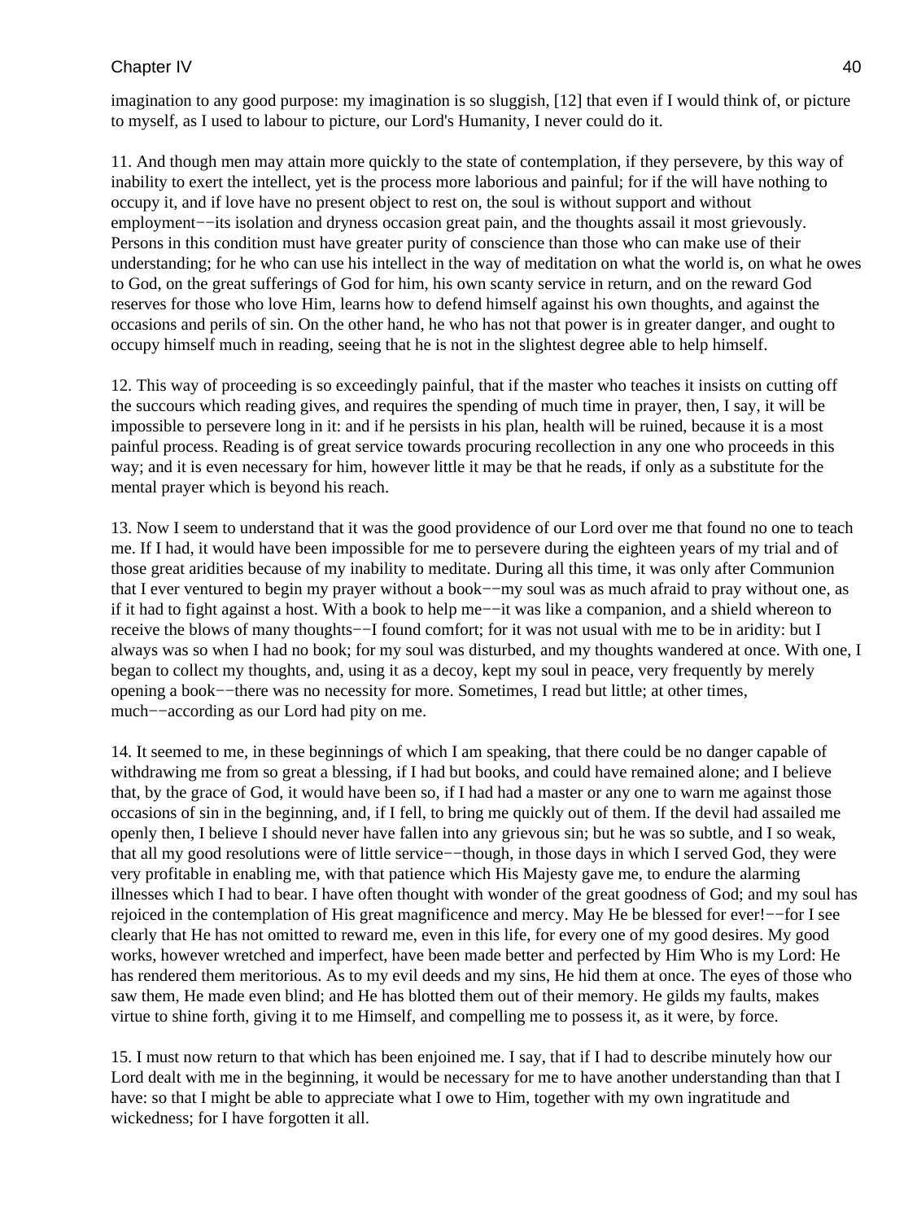imagination to any good purpose: my imagination is so sluggish, [12] that even if I would think of, or picture to myself, as I used to labour to picture, our Lord's Humanity, I never could do it.

11. And though men may attain more quickly to the state of contemplation, if they persevere, by this way of inability to exert the intellect, yet is the process more laborious and painful; for if the will have nothing to occupy it, and if love have no present object to rest on, the soul is without support and without employment−−its isolation and dryness occasion great pain, and the thoughts assail it most grievously. Persons in this condition must have greater purity of conscience than those who can make use of their understanding; for he who can use his intellect in the way of meditation on what the world is, on what he owes to God, on the great sufferings of God for him, his own scanty service in return, and on the reward God reserves for those who love Him, learns how to defend himself against his own thoughts, and against the occasions and perils of sin. On the other hand, he who has not that power is in greater danger, and ought to occupy himself much in reading, seeing that he is not in the slightest degree able to help himself.

12. This way of proceeding is so exceedingly painful, that if the master who teaches it insists on cutting off the succours which reading gives, and requires the spending of much time in prayer, then, I say, it will be impossible to persevere long in it: and if he persists in his plan, health will be ruined, because it is a most painful process. Reading is of great service towards procuring recollection in any one who proceeds in this way; and it is even necessary for him, however little it may be that he reads, if only as a substitute for the mental prayer which is beyond his reach.

13. Now I seem to understand that it was the good providence of our Lord over me that found no one to teach me. If I had, it would have been impossible for me to persevere during the eighteen years of my trial and of those great aridities because of my inability to meditate. During all this time, it was only after Communion that I ever ventured to begin my prayer without a book−−my soul was as much afraid to pray without one, as if it had to fight against a host. With a book to help me−−it was like a companion, and a shield whereon to receive the blows of many thoughts−−I found comfort; for it was not usual with me to be in aridity: but I always was so when I had no book; for my soul was disturbed, and my thoughts wandered at once. With one, I began to collect my thoughts, and, using it as a decoy, kept my soul in peace, very frequently by merely opening a book−−there was no necessity for more. Sometimes, I read but little; at other times, much−−according as our Lord had pity on me.

14. It seemed to me, in these beginnings of which I am speaking, that there could be no danger capable of withdrawing me from so great a blessing, if I had but books, and could have remained alone; and I believe that, by the grace of God, it would have been so, if I had had a master or any one to warn me against those occasions of sin in the beginning, and, if I fell, to bring me quickly out of them. If the devil had assailed me openly then, I believe I should never have fallen into any grievous sin; but he was so subtle, and I so weak, that all my good resolutions were of little service−−though, in those days in which I served God, they were very profitable in enabling me, with that patience which His Majesty gave me, to endure the alarming illnesses which I had to bear. I have often thought with wonder of the great goodness of God; and my soul has rejoiced in the contemplation of His great magnificence and mercy. May He be blessed for ever!−−for I see clearly that He has not omitted to reward me, even in this life, for every one of my good desires. My good works, however wretched and imperfect, have been made better and perfected by Him Who is my Lord: He has rendered them meritorious. As to my evil deeds and my sins, He hid them at once. The eyes of those who saw them, He made even blind; and He has blotted them out of their memory. He gilds my faults, makes virtue to shine forth, giving it to me Himself, and compelling me to possess it, as it were, by force.

15. I must now return to that which has been enjoined me. I say, that if I had to describe minutely how our Lord dealt with me in the beginning, it would be necessary for me to have another understanding than that I have: so that I might be able to appreciate what I owe to Him, together with my own ingratitude and wickedness; for I have forgotten it all.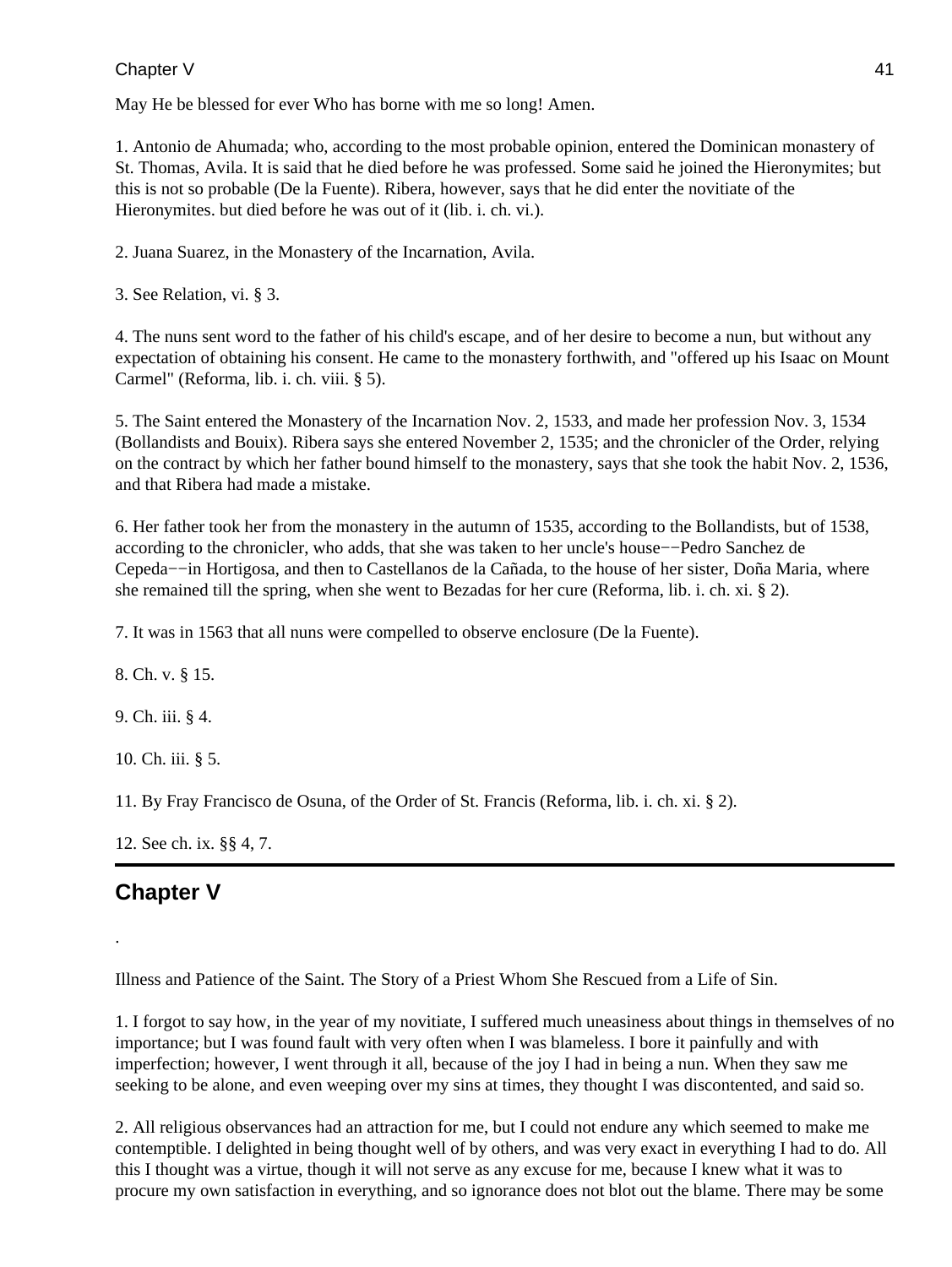May He be blessed for ever Who has borne with me so long! Amen.

1. Antonio de Ahumada; who, according to the most probable opinion, entered the Dominican monastery of St. Thomas, Avila. It is said that he died before he was professed. Some said he joined the Hieronymites; but this is not so probable (De la Fuente). Ribera, however, says that he did enter the novitiate of the Hieronymites. but died before he was out of it (lib. i. ch. vi.).

2. Juana Suarez, in the Monastery of the Incarnation, Avila.

3. See Relation, vi. § 3.

4. The nuns sent word to the father of his child's escape, and of her desire to become a nun, but without any expectation of obtaining his consent. He came to the monastery forthwith, and "offered up his Isaac on Mount Carmel" (Reforma, lib. i. ch. viii. § 5).

5. The Saint entered the Monastery of the Incarnation Nov. 2, 1533, and made her profession Nov. 3, 1534 (Bollandists and Bouix). Ribera says she entered November 2, 1535; and the chronicler of the Order, relying on the contract by which her father bound himself to the monastery, says that she took the habit Nov. 2, 1536, and that Ribera had made a mistake.

6. Her father took her from the monastery in the autumn of 1535, according to the Bollandists, but of 1538, according to the chronicler, who adds, that she was taken to her uncle's house−−Pedro Sanchez de Cepeda−−in Hortigosa, and then to Castellanos de la Cañada, to the house of her sister, Doña Maria, where she remained till the spring, when she went to Bezadas for her cure (Reforma, lib. i. ch. xi. § 2).

7. It was in 1563 that all nuns were compelled to observe enclosure (De la Fuente).

8. Ch. v. § 15.

9. Ch. iii. § 4.

10. Ch. iii. § 5.

11. By Fray Francisco de Osuna, of the Order of St. Francis (Reforma, lib. i. ch. xi. § 2).

12. See ch. ix. §§ 4, 7.

---

## Chapter V

.

Illness and Patience of the Saint. The Story of a Priest Whom She Rescued from a Life of Sin.

1. I forgot to say how, in the year of my novitiate, I suffered much uneasiness about things in themselves of no importance; but I was found fault with very often when I was blameless. I bore it painfully and with imperfection; however, I went through it all, because of the joy I had in being a nun. When they saw me seeking to be alone, and even weeping over my sins at times, they thought I was discontented, and said so.

2. All religious observances had an attraction for me, but I could not endure any which seemed to make me contemptible. I delighted in being thought well of by others, and was very exact in everything I had to do. All this I thought was a virtue, though it will not serve as any excuse for me, because I knew what it was to procure my own satisfaction in everything, and so ignorance does not blot out the blame. There may be some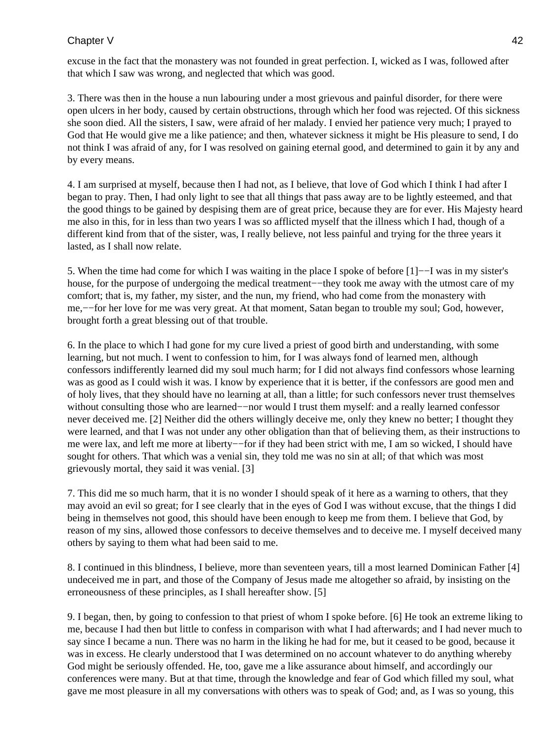excuse in the fact that the monastery was not founded in great perfection. I, wicked as I was, followed after that which I saw was wrong, and neglected that which was good.

3. There was then in the house a nun labouring under a most grievous and painful disorder, for there were open ulcers in her body, caused by certain obstructions, through which her food was rejected. Of this sickness she soon died. All the sisters, I saw, were afraid of her malady. I envied her patience very much; I prayed to God that He would give me a like patience; and then, whatever sickness it might be His pleasure to send, I do not think I was afraid of any, for I was resolved on gaining eternal good, and determined to gain it by any and by every means.

4. I am surprised at myself, because then I had not, as I believe, that love of God which I think I had after I began to pray. Then, I had only light to see that all things that pass away are to be lightly esteemed, and that the good things to be gained by despising them are of great price, because they are for ever. His Majesty heard me also in this, for in less than two years I was so afflicted myself that the illness which I had, though of a different kind from that of the sister, was, I really believe, not less painful and trying for the three years it lasted, as I shall now relate.

5. When the time had come for which I was waiting in the place I spoke of before [1]−−I was in my sister's house, for the purpose of undergoing the medical treatment−−they took me away with the utmost care of my comfort; that is, my father, my sister, and the nun, my friend, who had come from the monastery with me,−−for her love for me was very great. At that moment, Satan began to trouble my soul; God, however, brought forth a great blessing out of that trouble.

6. In the place to which I had gone for my cure lived a priest of good birth and understanding, with some learning, but not much. I went to confession to him, for I was always fond of learned men, although confessors indifferently learned did my soul much harm; for I did not always find confessors whose learning was as good as I could wish it was. I know by experience that it is better, if the confessors are good men and of holy lives, that they should have no learning at all, than a little; for such confessors never trust themselves without consulting those who are learned−−nor would I trust them myself: and a really learned confessor never deceived me. [2] Neither did the others willingly deceive me, only they knew no better; I thought they were learned, and that I was not under any other obligation than that of believing them, as their instructions to me were lax, and left me more at liberty−−for if they had been strict with me, I am so wicked, I should have sought for others. That which was a venial sin, they told me was no sin at all; of that which was most grievously mortal, they said it was venial. [3]

7. This did me so much harm, that it is no wonder I should speak of it here as a warning to others, that they may avoid an evil so great; for I see clearly that in the eyes of God I was without excuse, that the things I did being in themselves not good, this should have been enough to keep me from them. I believe that God, by reason of my sins, allowed those confessors to deceive themselves and to deceive me. I myself deceived many others by saying to them what had been said to me.

8. I continued in this blindness, I believe, more than seventeen years, till a most learned Dominican Father [4] undeceived me in part, and those of the Company of Jesus made me altogether so afraid, by insisting on the erroneousness of these principles, as I shall hereafter show. [5]

9. I began, then, by going to confession to that priest of whom I spoke before. [6] He took an extreme liking to me, because I had then but little to confess in comparison with what I had afterwards; and I had never much to say since I became a nun. There was no harm in the liking he had for me, but it ceased to be good, because it was in excess. He clearly understood that I was determined on no account whatever to do anything whereby God might be seriously offended. He, too, gave me a like assurance about himself, and accordingly our conferences were many. But at that time, through the knowledge and fear of God which filled my soul, what gave me most pleasure in all my conversations with others was to speak of God; and, as I was so young, this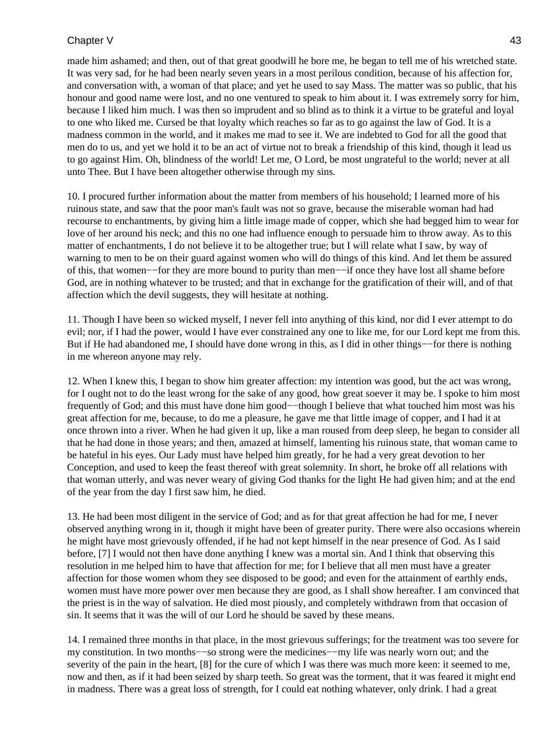made him ashamed; and then, out of that great goodwill he bore me, he began to tell me of his wretched state. It was very sad, for he had been nearly seven years in a most perilous condition, because of his affection for, and conversation with, a woman of that place; and yet he used to say Mass. The matter was so public, that his honour and good name were lost, and no one ventured to speak to him about it. I was extremely sorry for him, because I liked him much. I was then so imprudent and so blind as to think it a virtue to be grateful and loyal to one who liked me. Cursed be that loyalty which reaches so far as to go against the law of God. It is a madness common in the world, and it makes me mad to see it. We are indebted to God for all the good that men do to us, and yet we hold it to be an act of virtue not to break a friendship of this kind, though it lead us to go against Him. Oh, blindness of the world! Let me, O Lord, be most ungrateful to the world; never at all unto Thee. But I have been altogether otherwise through my sins.

10. I procured further information about the matter from members of his household; I learned more of his ruinous state, and saw that the poor man's fault was not so grave, because the miserable woman had had recourse to enchantments, by giving him a little image made of copper, which she had begged him to wear for love of her around his neck; and this no one had influence enough to persuade him to throw away. As to this matter of enchantments, I do not believe it to be altogether true; but I will relate what I saw, by way of warning to men to be on their guard against women who will do things of this kind. And let them be assured of this, that women−−for they are more bound to purity than men−−if once they have lost all shame before God, are in nothing whatever to be trusted; and that in exchange for the gratification of their will, and of that affection which the devil suggests, they will hesitate at nothing.

11. Though I have been so wicked myself, I never fell into anything of this kind, nor did I ever attempt to do evil; nor, if I had the power, would I have ever constrained any one to like me, for our Lord kept me from this. But if He had abandoned me, I should have done wrong in this, as I did in other things−−for there is nothing in me whereon anyone may rely.

12. When I knew this, I began to show him greater affection: my intention was good, but the act was wrong, for I ought not to do the least wrong for the sake of any good, how great soever it may be. I spoke to him most frequently of God; and this must have done him good−−though I believe that what touched him most was his great affection for me, because, to do me a pleasure, he gave me that little image of copper, and I had it at once thrown into a river. When he had given it up, like a man roused from deep sleep, he began to consider all that he had done in those years; and then, amazed at himself, lamenting his ruinous state, that woman came to be hateful in his eyes. Our Lady must have helped him greatly, for he had a very great devotion to her Conception, and used to keep the feast thereof with great solemnity. In short, he broke off all relations with that woman utterly, and was never weary of giving God thanks for the light He had given him; and at the end of the year from the day I first saw him, he died.

13. He had been most diligent in the service of God; and as for that great affection he had for me, I never observed anything wrong in it, though it might have been of greater purity. There were also occasions wherein he might have most grievously offended, if he had not kept himself in the near presence of God. As I said before, [7] I would not then have done anything I knew was a mortal sin. And I think that observing this resolution in me helped him to have that affection for me; for I believe that all men must have a greater affection for those women whom they see disposed to be good; and even for the attainment of earthly ends, women must have more power over men because they are good, as I shall show hereafter. I am convinced that the priest is in the way of salvation. He died most piously, and completely withdrawn from that occasion of sin. It seems that it was the will of our Lord he should be saved by these means.

14. I remained three months in that place, in the most grievous sufferings; for the treatment was too severe for my constitution. In two months−−so strong were the medicines−−my life was nearly worn out; and the severity of the pain in the heart, [8] for the cure of which I was there was much more keen: it seemed to me, now and then, as if it had been seized by sharp teeth. So great was the torment, that it was feared it might end in madness. There was a great loss of strength, for I could eat nothing whatever, only drink. I had a great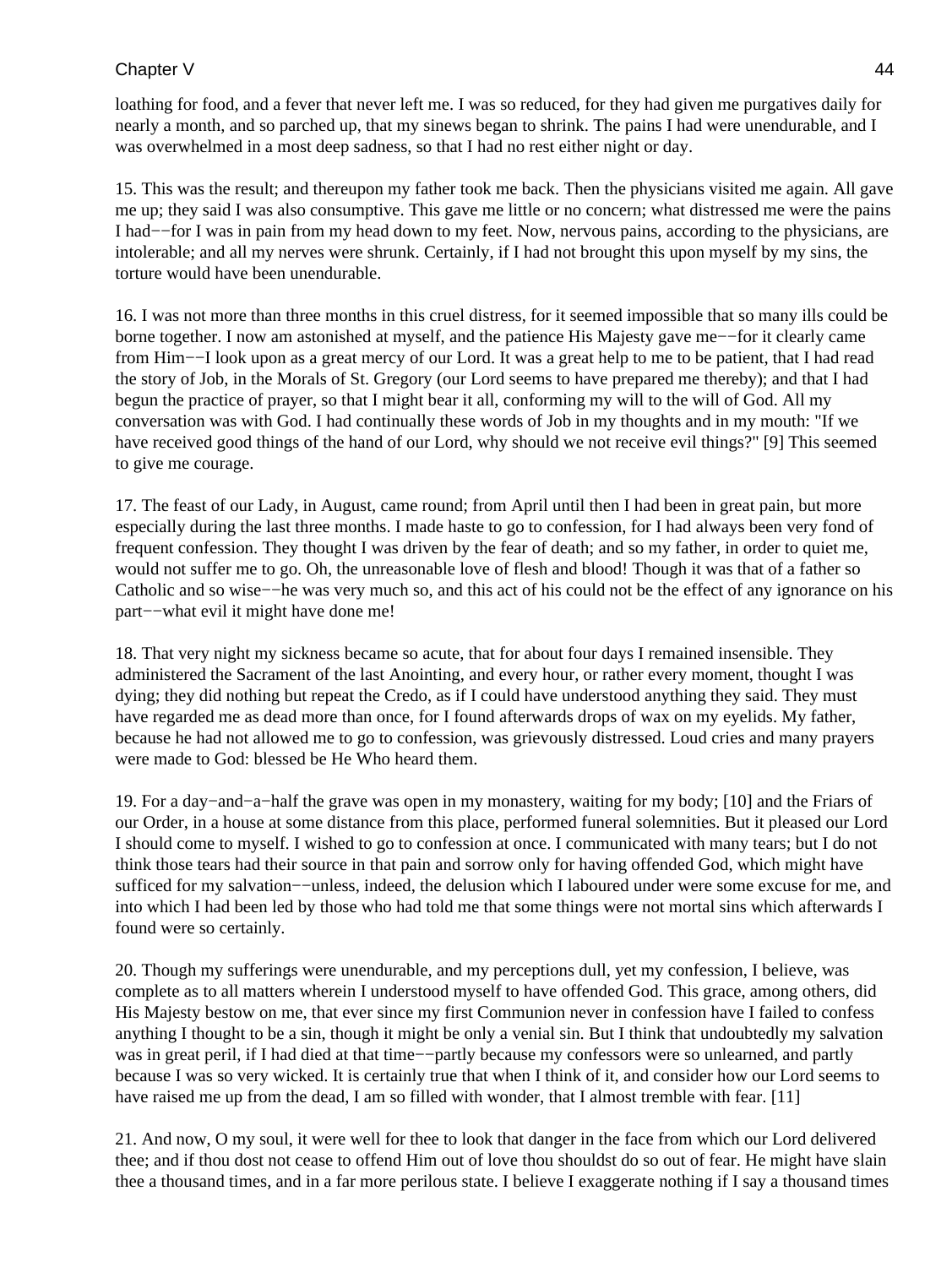loathing for food, and a fever that never left me. I was so reduced, for they had given me purgatives daily for nearly a month, and so parched up, that my sinews began to shrink. The pains I had were unendurable, and I was overwhelmed in a most deep sadness, so that I had no rest either night or day.

15. This was the result; and thereupon my father took me back. Then the physicians visited me again. All gave me up; they said I was also consumptive. This gave me little or no concern; what distressed me were the pains I had−−for I was in pain from my head down to my feet. Now, nervous pains, according to the physicians, are intolerable; and all my nerves were shrunk. Certainly, if I had not brought this upon myself by my sins, the torture would have been unendurable.

16. I was not more than three months in this cruel distress, for it seemed impossible that so many ills could be borne together. I now am astonished at myself, and the patience His Majesty gave me−−for it clearly came from Him−−I look upon as a great mercy of our Lord. It was a great help to me to be patient, that I had read the story of Job, in the Morals of St. Gregory (our Lord seems to have prepared me thereby); and that I had begun the practice of prayer, so that I might bear it all, conforming my will to the will of God. All my conversation was with God. I had continually these words of Job in my thoughts and in my mouth: "If we have received good things of the hand of our Lord, why should we not receive evil things?" [9] This seemed to give me courage.

17. The feast of our Lady, in August, came round; from April until then I had been in great pain, but more especially during the last three months. I made haste to go to confession, for I had always been very fond of frequent confession. They thought I was driven by the fear of death; and so my father, in order to quiet me, would not suffer me to go. Oh, the unreasonable love of flesh and blood! Though it was that of a father so Catholic and so wise−−he was very much so, and this act of his could not be the effect of any ignorance on his part−−what evil it might have done me!

18. That very night my sickness became so acute, that for about four days I remained insensible. They administered the Sacrament of the last Anointing, and every hour, or rather every moment, thought I was dying; they did nothing but repeat the Credo, as if I could have understood anything they said. They must have regarded me as dead more than once, for I found afterwards drops of wax on my eyelids. My father, because he had not allowed me to go to confession, was grievously distressed. Loud cries and many prayers were made to God: blessed be He Who heard them.

19. For a day−and−a−half the grave was open in my monastery, waiting for my body; [10] and the Friars of our Order, in a house at some distance from this place, performed funeral solemnities. But it pleased our Lord I should come to myself. I wished to go to confession at once. I communicated with many tears; but I do not think those tears had their source in that pain and sorrow only for having offended God, which might have sufficed for my salvation−−unless, indeed, the delusion which I laboured under were some excuse for me, and into which I had been led by those who had told me that some things were not mortal sins which afterwards I found were so certainly.

20. Though my sufferings were unendurable, and my perceptions dull, yet my confession, I believe, was complete as to all matters wherein I understood myself to have offended God. This grace, among others, did His Majesty bestow on me, that ever since my first Communion never in confession have I failed to confess anything I thought to be a sin, though it might be only a venial sin. But I think that undoubtedly my salvation was in great peril, if I had died at that time−−partly because my confessors were so unlearned, and partly because I was so very wicked. It is certainly true that when I think of it, and consider how our Lord seems to have raised me up from the dead, I am so filled with wonder, that I almost tremble with fear. [11]

21. And now, O my soul, it were well for thee to look that danger in the face from which our Lord delivered thee; and if thou dost not cease to offend Him out of love thou shouldst do so out of fear. He might have slain thee a thousand times, and in a far more perilous state. I believe I exaggerate nothing if I say a thousand times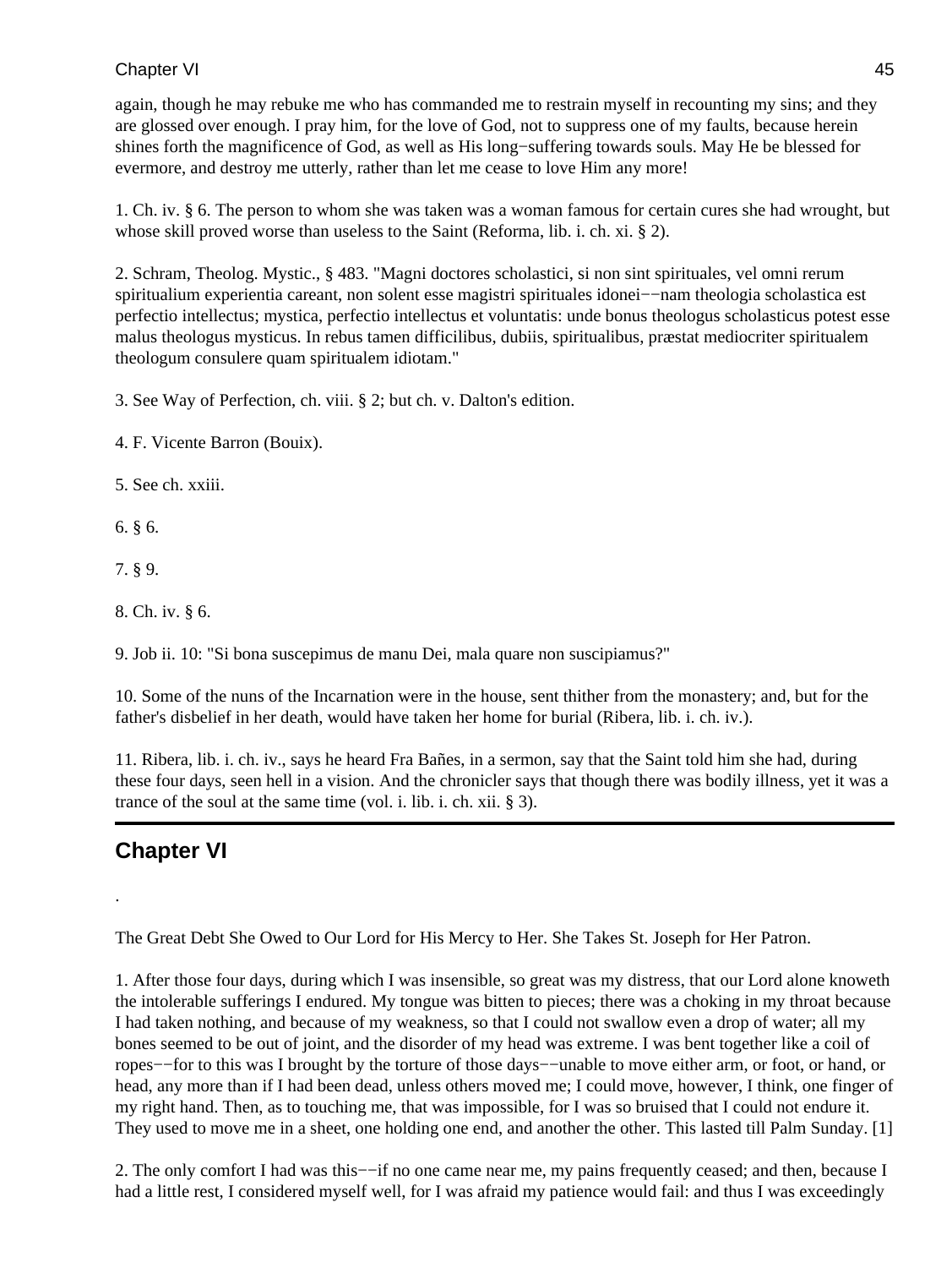again, though he may rebuke me who has commanded me to restrain myself in recounting my sins; and they are glossed over enough. I pray him, for the love of God, not to suppress one of my faults, because herein shines forth the magnificence of God, as well as His long−suffering towards souls. May He be blessed for evermore, and destroy me utterly, rather than let me cease to love Him any more!

1. Ch. iv. § 6. The person to whom she was taken was a woman famous for certain cures she had wrought, but whose skill proved worse than useless to the Saint (Reforma, lib. i. ch. xi. § 2).

2. Schram, Theolog. Mystic., § 483. "Magni doctores scholastici, si non sint spirituales, vel omni rerum spiritualium experientia careant, non solent esse magistri spirituales idonei−−nam theologia scholastica est perfectio intellectus; mystica, perfectio intellectus et voluntatis: unde bonus theologus scholasticus potest esse malus theologus mysticus. In rebus tamen difficilibus, dubiis, spiritualibus, præstat mediocriter spiritualem theologum consulere quam spiritualem idiotam."

3. See Way of Perfection, ch. viii. § 2; but ch. v. Dalton's edition.

4. F. Vicente Barron (Bouix).

5. See ch. xxiii.

6. § 6.

7. § 9.

8. Ch. iv. § 6.

9. Job ii. 10: "Si bona suscepimus de manu Dei, mala quare non suscipiamus?"

10. Some of the nuns of the Incarnation were in the house, sent thither from the monastery; and, but for the father's disbelief in her death, would have taken her home for burial (Ribera, lib. i. ch. iv.).

11. Ribera, lib. i. ch. iv., says he heard Fra Bañes, in a sermon, say that the Saint told him she had, during these four days, seen hell in a vision. And the chronicler says that though there was bodily illness, yet it was a trance of the soul at the same time (vol. i. lib. i. ch. xii. § 3).

## Chapter VI

.

The Great Debt She Owed to Our Lord for His Mercy to Her. She Takes St. Joseph for Her Patron.

1. After those four days, during which I was insensible, so great was my distress, that our Lord alone knoweth the intolerable sufferings I endured. My tongue was bitten to pieces; there was a choking in my throat because I had taken nothing, and because of my weakness, so that I could not swallow even a drop of water; all my bones seemed to be out of joint, and the disorder of my head was extreme. I was bent together like a coil of ropes−−for to this was I brought by the torture of those days−−unable to move either arm, or foot, or hand, or head, any more than if I had been dead, unless others moved me; I could move, however, I think, one finger of my right hand. Then, as to touching me, that was impossible, for I was so bruised that I could not endure it. They used to move me in a sheet, one holding one end, and another the other. This lasted till Palm Sunday. [1]

2. The only comfort I had was this−−if no one came near me, my pains frequently ceased; and then, because I had a little rest, I considered myself well, for I was afraid my patience would fail: and thus I was exceedingly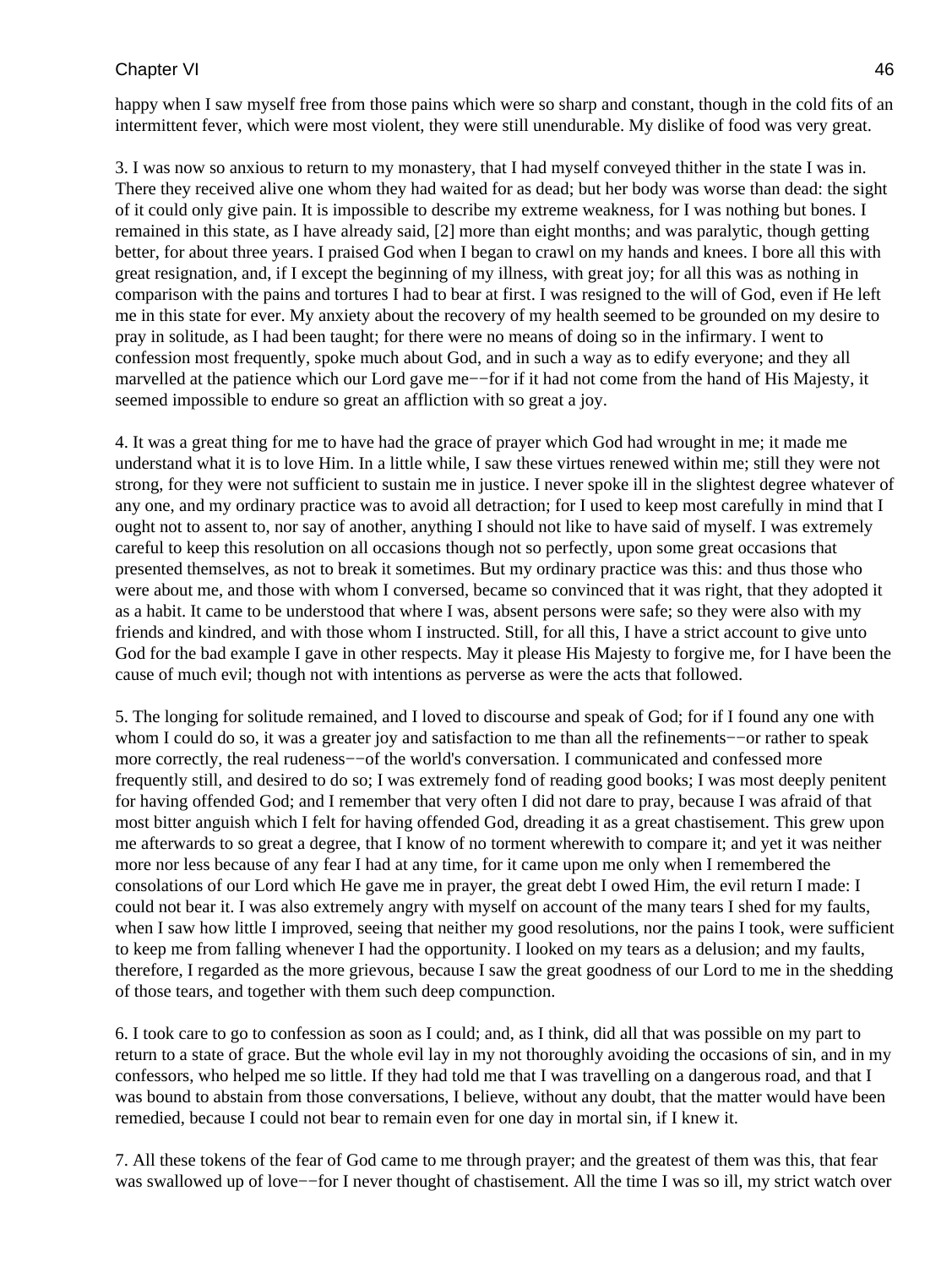happy when I saw myself free from those pains which were so sharp and constant, though in the cold fits of an intermittent fever, which were most violent, they were still unendurable. My dislike of food was very great.

3. I was now so anxious to return to my monastery, that I had myself conveyed thither in the state I was in. There they received alive one whom they had waited for as dead; but her body was worse than dead: the sight of it could only give pain. It is impossible to describe my extreme weakness, for I was nothing but bones. I remained in this state, as I have already said, [2] more than eight months; and was paralytic, though getting better, for about three years. I praised God when I began to crawl on my hands and knees. I bore all this with great resignation, and, if I except the beginning of my illness, with great joy; for all this was as nothing in comparison with the pains and tortures I had to bear at first. I was resigned to the will of God, even if He left me in this state for ever. My anxiety about the recovery of my health seemed to be grounded on my desire to pray in solitude, as I had been taught; for there were no means of doing so in the infirmary. I went to confession most frequently, spoke much about God, and in such a way as to edify everyone; and they all marvelled at the patience which our Lord gave me−−for if it had not come from the hand of His Majesty, it seemed impossible to endure so great an affliction with so great a joy.

4. It was a great thing for me to have had the grace of prayer which God had wrought in me; it made me understand what it is to love Him. In a little while, I saw these virtues renewed within me; still they were not strong, for they were not sufficient to sustain me in justice. I never spoke ill in the slightest degree whatever of any one, and my ordinary practice was to avoid all detraction; for I used to keep most carefully in mind that I ought not to assent to, nor say of another, anything I should not like to have said of myself. I was extremely careful to keep this resolution on all occasions though not so perfectly, upon some great occasions that presented themselves, as not to break it sometimes. But my ordinary practice was this: and thus those who were about me, and those with whom I conversed, became so convinced that it was right, that they adopted it as a habit. It came to be understood that where I was, absent persons were safe; so they were also with my friends and kindred, and with those whom I instructed. Still, for all this, I have a strict account to give unto God for the bad example I gave in other respects. May it please His Majesty to forgive me, for I have been the cause of much evil; though not with intentions as perverse as were the acts that followed.

5. The longing for solitude remained, and I loved to discourse and speak of God; for if I found any one with whom I could do so, it was a greater joy and satisfaction to me than all the refinements−−or rather to speak more correctly, the real rudeness−−of the world's conversation. I communicated and confessed more frequently still, and desired to do so; I was extremely fond of reading good books; I was most deeply penitent for having offended God; and I remember that very often I did not dare to pray, because I was afraid of that most bitter anguish which I felt for having offended God, dreading it as a great chastisement. This grew upon me afterwards to so great a degree, that I know of no torment wherewith to compare it; and yet it was neither more nor less because of any fear I had at any time, for it came upon me only when I remembered the consolations of our Lord which He gave me in prayer, the great debt I owed Him, the evil return I made: I could not bear it. I was also extremely angry with myself on account of the many tears I shed for my faults, when I saw how little I improved, seeing that neither my good resolutions, nor the pains I took, were sufficient to keep me from falling whenever I had the opportunity. I looked on my tears as a delusion; and my faults, therefore, I regarded as the more grievous, because I saw the great goodness of our Lord to me in the shedding of those tears, and together with them such deep compunction.

6. I took care to go to confession as soon as I could; and, as I think, did all that was possible on my part to return to a state of grace. But the whole evil lay in my not thoroughly avoiding the occasions of sin, and in my confessors, who helped me so little. If they had told me that I was travelling on a dangerous road, and that I was bound to abstain from those conversations, I believe, without any doubt, that the matter would have been remedied, because I could not bear to remain even for one day in mortal sin, if I knew it.

7. All these tokens of the fear of God came to me through prayer; and the greatest of them was this, that fear was swallowed up of love−−for I never thought of chastisement. All the time I was so ill, my strict watch over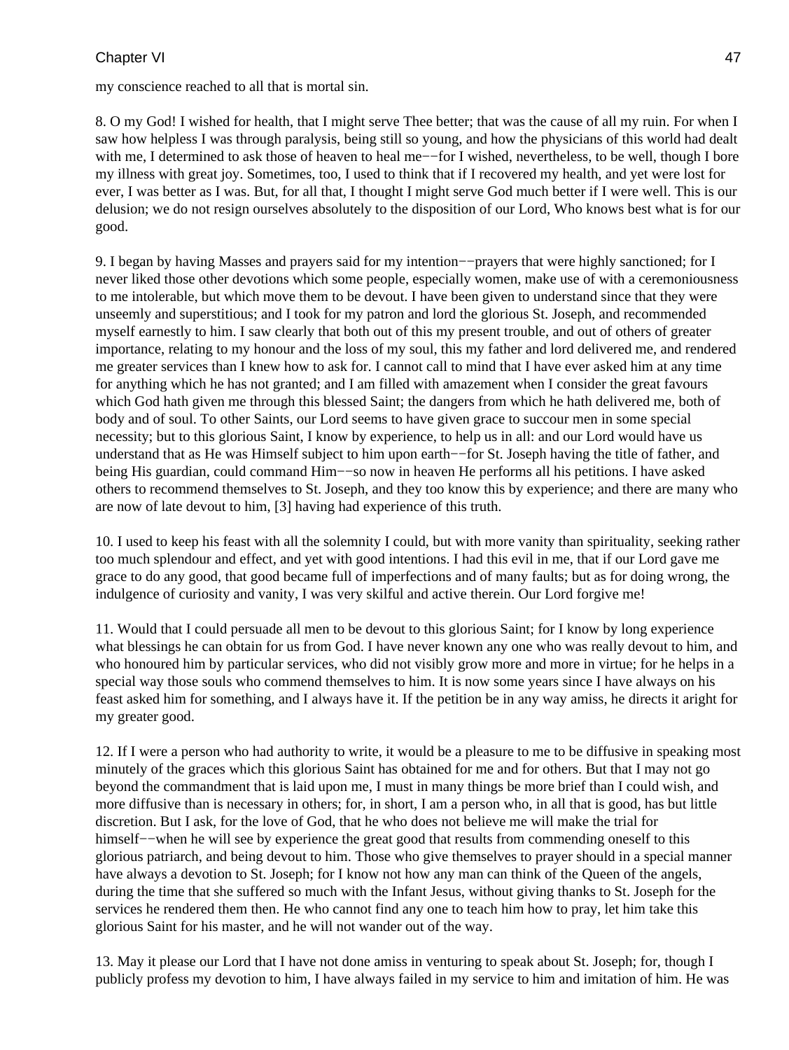my conscience reached to all that is mortal sin.

8. O my God! I wished for health, that I might serve Thee better; that was the cause of all my ruin. For when I saw how helpless I was through paralysis, being still so young, and how the physicians of this world had dealt with me, I determined to ask those of heaven to heal me−−for I wished, nevertheless, to be well, though I bore my illness with great joy. Sometimes, too, I used to think that if I recovered my health, and yet were lost for ever, I was better as I was. But, for all that, I thought I might serve God much better if I were well. This is our delusion; we do not resign ourselves absolutely to the disposition of our Lord, Who knows best what is for our good.

9. I began by having Masses and prayers said for my intention−−prayers that were highly sanctioned; for I never liked those other devotions which some people, especially women, make use of with a ceremoniousness to me intolerable, but which move them to be devout. I have been given to understand since that they were unseemly and superstitious; and I took for my patron and lord the glorious St. Joseph, and recommended myself earnestly to him. I saw clearly that both out of this my present trouble, and out of others of greater importance, relating to my honour and the loss of my soul, this my father and lord delivered me, and rendered me greater services than I knew how to ask for. I cannot call to mind that I have ever asked him at any time for anything which he has not granted; and I am filled with amazement when I consider the great favours which God hath given me through this blessed Saint; the dangers from which he hath delivered me, both of body and of soul. To other Saints, our Lord seems to have given grace to succour men in some special necessity; but to this glorious Saint, I know by experience, to help us in all: and our Lord would have us understand that as He was Himself subject to him upon earth−−for St. Joseph having the title of father, and being His guardian, could command Him−−so now in heaven He performs all his petitions. I have asked others to recommend themselves to St. Joseph, and they too know this by experience; and there are many who are now of late devout to him, [3] having had experience of this truth.

10. I used to keep his feast with all the solemnity I could, but with more vanity than spirituality, seeking rather too much splendour and effect, and yet with good intentions. I had this evil in me, that if our Lord gave me grace to do any good, that good became full of imperfections and of many faults; but as for doing wrong, the indulgence of curiosity and vanity, I was very skilful and active therein. Our Lord forgive me!

11. Would that I could persuade all men to be devout to this glorious Saint; for I know by long experience what blessings he can obtain for us from God. I have never known any one who was really devout to him, and who honoured him by particular services, who did not visibly grow more and more in virtue; for he helps in a special way those souls who commend themselves to him. It is now some years since I have always on his feast asked him for something, and I always have it. If the petition be in any way amiss, he directs it aright for my greater good.

12. If I were a person who had authority to write, it would be a pleasure to me to be diffusive in speaking most minutely of the graces which this glorious Saint has obtained for me and for others. But that I may not go beyond the commandment that is laid upon me, I must in many things be more brief than I could wish, and more diffusive than is necessary in others; for, in short, I am a person who, in all that is good, has but little discretion. But I ask, for the love of God, that he who does not believe me will make the trial for himself−−when he will see by experience the great good that results from commending oneself to this glorious patriarch, and being devout to him. Those who give themselves to prayer should in a special manner have always a devotion to St. Joseph; for I know not how any man can think of the Queen of the angels, during the time that she suffered so much with the Infant Jesus, without giving thanks to St. Joseph for the services he rendered them then. He who cannot find any one to teach him how to pray, let him take this glorious Saint for his master, and he will not wander out of the way.

13. May it please our Lord that I have not done amiss in venturing to speak about St. Joseph; for, though I publicly profess my devotion to him, I have always failed in my service to him and imitation of him. He was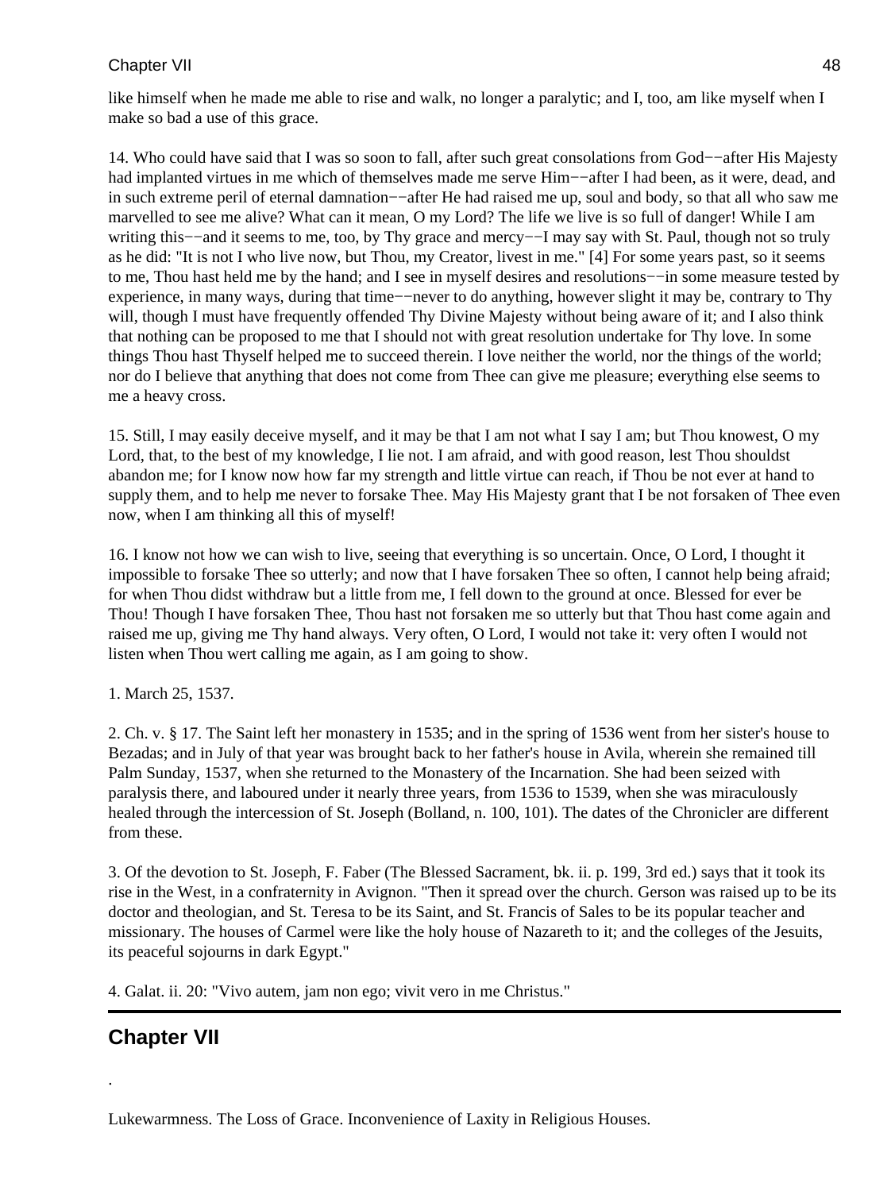like himself when he made me able to rise and walk, no longer a paralytic; and I, too, am like myself when I make so bad a use of this grace.

14. Who could have said that I was so soon to fall, after such great consolations from God−−after His Majesty had implanted virtues in me which of themselves made me serve Him−−after I had been, as it were, dead, and in such extreme peril of eternal damnation−−after He had raised me up, soul and body, so that all who saw me marvelled to see me alive? What can it mean, O my Lord? The life we live is so full of danger! While I am writing this−−and it seems to me, too, by Thy grace and mercy−−I may say with St. Paul, though not so truly as he did: "It is not I who live now, but Thou, my Creator, livest in me." [4] For some years past, so it seems to me, Thou hast held me by the hand; and I see in myself desires and resolutions−−in some measure tested by experience, in many ways, during that time−−never to do anything, however slight it may be, contrary to Thy will, though I must have frequently offended Thy Divine Majesty without being aware of it; and I also think that nothing can be proposed to me that I should not with great resolution undertake for Thy love. In some things Thou hast Thyself helped me to succeed therein. I love neither the world, nor the things of the world; nor do I believe that anything that does not come from Thee can give me pleasure; everything else seems to me a heavy cross.

15. Still, I may easily deceive myself, and it may be that I am not what I say I am; but Thou knowest, O my Lord, that, to the best of my knowledge, I lie not. I am afraid, and with good reason, lest Thou shouldst abandon me; for I know now how far my strength and little virtue can reach, if Thou be not ever at hand to supply them, and to help me never to forsake Thee. May His Majesty grant that I be not forsaken of Thee even now, when I am thinking all this of myself!

16. I know not how we can wish to live, seeing that everything is so uncertain. Once, O Lord, I thought it impossible to forsake Thee so utterly; and now that I have forsaken Thee so often, I cannot help being afraid; for when Thou didst withdraw but a little from me, I fell down to the ground at once. Blessed for ever be Thou! Though I have forsaken Thee, Thou hast not forsaken me so utterly but that Thou hast come again and raised me up, giving me Thy hand always. Very often, O Lord, I would not take it: very often I would not listen when Thou wert calling me again, as I am going to show.

1. March 25, 1537.

2. Ch. v. § 17. The Saint left her monastery in 1535; and in the spring of 1536 went from her sister's house to Bezadas; and in July of that year was brought back to her father's house in Avila, wherein she remained till Palm Sunday, 1537, when she returned to the Monastery of the Incarnation. She had been seized with paralysis there, and laboured under it nearly three years, from 1536 to 1539, when she was miraculously healed through the intercession of St. Joseph (Bolland, n. 100, 101). The dates of the Chronicler are different from these.

3. Of the devotion to St. Joseph, F. Faber (The Blessed Sacrament, bk. ii. p. 199, 3rd ed.) says that it took its rise in the West, in a confraternity in Avignon. "Then it spread over the church. Gerson was raised up to be its doctor and theologian, and St. Teresa to be its Saint, and St. Francis of Sales to be its popular teacher and missionary. The houses of Carmel were like the holy house of Nazareth to it; and the colleges of the Jesuits, its peaceful sojourns in dark Egypt."

4. Galat. ii. 20: "Vivo autem, jam non ego; vivit vero in me Christus."

---

## Chapter VII

.

Lukewarmness. The Loss of Grace. Inconvenience of Laxity in Religious Houses.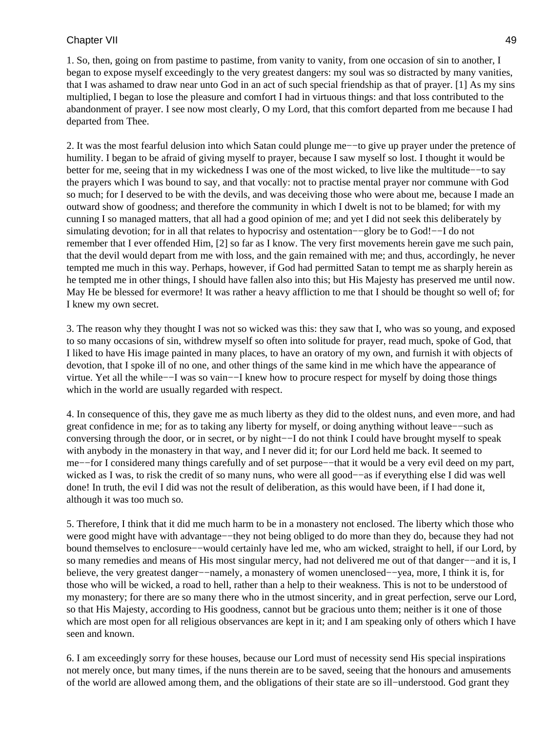1. So, then, going on from pastime to pastime, from vanity to vanity, from one occasion of sin to another, I began to expose myself exceedingly to the very greatest dangers: my soul was so distracted by many vanities, that I was ashamed to draw near unto God in an act of such special friendship as that of prayer. [1] As my sins multiplied, I began to lose the pleasure and comfort I had in virtuous things: and that loss contributed to the abandonment of prayer. I see now most clearly, O my Lord, that this comfort departed from me because I had departed from Thee.

2. It was the most fearful delusion into which Satan could plunge me−−to give up prayer under the pretence of humility. I began to be afraid of giving myself to prayer, because I saw myself so lost. I thought it would be better for me, seeing that in my wickedness I was one of the most wicked, to live like the multitude−−to say the prayers which I was bound to say, and that vocally: not to practise mental prayer nor commune with God so much; for I deserved to be with the devils, and was deceiving those who were about me, because I made an outward show of goodness; and therefore the community in which I dwelt is not to be blamed; for with my cunning I so managed matters, that all had a good opinion of me; and yet I did not seek this deliberately by simulating devotion; for in all that relates to hypocrisy and ostentation−−glory be to God!−−I do not remember that I ever offended Him, [2] so far as I know. The very first movements herein gave me such pain, that the devil would depart from me with loss, and the gain remained with me; and thus, accordingly, he never tempted me much in this way. Perhaps, however, if God had permitted Satan to tempt me as sharply herein as he tempted me in other things, I should have fallen also into this; but His Majesty has preserved me until now. May He be blessed for evermore! It was rather a heavy affliction to me that I should be thought so well of; for I knew my own secret.

3. The reason why they thought I was not so wicked was this: they saw that I, who was so young, and exposed to so many occasions of sin, withdrew myself so often into solitude for prayer, read much, spoke of God, that I liked to have His image painted in many places, to have an oratory of my own, and furnish it with objects of devotion, that I spoke ill of no one, and other things of the same kind in me which have the appearance of virtue. Yet all the while−−I was so vain−−I knew how to procure respect for myself by doing those things which in the world are usually regarded with respect.

4. In consequence of this, they gave me as much liberty as they did to the oldest nuns, and even more, and had great confidence in me; for as to taking any liberty for myself, or doing anything without leave−−such as conversing through the door, or in secret, or by night−−I do not think I could have brought myself to speak with anybody in the monastery in that way, and I never did it; for our Lord held me back. It seemed to me−−for I considered many things carefully and of set purpose−−that it would be a very evil deed on my part, wicked as I was, to risk the credit of so many nuns, who were all good−−as if everything else I did was well done! In truth, the evil I did was not the result of deliberation, as this would have been, if I had done it, although it was too much so.

5. Therefore, I think that it did me much harm to be in a monastery not enclosed. The liberty which those who were good might have with advantage−−they not being obliged to do more than they do, because they had not bound themselves to enclosure−−would certainly have led me, who am wicked, straight to hell, if our Lord, by so many remedies and means of His most singular mercy, had not delivered me out of that danger−−and it is, I believe, the very greatest danger−−namely, a monastery of women unenclosed−−yea, more, I think it is, for those who will be wicked, a road to hell, rather than a help to their weakness. This is not to be understood of my monastery; for there are so many there who in the utmost sincerity, and in great perfection, serve our Lord, so that His Majesty, according to His goodness, cannot but be gracious unto them; neither is it one of those which are most open for all religious observances are kept in it; and I am speaking only of others which I have seen and known.

6. I am exceedingly sorry for these houses, because our Lord must of necessity send His special inspirations not merely once, but many times, if the nuns therein are to be saved, seeing that the honours and amusements of the world are allowed among them, and the obligations of their state are so ill−understood. God grant they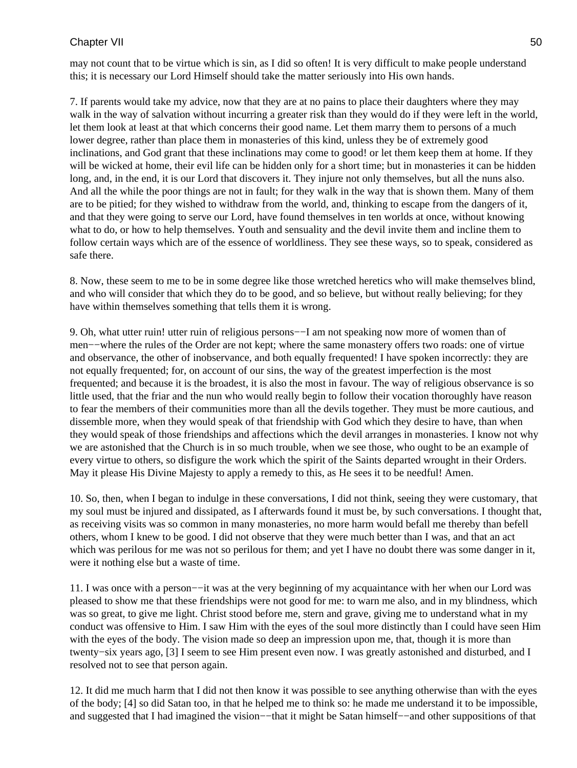may not count that to be virtue which is sin, as I did so often! It is very difficult to make people understand this; it is necessary our Lord Himself should take the matter seriously into His own hands.

7. If parents would take my advice, now that they are at no pains to place their daughters where they may walk in the way of salvation without incurring a greater risk than they would do if they were left in the world, let them look at least at that which concerns their good name. Let them marry them to persons of a much lower degree, rather than place them in monasteries of this kind, unless they be of extremely good inclinations, and God grant that these inclinations may come to good! or let them keep them at home. If they will be wicked at home, their evil life can be hidden only for a short time; but in monasteries it can be hidden long, and, in the end, it is our Lord that discovers it. They injure not only themselves, but all the nuns also. And all the while the poor things are not in fault; for they walk in the way that is shown them. Many of them are to be pitied; for they wished to withdraw from the world, and, thinking to escape from the dangers of it, and that they were going to serve our Lord, have found themselves in ten worlds at once, without knowing what to do, or how to help themselves. Youth and sensuality and the devil invite them and incline them to follow certain ways which are of the essence of worldliness. They see these ways, so to speak, considered as safe there.

8. Now, these seem to me to be in some degree like those wretched heretics who will make themselves blind, and who will consider that which they do to be good, and so believe, but without really believing; for they have within themselves something that tells them it is wrong.

9. Oh, what utter ruin! utter ruin of religious persons−−I am not speaking now more of women than of men−−where the rules of the Order are not kept; where the same monastery offers two roads: one of virtue and observance, the other of inobservance, and both equally frequented! I have spoken incorrectly: they are not equally frequented; for, on account of our sins, the way of the greatest imperfection is the most frequented; and because it is the broadest, it is also the most in favour. The way of religious observance is so little used, that the friar and the nun who would really begin to follow their vocation thoroughly have reason to fear the members of their communities more than all the devils together. They must be more cautious, and dissemble more, when they would speak of that friendship with God which they desire to have, than when they would speak of those friendships and affections which the devil arranges in monasteries. I know not why we are astonished that the Church is in so much trouble, when we see those, who ought to be an example of every virtue to others, so disfigure the work which the spirit of the Saints departed wrought in their Orders. May it please His Divine Majesty to apply a remedy to this, as He sees it to be needful! Amen.

10. So, then, when I began to indulge in these conversations, I did not think, seeing they were customary, that my soul must be injured and dissipated, as I afterwards found it must be, by such conversations. I thought that, as receiving visits was so common in many monasteries, no more harm would befall me thereby than befell others, whom I knew to be good. I did not observe that they were much better than I was, and that an act which was perilous for me was not so perilous for them; and yet I have no doubt there was some danger in it, were it nothing else but a waste of time.

11. I was once with a person−−it was at the very beginning of my acquaintance with her when our Lord was pleased to show me that these friendships were not good for me: to warn me also, and in my blindness, which was so great, to give me light. Christ stood before me, stern and grave, giving me to understand what in my conduct was offensive to Him. I saw Him with the eyes of the soul more distinctly than I could have seen Him with the eyes of the body. The vision made so deep an impression upon me, that, though it is more than twenty−six years ago, [3] I seem to see Him present even now. I was greatly astonished and disturbed, and I resolved not to see that person again.

12. It did me much harm that I did not then know it was possible to see anything otherwise than with the eyes of the body; [4] so did Satan too, in that he helped me to think so: he made me understand it to be impossible, and suggested that I had imagined the vision−−that it might be Satan himself−−and other suppositions of that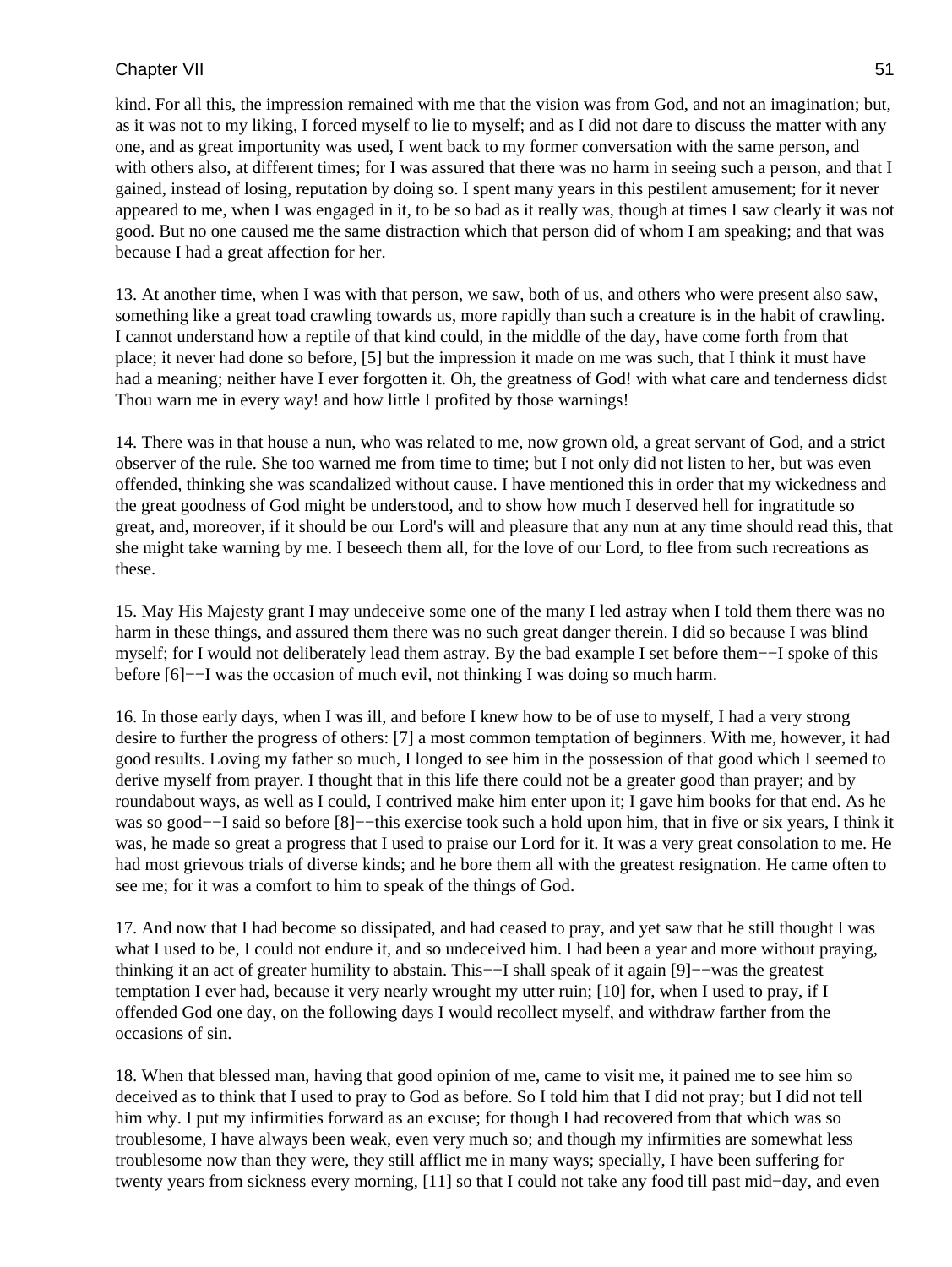kind. For all this, the impression remained with me that the vision was from God, and not an imagination; but, as it was not to my liking, I forced myself to lie to myself; and as I did not dare to discuss the matter with any one, and as great importunity was used, I went back to my former conversation with the same person, and with others also, at different times; for I was assured that there was no harm in seeing such a person, and that I gained, instead of losing, reputation by doing so. I spent many years in this pestilent amusement; for it never appeared to me, when I was engaged in it, to be so bad as it really was, though at times I saw clearly it was not good. But no one caused me the same distraction which that person did of whom I am speaking; and that was because I had a great affection for her.

13. At another time, when I was with that person, we saw, both of us, and others who were present also saw, something like a great toad crawling towards us, more rapidly than such a creature is in the habit of crawling. I cannot understand how a reptile of that kind could, in the middle of the day, have come forth from that place; it never had done so before, [5] but the impression it made on me was such, that I think it must have had a meaning; neither have I ever forgotten it. Oh, the greatness of God! with what care and tenderness didst Thou warn me in every way! and how little I profited by those warnings!

14. There was in that house a nun, who was related to me, now grown old, a great servant of God, and a strict observer of the rule. She too warned me from time to time; but I not only did not listen to her, but was even offended, thinking she was scandalized without cause. I have mentioned this in order that my wickedness and the great goodness of God might be understood, and to show how much I deserved hell for ingratitude so great, and, moreover, if it should be our Lord's will and pleasure that any nun at any time should read this, that she might take warning by me. I beseech them all, for the love of our Lord, to flee from such recreations as these.

15. May His Majesty grant I may undeceive some one of the many I led astray when I told them there was no harm in these things, and assured them there was no such great danger therein. I did so because I was blind myself; for I would not deliberately lead them astray. By the bad example I set before them−−I spoke of this before [6]−−I was the occasion of much evil, not thinking I was doing so much harm.

16. In those early days, when I was ill, and before I knew how to be of use to myself, I had a very strong desire to further the progress of others: [7] a most common temptation of beginners. With me, however, it had good results. Loving my father so much, I longed to see him in the possession of that good which I seemed to derive myself from prayer. I thought that in this life there could not be a greater good than prayer; and by roundabout ways, as well as I could, I contrived make him enter upon it; I gave him books for that end. As he was so good−−I said so before [8]−−this exercise took such a hold upon him, that in five or six years, I think it was, he made so great a progress that I used to praise our Lord for it. It was a very great consolation to me. He had most grievous trials of diverse kinds; and he bore them all with the greatest resignation. He came often to see me; for it was a comfort to him to speak of the things of God.

17. And now that I had become so dissipated, and had ceased to pray, and yet saw that he still thought I was what I used to be, I could not endure it, and so undeceived him. I had been a year and more without praying, thinking it an act of greater humility to abstain. This−−I shall speak of it again [9]−−was the greatest temptation I ever had, because it very nearly wrought my utter ruin; [10] for, when I used to pray, if I offended God one day, on the following days I would recollect myself, and withdraw farther from the occasions of sin.

18. When that blessed man, having that good opinion of me, came to visit me, it pained me to see him so deceived as to think that I used to pray to God as before. So I told him that I did not pray; but I did not tell him why. I put my infirmities forward as an excuse; for though I had recovered from that which was so troublesome, I have always been weak, even very much so; and though my infirmities are somewhat less troublesome now than they were, they still afflict me in many ways; specially, I have been suffering for twenty years from sickness every morning, [11] so that I could not take any food till past mid−day, and even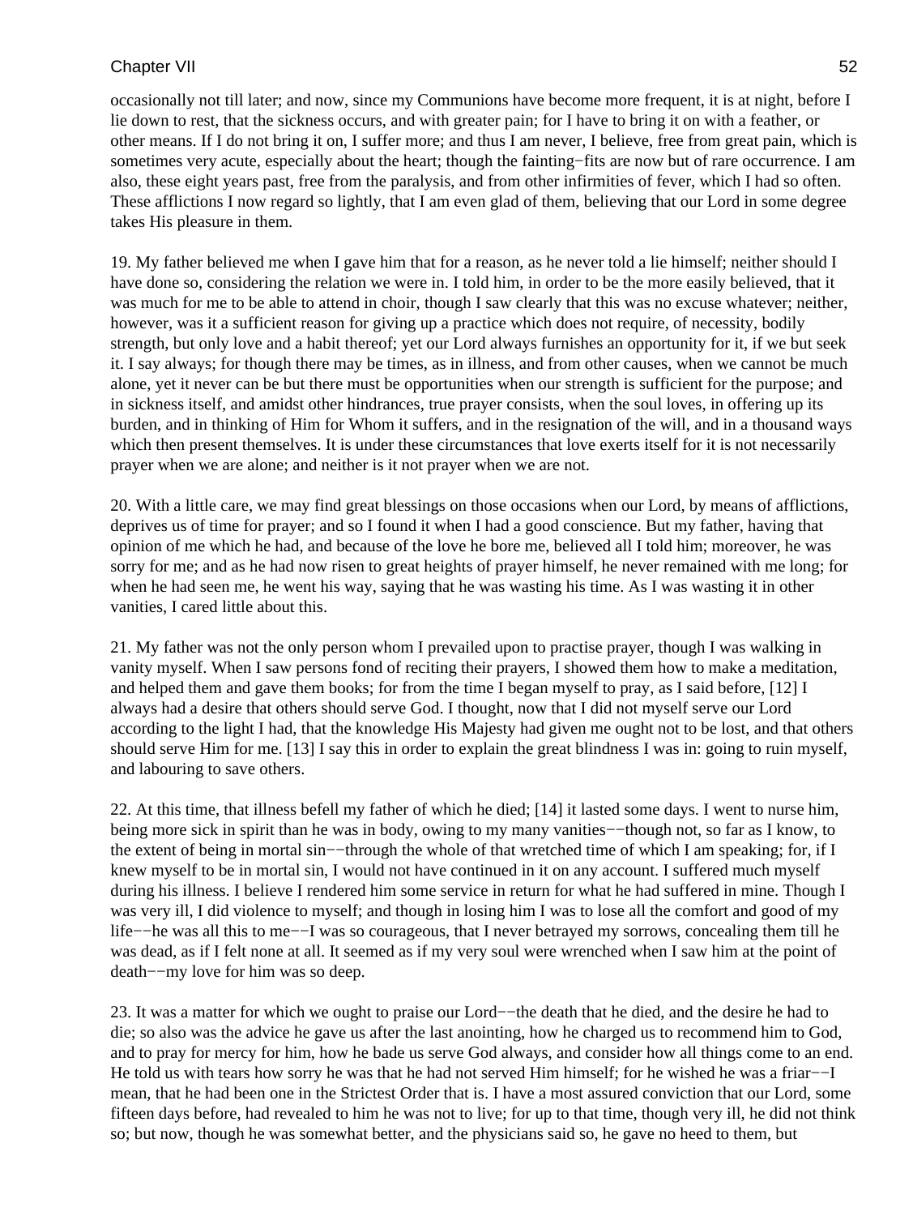occasionally not till later; and now, since my Communions have become more frequent, it is at night, before I lie down to rest, that the sickness occurs, and with greater pain; for I have to bring it on with a feather, or other means. If I do not bring it on, I suffer more; and thus I am never, I believe, free from great pain, which is sometimes very acute, especially about the heart; though the fainting−fits are now but of rare occurrence. I am also, these eight years past, free from the paralysis, and from other infirmities of fever, which I had so often. These afflictions I now regard so lightly, that I am even glad of them, believing that our Lord in some degree takes His pleasure in them.

19. My father believed me when I gave him that for a reason, as he never told a lie himself; neither should I have done so, considering the relation we were in. I told him, in order to be the more easily believed, that it was much for me to be able to attend in choir, though I saw clearly that this was no excuse whatever; neither, however, was it a sufficient reason for giving up a practice which does not require, of necessity, bodily strength, but only love and a habit thereof; yet our Lord always furnishes an opportunity for it, if we but seek it. I say always; for though there may be times, as in illness, and from other causes, when we cannot be much alone, yet it never can be but there must be opportunities when our strength is sufficient for the purpose; and in sickness itself, and amidst other hindrances, true prayer consists, when the soul loves, in offering up its burden, and in thinking of Him for Whom it suffers, and in the resignation of the will, and in a thousand ways which then present themselves. It is under these circumstances that love exerts itself for it is not necessarily prayer when we are alone; and neither is it not prayer when we are not.

20. With a little care, we may find great blessings on those occasions when our Lord, by means of afflictions, deprives us of time for prayer; and so I found it when I had a good conscience. But my father, having that opinion of me which he had, and because of the love he bore me, believed all I told him; moreover, he was sorry for me; and as he had now risen to great heights of prayer himself, he never remained with me long; for when he had seen me, he went his way, saying that he was wasting his time. As I was wasting it in other vanities, I cared little about this.

21. My father was not the only person whom I prevailed upon to practise prayer, though I was walking in vanity myself. When I saw persons fond of reciting their prayers, I showed them how to make a meditation, and helped them and gave them books; for from the time I began myself to pray, as I said before, [12] I always had a desire that others should serve God. I thought, now that I did not myself serve our Lord according to the light I had, that the knowledge His Majesty had given me ought not to be lost, and that others should serve Him for me. [13] I say this in order to explain the great blindness I was in: going to ruin myself, and labouring to save others.

22. At this time, that illness befell my father of which he died; [14] it lasted some days. I went to nurse him, being more sick in spirit than he was in body, owing to my many vanities−−though not, so far as I know, to the extent of being in mortal sin−−through the whole of that wretched time of which I am speaking; for, if I knew myself to be in mortal sin, I would not have continued in it on any account. I suffered much myself during his illness. I believe I rendered him some service in return for what he had suffered in mine. Though I was very ill, I did violence to myself; and though in losing him I was to lose all the comfort and good of my life−−he was all this to me−−I was so courageous, that I never betrayed my sorrows, concealing them till he was dead, as if I felt none at all. It seemed as if my very soul were wrenched when I saw him at the point of death−−my love for him was so deep.

23. It was a matter for which we ought to praise our Lord−−the death that he died, and the desire he had to die; so also was the advice he gave us after the last anointing, how he charged us to recommend him to God, and to pray for mercy for him, how he bade us serve God always, and consider how all things come to an end. He told us with tears how sorry he was that he had not served Him himself; for he wished he was a friar−−I mean, that he had been one in the Strictest Order that is. I have a most assured conviction that our Lord, some fifteen days before, had revealed to him he was not to live; for up to that time, though very ill, he did not think so; but now, though he was somewhat better, and the physicians said so, he gave no heed to them, but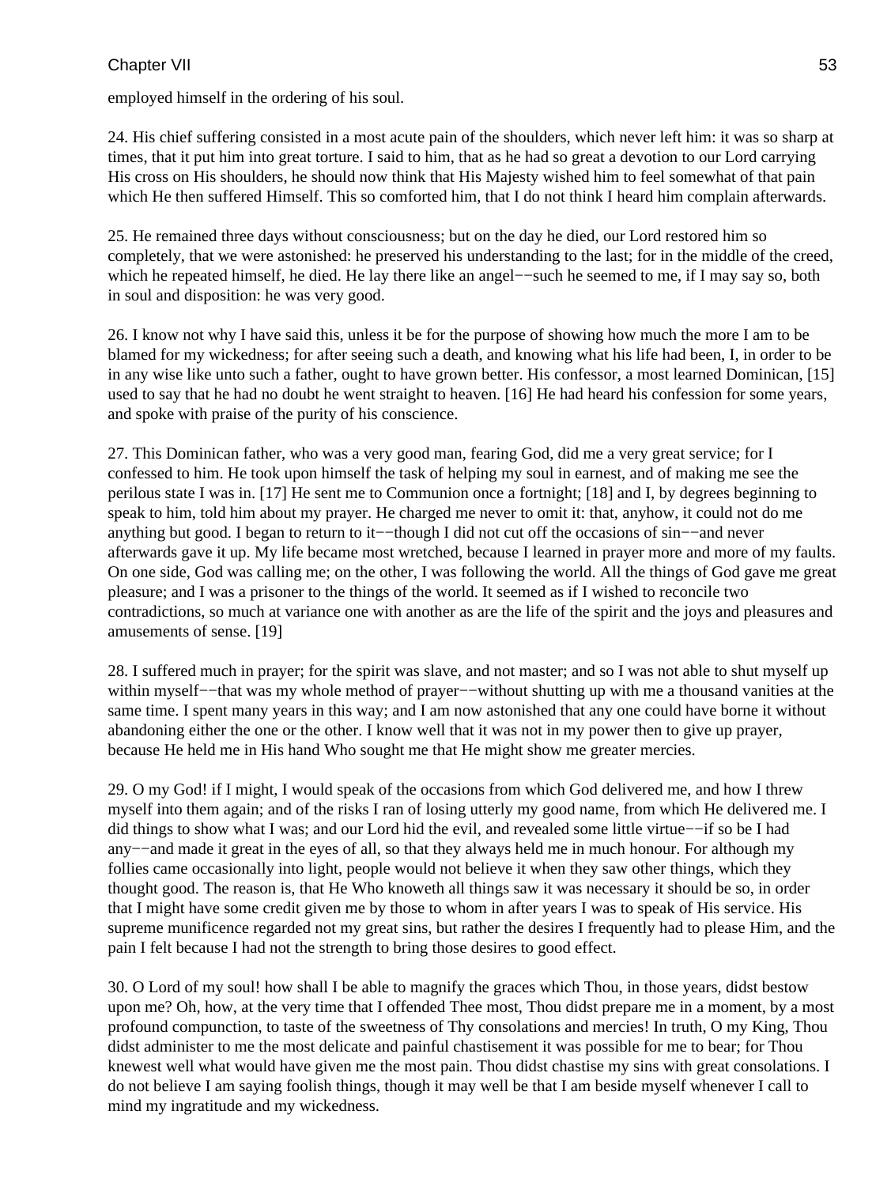employed himself in the ordering of his soul.

24. His chief suffering consisted in a most acute pain of the shoulders, which never left him: it was so sharp at times, that it put him into great torture. I said to him, that as he had so great a devotion to our Lord carrying His cross on His shoulders, he should now think that His Majesty wished him to feel somewhat of that pain which He then suffered Himself. This so comforted him, that I do not think I heard him complain afterwards.

25. He remained three days without consciousness; but on the day he died, our Lord restored him so completely, that we were astonished: he preserved his understanding to the last; for in the middle of the creed, which he repeated himself, he died. He lay there like an angel−−such he seemed to me, if I may say so, both in soul and disposition: he was very good.

26. I know not why I have said this, unless it be for the purpose of showing how much the more I am to be blamed for my wickedness; for after seeing such a death, and knowing what his life had been, I, in order to be in any wise like unto such a father, ought to have grown better. His confessor, a most learned Dominican, [15] used to say that he had no doubt he went straight to heaven. [16] He had heard his confession for some years, and spoke with praise of the purity of his conscience.

27. This Dominican father, who was a very good man, fearing God, did me a very great service; for I confessed to him. He took upon himself the task of helping my soul in earnest, and of making me see the perilous state I was in. [17] He sent me to Communion once a fortnight; [18] and I, by degrees beginning to speak to him, told him about my prayer. He charged me never to omit it: that, anyhow, it could not do me anything but good. I began to return to it−−though I did not cut off the occasions of sin−−and never afterwards gave it up. My life became most wretched, because I learned in prayer more and more of my faults. On one side, God was calling me; on the other, I was following the world. All the things of God gave me great pleasure; and I was a prisoner to the things of the world. It seemed as if I wished to reconcile two contradictions, so much at variance one with another as are the life of the spirit and the joys and pleasures and amusements of sense. [19]

28. I suffered much in prayer; for the spirit was slave, and not master; and so I was not able to shut myself up within myself−−that was my whole method of prayer−−without shutting up with me a thousand vanities at the same time. I spent many years in this way; and I am now astonished that any one could have borne it without abandoning either the one or the other. I know well that it was not in my power then to give up prayer, because He held me in His hand Who sought me that He might show me greater mercies.

29. O my God! if I might, I would speak of the occasions from which God delivered me, and how I threw myself into them again; and of the risks I ran of losing utterly my good name, from which He delivered me. I did things to show what I was; and our Lord hid the evil, and revealed some little virtue−−if so be I had any−−and made it great in the eyes of all, so that they always held me in much honour. For although my follies came occasionally into light, people would not believe it when they saw other things, which they thought good. The reason is, that He Who knoweth all things saw it was necessary it should be so, in order that I might have some credit given me by those to whom in after years I was to speak of His service. His supreme munificence regarded not my great sins, but rather the desires I frequently had to please Him, and the pain I felt because I had not the strength to bring those desires to good effect.

30. O Lord of my soul! how shall I be able to magnify the graces which Thou, in those years, didst bestow upon me? Oh, how, at the very time that I offended Thee most, Thou didst prepare me in a moment, by a most profound compunction, to taste of the sweetness of Thy consolations and mercies! In truth, O my King, Thou didst administer to me the most delicate and painful chastisement it was possible for me to bear; for Thou knewest well what would have given me the most pain. Thou didst chastise my sins with great consolations. I do not believe I am saying foolish things, though it may well be that I am beside myself whenever I call to mind my ingratitude and my wickedness.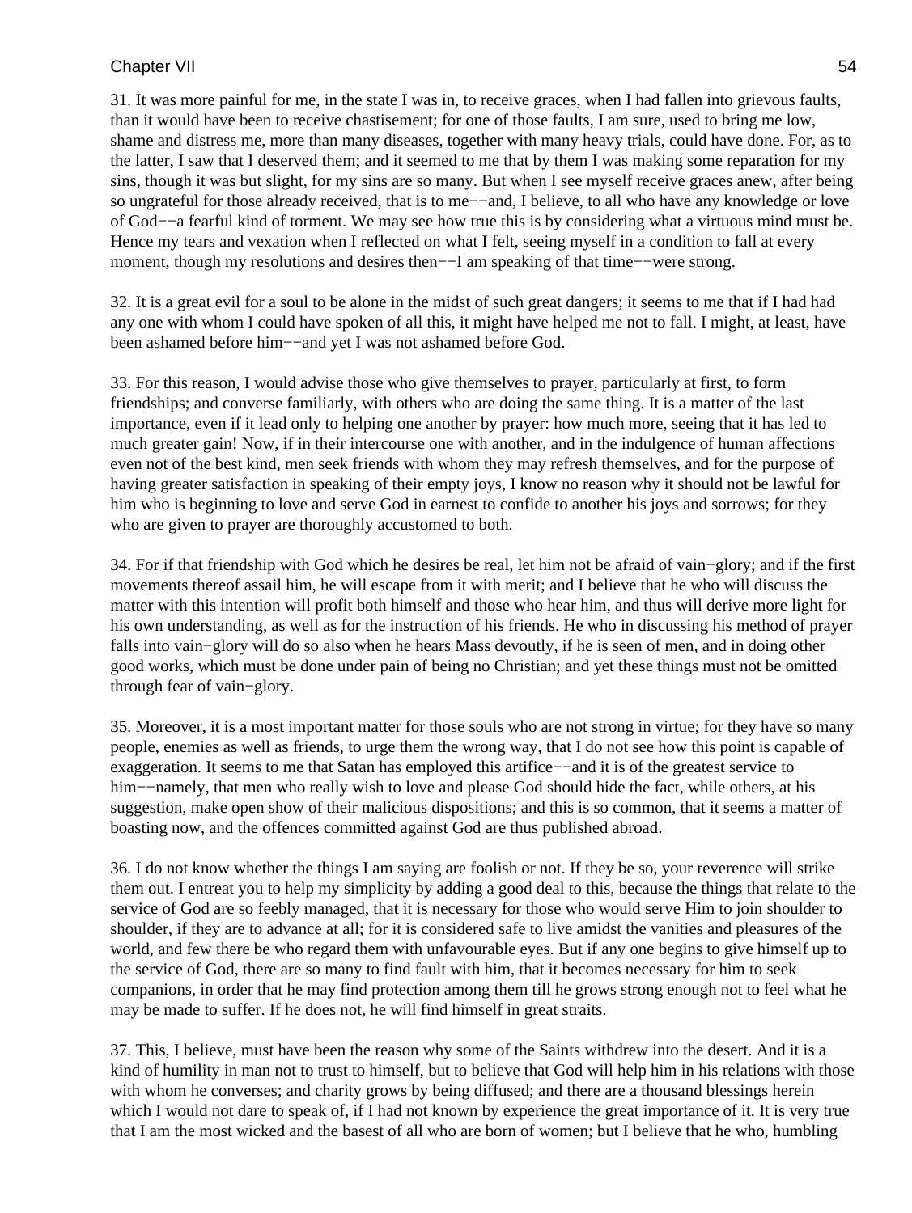31. It was more painful for me, in the state I was in, to receive graces, when I had fallen into grievous faults, than it would have been to receive chastisement; for one of those faults, I am sure, used to bring me low, shame and distress me, more than many diseases, together with many heavy trials, could have done. For, as to the latter, I saw that I deserved them; and it seemed to me that by them I was making some reparation for my sins, though it was but slight, for my sins are so many. But when I see myself receive graces anew, after being so ungrateful for those already received, that is to me−−and, I believe, to all who have any knowledge or love of God−−a fearful kind of torment. We may see how true this is by considering what a virtuous mind must be. Hence my tears and vexation when I reflected on what I felt, seeing myself in a condition to fall at every moment, though my resolutions and desires then−−I am speaking of that time−−were strong.

32. It is a great evil for a soul to be alone in the midst of such great dangers; it seems to me that if I had had any one with whom I could have spoken of all this, it might have helped me not to fall. I might, at least, have been ashamed before him−−and yet I was not ashamed before God.

33. For this reason, I would advise those who give themselves to prayer, particularly at first, to form friendships; and converse familiarly, with others who are doing the same thing. It is a matter of the last importance, even if it lead only to helping one another by prayer: how much more, seeing that it has led to much greater gain! Now, if in their intercourse one with another, and in the indulgence of human affections even not of the best kind, men seek friends with whom they may refresh themselves, and for the purpose of having greater satisfaction in speaking of their empty joys, I know no reason why it should not be lawful for him who is beginning to love and serve God in earnest to confide to another his joys and sorrows; for they who are given to prayer are thoroughly accustomed to both.

34. For if that friendship with God which he desires be real, let him not be afraid of vain−glory; and if the first movements thereof assail him, he will escape from it with merit; and I believe that he who will discuss the matter with this intention will profit both himself and those who hear him, and thus will derive more light for his own understanding, as well as for the instruction of his friends. He who in discussing his method of prayer falls into vain−glory will do so also when he hears Mass devoutly, if he is seen of men, and in doing other good works, which must be done under pain of being no Christian; and yet these things must not be omitted through fear of vain−glory.

35. Moreover, it is a most important matter for those souls who are not strong in virtue; for they have so many people, enemies as well as friends, to urge them the wrong way, that I do not see how this point is capable of exaggeration. It seems to me that Satan has employed this artifice−−and it is of the greatest service to him−−namely, that men who really wish to love and please God should hide the fact, while others, at his suggestion, make open show of their malicious dispositions; and this is so common, that it seems a matter of boasting now, and the offences committed against God are thus published abroad.

36. I do not know whether the things I am saying are foolish or not. If they be so, your reverence will strike them out. I entreat you to help my simplicity by adding a good deal to this, because the things that relate to the service of God are so feebly managed, that it is necessary for those who would serve Him to join shoulder to shoulder, if they are to advance at all; for it is considered safe to live amidst the vanities and pleasures of the world, and few there be who regard them with unfavourable eyes. But if any one begins to give himself up to the service of God, there are so many to find fault with him, that it becomes necessary for him to seek companions, in order that he may find protection among them till he grows strong enough not to feel what he may be made to suffer. If he does not, he will find himself in great straits.

37. This, I believe, must have been the reason why some of the Saints withdrew into the desert. And it is a kind of humility in man not to trust to himself, but to believe that God will help him in his relations with those with whom he converses; and charity grows by being diffused; and there are a thousand blessings herein which I would not dare to speak of, if I had not known by experience the great importance of it. It is very true that I am the most wicked and the basest of all who are born of women; but I believe that he who, humbling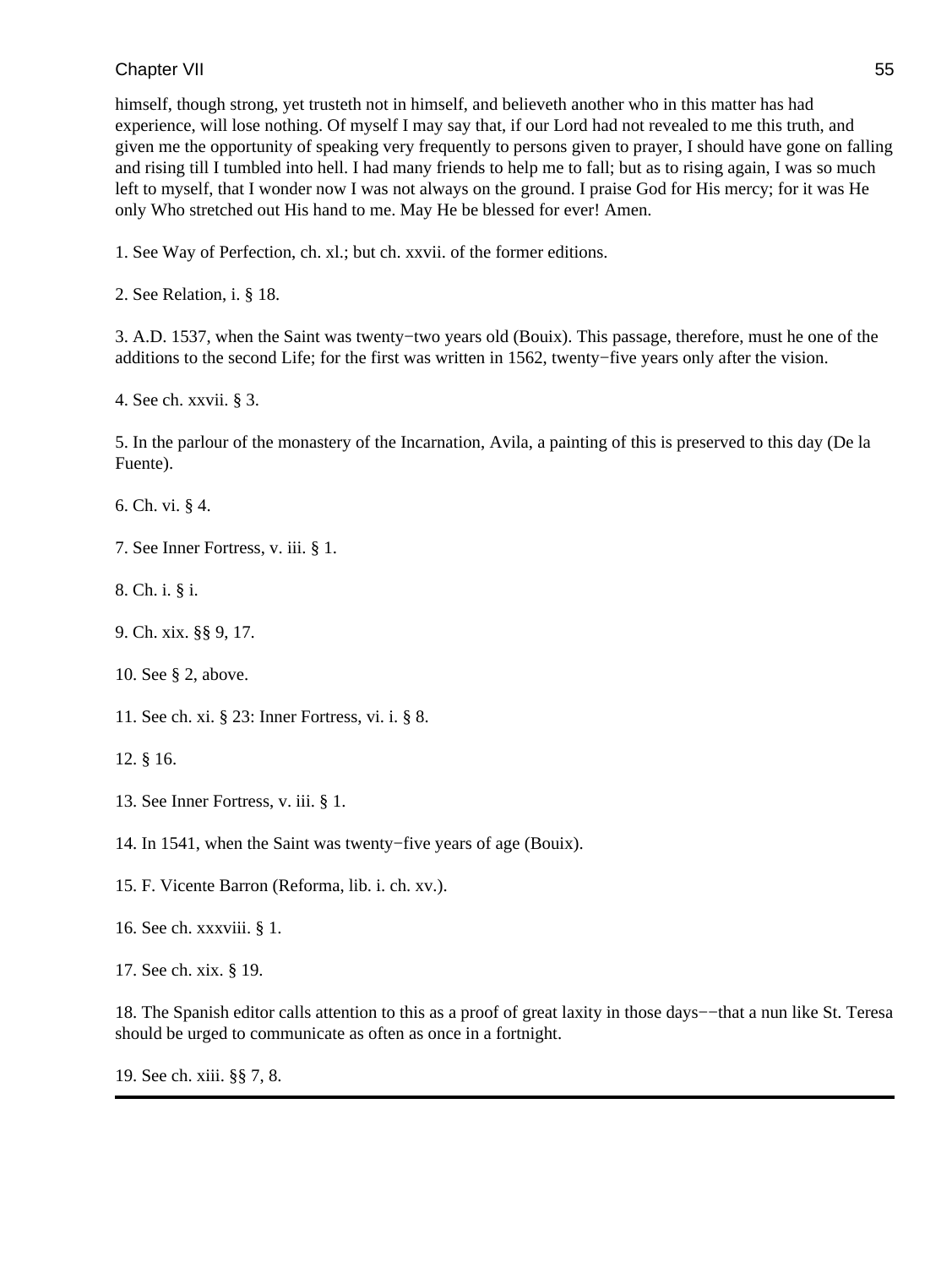himself, though strong, yet trusteth not in himself, and believeth another who in this matter has had experience, will lose nothing. Of myself I may say that, if our Lord had not revealed to me this truth, and given me the opportunity of speaking very frequently to persons given to prayer, I should have gone on falling and rising till I tumbled into hell. I had many friends to help me to fall; but as to rising again, I was so much left to myself, that I wonder now I was not always on the ground. I praise God for His mercy; for it was He only Who stretched out His hand to me. May He be blessed for ever! Amen.

1. See Way of Perfection, ch. xl.; but ch. xxvii. of the former editions.

2. See Relation, i. § 18.

3. A.D. 1537, when the Saint was twenty−two years old (Bouix). This passage, therefore, must he one of the additions to the second Life; for the first was written in 1562, twenty−five years only after the vision.

4. See ch. xxvii. § 3.

5. In the parlour of the monastery of the Incarnation, Avila, a painting of this is preserved to this day (De la Fuente).

6. Ch. vi. § 4.

7. See Inner Fortress, v. iii. § 1.

8. Ch. i. § i.

9. Ch. xix. §§ 9, 17.

10. See § 2, above.

11. See ch. xi. § 23: Inner Fortress, vi. i. § 8.

12. § 16.

13. See Inner Fortress, v. iii. § 1.

14. In 1541, when the Saint was twenty−five years of age (Bouix).

15. F. Vicente Barron (Reforma, lib. i. ch. xv.).

16. See ch. xxxviii. § 1.

17. See ch. xix. § 19.

18. The Spanish editor calls attention to this as a proof of great laxity in those days−−that a nun like St. Teresa should be urged to communicate as often as once in a fortnight.

19. See ch. xiii. §§ 7, 8.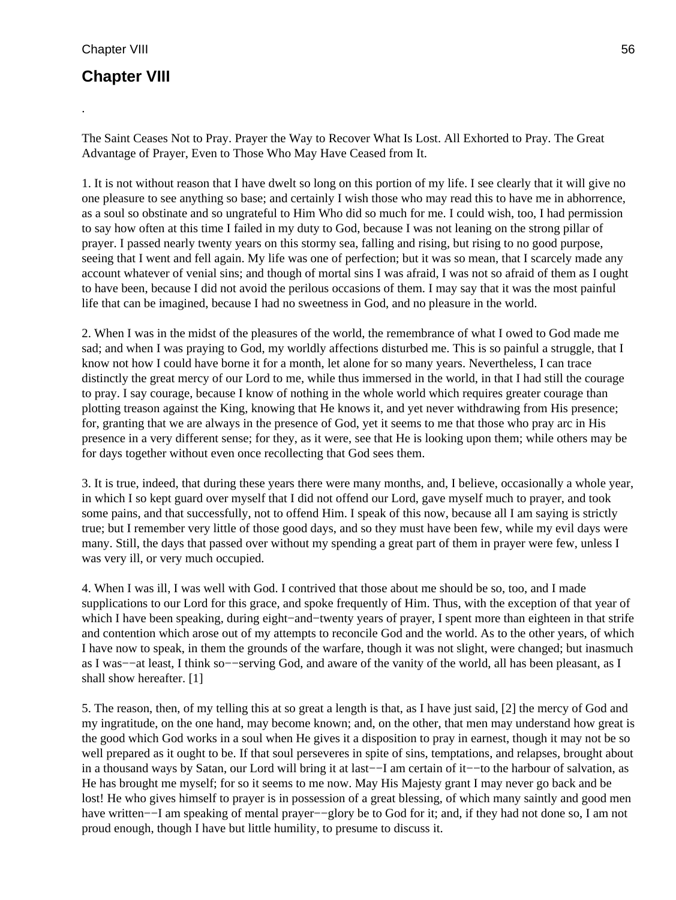## Chapter VIII

.

The Saint Ceases Not to Pray. Prayer the Way to Recover What Is Lost. All Exhorted to Pray. The Great Advantage of Prayer, Even to Those Who May Have Ceased from It.

1. It is not without reason that I have dwelt so long on this portion of my life. I see clearly that it will give no one pleasure to see anything so base; and certainly I wish those who may read this to have me in abhorrence, as a soul so obstinate and so ungrateful to Him Who did so much for me. I could wish, too, I had permission to say how often at this time I failed in my duty to God, because I was not leaning on the strong pillar of prayer. I passed nearly twenty years on this stormy sea, falling and rising, but rising to no good purpose, seeing that I went and fell again. My life was one of perfection; but it was so mean, that I scarcely made any account whatever of venial sins; and though of mortal sins I was afraid, I was not so afraid of them as I ought to have been, because I did not avoid the perilous occasions of them. I may say that it was the most painful life that can be imagined, because I had no sweetness in God, and no pleasure in the world.

2. When I was in the midst of the pleasures of the world, the remembrance of what I owed to God made me sad; and when I was praying to God, my worldly affections disturbed me. This is so painful a struggle, that I know not how I could have borne it for a month, let alone for so many years. Nevertheless, I can trace distinctly the great mercy of our Lord to me, while thus immersed in the world, in that I had still the courage to pray. I say courage, because I know of nothing in the whole world which requires greater courage than plotting treason against the King, knowing that He knows it, and yet never withdrawing from His presence; for, granting that we are always in the presence of God, yet it seems to me that those who pray arc in His presence in a very different sense; for they, as it were, see that He is looking upon them; while others may be for days together without even once recollecting that God sees them.

3. It is true, indeed, that during these years there were many months, and, I believe, occasionally a whole year, in which I so kept guard over myself that I did not offend our Lord, gave myself much to prayer, and took some pains, and that successfully, not to offend Him. I speak of this now, because all I am saying is strictly true; but I remember very little of those good days, and so they must have been few, while my evil days were many. Still, the days that passed over without my spending a great part of them in prayer were few, unless I was very ill, or very much occupied.

4. When I was ill, I was well with God. I contrived that those about me should be so, too, and I made supplications to our Lord for this grace, and spoke frequently of Him. Thus, with the exception of that year of which I have been speaking, during eight−and−twenty years of prayer, I spent more than eighteen in that strife and contention which arose out of my attempts to reconcile God and the world. As to the other years, of which I have now to speak, in them the grounds of the warfare, though it was not slight, were changed; but inasmuch as I was−−at least, I think so−−serving God, and aware of the vanity of the world, all has been pleasant, as I shall show hereafter. [1]

5. The reason, then, of my telling this at so great a length is that, as I have just said, [2] the mercy of God and my ingratitude, on the one hand, may become known; and, on the other, that men may understand how great is the good which God works in a soul when He gives it a disposition to pray in earnest, though it may not be so well prepared as it ought to be. If that soul perseveres in spite of sins, temptations, and relapses, brought about in a thousand ways by Satan, our Lord will bring it at last−−I am certain of it−−to the harbour of salvation, as He has brought me myself; for so it seems to me now. May His Majesty grant I may never go back and be lost! He who gives himself to prayer is in possession of a great blessing, of which many saintly and good men have written−−I am speaking of mental prayer−−glory be to God for it; and, if they had not done so, I am not proud enough, though I have but little humility, to presume to discuss it.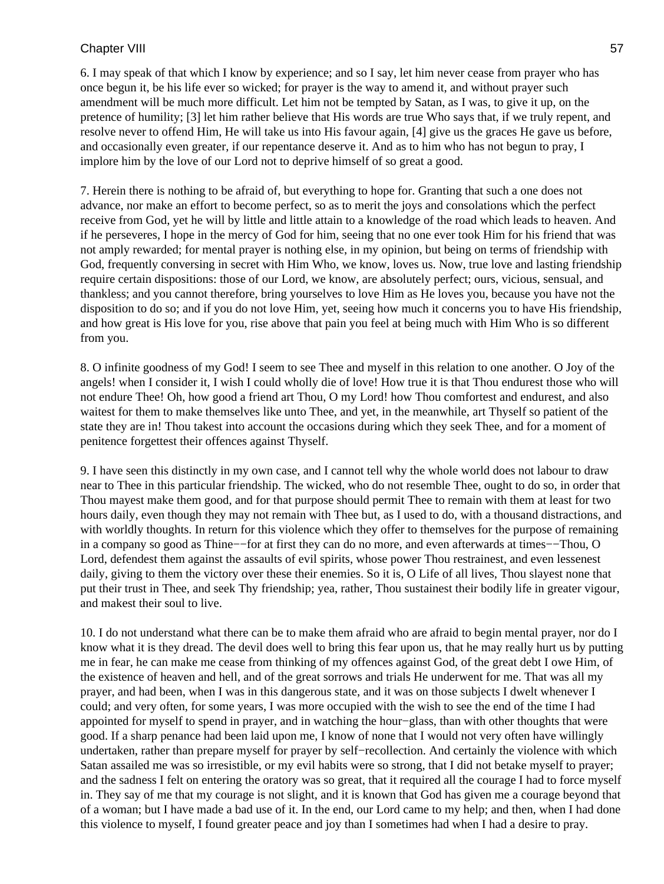6. I may speak of that which I know by experience; and so I say, let him never cease from prayer who has once begun it, be his life ever so wicked; for prayer is the way to amend it, and without prayer such amendment will be much more difficult. Let him not be tempted by Satan, as I was, to give it up, on the pretence of humility; [3] let him rather believe that His words are true Who says that, if we truly repent, and resolve never to offend Him, He will take us into His favour again, [4] give us the graces He gave us before, and occasionally even greater, if our repentance deserve it. And as to him who has not begun to pray, I implore him by the love of our Lord not to deprive himself of so great a good.

7. Herein there is nothing to be afraid of, but everything to hope for. Granting that such a one does not advance, nor make an effort to become perfect, so as to merit the joys and consolations which the perfect receive from God, yet he will by little and little attain to a knowledge of the road which leads to heaven. And if he perseveres, I hope in the mercy of God for him, seeing that no one ever took Him for his friend that was not amply rewarded; for mental prayer is nothing else, in my opinion, but being on terms of friendship with God, frequently conversing in secret with Him Who, we know, loves us. Now, true love and lasting friendship require certain dispositions: those of our Lord, we know, are absolutely perfect; ours, vicious, sensual, and thankless; and you cannot therefore, bring yourselves to love Him as He loves you, because you have not the disposition to do so; and if you do not love Him, yet, seeing how much it concerns you to have His friendship, and how great is His love for you, rise above that pain you feel at being much with Him Who is so different from you.

8. O infinite goodness of my God! I seem to see Thee and myself in this relation to one another. O Joy of the angels! when I consider it, I wish I could wholly die of love! How true it is that Thou endurest those who will not endure Thee! Oh, how good a friend art Thou, O my Lord! how Thou comfortest and endurest, and also waitest for them to make themselves like unto Thee, and yet, in the meanwhile, art Thyself so patient of the state they are in! Thou takest into account the occasions during which they seek Thee, and for a moment of penitence forgettest their offences against Thyself.

9. I have seen this distinctly in my own case, and I cannot tell why the whole world does not labour to draw near to Thee in this particular friendship. The wicked, who do not resemble Thee, ought to do so, in order that Thou mayest make them good, and for that purpose should permit Thee to remain with them at least for two hours daily, even though they may not remain with Thee but, as I used to do, with a thousand distractions, and with worldly thoughts. In return for this violence which they offer to themselves for the purpose of remaining in a company so good as Thine−−for at first they can do no more, and even afterwards at times−−Thou, O Lord, defendest them against the assaults of evil spirits, whose power Thou restrainest, and even lessenest daily, giving to them the victory over these their enemies. So it is, O Life of all lives, Thou slayest none that put their trust in Thee, and seek Thy friendship; yea, rather, Thou sustainest their bodily life in greater vigour, and makest their soul to live.

10. I do not understand what there can be to make them afraid who are afraid to begin mental prayer, nor do I know what it is they dread. The devil does well to bring this fear upon us, that he may really hurt us by putting me in fear, he can make me cease from thinking of my offences against God, of the great debt I owe Him, of the existence of heaven and hell, and of the great sorrows and trials He underwent for me. That was all my prayer, and had been, when I was in this dangerous state, and it was on those subjects I dwelt whenever I could; and very often, for some years, I was more occupied with the wish to see the end of the time I had appointed for myself to spend in prayer, and in watching the hour−glass, than with other thoughts that were good. If a sharp penance had been laid upon me, I know of none that I would not very often have willingly undertaken, rather than prepare myself for prayer by self−recollection. And certainly the violence with which Satan assailed me was so irresistible, or my evil habits were so strong, that I did not betake myself to prayer; and the sadness I felt on entering the oratory was so great, that it required all the courage I had to force myself in. They say of me that my courage is not slight, and it is known that God has given me a courage beyond that of a woman; but I have made a bad use of it. In the end, our Lord came to my help; and then, when I had done this violence to myself, I found greater peace and joy than I sometimes had when I had a desire to pray.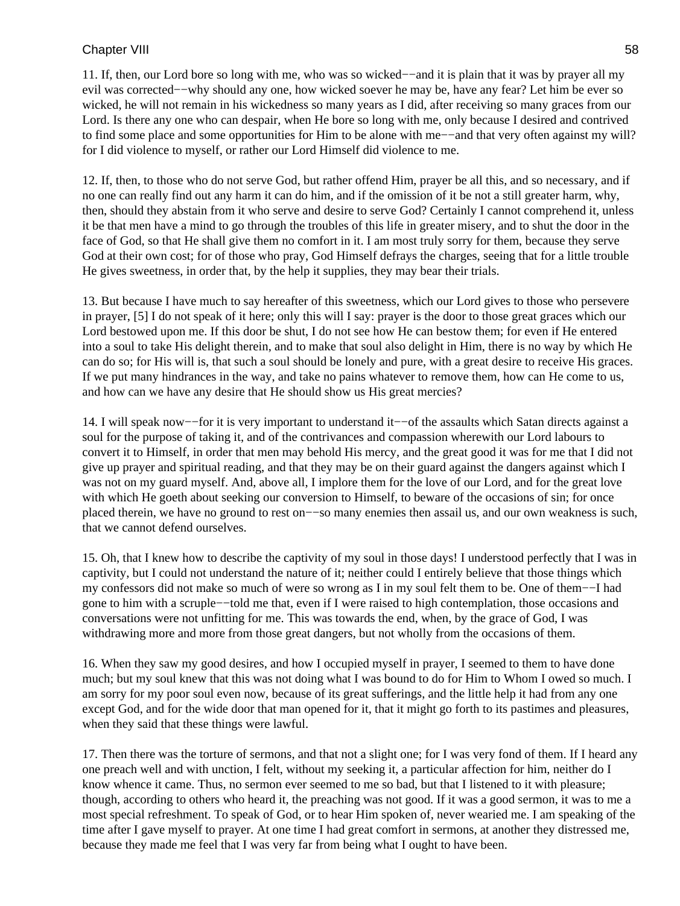11. If, then, our Lord bore so long with me, who was so wicked−−and it is plain that it was by prayer all my evil was corrected−−why should any one, how wicked soever he may be, have any fear? Let him be ever so wicked, he will not remain in his wickedness so many years as I did, after receiving so many graces from our Lord. Is there any one who can despair, when He bore so long with me, only because I desired and contrived to find some place and some opportunities for Him to be alone with me−−and that very often against my will? for I did violence to myself, or rather our Lord Himself did violence to me.

12. If, then, to those who do not serve God, but rather offend Him, prayer be all this, and so necessary, and if no one can really find out any harm it can do him, and if the omission of it be not a still greater harm, why, then, should they abstain from it who serve and desire to serve God? Certainly I cannot comprehend it, unless it be that men have a mind to go through the troubles of this life in greater misery, and to shut the door in the face of God, so that He shall give them no comfort in it. I am most truly sorry for them, because they serve God at their own cost; for of those who pray, God Himself defrays the charges, seeing that for a little trouble He gives sweetness, in order that, by the help it supplies, they may bear their trials.

13. But because I have much to say hereafter of this sweetness, which our Lord gives to those who persevere in prayer, [5] I do not speak of it here; only this will I say: prayer is the door to those great graces which our Lord bestowed upon me. If this door be shut, I do not see how He can bestow them; for even if He entered into a soul to take His delight therein, and to make that soul also delight in Him, there is no way by which He can do so; for His will is, that such a soul should be lonely and pure, with a great desire to receive His graces. If we put many hindrances in the way, and take no pains whatever to remove them, how can He come to us, and how can we have any desire that He should show us His great mercies?

14. I will speak now−−for it is very important to understand it−−of the assaults which Satan directs against a soul for the purpose of taking it, and of the contrivances and compassion wherewith our Lord labours to convert it to Himself, in order that men may behold His mercy, and the great good it was for me that I did not give up prayer and spiritual reading, and that they may be on their guard against the dangers against which I was not on my guard myself. And, above all, I implore them for the love of our Lord, and for the great love with which He goeth about seeking our conversion to Himself, to beware of the occasions of sin; for once placed therein, we have no ground to rest on−−so many enemies then assail us, and our own weakness is such, that we cannot defend ourselves.

15. Oh, that I knew how to describe the captivity of my soul in those days! I understood perfectly that I was in captivity, but I could not understand the nature of it; neither could I entirely believe that those things which my confessors did not make so much of were so wrong as I in my soul felt them to be. One of them−−I had gone to him with a scruple−−told me that, even if I were raised to high contemplation, those occasions and conversations were not unfitting for me. This was towards the end, when, by the grace of God, I was withdrawing more and more from those great dangers, but not wholly from the occasions of them.

16. When they saw my good desires, and how I occupied myself in prayer, I seemed to them to have done much; but my soul knew that this was not doing what I was bound to do for Him to Whom I owed so much. I am sorry for my poor soul even now, because of its great sufferings, and the little help it had from any one except God, and for the wide door that man opened for it, that it might go forth to its pastimes and pleasures, when they said that these things were lawful.

17. Then there was the torture of sermons, and that not a slight one; for I was very fond of them. If I heard any one preach well and with unction, I felt, without my seeking it, a particular affection for him, neither do I know whence it came. Thus, no sermon ever seemed to me so bad, but that I listened to it with pleasure; though, according to others who heard it, the preaching was not good. If it was a good sermon, it was to me a most special refreshment. To speak of God, or to hear Him spoken of, never wearied me. I am speaking of the time after I gave myself to prayer. At one time I had great comfort in sermons, at another they distressed me, because they made me feel that I was very far from being what I ought to have been.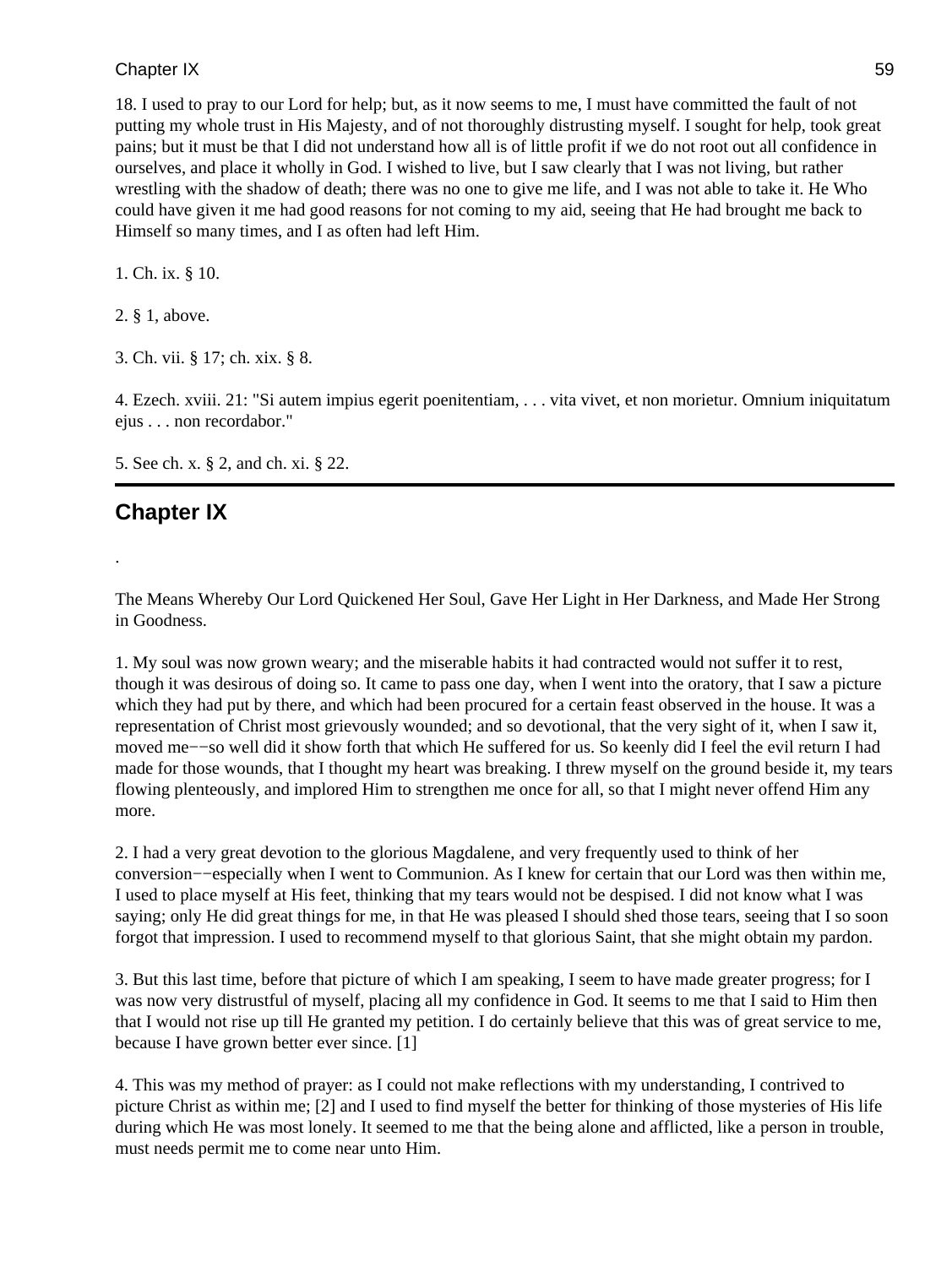18. I used to pray to our Lord for help; but, as it now seems to me, I must have committed the fault of not putting my whole trust in His Majesty, and of not thoroughly distrusting myself. I sought for help, took great pains; but it must be that I did not understand how all is of little profit if we do not root out all confidence in ourselves, and place it wholly in God. I wished to live, but I saw clearly that I was not living, but rather wrestling with the shadow of death; there was no one to give me life, and I was not able to take it. He Who could have given it me had good reasons for not coming to my aid, seeing that He had brought me back to Himself so many times, and I as often had left Him.

1. Ch. ix. § 10.

2. § 1, above.

3. Ch. vii. § 17; ch. xix. § 8.

4. Ezech. xviii. 21: "Si autem impius egerit poenitentiam, . . . vita vivet, et non morietur. Omnium iniquitatum ejus . . . non recordabor."

5. See ch. x. § 2, and ch. xi. § 22.

---

## Chapter IX

.

The Means Whereby Our Lord Quickened Her Soul, Gave Her Light in Her Darkness, and Made Her Strong in Goodness.

1. My soul was now grown weary; and the miserable habits it had contracted would not suffer it to rest, though it was desirous of doing so. It came to pass one day, when I went into the oratory, that I saw a picture which they had put by there, and which had been procured for a certain feast observed in the house. It was a representation of Christ most grievously wounded; and so devotional, that the very sight of it, when I saw it, moved me−−so well did it show forth that which He suffered for us. So keenly did I feel the evil return I had made for those wounds, that I thought my heart was breaking. I threw myself on the ground beside it, my tears flowing plenteously, and implored Him to strengthen me once for all, so that I might never offend Him any more.

2. I had a very great devotion to the glorious Magdalene, and very frequently used to think of her conversion−−especially when I went to Communion. As I knew for certain that our Lord was then within me, I used to place myself at His feet, thinking that my tears would not be despised. I did not know what I was saying; only He did great things for me, in that He was pleased I should shed those tears, seeing that I so soon forgot that impression. I used to recommend myself to that glorious Saint, that she might obtain my pardon.

3. But this last time, before that picture of which I am speaking, I seem to have made greater progress; for I was now very distrustful of myself, placing all my confidence in God. It seems to me that I said to Him then that I would not rise up till He granted my petition. I do certainly believe that this was of great service to me, because I have grown better ever since. [1]

4. This was my method of prayer: as I could not make reflections with my understanding, I contrived to picture Christ as within me; [2] and I used to find myself the better for thinking of those mysteries of His life during which He was most lonely. It seemed to me that the being alone and afflicted, like a person in trouble, must needs permit me to come near unto Him.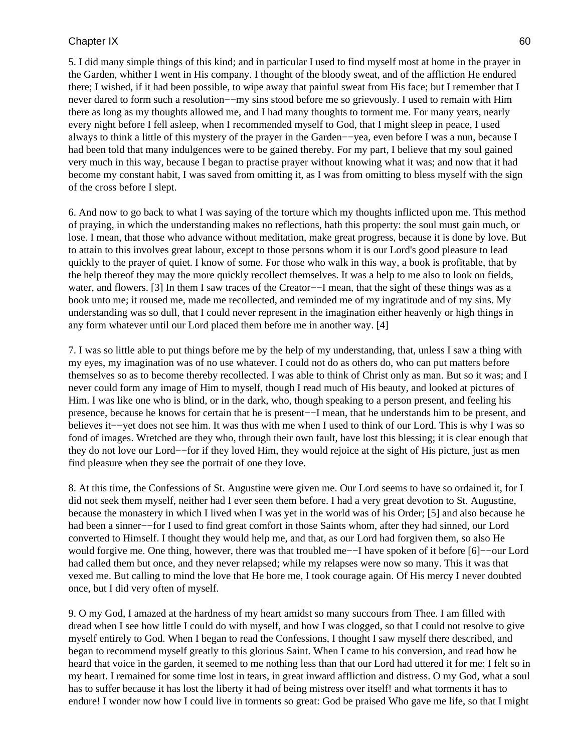5. I did many simple things of this kind; and in particular I used to find myself most at home in the prayer in the Garden, whither I went in His company. I thought of the bloody sweat, and of the affliction He endured there; I wished, if it had been possible, to wipe away that painful sweat from His face; but I remember that I never dared to form such a resolution−−my sins stood before me so grievously. I used to remain with Him there as long as my thoughts allowed me, and I had many thoughts to torment me. For many years, nearly every night before I fell asleep, when I recommended myself to God, that I might sleep in peace, I used always to think a little of this mystery of the prayer in the Garden−−yea, even before I was a nun, because I had been told that many indulgences were to be gained thereby. For my part, I believe that my soul gained very much in this way, because I began to practise prayer without knowing what it was; and now that it had become my constant habit, I was saved from omitting it, as I was from omitting to bless myself with the sign of the cross before I slept.

6. And now to go back to what I was saying of the torture which my thoughts inflicted upon me. This method of praying, in which the understanding makes no reflections, hath this property: the soul must gain much, or lose. I mean, that those who advance without meditation, make great progress, because it is done by love. But to attain to this involves great labour, except to those persons whom it is our Lord's good pleasure to lead quickly to the prayer of quiet. I know of some. For those who walk in this way, a book is profitable, that by the help thereof they may the more quickly recollect themselves. It was a help to me also to look on fields, water, and flowers. [3] In them I saw traces of the Creator−−I mean, that the sight of these things was as a book unto me; it roused me, made me recollected, and reminded me of my ingratitude and of my sins. My understanding was so dull, that I could never represent in the imagination either heavenly or high things in any form whatever until our Lord placed them before me in another way. [4]

7. I was so little able to put things before me by the help of my understanding, that, unless I saw a thing with my eyes, my imagination was of no use whatever. I could not do as others do, who can put matters before themselves so as to become thereby recollected. I was able to think of Christ only as man. But so it was; and I never could form any image of Him to myself, though I read much of His beauty, and looked at pictures of Him. I was like one who is blind, or in the dark, who, though speaking to a person present, and feeling his presence, because he knows for certain that he is present−−I mean, that he understands him to be present, and believes it−−yet does not see him. It was thus with me when I used to think of our Lord. This is why I was so fond of images. Wretched are they who, through their own fault, have lost this blessing; it is clear enough that they do not love our Lord−−for if they loved Him, they would rejoice at the sight of His picture, just as men find pleasure when they see the portrait of one they love.

8. At this time, the Confessions of St. Augustine were given me. Our Lord seems to have so ordained it, for I did not seek them myself, neither had I ever seen them before. I had a very great devotion to St. Augustine, because the monastery in which I lived when I was yet in the world was of his Order; [5] and also because he had been a sinner−−for I used to find great comfort in those Saints whom, after they had sinned, our Lord converted to Himself. I thought they would help me, and that, as our Lord had forgiven them, so also He would forgive me. One thing, however, there was that troubled me−−I have spoken of it before [6]−−our Lord had called them but once, and they never relapsed; while my relapses were now so many. This it was that vexed me. But calling to mind the love that He bore me, I took courage again. Of His mercy I never doubted once, but I did very often of myself.

9. O my God, I amazed at the hardness of my heart amidst so many succours from Thee. I am filled with dread when I see how little I could do with myself, and how I was clogged, so that I could not resolve to give myself entirely to God. When I began to read the Confessions, I thought I saw myself there described, and began to recommend myself greatly to this glorious Saint. When I came to his conversion, and read how he heard that voice in the garden, it seemed to me nothing less than that our Lord had uttered it for me: I felt so in my heart. I remained for some time lost in tears, in great inward affliction and distress. O my God, what a soul has to suffer because it has lost the liberty it had of being mistress over itself! and what torments it has to endure! I wonder now how I could live in torments so great: God be praised Who gave me life, so that I might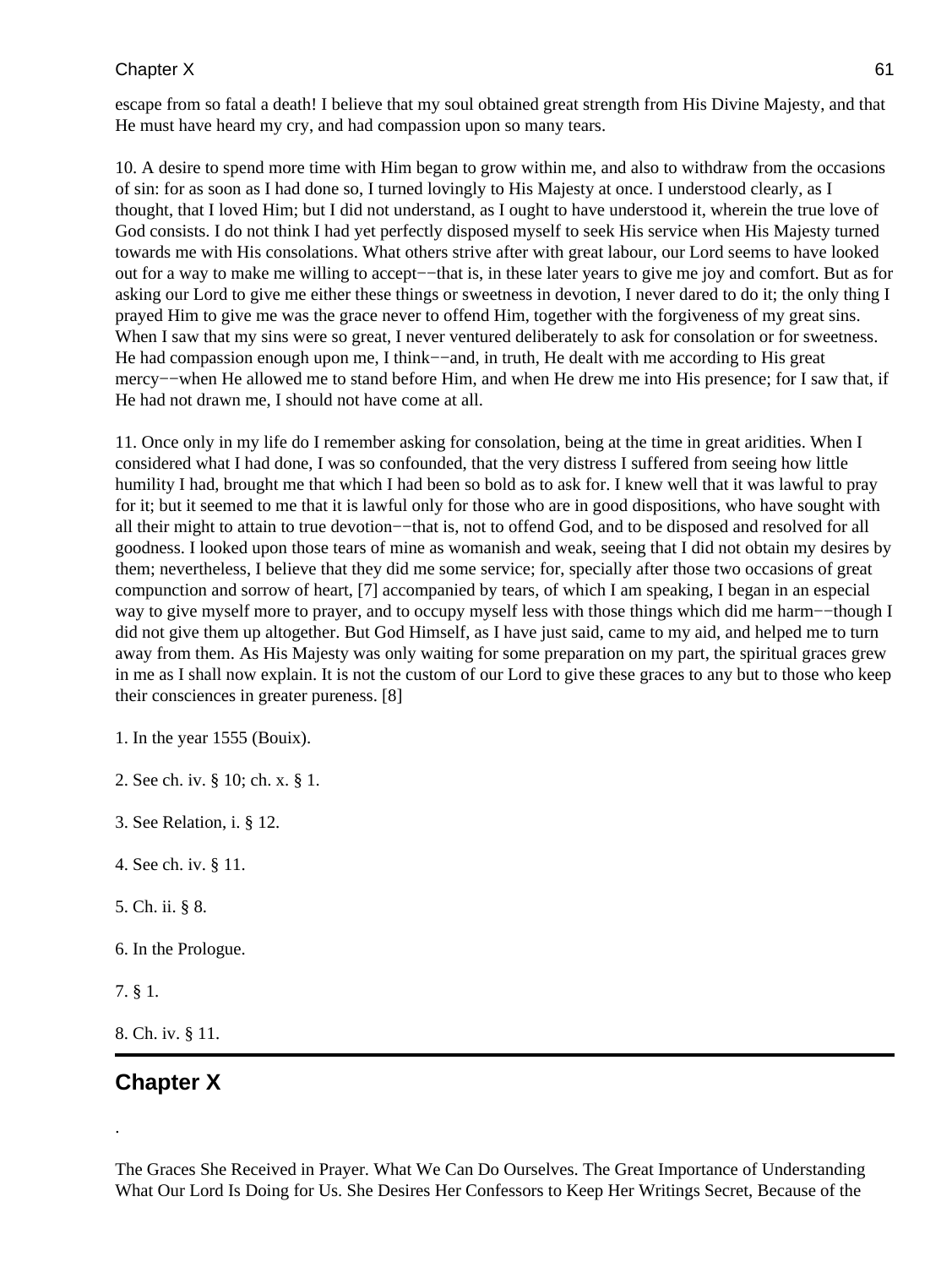escape from so fatal a death! I believe that my soul obtained great strength from His Divine Majesty, and that He must have heard my cry, and had compassion upon so many tears.

10. A desire to spend more time with Him began to grow within me, and also to withdraw from the occasions of sin: for as soon as I had done so, I turned lovingly to His Majesty at once. I understood clearly, as I thought, that I loved Him; but I did not understand, as I ought to have understood it, wherein the true love of God consists. I do not think I had yet perfectly disposed myself to seek His service when His Majesty turned towards me with His consolations. What others strive after with great labour, our Lord seems to have looked out for a way to make me willing to accept−−that is, in these later years to give me joy and comfort. But as for asking our Lord to give me either these things or sweetness in devotion, I never dared to do it; the only thing I prayed Him to give me was the grace never to offend Him, together with the forgiveness of my great sins. When I saw that my sins were so great, I never ventured deliberately to ask for consolation or for sweetness. He had compassion enough upon me, I think−−and, in truth, He dealt with me according to His great mercy−−when He allowed me to stand before Him, and when He drew me into His presence; for I saw that, if He had not drawn me, I should not have come at all.

11. Once only in my life do I remember asking for consolation, being at the time in great aridities. When I considered what I had done, I was so confounded, that the very distress I suffered from seeing how little humility I had, brought me that which I had been so bold as to ask for. I knew well that it was lawful to pray for it; but it seemed to me that it is lawful only for those who are in good dispositions, who have sought with all their might to attain to true devotion−−that is, not to offend God, and to be disposed and resolved for all goodness. I looked upon those tears of mine as womanish and weak, seeing that I did not obtain my desires by them; nevertheless, I believe that they did me some service; for, specially after those two occasions of great compunction and sorrow of heart, [7] accompanied by tears, of which I am speaking, I began in an especial way to give myself more to prayer, and to occupy myself less with those things which did me harm−−though I did not give them up altogether. But God Himself, as I have just said, came to my aid, and helped me to turn away from them. As His Majesty was only waiting for some preparation on my part, the spiritual graces grew in me as I shall now explain. It is not the custom of our Lord to give these graces to any but to those who keep their consciences in greater pureness. [8]

1. In the year 1555 (Bouix).

2. See ch. iv. § 10; ch. x. § 1.

3. See Relation, i. § 12.

4. See ch. iv. § 11.

5. Ch. ii. § 8.

6. In the Prologue.

7. § 1.

8. Ch. iv. § 11.

---

## Chapter X

.

The Graces She Received in Prayer. What We Can Do Ourselves. The Great Importance of Understanding What Our Lord Is Doing for Us. She Desires Her Confessors to Keep Her Writings Secret, Because of the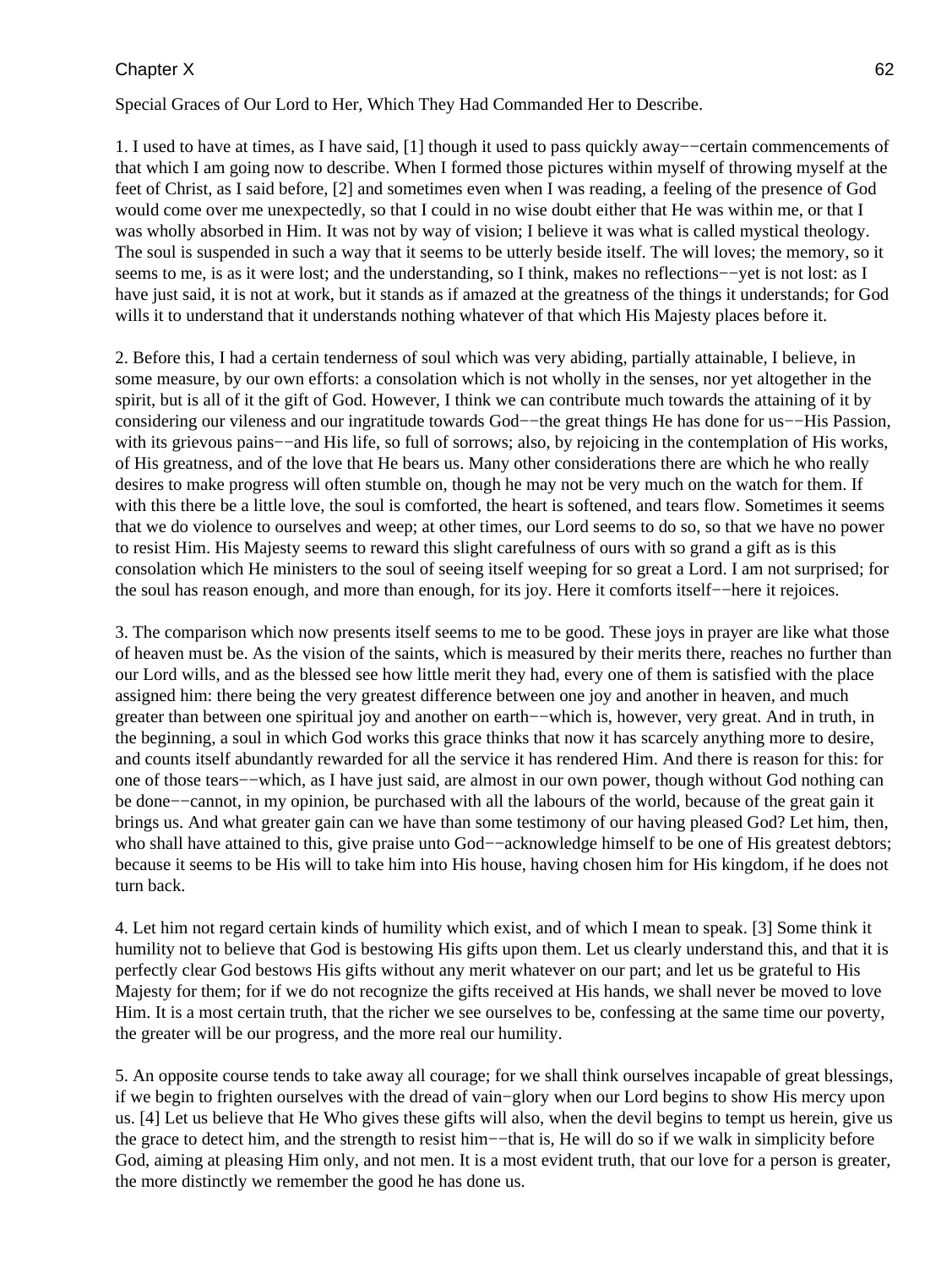# Chapter X

Special Graces of Our Lord to Her, Which They Had Commanded Her to Describe.

1. I used to have at times, as I have said, [1] though it used to pass quickly away−−certain commencements of that which I am going now to describe. When I formed those pictures within myself of throwing myself at the feet of Christ, as I said before, [2] and sometimes even when I was reading, a feeling of the presence of God would come over me unexpectedly, so that I could in no wise doubt either that He was within me, or that I was wholly absorbed in Him. It was not by way of vision; I believe it was what is called mystical theology. The soul is suspended in such a way that it seems to be utterly beside itself. The will loves; the memory, so it seems to me, is as it were lost; and the understanding, so I think, makes no reflections−−yet is not lost: as I have just said, it is not at work, but it stands as if amazed at the greatness of the things it understands; for God wills it to understand that it understands nothing whatever of that which His Majesty places before it.

2. Before this, I had a certain tenderness of soul which was very abiding, partially attainable, I believe, in some measure, by our own efforts: a consolation which is not wholly in the senses, nor yet altogether in the spirit, but is all of it the gift of God. However, I think we can contribute much towards the attaining of it by considering our vileness and our ingratitude towards God−−the great things He has done for us−−His Passion, with its grievous pains−−and His life, so full of sorrows; also, by rejoicing in the contemplation of His works, of His greatness, and of the love that He bears us. Many other considerations there are which he who really desires to make progress will often stumble on, though he may not be very much on the watch for them. If with this there be a little love, the soul is comforted, the heart is softened, and tears flow. Sometimes it seems that we do violence to ourselves and weep; at other times, our Lord seems to do so, so that we have no power to resist Him. His Majesty seems to reward this slight carefulness of ours with so grand a gift as is this consolation which He ministers to the soul of seeing itself weeping for so great a Lord. I am not surprised; for the soul has reason enough, and more than enough, for its joy. Here it comforts itself−−here it rejoices.

3. The comparison which now presents itself seems to me to be good. These joys in prayer are like what those of heaven must be. As the vision of the saints, which is measured by their merits there, reaches no further than our Lord wills, and as the blessed see how little merit they had, every one of them is satisfied with the place assigned him: there being the very greatest difference between one joy and another in heaven, and much greater than between one spiritual joy and another on earth−−which is, however, very great. And in truth, in the beginning, a soul in which God works this grace thinks that now it has scarcely anything more to desire, and counts itself abundantly rewarded for all the service it has rendered Him. And there is reason for this: for one of those tears−−which, as I have just said, are almost in our own power, though without God nothing can be done−−cannot, in my opinion, be purchased with all the labours of the world, because of the great gain it brings us. And what greater gain can we have than some testimony of our having pleased God? Let him, then, who shall have attained to this, give praise unto God−−acknowledge himself to be one of His greatest debtors; because it seems to be His will to take him into His house, having chosen him for His kingdom, if he does not turn back.

4. Let him not regard certain kinds of humility which exist, and of which I mean to speak. [3] Some think it humility not to believe that God is bestowing His gifts upon them. Let us clearly understand this, and that it is perfectly clear God bestows His gifts without any merit whatever on our part; and let us be grateful to His Majesty for them; for if we do not recognize the gifts received at His hands, we shall never be moved to love Him. It is a most certain truth, that the richer we see ourselves to be, confessing at the same time our poverty, the greater will be our progress, and the more real our humility.

5. An opposite course tends to take away all courage; for we shall think ourselves incapable of great blessings, if we begin to frighten ourselves with the dread of vain−glory when our Lord begins to show His mercy upon us. [4] Let us believe that He Who gives these gifts will also, when the devil begins to tempt us herein, give us the grace to detect him, and the strength to resist him−−that is, He will do so if we walk in simplicity before God, aiming at pleasing Him only, and not men. It is a most evident truth, that our love for a person is greater, the more distinctly we remember the good he has done us.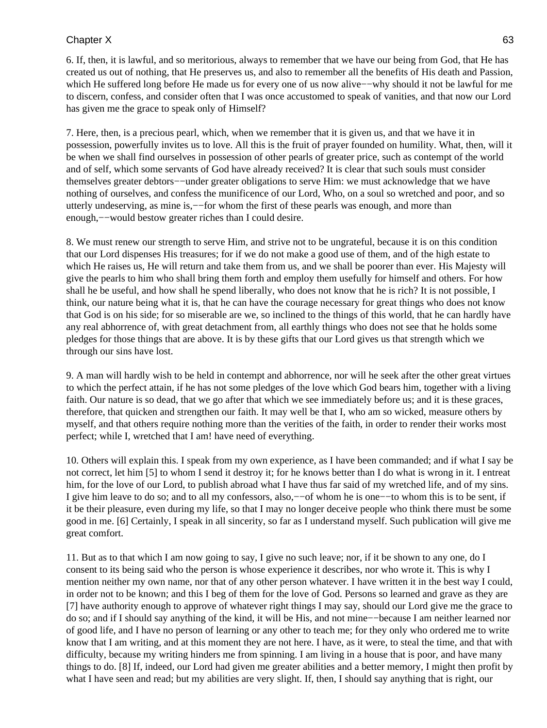6. If, then, it is lawful, and so meritorious, always to remember that we have our being from God, that He has created us out of nothing, that He preserves us, and also to remember all the benefits of His death and Passion, which He suffered long before He made us for every one of us now alive−−why should it not be lawful for me to discern, confess, and consider often that I was once accustomed to speak of vanities, and that now our Lord has given me the grace to speak only of Himself?

7. Here, then, is a precious pearl, which, when we remember that it is given us, and that we have it in possession, powerfully invites us to love. All this is the fruit of prayer founded on humility. What, then, will it be when we shall find ourselves in possession of other pearls of greater price, such as contempt of the world and of self, which some servants of God have already received? It is clear that such souls must consider themselves greater debtors−−under greater obligations to serve Him: we must acknowledge that we have nothing of ourselves, and confess the munificence of our Lord, Who, on a soul so wretched and poor, and so utterly undeserving, as mine is,−−for whom the first of these pearls was enough, and more than enough,−−would bestow greater riches than I could desire.

8. We must renew our strength to serve Him, and strive not to be ungrateful, because it is on this condition that our Lord dispenses His treasures; for if we do not make a good use of them, and of the high estate to which He raises us, He will return and take them from us, and we shall be poorer than ever. His Majesty will give the pearls to him who shall bring them forth and employ them usefully for himself and others. For how shall he be useful, and how shall he spend liberally, who does not know that he is rich? It is not possible, I think, our nature being what it is, that he can have the courage necessary for great things who does not know that God is on his side; for so miserable are we, so inclined to the things of this world, that he can hardly have any real abhorrence of, with great detachment from, all earthly things who does not see that he holds some pledges for those things that are above. It is by these gifts that our Lord gives us that strength which we through our sins have lost.

9. A man will hardly wish to be held in contempt and abhorrence, nor will he seek after the other great virtues to which the perfect attain, if he has not some pledges of the love which God bears him, together with a living faith. Our nature is so dead, that we go after that which we see immediately before us; and it is these graces, therefore, that quicken and strengthen our faith. It may well be that I, who am so wicked, measure others by myself, and that others require nothing more than the verities of the faith, in order to render their works most perfect; while I, wretched that I am! have need of everything.

10. Others will explain this. I speak from my own experience, as I have been commanded; and if what I say be not correct, let him [5] to whom I send it destroy it; for he knows better than I do what is wrong in it. I entreat him, for the love of our Lord, to publish abroad what I have thus far said of my wretched life, and of my sins. I give him leave to do so; and to all my confessors, also,−−of whom he is one−−to whom this is to be sent, if it be their pleasure, even during my life, so that I may no longer deceive people who think there must be some good in me. [6] Certainly, I speak in all sincerity, so far as I understand myself. Such publication will give me great comfort.

11. But as to that which I am now going to say, I give no such leave; nor, if it be shown to any one, do I consent to its being said who the person is whose experience it describes, nor who wrote it. This is why I mention neither my own name, nor that of any other person whatever. I have written it in the best way I could, in order not to be known; and this I beg of them for the love of God. Persons so learned and grave as they are [7] have authority enough to approve of whatever right things I may say, should our Lord give me the grace to do so; and if I should say anything of the kind, it will be His, and not mine−−because I am neither learned nor of good life, and I have no person of learning or any other to teach me; for they only who ordered me to write know that I am writing, and at this moment they are not here. I have, as it were, to steal the time, and that with difficulty, because my writing hinders me from spinning. I am living in a house that is poor, and have many things to do. [8] If, indeed, our Lord had given me greater abilities and a better memory, I might then profit by what I have seen and read; but my abilities are very slight. If, then, I should say anything that is right, our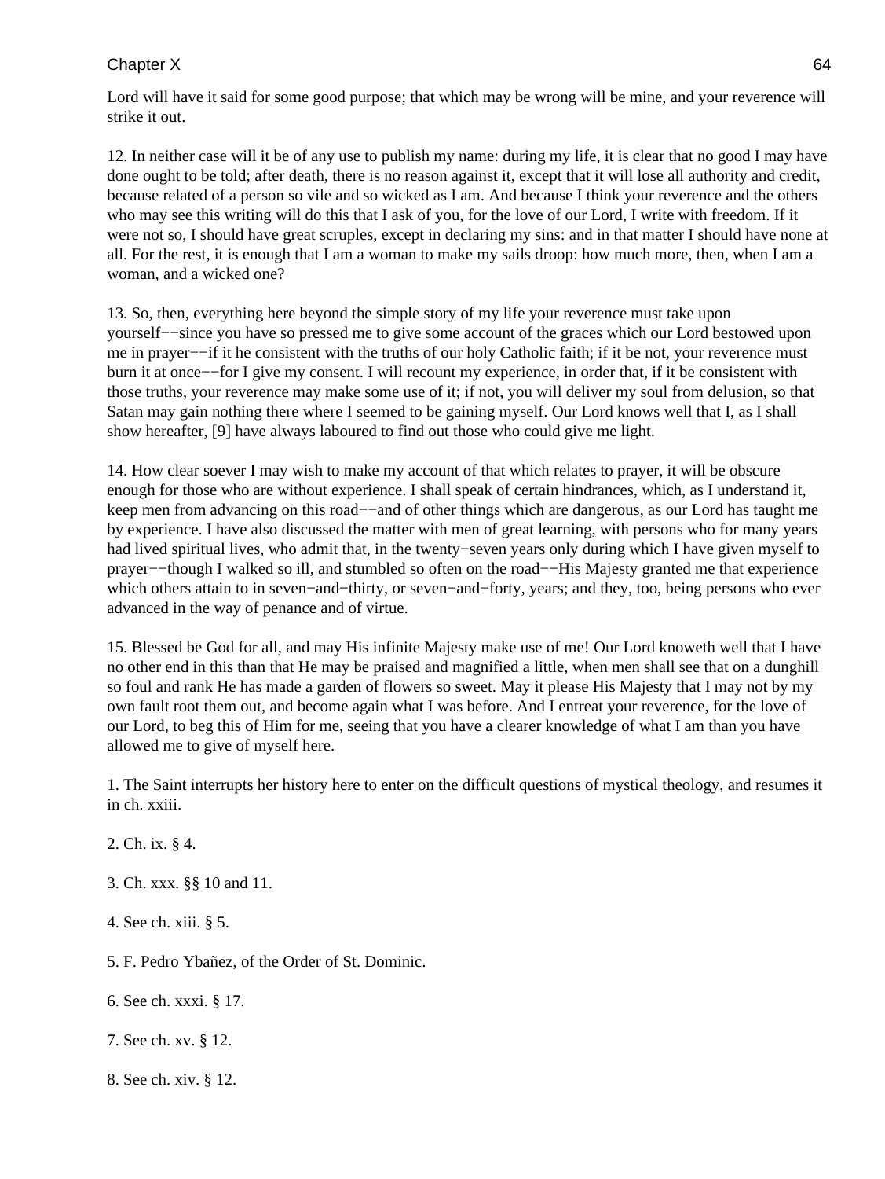Lord will have it said for some good purpose; that which may be wrong will be mine, and your reverence will strike it out.

12. In neither case will it be of any use to publish my name: during my life, it is clear that no good I may have done ought to be told; after death, there is no reason against it, except that it will lose all authority and credit, because related of a person so vile and so wicked as I am. And because I think your reverence and the others who may see this writing will do this that I ask of you, for the love of our Lord, I write with freedom. If it were not so, I should have great scruples, except in declaring my sins: and in that matter I should have none at all. For the rest, it is enough that I am a woman to make my sails droop: how much more, then, when I am a woman, and a wicked one?

13. So, then, everything here beyond the simple story of my life your reverence must take upon yourself−−since you have so pressed me to give some account of the graces which our Lord bestowed upon me in prayer−−if it he consistent with the truths of our holy Catholic faith; if it be not, your reverence must burn it at once−−for I give my consent. I will recount my experience, in order that, if it be consistent with those truths, your reverence may make some use of it; if not, you will deliver my soul from delusion, so that Satan may gain nothing there where I seemed to be gaining myself. Our Lord knows well that I, as I shall show hereafter, [9] have always laboured to find out those who could give me light.

14. How clear soever I may wish to make my account of that which relates to prayer, it will be obscure enough for those who are without experience. I shall speak of certain hindrances, which, as I understand it, keep men from advancing on this road−−and of other things which are dangerous, as our Lord has taught me by experience. I have also discussed the matter with men of great learning, with persons who for many years had lived spiritual lives, who admit that, in the twenty−seven years only during which I have given myself to prayer−−though I walked so ill, and stumbled so often on the road−−His Majesty granted me that experience which others attain to in seven−and−thirty, or seven−and−forty, years; and they, too, being persons who ever advanced in the way of penance and of virtue.

15. Blessed be God for all, and may His infinite Majesty make use of me! Our Lord knoweth well that I have no other end in this than that He may be praised and magnified a little, when men shall see that on a dunghill so foul and rank He has made a garden of flowers so sweet. May it please His Majesty that I may not by my own fault root them out, and become again what I was before. And I entreat your reverence, for the love of our Lord, to beg this of Him for me, seeing that you have a clearer knowledge of what I am than you have allowed me to give of myself here.

1. The Saint interrupts her history here to enter on the difficult questions of mystical theology, and resumes it in ch. xxiii.

2. Ch. ix. § 4.

3. Ch. xxx. §§ 10 and 11.

4. See ch. xiii. § 5.

5. F. Pedro Ybañez, of the Order of St. Dominic.

6. See ch. xxxi. § 17.

7. See ch. xv. § 12.

8. See ch. xiv. § 12.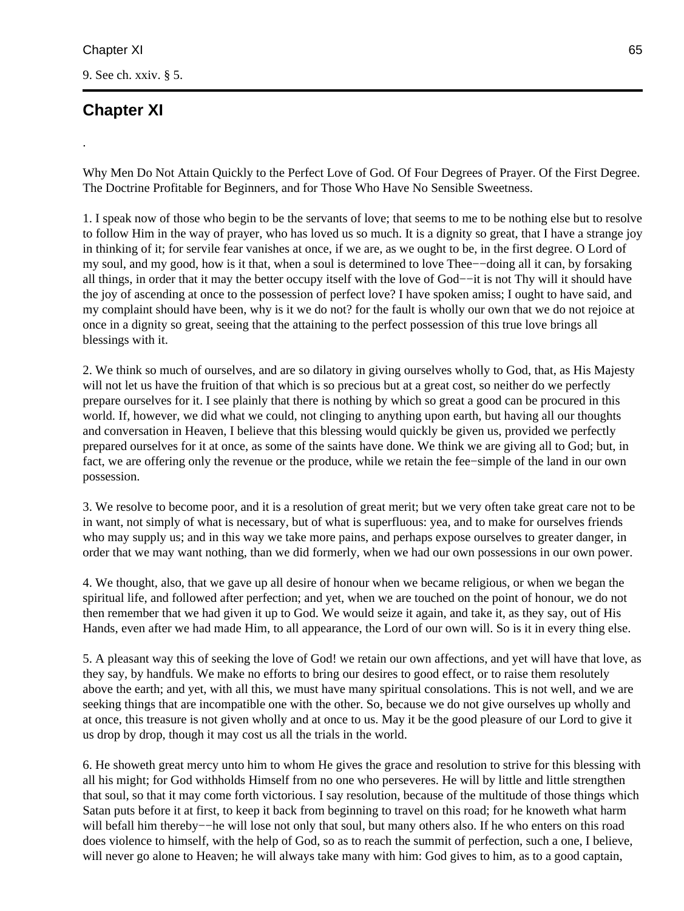9. See ch. xxiv. § 5.

## Chapter XI

.

Why Men Do Not Attain Quickly to the Perfect Love of God. Of Four Degrees of Prayer. Of the First Degree. The Doctrine Profitable for Beginners, and for Those Who Have No Sensible Sweetness.

1. I speak now of those who begin to be the servants of love; that seems to me to be nothing else but to resolve to follow Him in the way of prayer, who has loved us so much. It is a dignity so great, that I have a strange joy in thinking of it; for servile fear vanishes at once, if we are, as we ought to be, in the first degree. O Lord of my soul, and my good, how is it that, when a soul is determined to love Thee−−doing all it can, by forsaking all things, in order that it may the better occupy itself with the love of God−−it is not Thy will it should have the joy of ascending at once to the possession of perfect love? I have spoken amiss; I ought to have said, and my complaint should have been, why is it we do not? for the fault is wholly our own that we do not rejoice at once in a dignity so great, seeing that the attaining to the perfect possession of this true love brings all blessings with it.

2. We think so much of ourselves, and are so dilatory in giving ourselves wholly to God, that, as His Majesty will not let us have the fruition of that which is so precious but at a great cost, so neither do we perfectly prepare ourselves for it. I see plainly that there is nothing by which so great a good can be procured in this world. If, however, we did what we could, not clinging to anything upon earth, but having all our thoughts and conversation in Heaven, I believe that this blessing would quickly be given us, provided we perfectly prepared ourselves for it at once, as some of the saints have done. We think we are giving all to God; but, in fact, we are offering only the revenue or the produce, while we retain the fee−simple of the land in our own possession.

3. We resolve to become poor, and it is a resolution of great merit; but we very often take great care not to be in want, not simply of what is necessary, but of what is superfluous: yea, and to make for ourselves friends who may supply us; and in this way we take more pains, and perhaps expose ourselves to greater danger, in order that we may want nothing, than we did formerly, when we had our own possessions in our own power.

4. We thought, also, that we gave up all desire of honour when we became religious, or when we began the spiritual life, and followed after perfection; and yet, when we are touched on the point of honour, we do not then remember that we had given it up to God. We would seize it again, and take it, as they say, out of His Hands, even after we had made Him, to all appearance, the Lord of our own will. So is it in every thing else.

5. A pleasant way this of seeking the love of God! we retain our own affections, and yet will have that love, as they say, by handfuls. We make no efforts to bring our desires to good effect, or to raise them resolutely above the earth; and yet, with all this, we must have many spiritual consolations. This is not well, and we are seeking things that are incompatible one with the other. So, because we do not give ourselves up wholly and at once, this treasure is not given wholly and at once to us. May it be the good pleasure of our Lord to give it us drop by drop, though it may cost us all the trials in the world.

6. He showeth great mercy unto him to whom He gives the grace and resolution to strive for this blessing with all his might; for God withholds Himself from no one who perseveres. He will by little and little strengthen that soul, so that it may come forth victorious. I say resolution, because of the multitude of those things which Satan puts before it at first, to keep it back from beginning to travel on this road; for he knoweth what harm will befall him thereby−−he will lose not only that soul, but many others also. If he who enters on this road does violence to himself, with the help of God, so as to reach the summit of perfection, such a one, I believe, will never go alone to Heaven; he will always take many with him: God gives to him, as to a good captain,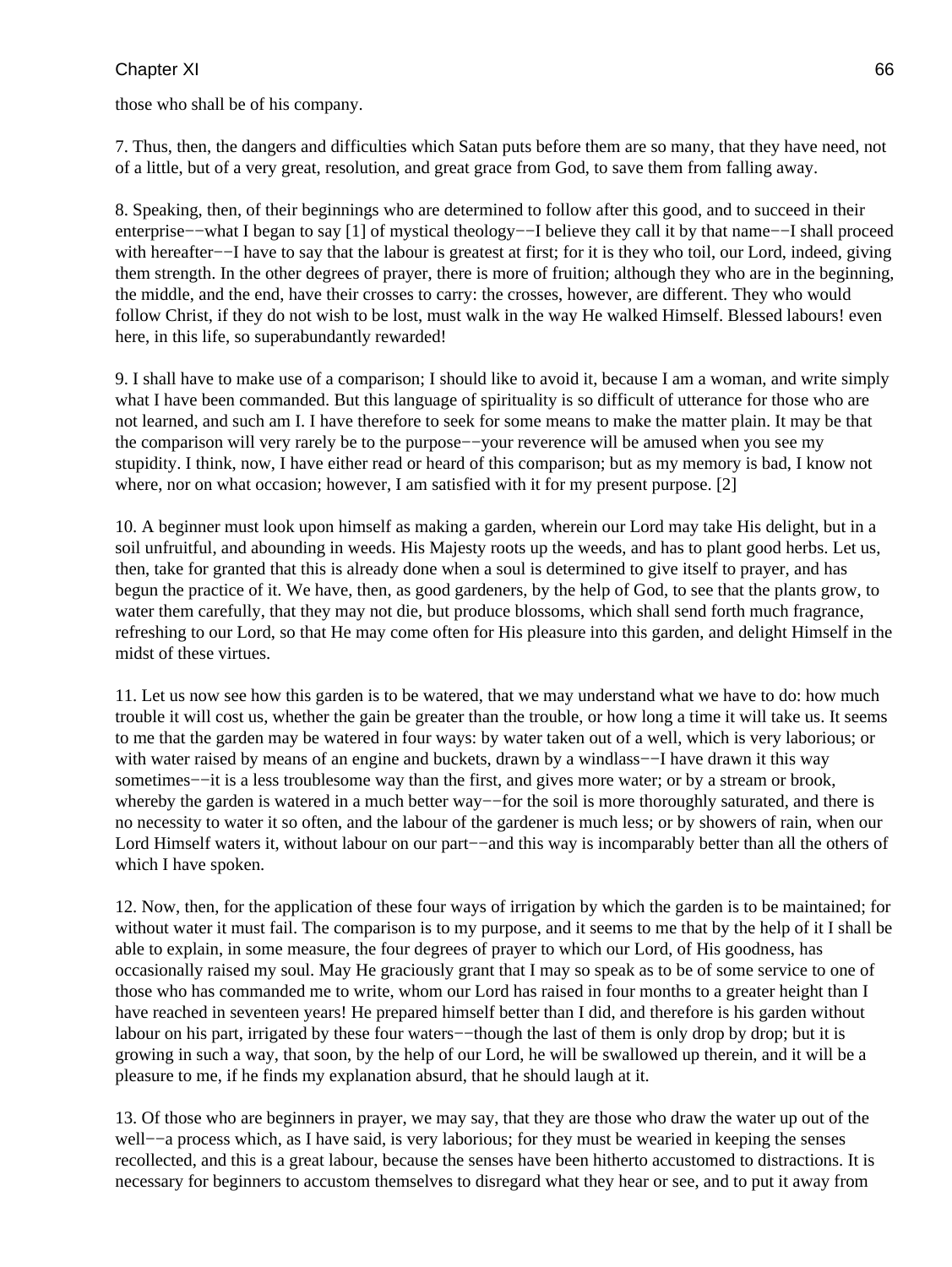those who shall be of his company.

7. Thus, then, the dangers and difficulties which Satan puts before them are so many, that they have need, not of a little, but of a very great, resolution, and great grace from God, to save them from falling away.

8. Speaking, then, of their beginnings who are determined to follow after this good, and to succeed in their enterprise−−what I began to say [1] of mystical theology−−I believe they call it by that name−−I shall proceed with hereafter−−I have to say that the labour is greatest at first; for it is they who toil, our Lord, indeed, giving them strength. In the other degrees of prayer, there is more of fruition; although they who are in the beginning, the middle, and the end, have their crosses to carry: the crosses, however, are different. They who would follow Christ, if they do not wish to be lost, must walk in the way He walked Himself. Blessed labours! even here, in this life, so superabundantly rewarded!

9. I shall have to make use of a comparison; I should like to avoid it, because I am a woman, and write simply what I have been commanded. But this language of spirituality is so difficult of utterance for those who are not learned, and such am I. I have therefore to seek for some means to make the matter plain. It may be that the comparison will very rarely be to the purpose−−your reverence will be amused when you see my stupidity. I think, now, I have either read or heard of this comparison; but as my memory is bad, I know not where, nor on what occasion; however, I am satisfied with it for my present purpose. [2]

10. A beginner must look upon himself as making a garden, wherein our Lord may take His delight, but in a soil unfruitful, and abounding in weeds. His Majesty roots up the weeds, and has to plant good herbs. Let us, then, take for granted that this is already done when a soul is determined to give itself to prayer, and has begun the practice of it. We have, then, as good gardeners, by the help of God, to see that the plants grow, to water them carefully, that they may not die, but produce blossoms, which shall send forth much fragrance, refreshing to our Lord, so that He may come often for His pleasure into this garden, and delight Himself in the midst of these virtues.

11. Let us now see how this garden is to be watered, that we may understand what we have to do: how much trouble it will cost us, whether the gain be greater than the trouble, or how long a time it will take us. It seems to me that the garden may be watered in four ways: by water taken out of a well, which is very laborious; or with water raised by means of an engine and buckets, drawn by a windlass−−I have drawn it this way sometimes−−it is a less troublesome way than the first, and gives more water; or by a stream or brook, whereby the garden is watered in a much better way−−for the soil is more thoroughly saturated, and there is no necessity to water it so often, and the labour of the gardener is much less; or by showers of rain, when our Lord Himself waters it, without labour on our part−−and this way is incomparably better than all the others of which I have spoken.

12. Now, then, for the application of these four ways of irrigation by which the garden is to be maintained; for without water it must fail. The comparison is to my purpose, and it seems to me that by the help of it I shall be able to explain, in some measure, the four degrees of prayer to which our Lord, of His goodness, has occasionally raised my soul. May He graciously grant that I may so speak as to be of some service to one of those who has commanded me to write, whom our Lord has raised in four months to a greater height than I have reached in seventeen years! He prepared himself better than I did, and therefore is his garden without labour on his part, irrigated by these four waters−−though the last of them is only drop by drop; but it is growing in such a way, that soon, by the help of our Lord, he will be swallowed up therein, and it will be a pleasure to me, if he finds my explanation absurd, that he should laugh at it.

13. Of those who are beginners in prayer, we may say, that they are those who draw the water up out of the well−−a process which, as I have said, is very laborious; for they must be wearied in keeping the senses recollected, and this is a great labour, because the senses have been hitherto accustomed to distractions. It is necessary for beginners to accustom themselves to disregard what they hear or see, and to put it away from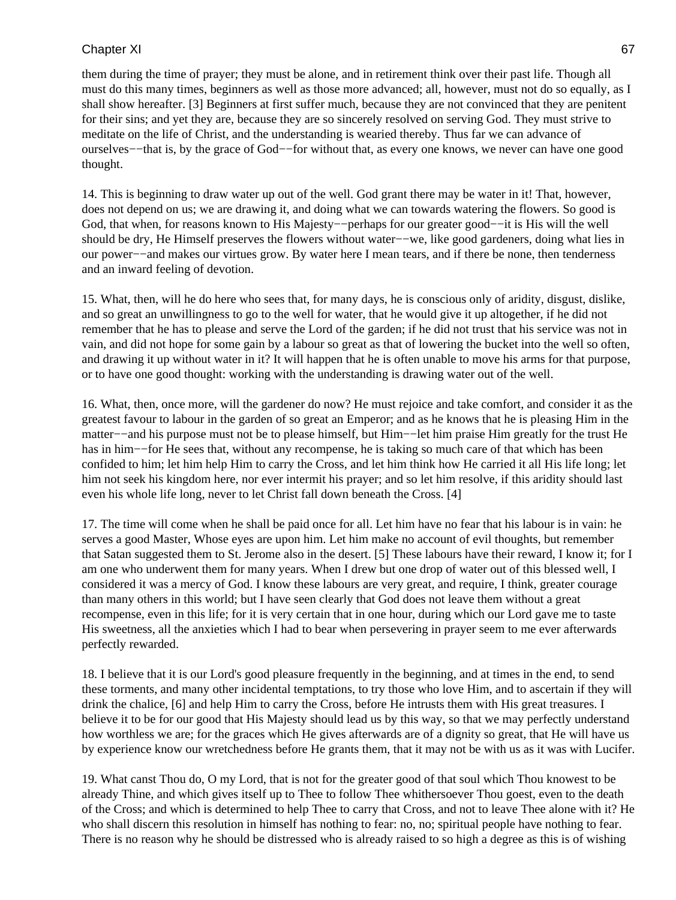them during the time of prayer; they must be alone, and in retirement think over their past life. Though all must do this many times, beginners as well as those more advanced; all, however, must not do so equally, as I shall show hereafter. [3] Beginners at first suffer much, because they are not convinced that they are penitent for their sins; and yet they are, because they are so sincerely resolved on serving God. They must strive to meditate on the life of Christ, and the understanding is wearied thereby. Thus far we can advance of ourselves−−that is, by the grace of God−−for without that, as every one knows, we never can have one good thought.

14. This is beginning to draw water up out of the well. God grant there may be water in it! That, however, does not depend on us; we are drawing it, and doing what we can towards watering the flowers. So good is God, that when, for reasons known to His Majesty−−perhaps for our greater good−−it is His will the well should be dry, He Himself preserves the flowers without water−−we, like good gardeners, doing what lies in our power−−and makes our virtues grow. By water here I mean tears, and if there be none, then tenderness and an inward feeling of devotion.

15. What, then, will he do here who sees that, for many days, he is conscious only of aridity, disgust, dislike, and so great an unwillingness to go to the well for water, that he would give it up altogether, if he did not remember that he has to please and serve the Lord of the garden; if he did not trust that his service was not in vain, and did not hope for some gain by a labour so great as that of lowering the bucket into the well so often, and drawing it up without water in it? It will happen that he is often unable to move his arms for that purpose, or to have one good thought: working with the understanding is drawing water out of the well.

16. What, then, once more, will the gardener do now? He must rejoice and take comfort, and consider it as the greatest favour to labour in the garden of so great an Emperor; and as he knows that he is pleasing Him in the matter−−and his purpose must not be to please himself, but Him−−let him praise Him greatly for the trust He has in him−−for He sees that, without any recompense, he is taking so much care of that which has been confided to him; let him help Him to carry the Cross, and let him think how He carried it all His life long; let him not seek his kingdom here, nor ever intermit his prayer; and so let him resolve, if this aridity should last even his whole life long, never to let Christ fall down beneath the Cross. [4]

17. The time will come when he shall be paid once for all. Let him have no fear that his labour is in vain: he serves a good Master, Whose eyes are upon him. Let him make no account of evil thoughts, but remember that Satan suggested them to St. Jerome also in the desert. [5] These labours have their reward, I know it; for I am one who underwent them for many years. When I drew but one drop of water out of this blessed well, I considered it was a mercy of God. I know these labours are very great, and require, I think, greater courage than many others in this world; but I have seen clearly that God does not leave them without a great recompense, even in this life; for it is very certain that in one hour, during which our Lord gave me to taste His sweetness, all the anxieties which I had to bear when persevering in prayer seem to me ever afterwards perfectly rewarded.

18. I believe that it is our Lord's good pleasure frequently in the beginning, and at times in the end, to send these torments, and many other incidental temptations, to try those who love Him, and to ascertain if they will drink the chalice, [6] and help Him to carry the Cross, before He intrusts them with His great treasures. I believe it to be for our good that His Majesty should lead us by this way, so that we may perfectly understand how worthless we are; for the graces which He gives afterwards are of a dignity so great, that He will have us by experience know our wretchedness before He grants them, that it may not be with us as it was with Lucifer.

19. What canst Thou do, O my Lord, that is not for the greater good of that soul which Thou knowest to be already Thine, and which gives itself up to Thee to follow Thee whithersoever Thou goest, even to the death of the Cross; and which is determined to help Thee to carry that Cross, and not to leave Thee alone with it? He who shall discern this resolution in himself has nothing to fear: no, no; spiritual people have nothing to fear. There is no reason why he should be distressed who is already raised to so high a degree as this is of wishing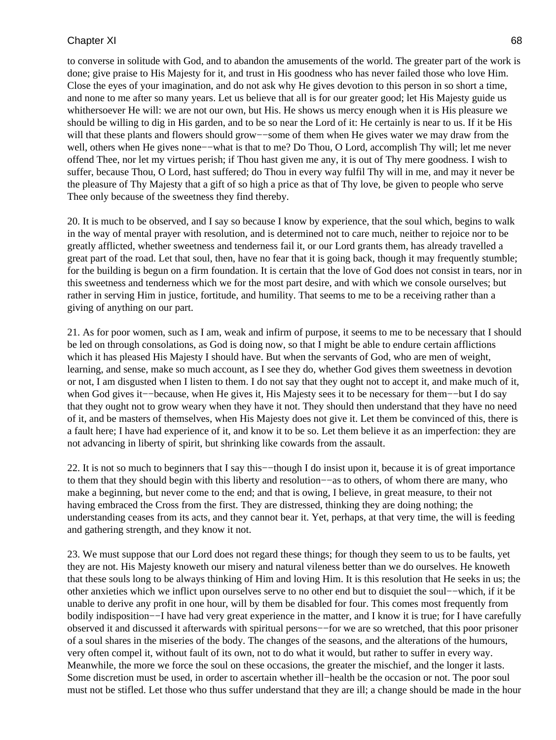to converse in solitude with God, and to abandon the amusements of the world. The greater part of the work is done; give praise to His Majesty for it, and trust in His goodness who has never failed those who love Him. Close the eyes of your imagination, and do not ask why He gives devotion to this person in so short a time, and none to me after so many years. Let us believe that all is for our greater good; let His Majesty guide us whithersoever He will: we are not our own, but His. He shows us mercy enough when it is His pleasure we should be willing to dig in His garden, and to be so near the Lord of it: He certainly is near to us. If it be His will that these plants and flowers should grow−−some of them when He gives water we may draw from the well, others when He gives none−−what is that to me? Do Thou, O Lord, accomplish Thy will; let me never offend Thee, nor let my virtues perish; if Thou hast given me any, it is out of Thy mere goodness. I wish to suffer, because Thou, O Lord, hast suffered; do Thou in every way fulfil Thy will in me, and may it never be the pleasure of Thy Majesty that a gift of so high a price as that of Thy love, be given to people who serve Thee only because of the sweetness they find thereby.

20. It is much to be observed, and I say so because I know by experience, that the soul which, begins to walk in the way of mental prayer with resolution, and is determined not to care much, neither to rejoice nor to be greatly afflicted, whether sweetness and tenderness fail it, or our Lord grants them, has already travelled a great part of the road. Let that soul, then, have no fear that it is going back, though it may frequently stumble; for the building is begun on a firm foundation. It is certain that the love of God does not consist in tears, nor in this sweetness and tenderness which we for the most part desire, and with which we console ourselves; but rather in serving Him in justice, fortitude, and humility. That seems to me to be a receiving rather than a giving of anything on our part.

21. As for poor women, such as I am, weak and infirm of purpose, it seems to me to be necessary that I should be led on through consolations, as God is doing now, so that I might be able to endure certain afflictions which it has pleased His Majesty I should have. But when the servants of God, who are men of weight, learning, and sense, make so much account, as I see they do, whether God gives them sweetness in devotion or not, I am disgusted when I listen to them. I do not say that they ought not to accept it, and make much of it, when God gives it−−because, when He gives it, His Majesty sees it to be necessary for them−−but I do say that they ought not to grow weary when they have it not. They should then understand that they have no need of it, and be masters of themselves, when His Majesty does not give it. Let them be convinced of this, there is a fault here; I have had experience of it, and know it to be so. Let them believe it as an imperfection: they are not advancing in liberty of spirit, but shrinking like cowards from the assault.

22. It is not so much to beginners that I say this−−though I do insist upon it, because it is of great importance to them that they should begin with this liberty and resolution−−as to others, of whom there are many, who make a beginning, but never come to the end; and that is owing, I believe, in great measure, to their not having embraced the Cross from the first. They are distressed, thinking they are doing nothing; the understanding ceases from its acts, and they cannot bear it. Yet, perhaps, at that very time, the will is feeding and gathering strength, and they know it not.

23. We must suppose that our Lord does not regard these things; for though they seem to us to be faults, yet they are not. His Majesty knoweth our misery and natural vileness better than we do ourselves. He knoweth that these souls long to be always thinking of Him and loving Him. It is this resolution that He seeks in us; the other anxieties which we inflict upon ourselves serve to no other end but to disquiet the soul−−which, if it be unable to derive any profit in one hour, will by them be disabled for four. This comes most frequently from bodily indisposition−−I have had very great experience in the matter, and I know it is true; for I have carefully observed it and discussed it afterwards with spiritual persons−−for we are so wretched, that this poor prisoner of a soul shares in the miseries of the body. The changes of the seasons, and the alterations of the humours, very often compel it, without fault of its own, not to do what it would, but rather to suffer in every way. Meanwhile, the more we force the soul on these occasions, the greater the mischief, and the longer it lasts. Some discretion must be used, in order to ascertain whether ill−health be the occasion or not. The poor soul must not be stifled. Let those who thus suffer understand that they are ill; a change should be made in the hour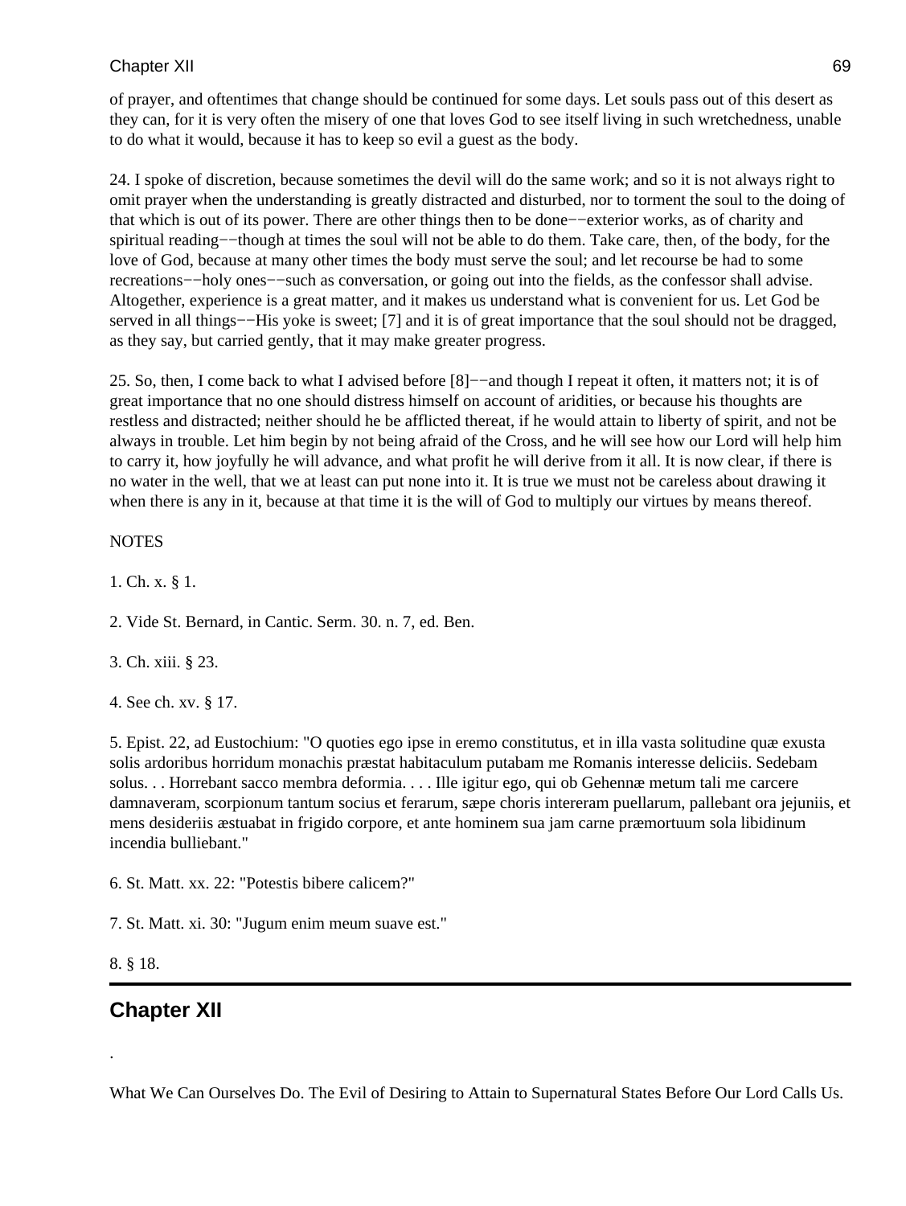of prayer, and oftentimes that change should be continued for some days. Let souls pass out of this desert as they can, for it is very often the misery of one that loves God to see itself living in such wretchedness, unable to do what it would, because it has to keep so evil a guest as the body.

24. I spoke of discretion, because sometimes the devil will do the same work; and so it is not always right to omit prayer when the understanding is greatly distracted and disturbed, nor to torment the soul to the doing of that which is out of its power. There are other things then to be done−−exterior works, as of charity and spiritual reading−−though at times the soul will not be able to do them. Take care, then, of the body, for the love of God, because at many other times the body must serve the soul; and let recourse be had to some recreations−−holy ones−−such as conversation, or going out into the fields, as the confessor shall advise. Altogether, experience is a great matter, and it makes us understand what is convenient for us. Let God be served in all things−−His yoke is sweet; [7] and it is of great importance that the soul should not be dragged, as they say, but carried gently, that it may make greater progress.

25. So, then, I come back to what I advised before [8]−−and though I repeat it often, it matters not; it is of great importance that no one should distress himself on account of aridities, or because his thoughts are restless and distracted; neither should he be afflicted thereat, if he would attain to liberty of spirit, and not be always in trouble. Let him begin by not being afraid of the Cross, and he will see how our Lord will help him to carry it, how joyfully he will advance, and what profit he will derive from it all. It is now clear, if there is no water in the well, that we at least can put none into it. It is true we must not be careless about drawing it when there is any in it, because at that time it is the will of God to multiply our virtues by means thereof.

NOTES

1. Ch. x. § 1.

2. Vide St. Bernard, in Cantic. Serm. 30. n. 7, ed. Ben.

3. Ch. xiii. § 23.

4. See ch. xv. § 17.

5. Epist. 22, ad Eustochium: "O quoties ego ipse in eremo constitutus, et in illa vasta solitudine quæ exusta solis ardoribus horridum monachis præstat habitaculum putabam me Romanis interesse deliciis. Sedebam solus. . . Horrebant sacco membra deformia. . . . Ille igitur ego, qui ob Gehennæ metum tali me carcere damnaveram, scorpionum tantum socius et ferarum, sæpe choris intereram puellarum, pallebant ora jejuniis, et mens desideriis æstuabat in frigido corpore, et ante hominem sua jam carne præmortuum sola libidinum incendia bulliebant."

6. St. Matt. xx. 22: "Potestis bibere calicem?"

7. St. Matt. xi. 30: "Jugum enim meum suave est."

8. § 18.

---

## Chapter XII

.

What We Can Ourselves Do. The Evil of Desiring to Attain to Supernatural States Before Our Lord Calls Us.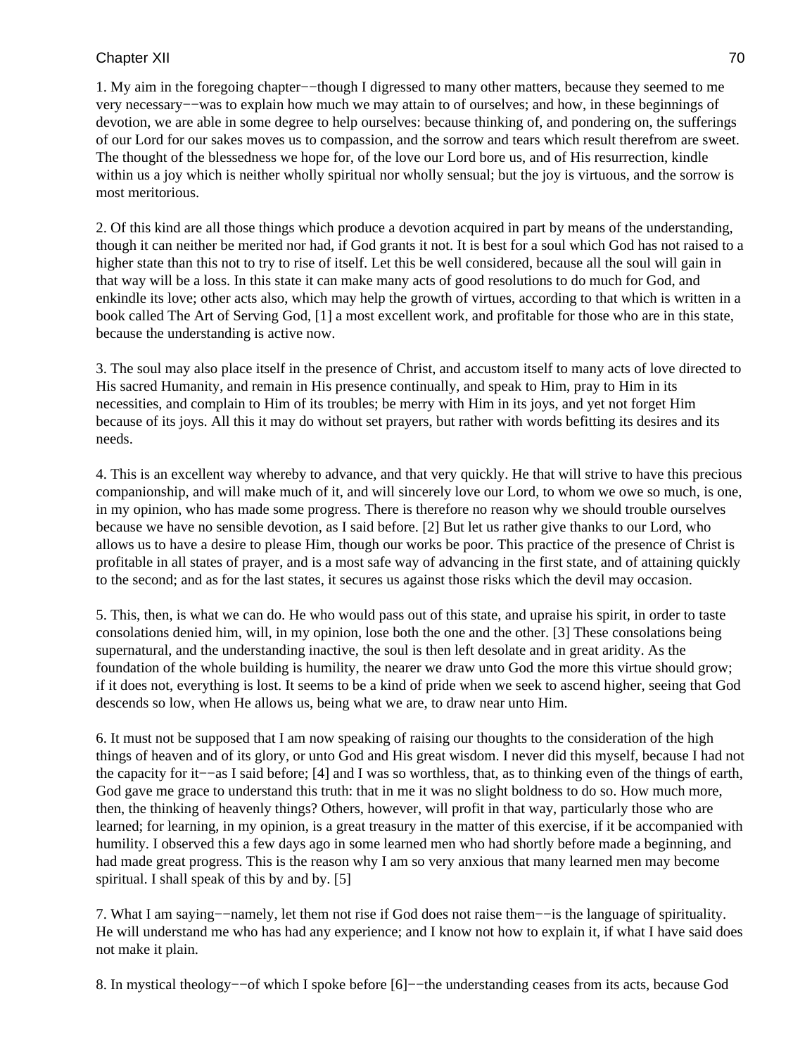1. My aim in the foregoing chapter−−though I digressed to many other matters, because they seemed to me very necessary−−was to explain how much we may attain to of ourselves; and how, in these beginnings of devotion, we are able in some degree to help ourselves: because thinking of, and pondering on, the sufferings of our Lord for our sakes moves us to compassion, and the sorrow and tears which result therefrom are sweet. The thought of the blessedness we hope for, of the love our Lord bore us, and of His resurrection, kindle within us a joy which is neither wholly spiritual nor wholly sensual; but the joy is virtuous, and the sorrow is most meritorious.

2. Of this kind are all those things which produce a devotion acquired in part by means of the understanding, though it can neither be merited nor had, if God grants it not. It is best for a soul which God has not raised to a higher state than this not to try to rise of itself. Let this be well considered, because all the soul will gain in that way will be a loss. In this state it can make many acts of good resolutions to do much for God, and enkindle its love; other acts also, which may help the growth of virtues, according to that which is written in a book called The Art of Serving God, [1] a most excellent work, and profitable for those who are in this state, because the understanding is active now.

3. The soul may also place itself in the presence of Christ, and accustom itself to many acts of love directed to His sacred Humanity, and remain in His presence continually, and speak to Him, pray to Him in its necessities, and complain to Him of its troubles; be merry with Him in its joys, and yet not forget Him because of its joys. All this it may do without set prayers, but rather with words befitting its desires and its needs.

4. This is an excellent way whereby to advance, and that very quickly. He that will strive to have this precious companionship, and will make much of it, and will sincerely love our Lord, to whom we owe so much, is one, in my opinion, who has made some progress. There is therefore no reason why we should trouble ourselves because we have no sensible devotion, as I said before. [2] But let us rather give thanks to our Lord, who allows us to have a desire to please Him, though our works be poor. This practice of the presence of Christ is profitable in all states of prayer, and is a most safe way of advancing in the first state, and of attaining quickly to the second; and as for the last states, it secures us against those risks which the devil may occasion.

5. This, then, is what we can do. He who would pass out of this state, and upraise his spirit, in order to taste consolations denied him, will, in my opinion, lose both the one and the other. [3] These consolations being supernatural, and the understanding inactive, the soul is then left desolate and in great aridity. As the foundation of the whole building is humility, the nearer we draw unto God the more this virtue should grow; if it does not, everything is lost. It seems to be a kind of pride when we seek to ascend higher, seeing that God descends so low, when He allows us, being what we are, to draw near unto Him.

6. It must not be supposed that I am now speaking of raising our thoughts to the consideration of the high things of heaven and of its glory, or unto God and His great wisdom. I never did this myself, because I had not the capacity for it−−as I said before; [4] and I was so worthless, that, as to thinking even of the things of earth, God gave me grace to understand this truth: that in me it was no slight boldness to do so. How much more, then, the thinking of heavenly things? Others, however, will profit in that way, particularly those who are learned; for learning, in my opinion, is a great treasury in the matter of this exercise, if it be accompanied with humility. I observed this a few days ago in some learned men who had shortly before made a beginning, and had made great progress. This is the reason why I am so very anxious that many learned men may become spiritual. I shall speak of this by and by. [5]

7. What I am saying−−namely, let them not rise if God does not raise them−−is the language of spirituality. He will understand me who has had any experience; and I know not how to explain it, if what I have said does not make it plain.

8. In mystical theology−−of which I spoke before [6]−−the understanding ceases from its acts, because God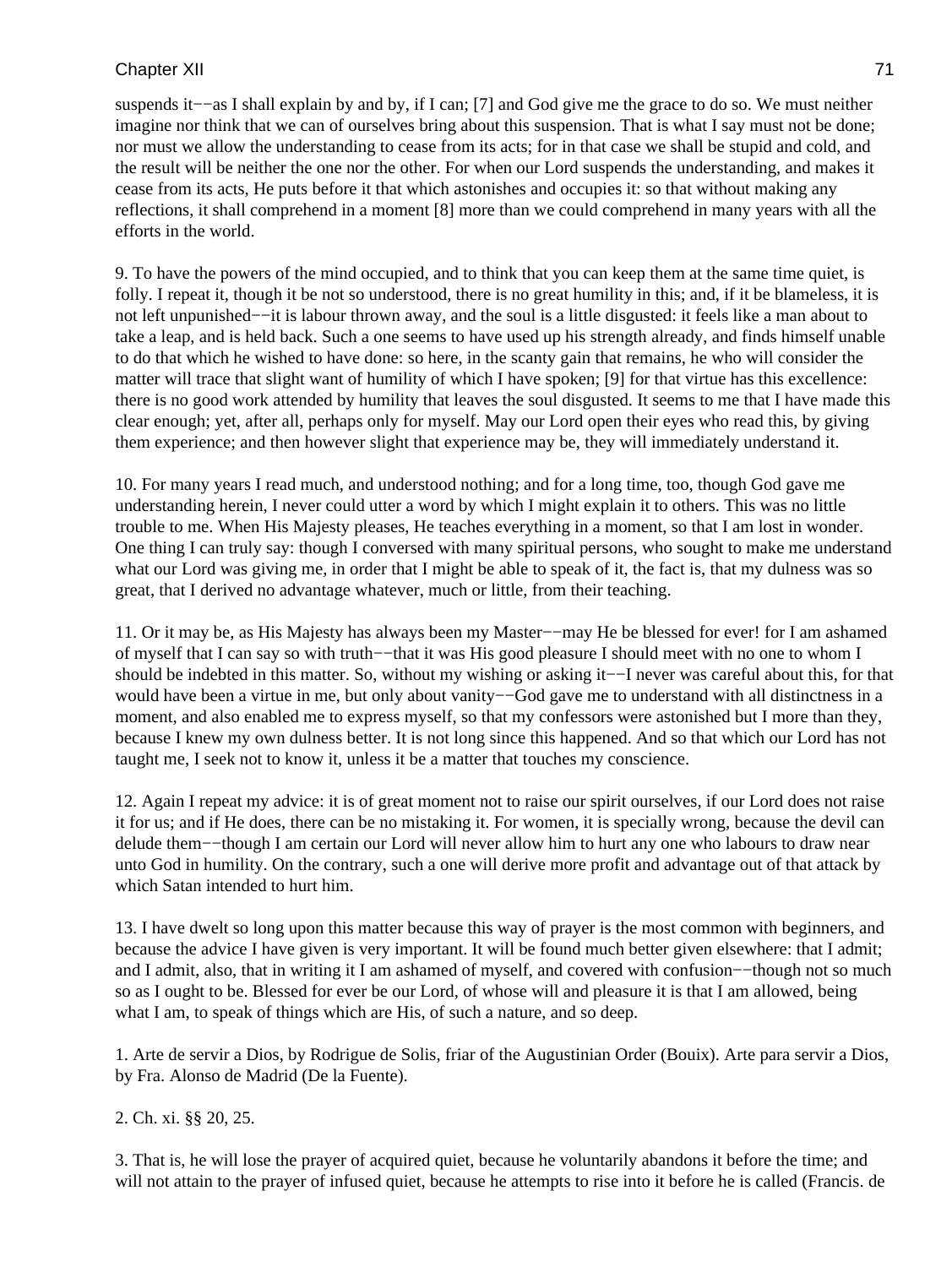suspends it−−as I shall explain by and by, if I can; [7] and God give me the grace to do so. We must neither imagine nor think that we can of ourselves bring about this suspension. That is what I say must not be done; nor must we allow the understanding to cease from its acts; for in that case we shall be stupid and cold, and the result will be neither the one nor the other. For when our Lord suspends the understanding, and makes it cease from its acts, He puts before it that which astonishes and occupies it: so that without making any reflections, it shall comprehend in a moment [8] more than we could comprehend in many years with all the efforts in the world.

9. To have the powers of the mind occupied, and to think that you can keep them at the same time quiet, is folly. I repeat it, though it be not so understood, there is no great humility in this; and, if it be blameless, it is not left unpunished−−it is labour thrown away, and the soul is a little disgusted: it feels like a man about to take a leap, and is held back. Such a one seems to have used up his strength already, and finds himself unable to do that which he wished to have done: so here, in the scanty gain that remains, he who will consider the matter will trace that slight want of humility of which I have spoken; [9] for that virtue has this excellence: there is no good work attended by humility that leaves the soul disgusted. It seems to me that I have made this clear enough; yet, after all, perhaps only for myself. May our Lord open their eyes who read this, by giving them experience; and then however slight that experience may be, they will immediately understand it.

10. For many years I read much, and understood nothing; and for a long time, too, though God gave me understanding herein, I never could utter a word by which I might explain it to others. This was no little trouble to me. When His Majesty pleases, He teaches everything in a moment, so that I am lost in wonder. One thing I can truly say: though I conversed with many spiritual persons, who sought to make me understand what our Lord was giving me, in order that I might be able to speak of it, the fact is, that my dulness was so great, that I derived no advantage whatever, much or little, from their teaching.

11. Or it may be, as His Majesty has always been my Master−−may He be blessed for ever! for I am ashamed of myself that I can say so with truth−−that it was His good pleasure I should meet with no one to whom I should be indebted in this matter. So, without my wishing or asking it−−I never was careful about this, for that would have been a virtue in me, but only about vanity−−God gave me to understand with all distinctness in a moment, and also enabled me to express myself, so that my confessors were astonished but I more than they, because I knew my own dulness better. It is not long since this happened. And so that which our Lord has not taught me, I seek not to know it, unless it be a matter that touches my conscience.

12. Again I repeat my advice: it is of great moment not to raise our spirit ourselves, if our Lord does not raise it for us; and if He does, there can be no mistaking it. For women, it is specially wrong, because the devil can delude them−−though I am certain our Lord will never allow him to hurt any one who labours to draw near unto God in humility. On the contrary, such a one will derive more profit and advantage out of that attack by which Satan intended to hurt him.

13. I have dwelt so long upon this matter because this way of prayer is the most common with beginners, and because the advice I have given is very important. It will be found much better given elsewhere: that I admit; and I admit, also, that in writing it I am ashamed of myself, and covered with confusion−−though not so much so as I ought to be. Blessed for ever be our Lord, of whose will and pleasure it is that I am allowed, being what I am, to speak of things which are His, of such a nature, and so deep.

1. Arte de servir a Dios, by Rodrigue de Solis, friar of the Augustinian Order (Bouix). Arte para servir a Dios, by Fra. Alonso de Madrid (De la Fuente).

2. Ch. xi. §§ 20, 25.

3. That is, he will lose the prayer of acquired quiet, because he voluntarily abandons it before the time; and will not attain to the prayer of infused quiet, because he attempts to rise into it before he is called (Francis. de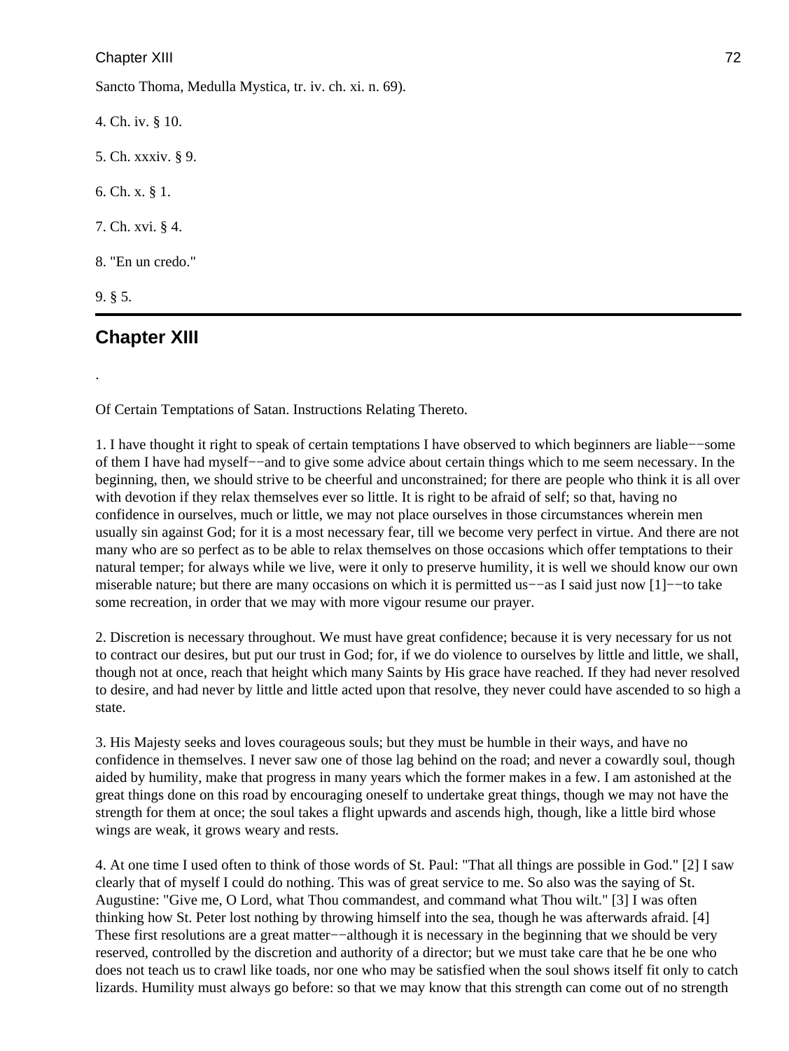Sancto Thoma, Medulla Mystica, tr. iv. ch. xi. n. 69).

4. Ch. iv. § 10.

5. Ch. xxxiv. § 9.

6. Ch. x. § 1.

7. Ch. xvi. § 4.

8. "En un credo."

9. § 5.

---

## Chapter XIII

.

Of Certain Temptations of Satan. Instructions Relating Thereto.

1. I have thought it right to speak of certain temptations I have observed to which beginners are liable−−some of them I have had myself−−and to give some advice about certain things which to me seem necessary. In the beginning, then, we should strive to be cheerful and unconstrained; for there are people who think it is all over with devotion if they relax themselves ever so little. It is right to be afraid of self; so that, having no confidence in ourselves, much or little, we may not place ourselves in those circumstances wherein men usually sin against God; for it is a most necessary fear, till we become very perfect in virtue. And there are not many who are so perfect as to be able to relax themselves on those occasions which offer temptations to their natural temper; for always while we live, were it only to preserve humility, it is well we should know our own miserable nature; but there are many occasions on which it is permitted us−−as I said just now [1]−−to take some recreation, in order that we may with more vigour resume our prayer.

2. Discretion is necessary throughout. We must have great confidence; because it is very necessary for us not to contract our desires, but put our trust in God; for, if we do violence to ourselves by little and little, we shall, though not at once, reach that height which many Saints by His grace have reached. If they had never resolved to desire, and had never by little and little acted upon that resolve, they never could have ascended to so high a state.

3. His Majesty seeks and loves courageous souls; but they must be humble in their ways, and have no confidence in themselves. I never saw one of those lag behind on the road; and never a cowardly soul, though aided by humility, make that progress in many years which the former makes in a few. I am astonished at the great things done on this road by encouraging oneself to undertake great things, though we may not have the strength for them at once; the soul takes a flight upwards and ascends high, though, like a little bird whose wings are weak, it grows weary and rests.

4. At one time I used often to think of those words of St. Paul: "That all things are possible in God." [2] I saw clearly that of myself I could do nothing. This was of great service to me. So also was the saying of St. Augustine: "Give me, O Lord, what Thou commandest, and command what Thou wilt." [3] I was often thinking how St. Peter lost nothing by throwing himself into the sea, though he was afterwards afraid. [4] These first resolutions are a great matter−−although it is necessary in the beginning that we should be very reserved, controlled by the discretion and authority of a director; but we must take care that he be one who does not teach us to crawl like toads, nor one who may be satisfied when the soul shows itself fit only to catch lizards. Humility must always go before: so that we may know that this strength can come out of no strength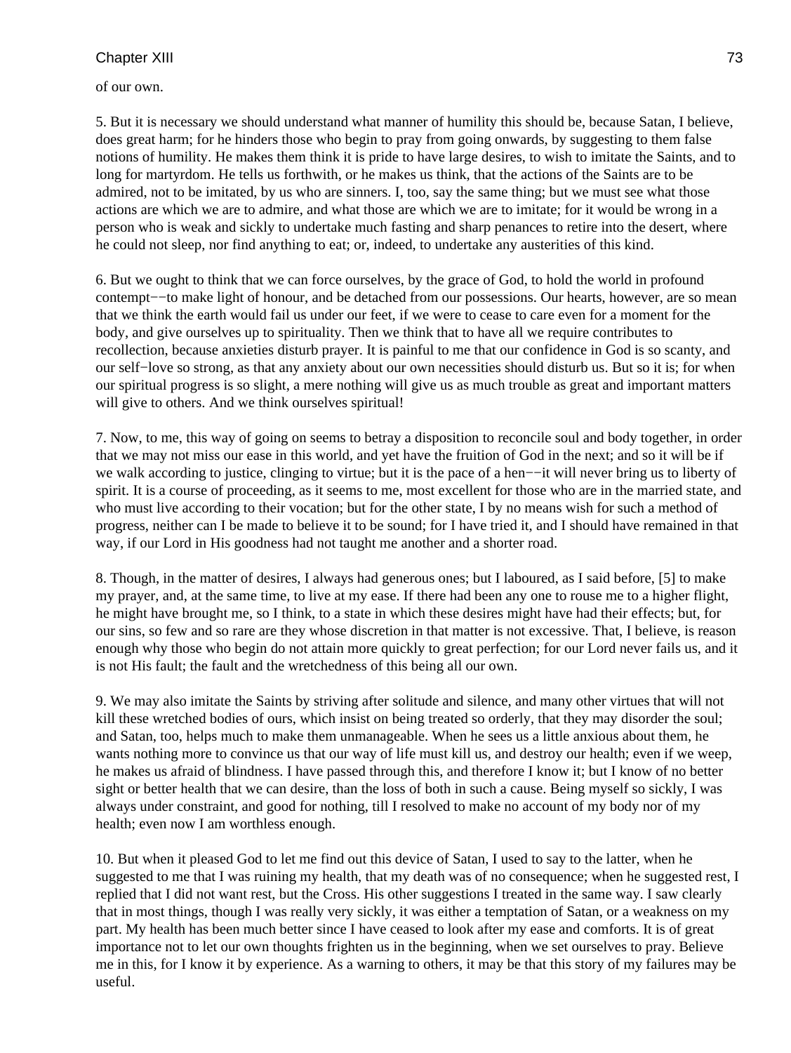of our own.

5. But it is necessary we should understand what manner of humility this should be, because Satan, I believe, does great harm; for he hinders those who begin to pray from going onwards, by suggesting to them false notions of humility. He makes them think it is pride to have large desires, to wish to imitate the Saints, and to long for martyrdom. He tells us forthwith, or he makes us think, that the actions of the Saints are to be admired, not to be imitated, by us who are sinners. I, too, say the same thing; but we must see what those actions are which we are to admire, and what those are which we are to imitate; for it would be wrong in a person who is weak and sickly to undertake much fasting and sharp penances to retire into the desert, where he could not sleep, nor find anything to eat; or, indeed, to undertake any austerities of this kind.

6. But we ought to think that we can force ourselves, by the grace of God, to hold the world in profound contempt−−to make light of honour, and be detached from our possessions. Our hearts, however, are so mean that we think the earth would fail us under our feet, if we were to cease to care even for a moment for the body, and give ourselves up to spirituality. Then we think that to have all we require contributes to recollection, because anxieties disturb prayer. It is painful to me that our confidence in God is so scanty, and our self−love so strong, as that any anxiety about our own necessities should disturb us. But so it is; for when our spiritual progress is so slight, a mere nothing will give us as much trouble as great and important matters will give to others. And we think ourselves spiritual!

7. Now, to me, this way of going on seems to betray a disposition to reconcile soul and body together, in order that we may not miss our ease in this world, and yet have the fruition of God in the next; and so it will be if we walk according to justice, clinging to virtue; but it is the pace of a hen−−it will never bring us to liberty of spirit. It is a course of proceeding, as it seems to me, most excellent for those who are in the married state, and who must live according to their vocation; but for the other state, I by no means wish for such a method of progress, neither can I be made to believe it to be sound; for I have tried it, and I should have remained in that way, if our Lord in His goodness had not taught me another and a shorter road.

8. Though, in the matter of desires, I always had generous ones; but I laboured, as I said before, [5] to make my prayer, and, at the same time, to live at my ease. If there had been any one to rouse me to a higher flight, he might have brought me, so I think, to a state in which these desires might have had their effects; but, for our sins, so few and so rare are they whose discretion in that matter is not excessive. That, I believe, is reason enough why those who begin do not attain more quickly to great perfection; for our Lord never fails us, and it is not His fault; the fault and the wretchedness of this being all our own.

9. We may also imitate the Saints by striving after solitude and silence, and many other virtues that will not kill these wretched bodies of ours, which insist on being treated so orderly, that they may disorder the soul; and Satan, too, helps much to make them unmanageable. When he sees us a little anxious about them, he wants nothing more to convince us that our way of life must kill us, and destroy our health; even if we weep, he makes us afraid of blindness. I have passed through this, and therefore I know it; but I know of no better sight or better health that we can desire, than the loss of both in such a cause. Being myself so sickly, I was always under constraint, and good for nothing, till I resolved to make no account of my body nor of my health; even now I am worthless enough.

10. But when it pleased God to let me find out this device of Satan, I used to say to the latter, when he suggested to me that I was ruining my health, that my death was of no consequence; when he suggested rest, I replied that I did not want rest, but the Cross. His other suggestions I treated in the same way. I saw clearly that in most things, though I was really very sickly, it was either a temptation of Satan, or a weakness on my part. My health has been much better since I have ceased to look after my ease and comforts. It is of great importance not to let our own thoughts frighten us in the beginning, when we set ourselves to pray. Believe me in this, for I know it by experience. As a warning to others, it may be that this story of my failures may be useful.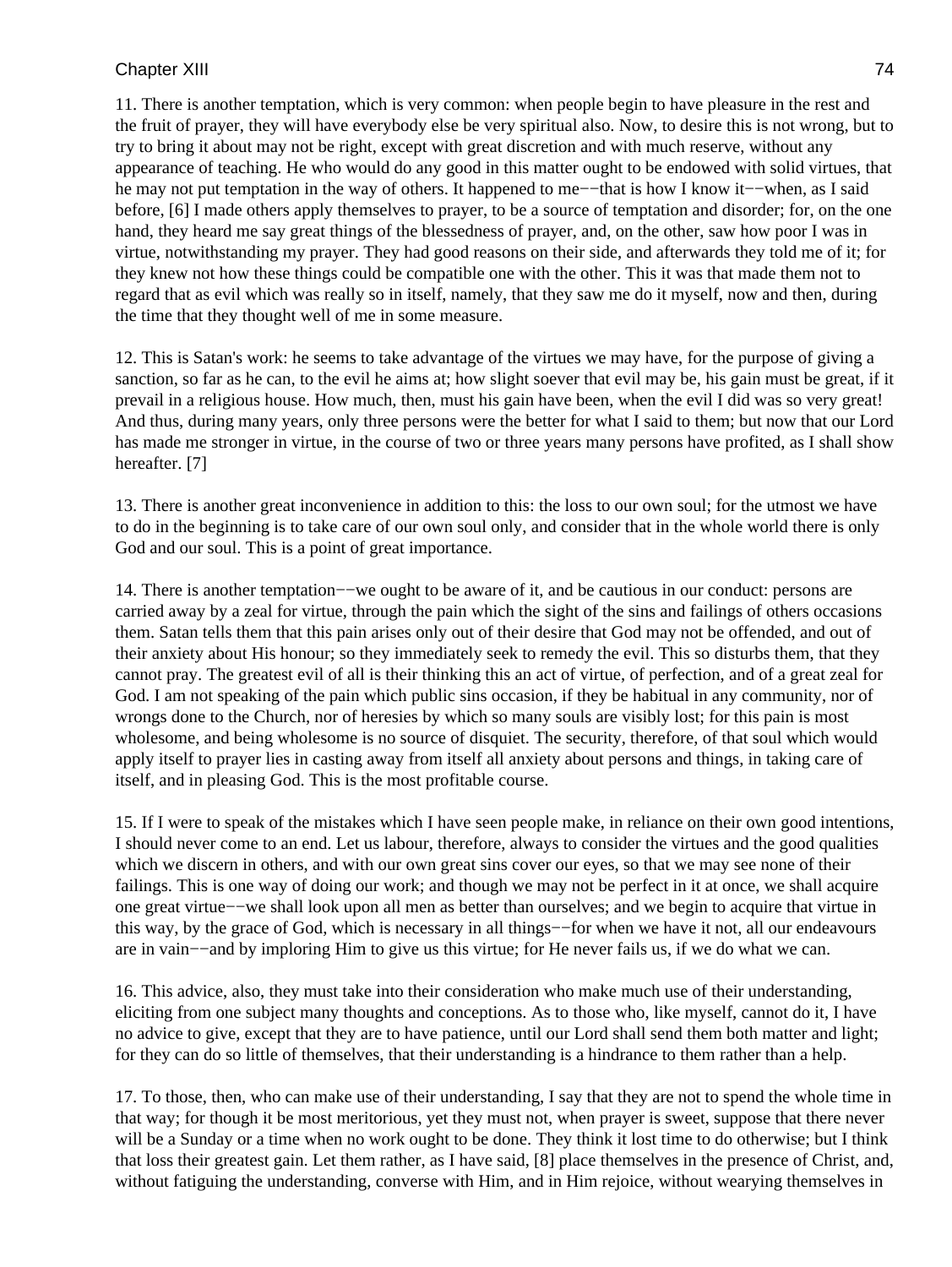11. There is another temptation, which is very common: when people begin to have pleasure in the rest and the fruit of prayer, they will have everybody else be very spiritual also. Now, to desire this is not wrong, but to try to bring it about may not be right, except with great discretion and with much reserve, without any appearance of teaching. He who would do any good in this matter ought to be endowed with solid virtues, that he may not put temptation in the way of others. It happened to me−−that is how I know it−−when, as I said before, [6] I made others apply themselves to prayer, to be a source of temptation and disorder; for, on the one hand, they heard me say great things of the blessedness of prayer, and, on the other, saw how poor I was in virtue, notwithstanding my prayer. They had good reasons on their side, and afterwards they told me of it; for they knew not how these things could be compatible one with the other. This it was that made them not to regard that as evil which was really so in itself, namely, that they saw me do it myself, now and then, during the time that they thought well of me in some measure.

12. This is Satan's work: he seems to take advantage of the virtues we may have, for the purpose of giving a sanction, so far as he can, to the evil he aims at; how slight soever that evil may be, his gain must be great, if it prevail in a religious house. How much, then, must his gain have been, when the evil I did was so very great! And thus, during many years, only three persons were the better for what I said to them; but now that our Lord has made me stronger in virtue, in the course of two or three years many persons have profited, as I shall show hereafter. [7]

13. There is another great inconvenience in addition to this: the loss to our own soul; for the utmost we have to do in the beginning is to take care of our own soul only, and consider that in the whole world there is only God and our soul. This is a point of great importance.

14. There is another temptation−−we ought to be aware of it, and be cautious in our conduct: persons are carried away by a zeal for virtue, through the pain which the sight of the sins and failings of others occasions them. Satan tells them that this pain arises only out of their desire that God may not be offended, and out of their anxiety about His honour; so they immediately seek to remedy the evil. This so disturbs them, that they cannot pray. The greatest evil of all is their thinking this an act of virtue, of perfection, and of a great zeal for God. I am not speaking of the pain which public sins occasion, if they be habitual in any community, nor of wrongs done to the Church, nor of heresies by which so many souls are visibly lost; for this pain is most wholesome, and being wholesome is no source of disquiet. The security, therefore, of that soul which would apply itself to prayer lies in casting away from itself all anxiety about persons and things, in taking care of itself, and in pleasing God. This is the most profitable course.

15. If I were to speak of the mistakes which I have seen people make, in reliance on their own good intentions, I should never come to an end. Let us labour, therefore, always to consider the virtues and the good qualities which we discern in others, and with our own great sins cover our eyes, so that we may see none of their failings. This is one way of doing our work; and though we may not be perfect in it at once, we shall acquire one great virtue−−we shall look upon all men as better than ourselves; and we begin to acquire that virtue in this way, by the grace of God, which is necessary in all things−−for when we have it not, all our endeavours are in vain−−and by imploring Him to give us this virtue; for He never fails us, if we do what we can.

16. This advice, also, they must take into their consideration who make much use of their understanding, eliciting from one subject many thoughts and conceptions. As to those who, like myself, cannot do it, I have no advice to give, except that they are to have patience, until our Lord shall send them both matter and light; for they can do so little of themselves, that their understanding is a hindrance to them rather than a help.

17. To those, then, who can make use of their understanding, I say that they are not to spend the whole time in that way; for though it be most meritorious, yet they must not, when prayer is sweet, suppose that there never will be a Sunday or a time when no work ought to be done. They think it lost time to do otherwise; but I think that loss their greatest gain. Let them rather, as I have said, [8] place themselves in the presence of Christ, and, without fatiguing the understanding, converse with Him, and in Him rejoice, without wearying themselves in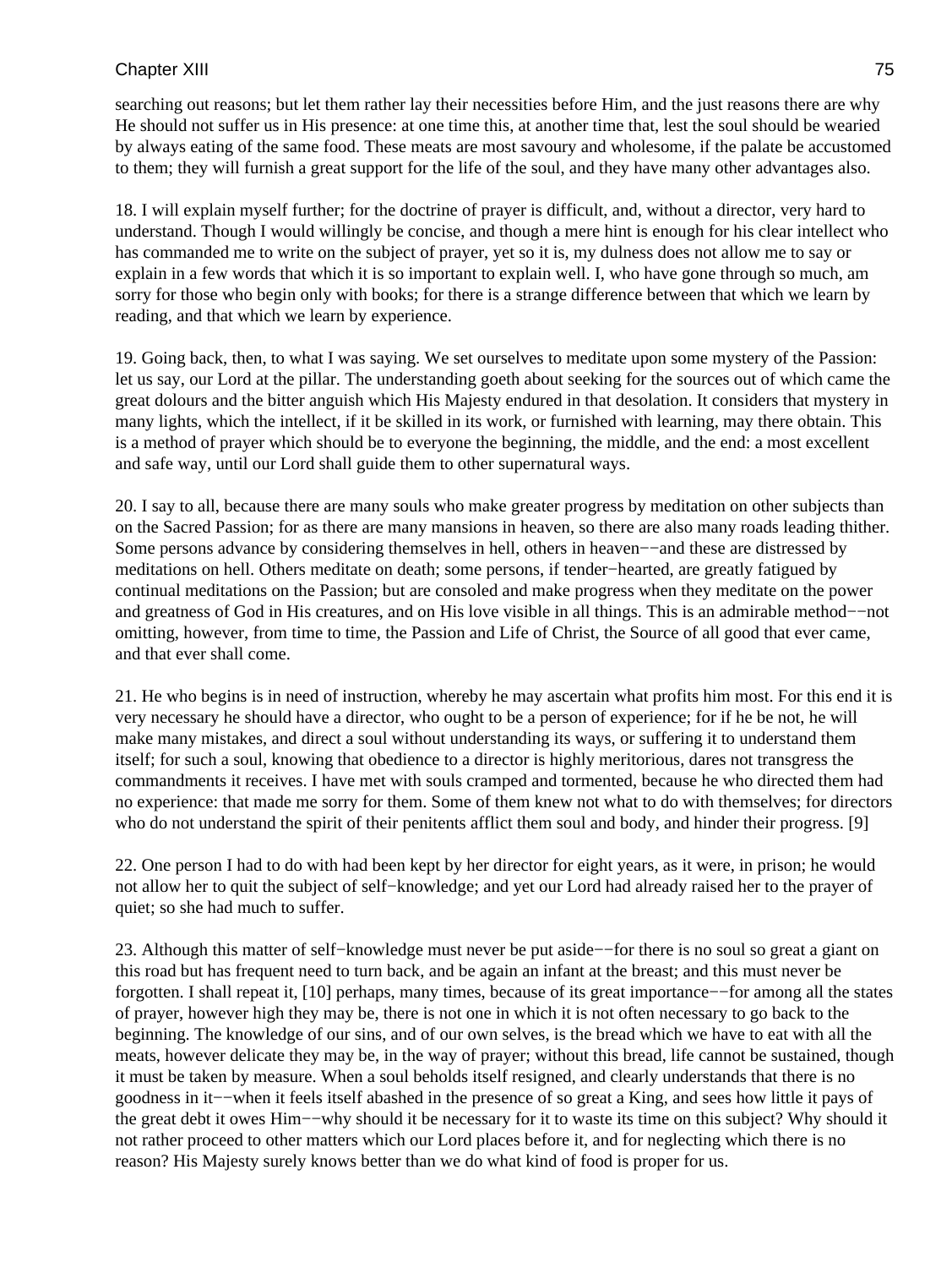searching out reasons; but let them rather lay their necessities before Him, and the just reasons there are why He should not suffer us in His presence: at one time this, at another time that, lest the soul should be wearied by always eating of the same food. These meats are most savoury and wholesome, if the palate be accustomed to them; they will furnish a great support for the life of the soul, and they have many other advantages also.

18. I will explain myself further; for the doctrine of prayer is difficult, and, without a director, very hard to understand. Though I would willingly be concise, and though a mere hint is enough for his clear intellect who has commanded me to write on the subject of prayer, yet so it is, my dulness does not allow me to say or explain in a few words that which it is so important to explain well. I, who have gone through so much, am sorry for those who begin only with books; for there is a strange difference between that which we learn by reading, and that which we learn by experience.

19. Going back, then, to what I was saying. We set ourselves to meditate upon some mystery of the Passion: let us say, our Lord at the pillar. The understanding goeth about seeking for the sources out of which came the great dolours and the bitter anguish which His Majesty endured in that desolation. It considers that mystery in many lights, which the intellect, if it be skilled in its work, or furnished with learning, may there obtain. This is a method of prayer which should be to everyone the beginning, the middle, and the end: a most excellent and safe way, until our Lord shall guide them to other supernatural ways.

20. I say to all, because there are many souls who make greater progress by meditation on other subjects than on the Sacred Passion; for as there are many mansions in heaven, so there are also many roads leading thither. Some persons advance by considering themselves in hell, others in heaven−−and these are distressed by meditations on hell. Others meditate on death; some persons, if tender−hearted, are greatly fatigued by continual meditations on the Passion; but are consoled and make progress when they meditate on the power and greatness of God in His creatures, and on His love visible in all things. This is an admirable method−−not omitting, however, from time to time, the Passion and Life of Christ, the Source of all good that ever came, and that ever shall come.

21. He who begins is in need of instruction, whereby he may ascertain what profits him most. For this end it is very necessary he should have a director, who ought to be a person of experience; for if he be not, he will make many mistakes, and direct a soul without understanding its ways, or suffering it to understand them itself; for such a soul, knowing that obedience to a director is highly meritorious, dares not transgress the commandments it receives. I have met with souls cramped and tormented, because he who directed them had no experience: that made me sorry for them. Some of them knew not what to do with themselves; for directors who do not understand the spirit of their penitents afflict them soul and body, and hinder their progress. [9]

22. One person I had to do with had been kept by her director for eight years, as it were, in prison; he would not allow her to quit the subject of self−knowledge; and yet our Lord had already raised her to the prayer of quiet; so she had much to suffer.

23. Although this matter of self−knowledge must never be put aside−−for there is no soul so great a giant on this road but has frequent need to turn back, and be again an infant at the breast; and this must never be forgotten. I shall repeat it, [10] perhaps, many times, because of its great importance−−for among all the states of prayer, however high they may be, there is not one in which it is not often necessary to go back to the beginning. The knowledge of our sins, and of our own selves, is the bread which we have to eat with all the meats, however delicate they may be, in the way of prayer; without this bread, life cannot be sustained, though it must be taken by measure. When a soul beholds itself resigned, and clearly understands that there is no goodness in it−−when it feels itself abashed in the presence of so great a King, and sees how little it pays of the great debt it owes Him−−why should it be necessary for it to waste its time on this subject? Why should it not rather proceed to other matters which our Lord places before it, and for neglecting which there is no reason? His Majesty surely knows better than we do what kind of food is proper for us.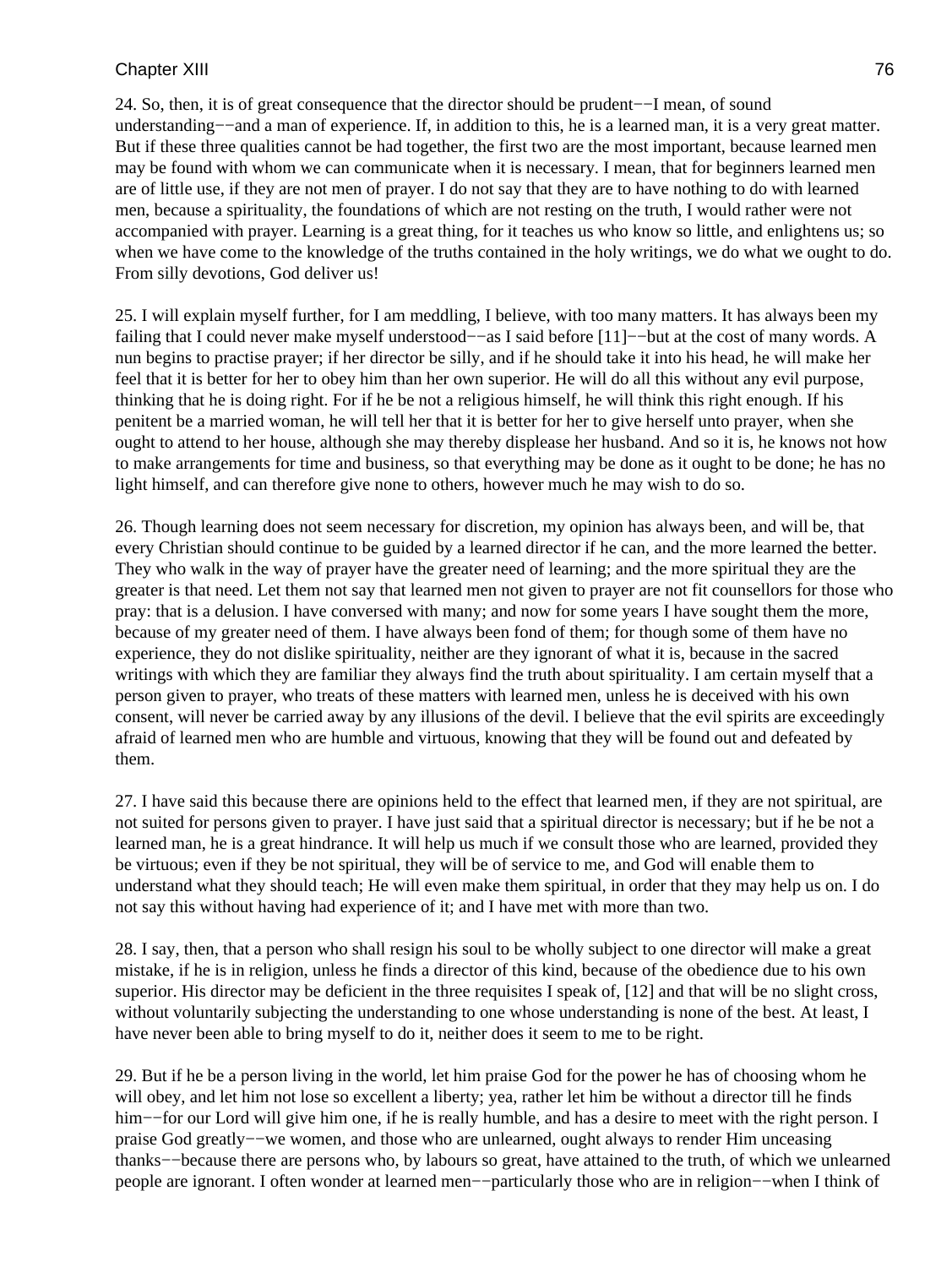24. So, then, it is of great consequence that the director should be prudent−−I mean, of sound understanding−−and a man of experience. If, in addition to this, he is a learned man, it is a very great matter. But if these three qualities cannot be had together, the first two are the most important, because learned men may be found with whom we can communicate when it is necessary. I mean, that for beginners learned men are of little use, if they are not men of prayer. I do not say that they are to have nothing to do with learned men, because a spirituality, the foundations of which are not resting on the truth, I would rather were not accompanied with prayer. Learning is a great thing, for it teaches us who know so little, and enlightens us; so when we have come to the knowledge of the truths contained in the holy writings, we do what we ought to do. From silly devotions, God deliver us!

25. I will explain myself further, for I am meddling, I believe, with too many matters. It has always been my failing that I could never make myself understood−−as I said before [11]−−but at the cost of many words. A nun begins to practise prayer; if her director be silly, and if he should take it into his head, he will make her feel that it is better for her to obey him than her own superior. He will do all this without any evil purpose, thinking that he is doing right. For if he be not a religious himself, he will think this right enough. If his penitent be a married woman, he will tell her that it is better for her to give herself unto prayer, when she ought to attend to her house, although she may thereby displease her husband. And so it is, he knows not how to make arrangements for time and business, so that everything may be done as it ought to be done; he has no light himself, and can therefore give none to others, however much he may wish to do so.

26. Though learning does not seem necessary for discretion, my opinion has always been, and will be, that every Christian should continue to be guided by a learned director if he can, and the more learned the better. They who walk in the way of prayer have the greater need of learning; and the more spiritual they are the greater is that need. Let them not say that learned men not given to prayer are not fit counsellors for those who pray: that is a delusion. I have conversed with many; and now for some years I have sought them the more, because of my greater need of them. I have always been fond of them; for though some of them have no experience, they do not dislike spirituality, neither are they ignorant of what it is, because in the sacred writings with which they are familiar they always find the truth about spirituality. I am certain myself that a person given to prayer, who treats of these matters with learned men, unless he is deceived with his own consent, will never be carried away by any illusions of the devil. I believe that the evil spirits are exceedingly afraid of learned men who are humble and virtuous, knowing that they will be found out and defeated by them.

27. I have said this because there are opinions held to the effect that learned men, if they are not spiritual, are not suited for persons given to prayer. I have just said that a spiritual director is necessary; but if he be not a learned man, he is a great hindrance. It will help us much if we consult those who are learned, provided they be virtuous; even if they be not spiritual, they will be of service to me, and God will enable them to understand what they should teach; He will even make them spiritual, in order that they may help us on. I do not say this without having had experience of it; and I have met with more than two.

28. I say, then, that a person who shall resign his soul to be wholly subject to one director will make a great mistake, if he is in religion, unless he finds a director of this kind, because of the obedience due to his own superior. His director may be deficient in the three requisites I speak of, [12] and that will be no slight cross, without voluntarily subjecting the understanding to one whose understanding is none of the best. At least, I have never been able to bring myself to do it, neither does it seem to me to be right.

29. But if he be a person living in the world, let him praise God for the power he has of choosing whom he will obey, and let him not lose so excellent a liberty; yea, rather let him be without a director till he finds him−−for our Lord will give him one, if he is really humble, and has a desire to meet with the right person. I praise God greatly−−we women, and those who are unlearned, ought always to render Him unceasing thanks−−because there are persons who, by labours so great, have attained to the truth, of which we unlearned people are ignorant. I often wonder at learned men−−particularly those who are in religion−−when I think of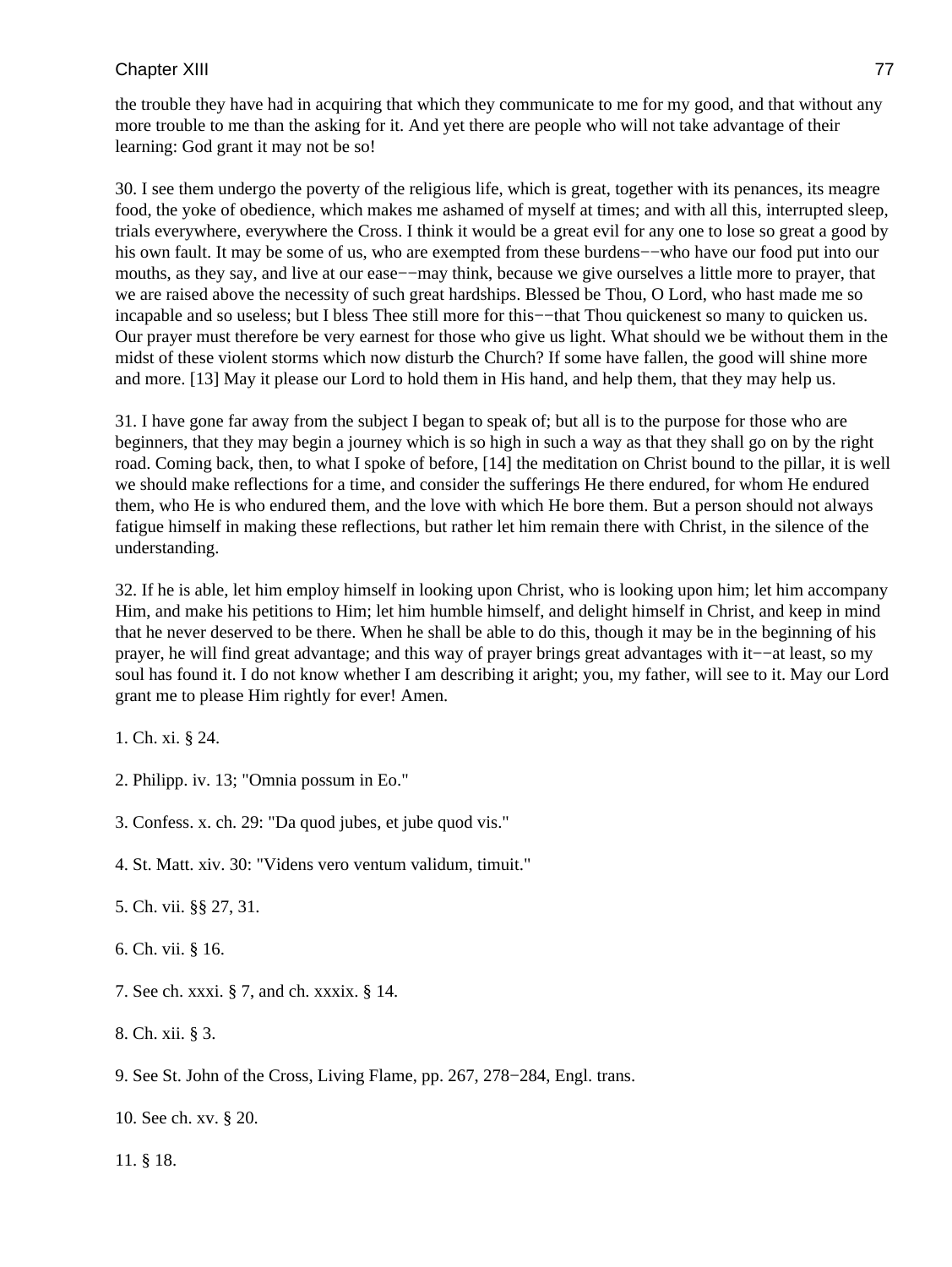the trouble they have had in acquiring that which they communicate to me for my good, and that without any more trouble to me than the asking for it. And yet there are people who will not take advantage of their learning: God grant it may not be so!

30. I see them undergo the poverty of the religious life, which is great, together with its penances, its meagre food, the yoke of obedience, which makes me ashamed of myself at times; and with all this, interrupted sleep, trials everywhere, everywhere the Cross. I think it would be a great evil for any one to lose so great a good by his own fault. It may be some of us, who are exempted from these burdens−−who have our food put into our mouths, as they say, and live at our ease−−may think, because we give ourselves a little more to prayer, that we are raised above the necessity of such great hardships. Blessed be Thou, O Lord, who hast made me so incapable and so useless; but I bless Thee still more for this−−that Thou quickenest so many to quicken us. Our prayer must therefore be very earnest for those who give us light. What should we be without them in the midst of these violent storms which now disturb the Church? If some have fallen, the good will shine more and more. [13] May it please our Lord to hold them in His hand, and help them, that they may help us.

31. I have gone far away from the subject I began to speak of; but all is to the purpose for those who are beginners, that they may begin a journey which is so high in such a way as that they shall go on by the right road. Coming back, then, to what I spoke of before, [14] the meditation on Christ bound to the pillar, it is well we should make reflections for a time, and consider the sufferings He there endured, for whom He endured them, who He is who endured them, and the love with which He bore them. But a person should not always fatigue himself in making these reflections, but rather let him remain there with Christ, in the silence of the understanding.

32. If he is able, let him employ himself in looking upon Christ, who is looking upon him; let him accompany Him, and make his petitions to Him; let him humble himself, and delight himself in Christ, and keep in mind that he never deserved to be there. When he shall be able to do this, though it may be in the beginning of his prayer, he will find great advantage; and this way of prayer brings great advantages with it−−at least, so my soul has found it. I do not know whether I am describing it aright; you, my father, will see to it. May our Lord grant me to please Him rightly for ever! Amen.

1. Ch. xi. § 24.

2. Philipp. iv. 13; "Omnia possum in Eo."

3. Confess. x. ch. 29: "Da quod jubes, et jube quod vis."

4. St. Matt. xiv. 30: "Videns vero ventum validum, timuit."

5. Ch. vii. §§ 27, 31.

6. Ch. vii. § 16.

7. See ch. xxxi. § 7, and ch. xxxix. § 14.

8. Ch. xii. § 3.

9. See St. John of the Cross, Living Flame, pp. 267, 278−284, Engl. trans.

10. See ch. xv. § 20.

11. § 18.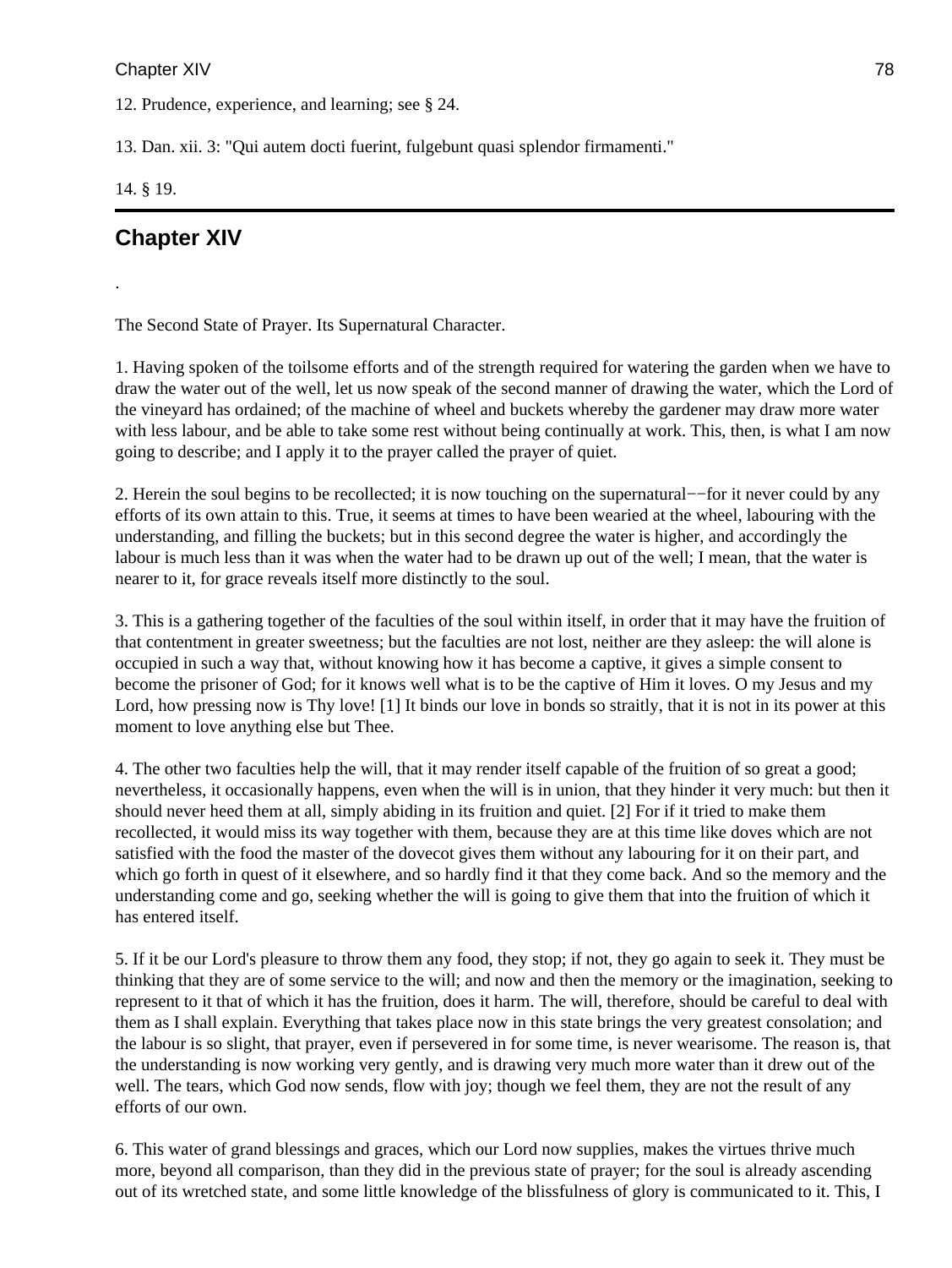12. Prudence, experience, and learning; see § 24.

13. Dan. xii. 3: "Qui autem docti fuerint, fulgebunt quasi splendor firmamenti."

14. § 19.

## Chapter XIV

.

The Second State of Prayer. Its Supernatural Character.

1. Having spoken of the toilsome efforts and of the strength required for watering the garden when we have to draw the water out of the well, let us now speak of the second manner of drawing the water, which the Lord of the vineyard has ordained; of the machine of wheel and buckets whereby the gardener may draw more water with less labour, and be able to take some rest without being continually at work. This, then, is what I am now going to describe; and I apply it to the prayer called the prayer of quiet.

2. Herein the soul begins to be recollected; it is now touching on the supernatural−−for it never could by any efforts of its own attain to this. True, it seems at times to have been wearied at the wheel, labouring with the understanding, and filling the buckets; but in this second degree the water is higher, and accordingly the labour is much less than it was when the water had to be drawn up out of the well; I mean, that the water is nearer to it, for grace reveals itself more distinctly to the soul.

3. This is a gathering together of the faculties of the soul within itself, in order that it may have the fruition of that contentment in greater sweetness; but the faculties are not lost, neither are they asleep: the will alone is occupied in such a way that, without knowing how it has become a captive, it gives a simple consent to become the prisoner of God; for it knows well what is to be the captive of Him it loves. O my Jesus and my Lord, how pressing now is Thy love! [1] It binds our love in bonds so straitly, that it is not in its power at this moment to love anything else but Thee.

4. The other two faculties help the will, that it may render itself capable of the fruition of so great a good; nevertheless, it occasionally happens, even when the will is in union, that they hinder it very much: but then it should never heed them at all, simply abiding in its fruition and quiet. [2] For if it tried to make them recollected, it would miss its way together with them, because they are at this time like doves which are not satisfied with the food the master of the dovecot gives them without any labouring for it on their part, and which go forth in quest of it elsewhere, and so hardly find it that they come back. And so the memory and the understanding come and go, seeking whether the will is going to give them that into the fruition of which it has entered itself.

5. If it be our Lord's pleasure to throw them any food, they stop; if not, they go again to seek it. They must be thinking that they are of some service to the will; and now and then the memory or the imagination, seeking to represent to it that of which it has the fruition, does it harm. The will, therefore, should be careful to deal with them as I shall explain. Everything that takes place now in this state brings the very greatest consolation; and the labour is so slight, that prayer, even if persevered in for some time, is never wearisome. The reason is, that the understanding is now working very gently, and is drawing very much more water than it drew out of the well. The tears, which God now sends, flow with joy; though we feel them, they are not the result of any efforts of our own.

6. This water of grand blessings and graces, which our Lord now supplies, makes the virtues thrive much more, beyond all comparison, than they did in the previous state of prayer; for the soul is already ascending out of its wretched state, and some little knowledge of the blissfulness of glory is communicated to it. This, I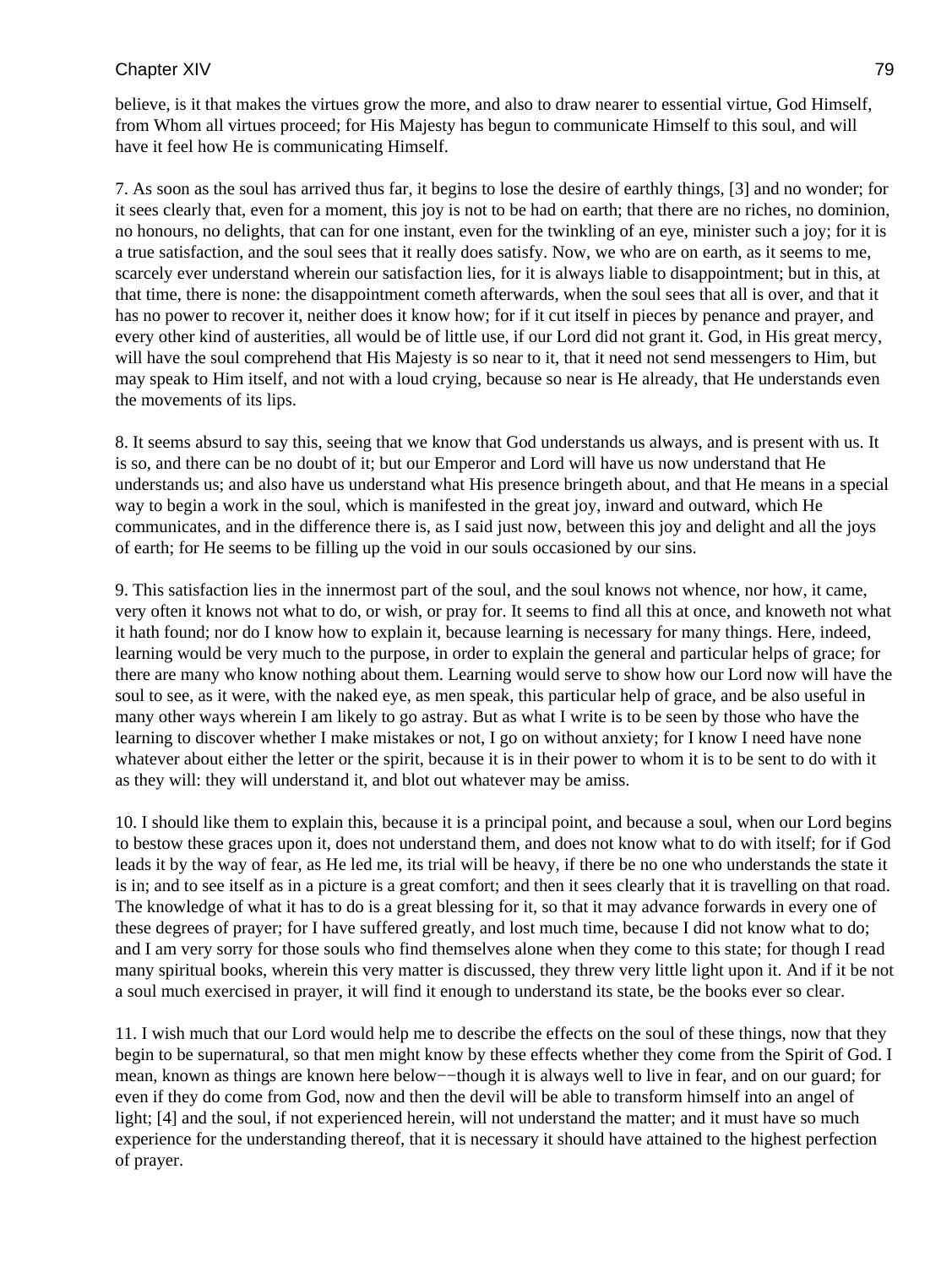believe, is it that makes the virtues grow the more, and also to draw nearer to essential virtue, God Himself, from Whom all virtues proceed; for His Majesty has begun to communicate Himself to this soul, and will have it feel how He is communicating Himself.

7. As soon as the soul has arrived thus far, it begins to lose the desire of earthly things, [3] and no wonder; for it sees clearly that, even for a moment, this joy is not to be had on earth; that there are no riches, no dominion, no honours, no delights, that can for one instant, even for the twinkling of an eye, minister such a joy; for it is a true satisfaction, and the soul sees that it really does satisfy. Now, we who are on earth, as it seems to me, scarcely ever understand wherein our satisfaction lies, for it is always liable to disappointment; but in this, at that time, there is none: the disappointment cometh afterwards, when the soul sees that all is over, and that it has no power to recover it, neither does it know how; for if it cut itself in pieces by penance and prayer, and every other kind of austerities, all would be of little use, if our Lord did not grant it. God, in His great mercy, will have the soul comprehend that His Majesty is so near to it, that it need not send messengers to Him, but may speak to Him itself, and not with a loud crying, because so near is He already, that He understands even the movements of its lips.

8. It seems absurd to say this, seeing that we know that God understands us always, and is present with us. It is so, and there can be no doubt of it; but our Emperor and Lord will have us now understand that He understands us; and also have us understand what His presence bringeth about, and that He means in a special way to begin a work in the soul, which is manifested in the great joy, inward and outward, which He communicates, and in the difference there is, as I said just now, between this joy and delight and all the joys of earth; for He seems to be filling up the void in our souls occasioned by our sins.

9. This satisfaction lies in the innermost part of the soul, and the soul knows not whence, nor how, it came, very often it knows not what to do, or wish, or pray for. It seems to find all this at once, and knoweth not what it hath found; nor do I know how to explain it, because learning is necessary for many things. Here, indeed, learning would be very much to the purpose, in order to explain the general and particular helps of grace; for there are many who know nothing about them. Learning would serve to show how our Lord now will have the soul to see, as it were, with the naked eye, as men speak, this particular help of grace, and be also useful in many other ways wherein I am likely to go astray. But as what I write is to be seen by those who have the learning to discover whether I make mistakes or not, I go on without anxiety; for I know I need have none whatever about either the letter or the spirit, because it is in their power to whom it is to be sent to do with it as they will: they will understand it, and blot out whatever may be amiss.

10. I should like them to explain this, because it is a principal point, and because a soul, when our Lord begins to bestow these graces upon it, does not understand them, and does not know what to do with itself; for if God leads it by the way of fear, as He led me, its trial will be heavy, if there be no one who understands the state it is in; and to see itself as in a picture is a great comfort; and then it sees clearly that it is travelling on that road. The knowledge of what it has to do is a great blessing for it, so that it may advance forwards in every one of these degrees of prayer; for I have suffered greatly, and lost much time, because I did not know what to do; and I am very sorry for those souls who find themselves alone when they come to this state; for though I read many spiritual books, wherein this very matter is discussed, they threw very little light upon it. And if it be not a soul much exercised in prayer, it will find it enough to understand its state, be the books ever so clear.

11. I wish much that our Lord would help me to describe the effects on the soul of these things, now that they begin to be supernatural, so that men might know by these effects whether they come from the Spirit of God. I mean, known as things are known here below−−though it is always well to live in fear, and on our guard; for even if they do come from God, now and then the devil will be able to transform himself into an angel of light; [4] and the soul, if not experienced herein, will not understand the matter; and it must have so much experience for the understanding thereof, that it is necessary it should have attained to the highest perfection of prayer.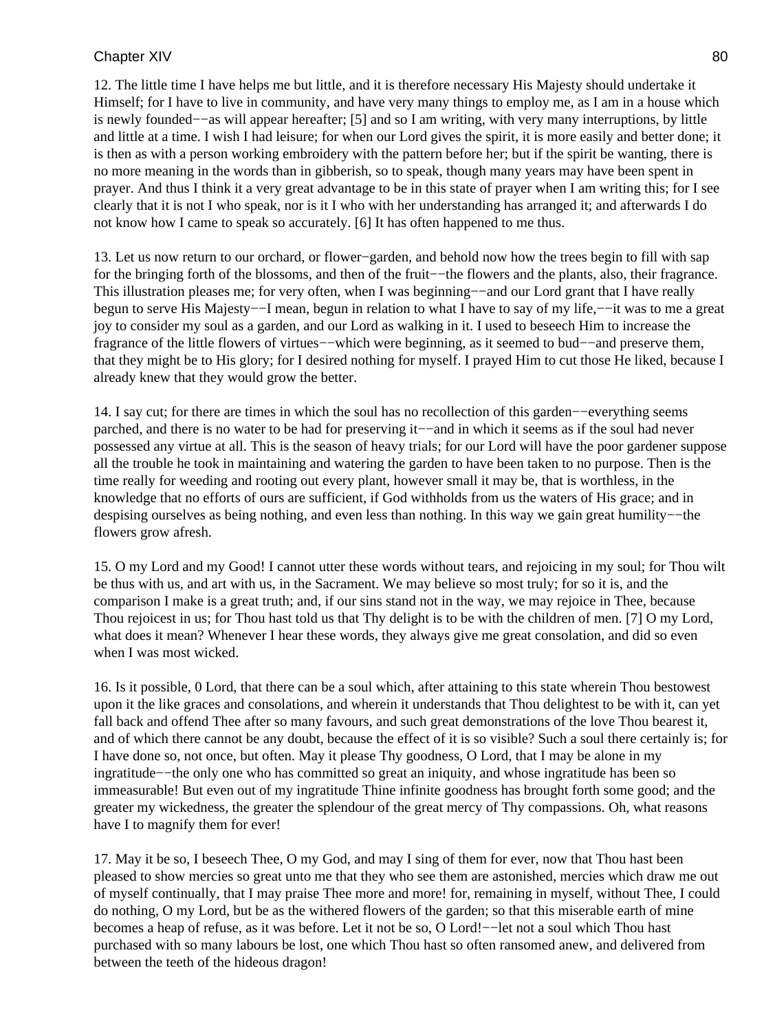12. The little time I have helps me but little, and it is therefore necessary His Majesty should undertake it Himself; for I have to live in community, and have very many things to employ me, as I am in a house which is newly founded−−as will appear hereafter; [5] and so I am writing, with very many interruptions, by little and little at a time. I wish I had leisure; for when our Lord gives the spirit, it is more easily and better done; it is then as with a person working embroidery with the pattern before her; but if the spirit be wanting, there is no more meaning in the words than in gibberish, so to speak, though many years may have been spent in prayer. And thus I think it a very great advantage to be in this state of prayer when I am writing this; for I see clearly that it is not I who speak, nor is it I who with her understanding has arranged it; and afterwards I do not know how I came to speak so accurately. [6] It has often happened to me thus.

13. Let us now return to our orchard, or flower−garden, and behold now how the trees begin to fill with sap for the bringing forth of the blossoms, and then of the fruit−−the flowers and the plants, also, their fragrance. This illustration pleases me; for very often, when I was beginning−−and our Lord grant that I have really begun to serve His Majesty−−I mean, begun in relation to what I have to say of my life,−−it was to me a great joy to consider my soul as a garden, and our Lord as walking in it. I used to beseech Him to increase the fragrance of the little flowers of virtues−−which were beginning, as it seemed to bud−−and preserve them, that they might be to His glory; for I desired nothing for myself. I prayed Him to cut those He liked, because I already knew that they would grow the better.

14. I say cut; for there are times in which the soul has no recollection of this garden−−everything seems parched, and there is no water to be had for preserving it−−and in which it seems as if the soul had never possessed any virtue at all. This is the season of heavy trials; for our Lord will have the poor gardener suppose all the trouble he took in maintaining and watering the garden to have been taken to no purpose. Then is the time really for weeding and rooting out every plant, however small it may be, that is worthless, in the knowledge that no efforts of ours are sufficient, if God withholds from us the waters of His grace; and in despising ourselves as being nothing, and even less than nothing. In this way we gain great humility−−the flowers grow afresh.

15. O my Lord and my Good! I cannot utter these words without tears, and rejoicing in my soul; for Thou wilt be thus with us, and art with us, in the Sacrament. We may believe so most truly; for so it is, and the comparison I make is a great truth; and, if our sins stand not in the way, we may rejoice in Thee, because Thou rejoicest in us; for Thou hast told us that Thy delight is to be with the children of men. [7] O my Lord, what does it mean? Whenever I hear these words, they always give me great consolation, and did so even when I was most wicked.

16. Is it possible, 0 Lord, that there can be a soul which, after attaining to this state wherein Thou bestowest upon it the like graces and consolations, and wherein it understands that Thou delightest to be with it, can yet fall back and offend Thee after so many favours, and such great demonstrations of the love Thou bearest it, and of which there cannot be any doubt, because the effect of it is so visible? Such a soul there certainly is; for I have done so, not once, but often. May it please Thy goodness, O Lord, that I may be alone in my ingratitude−−the only one who has committed so great an iniquity, and whose ingratitude has been so immeasurable! But even out of my ingratitude Thine infinite goodness has brought forth some good; and the greater my wickedness, the greater the splendour of the great mercy of Thy compassions. Oh, what reasons have I to magnify them for ever!

17. May it be so, I beseech Thee, O my God, and may I sing of them for ever, now that Thou hast been pleased to show mercies so great unto me that they who see them are astonished, mercies which draw me out of myself continually, that I may praise Thee more and more! for, remaining in myself, without Thee, I could do nothing, O my Lord, but be as the withered flowers of the garden; so that this miserable earth of mine becomes a heap of refuse, as it was before. Let it not be so, O Lord!−−let not a soul which Thou hast purchased with so many labours be lost, one which Thou hast so often ransomed anew, and delivered from between the teeth of the hideous dragon!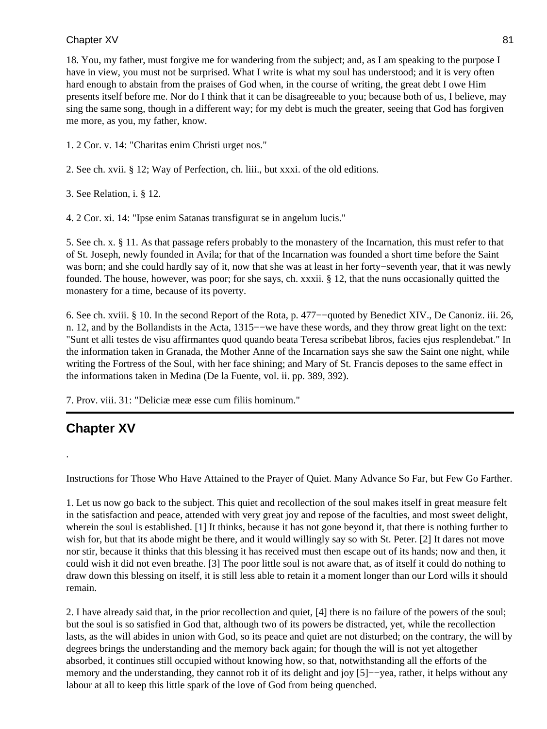18. You, my father, must forgive me for wandering from the subject; and, as I am speaking to the purpose I have in view, you must not be surprised. What I write is what my soul has understood; and it is very often hard enough to abstain from the praises of God when, in the course of writing, the great debt I owe Him presents itself before me. Nor do I think that it can be disagreeable to you; because both of us, I believe, may sing the same song, though in a different way; for my debt is much the greater, seeing that God has forgiven me more, as you, my father, know.

1. 2 Cor. v. 14: "Charitas enim Christi urget nos."

2. See ch. xvii. § 12; Way of Perfection, ch. liii., but xxxi. of the old editions.

3. See Relation, i. § 12.

4. 2 Cor. xi. 14: "Ipse enim Satanas transfigurat se in angelum lucis."

5. See ch. x. § 11. As that passage refers probably to the monastery of the Incarnation, this must refer to that of St. Joseph, newly founded in Avila; for that of the Incarnation was founded a short time before the Saint was born; and she could hardly say of it, now that she was at least in her forty−seventh year, that it was newly founded. The house, however, was poor; for she says, ch. xxxii. § 12, that the nuns occasionally quitted the monastery for a time, because of its poverty.

6. See ch. xviii. § 10. In the second Report of the Rota, p. 477−−quoted by Benedict XIV., De Canoniz. iii. 26, n. 12, and by the Bollandists in the Acta, 1315−−we have these words, and they throw great light on the text: "Sunt et alli testes de visu affirmantes quod quando beata Teresa scribebat libros, facies ejus resplendebat." In the information taken in Granada, the Mother Anne of the Incarnation says she saw the Saint one night, while writing the Fortress of the Soul, with her face shining; and Mary of St. Francis deposes to the same effect in the informations taken in Medina (De la Fuente, vol. ii. pp. 389, 392).

7. Prov. viii. 31: "Deliciæ meæ esse cum filiis hominum."

---

## Chapter XV

.

Instructions for Those Who Have Attained to the Prayer of Quiet. Many Advance So Far, but Few Go Farther.

1. Let us now go back to the subject. This quiet and recollection of the soul makes itself in great measure felt in the satisfaction and peace, attended with very great joy and repose of the faculties, and most sweet delight, wherein the soul is established. [1] It thinks, because it has not gone beyond it, that there is nothing further to wish for, but that its abode might be there, and it would willingly say so with St. Peter. [2] It dares not move nor stir, because it thinks that this blessing it has received must then escape out of its hands; now and then, it could wish it did not even breathe. [3] The poor little soul is not aware that, as of itself it could do nothing to draw down this blessing on itself, it is still less able to retain it a moment longer than our Lord wills it should remain.

2. I have already said that, in the prior recollection and quiet, [4] there is no failure of the powers of the soul; but the soul is so satisfied in God that, although two of its powers be distracted, yet, while the recollection lasts, as the will abides in union with God, so its peace and quiet are not disturbed; on the contrary, the will by degrees brings the understanding and the memory back again; for though the will is not yet altogether absorbed, it continues still occupied without knowing how, so that, notwithstanding all the efforts of the memory and the understanding, they cannot rob it of its delight and joy [5]−−yea, rather, it helps without any labour at all to keep this little spark of the love of God from being quenched.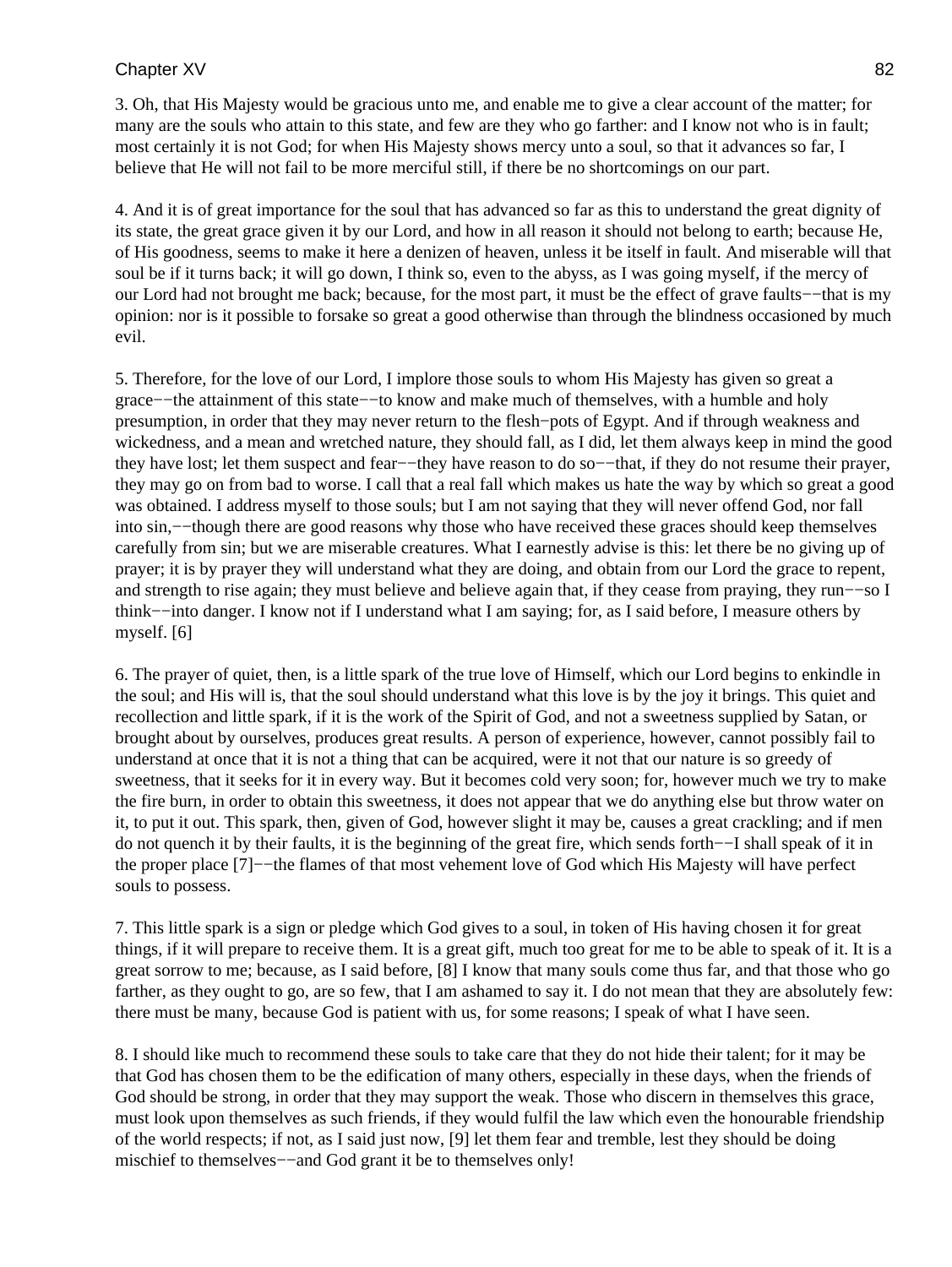3. Oh, that His Majesty would be gracious unto me, and enable me to give a clear account of the matter; for many are the souls who attain to this state, and few are they who go farther: and I know not who is in fault; most certainly it is not God; for when His Majesty shows mercy unto a soul, so that it advances so far, I believe that He will not fail to be more merciful still, if there be no shortcomings on our part.

4. And it is of great importance for the soul that has advanced so far as this to understand the great dignity of its state, the great grace given it by our Lord, and how in all reason it should not belong to earth; because He, of His goodness, seems to make it here a denizen of heaven, unless it be itself in fault. And miserable will that soul be if it turns back; it will go down, I think so, even to the abyss, as I was going myself, if the mercy of our Lord had not brought me back; because, for the most part, it must be the effect of grave faults−−that is my opinion: nor is it possible to forsake so great a good otherwise than through the blindness occasioned by much evil.

5. Therefore, for the love of our Lord, I implore those souls to whom His Majesty has given so great a grace−−the attainment of this state−−to know and make much of themselves, with a humble and holy presumption, in order that they may never return to the flesh−pots of Egypt. And if through weakness and wickedness, and a mean and wretched nature, they should fall, as I did, let them always keep in mind the good they have lost; let them suspect and fear−−they have reason to do so−−that, if they do not resume their prayer, they may go on from bad to worse. I call that a real fall which makes us hate the way by which so great a good was obtained. I address myself to those souls; but I am not saying that they will never offend God, nor fall into sin,−−though there are good reasons why those who have received these graces should keep themselves carefully from sin; but we are miserable creatures. What I earnestly advise is this: let there be no giving up of prayer; it is by prayer they will understand what they are doing, and obtain from our Lord the grace to repent, and strength to rise again; they must believe and believe again that, if they cease from praying, they run−−so I think−−into danger. I know not if I understand what I am saying; for, as I said before, I measure others by myself. [6]

6. The prayer of quiet, then, is a little spark of the true love of Himself, which our Lord begins to enkindle in the soul; and His will is, that the soul should understand what this love is by the joy it brings. This quiet and recollection and little spark, if it is the work of the Spirit of God, and not a sweetness supplied by Satan, or brought about by ourselves, produces great results. A person of experience, however, cannot possibly fail to understand at once that it is not a thing that can be acquired, were it not that our nature is so greedy of sweetness, that it seeks for it in every way. But it becomes cold very soon; for, however much we try to make the fire burn, in order to obtain this sweetness, it does not appear that we do anything else but throw water on it, to put it out. This spark, then, given of God, however slight it may be, causes a great crackling; and if men do not quench it by their faults, it is the beginning of the great fire, which sends forth−−I shall speak of it in the proper place [7]−−the flames of that most vehement love of God which His Majesty will have perfect souls to possess.

7. This little spark is a sign or pledge which God gives to a soul, in token of His having chosen it for great things, if it will prepare to receive them. It is a great gift, much too great for me to be able to speak of it. It is a great sorrow to me; because, as I said before, [8] I know that many souls come thus far, and that those who go farther, as they ought to go, are so few, that I am ashamed to say it. I do not mean that they are absolutely few: there must be many, because God is patient with us, for some reasons; I speak of what I have seen.

8. I should like much to recommend these souls to take care that they do not hide their talent; for it may be that God has chosen them to be the edification of many others, especially in these days, when the friends of God should be strong, in order that they may support the weak. Those who discern in themselves this grace, must look upon themselves as such friends, if they would fulfil the law which even the honourable friendship of the world respects; if not, as I said just now, [9] let them fear and tremble, lest they should be doing mischief to themselves−−and God grant it be to themselves only!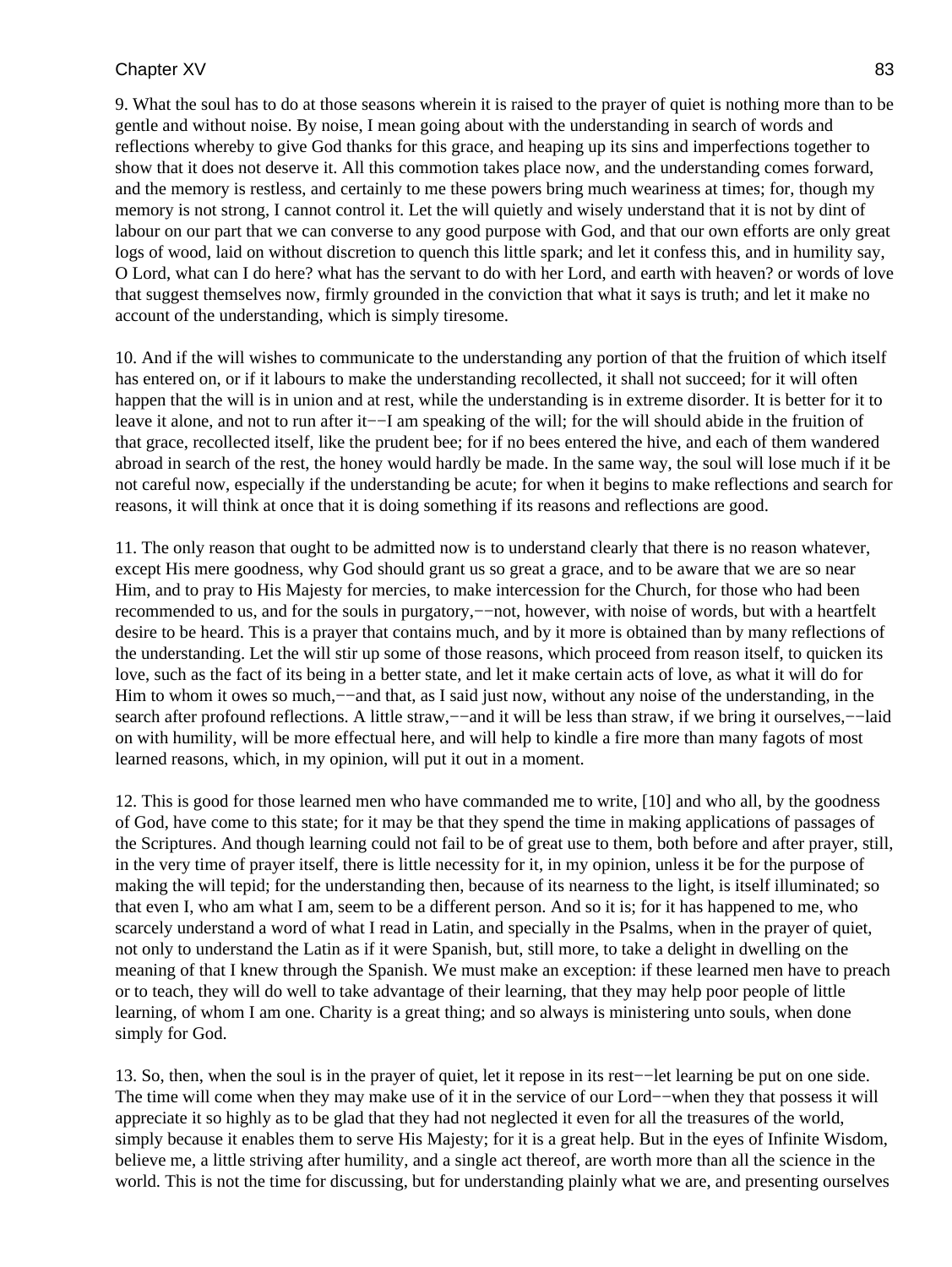9. What the soul has to do at those seasons wherein it is raised to the prayer of quiet is nothing more than to be gentle and without noise. By noise, I mean going about with the understanding in search of words and reflections whereby to give God thanks for this grace, and heaping up its sins and imperfections together to show that it does not deserve it. All this commotion takes place now, and the understanding comes forward, and the memory is restless, and certainly to me these powers bring much weariness at times; for, though my memory is not strong, I cannot control it. Let the will quietly and wisely understand that it is not by dint of labour on our part that we can converse to any good purpose with God, and that our own efforts are only great logs of wood, laid on without discretion to quench this little spark; and let it confess this, and in humility say, O Lord, what can I do here? what has the servant to do with her Lord, and earth with heaven? or words of love that suggest themselves now, firmly grounded in the conviction that what it says is truth; and let it make no account of the understanding, which is simply tiresome.

10. And if the will wishes to communicate to the understanding any portion of that the fruition of which itself has entered on, or if it labours to make the understanding recollected, it shall not succeed; for it will often happen that the will is in union and at rest, while the understanding is in extreme disorder. It is better for it to leave it alone, and not to run after it−−I am speaking of the will; for the will should abide in the fruition of that grace, recollected itself, like the prudent bee; for if no bees entered the hive, and each of them wandered abroad in search of the rest, the honey would hardly be made. In the same way, the soul will lose much if it be not careful now, especially if the understanding be acute; for when it begins to make reflections and search for reasons, it will think at once that it is doing something if its reasons and reflections are good.

11. The only reason that ought to be admitted now is to understand clearly that there is no reason whatever, except His mere goodness, why God should grant us so great a grace, and to be aware that we are so near Him, and to pray to His Majesty for mercies, to make intercession for the Church, for those who had been recommended to us, and for the souls in purgatory,−−not, however, with noise of words, but with a heartfelt desire to be heard. This is a prayer that contains much, and by it more is obtained than by many reflections of the understanding. Let the will stir up some of those reasons, which proceed from reason itself, to quicken its love, such as the fact of its being in a better state, and let it make certain acts of love, as what it will do for Him to whom it owes so much,−−and that, as I said just now, without any noise of the understanding, in the search after profound reflections. A little straw,−−and it will be less than straw, if we bring it ourselves,−−laid on with humility, will be more effectual here, and will help to kindle a fire more than many fagots of most learned reasons, which, in my opinion, will put it out in a moment.

12. This is good for those learned men who have commanded me to write, [10] and who all, by the goodness of God, have come to this state; for it may be that they spend the time in making applications of passages of the Scriptures. And though learning could not fail to be of great use to them, both before and after prayer, still, in the very time of prayer itself, there is little necessity for it, in my opinion, unless it be for the purpose of making the will tepid; for the understanding then, because of its nearness to the light, is itself illuminated; so that even I, who am what I am, seem to be a different person. And so it is; for it has happened to me, who scarcely understand a word of what I read in Latin, and specially in the Psalms, when in the prayer of quiet, not only to understand the Latin as if it were Spanish, but, still more, to take a delight in dwelling on the meaning of that I knew through the Spanish. We must make an exception: if these learned men have to preach or to teach, they will do well to take advantage of their learning, that they may help poor people of little learning, of whom I am one. Charity is a great thing; and so always is ministering unto souls, when done simply for God.

13. So, then, when the soul is in the prayer of quiet, let it repose in its rest−−let learning be put on one side. The time will come when they may make use of it in the service of our Lord−−when they that possess it will appreciate it so highly as to be glad that they had not neglected it even for all the treasures of the world, simply because it enables them to serve His Majesty; for it is a great help. But in the eyes of Infinite Wisdom, believe me, a little striving after humility, and a single act thereof, are worth more than all the science in the world. This is not the time for discussing, but for understanding plainly what we are, and presenting ourselves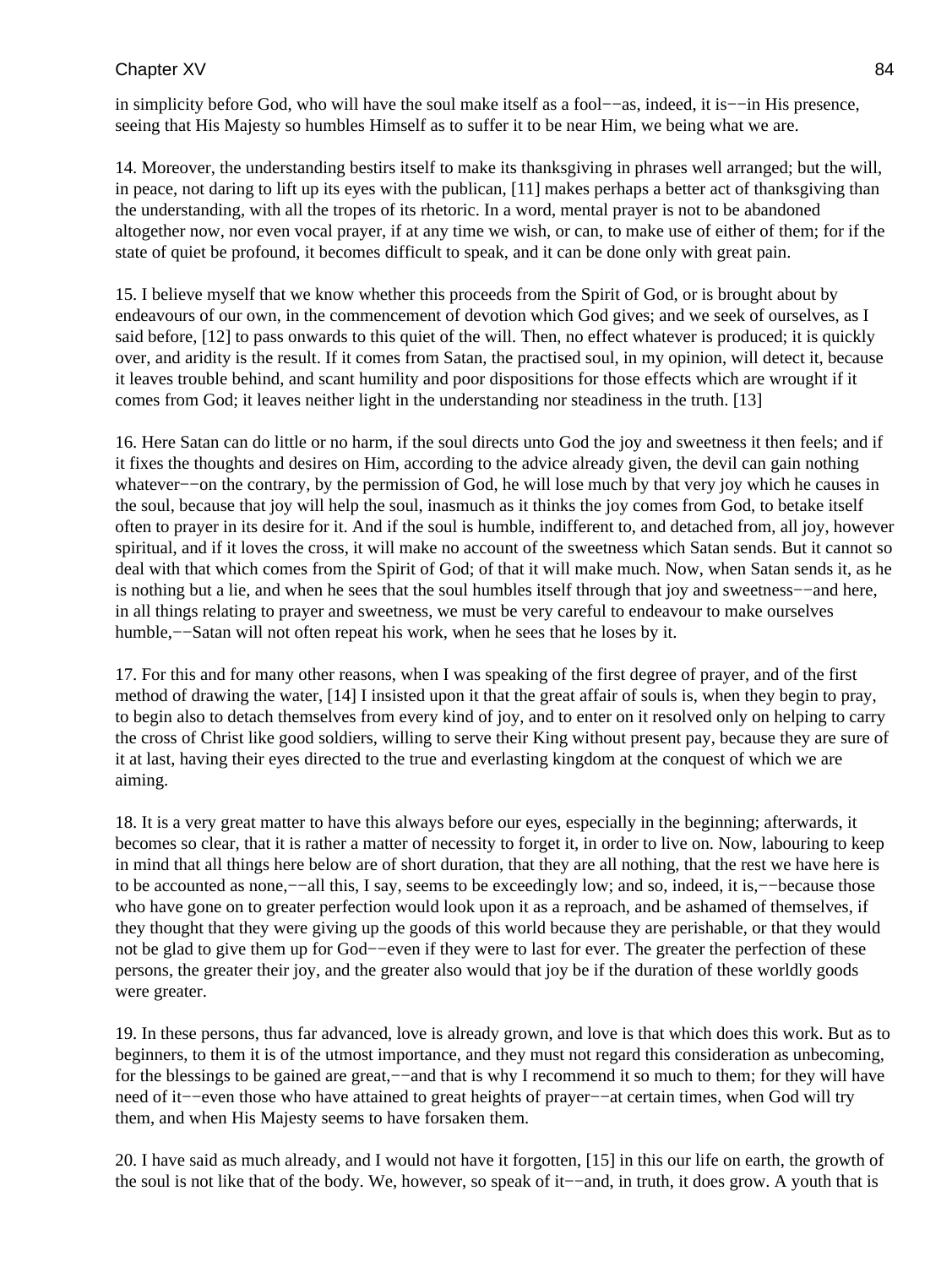in simplicity before God, who will have the soul make itself as a fool−−as, indeed, it is−−in His presence, seeing that His Majesty so humbles Himself as to suffer it to be near Him, we being what we are.

14. Moreover, the understanding bestirs itself to make its thanksgiving in phrases well arranged; but the will, in peace, not daring to lift up its eyes with the publican, [11] makes perhaps a better act of thanksgiving than the understanding, with all the tropes of its rhetoric. In a word, mental prayer is not to be abandoned altogether now, nor even vocal prayer, if at any time we wish, or can, to make use of either of them; for if the state of quiet be profound, it becomes difficult to speak, and it can be done only with great pain.

15. I believe myself that we know whether this proceeds from the Spirit of God, or is brought about by endeavours of our own, in the commencement of devotion which God gives; and we seek of ourselves, as I said before, [12] to pass onwards to this quiet of the will. Then, no effect whatever is produced; it is quickly over, and aridity is the result. If it comes from Satan, the practised soul, in my opinion, will detect it, because it leaves trouble behind, and scant humility and poor dispositions for those effects which are wrought if it comes from God; it leaves neither light in the understanding nor steadiness in the truth. [13]

16. Here Satan can do little or no harm, if the soul directs unto God the joy and sweetness it then feels; and if it fixes the thoughts and desires on Him, according to the advice already given, the devil can gain nothing whatever−−on the contrary, by the permission of God, he will lose much by that very joy which he causes in the soul, because that joy will help the soul, inasmuch as it thinks the joy comes from God, to betake itself often to prayer in its desire for it. And if the soul is humble, indifferent to, and detached from, all joy, however spiritual, and if it loves the cross, it will make no account of the sweetness which Satan sends. But it cannot so deal with that which comes from the Spirit of God; of that it will make much. Now, when Satan sends it, as he is nothing but a lie, and when he sees that the soul humbles itself through that joy and sweetness−−and here, in all things relating to prayer and sweetness, we must be very careful to endeavour to make ourselves humble,−−Satan will not often repeat his work, when he sees that he loses by it.

17. For this and for many other reasons, when I was speaking of the first degree of prayer, and of the first method of drawing the water, [14] I insisted upon it that the great affair of souls is, when they begin to pray, to begin also to detach themselves from every kind of joy, and to enter on it resolved only on helping to carry the cross of Christ like good soldiers, willing to serve their King without present pay, because they are sure of it at last, having their eyes directed to the true and everlasting kingdom at the conquest of which we are aiming.

18. It is a very great matter to have this always before our eyes, especially in the beginning; afterwards, it becomes so clear, that it is rather a matter of necessity to forget it, in order to live on. Now, labouring to keep in mind that all things here below are of short duration, that they are all nothing, that the rest we have here is to be accounted as none,−−all this, I say, seems to be exceedingly low; and so, indeed, it is,−−because those who have gone on to greater perfection would look upon it as a reproach, and be ashamed of themselves, if they thought that they were giving up the goods of this world because they are perishable, or that they would not be glad to give them up for God−−even if they were to last for ever. The greater the perfection of these persons, the greater their joy, and the greater also would that joy be if the duration of these worldly goods were greater.

19. In these persons, thus far advanced, love is already grown, and love is that which does this work. But as to beginners, to them it is of the utmost importance, and they must not regard this consideration as unbecoming, for the blessings to be gained are great,−−and that is why I recommend it so much to them; for they will have need of it−−even those who have attained to great heights of prayer−−at certain times, when God will try them, and when His Majesty seems to have forsaken them.

20. I have said as much already, and I would not have it forgotten, [15] in this our life on earth, the growth of the soul is not like that of the body. We, however, so speak of it−−and, in truth, it does grow. A youth that is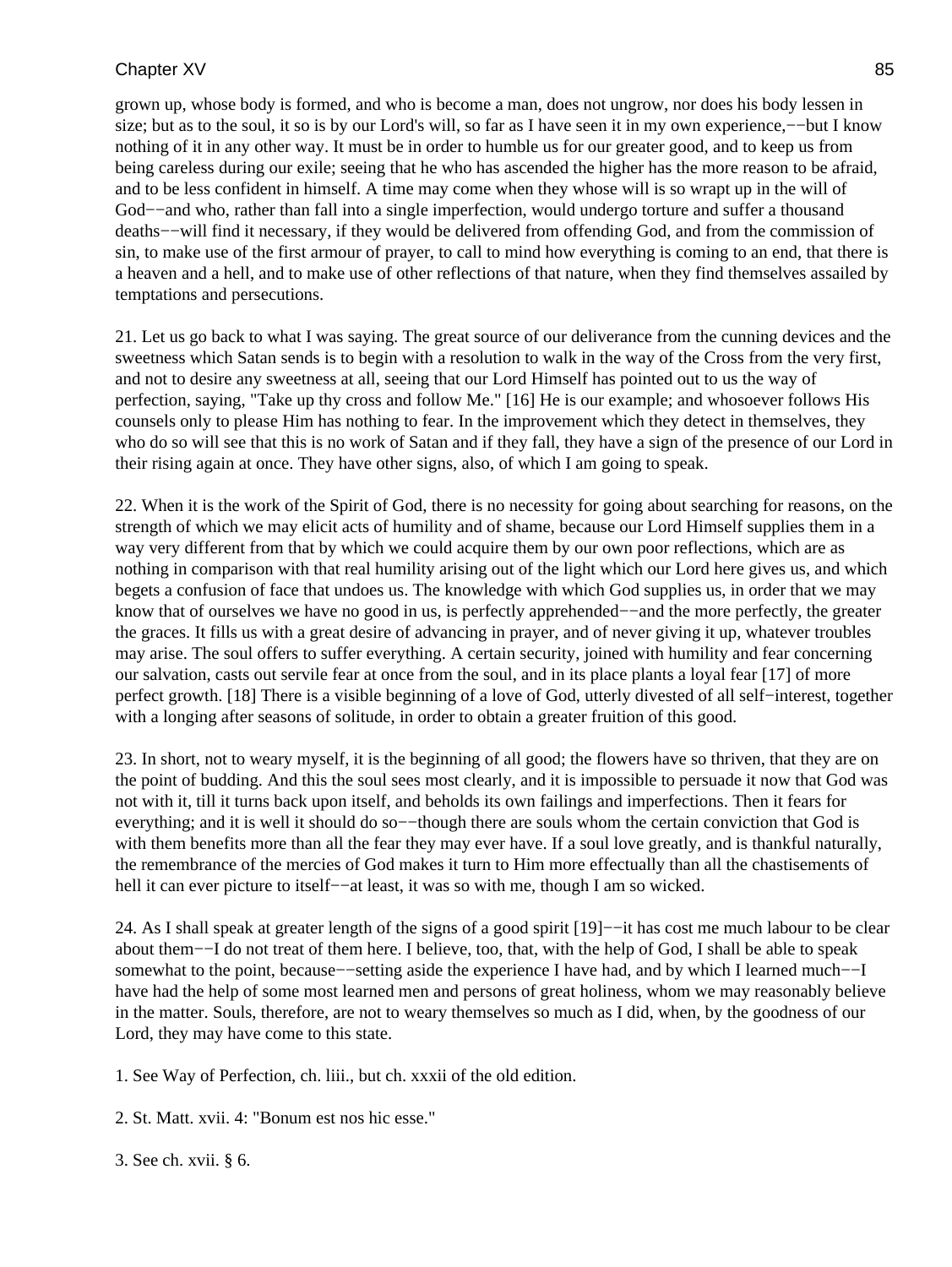grown up, whose body is formed, and who is become a man, does not ungrow, nor does his body lessen in size; but as to the soul, it so is by our Lord's will, so far as I have seen it in my own experience,−−but I know nothing of it in any other way. It must be in order to humble us for our greater good, and to keep us from being careless during our exile; seeing that he who has ascended the higher has the more reason to be afraid, and to be less confident in himself. A time may come when they whose will is so wrapt up in the will of God−−and who, rather than fall into a single imperfection, would undergo torture and suffer a thousand deaths−−will find it necessary, if they would be delivered from offending God, and from the commission of sin, to make use of the first armour of prayer, to call to mind how everything is coming to an end, that there is a heaven and a hell, and to make use of other reflections of that nature, when they find themselves assailed by temptations and persecutions.

21. Let us go back to what I was saying. The great source of our deliverance from the cunning devices and the sweetness which Satan sends is to begin with a resolution to walk in the way of the Cross from the very first, and not to desire any sweetness at all, seeing that our Lord Himself has pointed out to us the way of perfection, saying, "Take up thy cross and follow Me." [16] He is our example; and whosoever follows His counsels only to please Him has nothing to fear. In the improvement which they detect in themselves, they who do so will see that this is no work of Satan and if they fall, they have a sign of the presence of our Lord in their rising again at once. They have other signs, also, of which I am going to speak.

22. When it is the work of the Spirit of God, there is no necessity for going about searching for reasons, on the strength of which we may elicit acts of humility and of shame, because our Lord Himself supplies them in a way very different from that by which we could acquire them by our own poor reflections, which are as nothing in comparison with that real humility arising out of the light which our Lord here gives us, and which begets a confusion of face that undoes us. The knowledge with which God supplies us, in order that we may know that of ourselves we have no good in us, is perfectly apprehended−−and the more perfectly, the greater the graces. It fills us with a great desire of advancing in prayer, and of never giving it up, whatever troubles may arise. The soul offers to suffer everything. A certain security, joined with humility and fear concerning our salvation, casts out servile fear at once from the soul, and in its place plants a loyal fear [17] of more perfect growth. [18] There is a visible beginning of a love of God, utterly divested of all self−interest, together with a longing after seasons of solitude, in order to obtain a greater fruition of this good.

23. In short, not to weary myself, it is the beginning of all good; the flowers have so thriven, that they are on the point of budding. And this the soul sees most clearly, and it is impossible to persuade it now that God was not with it, till it turns back upon itself, and beholds its own failings and imperfections. Then it fears for everything; and it is well it should do so−−though there are souls whom the certain conviction that God is with them benefits more than all the fear they may ever have. If a soul love greatly, and is thankful naturally, the remembrance of the mercies of God makes it turn to Him more effectually than all the chastisements of hell it can ever picture to itself−−at least, it was so with me, though I am so wicked.

24. As I shall speak at greater length of the signs of a good spirit [19]−−it has cost me much labour to be clear about them−−I do not treat of them here. I believe, too, that, with the help of God, I shall be able to speak somewhat to the point, because−−setting aside the experience I have had, and by which I learned much−−I have had the help of some most learned men and persons of great holiness, whom we may reasonably believe in the matter. Souls, therefore, are not to weary themselves so much as I did, when, by the goodness of our Lord, they may have come to this state.

1. See Way of Perfection, ch. liii., but ch. xxxii of the old edition.

2. St. Matt. xvii. 4: "Bonum est nos hic esse."

3. See ch. xvii. § 6.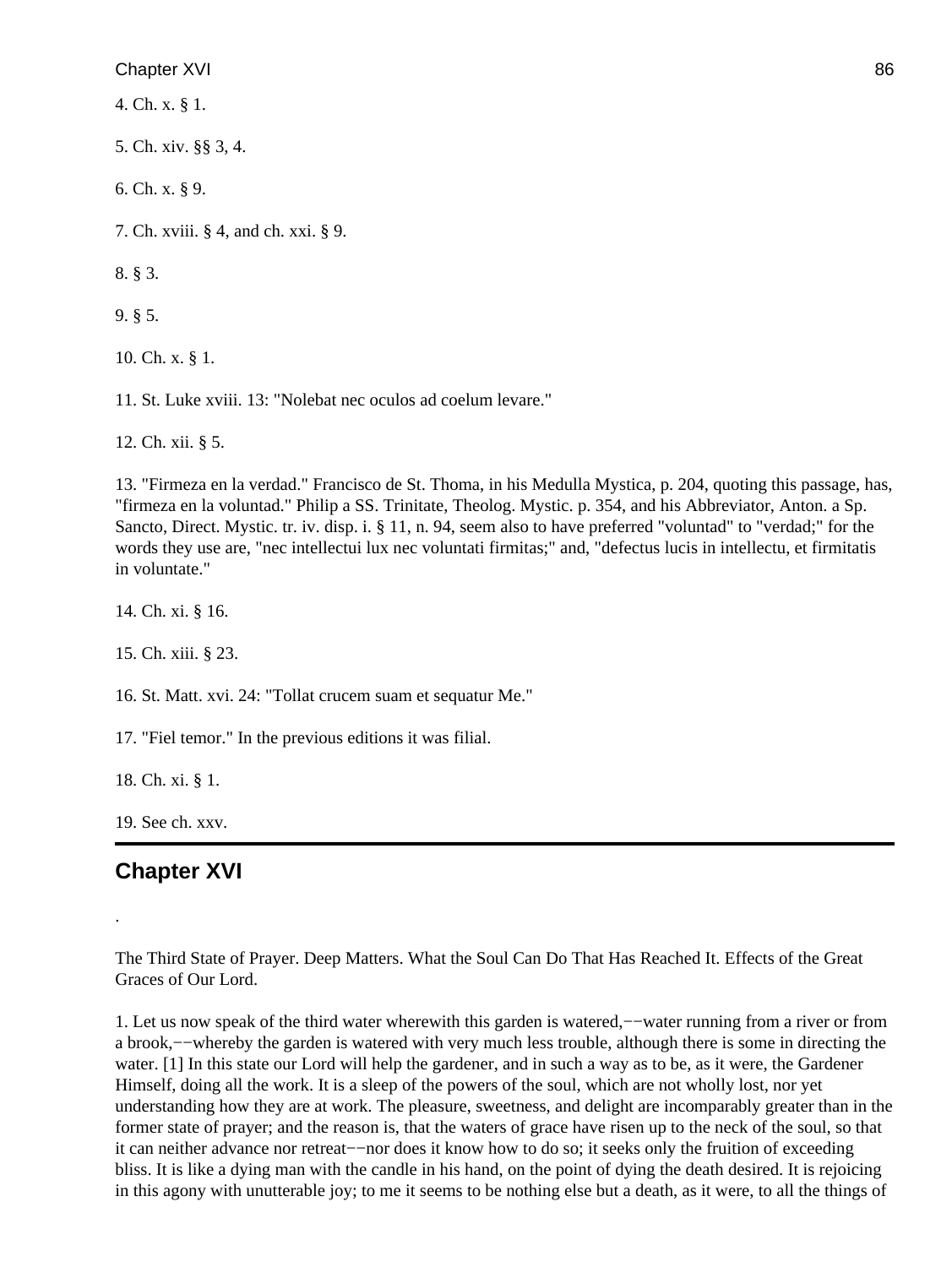4. Ch. x. § 1.

5. Ch. xiv. §§ 3, 4.

6. Ch. x. § 9.

7. Ch. xviii. § 4, and ch. xxi. § 9.

8. § 3.

9. § 5.

10. Ch. x. § 1.

11. St. Luke xviii. 13: "Nolebat nec oculos ad coelum levare."

12. Ch. xii. § 5.

13. "Firmeza en la verdad." Francisco de St. Thoma, in his Medulla Mystica, p. 204, quoting this passage, has, "firmeza en la voluntad." Philip a SS. Trinitate, Theolog. Mystic. p. 354, and his Abbreviator, Anton. a Sp. Sancto, Direct. Mystic. tr. iv. disp. i. § 11, n. 94, seem also to have preferred "voluntad" to "verdad;" for the words they use are, "nec intellectui lux nec voluntati firmitas;" and, "defectus lucis in intellectu, et firmitatis in voluntate."

14. Ch. xi. § 16.

15. Ch. xiii. § 23.

16. St. Matt. xvi. 24: "Tollat crucem suam et sequatur Me."

17. "Fiel temor." In the previous editions it was filial.

18. Ch. xi. § 1.

19. See ch. xxv.

---

## Chapter XVI

.

The Third State of Prayer. Deep Matters. What the Soul Can Do That Has Reached It. Effects of the Great Graces of Our Lord.

1. Let us now speak of the third water wherewith this garden is watered,−−water running from a river or from a brook,−−whereby the garden is watered with very much less trouble, although there is some in directing the water. [1] In this state our Lord will help the gardener, and in such a way as to be, as it were, the Gardener Himself, doing all the work. It is a sleep of the powers of the soul, which are not wholly lost, nor yet understanding how they are at work. The pleasure, sweetness, and delight are incomparably greater than in the former state of prayer; and the reason is, that the waters of grace have risen up to the neck of the soul, so that it can neither advance nor retreat−−nor does it know how to do so; it seeks only the fruition of exceeding bliss. It is like a dying man with the candle in his hand, on the point of dying the death desired. It is rejoicing in this agony with unutterable joy; to me it seems to be nothing else but a death, as it were, to all the things of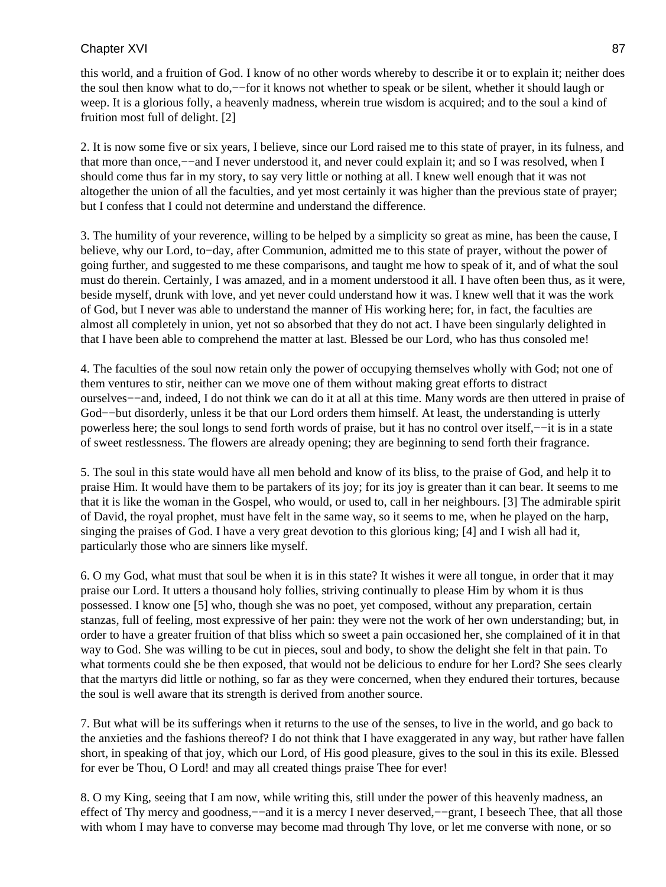this world, and a fruition of God. I know of no other words whereby to describe it or to explain it; neither does the soul then know what to do,−−for it knows not whether to speak or be silent, whether it should laugh or weep. It is a glorious folly, a heavenly madness, wherein true wisdom is acquired; and to the soul a kind of fruition most full of delight. [2]

2. It is now some five or six years, I believe, since our Lord raised me to this state of prayer, in its fulness, and that more than once,−−and I never understood it, and never could explain it; and so I was resolved, when I should come thus far in my story, to say very little or nothing at all. I knew well enough that it was not altogether the union of all the faculties, and yet most certainly it was higher than the previous state of prayer; but I confess that I could not determine and understand the difference.

3. The humility of your reverence, willing to be helped by a simplicity so great as mine, has been the cause, I believe, why our Lord, to−day, after Communion, admitted me to this state of prayer, without the power of going further, and suggested to me these comparisons, and taught me how to speak of it, and of what the soul must do therein. Certainly, I was amazed, and in a moment understood it all. I have often been thus, as it were, beside myself, drunk with love, and yet never could understand how it was. I knew well that it was the work of God, but I never was able to understand the manner of His working here; for, in fact, the faculties are almost all completely in union, yet not so absorbed that they do not act. I have been singularly delighted in that I have been able to comprehend the matter at last. Blessed be our Lord, who has thus consoled me!

4. The faculties of the soul now retain only the power of occupying themselves wholly with God; not one of them ventures to stir, neither can we move one of them without making great efforts to distract ourselves−−and, indeed, I do not think we can do it at all at this time. Many words are then uttered in praise of God−−but disorderly, unless it be that our Lord orders them himself. At least, the understanding is utterly powerless here; the soul longs to send forth words of praise, but it has no control over itself,−−it is in a state of sweet restlessness. The flowers are already opening; they are beginning to send forth their fragrance.

5. The soul in this state would have all men behold and know of its bliss, to the praise of God, and help it to praise Him. It would have them to be partakers of its joy; for its joy is greater than it can bear. It seems to me that it is like the woman in the Gospel, who would, or used to, call in her neighbours. [3] The admirable spirit of David, the royal prophet, must have felt in the same way, so it seems to me, when he played on the harp, singing the praises of God. I have a very great devotion to this glorious king; [4] and I wish all had it, particularly those who are sinners like myself.

6. O my God, what must that soul be when it is in this state? It wishes it were all tongue, in order that it may praise our Lord. It utters a thousand holy follies, striving continually to please Him by whom it is thus possessed. I know one [5] who, though she was no poet, yet composed, without any preparation, certain stanzas, full of feeling, most expressive of her pain: they were not the work of her own understanding; but, in order to have a greater fruition of that bliss which so sweet a pain occasioned her, she complained of it in that way to God. She was willing to be cut in pieces, soul and body, to show the delight she felt in that pain. To what torments could she be then exposed, that would not be delicious to endure for her Lord? She sees clearly that the martyrs did little or nothing, so far as they were concerned, when they endured their tortures, because the soul is well aware that its strength is derived from another source.

7. But what will be its sufferings when it returns to the use of the senses, to live in the world, and go back to the anxieties and the fashions thereof? I do not think that I have exaggerated in any way, but rather have fallen short, in speaking of that joy, which our Lord, of His good pleasure, gives to the soul in this its exile. Blessed for ever be Thou, O Lord! and may all created things praise Thee for ever!

8. O my King, seeing that I am now, while writing this, still under the power of this heavenly madness, an effect of Thy mercy and goodness,−−and it is a mercy I never deserved,−−grant, I beseech Thee, that all those with whom I may have to converse may become mad through Thy love, or let me converse with none, or so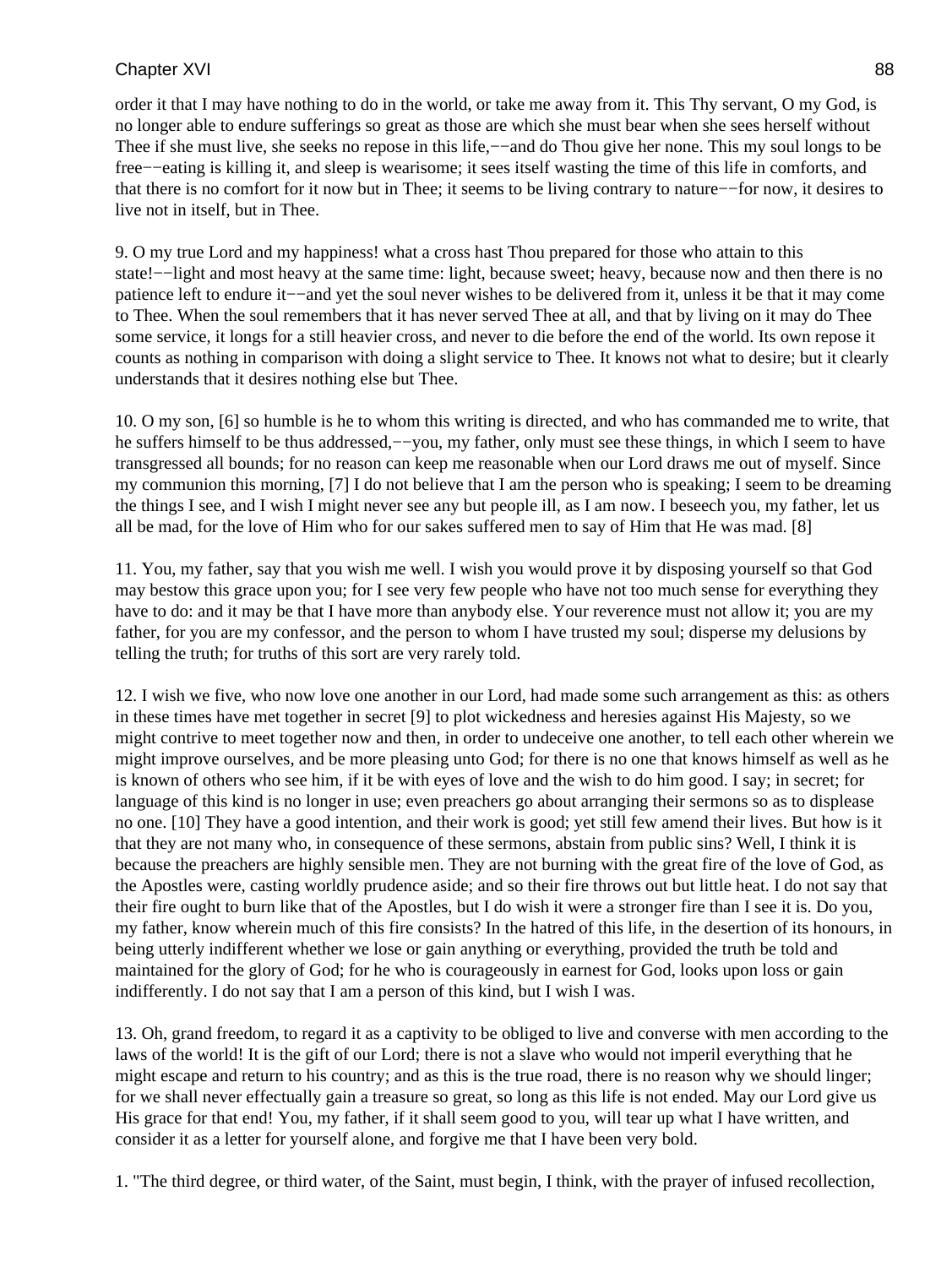order it that I may have nothing to do in the world, or take me away from it. This Thy servant, O my God, is no longer able to endure sufferings so great as those are which she must bear when she sees herself without Thee if she must live, she seeks no repose in this life,−−and do Thou give her none. This my soul longs to be free−−eating is killing it, and sleep is wearisome; it sees itself wasting the time of this life in comforts, and that there is no comfort for it now but in Thee; it seems to be living contrary to nature−−for now, it desires to live not in itself, but in Thee.

9. O my true Lord and my happiness! what a cross hast Thou prepared for those who attain to this state!−−light and most heavy at the same time: light, because sweet; heavy, because now and then there is no patience left to endure it−−and yet the soul never wishes to be delivered from it, unless it be that it may come to Thee. When the soul remembers that it has never served Thee at all, and that by living on it may do Thee some service, it longs for a still heavier cross, and never to die before the end of the world. Its own repose it counts as nothing in comparison with doing a slight service to Thee. It knows not what to desire; but it clearly understands that it desires nothing else but Thee.

10. O my son, [6] so humble is he to whom this writing is directed, and who has commanded me to write, that he suffers himself to be thus addressed,−−you, my father, only must see these things, in which I seem to have transgressed all bounds; for no reason can keep me reasonable when our Lord draws me out of myself. Since my communion this morning, [7] I do not believe that I am the person who is speaking; I seem to be dreaming the things I see, and I wish I might never see any but people ill, as I am now. I beseech you, my father, let us all be mad, for the love of Him who for our sakes suffered men to say of Him that He was mad. [8]

11. You, my father, say that you wish me well. I wish you would prove it by disposing yourself so that God may bestow this grace upon you; for I see very few people who have not too much sense for everything they have to do: and it may be that I have more than anybody else. Your reverence must not allow it; you are my father, for you are my confessor, and the person to whom I have trusted my soul; disperse my delusions by telling the truth; for truths of this sort are very rarely told.

12. I wish we five, who now love one another in our Lord, had made some such arrangement as this: as others in these times have met together in secret [9] to plot wickedness and heresies against His Majesty, so we might contrive to meet together now and then, in order to undeceive one another, to tell each other wherein we might improve ourselves, and be more pleasing unto God; for there is no one that knows himself as well as he is known of others who see him, if it be with eyes of love and the wish to do him good. I say; in secret; for language of this kind is no longer in use; even preachers go about arranging their sermons so as to displease no one. [10] They have a good intention, and their work is good; yet still few amend their lives. But how is it that they are not many who, in consequence of these sermons, abstain from public sins? Well, I think it is because the preachers are highly sensible men. They are not burning with the great fire of the love of God, as the Apostles were, casting worldly prudence aside; and so their fire throws out but little heat. I do not say that their fire ought to burn like that of the Apostles, but I do wish it were a stronger fire than I see it is. Do you, my father, know wherein much of this fire consists? In the hatred of this life, in the desertion of its honours, in being utterly indifferent whether we lose or gain anything or everything, provided the truth be told and maintained for the glory of God; for he who is courageously in earnest for God, looks upon loss or gain indifferently. I do not say that I am a person of this kind, but I wish I was.

13. Oh, grand freedom, to regard it as a captivity to be obliged to live and converse with men according to the laws of the world! It is the gift of our Lord; there is not a slave who would not imperil everything that he might escape and return to his country; and as this is the true road, there is no reason why we should linger; for we shall never effectually gain a treasure so great, so long as this life is not ended. May our Lord give us His grace for that end! You, my father, if it shall seem good to you, will tear up what I have written, and consider it as a letter for yourself alone, and forgive me that I have been very bold.

1. "The third degree, or third water, of the Saint, must begin, I think, with the prayer of infused recollection,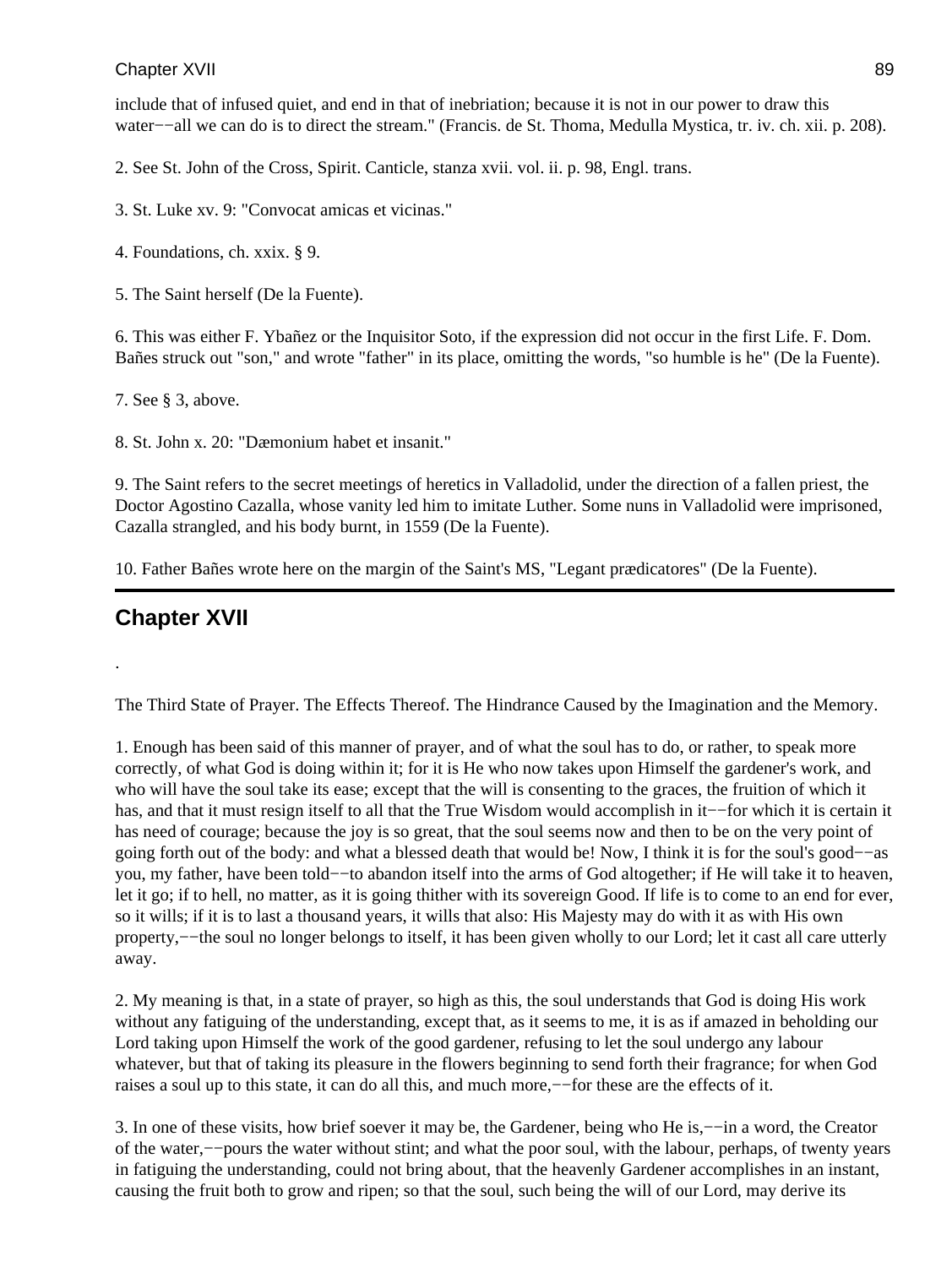include that of infused quiet, and end in that of inebriation; because it is not in our power to draw this water−−all we can do is to direct the stream." (Francis. de St. Thoma, Medulla Mystica, tr. iv. ch. xii. p. 208).

2. See St. John of the Cross, Spirit. Canticle, stanza xvii. vol. ii. p. 98, Engl. trans.

3. St. Luke xv. 9: "Convocat amicas et vicinas."

4. Foundations, ch. xxix. § 9.

5. The Saint herself (De la Fuente).

6. This was either F. Ybañez or the Inquisitor Soto, if the expression did not occur in the first Life. F. Dom. Bañes struck out "son," and wrote "father" in its place, omitting the words, "so humble is he" (De la Fuente).

7. See § 3, above.

8. St. John x. 20: "Dæmonium habet et insanit."

9. The Saint refers to the secret meetings of heretics in Valladolid, under the direction of a fallen priest, the Doctor Agostino Cazalla, whose vanity led him to imitate Luther. Some nuns in Valladolid were imprisoned, Cazalla strangled, and his body burnt, in 1559 (De la Fuente).

10. Father Bañes wrote here on the margin of the Saint's MS, "Legant prædicatores" (De la Fuente).

## Chapter XVII

.

The Third State of Prayer. The Effects Thereof. The Hindrance Caused by the Imagination and the Memory.

1. Enough has been said of this manner of prayer, and of what the soul has to do, or rather, to speak more correctly, of what God is doing within it; for it is He who now takes upon Himself the gardener's work, and who will have the soul take its ease; except that the will is consenting to the graces, the fruition of which it has, and that it must resign itself to all that the True Wisdom would accomplish in it−−for which it is certain it has need of courage; because the joy is so great, that the soul seems now and then to be on the very point of going forth out of the body: and what a blessed death that would be! Now, I think it is for the soul's good−−as you, my father, have been told−−to abandon itself into the arms of God altogether; if He will take it to heaven, let it go; if to hell, no matter, as it is going thither with its sovereign Good. If life is to come to an end for ever, so it wills; if it is to last a thousand years, it wills that also: His Majesty may do with it as with His own property,−−the soul no longer belongs to itself, it has been given wholly to our Lord; let it cast all care utterly away.

2. My meaning is that, in a state of prayer, so high as this, the soul understands that God is doing His work without any fatiguing of the understanding, except that, as it seems to me, it is as if amazed in beholding our Lord taking upon Himself the work of the good gardener, refusing to let the soul undergo any labour whatever, but that of taking its pleasure in the flowers beginning to send forth their fragrance; for when God raises a soul up to this state, it can do all this, and much more,−−for these are the effects of it.

3. In one of these visits, how brief soever it may be, the Gardener, being who He is,−−in a word, the Creator of the water,−−pours the water without stint; and what the poor soul, with the labour, perhaps, of twenty years in fatiguing the understanding, could not bring about, that the heavenly Gardener accomplishes in an instant, causing the fruit both to grow and ripen; so that the soul, such being the will of our Lord, may derive its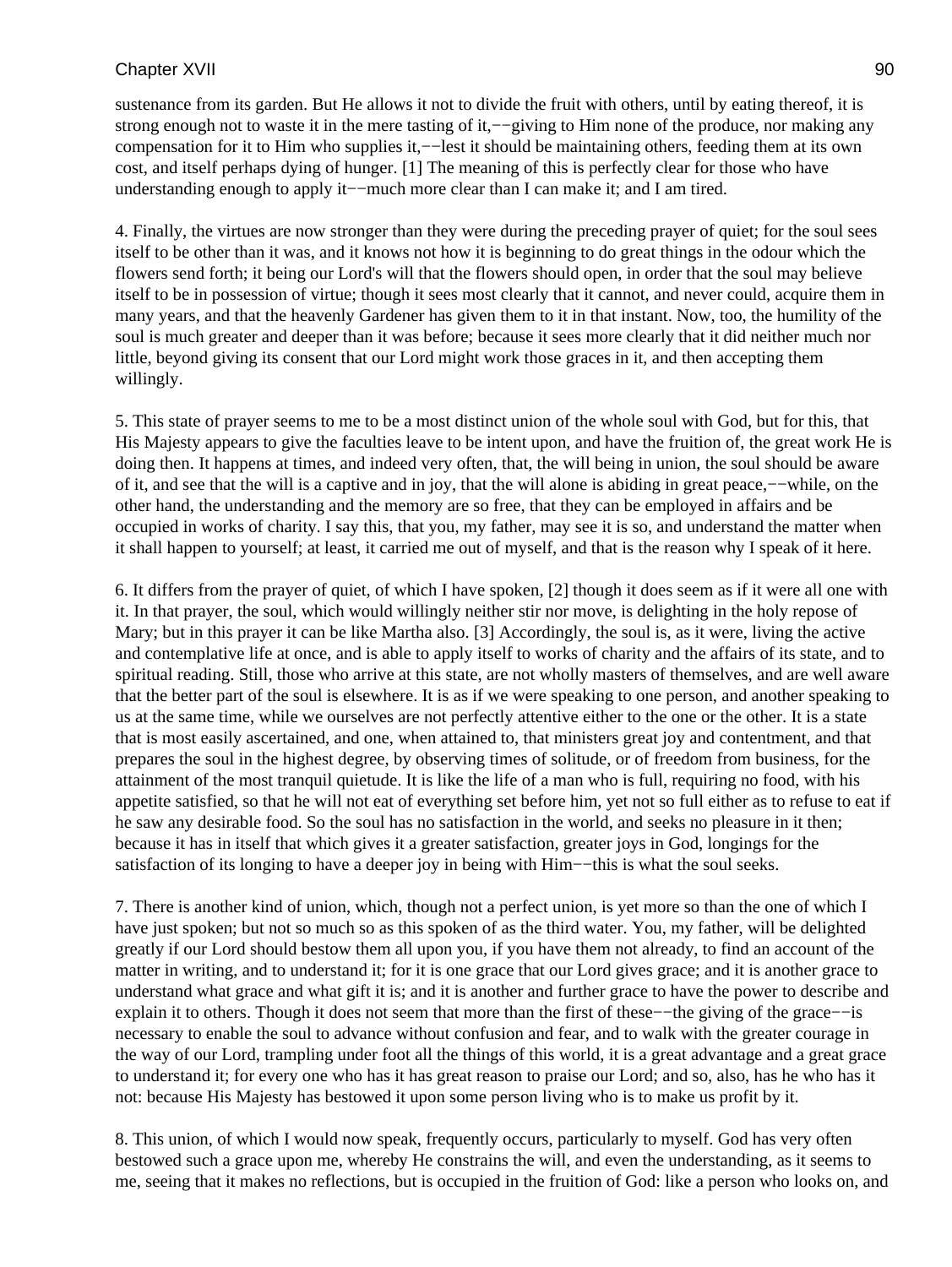sustenance from its garden. But He allows it not to divide the fruit with others, until by eating thereof, it is strong enough not to waste it in the mere tasting of it,−−giving to Him none of the produce, nor making any compensation for it to Him who supplies it,−−lest it should be maintaining others, feeding them at its own cost, and itself perhaps dying of hunger. [1] The meaning of this is perfectly clear for those who have understanding enough to apply it−−much more clear than I can make it; and I am tired.

4. Finally, the virtues are now stronger than they were during the preceding prayer of quiet; for the soul sees itself to be other than it was, and it knows not how it is beginning to do great things in the odour which the flowers send forth; it being our Lord's will that the flowers should open, in order that the soul may believe itself to be in possession of virtue; though it sees most clearly that it cannot, and never could, acquire them in many years, and that the heavenly Gardener has given them to it in that instant. Now, too, the humility of the soul is much greater and deeper than it was before; because it sees more clearly that it did neither much nor little, beyond giving its consent that our Lord might work those graces in it, and then accepting them willingly.

5. This state of prayer seems to me to be a most distinct union of the whole soul with God, but for this, that His Majesty appears to give the faculties leave to be intent upon, and have the fruition of, the great work He is doing then. It happens at times, and indeed very often, that, the will being in union, the soul should be aware of it, and see that the will is a captive and in joy, that the will alone is abiding in great peace,−−while, on the other hand, the understanding and the memory are so free, that they can be employed in affairs and be occupied in works of charity. I say this, that you, my father, may see it is so, and understand the matter when it shall happen to yourself; at least, it carried me out of myself, and that is the reason why I speak of it here.

6. It differs from the prayer of quiet, of which I have spoken, [2] though it does seem as if it were all one with it. In that prayer, the soul, which would willingly neither stir nor move, is delighting in the holy repose of Mary; but in this prayer it can be like Martha also. [3] Accordingly, the soul is, as it were, living the active and contemplative life at once, and is able to apply itself to works of charity and the affairs of its state, and to spiritual reading. Still, those who arrive at this state, are not wholly masters of themselves, and are well aware that the better part of the soul is elsewhere. It is as if we were speaking to one person, and another speaking to us at the same time, while we ourselves are not perfectly attentive either to the one or the other. It is a state that is most easily ascertained, and one, when attained to, that ministers great joy and contentment, and that prepares the soul in the highest degree, by observing times of solitude, or of freedom from business, for the attainment of the most tranquil quietude. It is like the life of a man who is full, requiring no food, with his appetite satisfied, so that he will not eat of everything set before him, yet not so full either as to refuse to eat if he saw any desirable food. So the soul has no satisfaction in the world, and seeks no pleasure in it then; because it has in itself that which gives it a greater satisfaction, greater joys in God, longings for the satisfaction of its longing to have a deeper joy in being with Him−−this is what the soul seeks.

7. There is another kind of union, which, though not a perfect union, is yet more so than the one of which I have just spoken; but not so much so as this spoken of as the third water. You, my father, will be delighted greatly if our Lord should bestow them all upon you, if you have them not already, to find an account of the matter in writing, and to understand it; for it is one grace that our Lord gives grace; and it is another grace to understand what grace and what gift it is; and it is another and further grace to have the power to describe and explain it to others. Though it does not seem that more than the first of these−−the giving of the grace−−is necessary to enable the soul to advance without confusion and fear, and to walk with the greater courage in the way of our Lord, trampling under foot all the things of this world, it is a great advantage and a great grace to understand it; for every one who has it has great reason to praise our Lord; and so, also, has he who has it not: because His Majesty has bestowed it upon some person living who is to make us profit by it.

8. This union, of which I would now speak, frequently occurs, particularly to myself. God has very often bestowed such a grace upon me, whereby He constrains the will, and even the understanding, as it seems to me, seeing that it makes no reflections, but is occupied in the fruition of God: like a person who looks on, and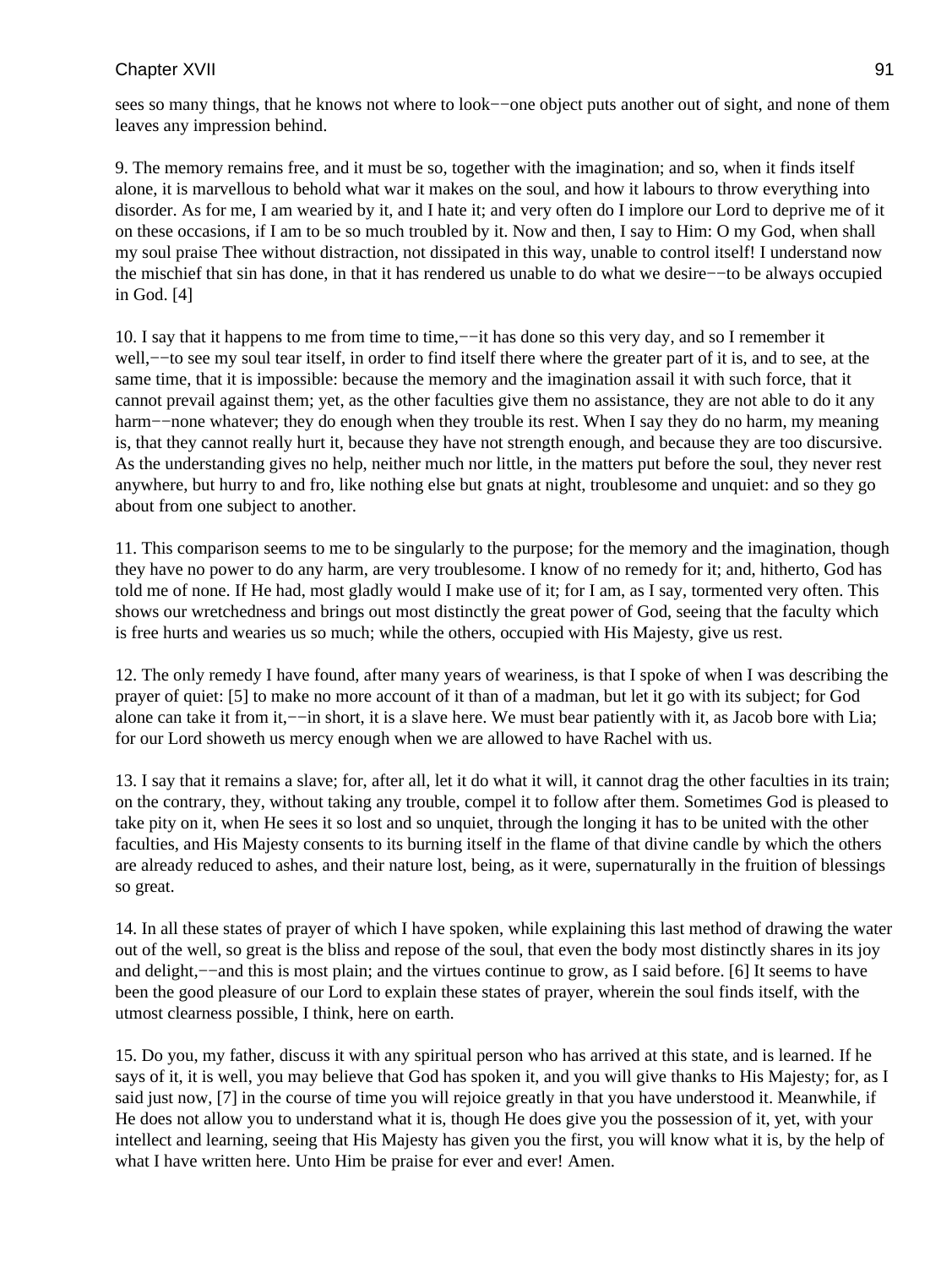sees so many things, that he knows not where to look−−one object puts another out of sight, and none of them leaves any impression behind.

9. The memory remains free, and it must be so, together with the imagination; and so, when it finds itself alone, it is marvellous to behold what war it makes on the soul, and how it labours to throw everything into disorder. As for me, I am wearied by it, and I hate it; and very often do I implore our Lord to deprive me of it on these occasions, if I am to be so much troubled by it. Now and then, I say to Him: O my God, when shall my soul praise Thee without distraction, not dissipated in this way, unable to control itself! I understand now the mischief that sin has done, in that it has rendered us unable to do what we desire−−to be always occupied in God. [4]

10. I say that it happens to me from time to time,−−it has done so this very day, and so I remember it well,−−to see my soul tear itself, in order to find itself there where the greater part of it is, and to see, at the same time, that it is impossible: because the memory and the imagination assail it with such force, that it cannot prevail against them; yet, as the other faculties give them no assistance, they are not able to do it any harm−−none whatever; they do enough when they trouble its rest. When I say they do no harm, my meaning is, that they cannot really hurt it, because they have not strength enough, and because they are too discursive. As the understanding gives no help, neither much nor little, in the matters put before the soul, they never rest anywhere, but hurry to and fro, like nothing else but gnats at night, troublesome and unquiet: and so they go about from one subject to another.

11. This comparison seems to me to be singularly to the purpose; for the memory and the imagination, though they have no power to do any harm, are very troublesome. I know of no remedy for it; and, hitherto, God has told me of none. If He had, most gladly would I make use of it; for I am, as I say, tormented very often. This shows our wretchedness and brings out most distinctly the great power of God, seeing that the faculty which is free hurts and wearies us so much; while the others, occupied with His Majesty, give us rest.

12. The only remedy I have found, after many years of weariness, is that I spoke of when I was describing the prayer of quiet: [5] to make no more account of it than of a madman, but let it go with its subject; for God alone can take it from it,−−in short, it is a slave here. We must bear patiently with it, as Jacob bore with Lia; for our Lord showeth us mercy enough when we are allowed to have Rachel with us.

13. I say that it remains a slave; for, after all, let it do what it will, it cannot drag the other faculties in its train; on the contrary, they, without taking any trouble, compel it to follow after them. Sometimes God is pleased to take pity on it, when He sees it so lost and so unquiet, through the longing it has to be united with the other faculties, and His Majesty consents to its burning itself in the flame of that divine candle by which the others are already reduced to ashes, and their nature lost, being, as it were, supernaturally in the fruition of blessings so great.

14. In all these states of prayer of which I have spoken, while explaining this last method of drawing the water out of the well, so great is the bliss and repose of the soul, that even the body most distinctly shares in its joy and delight,−−and this is most plain; and the virtues continue to grow, as I said before. [6] It seems to have been the good pleasure of our Lord to explain these states of prayer, wherein the soul finds itself, with the utmost clearness possible, I think, here on earth.

15. Do you, my father, discuss it with any spiritual person who has arrived at this state, and is learned. If he says of it, it is well, you may believe that God has spoken it, and you will give thanks to His Majesty; for, as I said just now, [7] in the course of time you will rejoice greatly in that you have understood it. Meanwhile, if He does not allow you to understand what it is, though He does give you the possession of it, yet, with your intellect and learning, seeing that His Majesty has given you the first, you will know what it is, by the help of what I have written here. Unto Him be praise for ever and ever! Amen.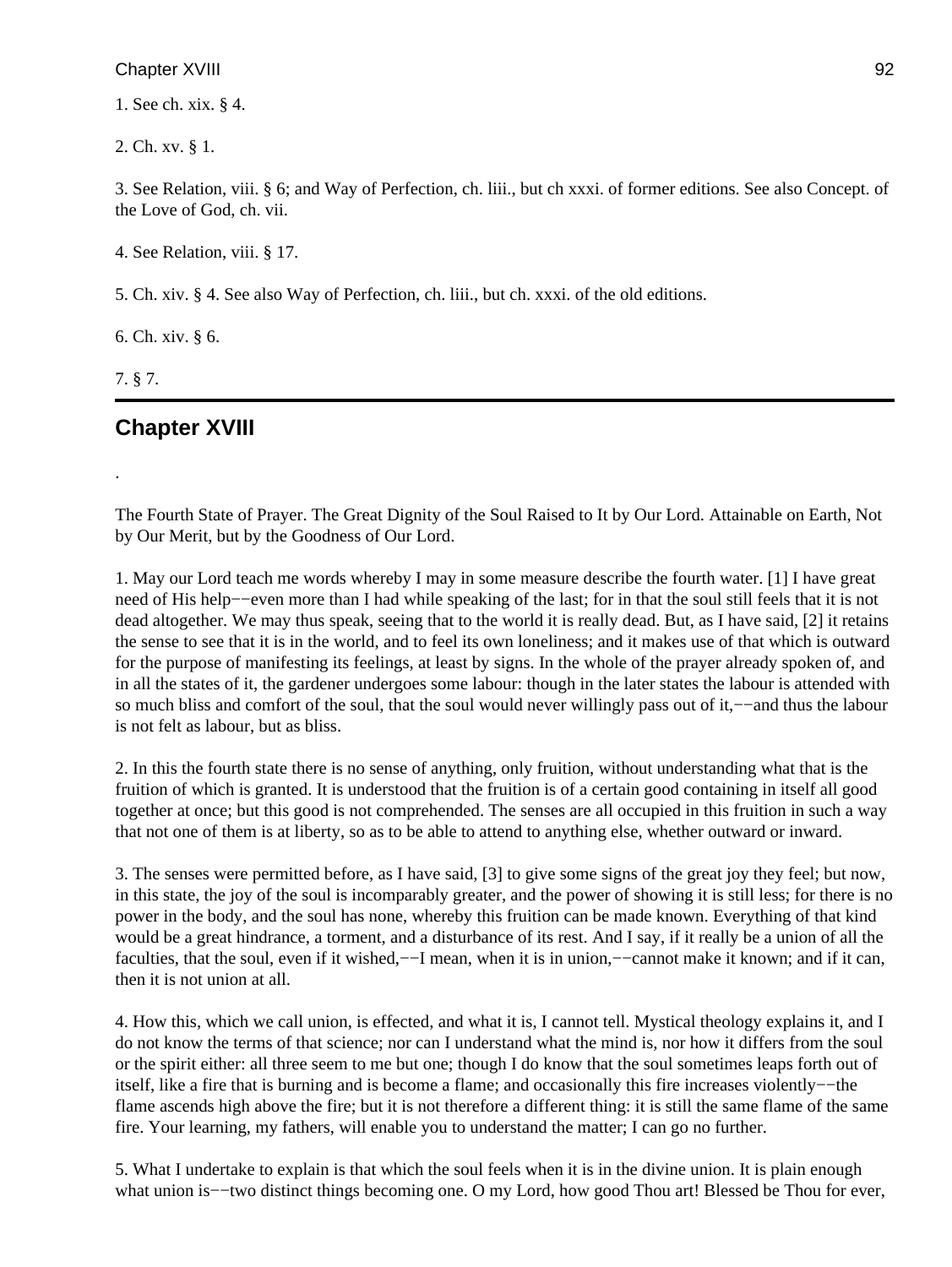1. See ch. xix. § 4.

2. Ch. xv. § 1.

3. See Relation, viii. § 6; and Way of Perfection, ch. liii., but ch xxxi. of former editions. See also Concept. of the Love of God, ch. vii.

4. See Relation, viii. § 17.

5. Ch. xiv. § 4. See also Way of Perfection, ch. liii., but ch. xxxi. of the old editions.

6. Ch. xiv. § 6.

7. § 7.

---

## Chapter XVIII

.

The Fourth State of Prayer. The Great Dignity of the Soul Raised to It by Our Lord. Attainable on Earth, Not by Our Merit, but by the Goodness of Our Lord.

1. May our Lord teach me words whereby I may in some measure describe the fourth water. [1] I have great need of His help−−even more than I had while speaking of the last; for in that the soul still feels that it is not dead altogether. We may thus speak, seeing that to the world it is really dead. But, as I have said, [2] it retains the sense to see that it is in the world, and to feel its own loneliness; and it makes use of that which is outward for the purpose of manifesting its feelings, at least by signs. In the whole of the prayer already spoken of, and in all the states of it, the gardener undergoes some labour: though in the later states the labour is attended with so much bliss and comfort of the soul, that the soul would never willingly pass out of it,−−and thus the labour is not felt as labour, but as bliss.

2. In this the fourth state there is no sense of anything, only fruition, without understanding what that is the fruition of which is granted. It is understood that the fruition is of a certain good containing in itself all good together at once; but this good is not comprehended. The senses are all occupied in this fruition in such a way that not one of them is at liberty, so as to be able to attend to anything else, whether outward or inward.

3. The senses were permitted before, as I have said, [3] to give some signs of the great joy they feel; but now, in this state, the joy of the soul is incomparably greater, and the power of showing it is still less; for there is no power in the body, and the soul has none, whereby this fruition can be made known. Everything of that kind would be a great hindrance, a torment, and a disturbance of its rest. And I say, if it really be a union of all the faculties, that the soul, even if it wished,−−I mean, when it is in union,−−cannot make it known; and if it can, then it is not union at all.

4. How this, which we call union, is effected, and what it is, I cannot tell. Mystical theology explains it, and I do not know the terms of that science; nor can I understand what the mind is, nor how it differs from the soul or the spirit either: all three seem to me but one; though I do know that the soul sometimes leaps forth out of itself, like a fire that is burning and is become a flame; and occasionally this fire increases violently−−the flame ascends high above the fire; but it is not therefore a different thing: it is still the same flame of the same fire. Your learning, my fathers, will enable you to understand the matter; I can go no further.

5. What I undertake to explain is that which the soul feels when it is in the divine union. It is plain enough what union is−−two distinct things becoming one. O my Lord, how good Thou art! Blessed be Thou for ever,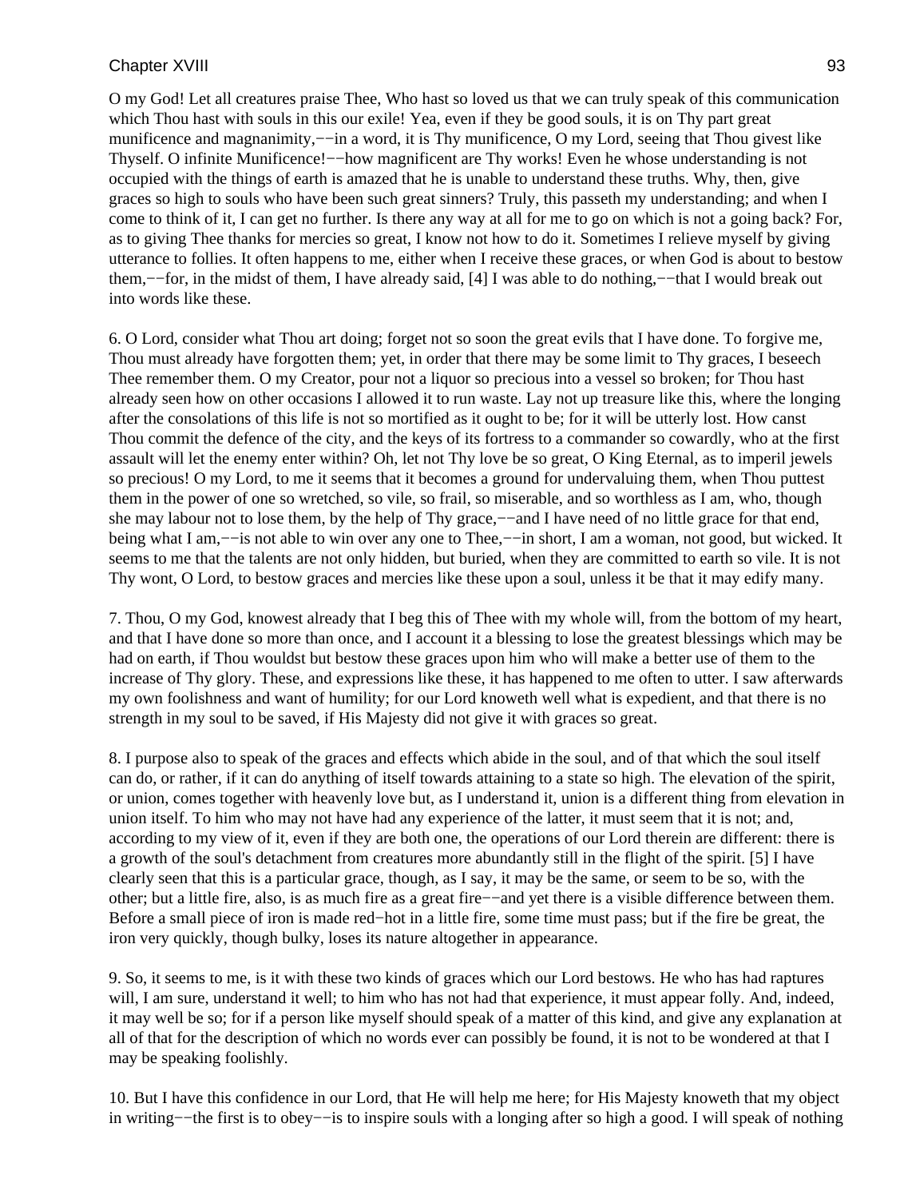O my God! Let all creatures praise Thee, Who hast so loved us that we can truly speak of this communication which Thou hast with souls in this our exile! Yea, even if they be good souls, it is on Thy part great munificence and magnanimity,−−in a word, it is Thy munificence, O my Lord, seeing that Thou givest like Thyself. O infinite Munificence!−−how magnificent are Thy works! Even he whose understanding is not occupied with the things of earth is amazed that he is unable to understand these truths. Why, then, give graces so high to souls who have been such great sinners? Truly, this passeth my understanding; and when I come to think of it, I can get no further. Is there any way at all for me to go on which is not a going back? For, as to giving Thee thanks for mercies so great, I know not how to do it. Sometimes I relieve myself by giving utterance to follies. It often happens to me, either when I receive these graces, or when God is about to bestow them,−−for, in the midst of them, I have already said, [4] I was able to do nothing,−−that I would break out into words like these.

6. O Lord, consider what Thou art doing; forget not so soon the great evils that I have done. To forgive me, Thou must already have forgotten them; yet, in order that there may be some limit to Thy graces, I beseech Thee remember them. O my Creator, pour not a liquor so precious into a vessel so broken; for Thou hast already seen how on other occasions I allowed it to run waste. Lay not up treasure like this, where the longing after the consolations of this life is not so mortified as it ought to be; for it will be utterly lost. How canst Thou commit the defence of the city, and the keys of its fortress to a commander so cowardly, who at the first assault will let the enemy enter within? Oh, let not Thy love be so great, O King Eternal, as to imperil jewels so precious! O my Lord, to me it seems that it becomes a ground for undervaluing them, when Thou puttest them in the power of one so wretched, so vile, so frail, so miserable, and so worthless as I am, who, though she may labour not to lose them, by the help of Thy grace,−−and I have need of no little grace for that end, being what I am,−−is not able to win over any one to Thee,−−in short, I am a woman, not good, but wicked. It seems to me that the talents are not only hidden, but buried, when they are committed to earth so vile. It is not Thy wont, O Lord, to bestow graces and mercies like these upon a soul, unless it be that it may edify many.

7. Thou, O my God, knowest already that I beg this of Thee with my whole will, from the bottom of my heart, and that I have done so more than once, and I account it a blessing to lose the greatest blessings which may be had on earth, if Thou wouldst but bestow these graces upon him who will make a better use of them to the increase of Thy glory. These, and expressions like these, it has happened to me often to utter. I saw afterwards my own foolishness and want of humility; for our Lord knoweth well what is expedient, and that there is no strength in my soul to be saved, if His Majesty did not give it with graces so great.

8. I purpose also to speak of the graces and effects which abide in the soul, and of that which the soul itself can do, or rather, if it can do anything of itself towards attaining to a state so high. The elevation of the spirit, or union, comes together with heavenly love but, as I understand it, union is a different thing from elevation in union itself. To him who may not have had any experience of the latter, it must seem that it is not; and, according to my view of it, even if they are both one, the operations of our Lord therein are different: there is a growth of the soul's detachment from creatures more abundantly still in the flight of the spirit. [5] I have clearly seen that this is a particular grace, though, as I say, it may be the same, or seem to be so, with the other; but a little fire, also, is as much fire as a great fire−−and yet there is a visible difference between them. Before a small piece of iron is made red−hot in a little fire, some time must pass; but if the fire be great, the iron very quickly, though bulky, loses its nature altogether in appearance.

9. So, it seems to me, is it with these two kinds of graces which our Lord bestows. He who has had raptures will, I am sure, understand it well; to him who has not had that experience, it must appear folly. And, indeed, it may well be so; for if a person like myself should speak of a matter of this kind, and give any explanation at all of that for the description of which no words ever can possibly be found, it is not to be wondered at that I may be speaking foolishly.

10. But I have this confidence in our Lord, that He will help me here; for His Majesty knoweth that my object in writing−−the first is to obey−−is to inspire souls with a longing after so high a good. I will speak of nothing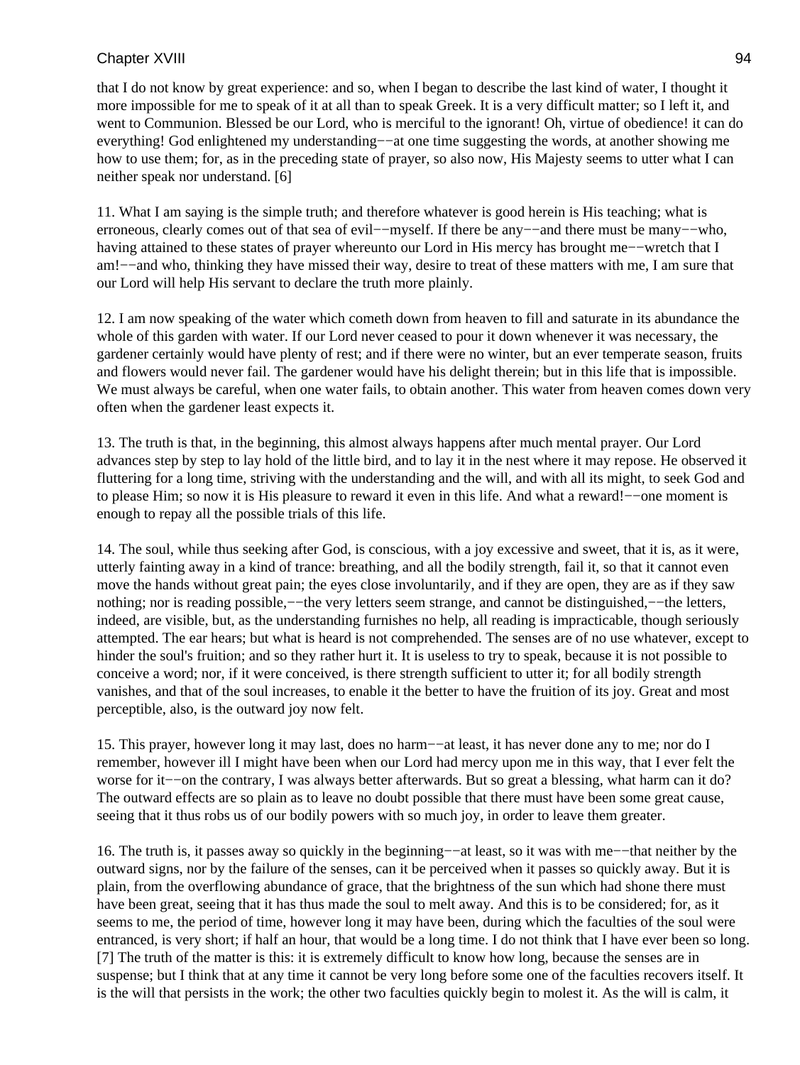that I do not know by great experience: and so, when I began to describe the last kind of water, I thought it more impossible for me to speak of it at all than to speak Greek. It is a very difficult matter; so I left it, and went to Communion. Blessed be our Lord, who is merciful to the ignorant! Oh, virtue of obedience! it can do everything! God enlightened my understanding−−at one time suggesting the words, at another showing me how to use them; for, as in the preceding state of prayer, so also now, His Majesty seems to utter what I can neither speak nor understand. [6]

11. What I am saying is the simple truth; and therefore whatever is good herein is His teaching; what is erroneous, clearly comes out of that sea of evil−−myself. If there be any−−and there must be many−−who, having attained to these states of prayer whereunto our Lord in His mercy has brought me−−wretch that I am!−−and who, thinking they have missed their way, desire to treat of these matters with me, I am sure that our Lord will help His servant to declare the truth more plainly.

12. I am now speaking of the water which cometh down from heaven to fill and saturate in its abundance the whole of this garden with water. If our Lord never ceased to pour it down whenever it was necessary, the gardener certainly would have plenty of rest; and if there were no winter, but an ever temperate season, fruits and flowers would never fail. The gardener would have his delight therein; but in this life that is impossible. We must always be careful, when one water fails, to obtain another. This water from heaven comes down very often when the gardener least expects it.

13. The truth is that, in the beginning, this almost always happens after much mental prayer. Our Lord advances step by step to lay hold of the little bird, and to lay it in the nest where it may repose. He observed it fluttering for a long time, striving with the understanding and the will, and with all its might, to seek God and to please Him; so now it is His pleasure to reward it even in this life. And what a reward!−−one moment is enough to repay all the possible trials of this life.

14. The soul, while thus seeking after God, is conscious, with a joy excessive and sweet, that it is, as it were, utterly fainting away in a kind of trance: breathing, and all the bodily strength, fail it, so that it cannot even move the hands without great pain; the eyes close involuntarily, and if they are open, they are as if they saw nothing; nor is reading possible,−−the very letters seem strange, and cannot be distinguished,−−the letters, indeed, are visible, but, as the understanding furnishes no help, all reading is impracticable, though seriously attempted. The ear hears; but what is heard is not comprehended. The senses are of no use whatever, except to hinder the soul's fruition; and so they rather hurt it. It is useless to try to speak, because it is not possible to conceive a word; nor, if it were conceived, is there strength sufficient to utter it; for all bodily strength vanishes, and that of the soul increases, to enable it the better to have the fruition of its joy. Great and most perceptible, also, is the outward joy now felt.

15. This prayer, however long it may last, does no harm−−at least, it has never done any to me; nor do I remember, however ill I might have been when our Lord had mercy upon me in this way, that I ever felt the worse for it−−on the contrary, I was always better afterwards. But so great a blessing, what harm can it do? The outward effects are so plain as to leave no doubt possible that there must have been some great cause, seeing that it thus robs us of our bodily powers with so much joy, in order to leave them greater.

16. The truth is, it passes away so quickly in the beginning−−at least, so it was with me−−that neither by the outward signs, nor by the failure of the senses, can it be perceived when it passes so quickly away. But it is plain, from the overflowing abundance of grace, that the brightness of the sun which had shone there must have been great, seeing that it has thus made the soul to melt away. And this is to be considered; for, as it seems to me, the period of time, however long it may have been, during which the faculties of the soul were entranced, is very short; if half an hour, that would be a long time. I do not think that I have ever been so long. [7] The truth of the matter is this: it is extremely difficult to know how long, because the senses are in suspense; but I think that at any time it cannot be very long before some one of the faculties recovers itself. It is the will that persists in the work; the other two faculties quickly begin to molest it. As the will is calm, it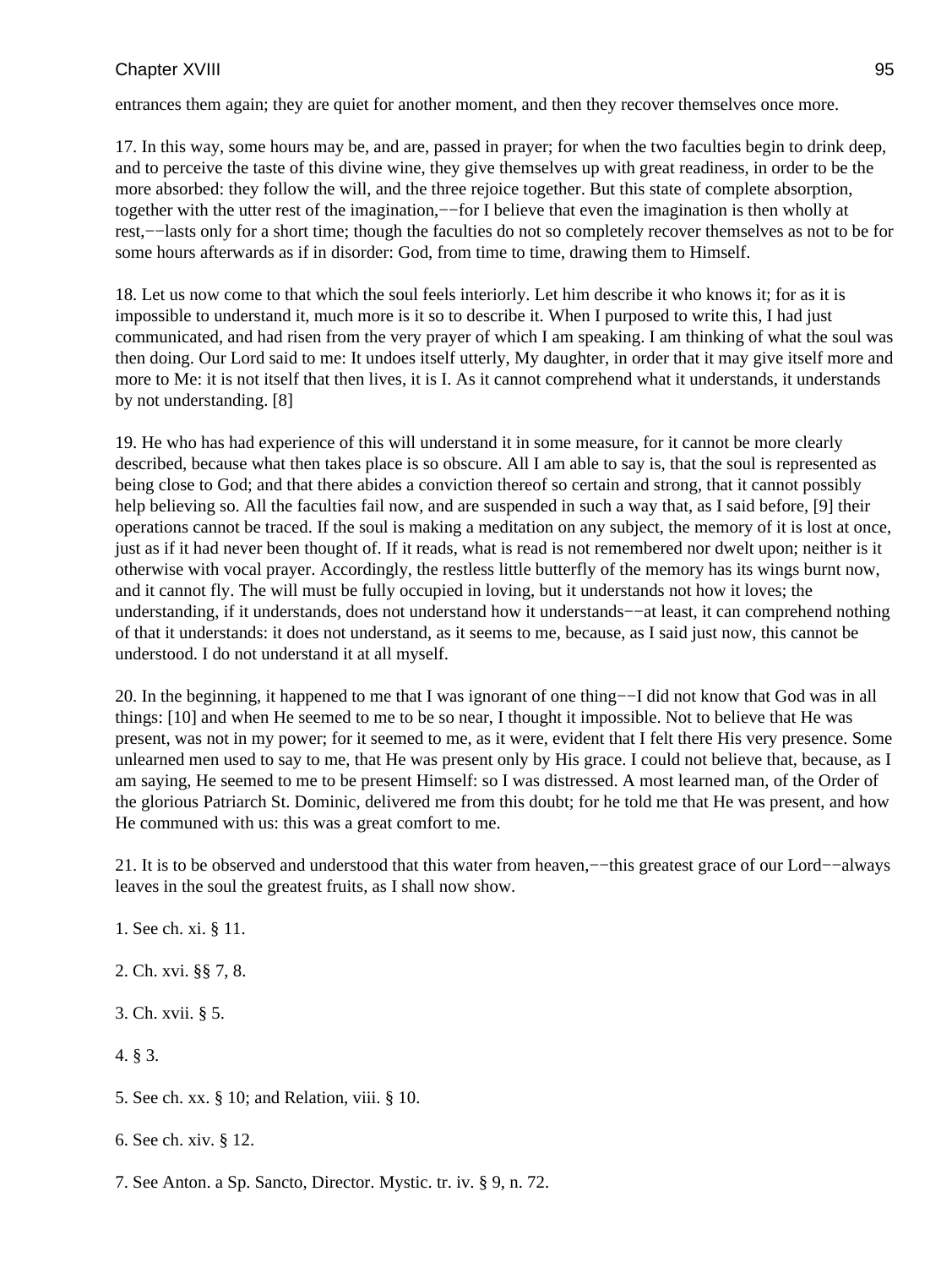entrances them again; they are quiet for another moment, and then they recover themselves once more.

17. In this way, some hours may be, and are, passed in prayer; for when the two faculties begin to drink deep, and to perceive the taste of this divine wine, they give themselves up with great readiness, in order to be the more absorbed: they follow the will, and the three rejoice together. But this state of complete absorption, together with the utter rest of the imagination,−−for I believe that even the imagination is then wholly at rest,−−lasts only for a short time; though the faculties do not so completely recover themselves as not to be for some hours afterwards as if in disorder: God, from time to time, drawing them to Himself.

18. Let us now come to that which the soul feels interiorly. Let him describe it who knows it; for as it is impossible to understand it, much more is it so to describe it. When I purposed to write this, I had just communicated, and had risen from the very prayer of which I am speaking. I am thinking of what the soul was then doing. Our Lord said to me: It undoes itself utterly, My daughter, in order that it may give itself more and more to Me: it is not itself that then lives, it is I. As it cannot comprehend what it understands, it understands by not understanding. [8]

19. He who has had experience of this will understand it in some measure, for it cannot be more clearly described, because what then takes place is so obscure. All I am able to say is, that the soul is represented as being close to God; and that there abides a conviction thereof so certain and strong, that it cannot possibly help believing so. All the faculties fail now, and are suspended in such a way that, as I said before, [9] their operations cannot be traced. If the soul is making a meditation on any subject, the memory of it is lost at once, just as if it had never been thought of. If it reads, what is read is not remembered nor dwelt upon; neither is it otherwise with vocal prayer. Accordingly, the restless little butterfly of the memory has its wings burnt now, and it cannot fly. The will must be fully occupied in loving, but it understands not how it loves; the understanding, if it understands, does not understand how it understands−−at least, it can comprehend nothing of that it understands: it does not understand, as it seems to me, because, as I said just now, this cannot be understood. I do not understand it at all myself.

20. In the beginning, it happened to me that I was ignorant of one thing−−I did not know that God was in all things: [10] and when He seemed to me to be so near, I thought it impossible. Not to believe that He was present, was not in my power; for it seemed to me, as it were, evident that I felt there His very presence. Some unlearned men used to say to me, that He was present only by His grace. I could not believe that, because, as I am saying, He seemed to me to be present Himself: so I was distressed. A most learned man, of the Order of the glorious Patriarch St. Dominic, delivered me from this doubt; for he told me that He was present, and how He communed with us: this was a great comfort to me.

21. It is to be observed and understood that this water from heaven,−−this greatest grace of our Lord−−always leaves in the soul the greatest fruits, as I shall now show.

1. See ch. xi. § 11.

2. Ch. xvi. §§ 7, 8.

3. Ch. xvii. § 5.

4. § 3.

5. See ch. xx. § 10; and Relation, viii. § 10.

6. See ch. xiv. § 12.

7. See Anton. a Sp. Sancto, Director. Mystic. tr. iv. § 9, n. 72.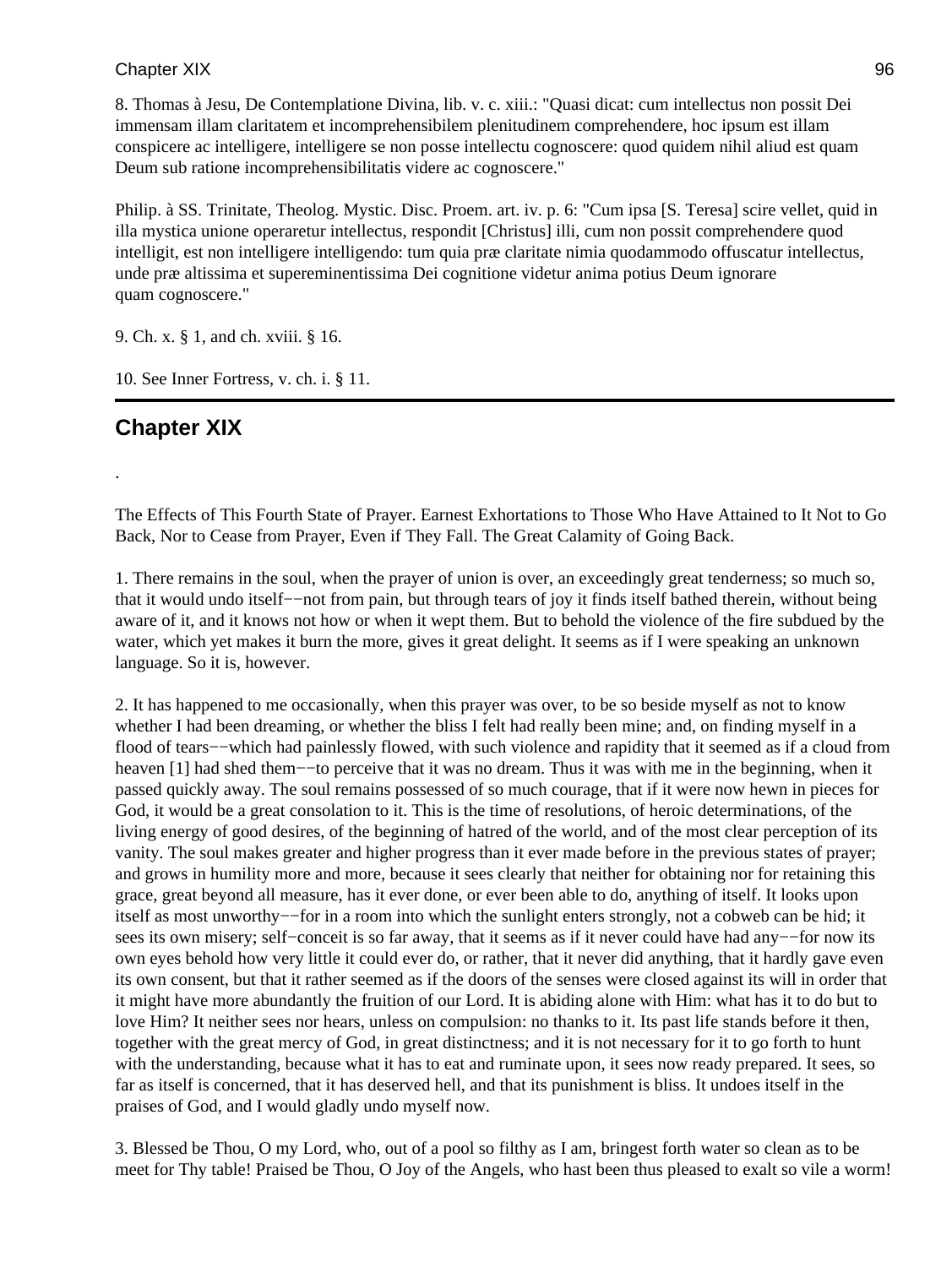8. Thomas à Jesu, De Contemplatione Divina, lib. v. c. xiii.: "Quasi dicat: cum intellectus non possit Dei immensam illam claritatem et incomprehensibilem plenitudinem comprehendere, hoc ipsum est illam conspicere ac intelligere, intelligere se non posse intellectu cognoscere: quod quidem nihil aliud est quam Deum sub ratione incomprehensibilitatis videre ac cognoscere."

Philip. à SS. Trinitate, Theolog. Mystic. Disc. Proem. art. iv. p. 6: "Cum ipsa [S. Teresa] scire vellet, quid in illa mystica unione operaretur intellectus, respondit [Christus] illi, cum non possit comprehendere quod intelligit, est non intelligere intelligendo: tum quia præ claritate nimia quodammodo offuscatur intellectus, unde præ altissima et supereminentissima Dei cognitione videtur anima potius Deum ignorare quam cognoscere."

9. Ch. x. § 1, and ch. xviii. § 16.

10. See Inner Fortress, v. ch. i. § 11.

## Chapter XIX

.

The Effects of This Fourth State of Prayer. Earnest Exhortations to Those Who Have Attained to It Not to Go Back, Nor to Cease from Prayer, Even if They Fall. The Great Calamity of Going Back.

1. There remains in the soul, when the prayer of union is over, an exceedingly great tenderness; so much so, that it would undo itself−−not from pain, but through tears of joy it finds itself bathed therein, without being aware of it, and it knows not how or when it wept them. But to behold the violence of the fire subdued by the water, which yet makes it burn the more, gives it great delight. It seems as if I were speaking an unknown language. So it is, however.

2. It has happened to me occasionally, when this prayer was over, to be so beside myself as not to know whether I had been dreaming, or whether the bliss I felt had really been mine; and, on finding myself in a flood of tears−−which had painlessly flowed, with such violence and rapidity that it seemed as if a cloud from heaven [1] had shed them−−to perceive that it was no dream. Thus it was with me in the beginning, when it passed quickly away. The soul remains possessed of so much courage, that if it were now hewn in pieces for God, it would be a great consolation to it. This is the time of resolutions, of heroic determinations, of the living energy of good desires, of the beginning of hatred of the world, and of the most clear perception of its vanity. The soul makes greater and higher progress than it ever made before in the previous states of prayer; and grows in humility more and more, because it sees clearly that neither for obtaining nor for retaining this grace, great beyond all measure, has it ever done, or ever been able to do, anything of itself. It looks upon itself as most unworthy−−for in a room into which the sunlight enters strongly, not a cobweb can be hid; it sees its own misery; self−conceit is so far away, that it seems as if it never could have had any−−for now its own eyes behold how very little it could ever do, or rather, that it never did anything, that it hardly gave even its own consent, but that it rather seemed as if the doors of the senses were closed against its will in order that it might have more abundantly the fruition of our Lord. It is abiding alone with Him: what has it to do but to love Him? It neither sees nor hears, unless on compulsion: no thanks to it. Its past life stands before it then, together with the great mercy of God, in great distinctness; and it is not necessary for it to go forth to hunt with the understanding, because what it has to eat and ruminate upon, it sees now ready prepared. It sees, so far as itself is concerned, that it has deserved hell, and that its punishment is bliss. It undoes itself in the praises of God, and I would gladly undo myself now.

3. Blessed be Thou, O my Lord, who, out of a pool so filthy as I am, bringest forth water so clean as to be meet for Thy table! Praised be Thou, O Joy of the Angels, who hast been thus pleased to exalt so vile a worm!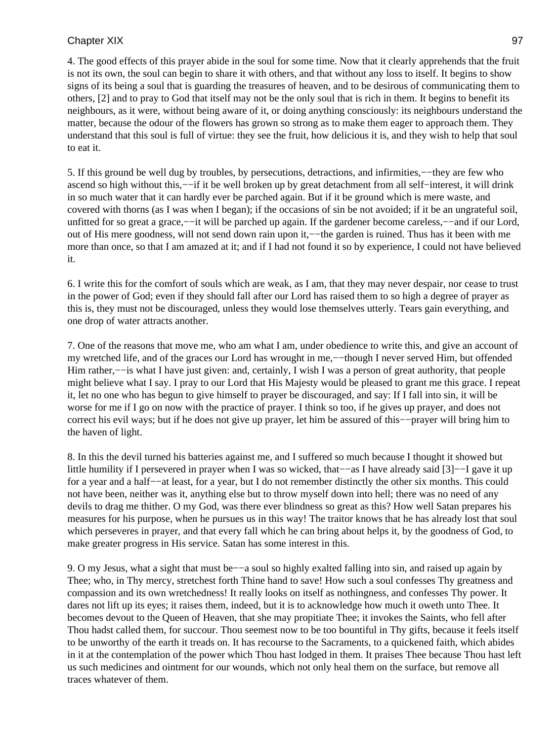4. The good effects of this prayer abide in the soul for some time. Now that it clearly apprehends that the fruit is not its own, the soul can begin to share it with others, and that without any loss to itself. It begins to show signs of its being a soul that is guarding the treasures of heaven, and to be desirous of communicating them to others, [2] and to pray to God that itself may not be the only soul that is rich in them. It begins to benefit its neighbours, as it were, without being aware of it, or doing anything consciously: its neighbours understand the matter, because the odour of the flowers has grown so strong as to make them eager to approach them. They understand that this soul is full of virtue: they see the fruit, how delicious it is, and they wish to help that soul to eat it.

5. If this ground be well dug by troubles, by persecutions, detractions, and infirmities,−−they are few who ascend so high without this,−−if it be well broken up by great detachment from all self−interest, it will drink in so much water that it can hardly ever be parched again. But if it be ground which is mere waste, and covered with thorns (as I was when I began); if the occasions of sin be not avoided; if it be an ungrateful soil, unfitted for so great a grace,−−it will be parched up again. If the gardener become careless,−−and if our Lord, out of His mere goodness, will not send down rain upon it,−−the garden is ruined. Thus has it been with me more than once, so that I am amazed at it; and if I had not found it so by experience, I could not have believed it.

6. I write this for the comfort of souls which are weak, as I am, that they may never despair, nor cease to trust in the power of God; even if they should fall after our Lord has raised them to so high a degree of prayer as this is, they must not be discouraged, unless they would lose themselves utterly. Tears gain everything, and one drop of water attracts another.

7. One of the reasons that move me, who am what I am, under obedience to write this, and give an account of my wretched life, and of the graces our Lord has wrought in me,−−though I never served Him, but offended Him rather,−−is what I have just given: and, certainly, I wish I was a person of great authority, that people might believe what I say. I pray to our Lord that His Majesty would be pleased to grant me this grace. I repeat it, let no one who has begun to give himself to prayer be discouraged, and say: If I fall into sin, it will be worse for me if I go on now with the practice of prayer. I think so too, if he gives up prayer, and does not correct his evil ways; but if he does not give up prayer, let him be assured of this−−prayer will bring him to the haven of light.

8. In this the devil turned his batteries against me, and I suffered so much because I thought it showed but little humility if I persevered in prayer when I was so wicked, that−−as I have already said [3]−−I gave it up for a year and a half−−at least, for a year, but I do not remember distinctly the other six months. This could not have been, neither was it, anything else but to throw myself down into hell; there was no need of any devils to drag me thither. O my God, was there ever blindness so great as this? How well Satan prepares his measures for his purpose, when he pursues us in this way! The traitor knows that he has already lost that soul which perseveres in prayer, and that every fall which he can bring about helps it, by the goodness of God, to make greater progress in His service. Satan has some interest in this.

9. O my Jesus, what a sight that must be−−a soul so highly exalted falling into sin, and raised up again by Thee; who, in Thy mercy, stretchest forth Thine hand to save! How such a soul confesses Thy greatness and compassion and its own wretchedness! It really looks on itself as nothingness, and confesses Thy power. It dares not lift up its eyes; it raises them, indeed, but it is to acknowledge how much it oweth unto Thee. It becomes devout to the Queen of Heaven, that she may propitiate Thee; it invokes the Saints, who fell after Thou hadst called them, for succour. Thou seemest now to be too bountiful in Thy gifts, because it feels itself to be unworthy of the earth it treads on. It has recourse to the Sacraments, to a quickened faith, which abides in it at the contemplation of the power which Thou hast lodged in them. It praises Thee because Thou hast left us such medicines and ointment for our wounds, which not only heal them on the surface, but remove all traces whatever of them.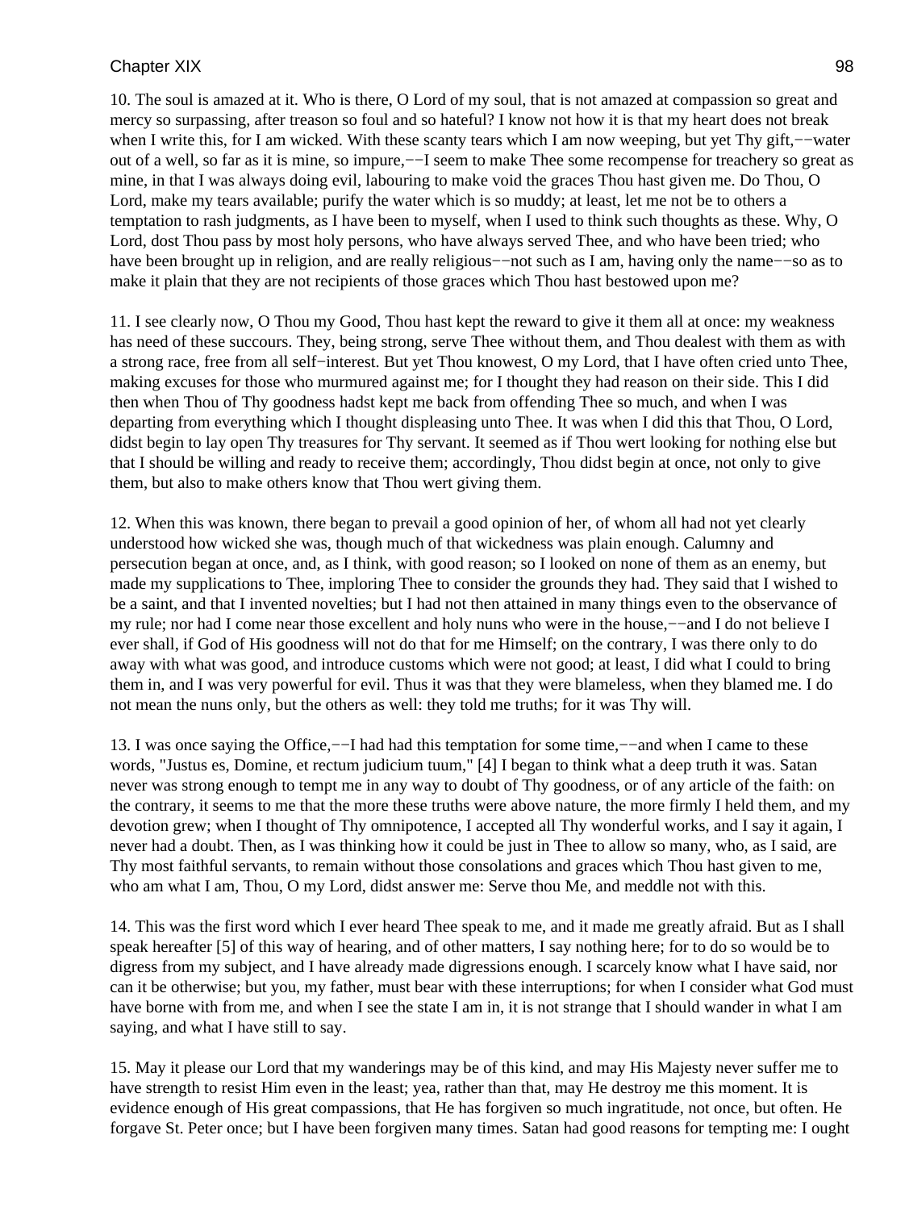10. The soul is amazed at it. Who is there, O Lord of my soul, that is not amazed at compassion so great and mercy so surpassing, after treason so foul and so hateful? I know not how it is that my heart does not break when I write this, for I am wicked. With these scanty tears which I am now weeping, but yet Thy gift,−−water out of a well, so far as it is mine, so impure,−−I seem to make Thee some recompense for treachery so great as mine, in that I was always doing evil, labouring to make void the graces Thou hast given me. Do Thou, O Lord, make my tears available; purify the water which is so muddy; at least, let me not be to others a temptation to rash judgments, as I have been to myself, when I used to think such thoughts as these. Why, O Lord, dost Thou pass by most holy persons, who have always served Thee, and who have been tried; who have been brought up in religion, and are really religious−−not such as I am, having only the name−−so as to make it plain that they are not recipients of those graces which Thou hast bestowed upon me?

11. I see clearly now, O Thou my Good, Thou hast kept the reward to give it them all at once: my weakness has need of these succours. They, being strong, serve Thee without them, and Thou dealest with them as with a strong race, free from all self−interest. But yet Thou knowest, O my Lord, that I have often cried unto Thee, making excuses for those who murmured against me; for I thought they had reason on their side. This I did then when Thou of Thy goodness hadst kept me back from offending Thee so much, and when I was departing from everything which I thought displeasing unto Thee. It was when I did this that Thou, O Lord, didst begin to lay open Thy treasures for Thy servant. It seemed as if Thou wert looking for nothing else but that I should be willing and ready to receive them; accordingly, Thou didst begin at once, not only to give them, but also to make others know that Thou wert giving them.

12. When this was known, there began to prevail a good opinion of her, of whom all had not yet clearly understood how wicked she was, though much of that wickedness was plain enough. Calumny and persecution began at once, and, as I think, with good reason; so I looked on none of them as an enemy, but made my supplications to Thee, imploring Thee to consider the grounds they had. They said that I wished to be a saint, and that I invented novelties; but I had not then attained in many things even to the observance of my rule; nor had I come near those excellent and holy nuns who were in the house,−−and I do not believe I ever shall, if God of His goodness will not do that for me Himself; on the contrary, I was there only to do away with what was good, and introduce customs which were not good; at least, I did what I could to bring them in, and I was very powerful for evil. Thus it was that they were blameless, when they blamed me. I do not mean the nuns only, but the others as well: they told me truths; for it was Thy will.

13. I was once saying the Office,−−I had had this temptation for some time,−−and when I came to these words, "Justus es, Domine, et rectum judicium tuum," [4] I began to think what a deep truth it was. Satan never was strong enough to tempt me in any way to doubt of Thy goodness, or of any article of the faith: on the contrary, it seems to me that the more these truths were above nature, the more firmly I held them, and my devotion grew; when I thought of Thy omnipotence, I accepted all Thy wonderful works, and I say it again, I never had a doubt. Then, as I was thinking how it could be just in Thee to allow so many, who, as I said, are Thy most faithful servants, to remain without those consolations and graces which Thou hast given to me, who am what I am, Thou, O my Lord, didst answer me: Serve thou Me, and meddle not with this.

14. This was the first word which I ever heard Thee speak to me, and it made me greatly afraid. But as I shall speak hereafter [5] of this way of hearing, and of other matters, I say nothing here; for to do so would be to digress from my subject, and I have already made digressions enough. I scarcely know what I have said, nor can it be otherwise; but you, my father, must bear with these interruptions; for when I consider what God must have borne with from me, and when I see the state I am in, it is not strange that I should wander in what I am saying, and what I have still to say.

15. May it please our Lord that my wanderings may be of this kind, and may His Majesty never suffer me to have strength to resist Him even in the least; yea, rather than that, may He destroy me this moment. It is evidence enough of His great compassions, that He has forgiven so much ingratitude, not once, but often. He forgave St. Peter once; but I have been forgiven many times. Satan had good reasons for tempting me: I ought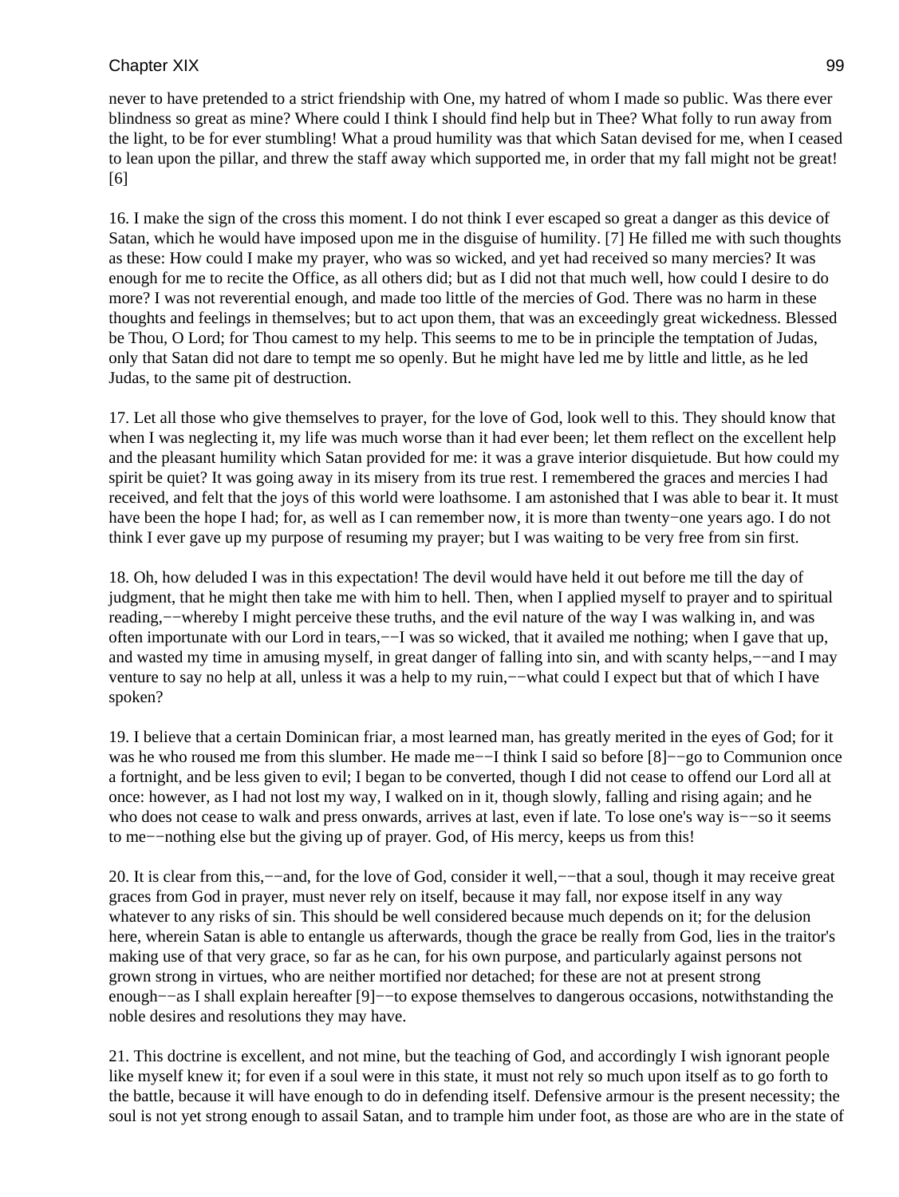never to have pretended to a strict friendship with One, my hatred of whom I made so public. Was there ever blindness so great as mine? Where could I think I should find help but in Thee? What folly to run away from the light, to be for ever stumbling! What a proud humility was that which Satan devised for me, when I ceased to lean upon the pillar, and threw the staff away which supported me, in order that my fall might not be great! [6]

16. I make the sign of the cross this moment. I do not think I ever escaped so great a danger as this device of Satan, which he would have imposed upon me in the disguise of humility. [7] He filled me with such thoughts as these: How could I make my prayer, who was so wicked, and yet had received so many mercies? It was enough for me to recite the Office, as all others did; but as I did not that much well, how could I desire to do more? I was not reverential enough, and made too little of the mercies of God. There was no harm in these thoughts and feelings in themselves; but to act upon them, that was an exceedingly great wickedness. Blessed be Thou, O Lord; for Thou camest to my help. This seems to me to be in principle the temptation of Judas, only that Satan did not dare to tempt me so openly. But he might have led me by little and little, as he led Judas, to the same pit of destruction.

17. Let all those who give themselves to prayer, for the love of God, look well to this. They should know that when I was neglecting it, my life was much worse than it had ever been; let them reflect on the excellent help and the pleasant humility which Satan provided for me: it was a grave interior disquietude. But how could my spirit be quiet? It was going away in its misery from its true rest. I remembered the graces and mercies I had received, and felt that the joys of this world were loathsome. I am astonished that I was able to bear it. It must have been the hope I had; for, as well as I can remember now, it is more than twenty−one years ago. I do not think I ever gave up my purpose of resuming my prayer; but I was waiting to be very free from sin first.

18. Oh, how deluded I was in this expectation! The devil would have held it out before me till the day of judgment, that he might then take me with him to hell. Then, when I applied myself to prayer and to spiritual reading,−−whereby I might perceive these truths, and the evil nature of the way I was walking in, and was often importunate with our Lord in tears,−−I was so wicked, that it availed me nothing; when I gave that up, and wasted my time in amusing myself, in great danger of falling into sin, and with scanty helps,−−and I may venture to say no help at all, unless it was a help to my ruin,−−what could I expect but that of which I have spoken?

19. I believe that a certain Dominican friar, a most learned man, has greatly merited in the eyes of God; for it was he who roused me from this slumber. He made me−−I think I said so before [8]−−go to Communion once a fortnight, and be less given to evil; I began to be converted, though I did not cease to offend our Lord all at once: however, as I had not lost my way, I walked on in it, though slowly, falling and rising again; and he who does not cease to walk and press onwards, arrives at last, even if late. To lose one's way is−−so it seems to me−−nothing else but the giving up of prayer. God, of His mercy, keeps us from this!

20. It is clear from this,−−and, for the love of God, consider it well,−−that a soul, though it may receive great graces from God in prayer, must never rely on itself, because it may fall, nor expose itself in any way whatever to any risks of sin. This should be well considered because much depends on it; for the delusion here, wherein Satan is able to entangle us afterwards, though the grace be really from God, lies in the traitor's making use of that very grace, so far as he can, for his own purpose, and particularly against persons not grown strong in virtues, who are neither mortified nor detached; for these are not at present strong enough−−as I shall explain hereafter [9]−−to expose themselves to dangerous occasions, notwithstanding the noble desires and resolutions they may have.

21. This doctrine is excellent, and not mine, but the teaching of God, and accordingly I wish ignorant people like myself knew it; for even if a soul were in this state, it must not rely so much upon itself as to go forth to the battle, because it will have enough to do in defending itself. Defensive armour is the present necessity; the soul is not yet strong enough to assail Satan, and to trample him under foot, as those are who are in the state of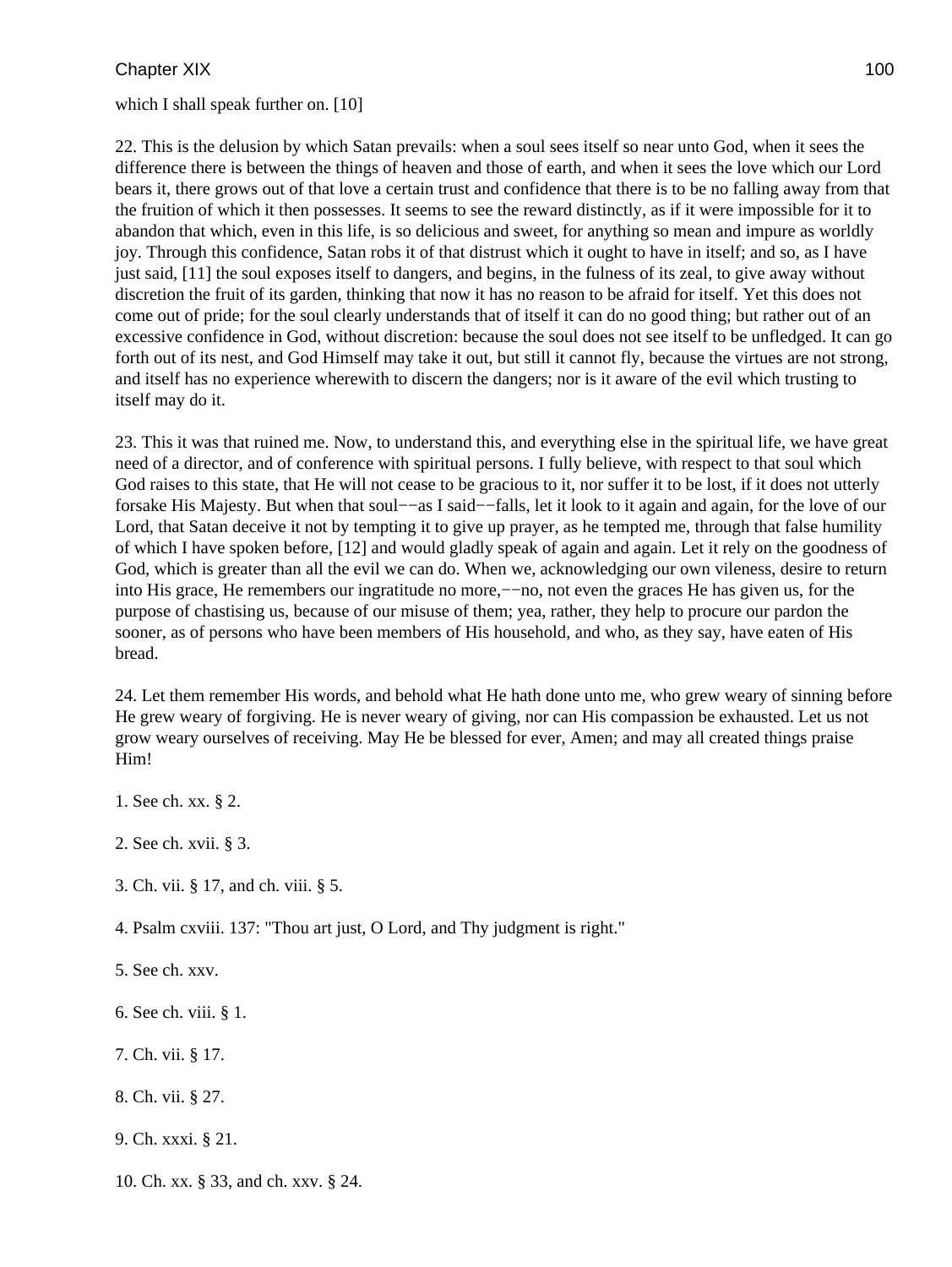which I shall speak further on. [10]

22. This is the delusion by which Satan prevails: when a soul sees itself so near unto God, when it sees the difference there is between the things of heaven and those of earth, and when it sees the love which our Lord bears it, there grows out of that love a certain trust and confidence that there is to be no falling away from that the fruition of which it then possesses. It seems to see the reward distinctly, as if it were impossible for it to abandon that which, even in this life, is so delicious and sweet, for anything so mean and impure as worldly joy. Through this confidence, Satan robs it of that distrust which it ought to have in itself; and so, as I have just said, [11] the soul exposes itself to dangers, and begins, in the fulness of its zeal, to give away without discretion the fruit of its garden, thinking that now it has no reason to be afraid for itself. Yet this does not come out of pride; for the soul clearly understands that of itself it can do no good thing; but rather out of an excessive confidence in God, without discretion: because the soul does not see itself to be unfledged. It can go forth out of its nest, and God Himself may take it out, but still it cannot fly, because the virtues are not strong, and itself has no experience wherewith to discern the dangers; nor is it aware of the evil which trusting to itself may do it.

23. This it was that ruined me. Now, to understand this, and everything else in the spiritual life, we have great need of a director, and of conference with spiritual persons. I fully believe, with respect to that soul which God raises to this state, that He will not cease to be gracious to it, nor suffer it to be lost, if it does not utterly forsake His Majesty. But when that soul−−as I said−−falls, let it look to it again and again, for the love of our Lord, that Satan deceive it not by tempting it to give up prayer, as he tempted me, through that false humility of which I have spoken before, [12] and would gladly speak of again and again. Let it rely on the goodness of God, which is greater than all the evil we can do. When we, acknowledging our own vileness, desire to return into His grace, He remembers our ingratitude no more,−−no, not even the graces He has given us, for the purpose of chastising us, because of our misuse of them; yea, rather, they help to procure our pardon the sooner, as of persons who have been members of His household, and who, as they say, have eaten of His bread.

24. Let them remember His words, and behold what He hath done unto me, who grew weary of sinning before He grew weary of forgiving. He is never weary of giving, nor can His compassion be exhausted. Let us not grow weary ourselves of receiving. May He be blessed for ever, Amen; and may all created things praise Him!

1. See ch. xx. § 2.

2. See ch. xvii. § 3.

3. Ch. vii. § 17, and ch. viii. § 5.

4. Psalm cxviii. 137: "Thou art just, O Lord, and Thy judgment is right."

5. See ch. xxv.

6. See ch. viii. § 1.

7. Ch. vii. § 17.

8. Ch. vii. § 27.

9. Ch. xxxi. § 21.

10. Ch. xx. § 33, and ch. xxv. § 24.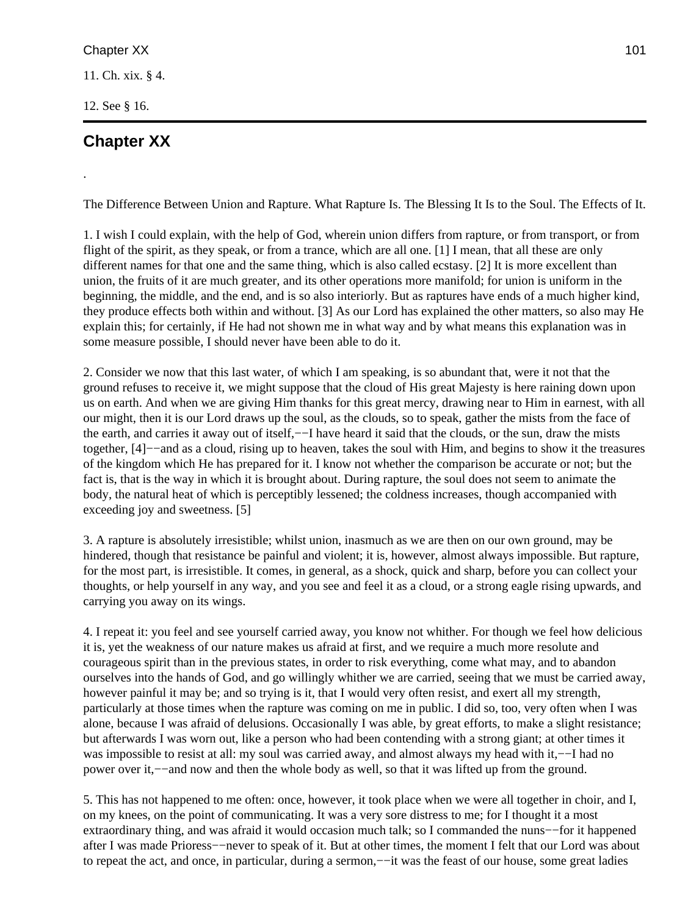11. Ch. xix. § 4.

12. See § 16.

## Chapter XX

.

The Difference Between Union and Rapture. What Rapture Is. The Blessing It Is to the Soul. The Effects of It.

1. I wish I could explain, with the help of God, wherein union differs from rapture, or from transport, or from flight of the spirit, as they speak, or from a trance, which are all one. [1] I mean, that all these are only different names for that one and the same thing, which is also called ecstasy. [2] It is more excellent than union, the fruits of it are much greater, and its other operations more manifold; for union is uniform in the beginning, the middle, and the end, and is so also interiorly. But as raptures have ends of a much higher kind, they produce effects both within and without. [3] As our Lord has explained the other matters, so also may He explain this; for certainly, if He had not shown me in what way and by what means this explanation was in some measure possible, I should never have been able to do it.

2. Consider we now that this last water, of which I am speaking, is so abundant that, were it not that the ground refuses to receive it, we might suppose that the cloud of His great Majesty is here raining down upon us on earth. And when we are giving Him thanks for this great mercy, drawing near to Him in earnest, with all our might, then it is our Lord draws up the soul, as the clouds, so to speak, gather the mists from the face of the earth, and carries it away out of itself,−−I have heard it said that the clouds, or the sun, draw the mists together, [4]−−and as a cloud, rising up to heaven, takes the soul with Him, and begins to show it the treasures of the kingdom which He has prepared for it. I know not whether the comparison be accurate or not; but the fact is, that is the way in which it is brought about. During rapture, the soul does not seem to animate the body, the natural heat of which is perceptibly lessened; the coldness increases, though accompanied with exceeding joy and sweetness. [5]

3. A rapture is absolutely irresistible; whilst union, inasmuch as we are then on our own ground, may be hindered, though that resistance be painful and violent; it is, however, almost always impossible. But rapture, for the most part, is irresistible. It comes, in general, as a shock, quick and sharp, before you can collect your thoughts, or help yourself in any way, and you see and feel it as a cloud, or a strong eagle rising upwards, and carrying you away on its wings.

4. I repeat it: you feel and see yourself carried away, you know not whither. For though we feel how delicious it is, yet the weakness of our nature makes us afraid at first, and we require a much more resolute and courageous spirit than in the previous states, in order to risk everything, come what may, and to abandon ourselves into the hands of God, and go willingly whither we are carried, seeing that we must be carried away, however painful it may be; and so trying is it, that I would very often resist, and exert all my strength, particularly at those times when the rapture was coming on me in public. I did so, too, very often when I was alone, because I was afraid of delusions. Occasionally I was able, by great efforts, to make a slight resistance; but afterwards I was worn out, like a person who had been contending with a strong giant; at other times it was impossible to resist at all: my soul was carried away, and almost always my head with it,−−I had no power over it,−−and now and then the whole body as well, so that it was lifted up from the ground.

5. This has not happened to me often: once, however, it took place when we were all together in choir, and I, on my knees, on the point of communicating. It was a very sore distress to me; for I thought it a most extraordinary thing, and was afraid it would occasion much talk; so I commanded the nuns−−for it happened after I was made Prioress−−never to speak of it. But at other times, the moment I felt that our Lord was about to repeat the act, and once, in particular, during a sermon,−−it was the feast of our house, some great ladies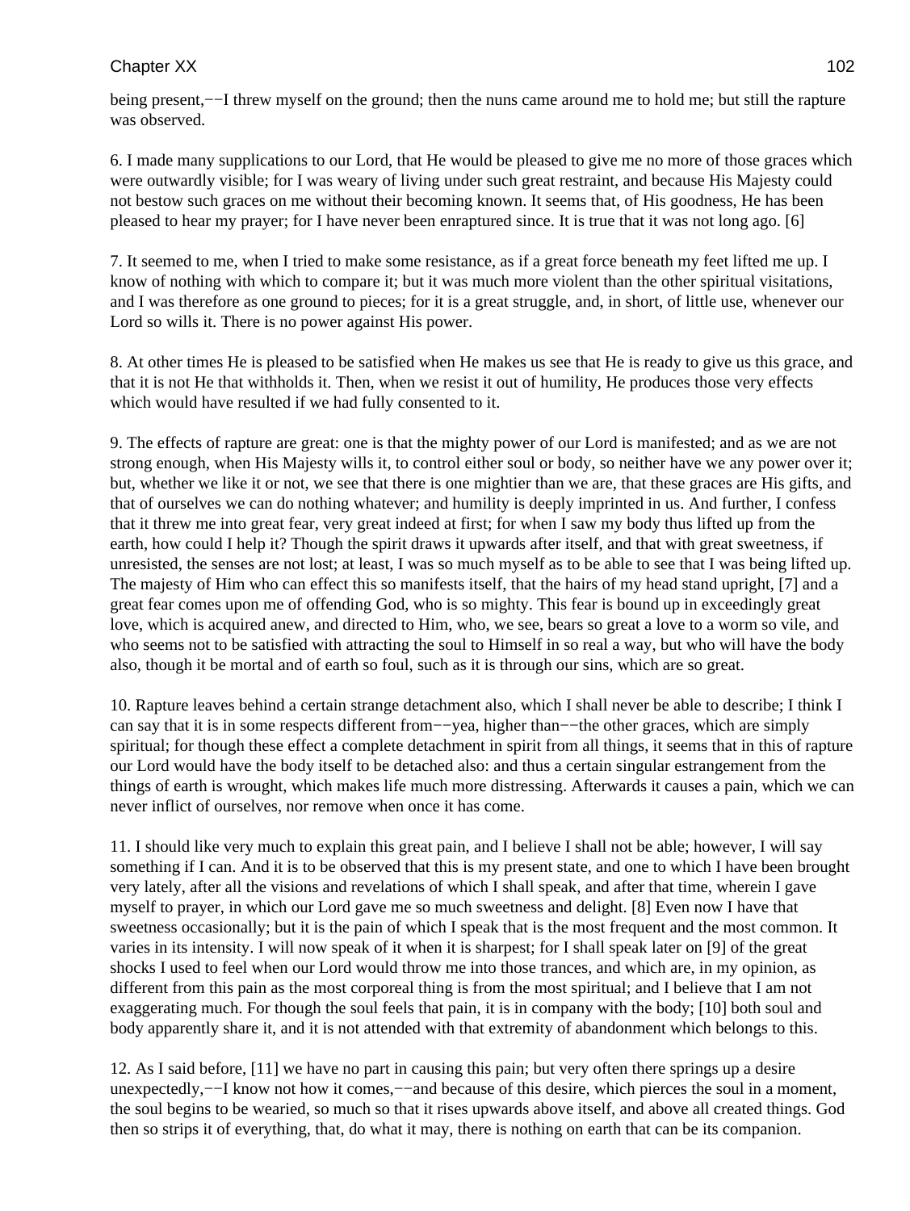being present,−−I threw myself on the ground; then the nuns came around me to hold me; but still the rapture was observed.

6. I made many supplications to our Lord, that He would be pleased to give me no more of those graces which were outwardly visible; for I was weary of living under such great restraint, and because His Majesty could not bestow such graces on me without their becoming known. It seems that, of His goodness, He has been pleased to hear my prayer; for I have never been enraptured since. It is true that it was not long ago. [6]

7. It seemed to me, when I tried to make some resistance, as if a great force beneath my feet lifted me up. I know of nothing with which to compare it; but it was much more violent than the other spiritual visitations, and I was therefore as one ground to pieces; for it is a great struggle, and, in short, of little use, whenever our Lord so wills it. There is no power against His power.

8. At other times He is pleased to be satisfied when He makes us see that He is ready to give us this grace, and that it is not He that withholds it. Then, when we resist it out of humility, He produces those very effects which would have resulted if we had fully consented to it.

9. The effects of rapture are great: one is that the mighty power of our Lord is manifested; and as we are not strong enough, when His Majesty wills it, to control either soul or body, so neither have we any power over it; but, whether we like it or not, we see that there is one mightier than we are, that these graces are His gifts, and that of ourselves we can do nothing whatever; and humility is deeply imprinted in us. And further, I confess that it threw me into great fear, very great indeed at first; for when I saw my body thus lifted up from the earth, how could I help it? Though the spirit draws it upwards after itself, and that with great sweetness, if unresisted, the senses are not lost; at least, I was so much myself as to be able to see that I was being lifted up. The majesty of Him who can effect this so manifests itself, that the hairs of my head stand upright, [7] and a great fear comes upon me of offending God, who is so mighty. This fear is bound up in exceedingly great love, which is acquired anew, and directed to Him, who, we see, bears so great a love to a worm so vile, and who seems not to be satisfied with attracting the soul to Himself in so real a way, but who will have the body also, though it be mortal and of earth so foul, such as it is through our sins, which are so great.

10. Rapture leaves behind a certain strange detachment also, which I shall never be able to describe; I think I can say that it is in some respects different from−−yea, higher than−−the other graces, which are simply spiritual; for though these effect a complete detachment in spirit from all things, it seems that in this of rapture our Lord would have the body itself to be detached also: and thus a certain singular estrangement from the things of earth is wrought, which makes life much more distressing. Afterwards it causes a pain, which we can never inflict of ourselves, nor remove when once it has come.

11. I should like very much to explain this great pain, and I believe I shall not be able; however, I will say something if I can. And it is to be observed that this is my present state, and one to which I have been brought very lately, after all the visions and revelations of which I shall speak, and after that time, wherein I gave myself to prayer, in which our Lord gave me so much sweetness and delight. [8] Even now I have that sweetness occasionally; but it is the pain of which I speak that is the most frequent and the most common. It varies in its intensity. I will now speak of it when it is sharpest; for I shall speak later on [9] of the great shocks I used to feel when our Lord would throw me into those trances, and which are, in my opinion, as different from this pain as the most corporeal thing is from the most spiritual; and I believe that I am not exaggerating much. For though the soul feels that pain, it is in company with the body; [10] both soul and body apparently share it, and it is not attended with that extremity of abandonment which belongs to this.

12. As I said before, [11] we have no part in causing this pain; but very often there springs up a desire unexpectedly,−−I know not how it comes,−−and because of this desire, which pierces the soul in a moment, the soul begins to be wearied, so much so that it rises upwards above itself, and above all created things. God then so strips it of everything, that, do what it may, there is nothing on earth that can be its companion.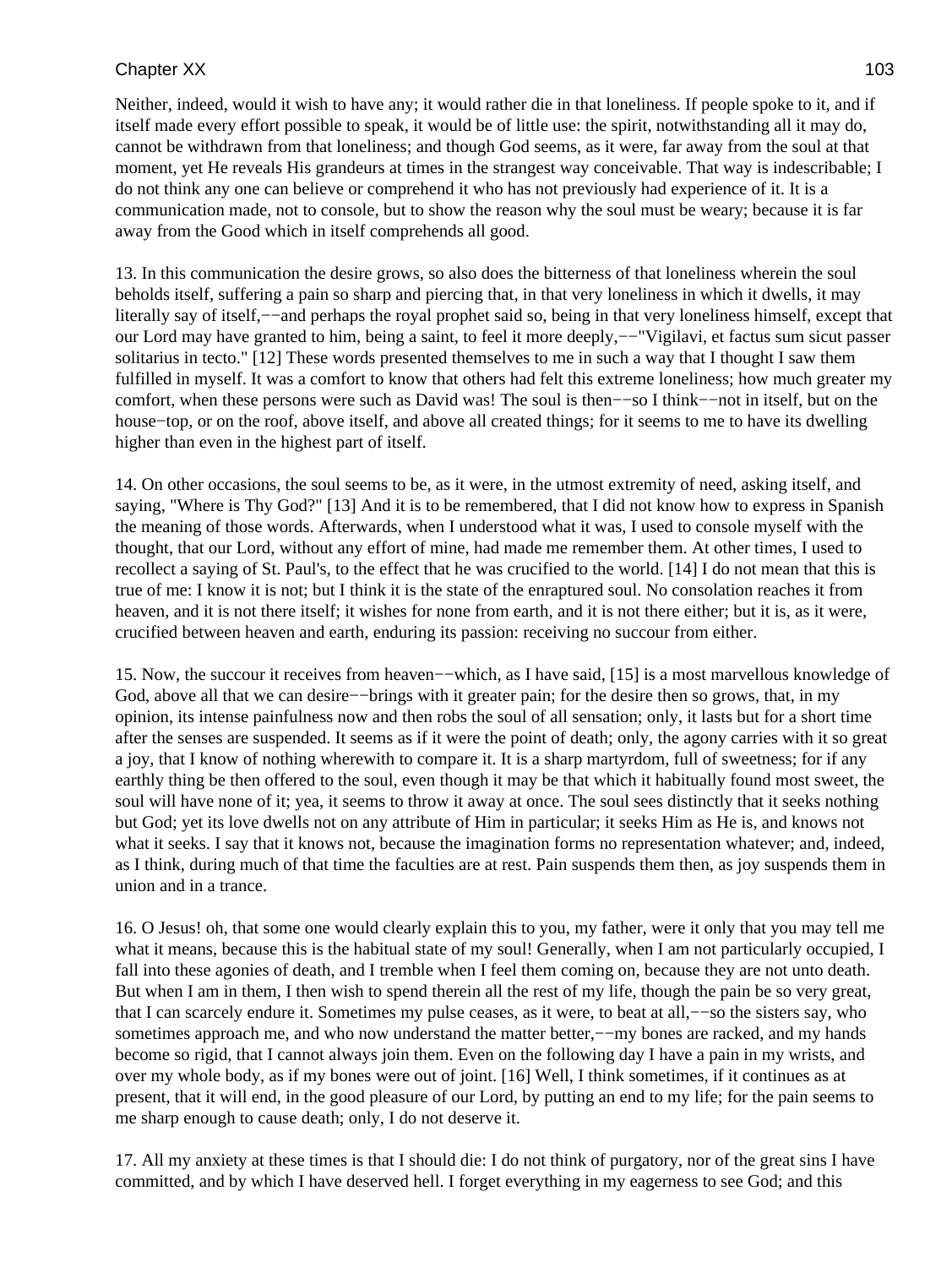Neither, indeed, would it wish to have any; it would rather die in that loneliness. If people spoke to it, and if itself made every effort possible to speak, it would be of little use: the spirit, notwithstanding all it may do, cannot be withdrawn from that loneliness; and though God seems, as it were, far away from the soul at that moment, yet He reveals His grandeurs at times in the strangest way conceivable. That way is indescribable; I do not think any one can believe or comprehend it who has not previously had experience of it. It is a communication made, not to console, but to show the reason why the soul must be weary; because it is far away from the Good which in itself comprehends all good.

13. In this communication the desire grows, so also does the bitterness of that loneliness wherein the soul beholds itself, suffering a pain so sharp and piercing that, in that very loneliness in which it dwells, it may literally say of itself,−−and perhaps the royal prophet said so, being in that very loneliness himself, except that our Lord may have granted to him, being a saint, to feel it more deeply,−−"Vigilavi, et factus sum sicut passer solitarius in tecto." [12] These words presented themselves to me in such a way that I thought I saw them fulfilled in myself. It was a comfort to know that others had felt this extreme loneliness; how much greater my comfort, when these persons were such as David was! The soul is then−−so I think−−not in itself, but on the house−top, or on the roof, above itself, and above all created things; for it seems to me to have its dwelling higher than even in the highest part of itself.

14. On other occasions, the soul seems to be, as it were, in the utmost extremity of need, asking itself, and saying, "Where is Thy God?" [13] And it is to be remembered, that I did not know how to express in Spanish the meaning of those words. Afterwards, when I understood what it was, I used to console myself with the thought, that our Lord, without any effort of mine, had made me remember them. At other times, I used to recollect a saying of St. Paul's, to the effect that he was crucified to the world. [14] I do not mean that this is true of me: I know it is not; but I think it is the state of the enraptured soul. No consolation reaches it from heaven, and it is not there itself; it wishes for none from earth, and it is not there either; but it is, as it were, crucified between heaven and earth, enduring its passion: receiving no succour from either.

15. Now, the succour it receives from heaven−−which, as I have said, [15] is a most marvellous knowledge of God, above all that we can desire−−brings with it greater pain; for the desire then so grows, that, in my opinion, its intense painfulness now and then robs the soul of all sensation; only, it lasts but for a short time after the senses are suspended. It seems as if it were the point of death; only, the agony carries with it so great a joy, that I know of nothing wherewith to compare it. It is a sharp martyrdom, full of sweetness; for if any earthly thing be then offered to the soul, even though it may be that which it habitually found most sweet, the soul will have none of it; yea, it seems to throw it away at once. The soul sees distinctly that it seeks nothing but God; yet its love dwells not on any attribute of Him in particular; it seeks Him as He is, and knows not what it seeks. I say that it knows not, because the imagination forms no representation whatever; and, indeed, as I think, during much of that time the faculties are at rest. Pain suspends them then, as joy suspends them in union and in a trance.

16. O Jesus! oh, that some one would clearly explain this to you, my father, were it only that you may tell me what it means, because this is the habitual state of my soul! Generally, when I am not particularly occupied, I fall into these agonies of death, and I tremble when I feel them coming on, because they are not unto death. But when I am in them, I then wish to spend therein all the rest of my life, though the pain be so very great, that I can scarcely endure it. Sometimes my pulse ceases, as it were, to beat at all,−−so the sisters say, who sometimes approach me, and who now understand the matter better,−−my bones are racked, and my hands become so rigid, that I cannot always join them. Even on the following day I have a pain in my wrists, and over my whole body, as if my bones were out of joint. [16] Well, I think sometimes, if it continues as at present, that it will end, in the good pleasure of our Lord, by putting an end to my life; for the pain seems to me sharp enough to cause death; only, I do not deserve it.

17. All my anxiety at these times is that I should die: I do not think of purgatory, nor of the great sins I have committed, and by which I have deserved hell. I forget everything in my eagerness to see God; and this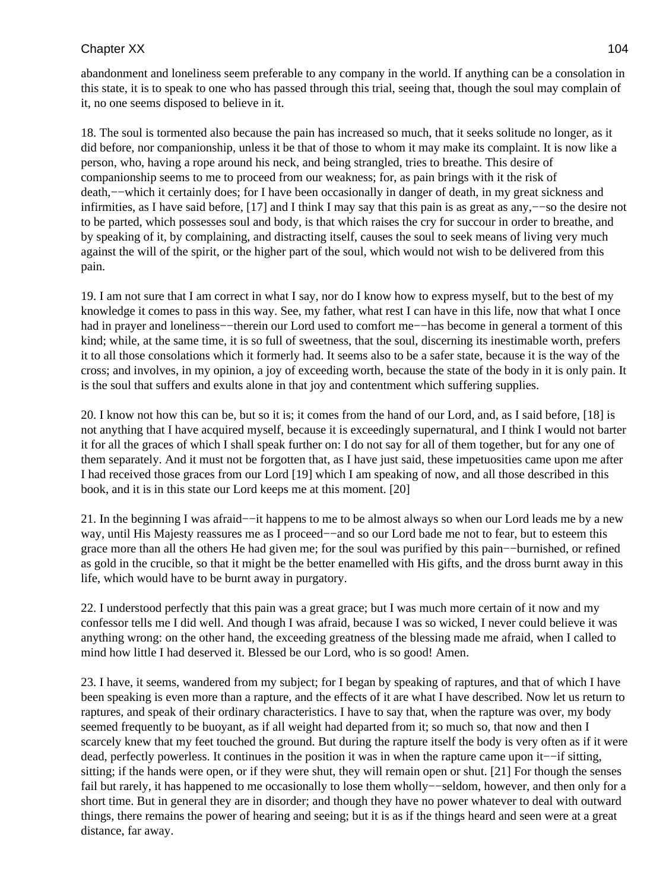abandonment and loneliness seem preferable to any company in the world. If anything can be a consolation in this state, it is to speak to one who has passed through this trial, seeing that, though the soul may complain of it, no one seems disposed to believe in it.

18. The soul is tormented also because the pain has increased so much, that it seeks solitude no longer, as it did before, nor companionship, unless it be that of those to whom it may make its complaint. It is now like a person, who, having a rope around his neck, and being strangled, tries to breathe. This desire of companionship seems to me to proceed from our weakness; for, as pain brings with it the risk of death,−−which it certainly does; for I have been occasionally in danger of death, in my great sickness and infirmities, as I have said before, [17] and I think I may say that this pain is as great as any,−−so the desire not to be parted, which possesses soul and body, is that which raises the cry for succour in order to breathe, and by speaking of it, by complaining, and distracting itself, causes the soul to seek means of living very much against the will of the spirit, or the higher part of the soul, which would not wish to be delivered from this pain.

19. I am not sure that I am correct in what I say, nor do I know how to express myself, but to the best of my knowledge it comes to pass in this way. See, my father, what rest I can have in this life, now that what I once had in prayer and loneliness−−therein our Lord used to comfort me−−has become in general a torment of this kind; while, at the same time, it is so full of sweetness, that the soul, discerning its inestimable worth, prefers it to all those consolations which it formerly had. It seems also to be a safer state, because it is the way of the cross; and involves, in my opinion, a joy of exceeding worth, because the state of the body in it is only pain. It is the soul that suffers and exults alone in that joy and contentment which suffering supplies.

20. I know not how this can be, but so it is; it comes from the hand of our Lord, and, as I said before, [18] is not anything that I have acquired myself, because it is exceedingly supernatural, and I think I would not barter it for all the graces of which I shall speak further on: I do not say for all of them together, but for any one of them separately. And it must not be forgotten that, as I have just said, these impetuosities came upon me after I had received those graces from our Lord [19] which I am speaking of now, and all those described in this book, and it is in this state our Lord keeps me at this moment. [20]

21. In the beginning I was afraid−−it happens to me to be almost always so when our Lord leads me by a new way, until His Majesty reassures me as I proceed−−and so our Lord bade me not to fear, but to esteem this grace more than all the others He had given me; for the soul was purified by this pain−−burnished, or refined as gold in the crucible, so that it might be the better enamelled with His gifts, and the dross burnt away in this life, which would have to be burnt away in purgatory.

22. I understood perfectly that this pain was a great grace; but I was much more certain of it now and my confessor tells me I did well. And though I was afraid, because I was so wicked, I never could believe it was anything wrong: on the other hand, the exceeding greatness of the blessing made me afraid, when I called to mind how little I had deserved it. Blessed be our Lord, who is so good! Amen.

23. I have, it seems, wandered from my subject; for I began by speaking of raptures, and that of which I have been speaking is even more than a rapture, and the effects of it are what I have described. Now let us return to raptures, and speak of their ordinary characteristics. I have to say that, when the rapture was over, my body seemed frequently to be buoyant, as if all weight had departed from it; so much so, that now and then I scarcely knew that my feet touched the ground. But during the rapture itself the body is very often as if it were dead, perfectly powerless. It continues in the position it was in when the rapture came upon it−−if sitting, sitting; if the hands were open, or if they were shut, they will remain open or shut. [21] For though the senses fail but rarely, it has happened to me occasionally to lose them wholly−−seldom, however, and then only for a short time. But in general they are in disorder; and though they have no power whatever to deal with outward things, there remains the power of hearing and seeing; but it is as if the things heard and seen were at a great distance, far away.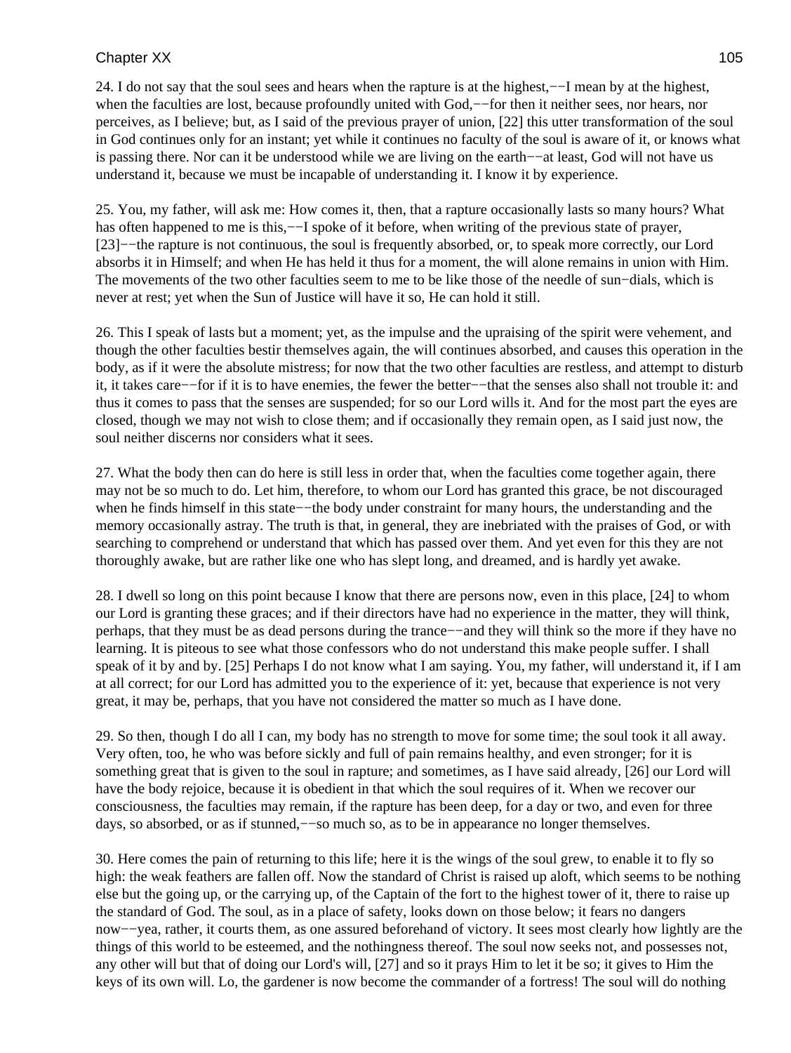24. I do not say that the soul sees and hears when the rapture is at the highest,−−I mean by at the highest, when the faculties are lost, because profoundly united with God,−−for then it neither sees, nor hears, nor perceives, as I believe; but, as I said of the previous prayer of union, [22] this utter transformation of the soul in God continues only for an instant; yet while it continues no faculty of the soul is aware of it, or knows what is passing there. Nor can it be understood while we are living on the earth−−at least, God will not have us understand it, because we must be incapable of understanding it. I know it by experience.

25. You, my father, will ask me: How comes it, then, that a rapture occasionally lasts so many hours? What has often happened to me is this,−−I spoke of it before, when writing of the previous state of prayer, [23]−−the rapture is not continuous, the soul is frequently absorbed, or, to speak more correctly, our Lord absorbs it in Himself; and when He has held it thus for a moment, the will alone remains in union with Him. The movements of the two other faculties seem to me to be like those of the needle of sun−dials, which is never at rest; yet when the Sun of Justice will have it so, He can hold it still.

26. This I speak of lasts but a moment; yet, as the impulse and the upraising of the spirit were vehement, and though the other faculties bestir themselves again, the will continues absorbed, and causes this operation in the body, as if it were the absolute mistress; for now that the two other faculties are restless, and attempt to disturb it, it takes care−−for if it is to have enemies, the fewer the better−−that the senses also shall not trouble it: and thus it comes to pass that the senses are suspended; for so our Lord wills it. And for the most part the eyes are closed, though we may not wish to close them; and if occasionally they remain open, as I said just now, the soul neither discerns nor considers what it sees.

27. What the body then can do here is still less in order that, when the faculties come together again, there may not be so much to do. Let him, therefore, to whom our Lord has granted this grace, be not discouraged when he finds himself in this state−−the body under constraint for many hours, the understanding and the memory occasionally astray. The truth is that, in general, they are inebriated with the praises of God, or with searching to comprehend or understand that which has passed over them. And yet even for this they are not thoroughly awake, but are rather like one who has slept long, and dreamed, and is hardly yet awake.

28. I dwell so long on this point because I know that there are persons now, even in this place, [24] to whom our Lord is granting these graces; and if their directors have had no experience in the matter, they will think, perhaps, that they must be as dead persons during the trance−−and they will think so the more if they have no learning. It is piteous to see what those confessors who do not understand this make people suffer. I shall speak of it by and by. [25] Perhaps I do not know what I am saying. You, my father, will understand it, if I am at all correct; for our Lord has admitted you to the experience of it: yet, because that experience is not very great, it may be, perhaps, that you have not considered the matter so much as I have done.

29. So then, though I do all I can, my body has no strength to move for some time; the soul took it all away. Very often, too, he who was before sickly and full of pain remains healthy, and even stronger; for it is something great that is given to the soul in rapture; and sometimes, as I have said already, [26] our Lord will have the body rejoice, because it is obedient in that which the soul requires of it. When we recover our consciousness, the faculties may remain, if the rapture has been deep, for a day or two, and even for three days, so absorbed, or as if stunned,−−so much so, as to be in appearance no longer themselves.

30. Here comes the pain of returning to this life; here it is the wings of the soul grew, to enable it to fly so high: the weak feathers are fallen off. Now the standard of Christ is raised up aloft, which seems to be nothing else but the going up, or the carrying up, of the Captain of the fort to the highest tower of it, there to raise up the standard of God. The soul, as in a place of safety, looks down on those below; it fears no dangers now−−yea, rather, it courts them, as one assured beforehand of victory. It sees most clearly how lightly are the things of this world to be esteemed, and the nothingness thereof. The soul now seeks not, and possesses not, any other will but that of doing our Lord's will, [27] and so it prays Him to let it be so; it gives to Him the keys of its own will. Lo, the gardener is now become the commander of a fortress! The soul will do nothing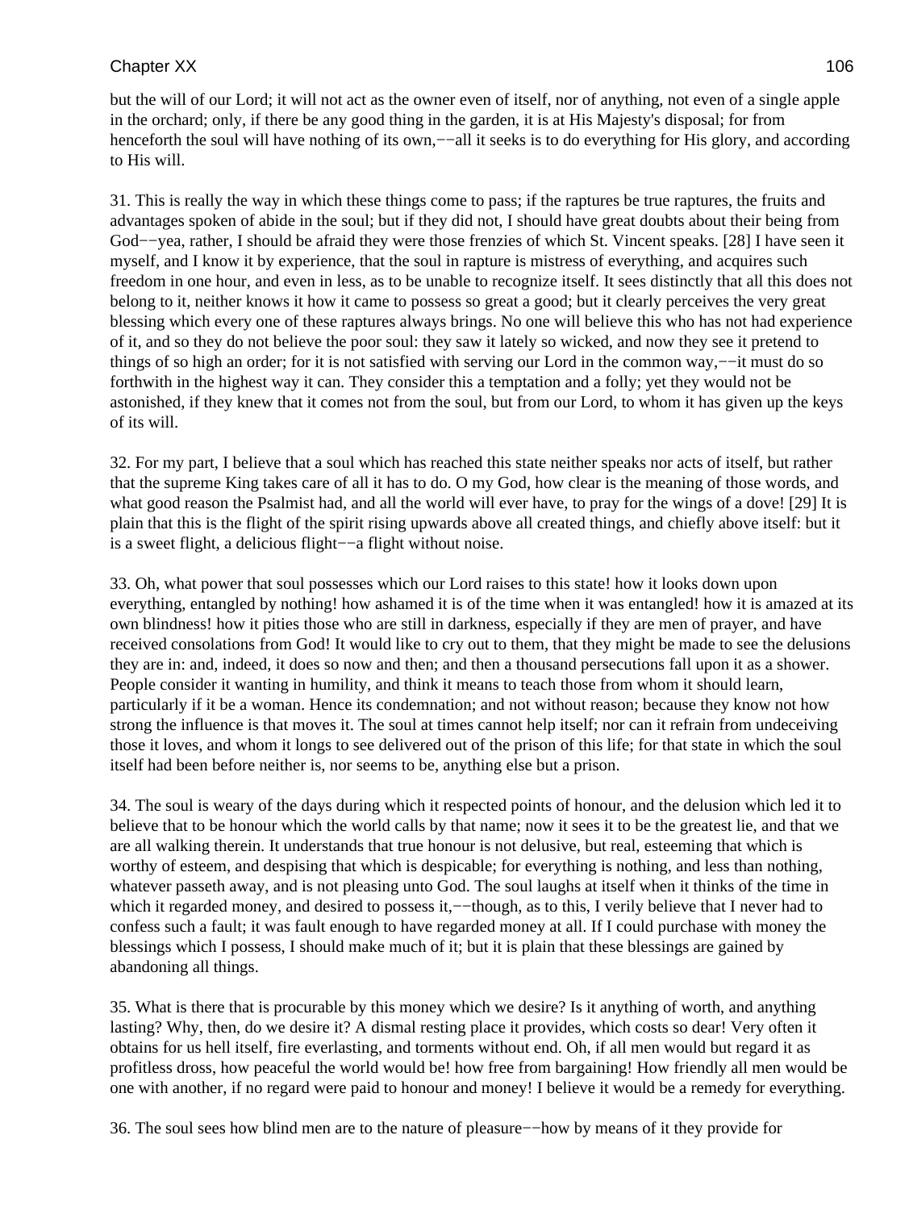but the will of our Lord; it will not act as the owner even of itself, nor of anything, not even of a single apple in the orchard; only, if there be any good thing in the garden, it is at His Majesty's disposal; for from henceforth the soul will have nothing of its own,−−all it seeks is to do everything for His glory, and according to His will.

31. This is really the way in which these things come to pass; if the raptures be true raptures, the fruits and advantages spoken of abide in the soul; but if they did not, I should have great doubts about their being from God−−yea, rather, I should be afraid they were those frenzies of which St. Vincent speaks. [28] I have seen it myself, and I know it by experience, that the soul in rapture is mistress of everything, and acquires such freedom in one hour, and even in less, as to be unable to recognize itself. It sees distinctly that all this does not belong to it, neither knows it how it came to possess so great a good; but it clearly perceives the very great blessing which every one of these raptures always brings. No one will believe this who has not had experience of it, and so they do not believe the poor soul: they saw it lately so wicked, and now they see it pretend to things of so high an order; for it is not satisfied with serving our Lord in the common way,−−it must do so forthwith in the highest way it can. They consider this a temptation and a folly; yet they would not be astonished, if they knew that it comes not from the soul, but from our Lord, to whom it has given up the keys of its will.

32. For my part, I believe that a soul which has reached this state neither speaks nor acts of itself, but rather that the supreme King takes care of all it has to do. O my God, how clear is the meaning of those words, and what good reason the Psalmist had, and all the world will ever have, to pray for the wings of a dove! [29] It is plain that this is the flight of the spirit rising upwards above all created things, and chiefly above itself: but it is a sweet flight, a delicious flight−−a flight without noise.

33. Oh, what power that soul possesses which our Lord raises to this state! how it looks down upon everything, entangled by nothing! how ashamed it is of the time when it was entangled! how it is amazed at its own blindness! how it pities those who are still in darkness, especially if they are men of prayer, and have received consolations from God! It would like to cry out to them, that they might be made to see the delusions they are in: and, indeed, it does so now and then; and then a thousand persecutions fall upon it as a shower. People consider it wanting in humility, and think it means to teach those from whom it should learn, particularly if it be a woman. Hence its condemnation; and not without reason; because they know not how strong the influence is that moves it. The soul at times cannot help itself; nor can it refrain from undeceiving those it loves, and whom it longs to see delivered out of the prison of this life; for that state in which the soul itself had been before neither is, nor seems to be, anything else but a prison.

34. The soul is weary of the days during which it respected points of honour, and the delusion which led it to believe that to be honour which the world calls by that name; now it sees it to be the greatest lie, and that we are all walking therein. It understands that true honour is not delusive, but real, esteeming that which is worthy of esteem, and despising that which is despicable; for everything is nothing, and less than nothing, whatever passeth away, and is not pleasing unto God. The soul laughs at itself when it thinks of the time in which it regarded money, and desired to possess it,−−though, as to this, I verily believe that I never had to confess such a fault; it was fault enough to have regarded money at all. If I could purchase with money the blessings which I possess, I should make much of it; but it is plain that these blessings are gained by abandoning all things.

35. What is there that is procurable by this money which we desire? Is it anything of worth, and anything lasting? Why, then, do we desire it? A dismal resting place it provides, which costs so dear! Very often it obtains for us hell itself, fire everlasting, and torments without end. Oh, if all men would but regard it as profitless dross, how peaceful the world would be! how free from bargaining! How friendly all men would be one with another, if no regard were paid to honour and money! I believe it would be a remedy for everything.

36. The soul sees how blind men are to the nature of pleasure−−how by means of it they provide for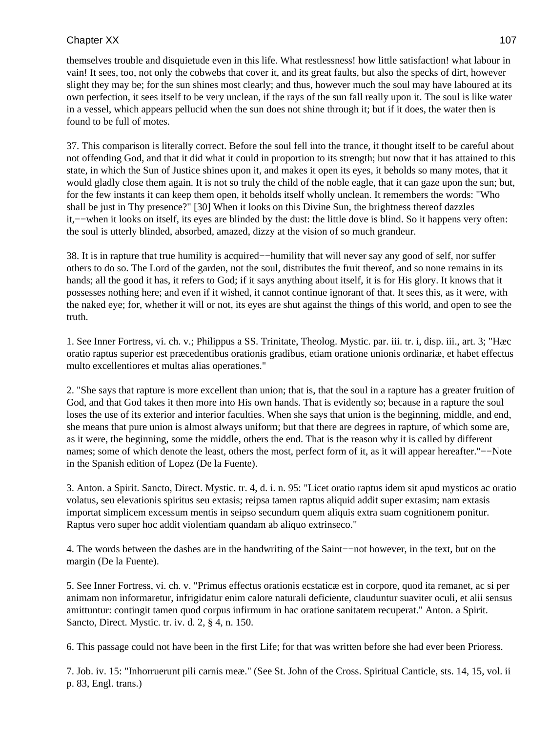themselves trouble and disquietude even in this life. What restlessness! how little satisfaction! what labour in vain! It sees, too, not only the cobwebs that cover it, and its great faults, but also the specks of dirt, however slight they may be; for the sun shines most clearly; and thus, however much the soul may have laboured at its own perfection, it sees itself to be very unclean, if the rays of the sun fall really upon it. The soul is like water in a vessel, which appears pellucid when the sun does not shine through it; but if it does, the water then is found to be full of motes.

37. This comparison is literally correct. Before the soul fell into the trance, it thought itself to be careful about not offending God, and that it did what it could in proportion to its strength; but now that it has attained to this state, in which the Sun of Justice shines upon it, and makes it open its eyes, it beholds so many motes, that it would gladly close them again. It is not so truly the child of the noble eagle, that it can gaze upon the sun; but, for the few instants it can keep them open, it beholds itself wholly unclean. It remembers the words: "Who shall be just in Thy presence?" [30] When it looks on this Divine Sun, the brightness thereof dazzles it,−−when it looks on itself, its eyes are blinded by the dust: the little dove is blind. So it happens very often: the soul is utterly blinded, absorbed, amazed, dizzy at the vision of so much grandeur.

38. It is in rapture that true humility is acquired−−humility that will never say any good of self, nor suffer others to do so. The Lord of the garden, not the soul, distributes the fruit thereof, and so none remains in its hands; all the good it has, it refers to God; if it says anything about itself, it is for His glory. It knows that it possesses nothing here; and even if it wished, it cannot continue ignorant of that. It sees this, as it were, with the naked eye; for, whether it will or not, its eyes are shut against the things of this world, and open to see the truth.

1. See Inner Fortress, vi. ch. v.; Philippus a SS. Trinitate, Theolog. Mystic. par. iii. tr. i, disp. iii., art. 3; "Hæc oratio raptus superior est præcedentibus orationis gradibus, etiam oratione unionis ordinariæ, et habet effectus multo excellentiores et multas alias operationes."

2. "She says that rapture is more excellent than union; that is, that the soul in a rapture has a greater fruition of God, and that God takes it then more into His own hands. That is evidently so; because in a rapture the soul loses the use of its exterior and interior faculties. When she says that union is the beginning, middle, and end, she means that pure union is almost always uniform; but that there are degrees in rapture, of which some are, as it were, the beginning, some the middle, others the end. That is the reason why it is called by different names; some of which denote the least, others the most, perfect form of it, as it will appear hereafter."−−Note in the Spanish edition of Lopez (De la Fuente).

3. Anton. a Spirit. Sancto, Direct. Mystic. tr. 4, d. i. n. 95: "Licet oratio raptus idem sit apud mysticos ac oratio volatus, seu elevationis spiritus seu extasis; reipsa tamen raptus aliquid addit super extasim; nam extasis importat simplicem excessum mentis in seipso secundum quem aliquis extra suam cognitionem ponitur. Raptus vero super hoc addit violentiam quandam ab aliquo extrinseco."

4. The words between the dashes are in the handwriting of the Saint−−not however, in the text, but on the margin (De la Fuente).

5. See Inner Fortress, vi. ch. v. "Primus effectus orationis ecstaticæ est in corpore, quod ita remanet, ac si per animam non informaretur, infrigidatur enim calore naturali deficiente, clauduntur suaviter oculi, et alii sensus amittuntur: contingit tamen quod corpus infirmum in hac oratione sanitatem recuperat." Anton. a Spirit. Sancto, Direct. Mystic. tr. iv. d. 2, § 4, n. 150.

6. This passage could not have been in the first Life; for that was written before she had ever been Prioress.

7. Job. iv. 15: "Inhorruerunt pili carnis meæ." (See St. John of the Cross. Spiritual Canticle, sts. 14, 15, vol. ii p. 83, Engl. trans.)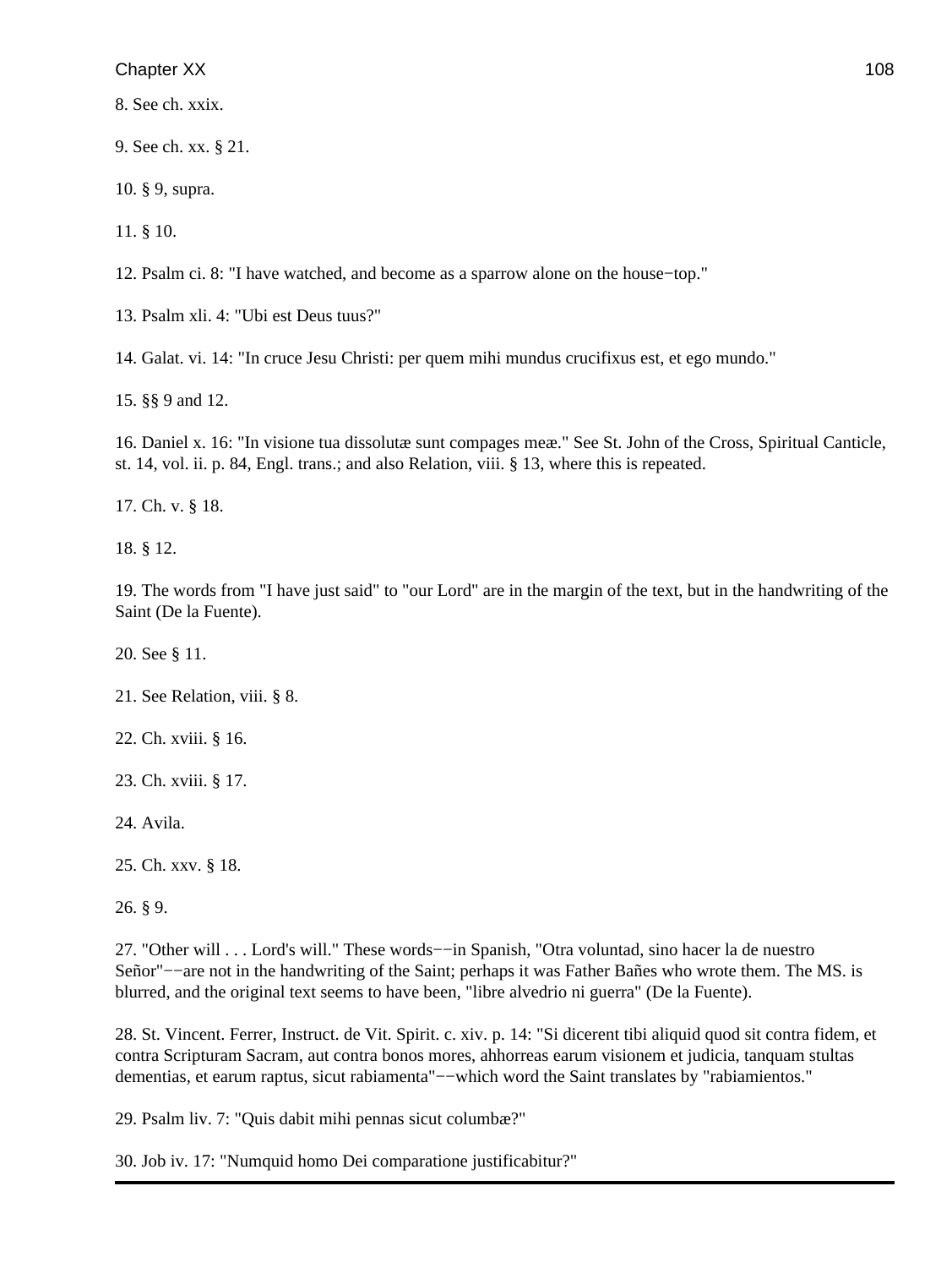8. See ch. xxix.

9. See ch. xx. § 21.

10. § 9, supra.

11. § 10.

12. Psalm ci. 8: "I have watched, and become as a sparrow alone on the house−top."

13. Psalm xli. 4: "Ubi est Deus tuus?"

14. Galat. vi. 14: "In cruce Jesu Christi: per quem mihi mundus crucifixus est, et ego mundo."

15. §§ 9 and 12.

16. Daniel x. 16: "In visione tua dissolutæ sunt compages meæ." See St. John of the Cross, Spiritual Canticle, st. 14, vol. ii. p. 84, Engl. trans.; and also Relation, viii. § 13, where this is repeated.

17. Ch. v. § 18.

18. § 12.

19. The words from "I have just said" to "our Lord" are in the margin of the text, but in the handwriting of the Saint (De la Fuente).

20. See § 11.

21. See Relation, viii. § 8.

22. Ch. xviii. § 16.

23. Ch. xviii. § 17.

24. Avila.

25. Ch. xxv. § 18.

26. § 9.

27. "Other will . . . Lord's will." These words−−in Spanish, "Otra voluntad, sino hacer la de nuestro Señor"−−are not in the handwriting of the Saint; perhaps it was Father Bañes who wrote them. The MS. is blurred, and the original text seems to have been, "libre alvedrio ni guerra" (De la Fuente).

28. St. Vincent. Ferrer, Instruct. de Vit. Spirit. c. xiv. p. 14: "Si dicerent tibi aliquid quod sit contra fidem, et contra Scripturam Sacram, aut contra bonos mores, ahhorreas earum visionem et judicia, tanquam stultas dementias, et earum raptus, sicut rabiamenta"−−which word the Saint translates by "rabiamientos."

29. Psalm liv. 7: "Quis dabit mihi pennas sicut columbæ?"

30. Job iv. 17: "Numquid homo Dei comparatione justificabitur?"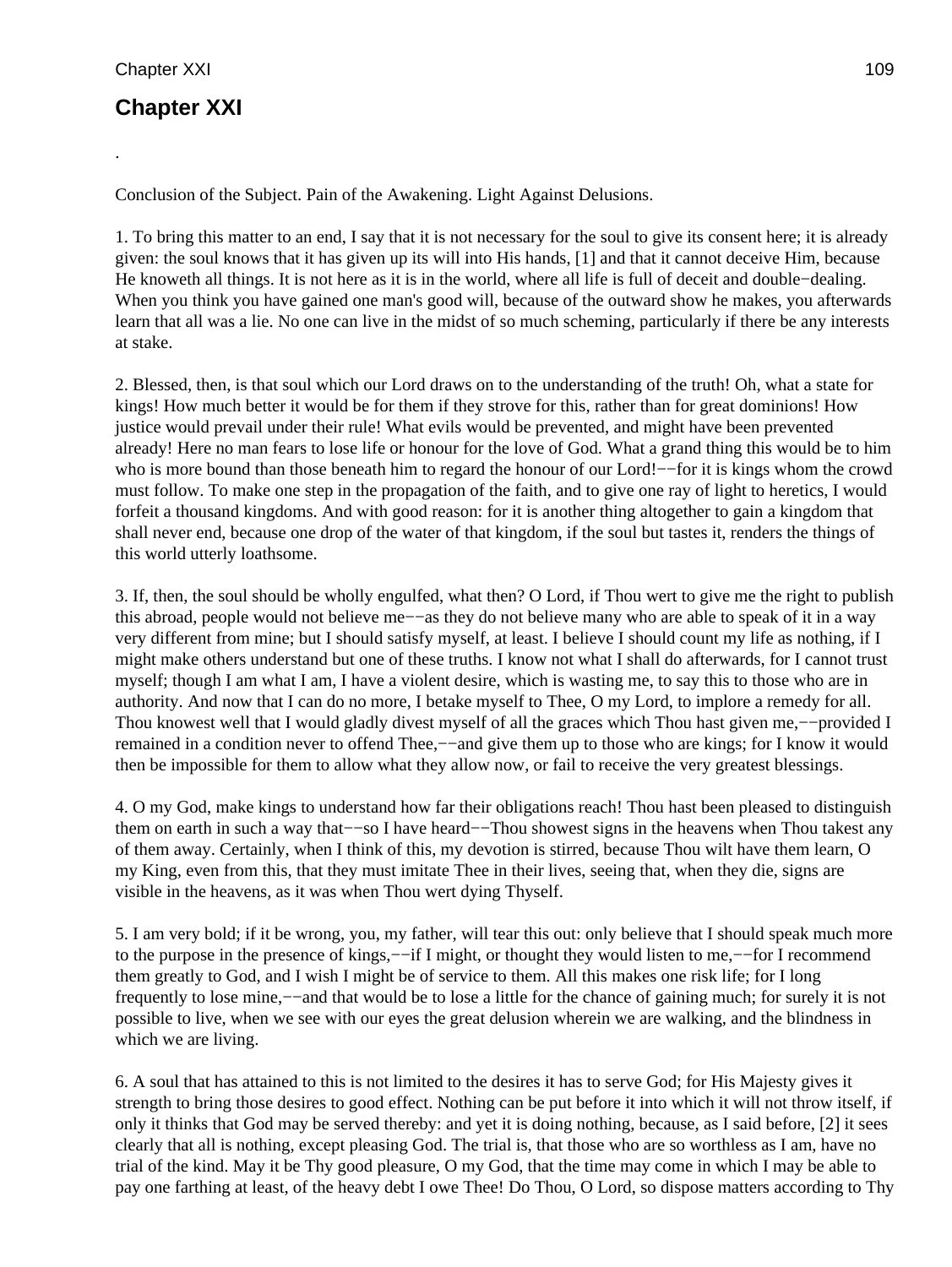## Chapter XXI

.

Conclusion of the Subject. Pain of the Awakening. Light Against Delusions.

1. To bring this matter to an end, I say that it is not necessary for the soul to give its consent here; it is already given: the soul knows that it has given up its will into His hands, [1] and that it cannot deceive Him, because He knoweth all things. It is not here as it is in the world, where all life is full of deceit and double−dealing. When you think you have gained one man's good will, because of the outward show he makes, you afterwards learn that all was a lie. No one can live in the midst of so much scheming, particularly if there be any interests at stake.

2. Blessed, then, is that soul which our Lord draws on to the understanding of the truth! Oh, what a state for kings! How much better it would be for them if they strove for this, rather than for great dominions! How justice would prevail under their rule! What evils would be prevented, and might have been prevented already! Here no man fears to lose life or honour for the love of God. What a grand thing this would be to him who is more bound than those beneath him to regard the honour of our Lord!−−for it is kings whom the crowd must follow. To make one step in the propagation of the faith, and to give one ray of light to heretics, I would forfeit a thousand kingdoms. And with good reason: for it is another thing altogether to gain a kingdom that shall never end, because one drop of the water of that kingdom, if the soul but tastes it, renders the things of this world utterly loathsome.

3. If, then, the soul should be wholly engulfed, what then? O Lord, if Thou wert to give me the right to publish this abroad, people would not believe me−−as they do not believe many who are able to speak of it in a way very different from mine; but I should satisfy myself, at least. I believe I should count my life as nothing, if I might make others understand but one of these truths. I know not what I shall do afterwards, for I cannot trust myself; though I am what I am, I have a violent desire, which is wasting me, to say this to those who are in authority. And now that I can do no more, I betake myself to Thee, O my Lord, to implore a remedy for all. Thou knowest well that I would gladly divest myself of all the graces which Thou hast given me,−−provided I remained in a condition never to offend Thee,−−and give them up to those who are kings; for I know it would then be impossible for them to allow what they allow now, or fail to receive the very greatest blessings.

4. O my God, make kings to understand how far their obligations reach! Thou hast been pleased to distinguish them on earth in such a way that−−so I have heard−−Thou showest signs in the heavens when Thou takest any of them away. Certainly, when I think of this, my devotion is stirred, because Thou wilt have them learn, O my King, even from this, that they must imitate Thee in their lives, seeing that, when they die, signs are visible in the heavens, as it was when Thou wert dying Thyself.

5. I am very bold; if it be wrong, you, my father, will tear this out: only believe that I should speak much more to the purpose in the presence of kings,−−if I might, or thought they would listen to me,−−for I recommend them greatly to God, and I wish I might be of service to them. All this makes one risk life; for I long frequently to lose mine,−−and that would be to lose a little for the chance of gaining much; for surely it is not possible to live, when we see with our eyes the great delusion wherein we are walking, and the blindness in which we are living.

6. A soul that has attained to this is not limited to the desires it has to serve God; for His Majesty gives it strength to bring those desires to good effect. Nothing can be put before it into which it will not throw itself, if only it thinks that God may be served thereby: and yet it is doing nothing, because, as I said before, [2] it sees clearly that all is nothing, except pleasing God. The trial is, that those who are so worthless as I am, have no trial of the kind. May it be Thy good pleasure, O my God, that the time may come in which I may be able to pay one farthing at least, of the heavy debt I owe Thee! Do Thou, O Lord, so dispose matters according to Thy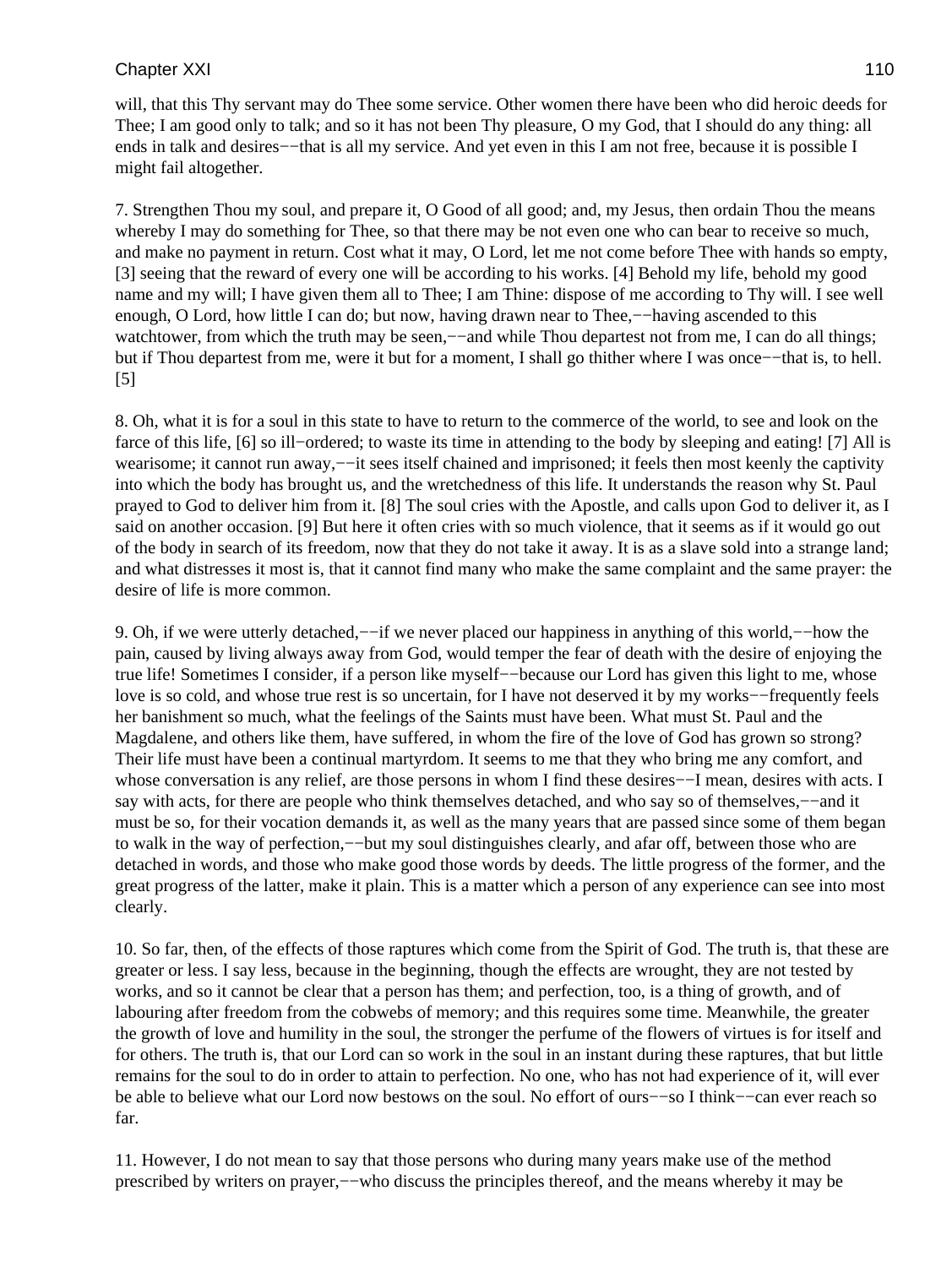will, that this Thy servant may do Thee some service. Other women there have been who did heroic deeds for Thee; I am good only to talk; and so it has not been Thy pleasure, O my God, that I should do any thing: all ends in talk and desires−−that is all my service. And yet even in this I am not free, because it is possible I might fail altogether.

7. Strengthen Thou my soul, and prepare it, O Good of all good; and, my Jesus, then ordain Thou the means whereby I may do something for Thee, so that there may be not even one who can bear to receive so much, and make no payment in return. Cost what it may, O Lord, let me not come before Thee with hands so empty, [3] seeing that the reward of every one will be according to his works. [4] Behold my life, behold my good name and my will; I have given them all to Thee; I am Thine: dispose of me according to Thy will. I see well enough, O Lord, how little I can do; but now, having drawn near to Thee,−−having ascended to this watchtower, from which the truth may be seen,−−and while Thou departest not from me, I can do all things; but if Thou departest from me, were it but for a moment, I shall go thither where I was once−−that is, to hell. [5]

8. Oh, what it is for a soul in this state to have to return to the commerce of the world, to see and look on the farce of this life, [6] so ill−ordered; to waste its time in attending to the body by sleeping and eating! [7] All is wearisome; it cannot run away,−−it sees itself chained and imprisoned; it feels then most keenly the captivity into which the body has brought us, and the wretchedness of this life. It understands the reason why St. Paul prayed to God to deliver him from it. [8] The soul cries with the Apostle, and calls upon God to deliver it, as I said on another occasion. [9] But here it often cries with so much violence, that it seems as if it would go out of the body in search of its freedom, now that they do not take it away. It is as a slave sold into a strange land; and what distresses it most is, that it cannot find many who make the same complaint and the same prayer: the desire of life is more common.

9. Oh, if we were utterly detached,−−if we never placed our happiness in anything of this world,−−how the pain, caused by living always away from God, would temper the fear of death with the desire of enjoying the true life! Sometimes I consider, if a person like myself−−because our Lord has given this light to me, whose love is so cold, and whose true rest is so uncertain, for I have not deserved it by my works−−frequently feels her banishment so much, what the feelings of the Saints must have been. What must St. Paul and the Magdalene, and others like them, have suffered, in whom the fire of the love of God has grown so strong? Their life must have been a continual martyrdom. It seems to me that they who bring me any comfort, and whose conversation is any relief, are those persons in whom I find these desires−−I mean, desires with acts. I say with acts, for there are people who think themselves detached, and who say so of themselves,−−and it must be so, for their vocation demands it, as well as the many years that are passed since some of them began to walk in the way of perfection,−−but my soul distinguishes clearly, and afar off, between those who are detached in words, and those who make good those words by deeds. The little progress of the former, and the great progress of the latter, make it plain. This is a matter which a person of any experience can see into most clearly.

10. So far, then, of the effects of those raptures which come from the Spirit of God. The truth is, that these are greater or less. I say less, because in the beginning, though the effects are wrought, they are not tested by works, and so it cannot be clear that a person has them; and perfection, too, is a thing of growth, and of labouring after freedom from the cobwebs of memory; and this requires some time. Meanwhile, the greater the growth of love and humility in the soul, the stronger the perfume of the flowers of virtues is for itself and for others. The truth is, that our Lord can so work in the soul in an instant during these raptures, that but little remains for the soul to do in order to attain to perfection. No one, who has not had experience of it, will ever be able to believe what our Lord now bestows on the soul. No effort of ours−−so I think−−can ever reach so far.

11. However, I do not mean to say that those persons who during many years make use of the method prescribed by writers on prayer,−−who discuss the principles thereof, and the means whereby it may be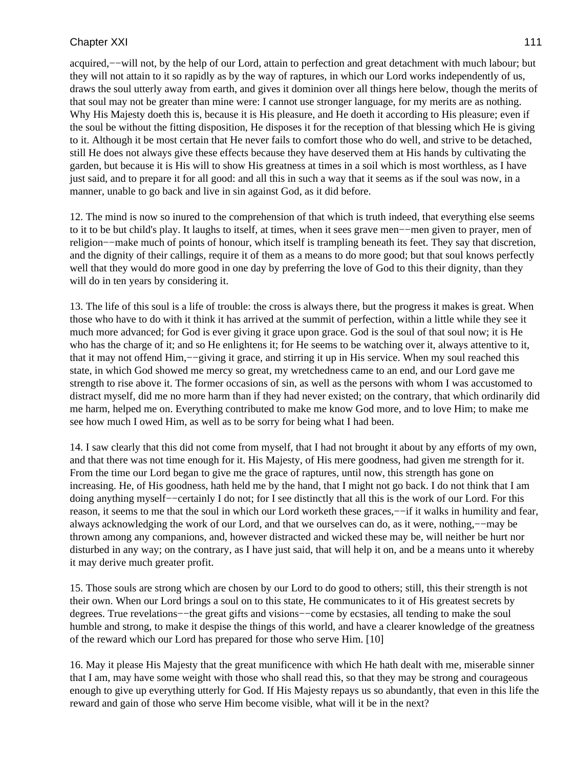acquired,−−will not, by the help of our Lord, attain to perfection and great detachment with much labour; but they will not attain to it so rapidly as by the way of raptures, in which our Lord works independently of us, draws the soul utterly away from earth, and gives it dominion over all things here below, though the merits of that soul may not be greater than mine were: I cannot use stronger language, for my merits are as nothing. Why His Majesty doeth this is, because it is His pleasure, and He doeth it according to His pleasure; even if the soul be without the fitting disposition, He disposes it for the reception of that blessing which He is giving to it. Although it be most certain that He never fails to comfort those who do well, and strive to be detached, still He does not always give these effects because they have deserved them at His hands by cultivating the garden, but because it is His will to show His greatness at times in a soil which is most worthless, as I have just said, and to prepare it for all good: and all this in such a way that it seems as if the soul was now, in a manner, unable to go back and live in sin against God, as it did before.

12. The mind is now so inured to the comprehension of that which is truth indeed, that everything else seems to it to be but child's play. It laughs to itself, at times, when it sees grave men−−men given to prayer, men of religion−−make much of points of honour, which itself is trampling beneath its feet. They say that discretion, and the dignity of their callings, require it of them as a means to do more good; but that soul knows perfectly well that they would do more good in one day by preferring the love of God to this their dignity, than they will do in ten years by considering it.

13. The life of this soul is a life of trouble: the cross is always there, but the progress it makes is great. When those who have to do with it think it has arrived at the summit of perfection, within a little while they see it much more advanced; for God is ever giving it grace upon grace. God is the soul of that soul now; it is He who has the charge of it; and so He enlightens it; for He seems to be watching over it, always attentive to it, that it may not offend Him,−−giving it grace, and stirring it up in His service. When my soul reached this state, in which God showed me mercy so great, my wretchedness came to an end, and our Lord gave me strength to rise above it. The former occasions of sin, as well as the persons with whom I was accustomed to distract myself, did me no more harm than if they had never existed; on the contrary, that which ordinarily did me harm, helped me on. Everything contributed to make me know God more, and to love Him; to make me see how much I owed Him, as well as to be sorry for being what I had been.

14. I saw clearly that this did not come from myself, that I had not brought it about by any efforts of my own, and that there was not time enough for it. His Majesty, of His mere goodness, had given me strength for it. From the time our Lord began to give me the grace of raptures, until now, this strength has gone on increasing. He, of His goodness, hath held me by the hand, that I might not go back. I do not think that I am doing anything myself−−certainly I do not; for I see distinctly that all this is the work of our Lord. For this reason, it seems to me that the soul in which our Lord worketh these graces,−−if it walks in humility and fear, always acknowledging the work of our Lord, and that we ourselves can do, as it were, nothing,−−may be thrown among any companions, and, however distracted and wicked these may be, will neither be hurt nor disturbed in any way; on the contrary, as I have just said, that will help it on, and be a means unto it whereby it may derive much greater profit.

15. Those souls are strong which are chosen by our Lord to do good to others; still, this their strength is not their own. When our Lord brings a soul on to this state, He communicates to it of His greatest secrets by degrees. True revelations−−the great gifts and visions−−come by ecstasies, all tending to make the soul humble and strong, to make it despise the things of this world, and have a clearer knowledge of the greatness of the reward which our Lord has prepared for those who serve Him. [10]

16. May it please His Majesty that the great munificence with which He hath dealt with me, miserable sinner that I am, may have some weight with those who shall read this, so that they may be strong and courageous enough to give up everything utterly for God. If His Majesty repays us so abundantly, that even in this life the reward and gain of those who serve Him become visible, what will it be in the next?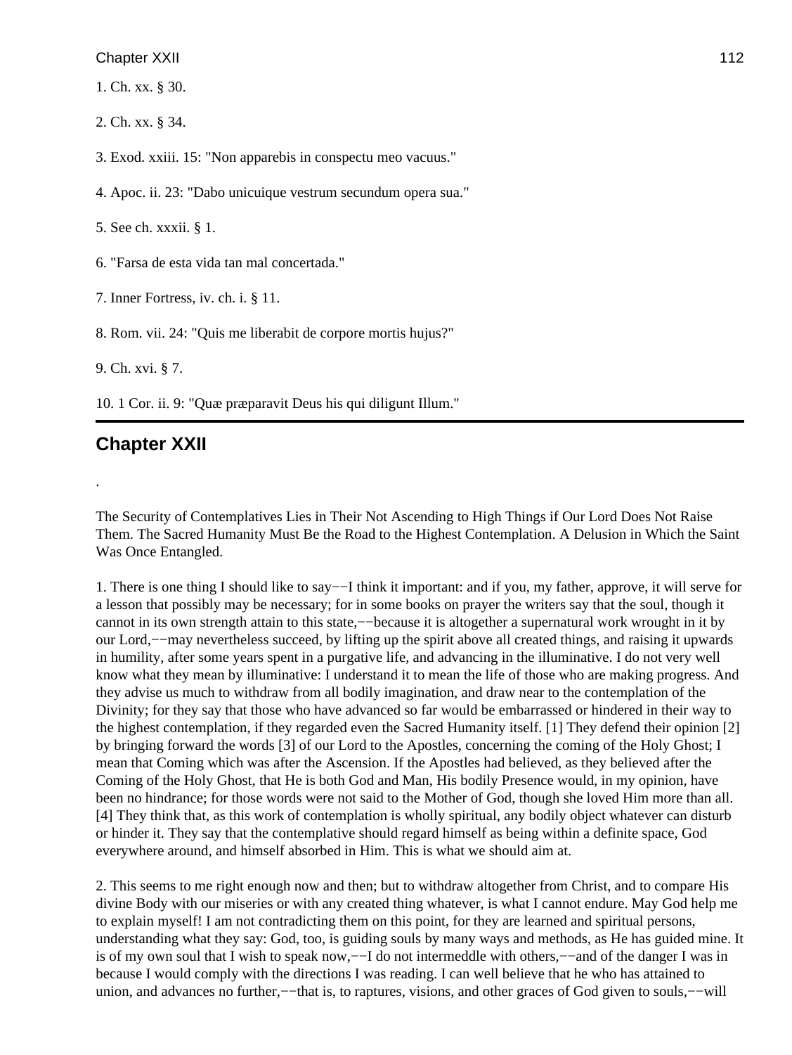1. Ch. xx. § 30.

2. Ch. xx. § 34.

3. Exod. xxiii. 15: "Non apparebis in conspectu meo vacuus."

4. Apoc. ii. 23: "Dabo unicuique vestrum secundum opera sua."

5. See ch. xxxii. § 1.

6. "Farsa de esta vida tan mal concertada."

7. Inner Fortress, iv. ch. i. § 11.

8. Rom. vii. 24: "Quis me liberabit de corpore mortis hujus?"

9. Ch. xvi. § 7.

10. 1 Cor. ii. 9: "Quæ præparavit Deus his qui diligunt Illum."

## Chapter XXII

.

The Security of Contemplatives Lies in Their Not Ascending to High Things if Our Lord Does Not Raise Them. The Sacred Humanity Must Be the Road to the Highest Contemplation. A Delusion in Which the Saint Was Once Entangled.

1. There is one thing I should like to say−−I think it important: and if you, my father, approve, it will serve for a lesson that possibly may be necessary; for in some books on prayer the writers say that the soul, though it cannot in its own strength attain to this state,−−because it is altogether a supernatural work wrought in it by our Lord,−−may nevertheless succeed, by lifting up the spirit above all created things, and raising it upwards in humility, after some years spent in a purgative life, and advancing in the illuminative. I do not very well know what they mean by illuminative: I understand it to mean the life of those who are making progress. And they advise us much to withdraw from all bodily imagination, and draw near to the contemplation of the Divinity; for they say that those who have advanced so far would be embarrassed or hindered in their way to the highest contemplation, if they regarded even the Sacred Humanity itself. [1] They defend their opinion [2] by bringing forward the words [3] of our Lord to the Apostles, concerning the coming of the Holy Ghost; I mean that Coming which was after the Ascension. If the Apostles had believed, as they believed after the Coming of the Holy Ghost, that He is both God and Man, His bodily Presence would, in my opinion, have been no hindrance; for those words were not said to the Mother of God, though she loved Him more than all. [4] They think that, as this work of contemplation is wholly spiritual, any bodily object whatever can disturb or hinder it. They say that the contemplative should regard himself as being within a definite space, God everywhere around, and himself absorbed in Him. This is what we should aim at.

2. This seems to me right enough now and then; but to withdraw altogether from Christ, and to compare His divine Body with our miseries or with any created thing whatever, is what I cannot endure. May God help me to explain myself! I am not contradicting them on this point, for they are learned and spiritual persons, understanding what they say: God, too, is guiding souls by many ways and methods, as He has guided mine. It is of my own soul that I wish to speak now,−−I do not intermeddle with others,−−and of the danger I was in because I would comply with the directions I was reading. I can well believe that he who has attained to union, and advances no further,−−that is, to raptures, visions, and other graces of God given to souls,−−will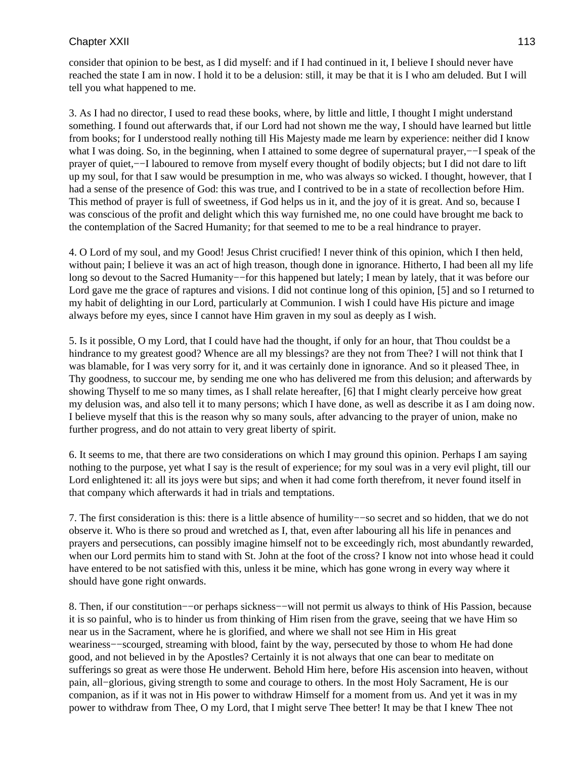consider that opinion to be best, as I did myself: and if I had continued in it, I believe I should never have reached the state I am in now. I hold it to be a delusion: still, it may be that it is I who am deluded. But I will tell you what happened to me.

3. As I had no director, I used to read these books, where, by little and little, I thought I might understand something. I found out afterwards that, if our Lord had not shown me the way, I should have learned but little from books; for I understood really nothing till His Majesty made me learn by experience: neither did I know what I was doing. So, in the beginning, when I attained to some degree of supernatural prayer,−−I speak of the prayer of quiet,−−I laboured to remove from myself every thought of bodily objects; but I did not dare to lift up my soul, for that I saw would be presumption in me, who was always so wicked. I thought, however, that I had a sense of the presence of God: this was true, and I contrived to be in a state of recollection before Him. This method of prayer is full of sweetness, if God helps us in it, and the joy of it is great. And so, because I was conscious of the profit and delight which this way furnished me, no one could have brought me back to the contemplation of the Sacred Humanity; for that seemed to me to be a real hindrance to prayer.

4. O Lord of my soul, and my Good! Jesus Christ crucified! I never think of this opinion, which I then held, without pain; I believe it was an act of high treason, though done in ignorance. Hitherto, I had been all my life long so devout to the Sacred Humanity−−for this happened but lately; I mean by lately, that it was before our Lord gave me the grace of raptures and visions. I did not continue long of this opinion, [5] and so I returned to my habit of delighting in our Lord, particularly at Communion. I wish I could have His picture and image always before my eyes, since I cannot have Him graven in my soul as deeply as I wish.

5. Is it possible, O my Lord, that I could have had the thought, if only for an hour, that Thou couldst be a hindrance to my greatest good? Whence are all my blessings? are they not from Thee? I will not think that I was blamable, for I was very sorry for it, and it was certainly done in ignorance. And so it pleased Thee, in Thy goodness, to succour me, by sending me one who has delivered me from this delusion; and afterwards by showing Thyself to me so many times, as I shall relate hereafter, [6] that I might clearly perceive how great my delusion was, and also tell it to many persons; which I have done, as well as describe it as I am doing now. I believe myself that this is the reason why so many souls, after advancing to the prayer of union, make no further progress, and do not attain to very great liberty of spirit.

6. It seems to me, that there are two considerations on which I may ground this opinion. Perhaps I am saying nothing to the purpose, yet what I say is the result of experience; for my soul was in a very evil plight, till our Lord enlightened it: all its joys were but sips; and when it had come forth therefrom, it never found itself in that company which afterwards it had in trials and temptations.

7. The first consideration is this: there is a little absence of humility−−so secret and so hidden, that we do not observe it. Who is there so proud and wretched as I, that, even after labouring all his life in penances and prayers and persecutions, can possibly imagine himself not to be exceedingly rich, most abundantly rewarded, when our Lord permits him to stand with St. John at the foot of the cross? I know not into whose head it could have entered to be not satisfied with this, unless it be mine, which has gone wrong in every way where it should have gone right onwards.

8. Then, if our constitution−−or perhaps sickness−−will not permit us always to think of His Passion, because it is so painful, who is to hinder us from thinking of Him risen from the grave, seeing that we have Him so near us in the Sacrament, where he is glorified, and where we shall not see Him in His great weariness−−scourged, streaming with blood, faint by the way, persecuted by those to whom He had done good, and not believed in by the Apostles? Certainly it is not always that one can bear to meditate on sufferings so great as were those He underwent. Behold Him here, before His ascension into heaven, without pain, all−glorious, giving strength to some and courage to others. In the most Holy Sacrament, He is our companion, as if it was not in His power to withdraw Himself for a moment from us. And yet it was in my power to withdraw from Thee, O my Lord, that I might serve Thee better! It may be that I knew Thee not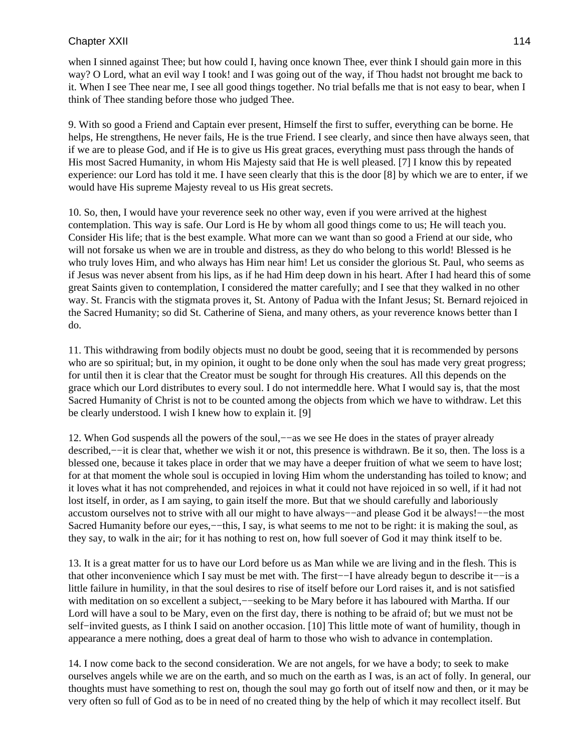when I sinned against Thee; but how could I, having once known Thee, ever think I should gain more in this way? O Lord, what an evil way I took! and I was going out of the way, if Thou hadst not brought me back to it. When I see Thee near me, I see all good things together. No trial befalls me that is not easy to bear, when I think of Thee standing before those who judged Thee.

9. With so good a Friend and Captain ever present, Himself the first to suffer, everything can be borne. He helps, He strengthens, He never fails, He is the true Friend. I see clearly, and since then have always seen, that if we are to please God, and if He is to give us His great graces, everything must pass through the hands of His most Sacred Humanity, in whom His Majesty said that He is well pleased. [7] I know this by repeated experience: our Lord has told it me. I have seen clearly that this is the door [8] by which we are to enter, if we would have His supreme Majesty reveal to us His great secrets.

10. So, then, I would have your reverence seek no other way, even if you were arrived at the highest contemplation. This way is safe. Our Lord is He by whom all good things come to us; He will teach you. Consider His life; that is the best example. What more can we want than so good a Friend at our side, who will not forsake us when we are in trouble and distress, as they do who belong to this world! Blessed is he who truly loves Him, and who always has Him near him! Let us consider the glorious St. Paul, who seems as if Jesus was never absent from his lips, as if he had Him deep down in his heart. After I had heard this of some great Saints given to contemplation, I considered the matter carefully; and I see that they walked in no other way. St. Francis with the stigmata proves it, St. Antony of Padua with the Infant Jesus; St. Bernard rejoiced in the Sacred Humanity; so did St. Catherine of Siena, and many others, as your reverence knows better than I do.

11. This withdrawing from bodily objects must no doubt be good, seeing that it is recommended by persons who are so spiritual; but, in my opinion, it ought to be done only when the soul has made very great progress; for until then it is clear that the Creator must be sought for through His creatures. All this depends on the grace which our Lord distributes to every soul. I do not intermeddle here. What I would say is, that the most Sacred Humanity of Christ is not to be counted among the objects from which we have to withdraw. Let this be clearly understood. I wish I knew how to explain it. [9]

12. When God suspends all the powers of the soul,−−as we see He does in the states of prayer already described,−−it is clear that, whether we wish it or not, this presence is withdrawn. Be it so, then. The loss is a blessed one, because it takes place in order that we may have a deeper fruition of what we seem to have lost; for at that moment the whole soul is occupied in loving Him whom the understanding has toiled to know; and it loves what it has not comprehended, and rejoices in what it could not have rejoiced in so well, if it had not lost itself, in order, as I am saying, to gain itself the more. But that we should carefully and laboriously accustom ourselves not to strive with all our might to have always−−and please God it be always!−−the most Sacred Humanity before our eyes,−−this, I say, is what seems to me not to be right: it is making the soul, as they say, to walk in the air; for it has nothing to rest on, how full soever of God it may think itself to be.

13. It is a great matter for us to have our Lord before us as Man while we are living and in the flesh. This is that other inconvenience which I say must be met with. The first−−I have already begun to describe it−−is a little failure in humility, in that the soul desires to rise of itself before our Lord raises it, and is not satisfied with meditation on so excellent a subject,−−seeking to be Mary before it has laboured with Martha. If our Lord will have a soul to be Mary, even on the first day, there is nothing to be afraid of; but we must not be self−invited guests, as I think I said on another occasion. [10] This little mote of want of humility, though in appearance a mere nothing, does a great deal of harm to those who wish to advance in contemplation.

14. I now come back to the second consideration. We are not angels, for we have a body; to seek to make ourselves angels while we are on the earth, and so much on the earth as I was, is an act of folly. In general, our thoughts must have something to rest on, though the soul may go forth out of itself now and then, or it may be very often so full of God as to be in need of no created thing by the help of which it may recollect itself. But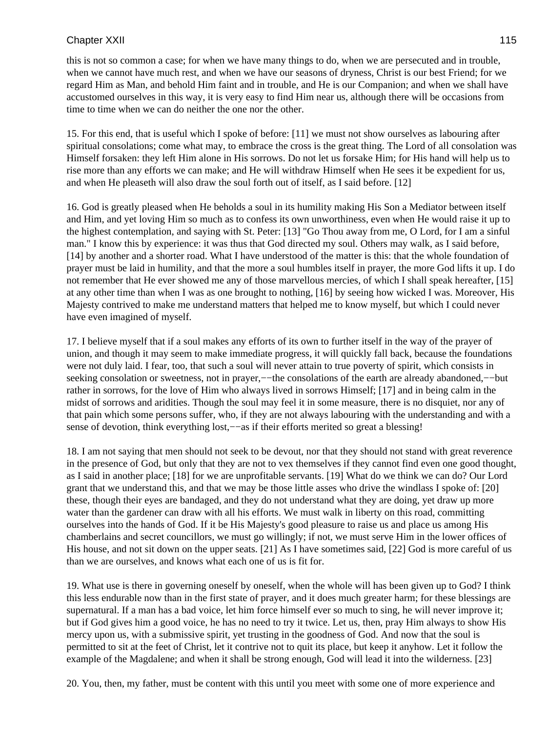this is not so common a case; for when we have many things to do, when we are persecuted and in trouble, when we cannot have much rest, and when we have our seasons of dryness, Christ is our best Friend; for we regard Him as Man, and behold Him faint and in trouble, and He is our Companion; and when we shall have accustomed ourselves in this way, it is very easy to find Him near us, although there will be occasions from time to time when we can do neither the one nor the other.

15. For this end, that is useful which I spoke of before: [11] we must not show ourselves as labouring after spiritual consolations; come what may, to embrace the cross is the great thing. The Lord of all consolation was Himself forsaken: they left Him alone in His sorrows. Do not let us forsake Him; for His hand will help us to rise more than any efforts we can make; and He will withdraw Himself when He sees it be expedient for us, and when He pleaseth will also draw the soul forth out of itself, as I said before. [12]

16. God is greatly pleased when He beholds a soul in its humility making His Son a Mediator between itself and Him, and yet loving Him so much as to confess its own unworthiness, even when He would raise it up to the highest contemplation, and saying with St. Peter: [13] "Go Thou away from me, O Lord, for I am a sinful man." I know this by experience: it was thus that God directed my soul. Others may walk, as I said before, [14] by another and a shorter road. What I have understood of the matter is this: that the whole foundation of prayer must be laid in humility, and that the more a soul humbles itself in prayer, the more God lifts it up. I do not remember that He ever showed me any of those marvellous mercies, of which I shall speak hereafter, [15] at any other time than when I was as one brought to nothing, [16] by seeing how wicked I was. Moreover, His Majesty contrived to make me understand matters that helped me to know myself, but which I could never have even imagined of myself.

17. I believe myself that if a soul makes any efforts of its own to further itself in the way of the prayer of union, and though it may seem to make immediate progress, it will quickly fall back, because the foundations were not duly laid. I fear, too, that such a soul will never attain to true poverty of spirit, which consists in seeking consolation or sweetness, not in prayer,−−the consolations of the earth are already abandoned,−−but rather in sorrows, for the love of Him who always lived in sorrows Himself; [17] and in being calm in the midst of sorrows and aridities. Though the soul may feel it in some measure, there is no disquiet, nor any of that pain which some persons suffer, who, if they are not always labouring with the understanding and with a sense of devotion, think everything lost,−−as if their efforts merited so great a blessing!

18. I am not saying that men should not seek to be devout, nor that they should not stand with great reverence in the presence of God, but only that they are not to vex themselves if they cannot find even one good thought, as I said in another place; [18] for we are unprofitable servants. [19] What do we think we can do? Our Lord grant that we understand this, and that we may be those little asses who drive the windlass I spoke of: [20] these, though their eyes are bandaged, and they do not understand what they are doing, yet draw up more water than the gardener can draw with all his efforts. We must walk in liberty on this road, committing ourselves into the hands of God. If it be His Majesty's good pleasure to raise us and place us among His chamberlains and secret councillors, we must go willingly; if not, we must serve Him in the lower offices of His house, and not sit down on the upper seats. [21] As I have sometimes said, [22] God is more careful of us than we are ourselves, and knows what each one of us is fit for.

19. What use is there in governing oneself by oneself, when the whole will has been given up to God? I think this less endurable now than in the first state of prayer, and it does much greater harm; for these blessings are supernatural. If a man has a bad voice, let him force himself ever so much to sing, he will never improve it; but if God gives him a good voice, he has no need to try it twice. Let us, then, pray Him always to show His mercy upon us, with a submissive spirit, yet trusting in the goodness of God. And now that the soul is permitted to sit at the feet of Christ, let it contrive not to quit its place, but keep it anyhow. Let it follow the example of the Magdalene; and when it shall be strong enough, God will lead it into the wilderness. [23]

20. You, then, my father, must be content with this until you meet with some one of more experience and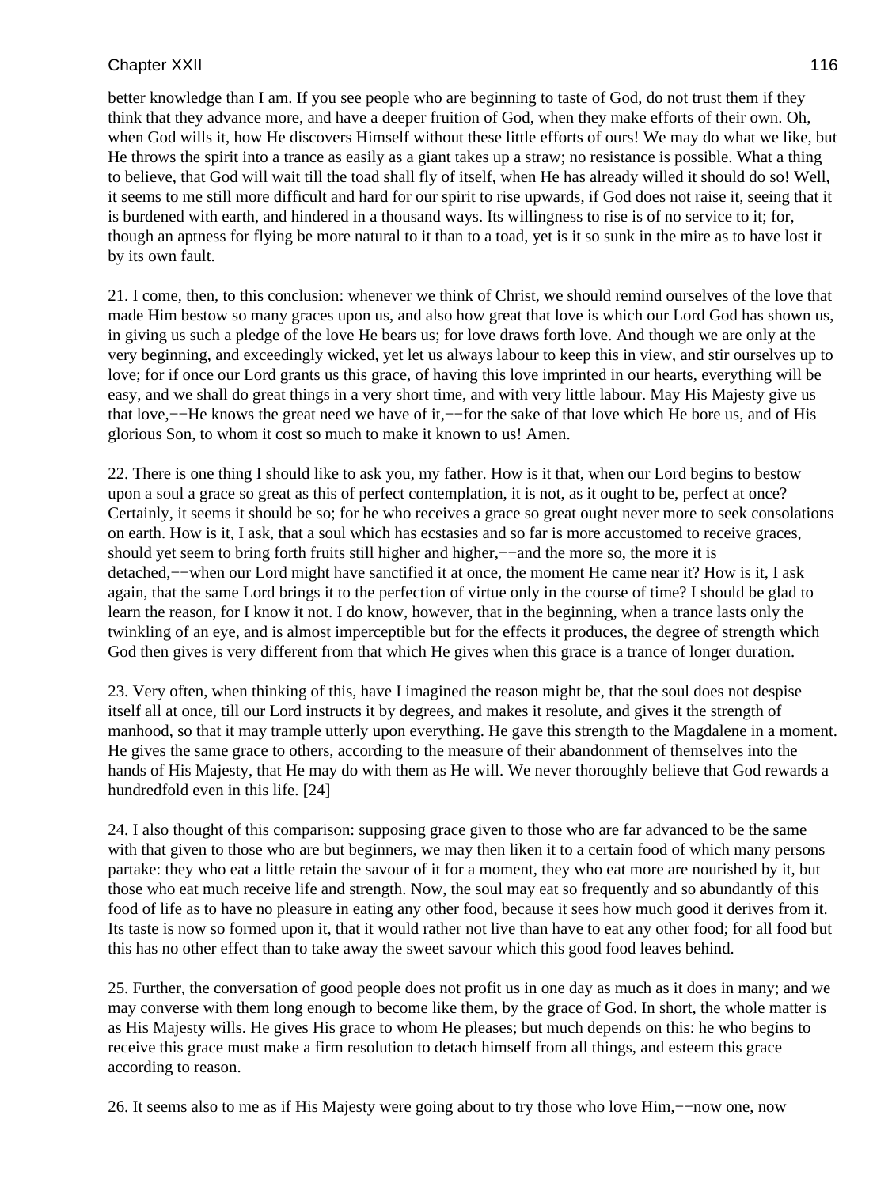better knowledge than I am. If you see people who are beginning to taste of God, do not trust them if they think that they advance more, and have a deeper fruition of God, when they make efforts of their own. Oh, when God wills it, how He discovers Himself without these little efforts of ours! We may do what we like, but He throws the spirit into a trance as easily as a giant takes up a straw; no resistance is possible. What a thing to believe, that God will wait till the toad shall fly of itself, when He has already willed it should do so! Well, it seems to me still more difficult and hard for our spirit to rise upwards, if God does not raise it, seeing that it is burdened with earth, and hindered in a thousand ways. Its willingness to rise is of no service to it; for, though an aptness for flying be more natural to it than to a toad, yet is it so sunk in the mire as to have lost it by its own fault.

21. I come, then, to this conclusion: whenever we think of Christ, we should remind ourselves of the love that made Him bestow so many graces upon us, and also how great that love is which our Lord God has shown us, in giving us such a pledge of the love He bears us; for love draws forth love. And though we are only at the very beginning, and exceedingly wicked, yet let us always labour to keep this in view, and stir ourselves up to love; for if once our Lord grants us this grace, of having this love imprinted in our hearts, everything will be easy, and we shall do great things in a very short time, and with very little labour. May His Majesty give us that love,−−He knows the great need we have of it,−−for the sake of that love which He bore us, and of His glorious Son, to whom it cost so much to make it known to us! Amen.

22. There is one thing I should like to ask you, my father. How is it that, when our Lord begins to bestow upon a soul a grace so great as this of perfect contemplation, it is not, as it ought to be, perfect at once? Certainly, it seems it should be so; for he who receives a grace so great ought never more to seek consolations on earth. How is it, I ask, that a soul which has ecstasies and so far is more accustomed to receive graces, should yet seem to bring forth fruits still higher and higher,−−and the more so, the more it is detached,−−when our Lord might have sanctified it at once, the moment He came near it? How is it, I ask again, that the same Lord brings it to the perfection of virtue only in the course of time? I should be glad to learn the reason, for I know it not. I do know, however, that in the beginning, when a trance lasts only the twinkling of an eye, and is almost imperceptible but for the effects it produces, the degree of strength which God then gives is very different from that which He gives when this grace is a trance of longer duration.

23. Very often, when thinking of this, have I imagined the reason might be, that the soul does not despise itself all at once, till our Lord instructs it by degrees, and makes it resolute, and gives it the strength of manhood, so that it may trample utterly upon everything. He gave this strength to the Magdalene in a moment. He gives the same grace to others, according to the measure of their abandonment of themselves into the hands of His Majesty, that He may do with them as He will. We never thoroughly believe that God rewards a hundredfold even in this life. [24]

24. I also thought of this comparison: supposing grace given to those who are far advanced to be the same with that given to those who are but beginners, we may then liken it to a certain food of which many persons partake: they who eat a little retain the savour of it for a moment, they who eat more are nourished by it, but those who eat much receive life and strength. Now, the soul may eat so frequently and so abundantly of this food of life as to have no pleasure in eating any other food, because it sees how much good it derives from it. Its taste is now so formed upon it, that it would rather not live than have to eat any other food; for all food but this has no other effect than to take away the sweet savour which this good food leaves behind.

25. Further, the conversation of good people does not profit us in one day as much as it does in many; and we may converse with them long enough to become like them, by the grace of God. In short, the whole matter is as His Majesty wills. He gives His grace to whom He pleases; but much depends on this: he who begins to receive this grace must make a firm resolution to detach himself from all things, and esteem this grace according to reason.

26. It seems also to me as if His Majesty were going about to try those who love Him,−−now one, now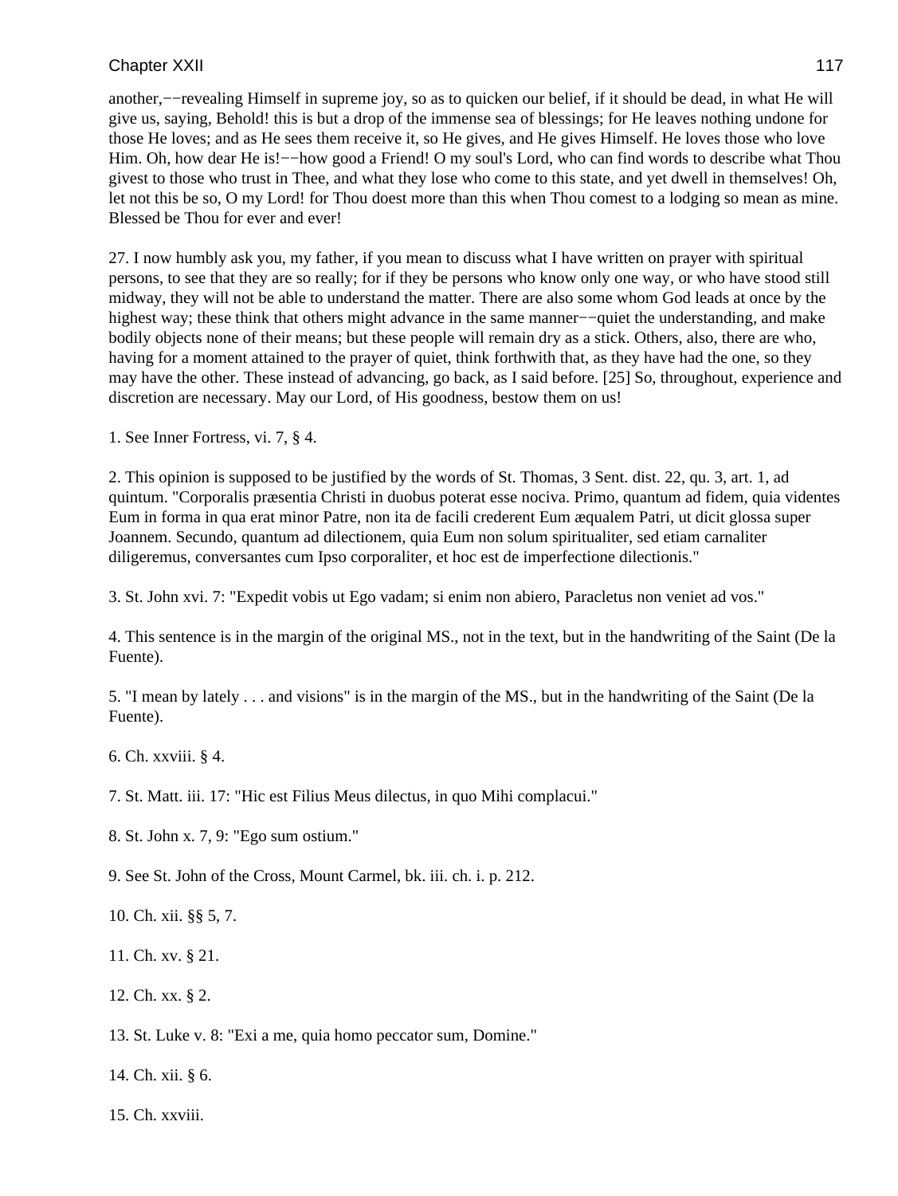another,−−revealing Himself in supreme joy, so as to quicken our belief, if it should be dead, in what He will give us, saying, Behold! this is but a drop of the immense sea of blessings; for He leaves nothing undone for those He loves; and as He sees them receive it, so He gives, and He gives Himself. He loves those who love Him. Oh, how dear He is!−−how good a Friend! O my soul's Lord, who can find words to describe what Thou givest to those who trust in Thee, and what they lose who come to this state, and yet dwell in themselves! Oh, let not this be so, O my Lord! for Thou doest more than this when Thou comest to a lodging so mean as mine. Blessed be Thou for ever and ever!

27. I now humbly ask you, my father, if you mean to discuss what I have written on prayer with spiritual persons, to see that they are so really; for if they be persons who know only one way, or who have stood still midway, they will not be able to understand the matter. There are also some whom God leads at once by the highest way; these think that others might advance in the same manner−−quiet the understanding, and make bodily objects none of their means; but these people will remain dry as a stick. Others, also, there are who, having for a moment attained to the prayer of quiet, think forthwith that, as they have had the one, so they may have the other. These instead of advancing, go back, as I said before. [25] So, throughout, experience and discretion are necessary. May our Lord, of His goodness, bestow them on us!

1. See Inner Fortress, vi. 7, § 4.

2. This opinion is supposed to be justified by the words of St. Thomas, 3 Sent. dist. 22, qu. 3, art. 1, ad quintum. "Corporalis præsentia Christi in duobus poterat esse nociva. Primo, quantum ad fidem, quia videntes Eum in forma in qua erat minor Patre, non ita de facili crederent Eum æqualem Patri, ut dicit glossa super Joannem. Secundo, quantum ad dilectionem, quia Eum non solum spiritualiter, sed etiam carnaliter diligeremus, conversantes cum Ipso corporaliter, et hoc est de imperfectione dilectionis."

3. St. John xvi. 7: "Expedit vobis ut Ego vadam; si enim non abiero, Paracletus non veniet ad vos."

4. This sentence is in the margin of the original MS., not in the text, but in the handwriting of the Saint (De la Fuente).

5. "I mean by lately . . . and visions" is in the margin of the MS., but in the handwriting of the Saint (De la Fuente).

6. Ch. xxviii. § 4.

7. St. Matt. iii. 17: "Hic est Filius Meus dilectus, in quo Mihi complacui."

8. St. John x. 7, 9: "Ego sum ostium."

9. See St. John of the Cross, Mount Carmel, bk. iii. ch. i. p. 212.

10. Ch. xii. §§ 5, 7.

11. Ch. xv. § 21.

12. Ch. xx. § 2.

13. St. Luke v. 8: "Exi a me, quia homo peccator sum, Domine."

14. Ch. xii. § 6.

15. Ch. xxviii.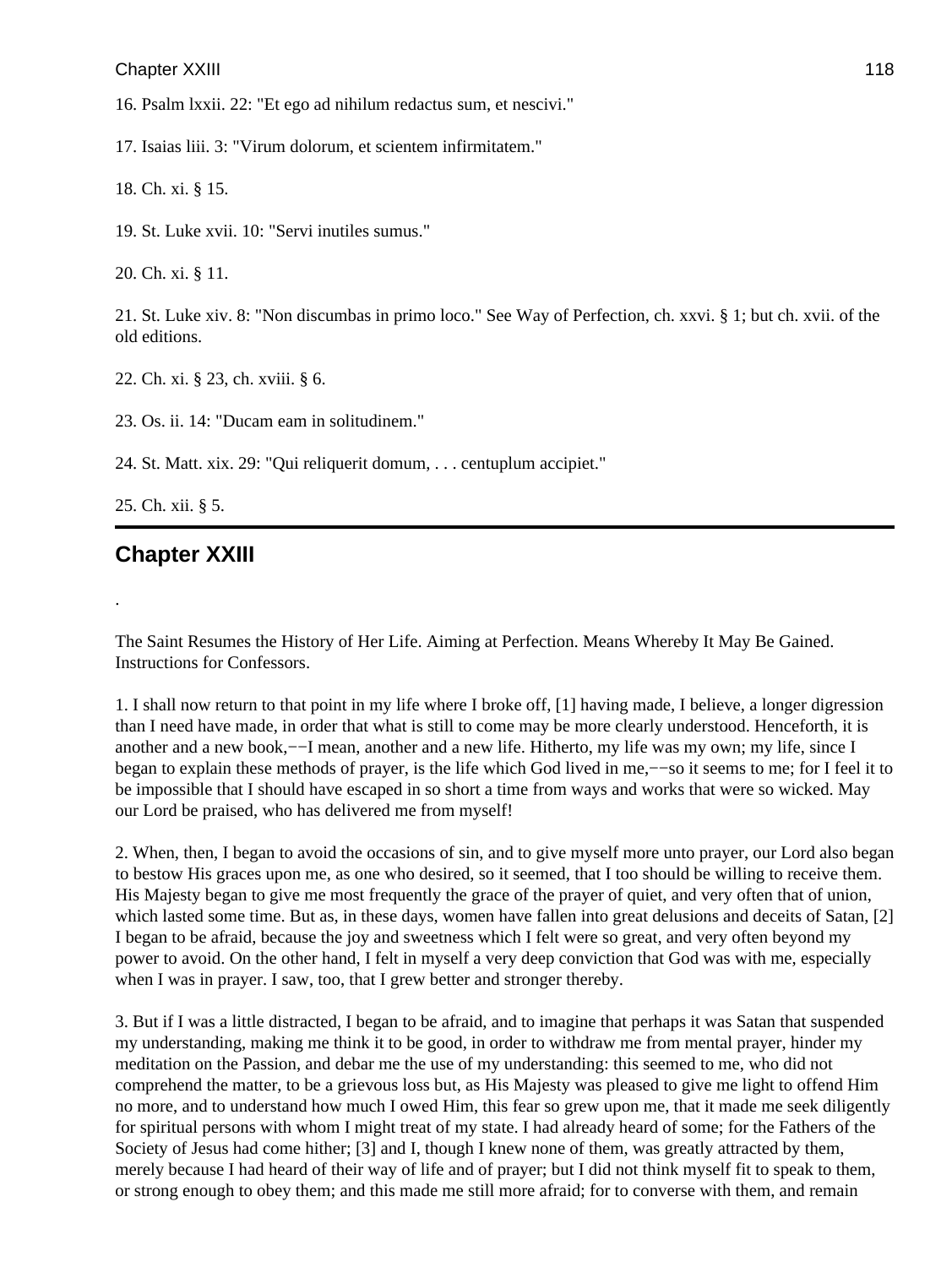16. Psalm lxxii. 22: "Et ego ad nihilum redactus sum, et nescivi."

17. Isaias liii. 3: "Virum dolorum, et scientem infirmitatem."

18. Ch. xi. § 15.

19. St. Luke xvii. 10: "Servi inutiles sumus."

20. Ch. xi. § 11.

21. St. Luke xiv. 8: "Non discumbas in primo loco." See Way of Perfection, ch. xxvi. § 1; but ch. xvii. of the old editions.

22. Ch. xi. § 23, ch. xviii. § 6.

23. Os. ii. 14: "Ducam eam in solitudinem."

24. St. Matt. xix. 29: "Qui reliquerit domum, . . . centuplum accipiet."

25. Ch. xii. § 5.

---

## Chapter XXIII

.

The Saint Resumes the History of Her Life. Aiming at Perfection. Means Whereby It May Be Gained. Instructions for Confessors.

1. I shall now return to that point in my life where I broke off, [1] having made, I believe, a longer digression than I need have made, in order that what is still to come may be more clearly understood. Henceforth, it is another and a new book,−−I mean, another and a new life. Hitherto, my life was my own; my life, since I began to explain these methods of prayer, is the life which God lived in me,−−so it seems to me; for I feel it to be impossible that I should have escaped in so short a time from ways and works that were so wicked. May our Lord be praised, who has delivered me from myself!

2. When, then, I began to avoid the occasions of sin, and to give myself more unto prayer, our Lord also began to bestow His graces upon me, as one who desired, so it seemed, that I too should be willing to receive them. His Majesty began to give me most frequently the grace of the prayer of quiet, and very often that of union, which lasted some time. But as, in these days, women have fallen into great delusions and deceits of Satan, [2] I began to be afraid, because the joy and sweetness which I felt were so great, and very often beyond my power to avoid. On the other hand, I felt in myself a very deep conviction that God was with me, especially when I was in prayer. I saw, too, that I grew better and stronger thereby.

3. But if I was a little distracted, I began to be afraid, and to imagine that perhaps it was Satan that suspended my understanding, making me think it to be good, in order to withdraw me from mental prayer, hinder my meditation on the Passion, and debar me the use of my understanding: this seemed to me, who did not comprehend the matter, to be a grievous loss but, as His Majesty was pleased to give me light to offend Him no more, and to understand how much I owed Him, this fear so grew upon me, that it made me seek diligently for spiritual persons with whom I might treat of my state. I had already heard of some; for the Fathers of the Society of Jesus had come hither; [3] and I, though I knew none of them, was greatly attracted by them, merely because I had heard of their way of life and of prayer; but I did not think myself fit to speak to them, or strong enough to obey them; and this made me still more afraid; for to converse with them, and remain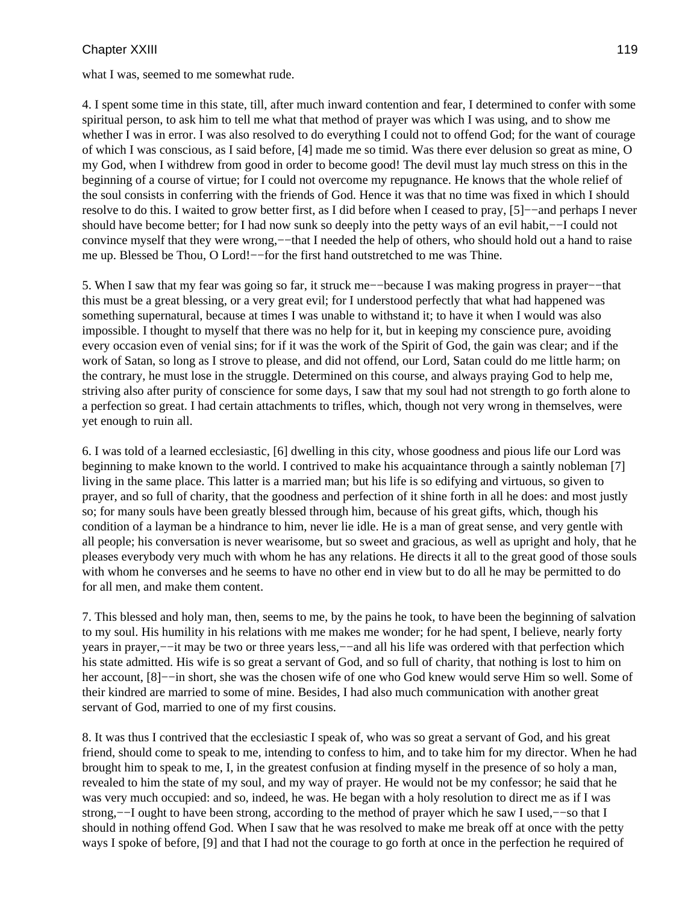what I was, seemed to me somewhat rude.

4. I spent some time in this state, till, after much inward contention and fear, I determined to confer with some spiritual person, to ask him to tell me what that method of prayer was which I was using, and to show me whether I was in error. I was also resolved to do everything I could not to offend God; for the want of courage of which I was conscious, as I said before, [4] made me so timid. Was there ever delusion so great as mine, O my God, when I withdrew from good in order to become good! The devil must lay much stress on this in the beginning of a course of virtue; for I could not overcome my repugnance. He knows that the whole relief of the soul consists in conferring with the friends of God. Hence it was that no time was fixed in which I should resolve to do this. I waited to grow better first, as I did before when I ceased to pray, [5]−−and perhaps I never should have become better; for I had now sunk so deeply into the petty ways of an evil habit,−−I could not convince myself that they were wrong,−−that I needed the help of others, who should hold out a hand to raise me up. Blessed be Thou, O Lord!−−for the first hand outstretched to me was Thine.

5. When I saw that my fear was going so far, it struck me−−because I was making progress in prayer−−that this must be a great blessing, or a very great evil; for I understood perfectly that what had happened was something supernatural, because at times I was unable to withstand it; to have it when I would was also impossible. I thought to myself that there was no help for it, but in keeping my conscience pure, avoiding every occasion even of venial sins; for if it was the work of the Spirit of God, the gain was clear; and if the work of Satan, so long as I strove to please, and did not offend, our Lord, Satan could do me little harm; on the contrary, he must lose in the struggle. Determined on this course, and always praying God to help me, striving also after purity of conscience for some days, I saw that my soul had not strength to go forth alone to a perfection so great. I had certain attachments to trifles, which, though not very wrong in themselves, were yet enough to ruin all.

6. I was told of a learned ecclesiastic, [6] dwelling in this city, whose goodness and pious life our Lord was beginning to make known to the world. I contrived to make his acquaintance through a saintly nobleman [7] living in the same place. This latter is a married man; but his life is so edifying and virtuous, so given to prayer, and so full of charity, that the goodness and perfection of it shine forth in all he does: and most justly so; for many souls have been greatly blessed through him, because of his great gifts, which, though his condition of a layman be a hindrance to him, never lie idle. He is a man of great sense, and very gentle with all people; his conversation is never wearisome, but so sweet and gracious, as well as upright and holy, that he pleases everybody very much with whom he has any relations. He directs it all to the great good of those souls with whom he converses and he seems to have no other end in view but to do all he may be permitted to do for all men, and make them content.

7. This blessed and holy man, then, seems to me, by the pains he took, to have been the beginning of salvation to my soul. His humility in his relations with me makes me wonder; for he had spent, I believe, nearly forty years in prayer,−−it may be two or three years less,−−and all his life was ordered with that perfection which his state admitted. His wife is so great a servant of God, and so full of charity, that nothing is lost to him on her account, [8]−−in short, she was the chosen wife of one who God knew would serve Him so well. Some of their kindred are married to some of mine. Besides, I had also much communication with another great servant of God, married to one of my first cousins.

8. It was thus I contrived that the ecclesiastic I speak of, who was so great a servant of God, and his great friend, should come to speak to me, intending to confess to him, and to take him for my director. When he had brought him to speak to me, I, in the greatest confusion at finding myself in the presence of so holy a man, revealed to him the state of my soul, and my way of prayer. He would not be my confessor; he said that he was very much occupied: and so, indeed, he was. He began with a holy resolution to direct me as if I was strong,−−I ought to have been strong, according to the method of prayer which he saw I used,−−so that I should in nothing offend God. When I saw that he was resolved to make me break off at once with the petty ways I spoke of before, [9] and that I had not the courage to go forth at once in the perfection he required of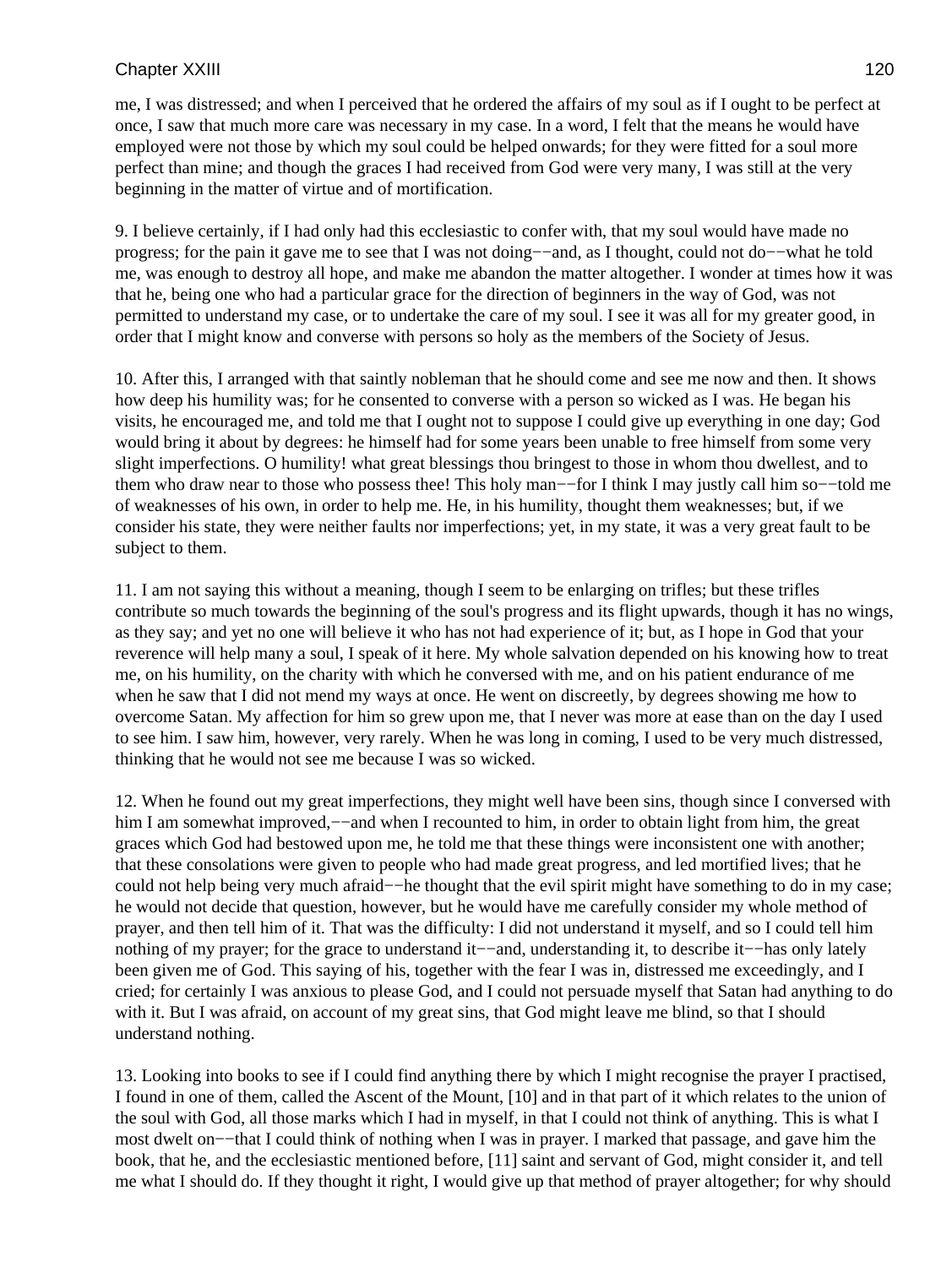me, I was distressed; and when I perceived that he ordered the affairs of my soul as if I ought to be perfect at once, I saw that much more care was necessary in my case. In a word, I felt that the means he would have employed were not those by which my soul could be helped onwards; for they were fitted for a soul more perfect than mine; and though the graces I had received from God were very many, I was still at the very beginning in the matter of virtue and of mortification.

9. I believe certainly, if I had only had this ecclesiastic to confer with, that my soul would have made no progress; for the pain it gave me to see that I was not doing−−and, as I thought, could not do−−what he told me, was enough to destroy all hope, and make me abandon the matter altogether. I wonder at times how it was that he, being one who had a particular grace for the direction of beginners in the way of God, was not permitted to understand my case, or to undertake the care of my soul. I see it was all for my greater good, in order that I might know and converse with persons so holy as the members of the Society of Jesus.

10. After this, I arranged with that saintly nobleman that he should come and see me now and then. It shows how deep his humility was; for he consented to converse with a person so wicked as I was. He began his visits, he encouraged me, and told me that I ought not to suppose I could give up everything in one day; God would bring it about by degrees: he himself had for some years been unable to free himself from some very slight imperfections. O humility! what great blessings thou bringest to those in whom thou dwellest, and to them who draw near to those who possess thee! This holy man−−for I think I may justly call him so−−told me of weaknesses of his own, in order to help me. He, in his humility, thought them weaknesses; but, if we consider his state, they were neither faults nor imperfections; yet, in my state, it was a very great fault to be subject to them.

11. I am not saying this without a meaning, though I seem to be enlarging on trifles; but these trifles contribute so much towards the beginning of the soul's progress and its flight upwards, though it has no wings, as they say; and yet no one will believe it who has not had experience of it; but, as I hope in God that your reverence will help many a soul, I speak of it here. My whole salvation depended on his knowing how to treat me, on his humility, on the charity with which he conversed with me, and on his patient endurance of me when he saw that I did not mend my ways at once. He went on discreetly, by degrees showing me how to overcome Satan. My affection for him so grew upon me, that I never was more at ease than on the day I used to see him. I saw him, however, very rarely. When he was long in coming, I used to be very much distressed, thinking that he would not see me because I was so wicked.

12. When he found out my great imperfections, they might well have been sins, though since I conversed with him I am somewhat improved,−−and when I recounted to him, in order to obtain light from him, the great graces which God had bestowed upon me, he told me that these things were inconsistent one with another; that these consolations were given to people who had made great progress, and led mortified lives; that he could not help being very much afraid−−he thought that the evil spirit might have something to do in my case; he would not decide that question, however, but he would have me carefully consider my whole method of prayer, and then tell him of it. That was the difficulty: I did not understand it myself, and so I could tell him nothing of my prayer; for the grace to understand it−−and, understanding it, to describe it−−has only lately been given me of God. This saying of his, together with the fear I was in, distressed me exceedingly, and I cried; for certainly I was anxious to please God, and I could not persuade myself that Satan had anything to do with it. But I was afraid, on account of my great sins, that God might leave me blind, so that I should understand nothing.

13. Looking into books to see if I could find anything there by which I might recognise the prayer I practised, I found in one of them, called the Ascent of the Mount, [10] and in that part of it which relates to the union of the soul with God, all those marks which I had in myself, in that I could not think of anything. This is what I most dwelt on−−that I could think of nothing when I was in prayer. I marked that passage, and gave him the book, that he, and the ecclesiastic mentioned before, [11] saint and servant of God, might consider it, and tell me what I should do. If they thought it right, I would give up that method of prayer altogether; for why should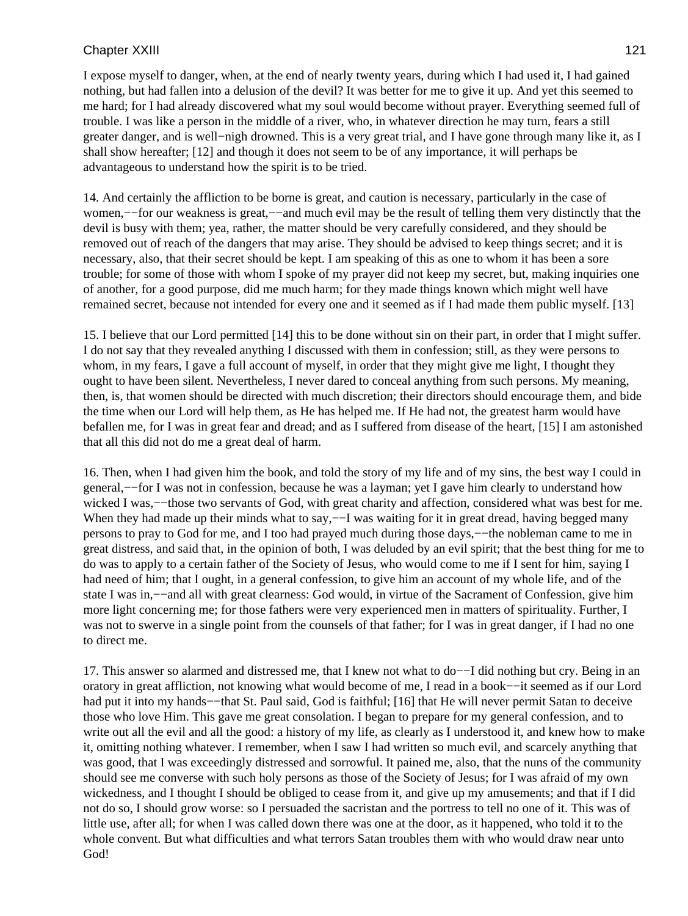I expose myself to danger, when, at the end of nearly twenty years, during which I had used it, I had gained nothing, but had fallen into a delusion of the devil? It was better for me to give it up. And yet this seemed to me hard; for I had already discovered what my soul would become without prayer. Everything seemed full of trouble. I was like a person in the middle of a river, who, in whatever direction he may turn, fears a still greater danger, and is well−nigh drowned. This is a very great trial, and I have gone through many like it, as I shall show hereafter; [12] and though it does not seem to be of any importance, it will perhaps be advantageous to understand how the spirit is to be tried.

14. And certainly the affliction to be borne is great, and caution is necessary, particularly in the case of women,−−for our weakness is great,−−and much evil may be the result of telling them very distinctly that the devil is busy with them; yea, rather, the matter should be very carefully considered, and they should be removed out of reach of the dangers that may arise. They should be advised to keep things secret; and it is necessary, also, that their secret should be kept. I am speaking of this as one to whom it has been a sore trouble; for some of those with whom I spoke of my prayer did not keep my secret, but, making inquiries one of another, for a good purpose, did me much harm; for they made things known which might well have remained secret, because not intended for every one and it seemed as if I had made them public myself. [13]

15. I believe that our Lord permitted [14] this to be done without sin on their part, in order that I might suffer. I do not say that they revealed anything I discussed with them in confession; still, as they were persons to whom, in my fears, I gave a full account of myself, in order that they might give me light, I thought they ought to have been silent. Nevertheless, I never dared to conceal anything from such persons. My meaning, then, is, that women should be directed with much discretion; their directors should encourage them, and bide the time when our Lord will help them, as He has helped me. If He had not, the greatest harm would have befallen me, for I was in great fear and dread; and as I suffered from disease of the heart, [15] I am astonished that all this did not do me a great deal of harm.

16. Then, when I had given him the book, and told the story of my life and of my sins, the best way I could in general,−−for I was not in confession, because he was a layman; yet I gave him clearly to understand how wicked I was,−−those two servants of God, with great charity and affection, considered what was best for me. When they had made up their minds what to say,−−I was waiting for it in great dread, having begged many persons to pray to God for me, and I too had prayed much during those days,−−the nobleman came to me in great distress, and said that, in the opinion of both, I was deluded by an evil spirit; that the best thing for me to do was to apply to a certain father of the Society of Jesus, who would come to me if I sent for him, saying I had need of him; that I ought, in a general confession, to give him an account of my whole life, and of the state I was in,−−and all with great clearness: God would, in virtue of the Sacrament of Confession, give him more light concerning me; for those fathers were very experienced men in matters of spirituality. Further, I was not to swerve in a single point from the counsels of that father; for I was in great danger, if I had no one to direct me.

17. This answer so alarmed and distressed me, that I knew not what to do−−I did nothing but cry. Being in an oratory in great affliction, not knowing what would become of me, I read in a book−−it seemed as if our Lord had put it into my hands−−that St. Paul said, God is faithful; [16] that He will never permit Satan to deceive those who love Him. This gave me great consolation. I began to prepare for my general confession, and to write out all the evil and all the good: a history of my life, as clearly as I understood it, and knew how to make it, omitting nothing whatever. I remember, when I saw I had written so much evil, and scarcely anything that was good, that I was exceedingly distressed and sorrowful. It pained me, also, that the nuns of the community should see me converse with such holy persons as those of the Society of Jesus; for I was afraid of my own wickedness, and I thought I should be obliged to cease from it, and give up my amusements; and that if I did not do so, I should grow worse: so I persuaded the sacristan and the portress to tell no one of it. This was of little use, after all; for when I was called down there was one at the door, as it happened, who told it to the whole convent. But what difficulties and what terrors Satan troubles them with who would draw near unto God!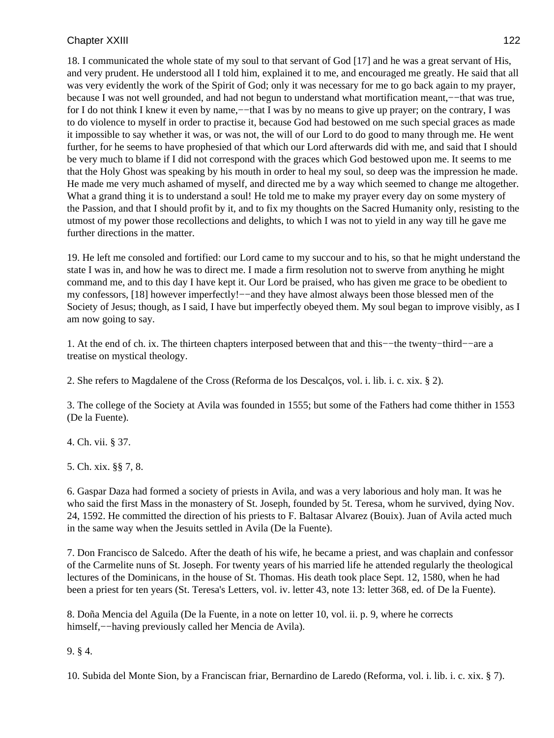18. I communicated the whole state of my soul to that servant of God [17] and he was a great servant of His, and very prudent. He understood all I told him, explained it to me, and encouraged me greatly. He said that all was very evidently the work of the Spirit of God; only it was necessary for me to go back again to my prayer, because I was not well grounded, and had not begun to understand what mortification meant,−−that was true, for I do not think I knew it even by name,−−that I was by no means to give up prayer; on the contrary, I was to do violence to myself in order to practise it, because God had bestowed on me such special graces as made it impossible to say whether it was, or was not, the will of our Lord to do good to many through me. He went further, for he seems to have prophesied of that which our Lord afterwards did with me, and said that I should be very much to blame if I did not correspond with the graces which God bestowed upon me. It seems to me that the Holy Ghost was speaking by his mouth in order to heal my soul, so deep was the impression he made. He made me very much ashamed of myself, and directed me by a way which seemed to change me altogether. What a grand thing it is to understand a soul! He told me to make my prayer every day on some mystery of the Passion, and that I should profit by it, and to fix my thoughts on the Sacred Humanity only, resisting to the utmost of my power those recollections and delights, to which I was not to yield in any way till he gave me further directions in the matter.

19. He left me consoled and fortified: our Lord came to my succour and to his, so that he might understand the state I was in, and how he was to direct me. I made a firm resolution not to swerve from anything he might command me, and to this day I have kept it. Our Lord be praised, who has given me grace to be obedient to my confessors, [18] however imperfectly!−−and they have almost always been those blessed men of the Society of Jesus; though, as I said, I have but imperfectly obeyed them. My soul began to improve visibly, as I am now going to say.

1. At the end of ch. ix. The thirteen chapters interposed between that and this−−the twenty−third−−are a treatise on mystical theology.

2. She refers to Magdalene of the Cross (Reforma de los Descalços, vol. i. lib. i. c. xix. § 2).

3. The college of the Society at Avila was founded in 1555; but some of the Fathers had come thither in 1553 (De la Fuente).

4. Ch. vii. § 37.

5. Ch. xix. §§ 7, 8.

6. Gaspar Daza had formed a society of priests in Avila, and was a very laborious and holy man. It was he who said the first Mass in the monastery of St. Joseph, founded by 5t. Teresa, whom he survived, dying Nov. 24, 1592. He committed the direction of his priests to F. Baltasar Alvarez (Bouix). Juan of Avila acted much in the same way when the Jesuits settled in Avila (De la Fuente).

7. Don Francisco de Salcedo. After the death of his wife, he became a priest, and was chaplain and confessor of the Carmelite nuns of St. Joseph. For twenty years of his married life he attended regularly the theological lectures of the Dominicans, in the house of St. Thomas. His death took place Sept. 12, 1580, when he had been a priest for ten years (St. Teresa's Letters, vol. iv. letter 43, note 13: letter 368, ed. of De la Fuente).

8. Doña Mencia del Aguila (De la Fuente, in a note on letter 10, vol. ii. p. 9, where he corrects himself,−−having previously called her Mencia de Avila).

9. § 4.

10. Subida del Monte Sion, by a Franciscan friar, Bernardino de Laredo (Reforma, vol. i. lib. i. c. xix. § 7).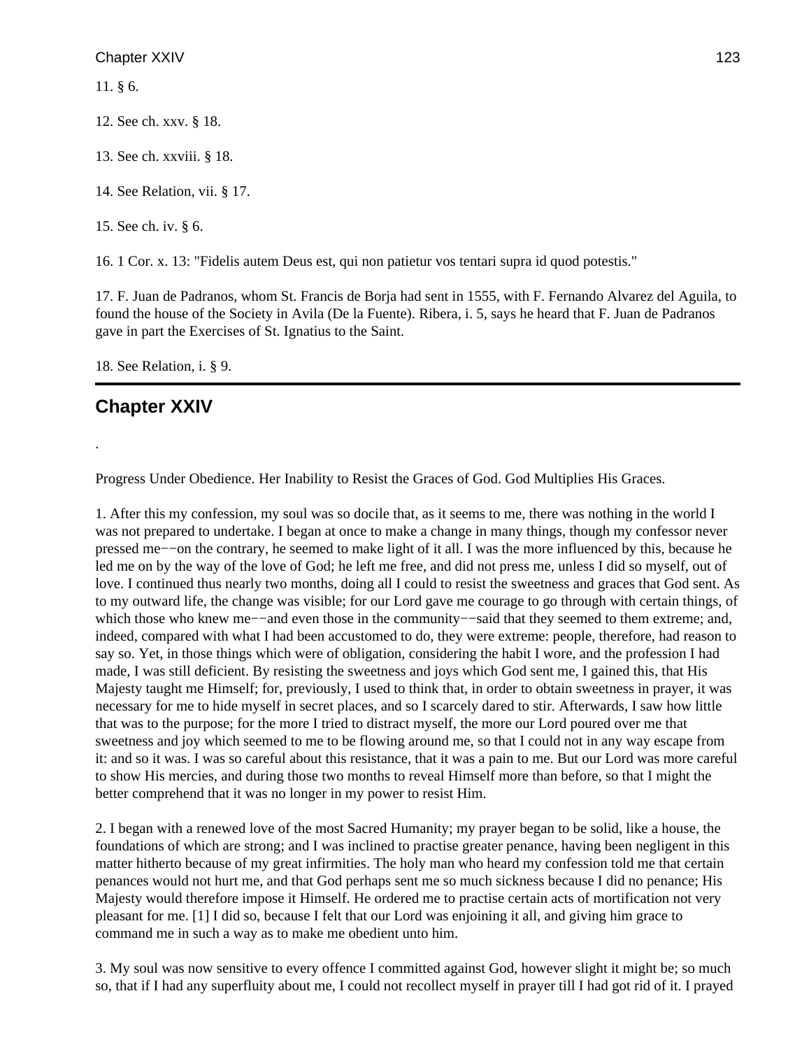11. § 6.

12. See ch. xxv. § 18.

13. See ch. xxviii. § 18.

14. See Relation, vii. § 17.

15. See ch. iv. § 6.

16. 1 Cor. x. 13: "Fidelis autem Deus est, qui non patietur vos tentari supra id quod potestis."

17. F. Juan de Padranos, whom St. Francis de Borja had sent in 1555, with F. Fernando Alvarez del Aguila, to found the house of the Society in Avila (De la Fuente). Ribera, i. 5, says he heard that F. Juan de Padranos gave in part the Exercises of St. Ignatius to the Saint.

18. See Relation, i. § 9.

---

## Chapter XXIV

.

Progress Under Obedience. Her Inability to Resist the Graces of God. God Multiplies His Graces.

1. After this my confession, my soul was so docile that, as it seems to me, there was nothing in the world I was not prepared to undertake. I began at once to make a change in many things, though my confessor never pressed me−−on the contrary, he seemed to make light of it all. I was the more influenced by this, because he led me on by the way of the love of God; he left me free, and did not press me, unless I did so myself, out of love. I continued thus nearly two months, doing all I could to resist the sweetness and graces that God sent. As to my outward life, the change was visible; for our Lord gave me courage to go through with certain things, of which those who knew me−−and even those in the community−−said that they seemed to them extreme; and, indeed, compared with what I had been accustomed to do, they were extreme: people, therefore, had reason to say so. Yet, in those things which were of obligation, considering the habit I wore, and the profession I had made, I was still deficient. By resisting the sweetness and joys which God sent me, I gained this, that His Majesty taught me Himself; for, previously, I used to think that, in order to obtain sweetness in prayer, it was necessary for me to hide myself in secret places, and so I scarcely dared to stir. Afterwards, I saw how little that was to the purpose; for the more I tried to distract myself, the more our Lord poured over me that sweetness and joy which seemed to me to be flowing around me, so that I could not in any way escape from it: and so it was. I was so careful about this resistance, that it was a pain to me. But our Lord was more careful to show His mercies, and during those two months to reveal Himself more than before, so that I might the better comprehend that it was no longer in my power to resist Him.

2. I began with a renewed love of the most Sacred Humanity; my prayer began to be solid, like a house, the foundations of which are strong; and I was inclined to practise greater penance, having been negligent in this matter hitherto because of my great infirmities. The holy man who heard my confession told me that certain penances would not hurt me, and that God perhaps sent me so much sickness because I did no penance; His Majesty would therefore impose it Himself. He ordered me to practise certain acts of mortification not very pleasant for me. [1] I did so, because I felt that our Lord was enjoining it all, and giving him grace to command me in such a way as to make me obedient unto him.

3. My soul was now sensitive to every offence I committed against God, however slight it might be; so much so, that if I had any superfluity about me, I could not recollect myself in prayer till I had got rid of it. I prayed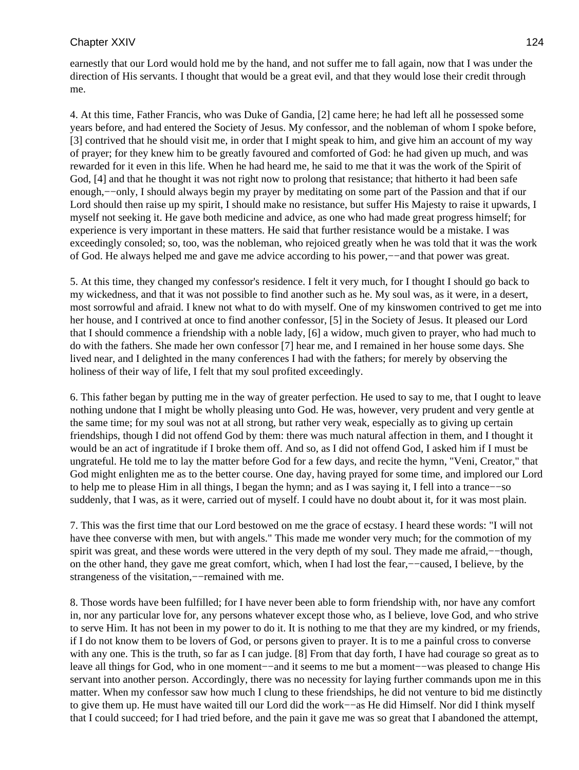earnestly that our Lord would hold me by the hand, and not suffer me to fall again, now that I was under the direction of His servants. I thought that would be a great evil, and that they would lose their credit through me.

4. At this time, Father Francis, who was Duke of Gandia, [2] came here; he had left all he possessed some years before, and had entered the Society of Jesus. My confessor, and the nobleman of whom I spoke before, [3] contrived that he should visit me, in order that I might speak to him, and give him an account of my way of prayer; for they knew him to be greatly favoured and comforted of God: he had given up much, and was rewarded for it even in this life. When he had heard me, he said to me that it was the work of the Spirit of God, [4] and that he thought it was not right now to prolong that resistance; that hitherto it had been safe enough,−−only, I should always begin my prayer by meditating on some part of the Passion and that if our Lord should then raise up my spirit, I should make no resistance, but suffer His Majesty to raise it upwards, I myself not seeking it. He gave both medicine and advice, as one who had made great progress himself; for experience is very important in these matters. He said that further resistance would be a mistake. I was exceedingly consoled; so, too, was the nobleman, who rejoiced greatly when he was told that it was the work of God. He always helped me and gave me advice according to his power,−−and that power was great.

5. At this time, they changed my confessor's residence. I felt it very much, for I thought I should go back to my wickedness, and that it was not possible to find another such as he. My soul was, as it were, in a desert, most sorrowful and afraid. I knew not what to do with myself. One of my kinswomen contrived to get me into her house, and I contrived at once to find another confessor, [5] in the Society of Jesus. It pleased our Lord that I should commence a friendship with a noble lady, [6] a widow, much given to prayer, who had much to do with the fathers. She made her own confessor [7] hear me, and I remained in her house some days. She lived near, and I delighted in the many conferences I had with the fathers; for merely by observing the holiness of their way of life, I felt that my soul profited exceedingly.

6. This father began by putting me in the way of greater perfection. He used to say to me, that I ought to leave nothing undone that I might be wholly pleasing unto God. He was, however, very prudent and very gentle at the same time; for my soul was not at all strong, but rather very weak, especially as to giving up certain friendships, though I did not offend God by them: there was much natural affection in them, and I thought it would be an act of ingratitude if I broke them off. And so, as I did not offend God, I asked him if I must be ungrateful. He told me to lay the matter before God for a few days, and recite the hymn, "Veni, Creator," that God might enlighten me as to the better course. One day, having prayed for some time, and implored our Lord to help me to please Him in all things, I began the hymn; and as I was saying it, I fell into a trance−−so suddenly, that I was, as it were, carried out of myself. I could have no doubt about it, for it was most plain.

7. This was the first time that our Lord bestowed on me the grace of ecstasy. I heard these words: "I will not have thee converse with men, but with angels." This made me wonder very much; for the commotion of my spirit was great, and these words were uttered in the very depth of my soul. They made me afraid,−−though, on the other hand, they gave me great comfort, which, when I had lost the fear,−−caused, I believe, by the strangeness of the visitation,−−remained with me.

8. Those words have been fulfilled; for I have never been able to form friendship with, nor have any comfort in, nor any particular love for, any persons whatever except those who, as I believe, love God, and who strive to serve Him. It has not been in my power to do it. It is nothing to me that they are my kindred, or my friends, if I do not know them to be lovers of God, or persons given to prayer. It is to me a painful cross to converse with any one. This is the truth, so far as I can judge. [8] From that day forth, I have had courage so great as to leave all things for God, who in one moment−−and it seems to me but a moment−−was pleased to change His servant into another person. Accordingly, there was no necessity for laying further commands upon me in this matter. When my confessor saw how much I clung to these friendships, he did not venture to bid me distinctly to give them up. He must have waited till our Lord did the work−−as He did Himself. Nor did I think myself that I could succeed; for I had tried before, and the pain it gave me was so great that I abandoned the attempt,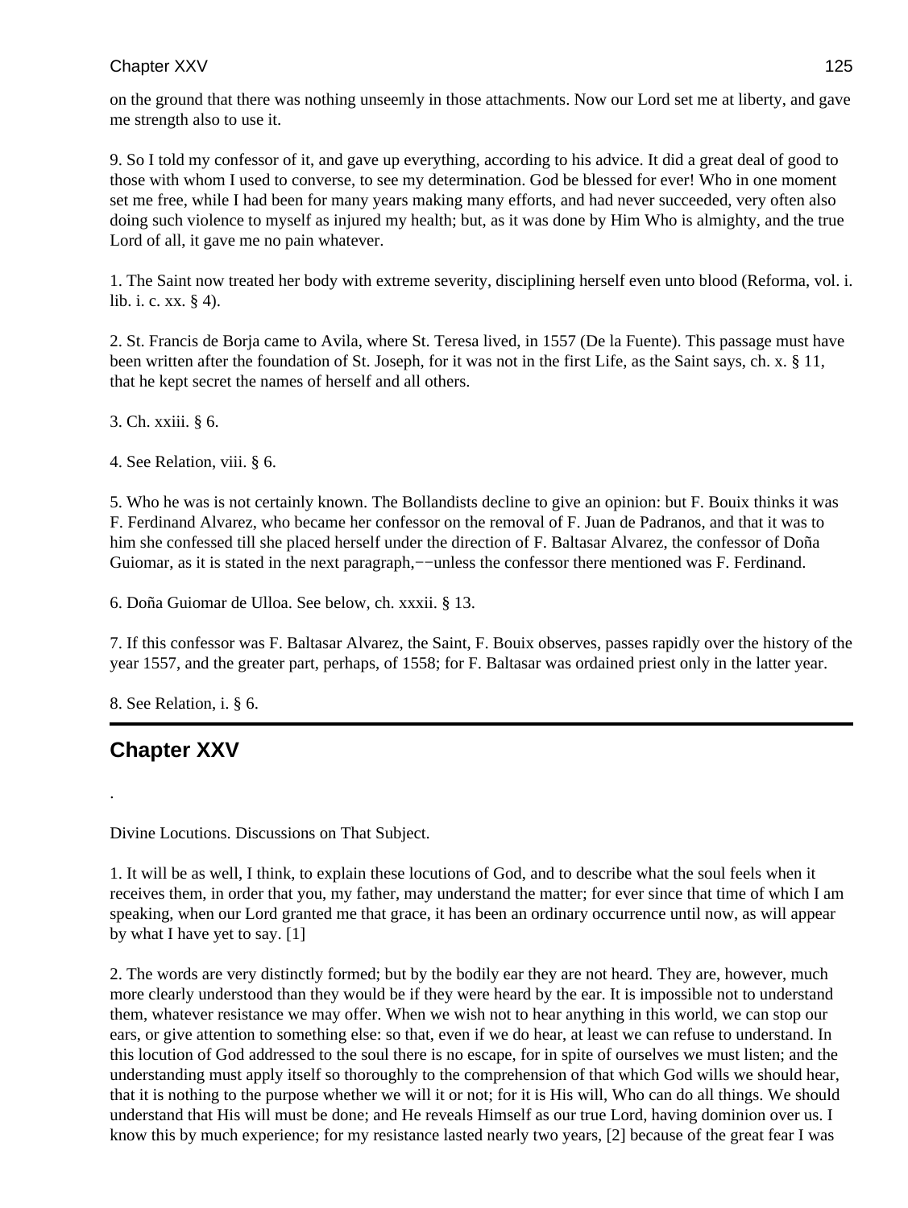on the ground that there was nothing unseemly in those attachments. Now our Lord set me at liberty, and gave me strength also to use it.

9. So I told my confessor of it, and gave up everything, according to his advice. It did a great deal of good to those with whom I used to converse, to see my determination. God be blessed for ever! Who in one moment set me free, while I had been for many years making many efforts, and had never succeeded, very often also doing such violence to myself as injured my health; but, as it was done by Him Who is almighty, and the true Lord of all, it gave me no pain whatever.

1. The Saint now treated her body with extreme severity, disciplining herself even unto blood (Reforma, vol. i. lib. i. c. xx. § 4).

2. St. Francis de Borja came to Avila, where St. Teresa lived, in 1557 (De la Fuente). This passage must have been written after the foundation of St. Joseph, for it was not in the first Life, as the Saint says, ch. x. § 11, that he kept secret the names of herself and all others.

3. Ch. xxiii. § 6.

4. See Relation, viii. § 6.

5. Who he was is not certainly known. The Bollandists decline to give an opinion: but F. Bouix thinks it was F. Ferdinand Alvarez, who became her confessor on the removal of F. Juan de Padranos, and that it was to him she confessed till she placed herself under the direction of F. Baltasar Alvarez, the confessor of Doña Guiomar, as it is stated in the next paragraph,−−unless the confessor there mentioned was F. Ferdinand.

6. Doña Guiomar de Ulloa. See below, ch. xxxii. § 13.

7. If this confessor was F. Baltasar Alvarez, the Saint, F. Bouix observes, passes rapidly over the history of the year 1557, and the greater part, perhaps, of 1558; for F. Baltasar was ordained priest only in the latter year.

8. See Relation, i. § 6.

---

## Chapter XXV

.

Divine Locutions. Discussions on That Subject.

1. It will be as well, I think, to explain these locutions of God, and to describe what the soul feels when it receives them, in order that you, my father, may understand the matter; for ever since that time of which I am speaking, when our Lord granted me that grace, it has been an ordinary occurrence until now, as will appear by what I have yet to say. [1]

2. The words are very distinctly formed; but by the bodily ear they are not heard. They are, however, much more clearly understood than they would be if they were heard by the ear. It is impossible not to understand them, whatever resistance we may offer. When we wish not to hear anything in this world, we can stop our ears, or give attention to something else: so that, even if we do hear, at least we can refuse to understand. In this locution of God addressed to the soul there is no escape, for in spite of ourselves we must listen; and the understanding must apply itself so thoroughly to the comprehension of that which God wills we should hear, that it is nothing to the purpose whether we will it or not; for it is His will, Who can do all things. We should understand that His will must be done; and He reveals Himself as our true Lord, having dominion over us. I know this by much experience; for my resistance lasted nearly two years, [2] because of the great fear I was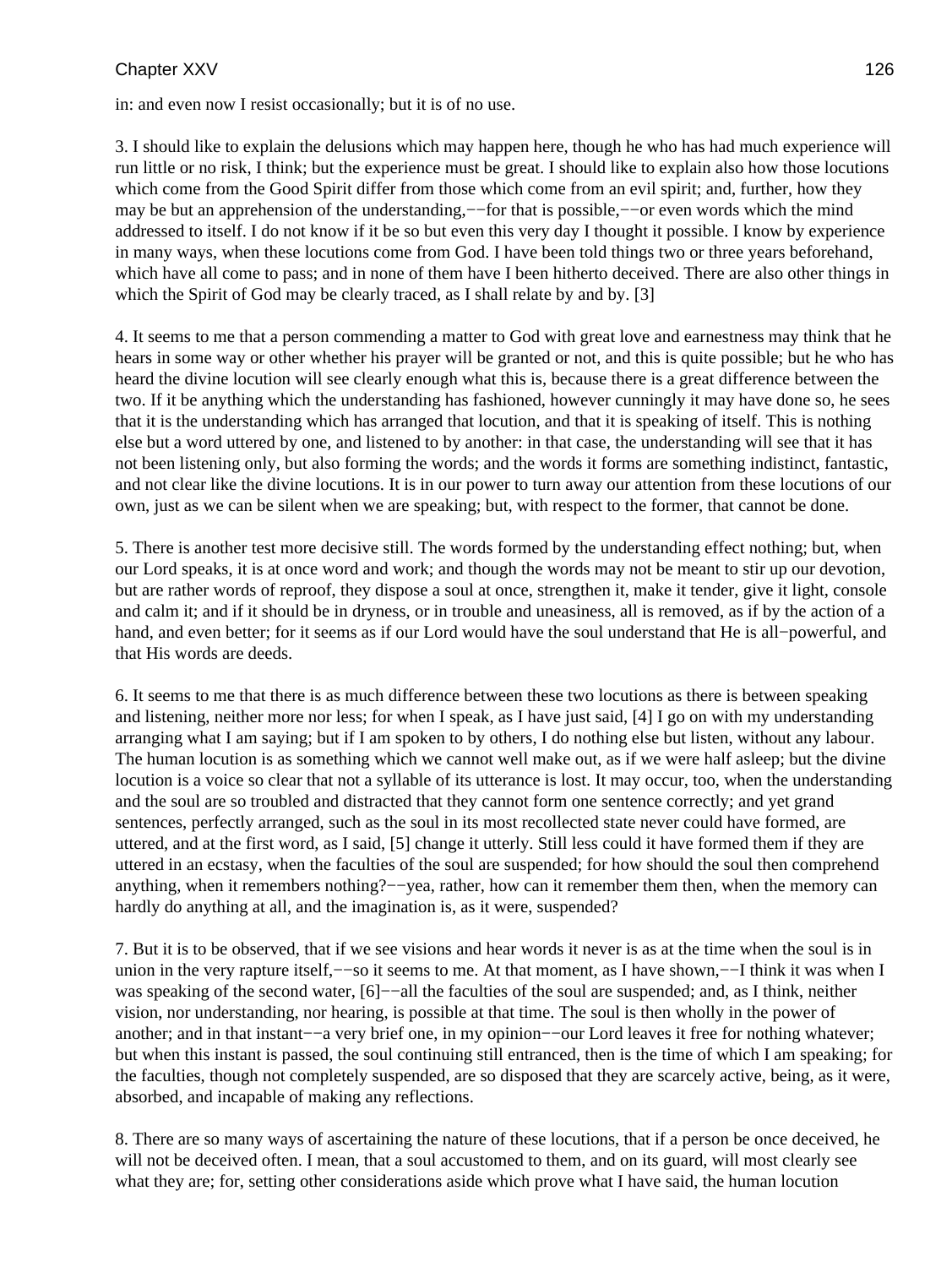in: and even now I resist occasionally; but it is of no use.

3. I should like to explain the delusions which may happen here, though he who has had much experience will run little or no risk, I think; but the experience must be great. I should like to explain also how those locutions which come from the Good Spirit differ from those which come from an evil spirit; and, further, how they may be but an apprehension of the understanding,−−for that is possible,−−or even words which the mind addressed to itself. I do not know if it be so but even this very day I thought it possible. I know by experience in many ways, when these locutions come from God. I have been told things two or three years beforehand, which have all come to pass; and in none of them have I been hitherto deceived. There are also other things in which the Spirit of God may be clearly traced, as I shall relate by and by. [3]

4. It seems to me that a person commending a matter to God with great love and earnestness may think that he hears in some way or other whether his prayer will be granted or not, and this is quite possible; but he who has heard the divine locution will see clearly enough what this is, because there is a great difference between the two. If it be anything which the understanding has fashioned, however cunningly it may have done so, he sees that it is the understanding which has arranged that locution, and that it is speaking of itself. This is nothing else but a word uttered by one, and listened to by another: in that case, the understanding will see that it has not been listening only, but also forming the words; and the words it forms are something indistinct, fantastic, and not clear like the divine locutions. It is in our power to turn away our attention from these locutions of our own, just as we can be silent when we are speaking; but, with respect to the former, that cannot be done.

5. There is another test more decisive still. The words formed by the understanding effect nothing; but, when our Lord speaks, it is at once word and work; and though the words may not be meant to stir up our devotion, but are rather words of reproof, they dispose a soul at once, strengthen it, make it tender, give it light, console and calm it; and if it should be in dryness, or in trouble and uneasiness, all is removed, as if by the action of a hand, and even better; for it seems as if our Lord would have the soul understand that He is all−powerful, and that His words are deeds.

6. It seems to me that there is as much difference between these two locutions as there is between speaking and listening, neither more nor less; for when I speak, as I have just said, [4] I go on with my understanding arranging what I am saying; but if I am spoken to by others, I do nothing else but listen, without any labour. The human locution is as something which we cannot well make out, as if we were half asleep; but the divine locution is a voice so clear that not a syllable of its utterance is lost. It may occur, too, when the understanding and the soul are so troubled and distracted that they cannot form one sentence correctly; and yet grand sentences, perfectly arranged, such as the soul in its most recollected state never could have formed, are uttered, and at the first word, as I said, [5] change it utterly. Still less could it have formed them if they are uttered in an ecstasy, when the faculties of the soul are suspended; for how should the soul then comprehend anything, when it remembers nothing?−−yea, rather, how can it remember them then, when the memory can hardly do anything at all, and the imagination is, as it were, suspended?

7. But it is to be observed, that if we see visions and hear words it never is as at the time when the soul is in union in the very rapture itself,−−so it seems to me. At that moment, as I have shown,−−I think it was when I was speaking of the second water, [6]−−all the faculties of the soul are suspended; and, as I think, neither vision, nor understanding, nor hearing, is possible at that time. The soul is then wholly in the power of another; and in that instant−−a very brief one, in my opinion−−our Lord leaves it free for nothing whatever; but when this instant is passed, the soul continuing still entranced, then is the time of which I am speaking; for the faculties, though not completely suspended, are so disposed that they are scarcely active, being, as it were, absorbed, and incapable of making any reflections.

8. There are so many ways of ascertaining the nature of these locutions, that if a person be once deceived, he will not be deceived often. I mean, that a soul accustomed to them, and on its guard, will most clearly see what they are; for, setting other considerations aside which prove what I have said, the human locution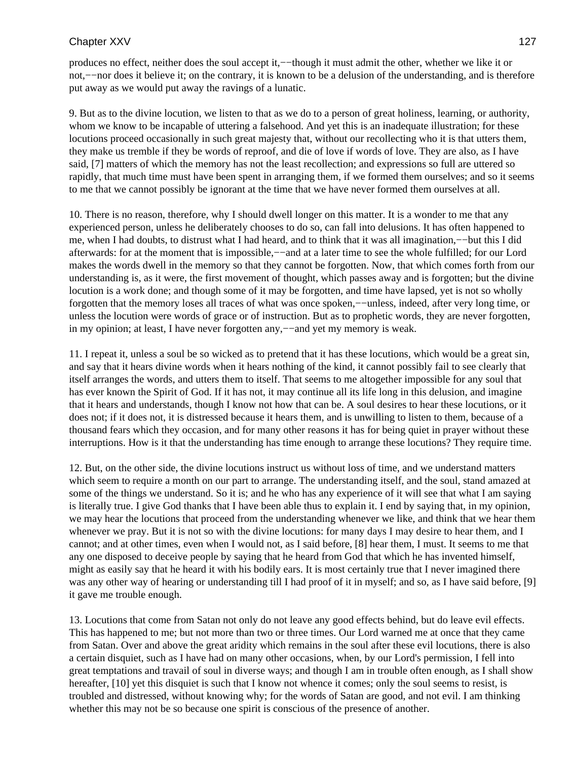produces no effect, neither does the soul accept it,−−though it must admit the other, whether we like it or not,−−nor does it believe it; on the contrary, it is known to be a delusion of the understanding, and is therefore put away as we would put away the ravings of a lunatic.

9. But as to the divine locution, we listen to that as we do to a person of great holiness, learning, or authority, whom we know to be incapable of uttering a falsehood. And yet this is an inadequate illustration; for these locutions proceed occasionally in such great majesty that, without our recollecting who it is that utters them, they make us tremble if they be words of reproof, and die of love if words of love. They are also, as I have said, [7] matters of which the memory has not the least recollection; and expressions so full are uttered so rapidly, that much time must have been spent in arranging them, if we formed them ourselves; and so it seems to me that we cannot possibly be ignorant at the time that we have never formed them ourselves at all.

10. There is no reason, therefore, why I should dwell longer on this matter. It is a wonder to me that any experienced person, unless he deliberately chooses to do so, can fall into delusions. It has often happened to me, when I had doubts, to distrust what I had heard, and to think that it was all imagination,−−but this I did afterwards: for at the moment that is impossible,−−and at a later time to see the whole fulfilled; for our Lord makes the words dwell in the memory so that they cannot be forgotten. Now, that which comes forth from our understanding is, as it were, the first movement of thought, which passes away and is forgotten; but the divine locution is a work done; and though some of it may be forgotten, and time have lapsed, yet is not so wholly forgotten that the memory loses all traces of what was once spoken,−−unless, indeed, after very long time, or unless the locution were words of grace or of instruction. But as to prophetic words, they are never forgotten, in my opinion; at least, I have never forgotten any,−−and yet my memory is weak.

11. I repeat it, unless a soul be so wicked as to pretend that it has these locutions, which would be a great sin, and say that it hears divine words when it hears nothing of the kind, it cannot possibly fail to see clearly that itself arranges the words, and utters them to itself. That seems to me altogether impossible for any soul that has ever known the Spirit of God. If it has not, it may continue all its life long in this delusion, and imagine that it hears and understands, though I know not how that can be. A soul desires to hear these locutions, or it does not; if it does not, it is distressed because it hears them, and is unwilling to listen to them, because of a thousand fears which they occasion, and for many other reasons it has for being quiet in prayer without these interruptions. How is it that the understanding has time enough to arrange these locutions? They require time.

12. But, on the other side, the divine locutions instruct us without loss of time, and we understand matters which seem to require a month on our part to arrange. The understanding itself, and the soul, stand amazed at some of the things we understand. So it is; and he who has any experience of it will see that what I am saying is literally true. I give God thanks that I have been able thus to explain it. I end by saying that, in my opinion, we may hear the locutions that proceed from the understanding whenever we like, and think that we hear them whenever we pray. But it is not so with the divine locutions: for many days I may desire to hear them, and I cannot; and at other times, even when I would not, as I said before, [8] hear them, I must. It seems to me that any one disposed to deceive people by saying that he heard from God that which he has invented himself, might as easily say that he heard it with his bodily ears. It is most certainly true that I never imagined there was any other way of hearing or understanding till I had proof of it in myself; and so, as I have said before, [9] it gave me trouble enough.

13. Locutions that come from Satan not only do not leave any good effects behind, but do leave evil effects. This has happened to me; but not more than two or three times. Our Lord warned me at once that they came from Satan. Over and above the great aridity which remains in the soul after these evil locutions, there is also a certain disquiet, such as I have had on many other occasions, when, by our Lord's permission, I fell into great temptations and travail of soul in diverse ways; and though I am in trouble often enough, as I shall show hereafter, [10] yet this disquiet is such that I know not whence it comes; only the soul seems to resist, is troubled and distressed, without knowing why; for the words of Satan are good, and not evil. I am thinking whether this may not be so because one spirit is conscious of the presence of another.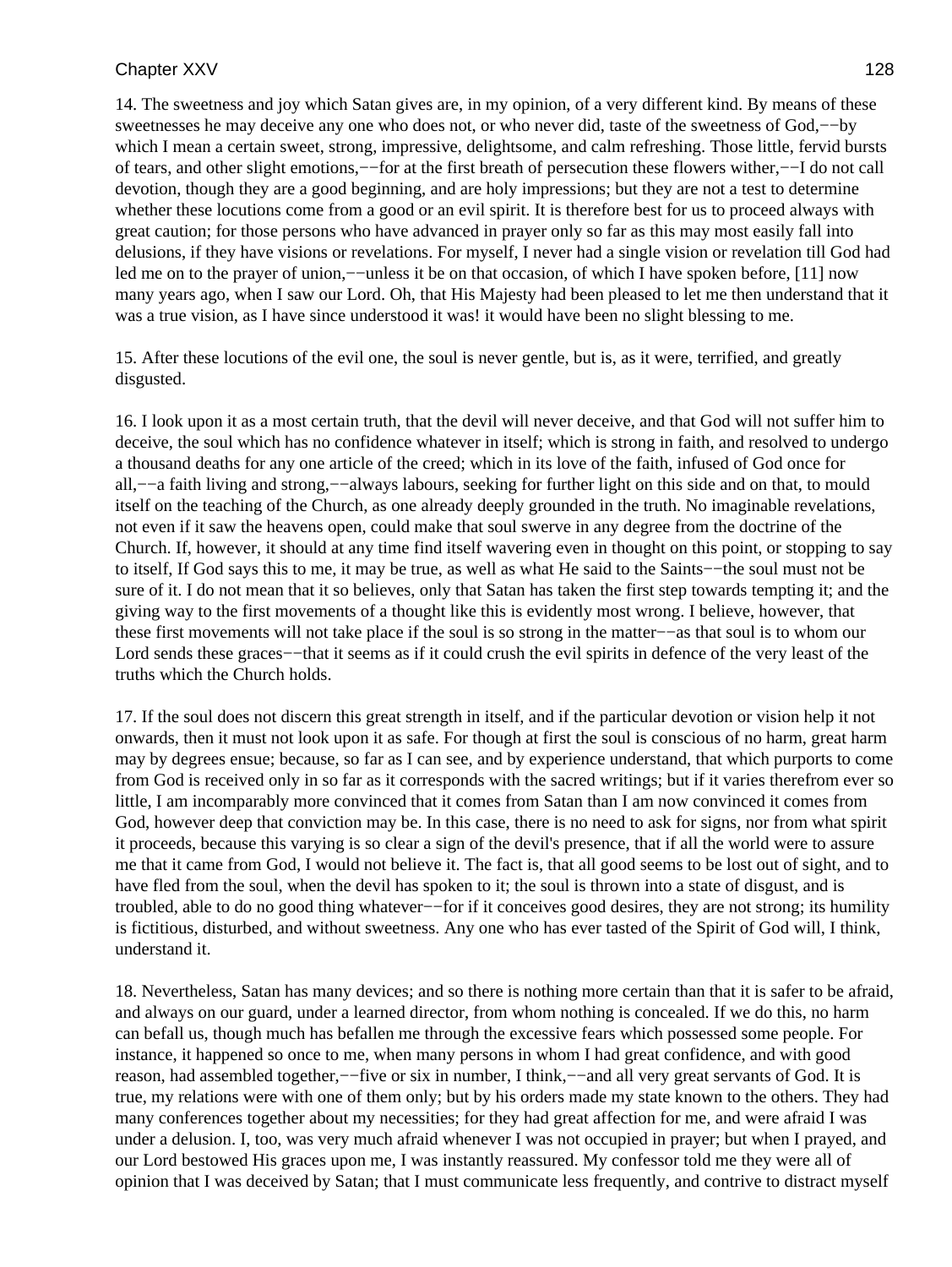14. The sweetness and joy which Satan gives are, in my opinion, of a very different kind. By means of these sweetnesses he may deceive any one who does not, or who never did, taste of the sweetness of God,−−by which I mean a certain sweet, strong, impressive, delightsome, and calm refreshing. Those little, fervid bursts of tears, and other slight emotions,−−for at the first breath of persecution these flowers wither,−−I do not call devotion, though they are a good beginning, and are holy impressions; but they are not a test to determine whether these locutions come from a good or an evil spirit. It is therefore best for us to proceed always with great caution; for those persons who have advanced in prayer only so far as this may most easily fall into delusions, if they have visions or revelations. For myself, I never had a single vision or revelation till God had led me on to the prayer of union,−−unless it be on that occasion, of which I have spoken before, [11] now many years ago, when I saw our Lord. Oh, that His Majesty had been pleased to let me then understand that it was a true vision, as I have since understood it was! it would have been no slight blessing to me.

15. After these locutions of the evil one, the soul is never gentle, but is, as it were, terrified, and greatly disgusted.

16. I look upon it as a most certain truth, that the devil will never deceive, and that God will not suffer him to deceive, the soul which has no confidence whatever in itself; which is strong in faith, and resolved to undergo a thousand deaths for any one article of the creed; which in its love of the faith, infused of God once for all,−−a faith living and strong,−−always labours, seeking for further light on this side and on that, to mould itself on the teaching of the Church, as one already deeply grounded in the truth. No imaginable revelations, not even if it saw the heavens open, could make that soul swerve in any degree from the doctrine of the Church. If, however, it should at any time find itself wavering even in thought on this point, or stopping to say to itself, If God says this to me, it may be true, as well as what He said to the Saints−−the soul must not be sure of it. I do not mean that it so believes, only that Satan has taken the first step towards tempting it; and the giving way to the first movements of a thought like this is evidently most wrong. I believe, however, that these first movements will not take place if the soul is so strong in the matter−−as that soul is to whom our Lord sends these graces−−that it seems as if it could crush the evil spirits in defence of the very least of the truths which the Church holds.

17. If the soul does not discern this great strength in itself, and if the particular devotion or vision help it not onwards, then it must not look upon it as safe. For though at first the soul is conscious of no harm, great harm may by degrees ensue; because, so far as I can see, and by experience understand, that which purports to come from God is received only in so far as it corresponds with the sacred writings; but if it varies therefrom ever so little, I am incomparably more convinced that it comes from Satan than I am now convinced it comes from God, however deep that conviction may be. In this case, there is no need to ask for signs, nor from what spirit it proceeds, because this varying is so clear a sign of the devil's presence, that if all the world were to assure me that it came from God, I would not believe it. The fact is, that all good seems to be lost out of sight, and to have fled from the soul, when the devil has spoken to it; the soul is thrown into a state of disgust, and is troubled, able to do no good thing whatever−−for if it conceives good desires, they are not strong; its humility is fictitious, disturbed, and without sweetness. Any one who has ever tasted of the Spirit of God will, I think, understand it.

18. Nevertheless, Satan has many devices; and so there is nothing more certain than that it is safer to be afraid, and always on our guard, under a learned director, from whom nothing is concealed. If we do this, no harm can befall us, though much has befallen me through the excessive fears which possessed some people. For instance, it happened so once to me, when many persons in whom I had great confidence, and with good reason, had assembled together,−−five or six in number, I think,−−and all very great servants of God. It is true, my relations were with one of them only; but by his orders made my state known to the others. They had many conferences together about my necessities; for they had great affection for me, and were afraid I was under a delusion. I, too, was very much afraid whenever I was not occupied in prayer; but when I prayed, and our Lord bestowed His graces upon me, I was instantly reassured. My confessor told me they were all of opinion that I was deceived by Satan; that I must communicate less frequently, and contrive to distract myself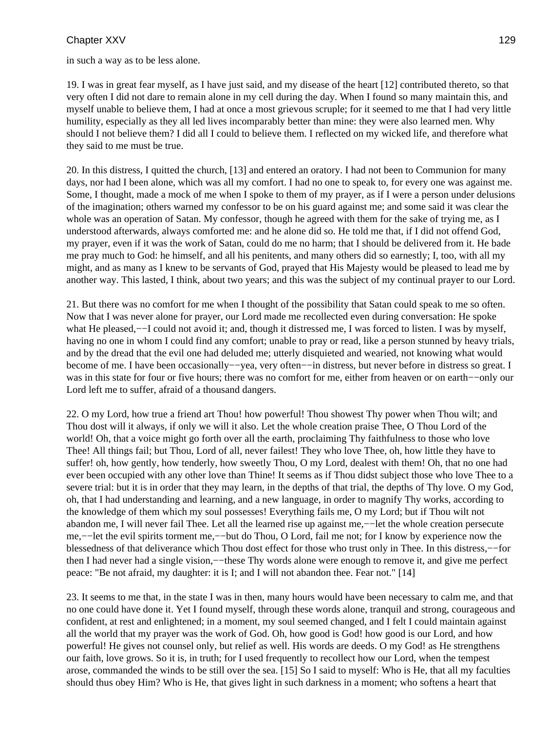in such a way as to be less alone.

19. I was in great fear myself, as I have just said, and my disease of the heart [12] contributed thereto, so that very often I did not dare to remain alone in my cell during the day. When I found so many maintain this, and myself unable to believe them, I had at once a most grievous scruple; for it seemed to me that I had very little humility, especially as they all led lives incomparably better than mine: they were also learned men. Why should I not believe them? I did all I could to believe them. I reflected on my wicked life, and therefore what they said to me must be true.

20. In this distress, I quitted the church, [13] and entered an oratory. I had not been to Communion for many days, nor had I been alone, which was all my comfort. I had no one to speak to, for every one was against me. Some, I thought, made a mock of me when I spoke to them of my prayer, as if I were a person under delusions of the imagination; others warned my confessor to be on his guard against me; and some said it was clear the whole was an operation of Satan. My confessor, though he agreed with them for the sake of trying me, as I understood afterwards, always comforted me: and he alone did so. He told me that, if I did not offend God, my prayer, even if it was the work of Satan, could do me no harm; that I should be delivered from it. He bade me pray much to God: he himself, and all his penitents, and many others did so earnestly; I, too, with all my might, and as many as I knew to be servants of God, prayed that His Majesty would be pleased to lead me by another way. This lasted, I think, about two years; and this was the subject of my continual prayer to our Lord.

21. But there was no comfort for me when I thought of the possibility that Satan could speak to me so often. Now that I was never alone for prayer, our Lord made me recollected even during conversation: He spoke what He pleased,−−I could not avoid it; and, though it distressed me, I was forced to listen. I was by myself, having no one in whom I could find any comfort; unable to pray or read, like a person stunned by heavy trials, and by the dread that the evil one had deluded me; utterly disquieted and wearied, not knowing what would become of me. I have been occasionally−−yea, very often−−in distress, but never before in distress so great. I was in this state for four or five hours; there was no comfort for me, either from heaven or on earth−−only our Lord left me to suffer, afraid of a thousand dangers.

22. O my Lord, how true a friend art Thou! how powerful! Thou showest Thy power when Thou wilt; and Thou dost will it always, if only we will it also. Let the whole creation praise Thee, O Thou Lord of the world! Oh, that a voice might go forth over all the earth, proclaiming Thy faithfulness to those who love Thee! All things fail; but Thou, Lord of all, never failest! They who love Thee, oh, how little they have to suffer! oh, how gently, how tenderly, how sweetly Thou, O my Lord, dealest with them! Oh, that no one had ever been occupied with any other love than Thine! It seems as if Thou didst subject those who love Thee to a severe trial: but it is in order that they may learn, in the depths of that trial, the depths of Thy love. O my God, oh, that I had understanding and learning, and a new language, in order to magnify Thy works, according to the knowledge of them which my soul possesses! Everything fails me, O my Lord; but if Thou wilt not abandon me, I will never fail Thee. Let all the learned rise up against me,−−let the whole creation persecute me,−−let the evil spirits torment me,−−but do Thou, O Lord, fail me not; for I know by experience now the blessedness of that deliverance which Thou dost effect for those who trust only in Thee. In this distress,−−for then I had never had a single vision,−−these Thy words alone were enough to remove it, and give me perfect peace: "Be not afraid, my daughter: it is I; and I will not abandon thee. Fear not." [14]

23. It seems to me that, in the state I was in then, many hours would have been necessary to calm me, and that no one could have done it. Yet I found myself, through these words alone, tranquil and strong, courageous and confident, at rest and enlightened; in a moment, my soul seemed changed, and I felt I could maintain against all the world that my prayer was the work of God. Oh, how good is God! how good is our Lord, and how powerful! He gives not counsel only, but relief as well. His words are deeds. O my God! as He strengthens our faith, love grows. So it is, in truth; for I used frequently to recollect how our Lord, when the tempest arose, commanded the winds to be still over the sea. [15] So I said to myself: Who is He, that all my faculties should thus obey Him? Who is He, that gives light in such darkness in a moment; who softens a heart that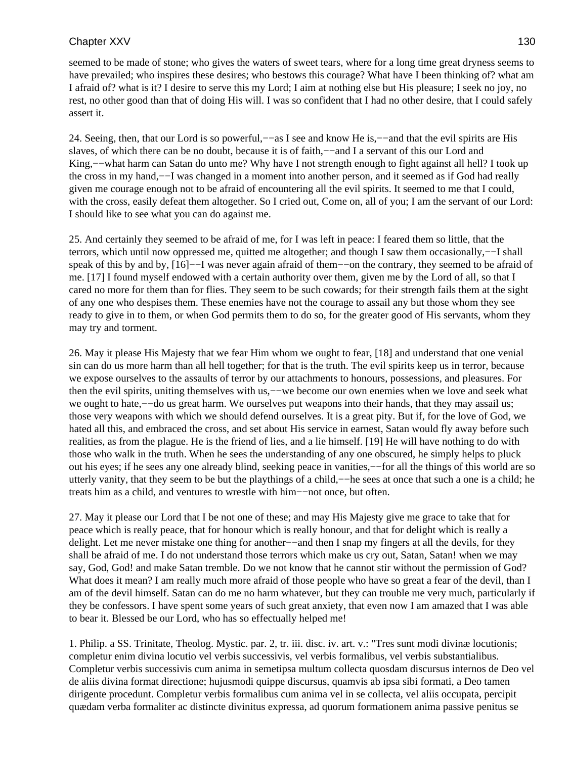seemed to be made of stone; who gives the waters of sweet tears, where for a long time great dryness seems to have prevailed; who inspires these desires; who bestows this courage? What have I been thinking of? what am I afraid of? what is it? I desire to serve this my Lord; I aim at nothing else but His pleasure; I seek no joy, no rest, no other good than that of doing His will. I was so confident that I had no other desire, that I could safely assert it.

24. Seeing, then, that our Lord is so powerful,−−as I see and know He is,−−and that the evil spirits are His slaves, of which there can be no doubt, because it is of faith,−−and I a servant of this our Lord and King,−−what harm can Satan do unto me? Why have I not strength enough to fight against all hell? I took up the cross in my hand,−−I was changed in a moment into another person, and it seemed as if God had really given me courage enough not to be afraid of encountering all the evil spirits. It seemed to me that I could, with the cross, easily defeat them altogether. So I cried out, Come on, all of you; I am the servant of our Lord: I should like to see what you can do against me.

25. And certainly they seemed to be afraid of me, for I was left in peace: I feared them so little, that the terrors, which until now oppressed me, quitted me altogether; and though I saw them occasionally,−−I shall speak of this by and by, [16]−−I was never again afraid of them−−on the contrary, they seemed to be afraid of me. [17] I found myself endowed with a certain authority over them, given me by the Lord of all, so that I cared no more for them than for flies. They seem to be such cowards; for their strength fails them at the sight of any one who despises them. These enemies have not the courage to assail any but those whom they see ready to give in to them, or when God permits them to do so, for the greater good of His servants, whom they may try and torment.

26. May it please His Majesty that we fear Him whom we ought to fear, [18] and understand that one venial sin can do us more harm than all hell together; for that is the truth. The evil spirits keep us in terror, because we expose ourselves to the assaults of terror by our attachments to honours, possessions, and pleasures. For then the evil spirits, uniting themselves with us,−−we become our own enemies when we love and seek what we ought to hate,−−do us great harm. We ourselves put weapons into their hands, that they may assail us; those very weapons with which we should defend ourselves. It is a great pity. But if, for the love of God, we hated all this, and embraced the cross, and set about His service in earnest, Satan would fly away before such realities, as from the plague. He is the friend of lies, and a lie himself. [19] He will have nothing to do with those who walk in the truth. When he sees the understanding of any one obscured, he simply helps to pluck out his eyes; if he sees any one already blind, seeking peace in vanities,−−for all the things of this world are so utterly vanity, that they seem to be but the playthings of a child,−−he sees at once that such a one is a child; he treats him as a child, and ventures to wrestle with him−−not once, but often.

27. May it please our Lord that I be not one of these; and may His Majesty give me grace to take that for peace which is really peace, that for honour which is really honour, and that for delight which is really a delight. Let me never mistake one thing for another−−and then I snap my fingers at all the devils, for they shall be afraid of me. I do not understand those terrors which make us cry out, Satan, Satan! when we may say, God, God! and make Satan tremble. Do we not know that he cannot stir without the permission of God? What does it mean? I am really much more afraid of those people who have so great a fear of the devil, than I am of the devil himself. Satan can do me no harm whatever, but they can trouble me very much, particularly if they be confessors. I have spent some years of such great anxiety, that even now I am amazed that I was able to bear it. Blessed be our Lord, who has so effectually helped me!

1. Philip. a SS. Trinitate, Theolog. Mystic. par. 2, tr. iii. disc. iv. art. v.: "Tres sunt modi divinæ locutionis; completur enim divina locutio vel verbis successivis, vel verbis formalibus, vel verbis substantialibus. Completur verbis successivis cum anima in semetipsa multum collecta quosdam discursus internos de Deo vel de aliis divina format directione; hujusmodi quippe discursus, quamvis ab ipsa sibi formati, a Deo tamen dirigente procedunt. Completur verbis formalibus cum anima vel in se collecta, vel aliis occupata, percipit quædam verba formaliter ac distincte divinitus expressa, ad quorum formationem anima passive penitus se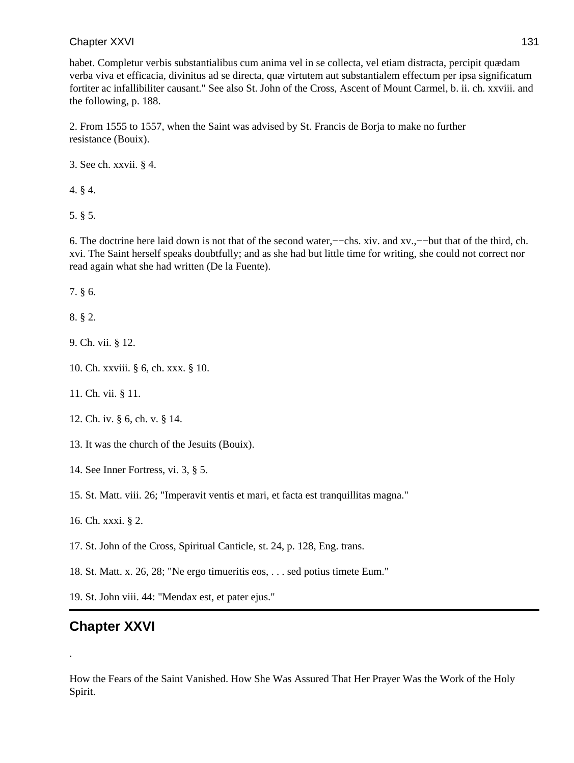habet. Completur verbis substantialibus cum anima vel in se collecta, vel etiam distracta, percipit quædam verba viva et efficacia, divinitus ad se directa, quæ virtutem aut substantialem effectum per ipsa significatum fortiter ac infallibiliter causant." See also St. John of the Cross, Ascent of Mount Carmel, b. ii. ch. xxviii. and the following, p. 188.

2. From 1555 to 1557, when the Saint was advised by St. Francis de Borja to make no further resistance (Bouix).

3. See ch. xxvii. § 4.

4. § 4.

5. § 5.

6. The doctrine here laid down is not that of the second water,−−chs. xiv. and xv.,−−but that of the third, ch. xvi. The Saint herself speaks doubtfully; and as she had but little time for writing, she could not correct nor read again what she had written (De la Fuente).

7. § 6.

8. § 2.

9. Ch. vii. § 12.

10. Ch. xxviii. § 6, ch. xxx. § 10.

11. Ch. vii. § 11.

12. Ch. iv. § 6, ch. v. § 14.

13. It was the church of the Jesuits (Bouix).

14. See Inner Fortress, vi. 3, § 5.

15. St. Matt. viii. 26; "Imperavit ventis et mari, et facta est tranquillitas magna."

16. Ch. xxxi. § 2.

17. St. John of the Cross, Spiritual Canticle, st. 24, p. 128, Eng. trans.

18. St. Matt. x. 26, 28; "Ne ergo timueritis eos, . . . sed potius timete Eum."

19. St. John viii. 44: "Mendax est, et pater ejus."

## Chapter XXVI

.

How the Fears of the Saint Vanished. How She Was Assured That Her Prayer Was the Work of the Holy Spirit.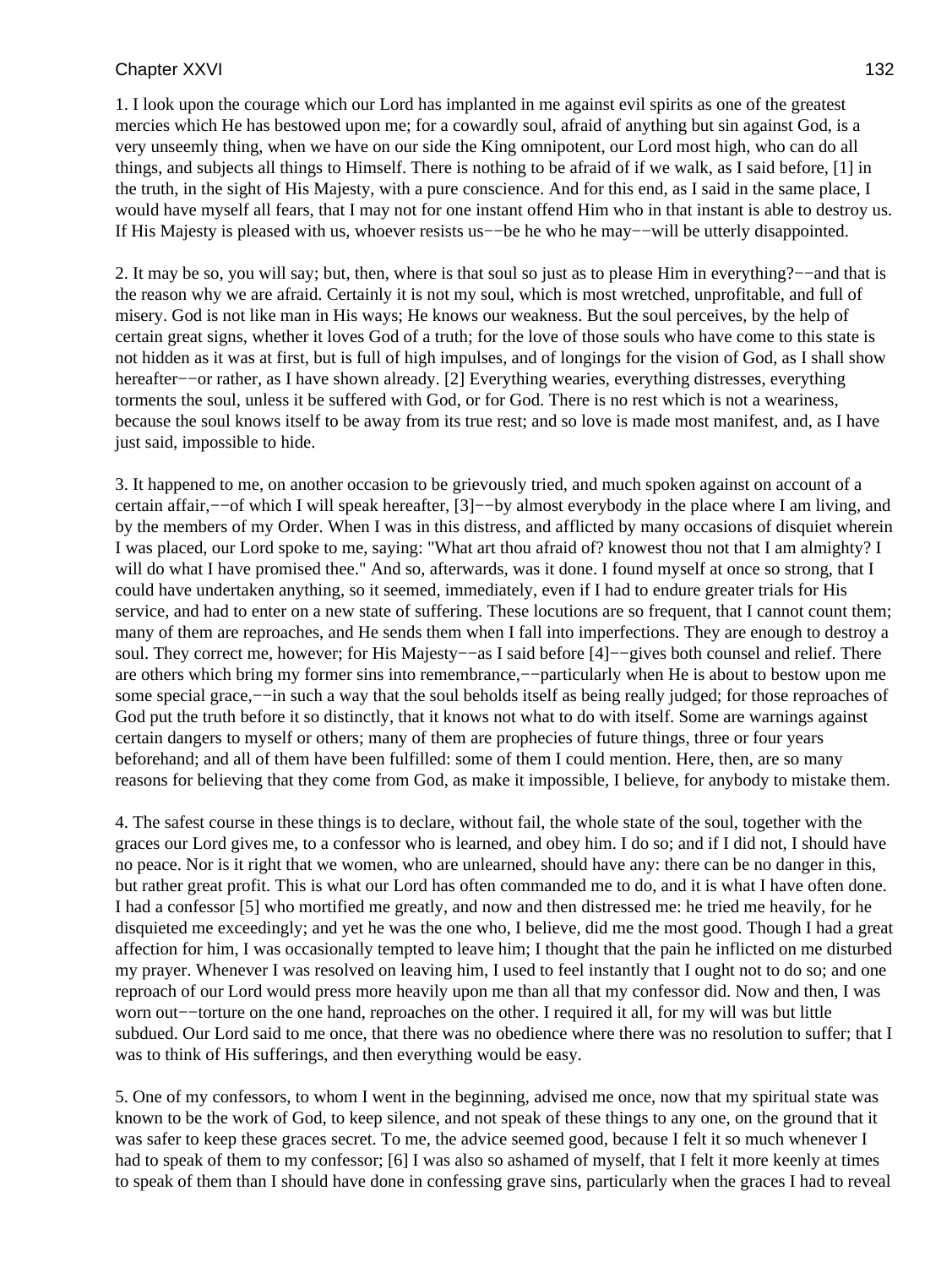1. I look upon the courage which our Lord has implanted in me against evil spirits as one of the greatest mercies which He has bestowed upon me; for a cowardly soul, afraid of anything but sin against God, is a very unseemly thing, when we have on our side the King omnipotent, our Lord most high, who can do all things, and subjects all things to Himself. There is nothing to be afraid of if we walk, as I said before, [1] in the truth, in the sight of His Majesty, with a pure conscience. And for this end, as I said in the same place, I would have myself all fears, that I may not for one instant offend Him who in that instant is able to destroy us. If His Majesty is pleased with us, whoever resists us−−be he who he may−−will be utterly disappointed.

2. It may be so, you will say; but, then, where is that soul so just as to please Him in everything?−−and that is the reason why we are afraid. Certainly it is not my soul, which is most wretched, unprofitable, and full of misery. God is not like man in His ways; He knows our weakness. But the soul perceives, by the help of certain great signs, whether it loves God of a truth; for the love of those souls who have come to this state is not hidden as it was at first, but is full of high impulses, and of longings for the vision of God, as I shall show hereafter−−or rather, as I have shown already. [2] Everything wearies, everything distresses, everything torments the soul, unless it be suffered with God, or for God. There is no rest which is not a weariness, because the soul knows itself to be away from its true rest; and so love is made most manifest, and, as I have just said, impossible to hide.

3. It happened to me, on another occasion to be grievously tried, and much spoken against on account of a certain affair,−−of which I will speak hereafter, [3]−−by almost everybody in the place where I am living, and by the members of my Order. When I was in this distress, and afflicted by many occasions of disquiet wherein I was placed, our Lord spoke to me, saying: "What art thou afraid of? knowest thou not that I am almighty? I will do what I have promised thee." And so, afterwards, was it done. I found myself at once so strong, that I could have undertaken anything, so it seemed, immediately, even if I had to endure greater trials for His service, and had to enter on a new state of suffering. These locutions are so frequent, that I cannot count them; many of them are reproaches, and He sends them when I fall into imperfections. They are enough to destroy a soul. They correct me, however; for His Majesty−−as I said before [4]−−gives both counsel and relief. There are others which bring my former sins into remembrance,−−particularly when He is about to bestow upon me some special grace,−−in such a way that the soul beholds itself as being really judged; for those reproaches of God put the truth before it so distinctly, that it knows not what to do with itself. Some are warnings against certain dangers to myself or others; many of them are prophecies of future things, three or four years beforehand; and all of them have been fulfilled: some of them I could mention. Here, then, are so many reasons for believing that they come from God, as make it impossible, I believe, for anybody to mistake them.

4. The safest course in these things is to declare, without fail, the whole state of the soul, together with the graces our Lord gives me, to a confessor who is learned, and obey him. I do so; and if I did not, I should have no peace. Nor is it right that we women, who are unlearned, should have any: there can be no danger in this, but rather great profit. This is what our Lord has often commanded me to do, and it is what I have often done. I had a confessor [5] who mortified me greatly, and now and then distressed me: he tried me heavily, for he disquieted me exceedingly; and yet he was the one who, I believe, did me the most good. Though I had a great affection for him, I was occasionally tempted to leave him; I thought that the pain he inflicted on me disturbed my prayer. Whenever I was resolved on leaving him, I used to feel instantly that I ought not to do so; and one reproach of our Lord would press more heavily upon me than all that my confessor did. Now and then, I was worn out−−torture on the one hand, reproaches on the other. I required it all, for my will was but little subdued. Our Lord said to me once, that there was no obedience where there was no resolution to suffer; that I was to think of His sufferings, and then everything would be easy.

5. One of my confessors, to whom I went in the beginning, advised me once, now that my spiritual state was known to be the work of God, to keep silence, and not speak of these things to any one, on the ground that it was safer to keep these graces secret. To me, the advice seemed good, because I felt it so much whenever I had to speak of them to my confessor; [6] I was also so ashamed of myself, that I felt it more keenly at times to speak of them than I should have done in confessing grave sins, particularly when the graces I had to reveal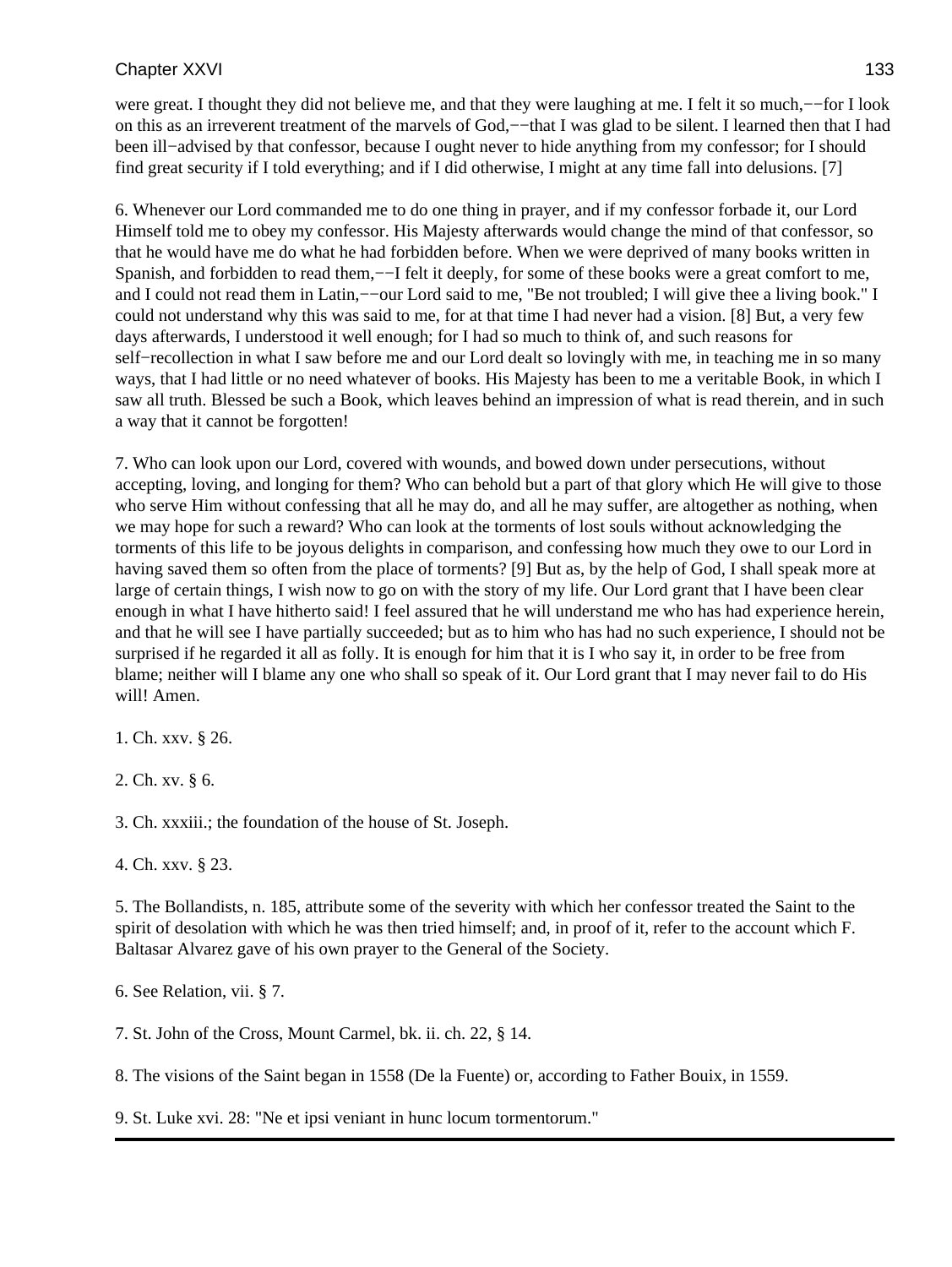were great. I thought they did not believe me, and that they were laughing at me. I felt it so much,−−for I look on this as an irreverent treatment of the marvels of God,−−that I was glad to be silent. I learned then that I had been ill−advised by that confessor, because I ought never to hide anything from my confessor; for I should find great security if I told everything; and if I did otherwise, I might at any time fall into delusions. [7]

6. Whenever our Lord commanded me to do one thing in prayer, and if my confessor forbade it, our Lord Himself told me to obey my confessor. His Majesty afterwards would change the mind of that confessor, so that he would have me do what he had forbidden before. When we were deprived of many books written in Spanish, and forbidden to read them,−−I felt it deeply, for some of these books were a great comfort to me, and I could not read them in Latin,−−our Lord said to me, "Be not troubled; I will give thee a living book." I could not understand why this was said to me, for at that time I had never had a vision. [8] But, a very few days afterwards, I understood it well enough; for I had so much to think of, and such reasons for self−recollection in what I saw before me and our Lord dealt so lovingly with me, in teaching me in so many ways, that I had little or no need whatever of books. His Majesty has been to me a veritable Book, in which I saw all truth. Blessed be such a Book, which leaves behind an impression of what is read therein, and in such a way that it cannot be forgotten!

7. Who can look upon our Lord, covered with wounds, and bowed down under persecutions, without accepting, loving, and longing for them? Who can behold but a part of that glory which He will give to those who serve Him without confessing that all he may do, and all he may suffer, are altogether as nothing, when we may hope for such a reward? Who can look at the torments of lost souls without acknowledging the torments of this life to be joyous delights in comparison, and confessing how much they owe to our Lord in having saved them so often from the place of torments? [9] But as, by the help of God, I shall speak more at large of certain things, I wish now to go on with the story of my life. Our Lord grant that I have been clear enough in what I have hitherto said! I feel assured that he will understand me who has had experience herein, and that he will see I have partially succeeded; but as to him who has had no such experience, I should not be surprised if he regarded it all as folly. It is enough for him that it is I who say it, in order to be free from blame; neither will I blame any one who shall so speak of it. Our Lord grant that I may never fail to do His will! Amen.

1. Ch. xxv. § 26.

2. Ch. xv. § 6.

3. Ch. xxxiii.; the foundation of the house of St. Joseph.

4. Ch. xxv. § 23.

5. The Bollandists, n. 185, attribute some of the severity with which her confessor treated the Saint to the spirit of desolation with which he was then tried himself; and, in proof of it, refer to the account which F. Baltasar Alvarez gave of his own prayer to the General of the Society.

6. See Relation, vii. § 7.

7. St. John of the Cross, Mount Carmel, bk. ii. ch. 22, § 14.

8. The visions of the Saint began in 1558 (De la Fuente) or, according to Father Bouix, in 1559.

9. St. Luke xvi. 28: "Ne et ipsi veniant in hunc locum tormentorum."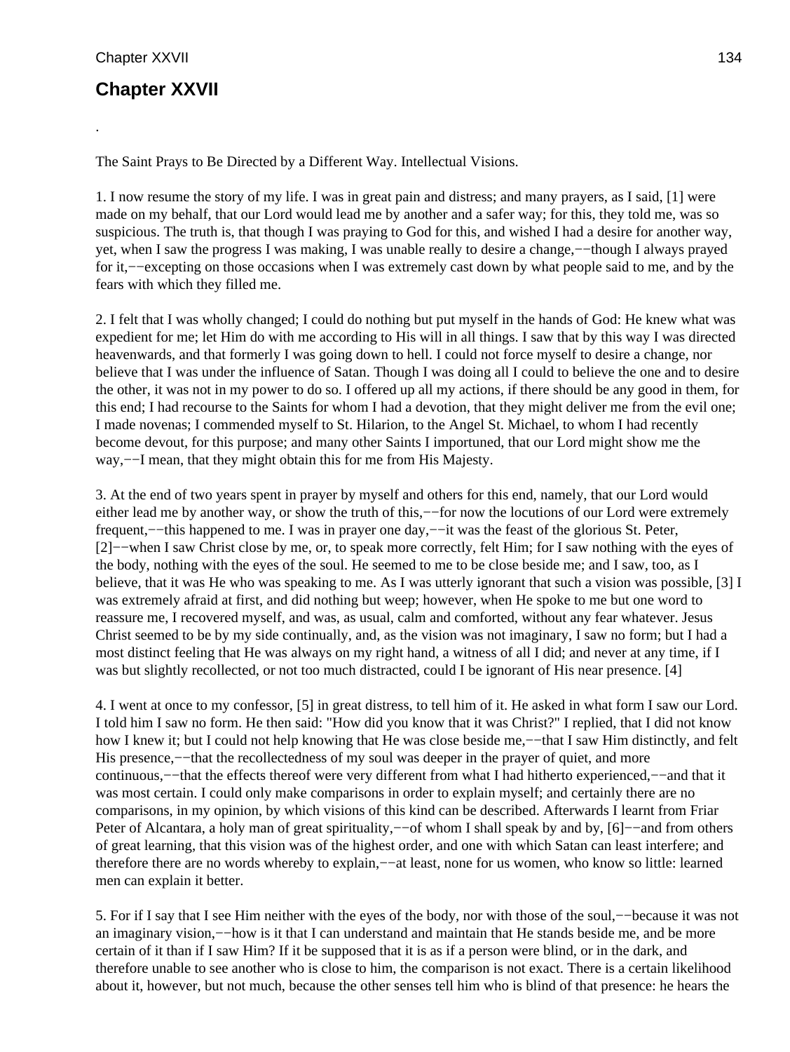## Chapter XXVII

.

The Saint Prays to Be Directed by a Different Way. Intellectual Visions.

1. I now resume the story of my life. I was in great pain and distress; and many prayers, as I said, [1] were made on my behalf, that our Lord would lead me by another and a safer way; for this, they told me, was so suspicious. The truth is, that though I was praying to God for this, and wished I had a desire for another way, yet, when I saw the progress I was making, I was unable really to desire a change,−−though I always prayed for it,−−excepting on those occasions when I was extremely cast down by what people said to me, and by the fears with which they filled me.

2. I felt that I was wholly changed; I could do nothing but put myself in the hands of God: He knew what was expedient for me; let Him do with me according to His will in all things. I saw that by this way I was directed heavenwards, and that formerly I was going down to hell. I could not force myself to desire a change, nor believe that I was under the influence of Satan. Though I was doing all I could to believe the one and to desire the other, it was not in my power to do so. I offered up all my actions, if there should be any good in them, for this end; I had recourse to the Saints for whom I had a devotion, that they might deliver me from the evil one; I made novenas; I commended myself to St. Hilarion, to the Angel St. Michael, to whom I had recently become devout, for this purpose; and many other Saints I importuned, that our Lord might show me the way,−−I mean, that they might obtain this for me from His Majesty.

3. At the end of two years spent in prayer by myself and others for this end, namely, that our Lord would either lead me by another way, or show the truth of this,−−for now the locutions of our Lord were extremely frequent,−−this happened to me. I was in prayer one day,−−it was the feast of the glorious St. Peter, [2]−−when I saw Christ close by me, or, to speak more correctly, felt Him; for I saw nothing with the eyes of the body, nothing with the eyes of the soul. He seemed to me to be close beside me; and I saw, too, as I believe, that it was He who was speaking to me. As I was utterly ignorant that such a vision was possible, [3] I was extremely afraid at first, and did nothing but weep; however, when He spoke to me but one word to reassure me, I recovered myself, and was, as usual, calm and comforted, without any fear whatever. Jesus Christ seemed to be by my side continually, and, as the vision was not imaginary, I saw no form; but I had a most distinct feeling that He was always on my right hand, a witness of all I did; and never at any time, if I was but slightly recollected, or not too much distracted, could I be ignorant of His near presence. [4]

4. I went at once to my confessor, [5] in great distress, to tell him of it. He asked in what form I saw our Lord. I told him I saw no form. He then said: "How did you know that it was Christ?" I replied, that I did not know how I knew it; but I could not help knowing that He was close beside me,−−that I saw Him distinctly, and felt His presence,−−that the recollectedness of my soul was deeper in the prayer of quiet, and more continuous,−−that the effects thereof were very different from what I had hitherto experienced,−−and that it was most certain. I could only make comparisons in order to explain myself; and certainly there are no comparisons, in my opinion, by which visions of this kind can be described. Afterwards I learnt from Friar Peter of Alcantara, a holy man of great spirituality,−−of whom I shall speak by and by, [6]−−and from others of great learning, that this vision was of the highest order, and one with which Satan can least interfere; and therefore there are no words whereby to explain,−−at least, none for us women, who know so little: learned men can explain it better.

5. For if I say that I see Him neither with the eyes of the body, nor with those of the soul,−−because it was not an imaginary vision,−−how is it that I can understand and maintain that He stands beside me, and be more certain of it than if I saw Him? If it be supposed that it is as if a person were blind, or in the dark, and therefore unable to see another who is close to him, the comparison is not exact. There is a certain likelihood about it, however, but not much, because the other senses tell him who is blind of that presence: he hears the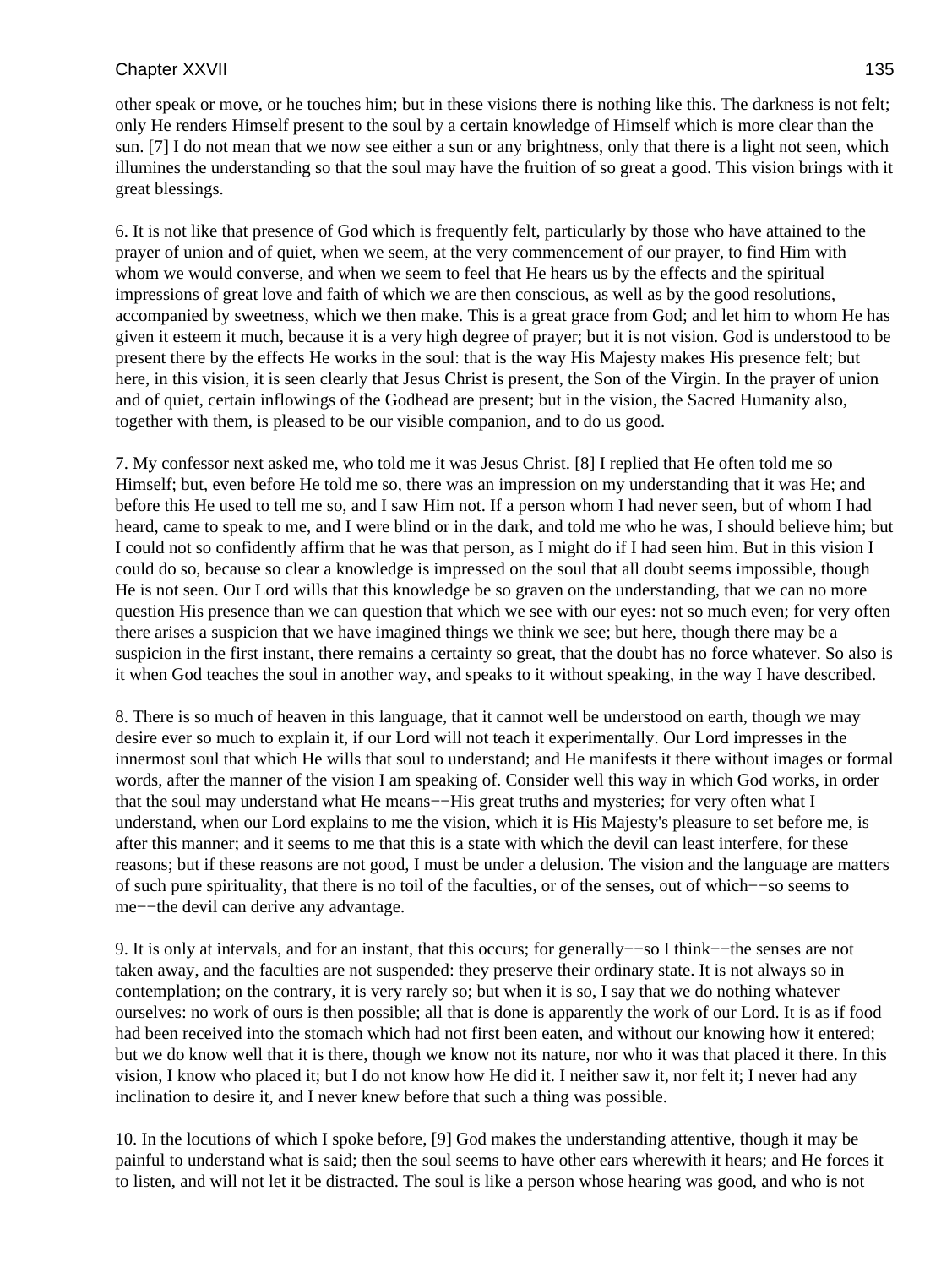other speak or move, or he touches him; but in these visions there is nothing like this. The darkness is not felt; only He renders Himself present to the soul by a certain knowledge of Himself which is more clear than the sun. [7] I do not mean that we now see either a sun or any brightness, only that there is a light not seen, which illumines the understanding so that the soul may have the fruition of so great a good. This vision brings with it great blessings.

6. It is not like that presence of God which is frequently felt, particularly by those who have attained to the prayer of union and of quiet, when we seem, at the very commencement of our prayer, to find Him with whom we would converse, and when we seem to feel that He hears us by the effects and the spiritual impressions of great love and faith of which we are then conscious, as well as by the good resolutions, accompanied by sweetness, which we then make. This is a great grace from God; and let him to whom He has given it esteem it much, because it is a very high degree of prayer; but it is not vision. God is understood to be present there by the effects He works in the soul: that is the way His Majesty makes His presence felt; but here, in this vision, it is seen clearly that Jesus Christ is present, the Son of the Virgin. In the prayer of union and of quiet, certain inflowings of the Godhead are present; but in the vision, the Sacred Humanity also, together with them, is pleased to be our visible companion, and to do us good.

7. My confessor next asked me, who told me it was Jesus Christ. [8] I replied that He often told me so Himself; but, even before He told me so, there was an impression on my understanding that it was He; and before this He used to tell me so, and I saw Him not. If a person whom I had never seen, but of whom I had heard, came to speak to me, and I were blind or in the dark, and told me who he was, I should believe him; but I could not so confidently affirm that he was that person, as I might do if I had seen him. But in this vision I could do so, because so clear a knowledge is impressed on the soul that all doubt seems impossible, though He is not seen. Our Lord wills that this knowledge be so graven on the understanding, that we can no more question His presence than we can question that which we see with our eyes: not so much even; for very often there arises a suspicion that we have imagined things we think we see; but here, though there may be a suspicion in the first instant, there remains a certainty so great, that the doubt has no force whatever. So also is it when God teaches the soul in another way, and speaks to it without speaking, in the way I have described.

8. There is so much of heaven in this language, that it cannot well be understood on earth, though we may desire ever so much to explain it, if our Lord will not teach it experimentally. Our Lord impresses in the innermost soul that which He wills that soul to understand; and He manifests it there without images or formal words, after the manner of the vision I am speaking of. Consider well this way in which God works, in order that the soul may understand what He means−−His great truths and mysteries; for very often what I understand, when our Lord explains to me the vision, which it is His Majesty's pleasure to set before me, is after this manner; and it seems to me that this is a state with which the devil can least interfere, for these reasons; but if these reasons are not good, I must be under a delusion. The vision and the language are matters of such pure spirituality, that there is no toil of the faculties, or of the senses, out of which−−so seems to me−−the devil can derive any advantage.

9. It is only at intervals, and for an instant, that this occurs; for generally−−so I think−−the senses are not taken away, and the faculties are not suspended: they preserve their ordinary state. It is not always so in contemplation; on the contrary, it is very rarely so; but when it is so, I say that we do nothing whatever ourselves: no work of ours is then possible; all that is done is apparently the work of our Lord. It is as if food had been received into the stomach which had not first been eaten, and without our knowing how it entered; but we do know well that it is there, though we know not its nature, nor who it was that placed it there. In this vision, I know who placed it; but I do not know how He did it. I neither saw it, nor felt it; I never had any inclination to desire it, and I never knew before that such a thing was possible.

10. In the locutions of which I spoke before, [9] God makes the understanding attentive, though it may be painful to understand what is said; then the soul seems to have other ears wherewith it hears; and He forces it to listen, and will not let it be distracted. The soul is like a person whose hearing was good, and who is not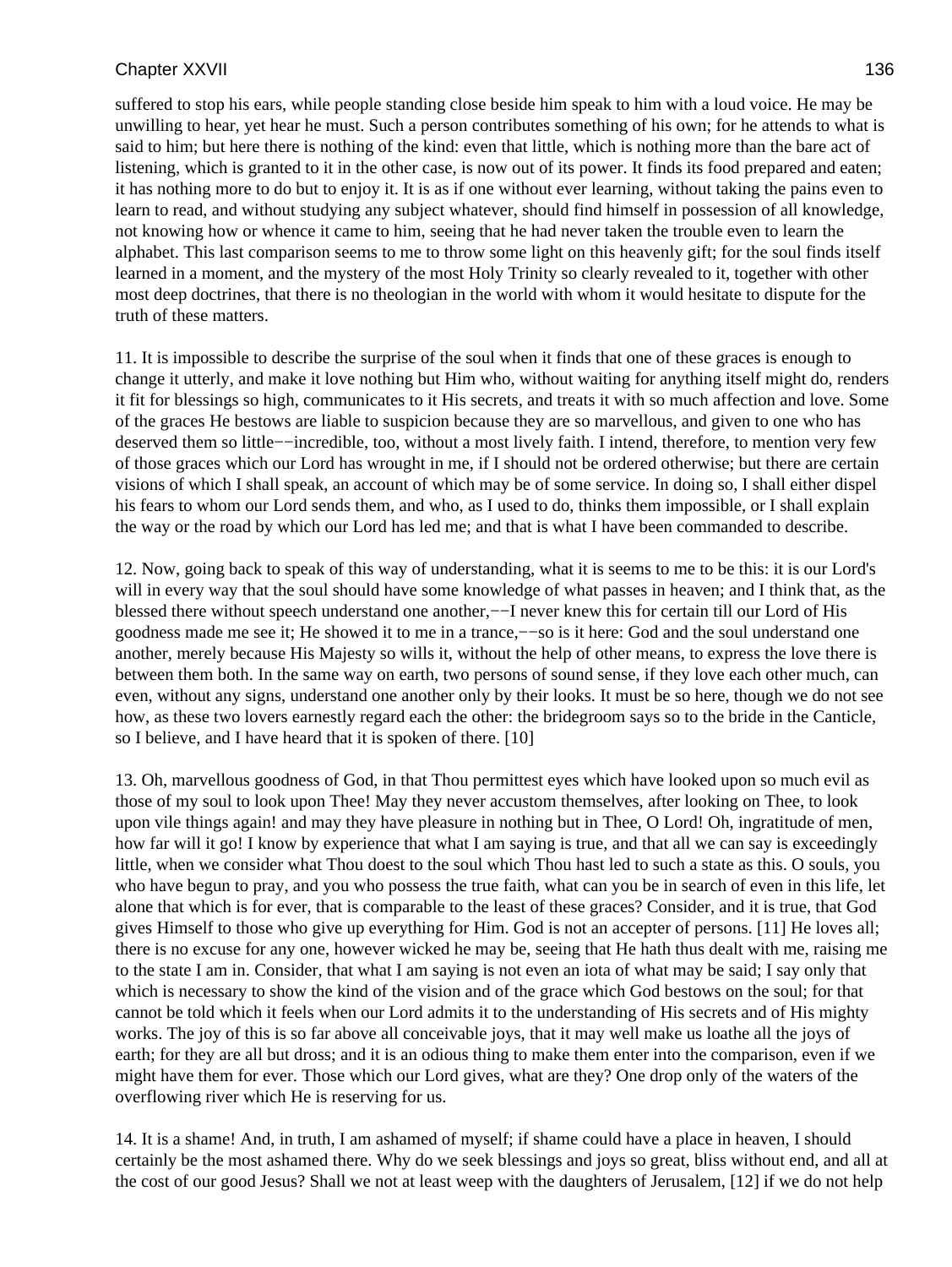suffered to stop his ears, while people standing close beside him speak to him with a loud voice. He may be unwilling to hear, yet hear he must. Such a person contributes something of his own; for he attends to what is said to him; but here there is nothing of the kind: even that little, which is nothing more than the bare act of listening, which is granted to it in the other case, is now out of its power. It finds its food prepared and eaten; it has nothing more to do but to enjoy it. It is as if one without ever learning, without taking the pains even to learn to read, and without studying any subject whatever, should find himself in possession of all knowledge, not knowing how or whence it came to him, seeing that he had never taken the trouble even to learn the alphabet. This last comparison seems to me to throw some light on this heavenly gift; for the soul finds itself learned in a moment, and the mystery of the most Holy Trinity so clearly revealed to it, together with other most deep doctrines, that there is no theologian in the world with whom it would hesitate to dispute for the truth of these matters.

11. It is impossible to describe the surprise of the soul when it finds that one of these graces is enough to change it utterly, and make it love nothing but Him who, without waiting for anything itself might do, renders it fit for blessings so high, communicates to it His secrets, and treats it with so much affection and love. Some of the graces He bestows are liable to suspicion because they are so marvellous, and given to one who has deserved them so little−−incredible, too, without a most lively faith. I intend, therefore, to mention very few of those graces which our Lord has wrought in me, if I should not be ordered otherwise; but there are certain visions of which I shall speak, an account of which may be of some service. In doing so, I shall either dispel his fears to whom our Lord sends them, and who, as I used to do, thinks them impossible, or I shall explain the way or the road by which our Lord has led me; and that is what I have been commanded to describe.

12. Now, going back to speak of this way of understanding, what it is seems to me to be this: it is our Lord's will in every way that the soul should have some knowledge of what passes in heaven; and I think that, as the blessed there without speech understand one another,−−I never knew this for certain till our Lord of His goodness made me see it; He showed it to me in a trance,−−so is it here: God and the soul understand one another, merely because His Majesty so wills it, without the help of other means, to express the love there is between them both. In the same way on earth, two persons of sound sense, if they love each other much, can even, without any signs, understand one another only by their looks. It must be so here, though we do not see how, as these two lovers earnestly regard each the other: the bridegroom says so to the bride in the Canticle, so I believe, and I have heard that it is spoken of there. [10]

13. Oh, marvellous goodness of God, in that Thou permittest eyes which have looked upon so much evil as those of my soul to look upon Thee! May they never accustom themselves, after looking on Thee, to look upon vile things again! and may they have pleasure in nothing but in Thee, O Lord! Oh, ingratitude of men, how far will it go! I know by experience that what I am saying is true, and that all we can say is exceedingly little, when we consider what Thou doest to the soul which Thou hast led to such a state as this. O souls, you who have begun to pray, and you who possess the true faith, what can you be in search of even in this life, let alone that which is for ever, that is comparable to the least of these graces? Consider, and it is true, that God gives Himself to those who give up everything for Him. God is not an accepter of persons. [11] He loves all; there is no excuse for any one, however wicked he may be, seeing that He hath thus dealt with me, raising me to the state I am in. Consider, that what I am saying is not even an iota of what may be said; I say only that which is necessary to show the kind of the vision and of the grace which God bestows on the soul; for that cannot be told which it feels when our Lord admits it to the understanding of His secrets and of His mighty works. The joy of this is so far above all conceivable joys, that it may well make us loathe all the joys of earth; for they are all but dross; and it is an odious thing to make them enter into the comparison, even if we might have them for ever. Those which our Lord gives, what are they? One drop only of the waters of the overflowing river which He is reserving for us.

14. It is a shame! And, in truth, I am ashamed of myself; if shame could have a place in heaven, I should certainly be the most ashamed there. Why do we seek blessings and joys so great, bliss without end, and all at the cost of our good Jesus? Shall we not at least weep with the daughters of Jerusalem, [12] if we do not help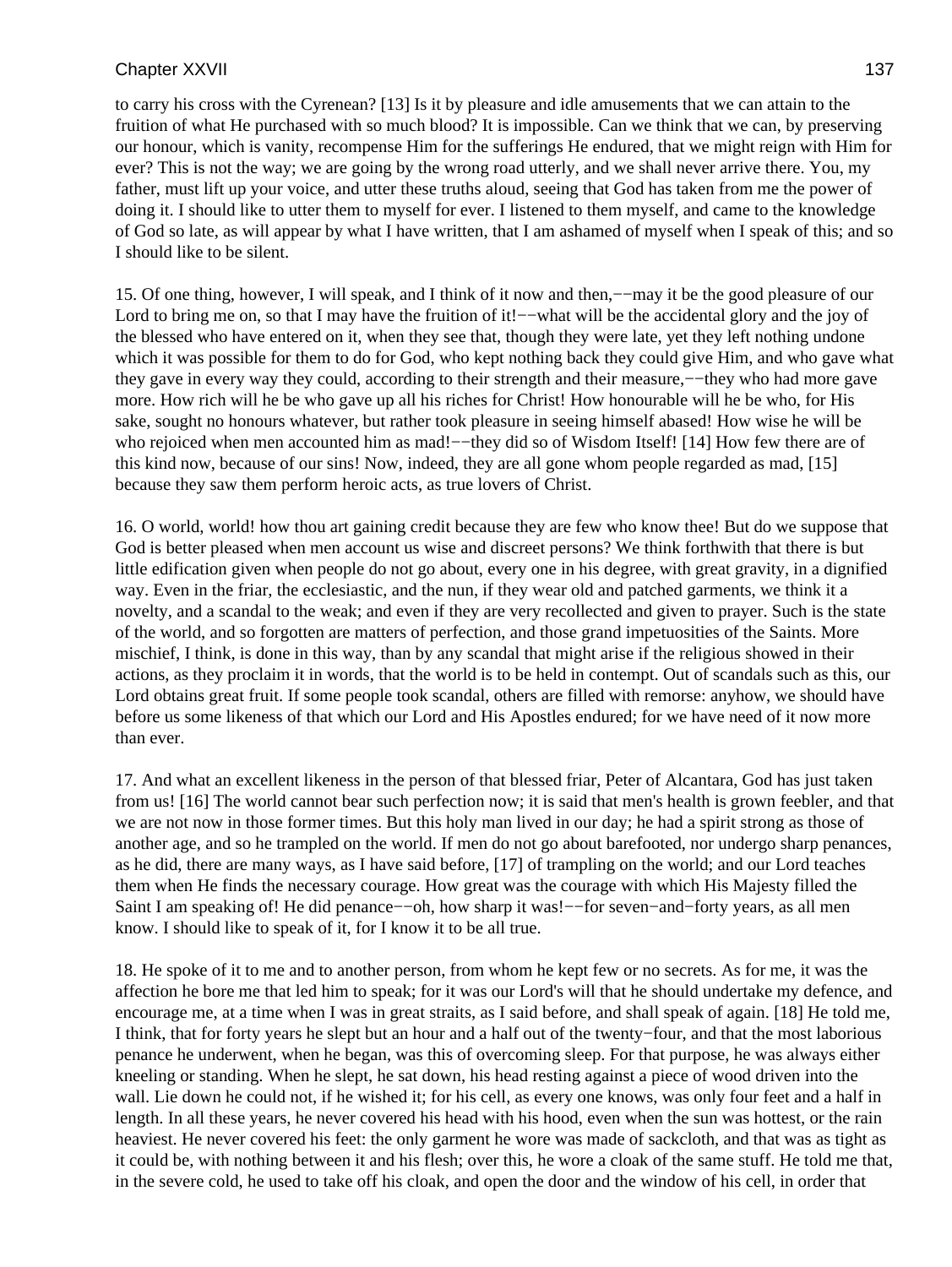to carry his cross with the Cyrenean? [13] Is it by pleasure and idle amusements that we can attain to the fruition of what He purchased with so much blood? It is impossible. Can we think that we can, by preserving our honour, which is vanity, recompense Him for the sufferings He endured, that we might reign with Him for ever? This is not the way; we are going by the wrong road utterly, and we shall never arrive there. You, my father, must lift up your voice, and utter these truths aloud, seeing that God has taken from me the power of doing it. I should like to utter them to myself for ever. I listened to them myself, and came to the knowledge of God so late, as will appear by what I have written, that I am ashamed of myself when I speak of this; and so I should like to be silent.

15. Of one thing, however, I will speak, and I think of it now and then,−−may it be the good pleasure of our Lord to bring me on, so that I may have the fruition of it!−−what will be the accidental glory and the joy of the blessed who have entered on it, when they see that, though they were late, yet they left nothing undone which it was possible for them to do for God, who kept nothing back they could give Him, and who gave what they gave in every way they could, according to their strength and their measure,−−they who had more gave more. How rich will he be who gave up all his riches for Christ! How honourable will he be who, for His sake, sought no honours whatever, but rather took pleasure in seeing himself abased! How wise he will be who rejoiced when men accounted him as mad!−−they did so of Wisdom Itself! [14] How few there are of this kind now, because of our sins! Now, indeed, they are all gone whom people regarded as mad, [15] because they saw them perform heroic acts, as true lovers of Christ.

16. O world, world! how thou art gaining credit because they are few who know thee! But do we suppose that God is better pleased when men account us wise and discreet persons? We think forthwith that there is but little edification given when people do not go about, every one in his degree, with great gravity, in a dignified way. Even in the friar, the ecclesiastic, and the nun, if they wear old and patched garments, we think it a novelty, and a scandal to the weak; and even if they are very recollected and given to prayer. Such is the state of the world, and so forgotten are matters of perfection, and those grand impetuosities of the Saints. More mischief, I think, is done in this way, than by any scandal that might arise if the religious showed in their actions, as they proclaim it in words, that the world is to be held in contempt. Out of scandals such as this, our Lord obtains great fruit. If some people took scandal, others are filled with remorse: anyhow, we should have before us some likeness of that which our Lord and His Apostles endured; for we have need of it now more than ever.

17. And what an excellent likeness in the person of that blessed friar, Peter of Alcantara, God has just taken from us! [16] The world cannot bear such perfection now; it is said that men's health is grown feebler, and that we are not now in those former times. But this holy man lived in our day; he had a spirit strong as those of another age, and so he trampled on the world. If men do not go about barefooted, nor undergo sharp penances, as he did, there are many ways, as I have said before, [17] of trampling on the world; and our Lord teaches them when He finds the necessary courage. How great was the courage with which His Majesty filled the Saint I am speaking of! He did penance−−oh, how sharp it was!−−for seven−and−forty years, as all men know. I should like to speak of it, for I know it to be all true.

18. He spoke of it to me and to another person, from whom he kept few or no secrets. As for me, it was the affection he bore me that led him to speak; for it was our Lord's will that he should undertake my defence, and encourage me, at a time when I was in great straits, as I said before, and shall speak of again. [18] He told me, I think, that for forty years he slept but an hour and a half out of the twenty−four, and that the most laborious penance he underwent, when he began, was this of overcoming sleep. For that purpose, he was always either kneeling or standing. When he slept, he sat down, his head resting against a piece of wood driven into the wall. Lie down he could not, if he wished it; for his cell, as every one knows, was only four feet and a half in length. In all these years, he never covered his head with his hood, even when the sun was hottest, or the rain heaviest. He never covered his feet: the only garment he wore was made of sackcloth, and that was as tight as it could be, with nothing between it and his flesh; over this, he wore a cloak of the same stuff. He told me that, in the severe cold, he used to take off his cloak, and open the door and the window of his cell, in order that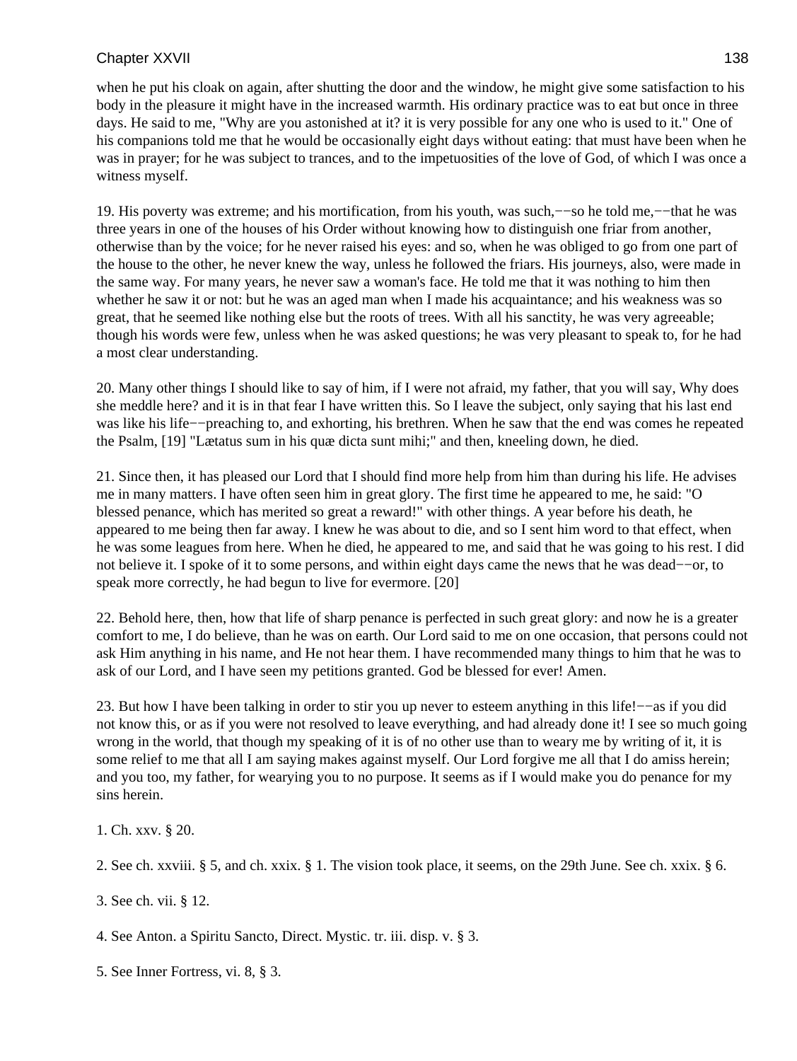when he put his cloak on again, after shutting the door and the window, he might give some satisfaction to his body in the pleasure it might have in the increased warmth. His ordinary practice was to eat but once in three days. He said to me, "Why are you astonished at it? it is very possible for any one who is used to it." One of his companions told me that he would be occasionally eight days without eating: that must have been when he was in prayer; for he was subject to trances, and to the impetuosities of the love of God, of which I was once a witness myself.

19. His poverty was extreme; and his mortification, from his youth, was such,−−so he told me,−−that he was three years in one of the houses of his Order without knowing how to distinguish one friar from another, otherwise than by the voice; for he never raised his eyes: and so, when he was obliged to go from one part of the house to the other, he never knew the way, unless he followed the friars. His journeys, also, were made in the same way. For many years, he never saw a woman's face. He told me that it was nothing to him then whether he saw it or not: but he was an aged man when I made his acquaintance; and his weakness was so great, that he seemed like nothing else but the roots of trees. With all his sanctity, he was very agreeable; though his words were few, unless when he was asked questions; he was very pleasant to speak to, for he had a most clear understanding.

20. Many other things I should like to say of him, if I were not afraid, my father, that you will say, Why does she meddle here? and it is in that fear I have written this. So I leave the subject, only saying that his last end was like his life−−preaching to, and exhorting, his brethren. When he saw that the end was comes he repeated the Psalm, [19] "Lætatus sum in his quæ dicta sunt mihi;" and then, kneeling down, he died.

21. Since then, it has pleased our Lord that I should find more help from him than during his life. He advises me in many matters. I have often seen him in great glory. The first time he appeared to me, he said: "O blessed penance, which has merited so great a reward!" with other things. A year before his death, he appeared to me being then far away. I knew he was about to die, and so I sent him word to that effect, when he was some leagues from here. When he died, he appeared to me, and said that he was going to his rest. I did not believe it. I spoke of it to some persons, and within eight days came the news that he was dead−−or, to speak more correctly, he had begun to live for evermore. [20]

22. Behold here, then, how that life of sharp penance is perfected in such great glory: and now he is a greater comfort to me, I do believe, than he was on earth. Our Lord said to me on one occasion, that persons could not ask Him anything in his name, and He not hear them. I have recommended many things to him that he was to ask of our Lord, and I have seen my petitions granted. God be blessed for ever! Amen.

23. But how I have been talking in order to stir you up never to esteem anything in this life!−−as if you did not know this, or as if you were not resolved to leave everything, and had already done it! I see so much going wrong in the world, that though my speaking of it is of no other use than to weary me by writing of it, it is some relief to me that all I am saying makes against myself. Our Lord forgive me all that I do amiss herein; and you too, my father, for wearying you to no purpose. It seems as if I would make you do penance for my sins herein.

1. Ch. xxv. § 20.

2. See ch. xxviii. § 5, and ch. xxix. § 1. The vision took place, it seems, on the 29th June. See ch. xxix. § 6.

3. See ch. vii. § 12.

4. See Anton. a Spiritu Sancto, Direct. Mystic. tr. iii. disp. v. § 3.

5. See Inner Fortress, vi. 8, § 3.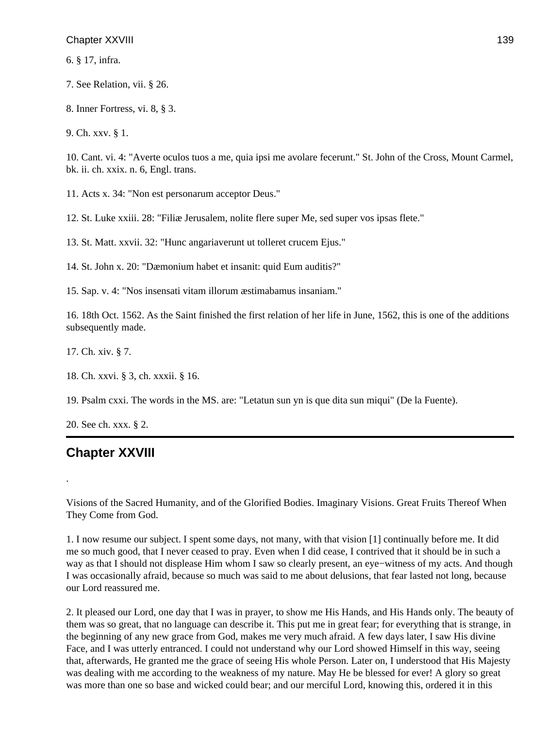6. § 17, infra.

7. See Relation, vii. § 26.

8. Inner Fortress, vi. 8, § 3.

9. Ch. xxv. § 1.

10. Cant. vi. 4: "Averte oculos tuos a me, quia ipsi me avolare fecerunt." St. John of the Cross, Mount Carmel, bk. ii. ch. xxix. n. 6, Engl. trans.

11. Acts x. 34: "Non est personarum acceptor Deus."

12. St. Luke xxiii. 28: "Filiæ Jerusalem, nolite flere super Me, sed super vos ipsas flete."

13. St. Matt. xxvii. 32: "Hunc angariaverunt ut tolleret crucem Ejus."

14. St. John x. 20: "Dæmonium habet et insanit: quid Eum auditis?"

15. Sap. v. 4: "Nos insensati vitam illorum æstimabamus insaniam."

16. 18th Oct. 1562. As the Saint finished the first relation of her life in June, 1562, this is one of the additions subsequently made.

17. Ch. xiv. § 7.

18. Ch. xxvi. § 3, ch. xxxii. § 16.

19. Psalm cxxi. The words in the MS. are: "Letatun sun yn is que dita sun miqui" (De la Fuente).

20. See ch. xxx. § 2.

## Chapter XXVIII

.

Visions of the Sacred Humanity, and of the Glorified Bodies. Imaginary Visions. Great Fruits Thereof When They Come from God.

1. I now resume our subject. I spent some days, not many, with that vision [1] continually before me. It did me so much good, that I never ceased to pray. Even when I did cease, I contrived that it should be in such a way as that I should not displease Him whom I saw so clearly present, an eye−witness of my acts. And though I was occasionally afraid, because so much was said to me about delusions, that fear lasted not long, because our Lord reassured me.

2. It pleased our Lord, one day that I was in prayer, to show me His Hands, and His Hands only. The beauty of them was so great, that no language can describe it. This put me in great fear; for everything that is strange, in the beginning of any new grace from God, makes me very much afraid. A few days later, I saw His divine Face, and I was utterly entranced. I could not understand why our Lord showed Himself in this way, seeing that, afterwards, He granted me the grace of seeing His whole Person. Later on, I understood that His Majesty was dealing with me according to the weakness of my nature. May He be blessed for ever! A glory so great was more than one so base and wicked could bear; and our merciful Lord, knowing this, ordered it in this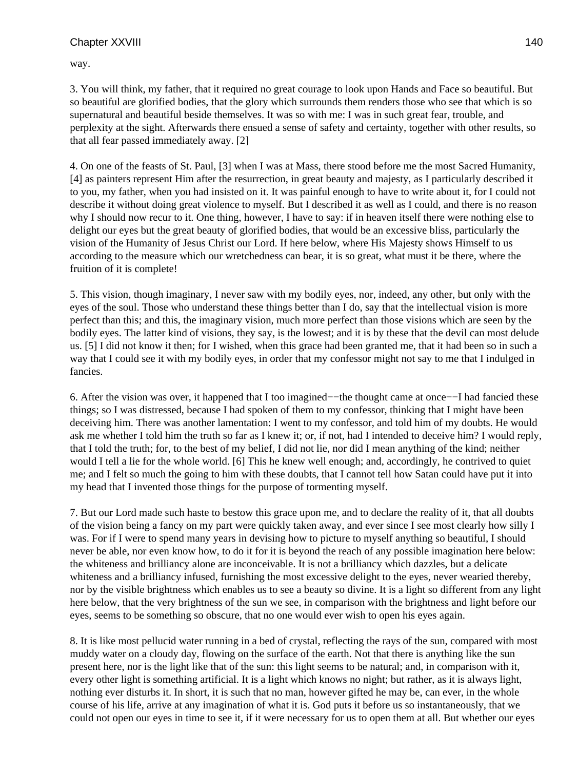way.

3. You will think, my father, that it required no great courage to look upon Hands and Face so beautiful. But so beautiful are glorified bodies, that the glory which surrounds them renders those who see that which is so supernatural and beautiful beside themselves. It was so with me: I was in such great fear, trouble, and perplexity at the sight. Afterwards there ensued a sense of safety and certainty, together with other results, so that all fear passed immediately away. [2]

4. On one of the feasts of St. Paul, [3] when I was at Mass, there stood before me the most Sacred Humanity, [4] as painters represent Him after the resurrection, in great beauty and majesty, as I particularly described it to you, my father, when you had insisted on it. It was painful enough to have to write about it, for I could not describe it without doing great violence to myself. But I described it as well as I could, and there is no reason why I should now recur to it. One thing, however, I have to say: if in heaven itself there were nothing else to delight our eyes but the great beauty of glorified bodies, that would be an excessive bliss, particularly the vision of the Humanity of Jesus Christ our Lord. If here below, where His Majesty shows Himself to us according to the measure which our wretchedness can bear, it is so great, what must it be there, where the fruition of it is complete!

5. This vision, though imaginary, I never saw with my bodily eyes, nor, indeed, any other, but only with the eyes of the soul. Those who understand these things better than I do, say that the intellectual vision is more perfect than this; and this, the imaginary vision, much more perfect than those visions which are seen by the bodily eyes. The latter kind of visions, they say, is the lowest; and it is by these that the devil can most delude us. [5] I did not know it then; for I wished, when this grace had been granted me, that it had been so in such a way that I could see it with my bodily eyes, in order that my confessor might not say to me that I indulged in fancies.

6. After the vision was over, it happened that I too imagined−−the thought came at once−−I had fancied these things; so I was distressed, because I had spoken of them to my confessor, thinking that I might have been deceiving him. There was another lamentation: I went to my confessor, and told him of my doubts. He would ask me whether I told him the truth so far as I knew it; or, if not, had I intended to deceive him? I would reply, that I told the truth; for, to the best of my belief, I did not lie, nor did I mean anything of the kind; neither would I tell a lie for the whole world. [6] This he knew well enough; and, accordingly, he contrived to quiet me; and I felt so much the going to him with these doubts, that I cannot tell how Satan could have put it into my head that I invented those things for the purpose of tormenting myself.

7. But our Lord made such haste to bestow this grace upon me, and to declare the reality of it, that all doubts of the vision being a fancy on my part were quickly taken away, and ever since I see most clearly how silly I was. For if I were to spend many years in devising how to picture to myself anything so beautiful, I should never be able, nor even know how, to do it for it is beyond the reach of any possible imagination here below: the whiteness and brilliancy alone are inconceivable. It is not a brilliancy which dazzles, but a delicate whiteness and a brilliancy infused, furnishing the most excessive delight to the eyes, never wearied thereby, nor by the visible brightness which enables us to see a beauty so divine. It is a light so different from any light here below, that the very brightness of the sun we see, in comparison with the brightness and light before our eyes, seems to be something so obscure, that no one would ever wish to open his eyes again.

8. It is like most pellucid water running in a bed of crystal, reflecting the rays of the sun, compared with most muddy water on a cloudy day, flowing on the surface of the earth. Not that there is anything like the sun present here, nor is the light like that of the sun: this light seems to be natural; and, in comparison with it, every other light is something artificial. It is a light which knows no night; but rather, as it is always light, nothing ever disturbs it. In short, it is such that no man, however gifted he may be, can ever, in the whole course of his life, arrive at any imagination of what it is. God puts it before us so instantaneously, that we could not open our eyes in time to see it, if it were necessary for us to open them at all. But whether our eyes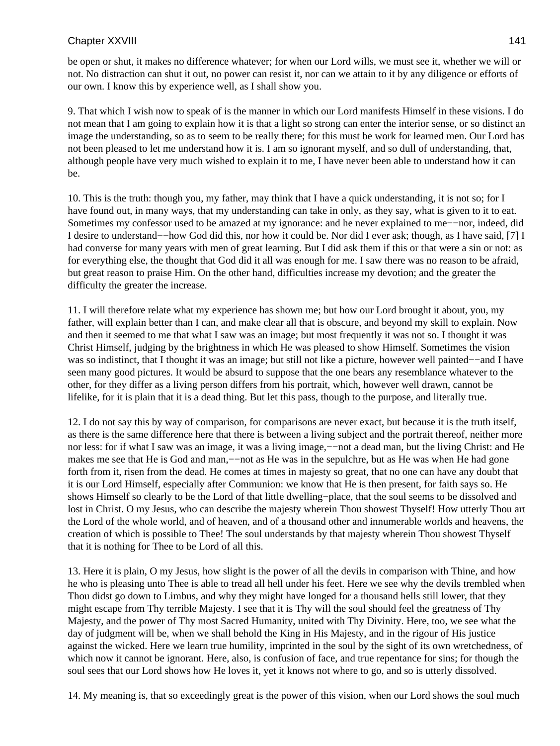be open or shut, it makes no difference whatever; for when our Lord wills, we must see it, whether we will or not. No distraction can shut it out, no power can resist it, nor can we attain to it by any diligence or efforts of our own. I know this by experience well, as I shall show you.

9. That which I wish now to speak of is the manner in which our Lord manifests Himself in these visions. I do not mean that I am going to explain how it is that a light so strong can enter the interior sense, or so distinct an image the understanding, so as to seem to be really there; for this must be work for learned men. Our Lord has not been pleased to let me understand how it is. I am so ignorant myself, and so dull of understanding, that, although people have very much wished to explain it to me, I have never been able to understand how it can be.

10. This is the truth: though you, my father, may think that I have a quick understanding, it is not so; for I have found out, in many ways, that my understanding can take in only, as they say, what is given to it to eat. Sometimes my confessor used to be amazed at my ignorance: and he never explained to me−−nor, indeed, did I desire to understand−−how God did this, nor how it could be. Nor did I ever ask; though, as I have said, [7] I had converse for many years with men of great learning. But I did ask them if this or that were a sin or not: as for everything else, the thought that God did it all was enough for me. I saw there was no reason to be afraid, but great reason to praise Him. On the other hand, difficulties increase my devotion; and the greater the difficulty the greater the increase.

11. I will therefore relate what my experience has shown me; but how our Lord brought it about, you, my father, will explain better than I can, and make clear all that is obscure, and beyond my skill to explain. Now and then it seemed to me that what I saw was an image; but most frequently it was not so. I thought it was Christ Himself, judging by the brightness in which He was pleased to show Himself. Sometimes the vision was so indistinct, that I thought it was an image; but still not like a picture, however well painted−−and I have seen many good pictures. It would be absurd to suppose that the one bears any resemblance whatever to the other, for they differ as a living person differs from his portrait, which, however well drawn, cannot be lifelike, for it is plain that it is a dead thing. But let this pass, though to the purpose, and literally true.

12. I do not say this by way of comparison, for comparisons are never exact, but because it is the truth itself, as there is the same difference here that there is between a living subject and the portrait thereof, neither more nor less: for if what I saw was an image, it was a living image,−−not a dead man, but the living Christ: and He makes me see that He is God and man,−−not as He was in the sepulchre, but as He was when He had gone forth from it, risen from the dead. He comes at times in majesty so great, that no one can have any doubt that it is our Lord Himself, especially after Communion: we know that He is then present, for faith says so. He shows Himself so clearly to be the Lord of that little dwelling−place, that the soul seems to be dissolved and lost in Christ. O my Jesus, who can describe the majesty wherein Thou showest Thyself! How utterly Thou art the Lord of the whole world, and of heaven, and of a thousand other and innumerable worlds and heavens, the creation of which is possible to Thee! The soul understands by that majesty wherein Thou showest Thyself that it is nothing for Thee to be Lord of all this.

13. Here it is plain, O my Jesus, how slight is the power of all the devils in comparison with Thine, and how he who is pleasing unto Thee is able to tread all hell under his feet. Here we see why the devils trembled when Thou didst go down to Limbus, and why they might have longed for a thousand hells still lower, that they might escape from Thy terrible Majesty. I see that it is Thy will the soul should feel the greatness of Thy Majesty, and the power of Thy most Sacred Humanity, united with Thy Divinity. Here, too, we see what the day of judgment will be, when we shall behold the King in His Majesty, and in the rigour of His justice against the wicked. Here we learn true humility, imprinted in the soul by the sight of its own wretchedness, of which now it cannot be ignorant. Here, also, is confusion of face, and true repentance for sins; for though the soul sees that our Lord shows how He loves it, yet it knows not where to go, and so is utterly dissolved.

14. My meaning is, that so exceedingly great is the power of this vision, when our Lord shows the soul much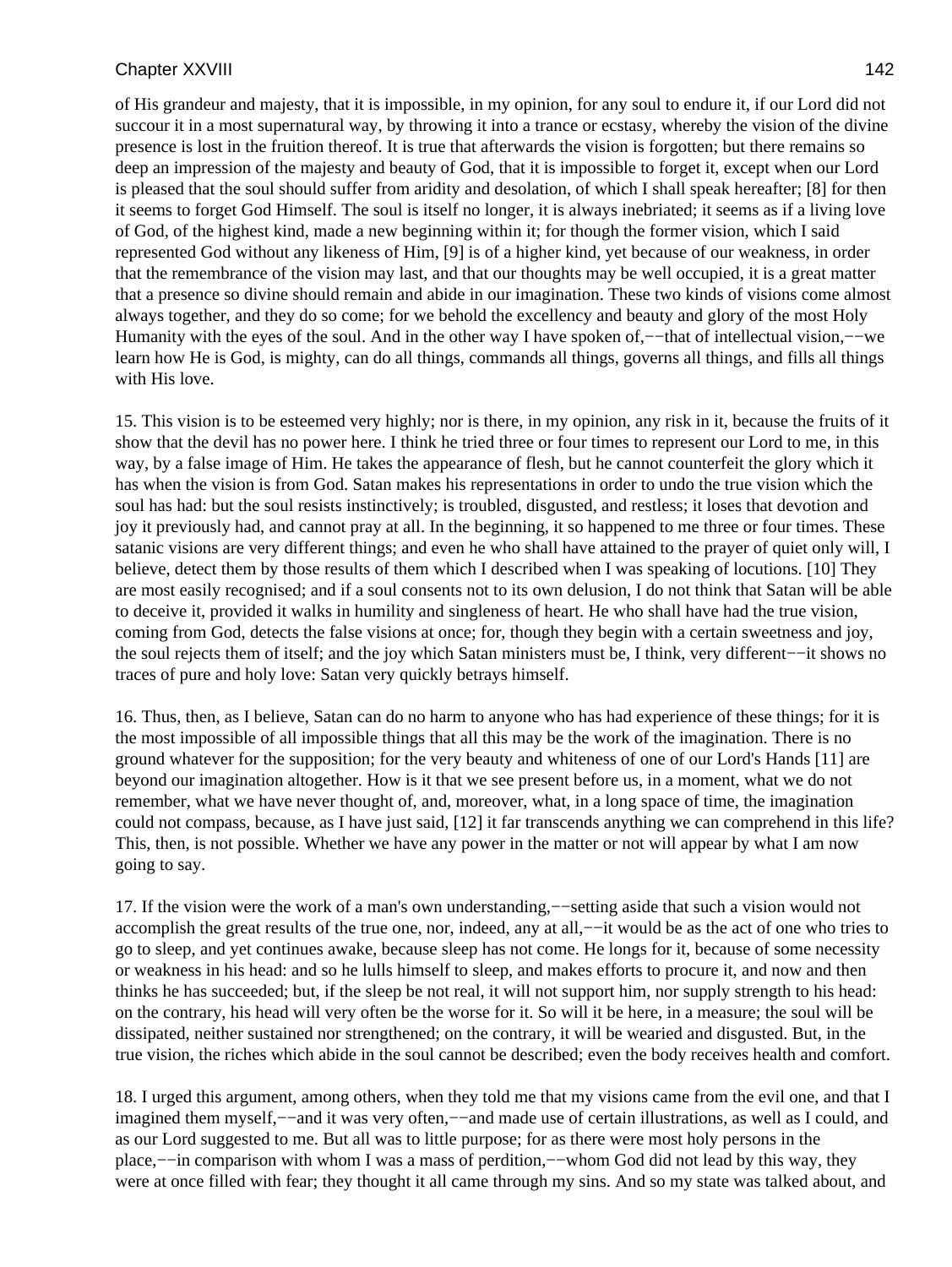of His grandeur and majesty, that it is impossible, in my opinion, for any soul to endure it, if our Lord did not succour it in a most supernatural way, by throwing it into a trance or ecstasy, whereby the vision of the divine presence is lost in the fruition thereof. It is true that afterwards the vision is forgotten; but there remains so deep an impression of the majesty and beauty of God, that it is impossible to forget it, except when our Lord is pleased that the soul should suffer from aridity and desolation, of which I shall speak hereafter; [8] for then it seems to forget God Himself. The soul is itself no longer, it is always inebriated; it seems as if a living love of God, of the highest kind, made a new beginning within it; for though the former vision, which I said represented God without any likeness of Him, [9] is of a higher kind, yet because of our weakness, in order that the remembrance of the vision may last, and that our thoughts may be well occupied, it is a great matter that a presence so divine should remain and abide in our imagination. These two kinds of visions come almost always together, and they do so come; for we behold the excellency and beauty and glory of the most Holy Humanity with the eyes of the soul. And in the other way I have spoken of,−−that of intellectual vision,−−we learn how He is God, is mighty, can do all things, commands all things, governs all things, and fills all things with His love.

15. This vision is to be esteemed very highly; nor is there, in my opinion, any risk in it, because the fruits of it show that the devil has no power here. I think he tried three or four times to represent our Lord to me, in this way, by a false image of Him. He takes the appearance of flesh, but he cannot counterfeit the glory which it has when the vision is from God. Satan makes his representations in order to undo the true vision which the soul has had: but the soul resists instinctively; is troubled, disgusted, and restless; it loses that devotion and joy it previously had, and cannot pray at all. In the beginning, it so happened to me three or four times. These satanic visions are very different things; and even he who shall have attained to the prayer of quiet only will, I believe, detect them by those results of them which I described when I was speaking of locutions. [10] They are most easily recognised; and if a soul consents not to its own delusion, I do not think that Satan will be able to deceive it, provided it walks in humility and singleness of heart. He who shall have had the true vision, coming from God, detects the false visions at once; for, though they begin with a certain sweetness and joy, the soul rejects them of itself; and the joy which Satan ministers must be, I think, very different−−it shows no traces of pure and holy love: Satan very quickly betrays himself.

16. Thus, then, as I believe, Satan can do no harm to anyone who has had experience of these things; for it is the most impossible of all impossible things that all this may be the work of the imagination. There is no ground whatever for the supposition; for the very beauty and whiteness of one of our Lord's Hands [11] are beyond our imagination altogether. How is it that we see present before us, in a moment, what we do not remember, what we have never thought of, and, moreover, what, in a long space of time, the imagination could not compass, because, as I have just said, [12] it far transcends anything we can comprehend in this life? This, then, is not possible. Whether we have any power in the matter or not will appear by what I am now going to say.

17. If the vision were the work of a man's own understanding,−−setting aside that such a vision would not accomplish the great results of the true one, nor, indeed, any at all,−−it would be as the act of one who tries to go to sleep, and yet continues awake, because sleep has not come. He longs for it, because of some necessity or weakness in his head: and so he lulls himself to sleep, and makes efforts to procure it, and now and then thinks he has succeeded; but, if the sleep be not real, it will not support him, nor supply strength to his head: on the contrary, his head will very often be the worse for it. So will it be here, in a measure; the soul will be dissipated, neither sustained nor strengthened; on the contrary, it will be wearied and disgusted. But, in the true vision, the riches which abide in the soul cannot be described; even the body receives health and comfort.

18. I urged this argument, among others, when they told me that my visions came from the evil one, and that I imagined them myself,−−and it was very often,−−and made use of certain illustrations, as well as I could, and as our Lord suggested to me. But all was to little purpose; for as there were most holy persons in the place,−−in comparison with whom I was a mass of perdition,−−whom God did not lead by this way, they were at once filled with fear; they thought it all came through my sins. And so my state was talked about, and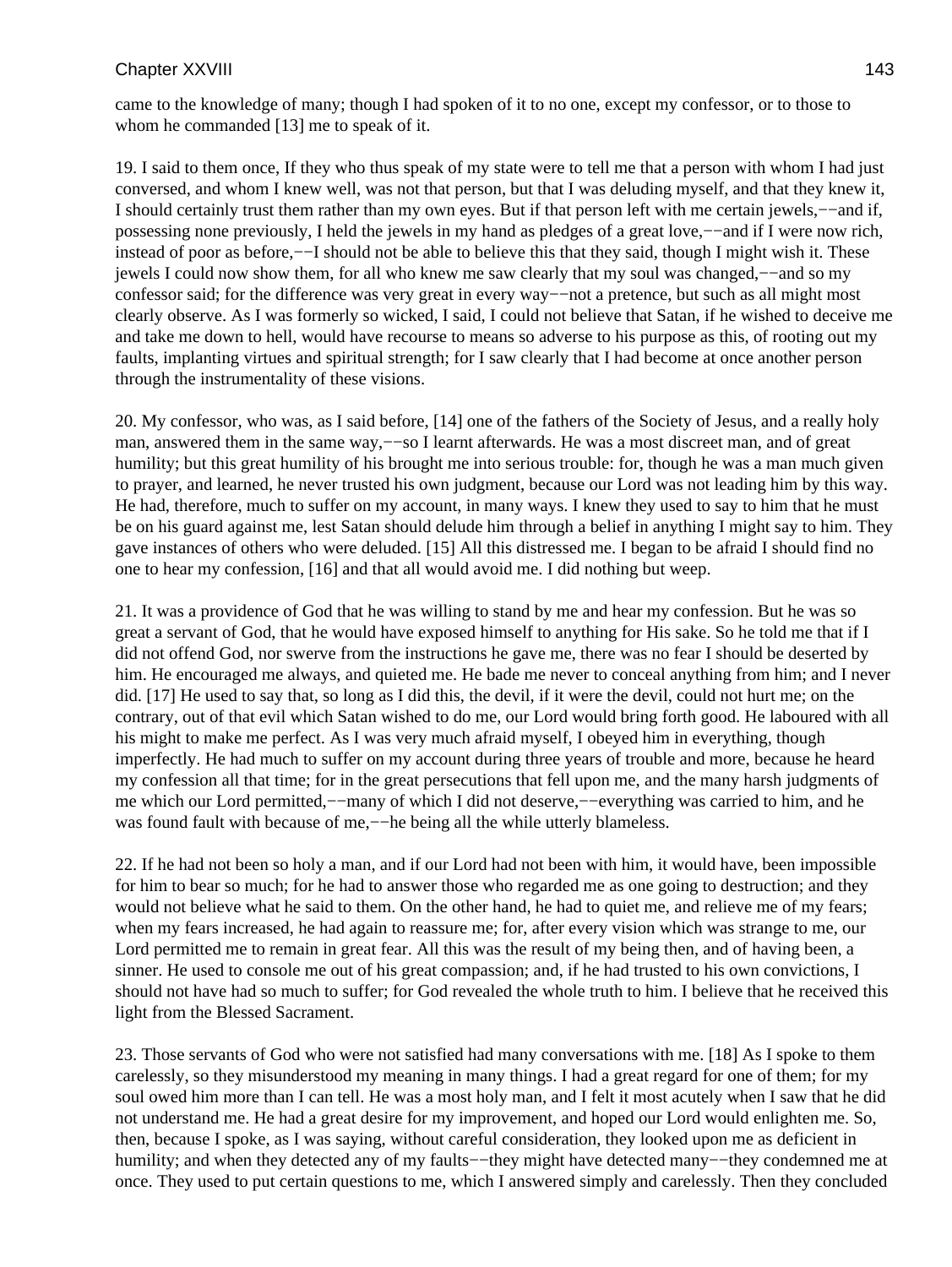came to the knowledge of many; though I had spoken of it to no one, except my confessor, or to those to whom he commanded [13] me to speak of it.

19. I said to them once, If they who thus speak of my state were to tell me that a person with whom I had just conversed, and whom I knew well, was not that person, but that I was deluding myself, and that they knew it, I should certainly trust them rather than my own eyes. But if that person left with me certain jewels,−−and if, possessing none previously, I held the jewels in my hand as pledges of a great love,−−and if I were now rich, instead of poor as before,−−I should not be able to believe this that they said, though I might wish it. These jewels I could now show them, for all who knew me saw clearly that my soul was changed,−−and so my confessor said; for the difference was very great in every way−−not a pretence, but such as all might most clearly observe. As I was formerly so wicked, I said, I could not believe that Satan, if he wished to deceive me and take me down to hell, would have recourse to means so adverse to his purpose as this, of rooting out my faults, implanting virtues and spiritual strength; for I saw clearly that I had become at once another person through the instrumentality of these visions.

20. My confessor, who was, as I said before, [14] one of the fathers of the Society of Jesus, and a really holy man, answered them in the same way,−−so I learnt afterwards. He was a most discreet man, and of great humility; but this great humility of his brought me into serious trouble: for, though he was a man much given to prayer, and learned, he never trusted his own judgment, because our Lord was not leading him by this way. He had, therefore, much to suffer on my account, in many ways. I knew they used to say to him that he must be on his guard against me, lest Satan should delude him through a belief in anything I might say to him. They gave instances of others who were deluded. [15] All this distressed me. I began to be afraid I should find no one to hear my confession, [16] and that all would avoid me. I did nothing but weep.

21. It was a providence of God that he was willing to stand by me and hear my confession. But he was so great a servant of God, that he would have exposed himself to anything for His sake. So he told me that if I did not offend God, nor swerve from the instructions he gave me, there was no fear I should be deserted by him. He encouraged me always, and quieted me. He bade me never to conceal anything from him; and I never did. [17] He used to say that, so long as I did this, the devil, if it were the devil, could not hurt me; on the contrary, out of that evil which Satan wished to do me, our Lord would bring forth good. He laboured with all his might to make me perfect. As I was very much afraid myself, I obeyed him in everything, though imperfectly. He had much to suffer on my account during three years of trouble and more, because he heard my confession all that time; for in the great persecutions that fell upon me, and the many harsh judgments of me which our Lord permitted,−−many of which I did not deserve,−−everything was carried to him, and he was found fault with because of me,−−he being all the while utterly blameless.

22. If he had not been so holy a man, and if our Lord had not been with him, it would have, been impossible for him to bear so much; for he had to answer those who regarded me as one going to destruction; and they would not believe what he said to them. On the other hand, he had to quiet me, and relieve me of my fears; when my fears increased, he had again to reassure me; for, after every vision which was strange to me, our Lord permitted me to remain in great fear. All this was the result of my being then, and of having been, a sinner. He used to console me out of his great compassion; and, if he had trusted to his own convictions, I should not have had so much to suffer; for God revealed the whole truth to him. I believe that he received this light from the Blessed Sacrament.

23. Those servants of God who were not satisfied had many conversations with me. [18] As I spoke to them carelessly, so they misunderstood my meaning in many things. I had a great regard for one of them; for my soul owed him more than I can tell. He was a most holy man, and I felt it most acutely when I saw that he did not understand me. He had a great desire for my improvement, and hoped our Lord would enlighten me. So, then, because I spoke, as I was saying, without careful consideration, they looked upon me as deficient in humility; and when they detected any of my faults−−they might have detected many−−they condemned me at once. They used to put certain questions to me, which I answered simply and carelessly. Then they concluded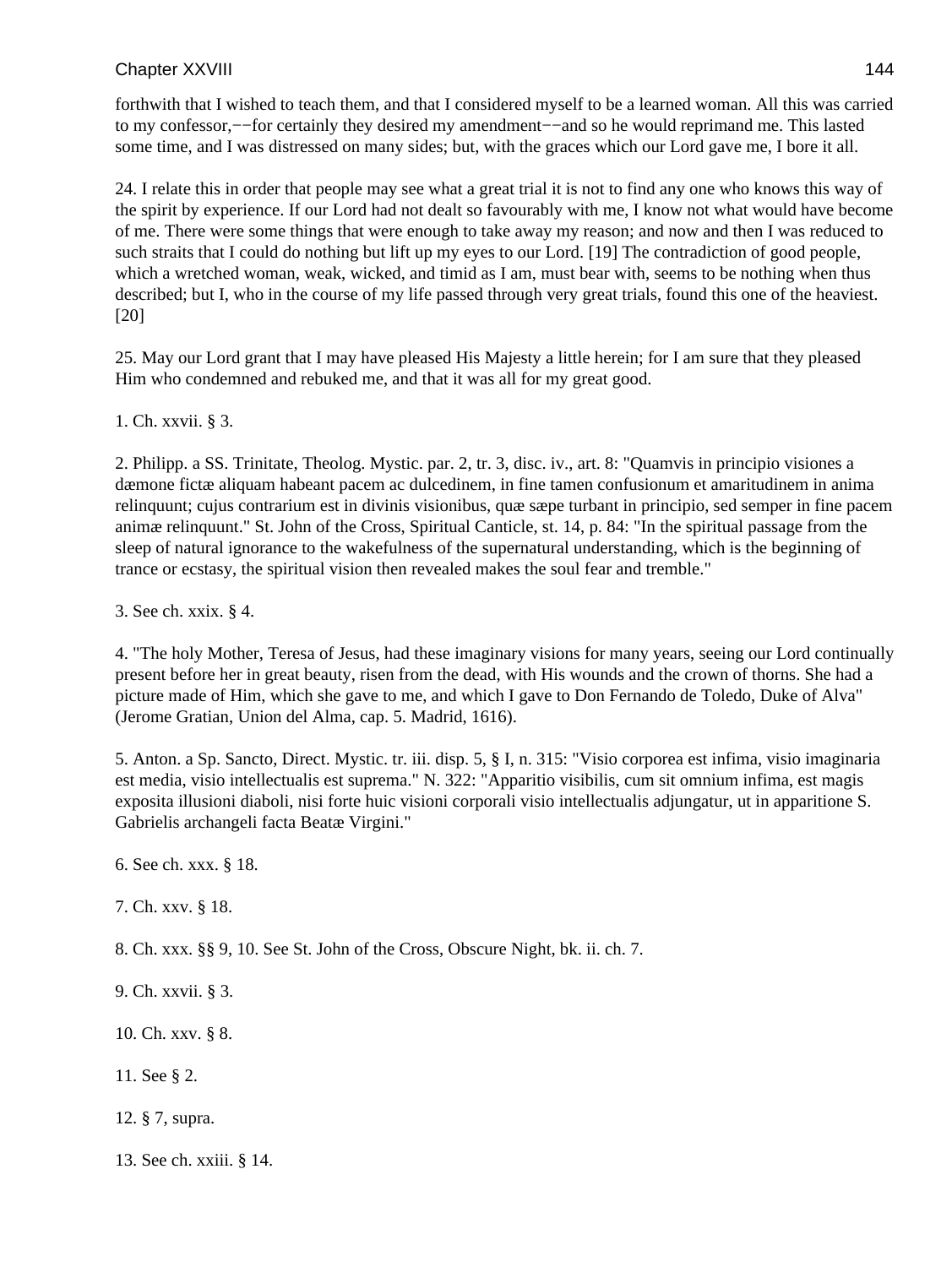forthwith that I wished to teach them, and that I considered myself to be a learned woman. All this was carried to my confessor,−−for certainly they desired my amendment−−and so he would reprimand me. This lasted some time, and I was distressed on many sides; but, with the graces which our Lord gave me, I bore it all.

24. I relate this in order that people may see what a great trial it is not to find any one who knows this way of the spirit by experience. If our Lord had not dealt so favourably with me, I know not what would have become of me. There were some things that were enough to take away my reason; and now and then I was reduced to such straits that I could do nothing but lift up my eyes to our Lord. [19] The contradiction of good people, which a wretched woman, weak, wicked, and timid as I am, must bear with, seems to be nothing when thus described; but I, who in the course of my life passed through very great trials, found this one of the heaviest. [20]

25. May our Lord grant that I may have pleased His Majesty a little herein; for I am sure that they pleased Him who condemned and rebuked me, and that it was all for my great good.

1. Ch. xxvii. § 3.

2. Philipp. a SS. Trinitate, Theolog. Mystic. par. 2, tr. 3, disc. iv., art. 8: "Quamvis in principio visiones a dæmone fictæ aliquam habeant pacem ac dulcedinem, in fine tamen confusionum et amaritudinem in anima relinquunt; cujus contrarium est in divinis visionibus, quæ sæpe turbant in principio, sed semper in fine pacem animæ relinquunt." St. John of the Cross, Spiritual Canticle, st. 14, p. 84: "In the spiritual passage from the sleep of natural ignorance to the wakefulness of the supernatural understanding, which is the beginning of trance or ecstasy, the spiritual vision then revealed makes the soul fear and tremble."

3. See ch. xxix. § 4.

4. "The holy Mother, Teresa of Jesus, had these imaginary visions for many years, seeing our Lord continually present before her in great beauty, risen from the dead, with His wounds and the crown of thorns. She had a picture made of Him, which she gave to me, and which I gave to Don Fernando de Toledo, Duke of Alva" (Jerome Gratian, Union del Alma, cap. 5. Madrid, 1616).

5. Anton. a Sp. Sancto, Direct. Mystic. tr. iii. disp. 5, § I, n. 315: "Visio corporea est infima, visio imaginaria est media, visio intellectualis est suprema." N. 322: "Apparitio visibilis, cum sit omnium infima, est magis exposita illusioni diaboli, nisi forte huic visioni corporali visio intellectualis adjungatur, ut in apparitione S. Gabrielis archangeli facta Beatæ Virgini."

6. See ch. xxx. § 18.

7. Ch. xxv. § 18.

8. Ch. xxx. §§ 9, 10. See St. John of the Cross, Obscure Night, bk. ii. ch. 7.

9. Ch. xxvii. § 3.

10. Ch. xxv. § 8.

11. See § 2.

12. § 7, supra.

13. See ch. xxiii. § 14.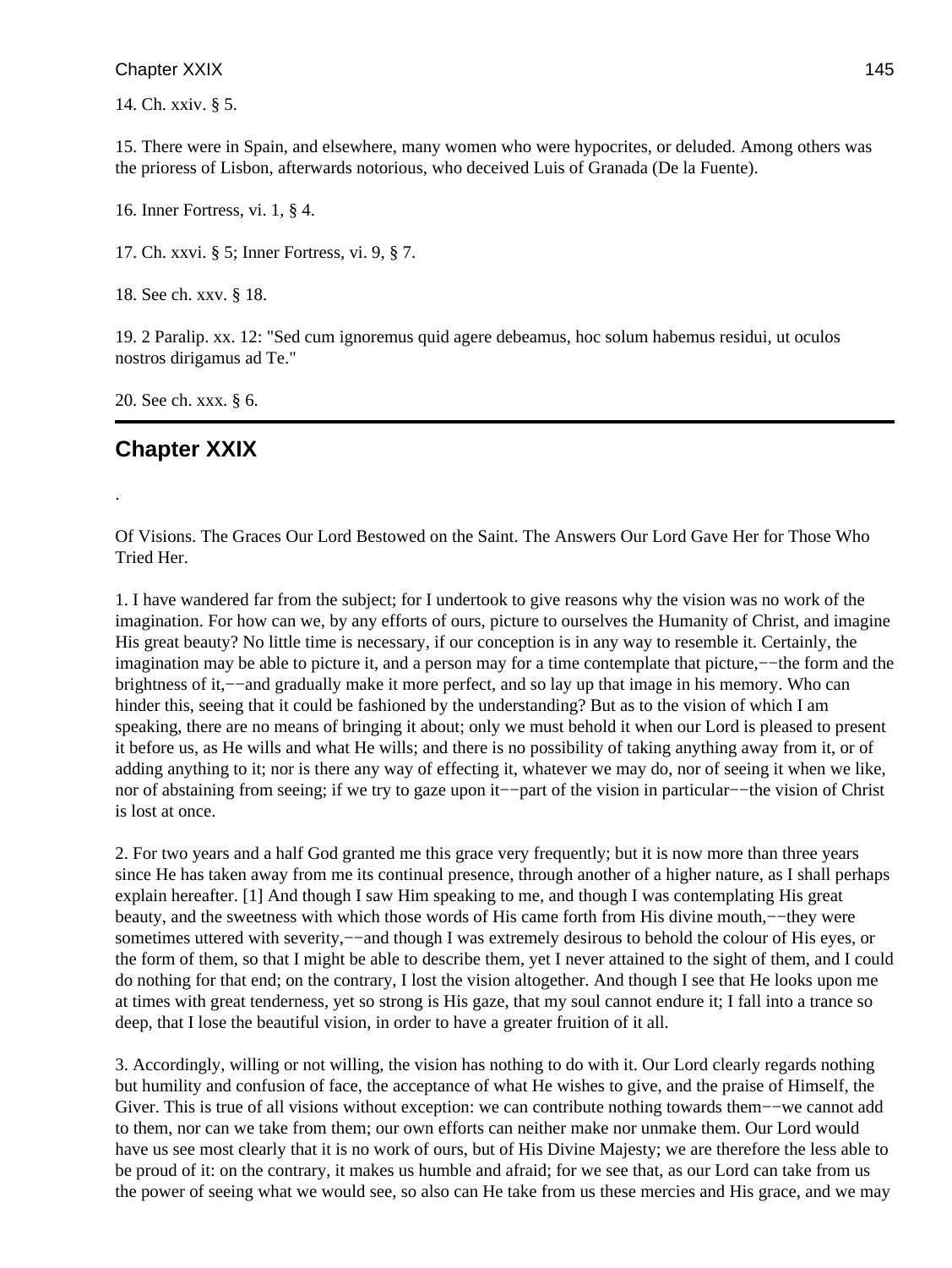14. Ch. xxiv. § 5.

15. There were in Spain, and elsewhere, many women who were hypocrites, or deluded. Among others was the prioress of Lisbon, afterwards notorious, who deceived Luis of Granada (De la Fuente).

16. Inner Fortress, vi. 1, § 4.

17. Ch. xxvi. § 5; Inner Fortress, vi. 9, § 7.

18. See ch. xxv. § 18.

19. 2 Paralip. xx. 12: "Sed cum ignoremus quid agere debeamus, hoc solum habemus residui, ut oculos nostros dirigamus ad Te."

20. See ch. xxx. § 6.

---

## Chapter XXIX

.

Of Visions. The Graces Our Lord Bestowed on the Saint. The Answers Our Lord Gave Her for Those Who Tried Her.

1. I have wandered far from the subject; for I undertook to give reasons why the vision was no work of the imagination. For how can we, by any efforts of ours, picture to ourselves the Humanity of Christ, and imagine His great beauty? No little time is necessary, if our conception is in any way to resemble it. Certainly, the imagination may be able to picture it, and a person may for a time contemplate that picture,−−the form and the brightness of it,−−and gradually make it more perfect, and so lay up that image in his memory. Who can hinder this, seeing that it could be fashioned by the understanding? But as to the vision of which I am speaking, there are no means of bringing it about; only we must behold it when our Lord is pleased to present it before us, as He wills and what He wills; and there is no possibility of taking anything away from it, or of adding anything to it; nor is there any way of effecting it, whatever we may do, nor of seeing it when we like, nor of abstaining from seeing; if we try to gaze upon it−−part of the vision in particular−−the vision of Christ is lost at once.

2. For two years and a half God granted me this grace very frequently; but it is now more than three years since He has taken away from me its continual presence, through another of a higher nature, as I shall perhaps explain hereafter. [1] And though I saw Him speaking to me, and though I was contemplating His great beauty, and the sweetness with which those words of His came forth from His divine mouth,−−they were sometimes uttered with severity,−−and though I was extremely desirous to behold the colour of His eyes, or the form of them, so that I might be able to describe them, yet I never attained to the sight of them, and I could do nothing for that end; on the contrary, I lost the vision altogether. And though I see that He looks upon me at times with great tenderness, yet so strong is His gaze, that my soul cannot endure it; I fall into a trance so deep, that I lose the beautiful vision, in order to have a greater fruition of it all.

3. Accordingly, willing or not willing, the vision has nothing to do with it. Our Lord clearly regards nothing but humility and confusion of face, the acceptance of what He wishes to give, and the praise of Himself, the Giver. This is true of all visions without exception: we can contribute nothing towards them−−we cannot add to them, nor can we take from them; our own efforts can neither make nor unmake them. Our Lord would have us see most clearly that it is no work of ours, but of His Divine Majesty; we are therefore the less able to be proud of it: on the contrary, it makes us humble and afraid; for we see that, as our Lord can take from us the power of seeing what we would see, so also can He take from us these mercies and His grace, and we may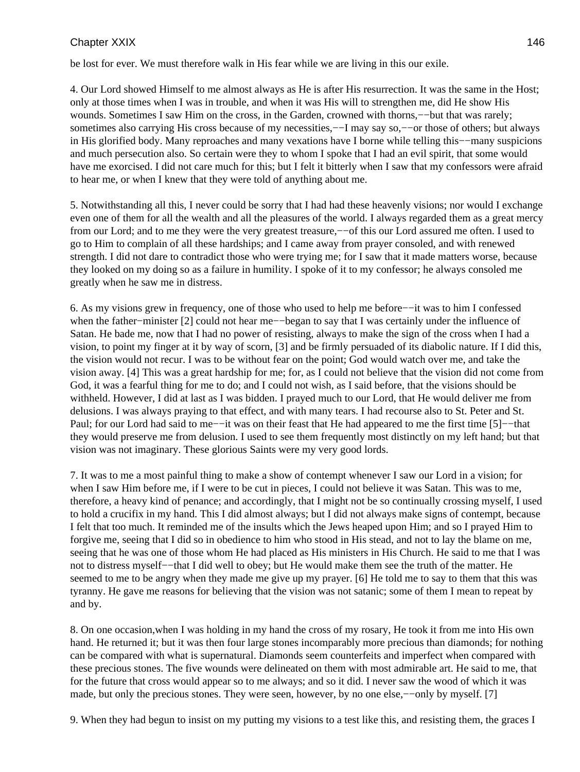be lost for ever. We must therefore walk in His fear while we are living in this our exile.

4. Our Lord showed Himself to me almost always as He is after His resurrection. It was the same in the Host; only at those times when I was in trouble, and when it was His will to strengthen me, did He show His wounds. Sometimes I saw Him on the cross, in the Garden, crowned with thorns,−−but that was rarely; sometimes also carrying His cross because of my necessities,−−I may say so,−−or those of others; but always in His glorified body. Many reproaches and many vexations have I borne while telling this−−many suspicions and much persecution also. So certain were they to whom I spoke that I had an evil spirit, that some would have me exorcised. I did not care much for this; but I felt it bitterly when I saw that my confessors were afraid to hear me, or when I knew that they were told of anything about me.

5. Notwithstanding all this, I never could be sorry that I had had these heavenly visions; nor would I exchange even one of them for all the wealth and all the pleasures of the world. I always regarded them as a great mercy from our Lord; and to me they were the very greatest treasure,−−of this our Lord assured me often. I used to go to Him to complain of all these hardships; and I came away from prayer consoled, and with renewed strength. I did not dare to contradict those who were trying me; for I saw that it made matters worse, because they looked on my doing so as a failure in humility. I spoke of it to my confessor; he always consoled me greatly when he saw me in distress.

6. As my visions grew in frequency, one of those who used to help me before−−it was to him I confessed when the father−minister [2] could not hear me−−began to say that I was certainly under the influence of Satan. He bade me, now that I had no power of resisting, always to make the sign of the cross when I had a vision, to point my finger at it by way of scorn, [3] and be firmly persuaded of its diabolic nature. If I did this, the vision would not recur. I was to be without fear on the point; God would watch over me, and take the vision away. [4] This was a great hardship for me; for, as I could not believe that the vision did not come from God, it was a fearful thing for me to do; and I could not wish, as I said before, that the visions should be withheld. However, I did at last as I was bidden. I prayed much to our Lord, that He would deliver me from delusions. I was always praying to that effect, and with many tears. I had recourse also to St. Peter and St. Paul; for our Lord had said to me−−it was on their feast that He had appeared to me the first time [5]−−that they would preserve me from delusion. I used to see them frequently most distinctly on my left hand; but that vision was not imaginary. These glorious Saints were my very good lords.

7. It was to me a most painful thing to make a show of contempt whenever I saw our Lord in a vision; for when I saw Him before me, if I were to be cut in pieces, I could not believe it was Satan. This was to me, therefore, a heavy kind of penance; and accordingly, that I might not be so continually crossing myself, I used to hold a crucifix in my hand. This I did almost always; but I did not always make signs of contempt, because I felt that too much. It reminded me of the insults which the Jews heaped upon Him; and so I prayed Him to forgive me, seeing that I did so in obedience to him who stood in His stead, and not to lay the blame on me, seeing that he was one of those whom He had placed as His ministers in His Church. He said to me that I was not to distress myself−−that I did well to obey; but He would make them see the truth of the matter. He seemed to me to be angry when they made me give up my prayer. [6] He told me to say to them that this was tyranny. He gave me reasons for believing that the vision was not satanic; some of them I mean to repeat by and by.

8. On one occasion,when I was holding in my hand the cross of my rosary, He took it from me into His own hand. He returned it; but it was then four large stones incomparably more precious than diamonds; for nothing can be compared with what is supernatural. Diamonds seem counterfeits and imperfect when compared with these precious stones. The five wounds were delineated on them with most admirable art. He said to me, that for the future that cross would appear so to me always; and so it did. I never saw the wood of which it was made, but only the precious stones. They were seen, however, by no one else,−−only by myself. [7]

9. When they had begun to insist on my putting my visions to a test like this, and resisting them, the graces I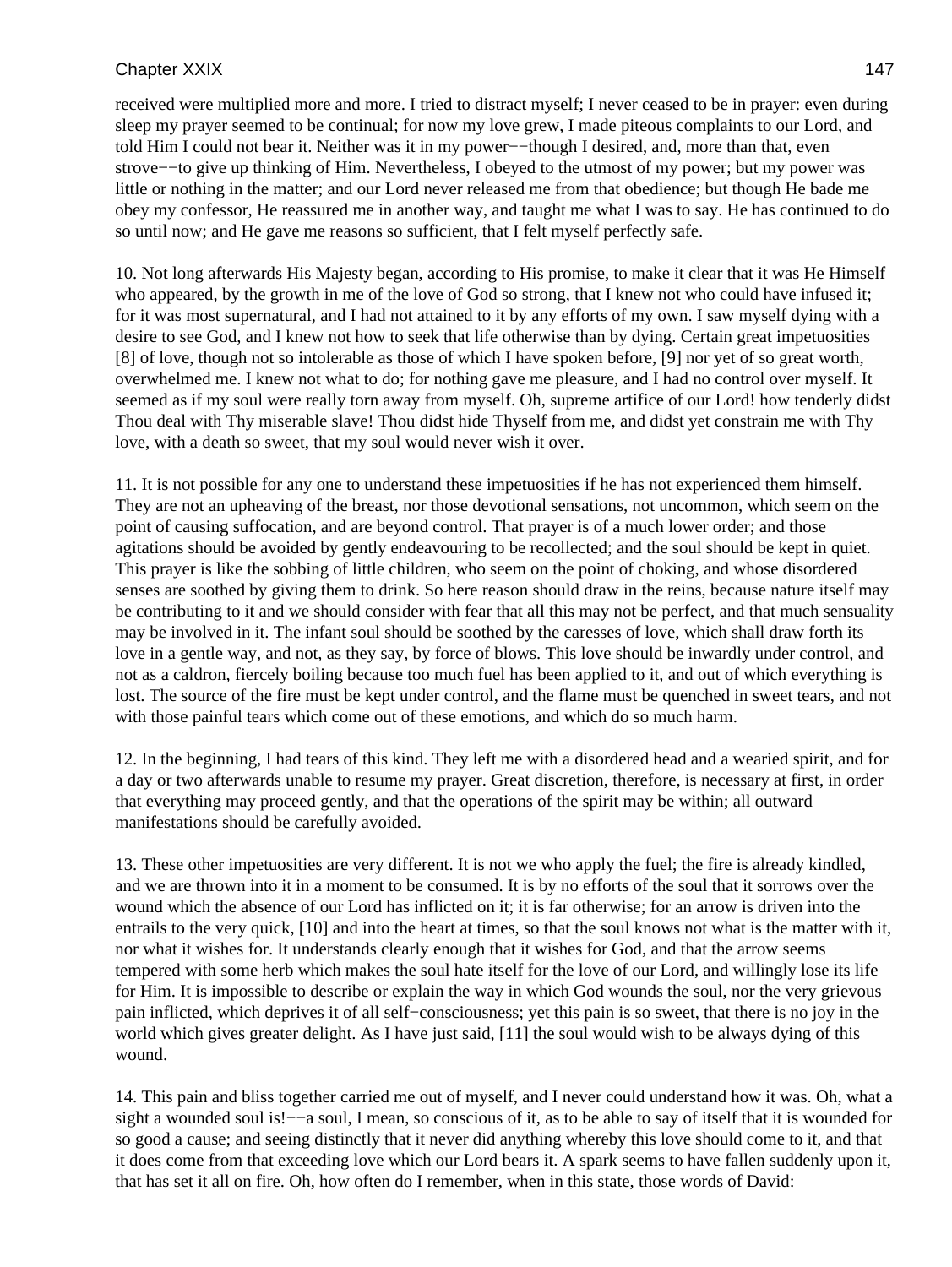received were multiplied more and more. I tried to distract myself; I never ceased to be in prayer: even during sleep my prayer seemed to be continual; for now my love grew, I made piteous complaints to our Lord, and told Him I could not bear it. Neither was it in my power−−though I desired, and, more than that, even strove−−to give up thinking of Him. Nevertheless, I obeyed to the utmost of my power; but my power was little or nothing in the matter; and our Lord never released me from that obedience; but though He bade me obey my confessor, He reassured me in another way, and taught me what I was to say. He has continued to do so until now; and He gave me reasons so sufficient, that I felt myself perfectly safe.

10. Not long afterwards His Majesty began, according to His promise, to make it clear that it was He Himself who appeared, by the growth in me of the love of God so strong, that I knew not who could have infused it; for it was most supernatural, and I had not attained to it by any efforts of my own. I saw myself dying with a desire to see God, and I knew not how to seek that life otherwise than by dying. Certain great impetuosities [8] of love, though not so intolerable as those of which I have spoken before, [9] nor yet of so great worth, overwhelmed me. I knew not what to do; for nothing gave me pleasure, and I had no control over myself. It seemed as if my soul were really torn away from myself. Oh, supreme artifice of our Lord! how tenderly didst Thou deal with Thy miserable slave! Thou didst hide Thyself from me, and didst yet constrain me with Thy love, with a death so sweet, that my soul would never wish it over.

11. It is not possible for any one to understand these impetuosities if he has not experienced them himself. They are not an upheaving of the breast, nor those devotional sensations, not uncommon, which seem on the point of causing suffocation, and are beyond control. That prayer is of a much lower order; and those agitations should be avoided by gently endeavouring to be recollected; and the soul should be kept in quiet. This prayer is like the sobbing of little children, who seem on the point of choking, and whose disordered senses are soothed by giving them to drink. So here reason should draw in the reins, because nature itself may be contributing to it and we should consider with fear that all this may not be perfect, and that much sensuality may be involved in it. The infant soul should be soothed by the caresses of love, which shall draw forth its love in a gentle way, and not, as they say, by force of blows. This love should be inwardly under control, and not as a caldron, fiercely boiling because too much fuel has been applied to it, and out of which everything is lost. The source of the fire must be kept under control, and the flame must be quenched in sweet tears, and not with those painful tears which come out of these emotions, and which do so much harm.

12. In the beginning, I had tears of this kind. They left me with a disordered head and a wearied spirit, and for a day or two afterwards unable to resume my prayer. Great discretion, therefore, is necessary at first, in order that everything may proceed gently, and that the operations of the spirit may be within; all outward manifestations should be carefully avoided.

13. These other impetuosities are very different. It is not we who apply the fuel; the fire is already kindled, and we are thrown into it in a moment to be consumed. It is by no efforts of the soul that it sorrows over the wound which the absence of our Lord has inflicted on it; it is far otherwise; for an arrow is driven into the entrails to the very quick, [10] and into the heart at times, so that the soul knows not what is the matter with it, nor what it wishes for. It understands clearly enough that it wishes for God, and that the arrow seems tempered with some herb which makes the soul hate itself for the love of our Lord, and willingly lose its life for Him. It is impossible to describe or explain the way in which God wounds the soul, nor the very grievous pain inflicted, which deprives it of all self−consciousness; yet this pain is so sweet, that there is no joy in the world which gives greater delight. As I have just said, [11] the soul would wish to be always dying of this wound.

14. This pain and bliss together carried me out of myself, and I never could understand how it was. Oh, what a sight a wounded soul is!−−a soul, I mean, so conscious of it, as to be able to say of itself that it is wounded for so good a cause; and seeing distinctly that it never did anything whereby this love should come to it, and that it does come from that exceeding love which our Lord bears it. A spark seems to have fallen suddenly upon it, that has set it all on fire. Oh, how often do I remember, when in this state, those words of David: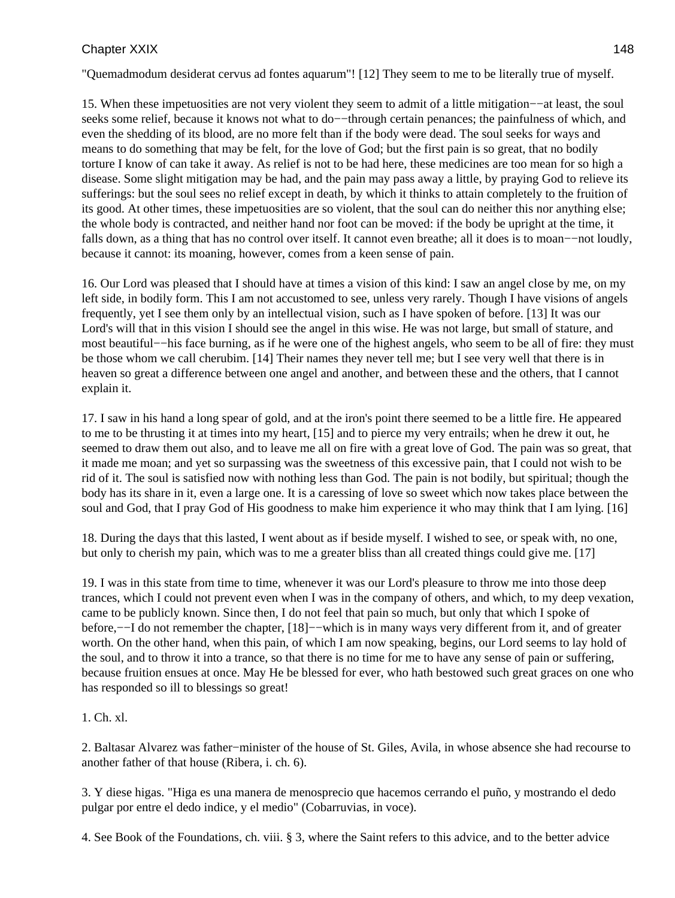"Quemadmodum desiderat cervus ad fontes aquarum"! [12] They seem to me to be literally true of myself.

15. When these impetuosities are not very violent they seem to admit of a little mitigation−−at least, the soul seeks some relief, because it knows not what to do−−through certain penances; the painfulness of which, and even the shedding of its blood, are no more felt than if the body were dead. The soul seeks for ways and means to do something that may be felt, for the love of God; but the first pain is so great, that no bodily torture I know of can take it away. As relief is not to be had here, these medicines are too mean for so high a disease. Some slight mitigation may be had, and the pain may pass away a little, by praying God to relieve its sufferings: but the soul sees no relief except in death, by which it thinks to attain completely to the fruition of its good. At other times, these impetuosities are so violent, that the soul can do neither this nor anything else; the whole body is contracted, and neither hand nor foot can be moved: if the body be upright at the time, it falls down, as a thing that has no control over itself. It cannot even breathe; all it does is to moan−−not loudly, because it cannot: its moaning, however, comes from a keen sense of pain.

16. Our Lord was pleased that I should have at times a vision of this kind: I saw an angel close by me, on my left side, in bodily form. This I am not accustomed to see, unless very rarely. Though I have visions of angels frequently, yet I see them only by an intellectual vision, such as I have spoken of before. [13] It was our Lord's will that in this vision I should see the angel in this wise. He was not large, but small of stature, and most beautiful−−his face burning, as if he were one of the highest angels, who seem to be all of fire: they must be those whom we call cherubim. [14] Their names they never tell me; but I see very well that there is in heaven so great a difference between one angel and another, and between these and the others, that I cannot explain it.

17. I saw in his hand a long spear of gold, and at the iron's point there seemed to be a little fire. He appeared to me to be thrusting it at times into my heart, [15] and to pierce my very entrails; when he drew it out, he seemed to draw them out also, and to leave me all on fire with a great love of God. The pain was so great, that it made me moan; and yet so surpassing was the sweetness of this excessive pain, that I could not wish to be rid of it. The soul is satisfied now with nothing less than God. The pain is not bodily, but spiritual; though the body has its share in it, even a large one. It is a caressing of love so sweet which now takes place between the soul and God, that I pray God of His goodness to make him experience it who may think that I am lying. [16]

18. During the days that this lasted, I went about as if beside myself. I wished to see, or speak with, no one, but only to cherish my pain, which was to me a greater bliss than all created things could give me. [17]

19. I was in this state from time to time, whenever it was our Lord's pleasure to throw me into those deep trances, which I could not prevent even when I was in the company of others, and which, to my deep vexation, came to be publicly known. Since then, I do not feel that pain so much, but only that which I spoke of before,−−I do not remember the chapter, [18]−−which is in many ways very different from it, and of greater worth. On the other hand, when this pain, of which I am now speaking, begins, our Lord seems to lay hold of the soul, and to throw it into a trance, so that there is no time for me to have any sense of pain or suffering, because fruition ensues at once. May He be blessed for ever, who hath bestowed such great graces on one who has responded so ill to blessings so great!

1. Ch. xl.

2. Baltasar Alvarez was father−minister of the house of St. Giles, Avila, in whose absence she had recourse to another father of that house (Ribera, i. ch. 6).

3. Y diese higas. "Higa es una manera de menosprecio que hacemos cerrando el puño, y mostrando el dedo pulgar por entre el dedo indice, y el medio" (Cobarruvias, in voce).

4. See Book of the Foundations, ch. viii. § 3, where the Saint refers to this advice, and to the better advice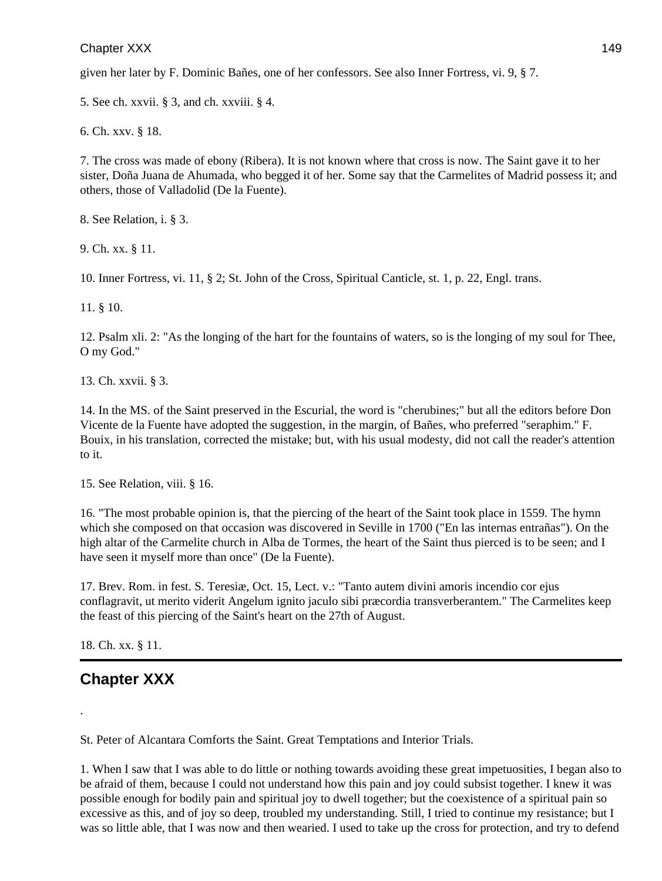given her later by F. Dominic Bañes, one of her confessors. See also Inner Fortress, vi. 9, § 7.

5. See ch. xxvii. § 3, and ch. xxviii. § 4.

6. Ch. xxv. § 18.

7. The cross was made of ebony (Ribera). It is not known where that cross is now. The Saint gave it to her sister, Doña Juana de Ahumada, who begged it of her. Some say that the Carmelites of Madrid possess it; and others, those of Valladolid (De la Fuente).

8. See Relation, i. § 3.

9. Ch. xx. § 11.

10. Inner Fortress, vi. 11, § 2; St. John of the Cross, Spiritual Canticle, st. 1, p. 22, Engl. trans.

11. § 10.

12. Psalm xli. 2: "As the longing of the hart for the fountains of waters, so is the longing of my soul for Thee, O my God."

13. Ch. xxvii. § 3.

14. In the MS. of the Saint preserved in the Escurial, the word is "cherubines;" but all the editors before Don Vicente de la Fuente have adopted the suggestion, in the margin, of Bañes, who preferred "seraphim." F. Bouix, in his translation, corrected the mistake; but, with his usual modesty, did not call the reader's attention to it.

15. See Relation, viii. § 16.

16. "The most probable opinion is, that the piercing of the heart of the Saint took place in 1559. The hymn which she composed on that occasion was discovered in Seville in 1700 ("En las internas entrañas"). On the high altar of the Carmelite church in Alba de Tormes, the heart of the Saint thus pierced is to be seen; and I have seen it myself more than once" (De la Fuente).

17. Brev. Rom. in fest. S. Teresiæ, Oct. 15, Lect. v.: "Tanto autem divini amoris incendio cor ejus conflagravit, ut merito viderit Angelum ignito jaculo sibi præcordia transverberantem." The Carmelites keep the feast of this piercing of the Saint's heart on the 27th of August.

18. Ch. xx. § 11.

---

## Chapter XXX

.

St. Peter of Alcantara Comforts the Saint. Great Temptations and Interior Trials.

1. When I saw that I was able to do little or nothing towards avoiding these great impetuosities, I began also to be afraid of them, because I could not understand how this pain and joy could subsist together. I knew it was possible enough for bodily pain and spiritual joy to dwell together; but the coexistence of a spiritual pain so excessive as this, and of joy so deep, troubled my understanding. Still, I tried to continue my resistance; but I was so little able, that I was now and then wearied. I used to take up the cross for protection, and try to defend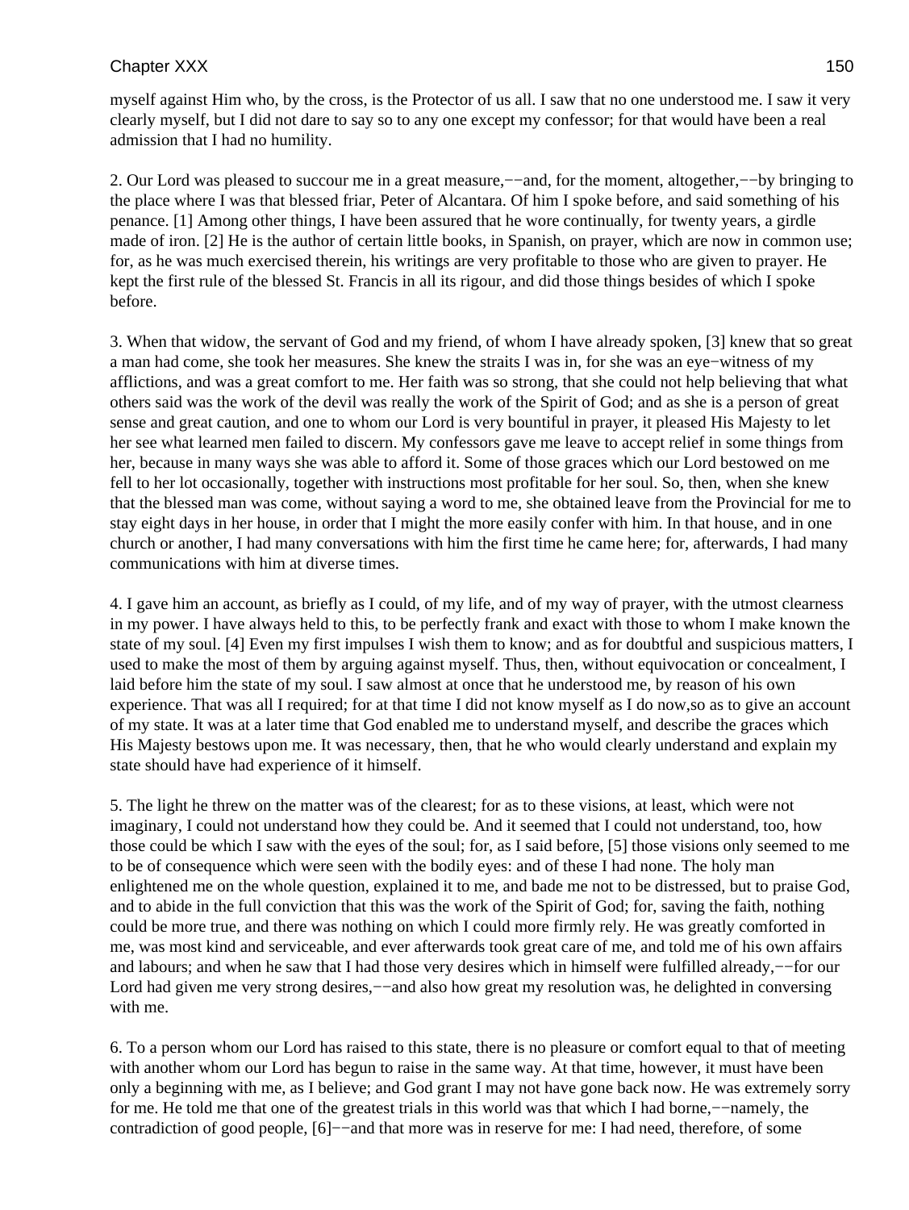myself against Him who, by the cross, is the Protector of us all. I saw that no one understood me. I saw it very clearly myself, but I did not dare to say so to any one except my confessor; for that would have been a real admission that I had no humility.

2. Our Lord was pleased to succour me in a great measure,−−and, for the moment, altogether,−−by bringing to the place where I was that blessed friar, Peter of Alcantara. Of him I spoke before, and said something of his penance. [1] Among other things, I have been assured that he wore continually, for twenty years, a girdle made of iron. [2] He is the author of certain little books, in Spanish, on prayer, which are now in common use; for, as he was much exercised therein, his writings are very profitable to those who are given to prayer. He kept the first rule of the blessed St. Francis in all its rigour, and did those things besides of which I spoke before.

3. When that widow, the servant of God and my friend, of whom I have already spoken, [3] knew that so great a man had come, she took her measures. She knew the straits I was in, for she was an eye−witness of my afflictions, and was a great comfort to me. Her faith was so strong, that she could not help believing that what others said was the work of the devil was really the work of the Spirit of God; and as she is a person of great sense and great caution, and one to whom our Lord is very bountiful in prayer, it pleased His Majesty to let her see what learned men failed to discern. My confessors gave me leave to accept relief in some things from her, because in many ways she was able to afford it. Some of those graces which our Lord bestowed on me fell to her lot occasionally, together with instructions most profitable for her soul. So, then, when she knew that the blessed man was come, without saying a word to me, she obtained leave from the Provincial for me to stay eight days in her house, in order that I might the more easily confer with him. In that house, and in one church or another, I had many conversations with him the first time he came here; for, afterwards, I had many communications with him at diverse times.

4. I gave him an account, as briefly as I could, of my life, and of my way of prayer, with the utmost clearness in my power. I have always held to this, to be perfectly frank and exact with those to whom I make known the state of my soul. [4] Even my first impulses I wish them to know; and as for doubtful and suspicious matters, I used to make the most of them by arguing against myself. Thus, then, without equivocation or concealment, I laid before him the state of my soul. I saw almost at once that he understood me, by reason of his own experience. That was all I required; for at that time I did not know myself as I do now,so as to give an account of my state. It was at a later time that God enabled me to understand myself, and describe the graces which His Majesty bestows upon me. It was necessary, then, that he who would clearly understand and explain my state should have had experience of it himself.

5. The light he threw on the matter was of the clearest; for as to these visions, at least, which were not imaginary, I could not understand how they could be. And it seemed that I could not understand, too, how those could be which I saw with the eyes of the soul; for, as I said before, [5] those visions only seemed to me to be of consequence which were seen with the bodily eyes: and of these I had none. The holy man enlightened me on the whole question, explained it to me, and bade me not to be distressed, but to praise God, and to abide in the full conviction that this was the work of the Spirit of God; for, saving the faith, nothing could be more true, and there was nothing on which I could more firmly rely. He was greatly comforted in me, was most kind and serviceable, and ever afterwards took great care of me, and told me of his own affairs and labours; and when he saw that I had those very desires which in himself were fulfilled already,−−for our Lord had given me very strong desires,−−and also how great my resolution was, he delighted in conversing with me.

6. To a person whom our Lord has raised to this state, there is no pleasure or comfort equal to that of meeting with another whom our Lord has begun to raise in the same way. At that time, however, it must have been only a beginning with me, as I believe; and God grant I may not have gone back now. He was extremely sorry for me. He told me that one of the greatest trials in this world was that which I had borne,−−namely, the contradiction of good people, [6]−−and that more was in reserve for me: I had need, therefore, of some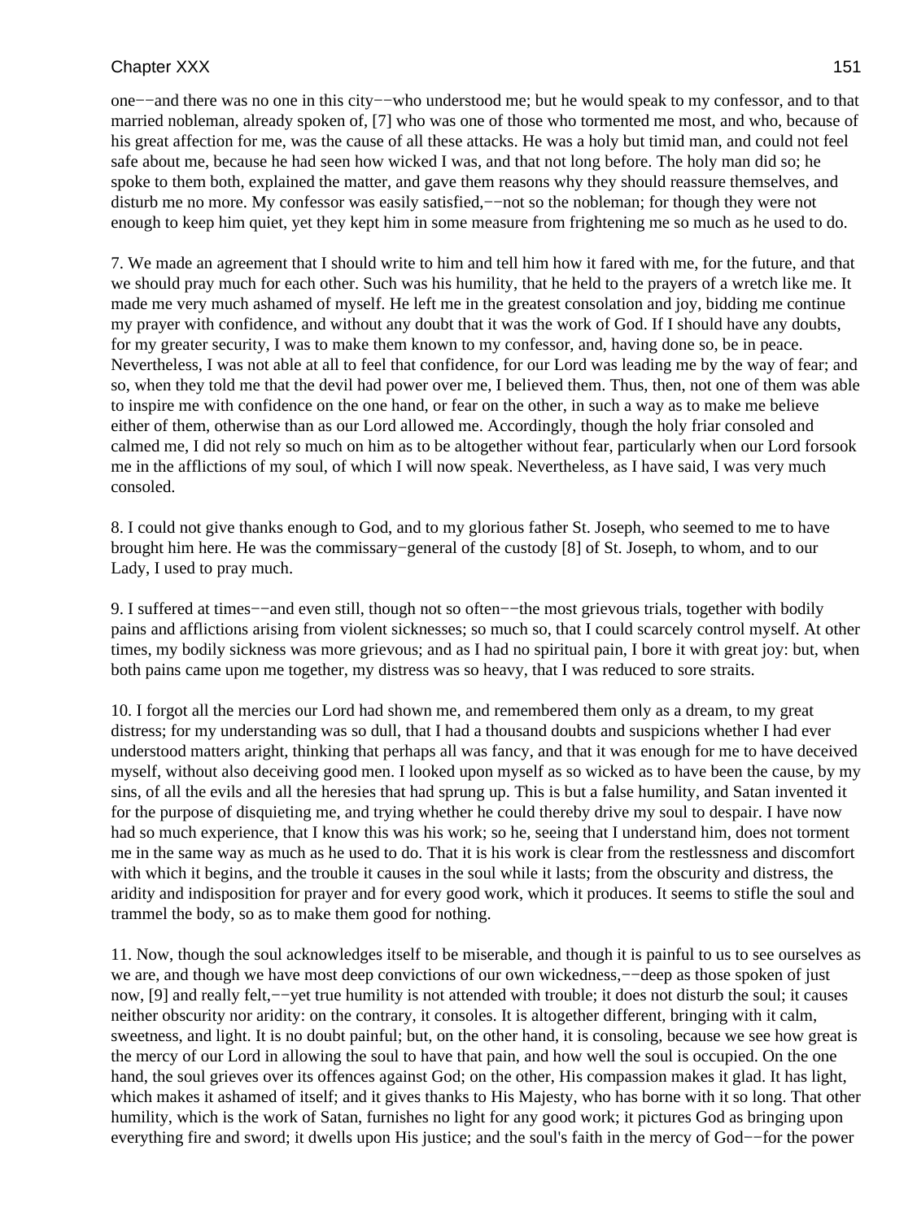one−−and there was no one in this city−−who understood me; but he would speak to my confessor, and to that married nobleman, already spoken of, [7] who was one of those who tormented me most, and who, because of his great affection for me, was the cause of all these attacks. He was a holy but timid man, and could not feel safe about me, because he had seen how wicked I was, and that not long before. The holy man did so; he spoke to them both, explained the matter, and gave them reasons why they should reassure themselves, and disturb me no more. My confessor was easily satisfied,−−not so the nobleman; for though they were not enough to keep him quiet, yet they kept him in some measure from frightening me so much as he used to do.

7. We made an agreement that I should write to him and tell him how it fared with me, for the future, and that we should pray much for each other. Such was his humility, that he held to the prayers of a wretch like me. It made me very much ashamed of myself. He left me in the greatest consolation and joy, bidding me continue my prayer with confidence, and without any doubt that it was the work of God. If I should have any doubts, for my greater security, I was to make them known to my confessor, and, having done so, be in peace. Nevertheless, I was not able at all to feel that confidence, for our Lord was leading me by the way of fear; and so, when they told me that the devil had power over me, I believed them. Thus, then, not one of them was able to inspire me with confidence on the one hand, or fear on the other, in such a way as to make me believe either of them, otherwise than as our Lord allowed me. Accordingly, though the holy friar consoled and calmed me, I did not rely so much on him as to be altogether without fear, particularly when our Lord forsook me in the afflictions of my soul, of which I will now speak. Nevertheless, as I have said, I was very much consoled.

8. I could not give thanks enough to God, and to my glorious father St. Joseph, who seemed to me to have brought him here. He was the commissary−general of the custody [8] of St. Joseph, to whom, and to our Lady, I used to pray much.

9. I suffered at times−−and even still, though not so often−−the most grievous trials, together with bodily pains and afflictions arising from violent sicknesses; so much so, that I could scarcely control myself. At other times, my bodily sickness was more grievous; and as I had no spiritual pain, I bore it with great joy: but, when both pains came upon me together, my distress was so heavy, that I was reduced to sore straits.

10. I forgot all the mercies our Lord had shown me, and remembered them only as a dream, to my great distress; for my understanding was so dull, that I had a thousand doubts and suspicions whether I had ever understood matters aright, thinking that perhaps all was fancy, and that it was enough for me to have deceived myself, without also deceiving good men. I looked upon myself as so wicked as to have been the cause, by my sins, of all the evils and all the heresies that had sprung up. This is but a false humility, and Satan invented it for the purpose of disquieting me, and trying whether he could thereby drive my soul to despair. I have now had so much experience, that I know this was his work; so he, seeing that I understand him, does not torment me in the same way as much as he used to do. That it is his work is clear from the restlessness and discomfort with which it begins, and the trouble it causes in the soul while it lasts; from the obscurity and distress, the aridity and indisposition for prayer and for every good work, which it produces. It seems to stifle the soul and trammel the body, so as to make them good for nothing.

11. Now, though the soul acknowledges itself to be miserable, and though it is painful to us to see ourselves as we are, and though we have most deep convictions of our own wickedness,−−deep as those spoken of just now, [9] and really felt,−−yet true humility is not attended with trouble; it does not disturb the soul; it causes neither obscurity nor aridity: on the contrary, it consoles. It is altogether different, bringing with it calm, sweetness, and light. It is no doubt painful; but, on the other hand, it is consoling, because we see how great is the mercy of our Lord in allowing the soul to have that pain, and how well the soul is occupied. On the one hand, the soul grieves over its offences against God; on the other, His compassion makes it glad. It has light, which makes it ashamed of itself; and it gives thanks to His Majesty, who has borne with it so long. That other humility, which is the work of Satan, furnishes no light for any good work; it pictures God as bringing upon everything fire and sword; it dwells upon His justice; and the soul's faith in the mercy of God−−for the power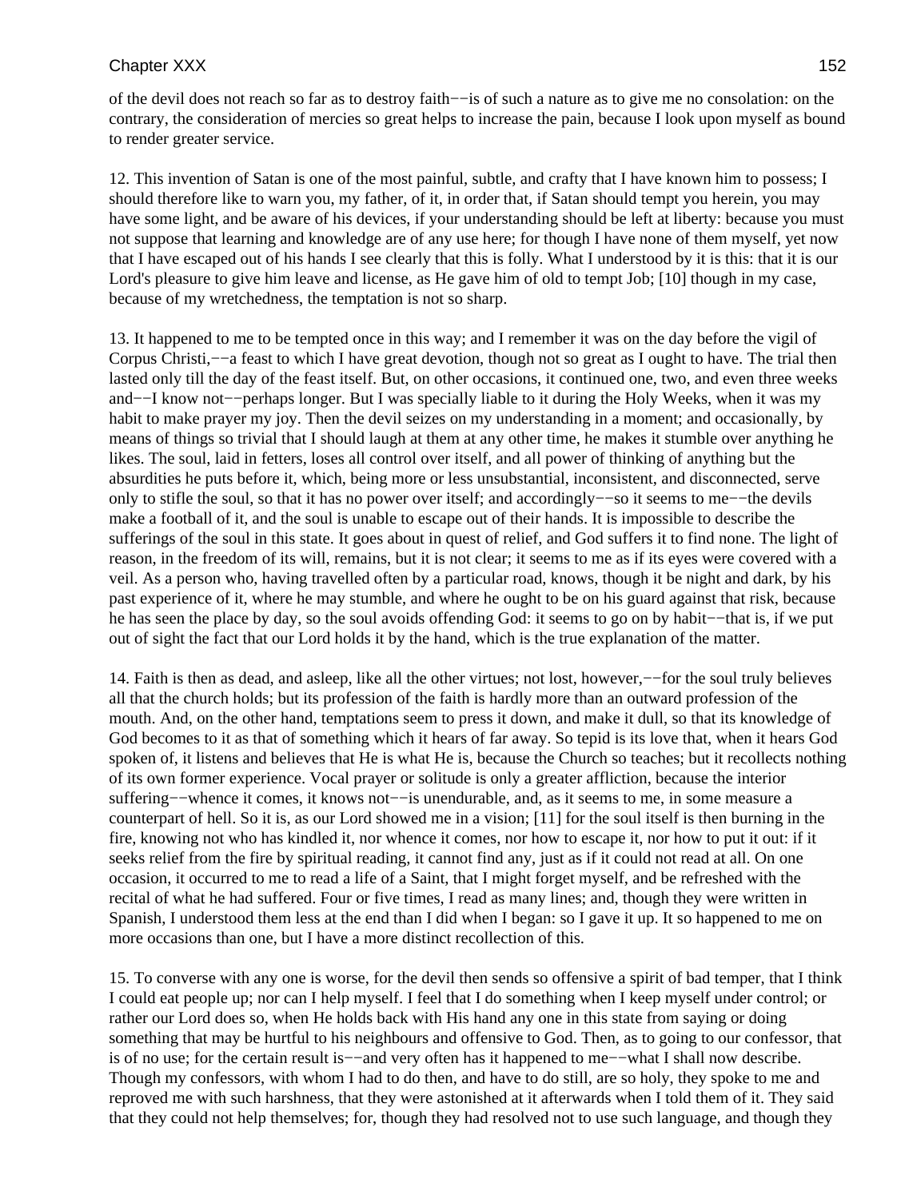of the devil does not reach so far as to destroy faith−−is of such a nature as to give me no consolation: on the contrary, the consideration of mercies so great helps to increase the pain, because I look upon myself as bound to render greater service.

12. This invention of Satan is one of the most painful, subtle, and crafty that I have known him to possess; I should therefore like to warn you, my father, of it, in order that, if Satan should tempt you herein, you may have some light, and be aware of his devices, if your understanding should be left at liberty: because you must not suppose that learning and knowledge are of any use here; for though I have none of them myself, yet now that I have escaped out of his hands I see clearly that this is folly. What I understood by it is this: that it is our Lord's pleasure to give him leave and license, as He gave him of old to tempt Job; [10] though in my case, because of my wretchedness, the temptation is not so sharp.

13. It happened to me to be tempted once in this way; and I remember it was on the day before the vigil of Corpus Christi,−−a feast to which I have great devotion, though not so great as I ought to have. The trial then lasted only till the day of the feast itself. But, on other occasions, it continued one, two, and even three weeks and−−I know not−−perhaps longer. But I was specially liable to it during the Holy Weeks, when it was my habit to make prayer my joy. Then the devil seizes on my understanding in a moment; and occasionally, by means of things so trivial that I should laugh at them at any other time, he makes it stumble over anything he likes. The soul, laid in fetters, loses all control over itself, and all power of thinking of anything but the absurdities he puts before it, which, being more or less unsubstantial, inconsistent, and disconnected, serve only to stifle the soul, so that it has no power over itself; and accordingly−−so it seems to me−−the devils make a football of it, and the soul is unable to escape out of their hands. It is impossible to describe the sufferings of the soul in this state. It goes about in quest of relief, and God suffers it to find none. The light of reason, in the freedom of its will, remains, but it is not clear; it seems to me as if its eyes were covered with a veil. As a person who, having travelled often by a particular road, knows, though it be night and dark, by his past experience of it, where he may stumble, and where he ought to be on his guard against that risk, because he has seen the place by day, so the soul avoids offending God: it seems to go on by habit−−that is, if we put out of sight the fact that our Lord holds it by the hand, which is the true explanation of the matter.

14. Faith is then as dead, and asleep, like all the other virtues; not lost, however,−−for the soul truly believes all that the church holds; but its profession of the faith is hardly more than an outward profession of the mouth. And, on the other hand, temptations seem to press it down, and make it dull, so that its knowledge of God becomes to it as that of something which it hears of far away. So tepid is its love that, when it hears God spoken of, it listens and believes that He is what He is, because the Church so teaches; but it recollects nothing of its own former experience. Vocal prayer or solitude is only a greater affliction, because the interior suffering−−whence it comes, it knows not−−is unendurable, and, as it seems to me, in some measure a counterpart of hell. So it is, as our Lord showed me in a vision; [11] for the soul itself is then burning in the fire, knowing not who has kindled it, nor whence it comes, nor how to escape it, nor how to put it out: if it seeks relief from the fire by spiritual reading, it cannot find any, just as if it could not read at all. On one occasion, it occurred to me to read a life of a Saint, that I might forget myself, and be refreshed with the recital of what he had suffered. Four or five times, I read as many lines; and, though they were written in Spanish, I understood them less at the end than I did when I began: so I gave it up. It so happened to me on more occasions than one, but I have a more distinct recollection of this.

15. To converse with any one is worse, for the devil then sends so offensive a spirit of bad temper, that I think I could eat people up; nor can I help myself. I feel that I do something when I keep myself under control; or rather our Lord does so, when He holds back with His hand any one in this state from saying or doing something that may be hurtful to his neighbours and offensive to God. Then, as to going to our confessor, that is of no use; for the certain result is−−and very often has it happened to me−−what I shall now describe. Though my confessors, with whom I had to do then, and have to do still, are so holy, they spoke to me and reproved me with such harshness, that they were astonished at it afterwards when I told them of it. They said that they could not help themselves; for, though they had resolved not to use such language, and though they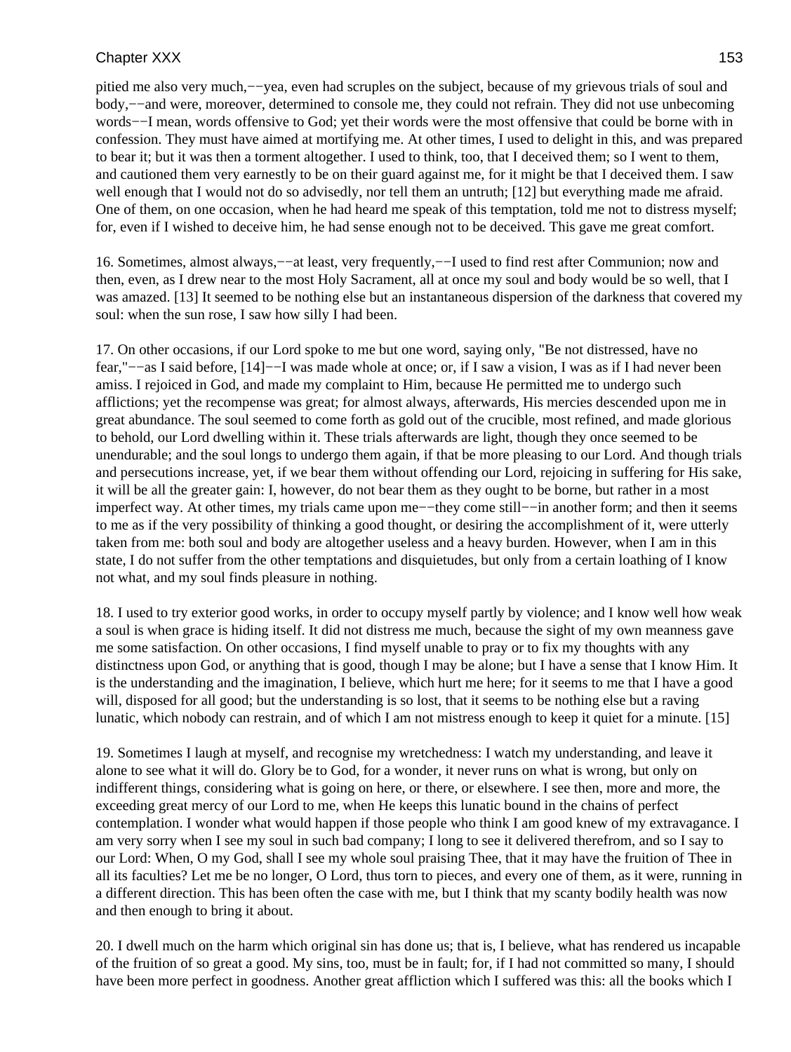pitied me also very much,−−yea, even had scruples on the subject, because of my grievous trials of soul and body,−−and were, moreover, determined to console me, they could not refrain. They did not use unbecoming words−−I mean, words offensive to God; yet their words were the most offensive that could be borne with in confession. They must have aimed at mortifying me. At other times, I used to delight in this, and was prepared to bear it; but it was then a torment altogether. I used to think, too, that I deceived them; so I went to them, and cautioned them very earnestly to be on their guard against me, for it might be that I deceived them. I saw well enough that I would not do so advisedly, nor tell them an untruth; [12] but everything made me afraid. One of them, on one occasion, when he had heard me speak of this temptation, told me not to distress myself; for, even if I wished to deceive him, he had sense enough not to be deceived. This gave me great comfort.

16. Sometimes, almost always,−−at least, very frequently,−−I used to find rest after Communion; now and then, even, as I drew near to the most Holy Sacrament, all at once my soul and body would be so well, that I was amazed. [13] It seemed to be nothing else but an instantaneous dispersion of the darkness that covered my soul: when the sun rose, I saw how silly I had been.

17. On other occasions, if our Lord spoke to me but one word, saying only, "Be not distressed, have no fear,"−−as I said before, [14]−−I was made whole at once; or, if I saw a vision, I was as if I had never been amiss. I rejoiced in God, and made my complaint to Him, because He permitted me to undergo such afflictions; yet the recompense was great; for almost always, afterwards, His mercies descended upon me in great abundance. The soul seemed to come forth as gold out of the crucible, most refined, and made glorious to behold, our Lord dwelling within it. These trials afterwards are light, though they once seemed to be unendurable; and the soul longs to undergo them again, if that be more pleasing to our Lord. And though trials and persecutions increase, yet, if we bear them without offending our Lord, rejoicing in suffering for His sake, it will be all the greater gain: I, however, do not bear them as they ought to be borne, but rather in a most imperfect way. At other times, my trials came upon me−−they come still−−in another form; and then it seems to me as if the very possibility of thinking a good thought, or desiring the accomplishment of it, were utterly taken from me: both soul and body are altogether useless and a heavy burden. However, when I am in this state, I do not suffer from the other temptations and disquietudes, but only from a certain loathing of I know not what, and my soul finds pleasure in nothing.

18. I used to try exterior good works, in order to occupy myself partly by violence; and I know well how weak a soul is when grace is hiding itself. It did not distress me much, because the sight of my own meanness gave me some satisfaction. On other occasions, I find myself unable to pray or to fix my thoughts with any distinctness upon God, or anything that is good, though I may be alone; but I have a sense that I know Him. It is the understanding and the imagination, I believe, which hurt me here; for it seems to me that I have a good will, disposed for all good; but the understanding is so lost, that it seems to be nothing else but a raving lunatic, which nobody can restrain, and of which I am not mistress enough to keep it quiet for a minute. [15]

19. Sometimes I laugh at myself, and recognise my wretchedness: I watch my understanding, and leave it alone to see what it will do. Glory be to God, for a wonder, it never runs on what is wrong, but only on indifferent things, considering what is going on here, or there, or elsewhere. I see then, more and more, the exceeding great mercy of our Lord to me, when He keeps this lunatic bound in the chains of perfect contemplation. I wonder what would happen if those people who think I am good knew of my extravagance. I am very sorry when I see my soul in such bad company; I long to see it delivered therefrom, and so I say to our Lord: When, O my God, shall I see my whole soul praising Thee, that it may have the fruition of Thee in all its faculties? Let me be no longer, O Lord, thus torn to pieces, and every one of them, as it were, running in a different direction. This has been often the case with me, but I think that my scanty bodily health was now and then enough to bring it about.

20. I dwell much on the harm which original sin has done us; that is, I believe, what has rendered us incapable of the fruition of so great a good. My sins, too, must be in fault; for, if I had not committed so many, I should have been more perfect in goodness. Another great affliction which I suffered was this: all the books which I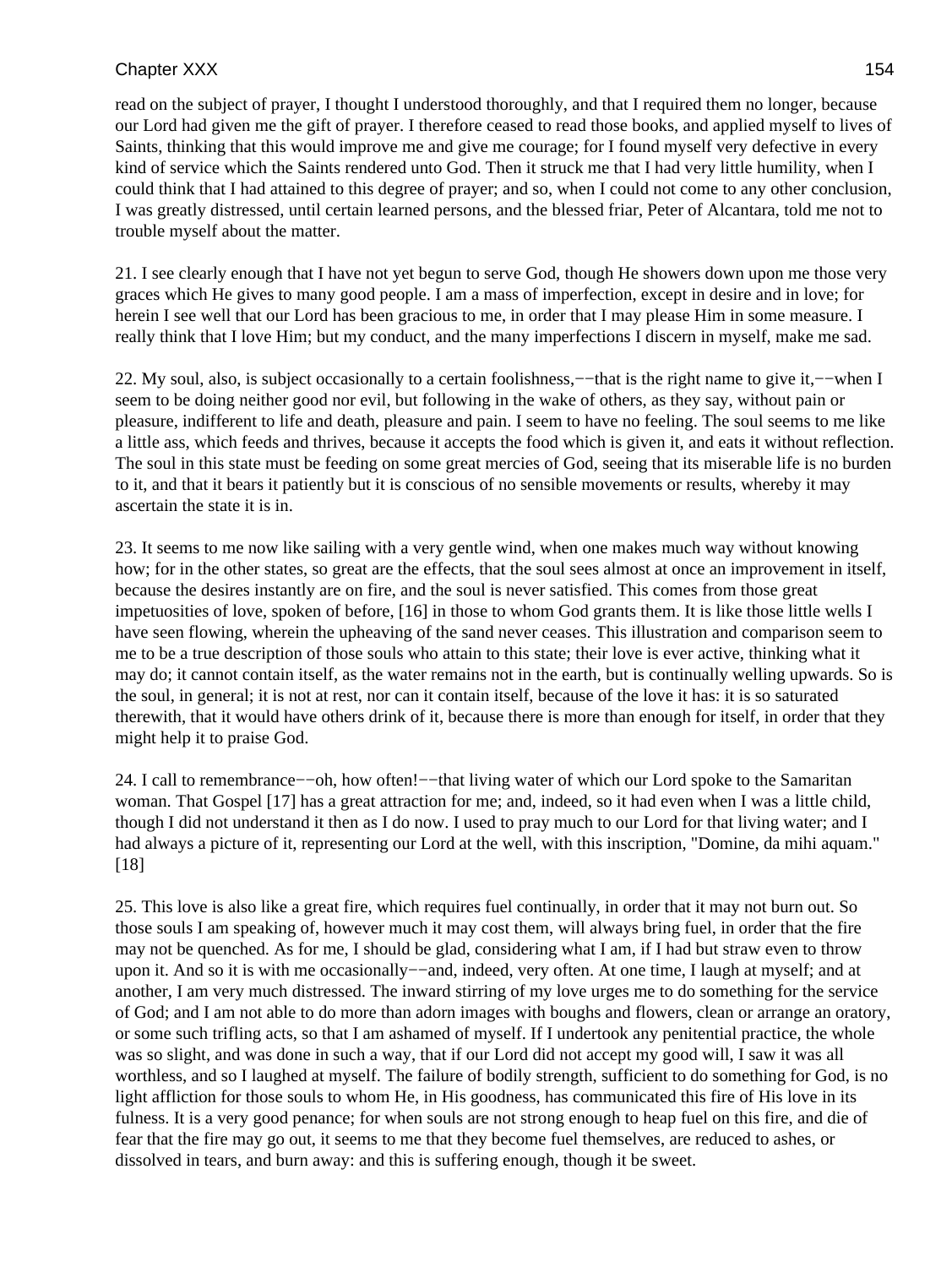read on the subject of prayer, I thought I understood thoroughly, and that I required them no longer, because our Lord had given me the gift of prayer. I therefore ceased to read those books, and applied myself to lives of Saints, thinking that this would improve me and give me courage; for I found myself very defective in every kind of service which the Saints rendered unto God. Then it struck me that I had very little humility, when I could think that I had attained to this degree of prayer; and so, when I could not come to any other conclusion, I was greatly distressed, until certain learned persons, and the blessed friar, Peter of Alcantara, told me not to trouble myself about the matter.

21. I see clearly enough that I have not yet begun to serve God, though He showers down upon me those very graces which He gives to many good people. I am a mass of imperfection, except in desire and in love; for herein I see well that our Lord has been gracious to me, in order that I may please Him in some measure. I really think that I love Him; but my conduct, and the many imperfections I discern in myself, make me sad.

22. My soul, also, is subject occasionally to a certain foolishness,−−that is the right name to give it,−−when I seem to be doing neither good nor evil, but following in the wake of others, as they say, without pain or pleasure, indifferent to life and death, pleasure and pain. I seem to have no feeling. The soul seems to me like a little ass, which feeds and thrives, because it accepts the food which is given it, and eats it without reflection. The soul in this state must be feeding on some great mercies of God, seeing that its miserable life is no burden to it, and that it bears it patiently but it is conscious of no sensible movements or results, whereby it may ascertain the state it is in.

23. It seems to me now like sailing with a very gentle wind, when one makes much way without knowing how; for in the other states, so great are the effects, that the soul sees almost at once an improvement in itself, because the desires instantly are on fire, and the soul is never satisfied. This comes from those great impetuosities of love, spoken of before, [16] in those to whom God grants them. It is like those little wells I have seen flowing, wherein the upheaving of the sand never ceases. This illustration and comparison seem to me to be a true description of those souls who attain to this state; their love is ever active, thinking what it may do; it cannot contain itself, as the water remains not in the earth, but is continually welling upwards. So is the soul, in general; it is not at rest, nor can it contain itself, because of the love it has: it is so saturated therewith, that it would have others drink of it, because there is more than enough for itself, in order that they might help it to praise God.

24. I call to remembrance−−oh, how often!−−that living water of which our Lord spoke to the Samaritan woman. That Gospel [17] has a great attraction for me; and, indeed, so it had even when I was a little child, though I did not understand it then as I do now. I used to pray much to our Lord for that living water; and I had always a picture of it, representing our Lord at the well, with this inscription, "Domine, da mihi aquam." [18]

25. This love is also like a great fire, which requires fuel continually, in order that it may not burn out. So those souls I am speaking of, however much it may cost them, will always bring fuel, in order that the fire may not be quenched. As for me, I should be glad, considering what I am, if I had but straw even to throw upon it. And so it is with me occasionally−−and, indeed, very often. At one time, I laugh at myself; and at another, I am very much distressed. The inward stirring of my love urges me to do something for the service of God; and I am not able to do more than adorn images with boughs and flowers, clean or arrange an oratory, or some such trifling acts, so that I am ashamed of myself. If I undertook any penitential practice, the whole was so slight, and was done in such a way, that if our Lord did not accept my good will, I saw it was all worthless, and so I laughed at myself. The failure of bodily strength, sufficient to do something for God, is no light affliction for those souls to whom He, in His goodness, has communicated this fire of His love in its fulness. It is a very good penance; for when souls are not strong enough to heap fuel on this fire, and die of fear that the fire may go out, it seems to me that they become fuel themselves, are reduced to ashes, or dissolved in tears, and burn away: and this is suffering enough, though it be sweet.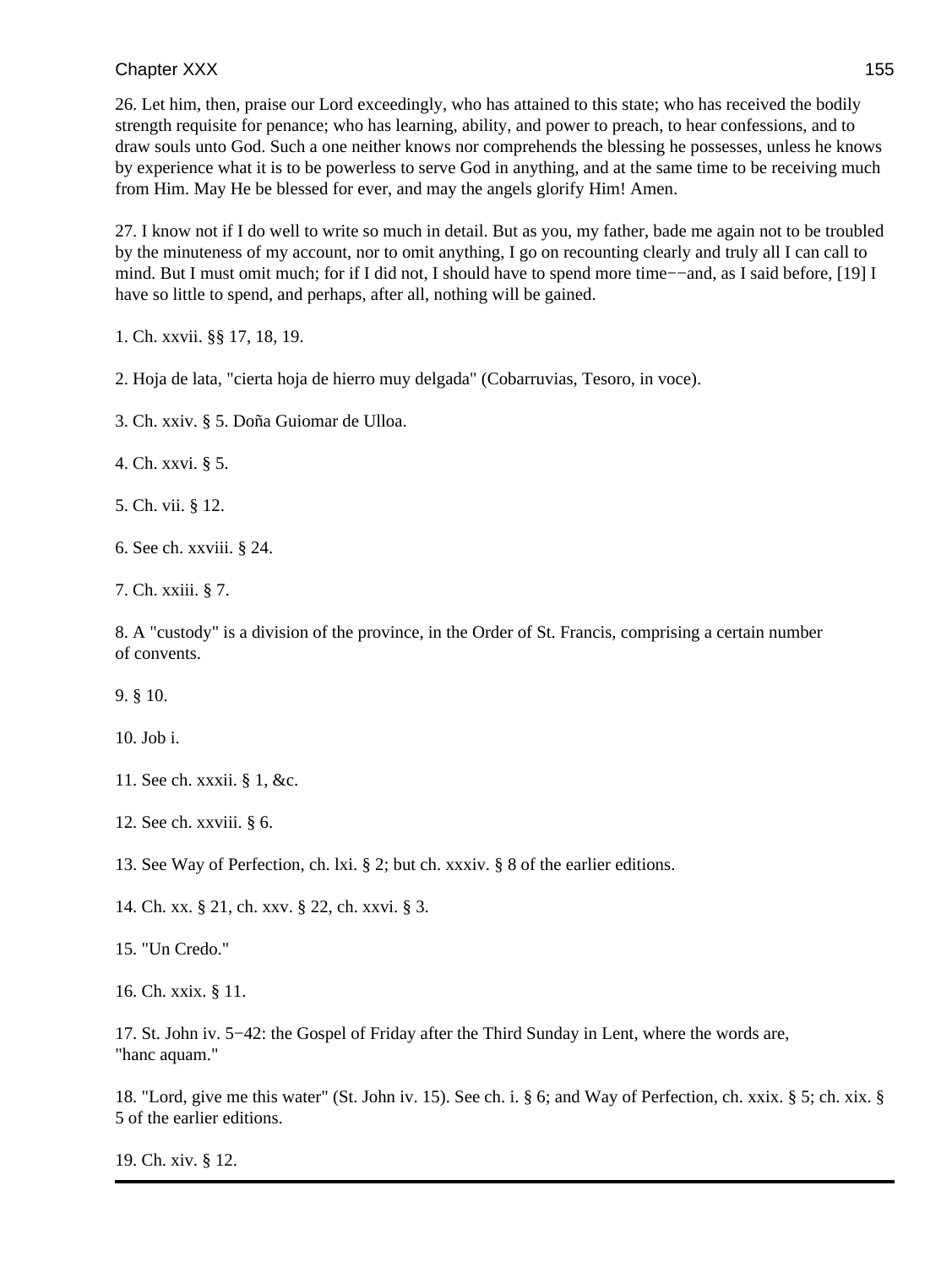26. Let him, then, praise our Lord exceedingly, who has attained to this state; who has received the bodily strength requisite for penance; who has learning, ability, and power to preach, to hear confessions, and to draw souls unto God. Such a one neither knows nor comprehends the blessing he possesses, unless he knows by experience what it is to be powerless to serve God in anything, and at the same time to be receiving much from Him. May He be blessed for ever, and may the angels glorify Him! Amen.

27. I know not if I do well to write so much in detail. But as you, my father, bade me again not to be troubled by the minuteness of my account, nor to omit anything, I go on recounting clearly and truly all I can call to mind. But I must omit much; for if I did not, I should have to spend more time−−and, as I said before, [19] I have so little to spend, and perhaps, after all, nothing will be gained.

1. Ch. xxvii. §§ 17, 18, 19.

2. Hoja de lata, "cierta hoja de hierro muy delgada" (Cobarruvias, Tesoro, in voce).

3. Ch. xxiv. § 5. Doña Guiomar de Ulloa.

4. Ch. xxvi. § 5.

5. Ch. vii. § 12.

6. See ch. xxviii. § 24.

7. Ch. xxiii. § 7.

8. A "custody" is a division of the province, in the Order of St. Francis, comprising a certain number of convents.

9. § 10.

10. Job i.

11. See ch. xxxii. § 1, &c.

12. See ch. xxviii. § 6.

13. See Way of Perfection, ch. lxi. § 2; but ch. xxxiv. § 8 of the earlier editions.

14. Ch. xx. § 21, ch. xxv. § 22, ch. xxvi. § 3.

15. "Un Credo."

16. Ch. xxix. § 11.

17. St. John iv. 5−42: the Gospel of Friday after the Third Sunday in Lent, where the words are, "hanc aquam."

18. "Lord, give me this water" (St. John iv. 15). See ch. i. § 6; and Way of Perfection, ch. xxix. § 5; ch. xix. § 5 of the earlier editions.

19. Ch. xiv. § 12.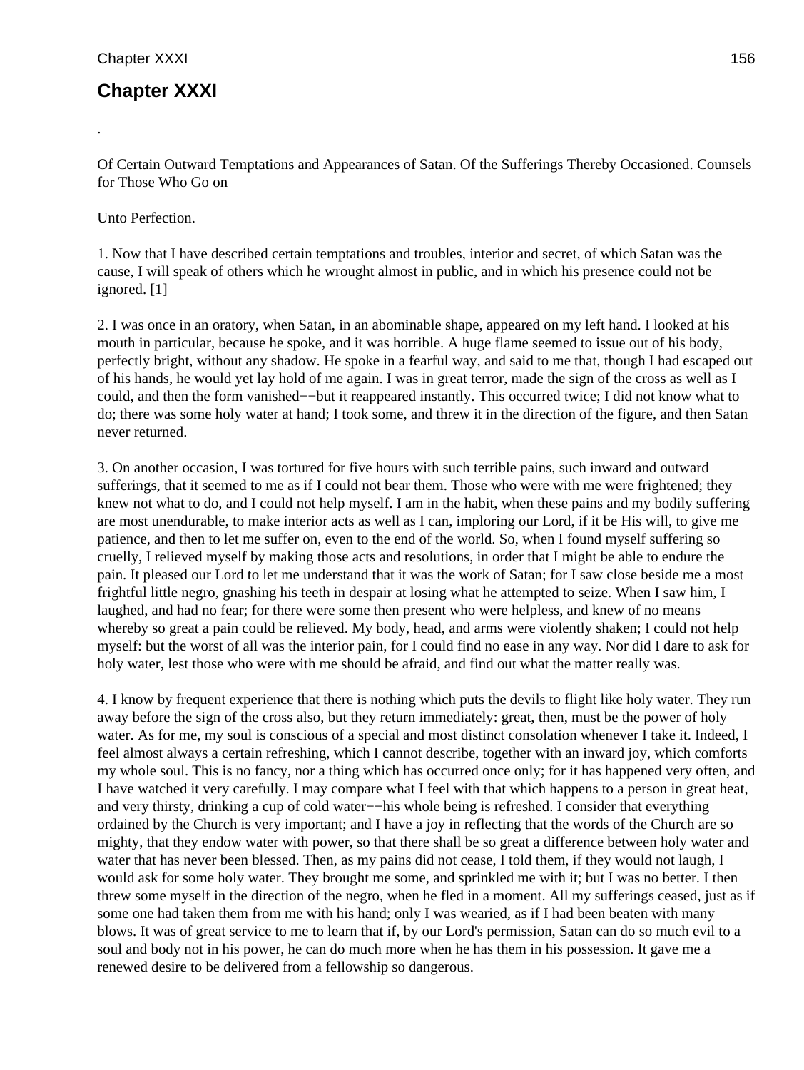# Chapter XXXI

.

Of Certain Outward Temptations and Appearances of Satan. Of the Sufferings Thereby Occasioned. Counsels for Those Who Go on

Unto Perfection.

1. Now that I have described certain temptations and troubles, interior and secret, of which Satan was the cause, I will speak of others which he wrought almost in public, and in which his presence could not be ignored. [1]

2. I was once in an oratory, when Satan, in an abominable shape, appeared on my left hand. I looked at his mouth in particular, because he spoke, and it was horrible. A huge flame seemed to issue out of his body, perfectly bright, without any shadow. He spoke in a fearful way, and said to me that, though I had escaped out of his hands, he would yet lay hold of me again. I was in great terror, made the sign of the cross as well as I could, and then the form vanished−−but it reappeared instantly. This occurred twice; I did not know what to do; there was some holy water at hand; I took some, and threw it in the direction of the figure, and then Satan never returned.

3. On another occasion, I was tortured for five hours with such terrible pains, such inward and outward sufferings, that it seemed to me as if I could not bear them. Those who were with me were frightened; they knew not what to do, and I could not help myself. I am in the habit, when these pains and my bodily suffering are most unendurable, to make interior acts as well as I can, imploring our Lord, if it be His will, to give me patience, and then to let me suffer on, even to the end of the world. So, when I found myself suffering so cruelly, I relieved myself by making those acts and resolutions, in order that I might be able to endure the pain. It pleased our Lord to let me understand that it was the work of Satan; for I saw close beside me a most frightful little negro, gnashing his teeth in despair at losing what he attempted to seize. When I saw him, I laughed, and had no fear; for there were some then present who were helpless, and knew of no means whereby so great a pain could be relieved. My body, head, and arms were violently shaken; I could not help myself: but the worst of all was the interior pain, for I could find no ease in any way. Nor did I dare to ask for holy water, lest those who were with me should be afraid, and find out what the matter really was.

4. I know by frequent experience that there is nothing which puts the devils to flight like holy water. They run away before the sign of the cross also, but they return immediately: great, then, must be the power of holy water. As for me, my soul is conscious of a special and most distinct consolation whenever I take it. Indeed, I feel almost always a certain refreshing, which I cannot describe, together with an inward joy, which comforts my whole soul. This is no fancy, nor a thing which has occurred once only; for it has happened very often, and I have watched it very carefully. I may compare what I feel with that which happens to a person in great heat, and very thirsty, drinking a cup of cold water−−his whole being is refreshed. I consider that everything ordained by the Church is very important; and I have a joy in reflecting that the words of the Church are so mighty, that they endow water with power, so that there shall be so great a difference between holy water and water that has never been blessed. Then, as my pains did not cease, I told them, if they would not laugh, I would ask for some holy water. They brought me some, and sprinkled me with it; but I was no better. I then threw some myself in the direction of the negro, when he fled in a moment. All my sufferings ceased, just as if some one had taken them from me with his hand; only I was wearied, as if I had been beaten with many blows. It was of great service to me to learn that if, by our Lord's permission, Satan can do so much evil to a soul and body not in his power, he can do much more when he has them in his possession. It gave me a renewed desire to be delivered from a fellowship so dangerous.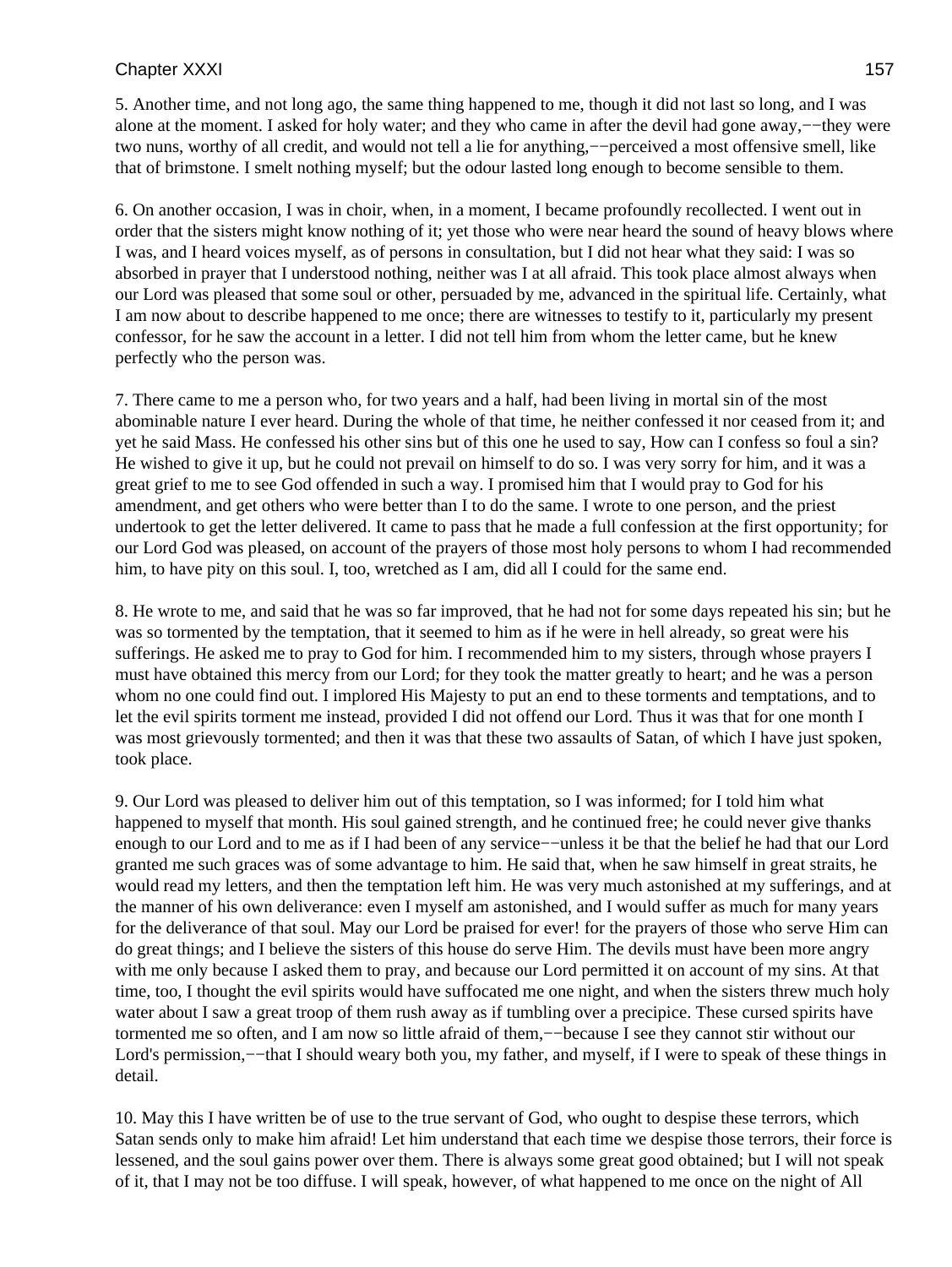5. Another time, and not long ago, the same thing happened to me, though it did not last so long, and I was alone at the moment. I asked for holy water; and they who came in after the devil had gone away,−−they were two nuns, worthy of all credit, and would not tell a lie for anything,−−perceived a most offensive smell, like that of brimstone. I smelt nothing myself; but the odour lasted long enough to become sensible to them.

6. On another occasion, I was in choir, when, in a moment, I became profoundly recollected. I went out in order that the sisters might know nothing of it; yet those who were near heard the sound of heavy blows where I was, and I heard voices myself, as of persons in consultation, but I did not hear what they said: I was so absorbed in prayer that I understood nothing, neither was I at all afraid. This took place almost always when our Lord was pleased that some soul or other, persuaded by me, advanced in the spiritual life. Certainly, what I am now about to describe happened to me once; there are witnesses to testify to it, particularly my present confessor, for he saw the account in a letter. I did not tell him from whom the letter came, but he knew perfectly who the person was.

7. There came to me a person who, for two years and a half, had been living in mortal sin of the most abominable nature I ever heard. During the whole of that time, he neither confessed it nor ceased from it; and yet he said Mass. He confessed his other sins but of this one he used to say, How can I confess so foul a sin? He wished to give it up, but he could not prevail on himself to do so. I was very sorry for him, and it was a great grief to me to see God offended in such a way. I promised him that I would pray to God for his amendment, and get others who were better than I to do the same. I wrote to one person, and the priest undertook to get the letter delivered. It came to pass that he made a full confession at the first opportunity; for our Lord God was pleased, on account of the prayers of those most holy persons to whom I had recommended him, to have pity on this soul. I, too, wretched as I am, did all I could for the same end.

8. He wrote to me, and said that he was so far improved, that he had not for some days repeated his sin; but he was so tormented by the temptation, that it seemed to him as if he were in hell already, so great were his sufferings. He asked me to pray to God for him. I recommended him to my sisters, through whose prayers I must have obtained this mercy from our Lord; for they took the matter greatly to heart; and he was a person whom no one could find out. I implored His Majesty to put an end to these torments and temptations, and to let the evil spirits torment me instead, provided I did not offend our Lord. Thus it was that for one month I was most grievously tormented; and then it was that these two assaults of Satan, of which I have just spoken, took place.

9. Our Lord was pleased to deliver him out of this temptation, so I was informed; for I told him what happened to myself that month. His soul gained strength, and he continued free; he could never give thanks enough to our Lord and to me as if I had been of any service−−unless it be that the belief he had that our Lord granted me such graces was of some advantage to him. He said that, when he saw himself in great straits, he would read my letters, and then the temptation left him. He was very much astonished at my sufferings, and at the manner of his own deliverance: even I myself am astonished, and I would suffer as much for many years for the deliverance of that soul. May our Lord be praised for ever! for the prayers of those who serve Him can do great things; and I believe the sisters of this house do serve Him. The devils must have been more angry with me only because I asked them to pray, and because our Lord permitted it on account of my sins. At that time, too, I thought the evil spirits would have suffocated me one night, and when the sisters threw much holy water about I saw a great troop of them rush away as if tumbling over a precipice. These cursed spirits have tormented me so often, and I am now so little afraid of them,−−because I see they cannot stir without our Lord's permission,−−that I should weary both you, my father, and myself, if I were to speak of these things in detail.

10. May this I have written be of use to the true servant of God, who ought to despise these terrors, which Satan sends only to make him afraid! Let him understand that each time we despise those terrors, their force is lessened, and the soul gains power over them. There is always some great good obtained; but I will not speak of it, that I may not be too diffuse. I will speak, however, of what happened to me once on the night of All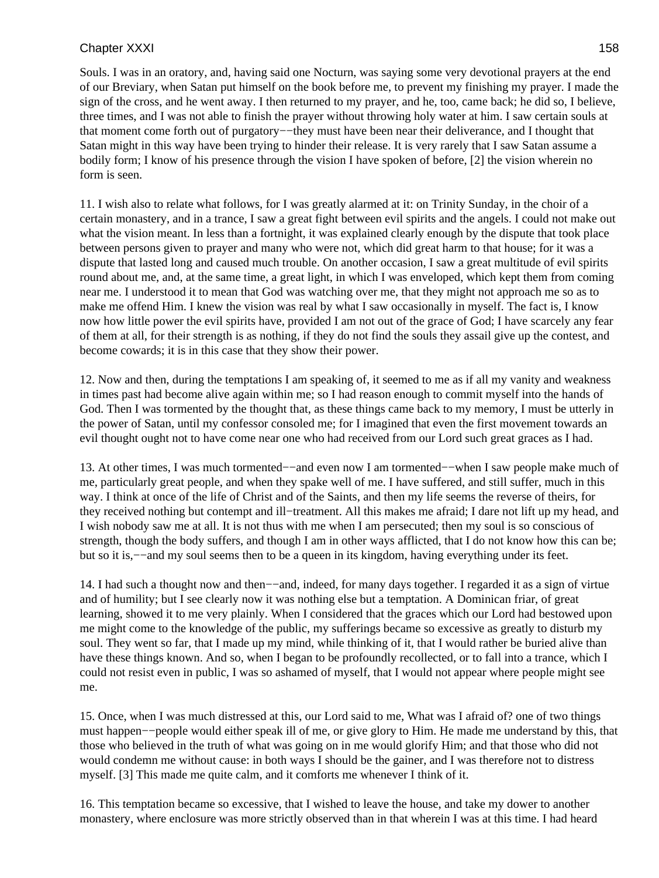Souls. I was in an oratory, and, having said one Nocturn, was saying some very devotional prayers at the end of our Breviary, when Satan put himself on the book before me, to prevent my finishing my prayer. I made the sign of the cross, and he went away. I then returned to my prayer, and he, too, came back; he did so, I believe, three times, and I was not able to finish the prayer without throwing holy water at him. I saw certain souls at that moment come forth out of purgatory−−they must have been near their deliverance, and I thought that Satan might in this way have been trying to hinder their release. It is very rarely that I saw Satan assume a bodily form; I know of his presence through the vision I have spoken of before, [2] the vision wherein no form is seen.

11. I wish also to relate what follows, for I was greatly alarmed at it: on Trinity Sunday, in the choir of a certain monastery, and in a trance, I saw a great fight between evil spirits and the angels. I could not make out what the vision meant. In less than a fortnight, it was explained clearly enough by the dispute that took place between persons given to prayer and many who were not, which did great harm to that house; for it was a dispute that lasted long and caused much trouble. On another occasion, I saw a great multitude of evil spirits round about me, and, at the same time, a great light, in which I was enveloped, which kept them from coming near me. I understood it to mean that God was watching over me, that they might not approach me so as to make me offend Him. I knew the vision was real by what I saw occasionally in myself. The fact is, I know now how little power the evil spirits have, provided I am not out of the grace of God; I have scarcely any fear of them at all, for their strength is as nothing, if they do not find the souls they assail give up the contest, and become cowards; it is in this case that they show their power.

12. Now and then, during the temptations I am speaking of, it seemed to me as if all my vanity and weakness in times past had become alive again within me; so I had reason enough to commit myself into the hands of God. Then I was tormented by the thought that, as these things came back to my memory, I must be utterly in the power of Satan, until my confessor consoled me; for I imagined that even the first movement towards an evil thought ought not to have come near one who had received from our Lord such great graces as I had.

13. At other times, I was much tormented−−and even now I am tormented−−when I saw people make much of me, particularly great people, and when they spake well of me. I have suffered, and still suffer, much in this way. I think at once of the life of Christ and of the Saints, and then my life seems the reverse of theirs, for they received nothing but contempt and ill−treatment. All this makes me afraid; I dare not lift up my head, and I wish nobody saw me at all. It is not thus with me when I am persecuted; then my soul is so conscious of strength, though the body suffers, and though I am in other ways afflicted, that I do not know how this can be; but so it is,−−and my soul seems then to be a queen in its kingdom, having everything under its feet.

14. I had such a thought now and then−−and, indeed, for many days together. I regarded it as a sign of virtue and of humility; but I see clearly now it was nothing else but a temptation. A Dominican friar, of great learning, showed it to me very plainly. When I considered that the graces which our Lord had bestowed upon me might come to the knowledge of the public, my sufferings became so excessive as greatly to disturb my soul. They went so far, that I made up my mind, while thinking of it, that I would rather be buried alive than have these things known. And so, when I began to be profoundly recollected, or to fall into a trance, which I could not resist even in public, I was so ashamed of myself, that I would not appear where people might see me.

15. Once, when I was much distressed at this, our Lord said to me, What was I afraid of? one of two things must happen−−people would either speak ill of me, or give glory to Him. He made me understand by this, that those who believed in the truth of what was going on in me would glorify Him; and that those who did not would condemn me without cause: in both ways I should be the gainer, and I was therefore not to distress myself. [3] This made me quite calm, and it comforts me whenever I think of it.

16. This temptation became so excessive, that I wished to leave the house, and take my dower to another monastery, where enclosure was more strictly observed than in that wherein I was at this time. I had heard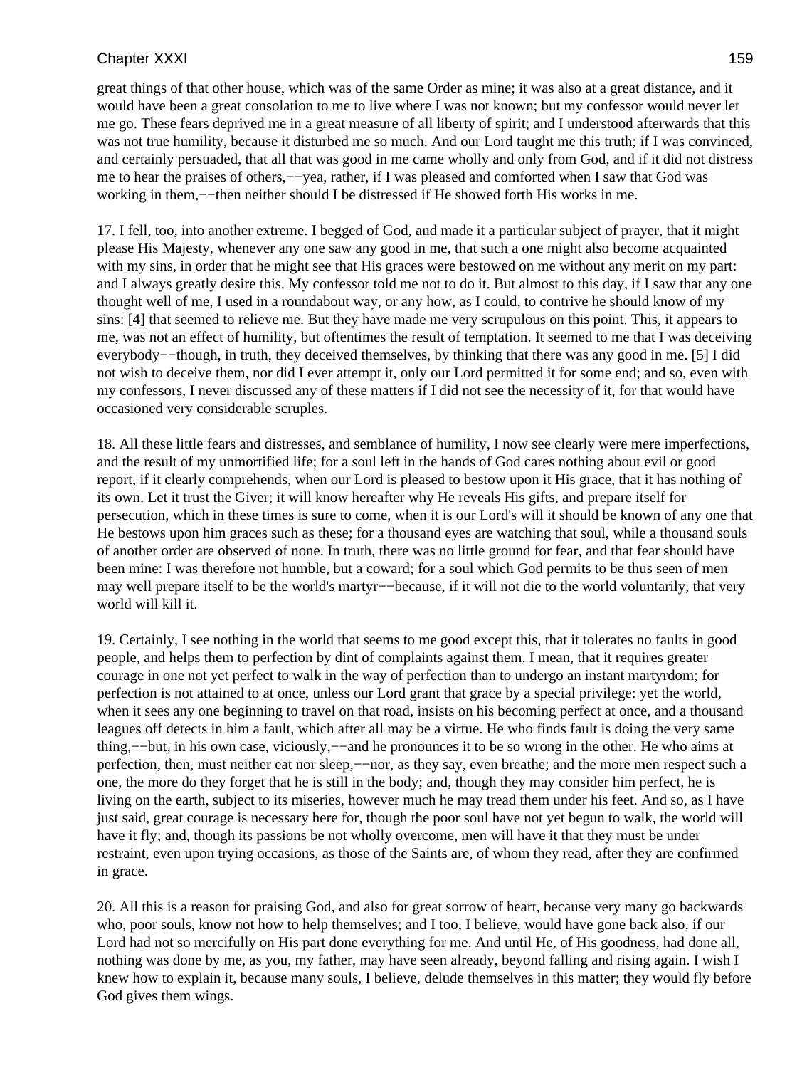great things of that other house, which was of the same Order as mine; it was also at a great distance, and it would have been a great consolation to me to live where I was not known; but my confessor would never let me go. These fears deprived me in a great measure of all liberty of spirit; and I understood afterwards that this was not true humility, because it disturbed me so much. And our Lord taught me this truth; if I was convinced, and certainly persuaded, that all that was good in me came wholly and only from God, and if it did not distress me to hear the praises of others,−−yea, rather, if I was pleased and comforted when I saw that God was working in them,−−then neither should I be distressed if He showed forth His works in me.

17. I fell, too, into another extreme. I begged of God, and made it a particular subject of prayer, that it might please His Majesty, whenever any one saw any good in me, that such a one might also become acquainted with my sins, in order that he might see that His graces were bestowed on me without any merit on my part: and I always greatly desire this. My confessor told me not to do it. But almost to this day, if I saw that any one thought well of me, I used in a roundabout way, or any how, as I could, to contrive he should know of my sins: [4] that seemed to relieve me. But they have made me very scrupulous on this point. This, it appears to me, was not an effect of humility, but oftentimes the result of temptation. It seemed to me that I was deceiving everybody−−though, in truth, they deceived themselves, by thinking that there was any good in me. [5] I did not wish to deceive them, nor did I ever attempt it, only our Lord permitted it for some end; and so, even with my confessors, I never discussed any of these matters if I did not see the necessity of it, for that would have occasioned very considerable scruples.

18. All these little fears and distresses, and semblance of humility, I now see clearly were mere imperfections, and the result of my unmortified life; for a soul left in the hands of God cares nothing about evil or good report, if it clearly comprehends, when our Lord is pleased to bestow upon it His grace, that it has nothing of its own. Let it trust the Giver; it will know hereafter why He reveals His gifts, and prepare itself for persecution, which in these times is sure to come, when it is our Lord's will it should be known of any one that He bestows upon him graces such as these; for a thousand eyes are watching that soul, while a thousand souls of another order are observed of none. In truth, there was no little ground for fear, and that fear should have been mine: I was therefore not humble, but a coward; for a soul which God permits to be thus seen of men may well prepare itself to be the world's martyr−−because, if it will not die to the world voluntarily, that very world will kill it.

19. Certainly, I see nothing in the world that seems to me good except this, that it tolerates no faults in good people, and helps them to perfection by dint of complaints against them. I mean, that it requires greater courage in one not yet perfect to walk in the way of perfection than to undergo an instant martyrdom; for perfection is not attained to at once, unless our Lord grant that grace by a special privilege: yet the world, when it sees any one beginning to travel on that road, insists on his becoming perfect at once, and a thousand leagues off detects in him a fault, which after all may be a virtue. He who finds fault is doing the very same thing,−−but, in his own case, viciously,−−and he pronounces it to be so wrong in the other. He who aims at perfection, then, must neither eat nor sleep,−−nor, as they say, even breathe; and the more men respect such a one, the more do they forget that he is still in the body; and, though they may consider him perfect, he is living on the earth, subject to its miseries, however much he may tread them under his feet. And so, as I have just said, great courage is necessary here for, though the poor soul have not yet begun to walk, the world will have it fly; and, though its passions be not wholly overcome, men will have it that they must be under restraint, even upon trying occasions, as those of the Saints are, of whom they read, after they are confirmed in grace.

20. All this is a reason for praising God, and also for great sorrow of heart, because very many go backwards who, poor souls, know not how to help themselves; and I too, I believe, would have gone back also, if our Lord had not so mercifully on His part done everything for me. And until He, of His goodness, had done all, nothing was done by me, as you, my father, may have seen already, beyond falling and rising again. I wish I knew how to explain it, because many souls, I believe, delude themselves in this matter; they would fly before God gives them wings.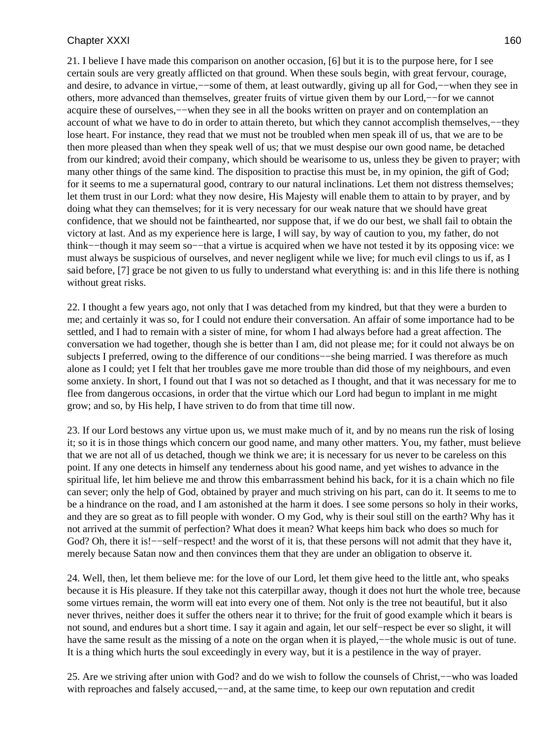21. I believe I have made this comparison on another occasion, [6] but it is to the purpose here, for I see certain souls are very greatly afflicted on that ground. When these souls begin, with great fervour, courage, and desire, to advance in virtue,−−some of them, at least outwardly, giving up all for God,−−when they see in others, more advanced than themselves, greater fruits of virtue given them by our Lord,−−for we cannot acquire these of ourselves,−−when they see in all the books written on prayer and on contemplation an account of what we have to do in order to attain thereto, but which they cannot accomplish themselves,−−they lose heart. For instance, they read that we must not be troubled when men speak ill of us, that we are to be then more pleased than when they speak well of us; that we must despise our own good name, be detached from our kindred; avoid their company, which should be wearisome to us, unless they be given to prayer; with many other things of the same kind. The disposition to practise this must be, in my opinion, the gift of God; for it seems to me a supernatural good, contrary to our natural inclinations. Let them not distress themselves; let them trust in our Lord: what they now desire, His Majesty will enable them to attain to by prayer, and by doing what they can themselves; for it is very necessary for our weak nature that we should have great confidence, that we should not be fainthearted, nor suppose that, if we do our best, we shall fail to obtain the victory at last. And as my experience here is large, I will say, by way of caution to you, my father, do not think−−though it may seem so−−that a virtue is acquired when we have not tested it by its opposing vice: we must always be suspicious of ourselves, and never negligent while we live; for much evil clings to us if, as I said before, [7] grace be not given to us fully to understand what everything is: and in this life there is nothing without great risks.

22. I thought a few years ago, not only that I was detached from my kindred, but that they were a burden to me; and certainly it was so, for I could not endure their conversation. An affair of some importance had to be settled, and I had to remain with a sister of mine, for whom I had always before had a great affection. The conversation we had together, though she is better than I am, did not please me; for it could not always be on subjects I preferred, owing to the difference of our conditions−−she being married. I was therefore as much alone as I could; yet I felt that her troubles gave me more trouble than did those of my neighbours, and even some anxiety. In short, I found out that I was not so detached as I thought, and that it was necessary for me to flee from dangerous occasions, in order that the virtue which our Lord had begun to implant in me might grow; and so, by His help, I have striven to do from that time till now.

23. If our Lord bestows any virtue upon us, we must make much of it, and by no means run the risk of losing it; so it is in those things which concern our good name, and many other matters. You, my father, must believe that we are not all of us detached, though we think we are; it is necessary for us never to be careless on this point. If any one detects in himself any tenderness about his good name, and yet wishes to advance in the spiritual life, let him believe me and throw this embarrassment behind his back, for it is a chain which no file can sever; only the help of God, obtained by prayer and much striving on his part, can do it. It seems to me to be a hindrance on the road, and I am astonished at the harm it does. I see some persons so holy in their works, and they are so great as to fill people with wonder. O my God, why is their soul still on the earth? Why has it not arrived at the summit of perfection? What does it mean? What keeps him back who does so much for God? Oh, there it is!−−self−respect! and the worst of it is, that these persons will not admit that they have it, merely because Satan now and then convinces them that they are under an obligation to observe it.

24. Well, then, let them believe me: for the love of our Lord, let them give heed to the little ant, who speaks because it is His pleasure. If they take not this caterpillar away, though it does not hurt the whole tree, because some virtues remain, the worm will eat into every one of them. Not only is the tree not beautiful, but it also never thrives, neither does it suffer the others near it to thrive; for the fruit of good example which it bears is not sound, and endures but a short time. I say it again and again, let our self−respect be ever so slight, it will have the same result as the missing of a note on the organ when it is played,−−the whole music is out of tune. It is a thing which hurts the soul exceedingly in every way, but it is a pestilence in the way of prayer.

25. Are we striving after union with God? and do we wish to follow the counsels of Christ,−−who was loaded with reproaches and falsely accused,−−and, at the same time, to keep our own reputation and credit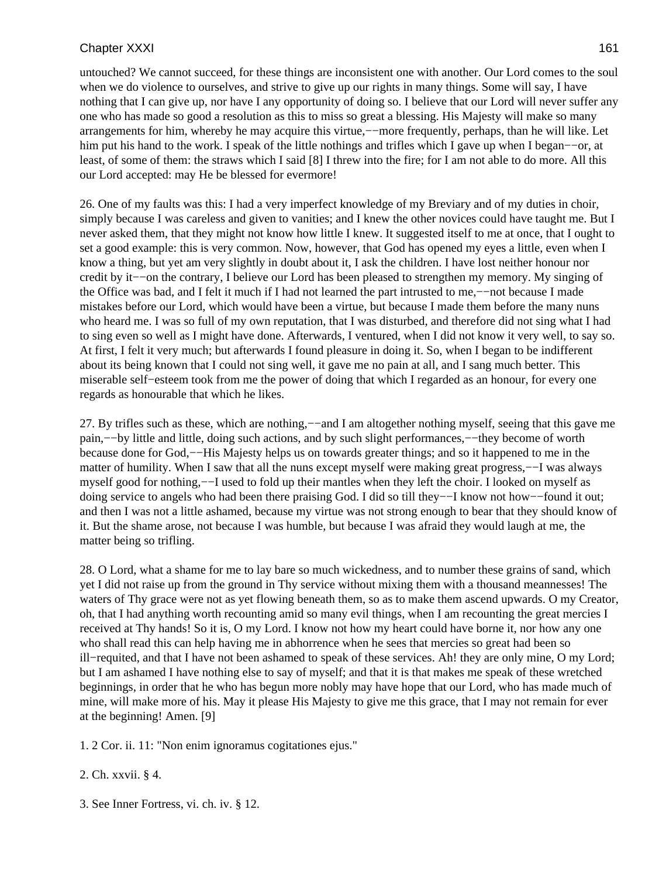untouched? We cannot succeed, for these things are inconsistent one with another. Our Lord comes to the soul when we do violence to ourselves, and strive to give up our rights in many things. Some will say, I have nothing that I can give up, nor have I any opportunity of doing so. I believe that our Lord will never suffer any one who has made so good a resolution as this to miss so great a blessing. His Majesty will make so many arrangements for him, whereby he may acquire this virtue,−−more frequently, perhaps, than he will like. Let him put his hand to the work. I speak of the little nothings and trifles which I gave up when I began−−or, at least, of some of them: the straws which I said [8] I threw into the fire; for I am not able to do more. All this our Lord accepted: may He be blessed for evermore!

26. One of my faults was this: I had a very imperfect knowledge of my Breviary and of my duties in choir, simply because I was careless and given to vanities; and I knew the other novices could have taught me. But I never asked them, that they might not know how little I knew. It suggested itself to me at once, that I ought to set a good example: this is very common. Now, however, that God has opened my eyes a little, even when I know a thing, but yet am very slightly in doubt about it, I ask the children. I have lost neither honour nor credit by it−−on the contrary, I believe our Lord has been pleased to strengthen my memory. My singing of the Office was bad, and I felt it much if I had not learned the part intrusted to me,−−not because I made mistakes before our Lord, which would have been a virtue, but because I made them before the many nuns who heard me. I was so full of my own reputation, that I was disturbed, and therefore did not sing what I had to sing even so well as I might have done. Afterwards, I ventured, when I did not know it very well, to say so. At first, I felt it very much; but afterwards I found pleasure in doing it. So, when I began to be indifferent about its being known that I could not sing well, it gave me no pain at all, and I sang much better. This miserable self−esteem took from me the power of doing that which I regarded as an honour, for every one regards as honourable that which he likes.

27. By trifles such as these, which are nothing,−−and I am altogether nothing myself, seeing that this gave me pain,−−by little and little, doing such actions, and by such slight performances,−−they become of worth because done for God,−−His Majesty helps us on towards greater things; and so it happened to me in the matter of humility. When I saw that all the nuns except myself were making great progress,−−I was always myself good for nothing,−−I used to fold up their mantles when they left the choir. I looked on myself as doing service to angels who had been there praising God. I did so till they−−I know not how−−found it out; and then I was not a little ashamed, because my virtue was not strong enough to bear that they should know of it. But the shame arose, not because I was humble, but because I was afraid they would laugh at me, the matter being so trifling.

28. O Lord, what a shame for me to lay bare so much wickedness, and to number these grains of sand, which yet I did not raise up from the ground in Thy service without mixing them with a thousand meannesses! The waters of Thy grace were not as yet flowing beneath them, so as to make them ascend upwards. O my Creator, oh, that I had anything worth recounting amid so many evil things, when I am recounting the great mercies I received at Thy hands! So it is, O my Lord. I know not how my heart could have borne it, nor how any one who shall read this can help having me in abhorrence when he sees that mercies so great had been so ill−requited, and that I have not been ashamed to speak of these services. Ah! they are only mine, O my Lord; but I am ashamed I have nothing else to say of myself; and that it is that makes me speak of these wretched beginnings, in order that he who has begun more nobly may have hope that our Lord, who has made much of mine, will make more of his. May it please His Majesty to give me this grace, that I may not remain for ever at the beginning! Amen. [9]

1. 2 Cor. ii. 11: "Non enim ignoramus cogitationes ejus."

2. Ch. xxvii. § 4.

3. See Inner Fortress, vi. ch. iv. § 12.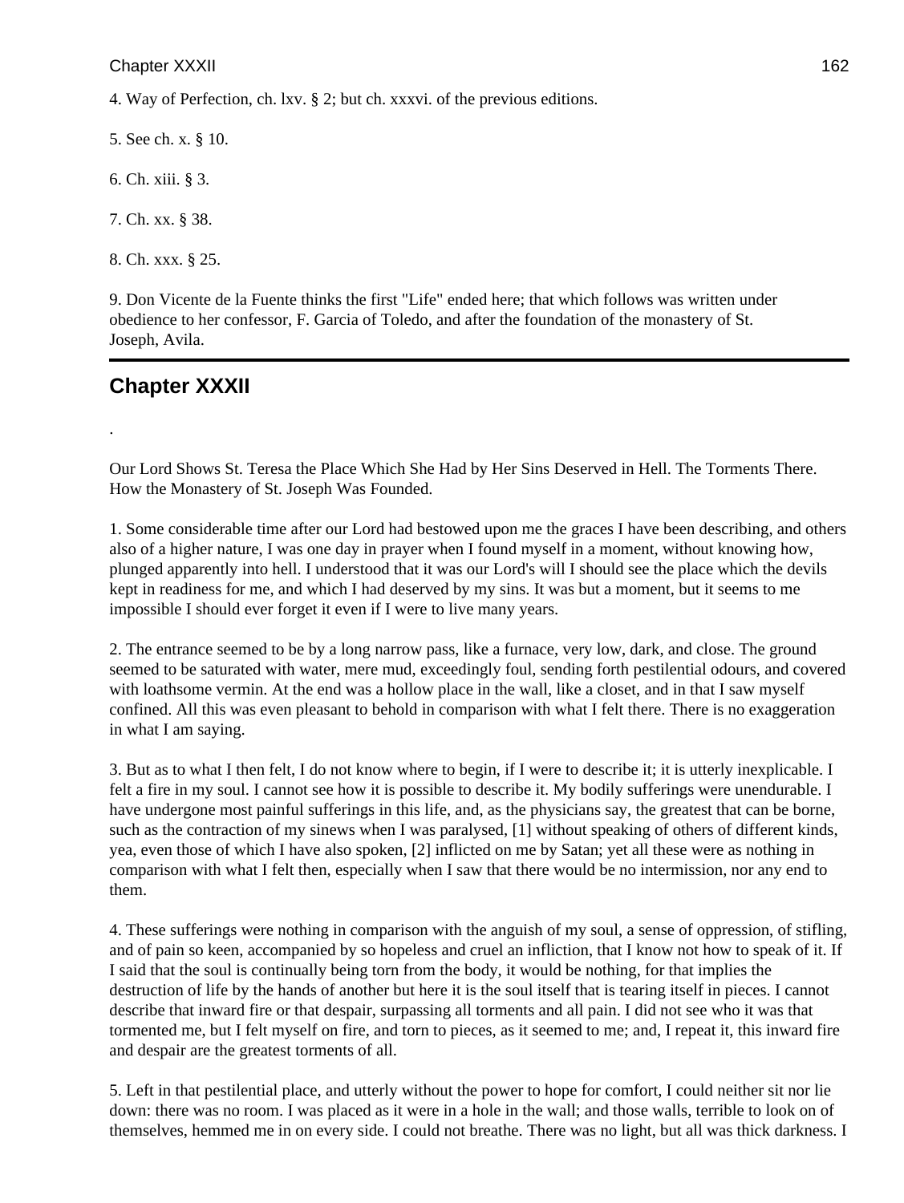4. Way of Perfection, ch. lxv. § 2; but ch. xxxvi. of the previous editions.

5. See ch. x. § 10.

6. Ch. xiii. § 3.

7. Ch. xx. § 38.

8. Ch. xxx. § 25.

9. Don Vicente de la Fuente thinks the first "Life" ended here; that which follows was written under obedience to her confessor, F. Garcia of Toledo, and after the foundation of the monastery of St. Joseph, Avila.

---

## Chapter XXXII

.

Our Lord Shows St. Teresa the Place Which She Had by Her Sins Deserved in Hell. The Torments There. How the Monastery of St. Joseph Was Founded.

1. Some considerable time after our Lord had bestowed upon me the graces I have been describing, and others also of a higher nature, I was one day in prayer when I found myself in a moment, without knowing how, plunged apparently into hell. I understood that it was our Lord's will I should see the place which the devils kept in readiness for me, and which I had deserved by my sins. It was but a moment, but it seems to me impossible I should ever forget it even if I were to live many years.

2. The entrance seemed to be by a long narrow pass, like a furnace, very low, dark, and close. The ground seemed to be saturated with water, mere mud, exceedingly foul, sending forth pestilential odours, and covered with loathsome vermin. At the end was a hollow place in the wall, like a closet, and in that I saw myself confined. All this was even pleasant to behold in comparison with what I felt there. There is no exaggeration in what I am saying.

3. But as to what I then felt, I do not know where to begin, if I were to describe it; it is utterly inexplicable. I felt a fire in my soul. I cannot see how it is possible to describe it. My bodily sufferings were unendurable. I have undergone most painful sufferings in this life, and, as the physicians say, the greatest that can be borne, such as the contraction of my sinews when I was paralysed, [1] without speaking of others of different kinds, yea, even those of which I have also spoken, [2] inflicted on me by Satan; yet all these were as nothing in comparison with what I felt then, especially when I saw that there would be no intermission, nor any end to them.

4. These sufferings were nothing in comparison with the anguish of my soul, a sense of oppression, of stifling, and of pain so keen, accompanied by so hopeless and cruel an infliction, that I know not how to speak of it. If I said that the soul is continually being torn from the body, it would be nothing, for that implies the destruction of life by the hands of another but here it is the soul itself that is tearing itself in pieces. I cannot describe that inward fire or that despair, surpassing all torments and all pain. I did not see who it was that tormented me, but I felt myself on fire, and torn to pieces, as it seemed to me; and, I repeat it, this inward fire and despair are the greatest torments of all.

5. Left in that pestilential place, and utterly without the power to hope for comfort, I could neither sit nor lie down: there was no room. I was placed as it were in a hole in the wall; and those walls, terrible to look on of themselves, hemmed me in on every side. I could not breathe. There was no light, but all was thick darkness. I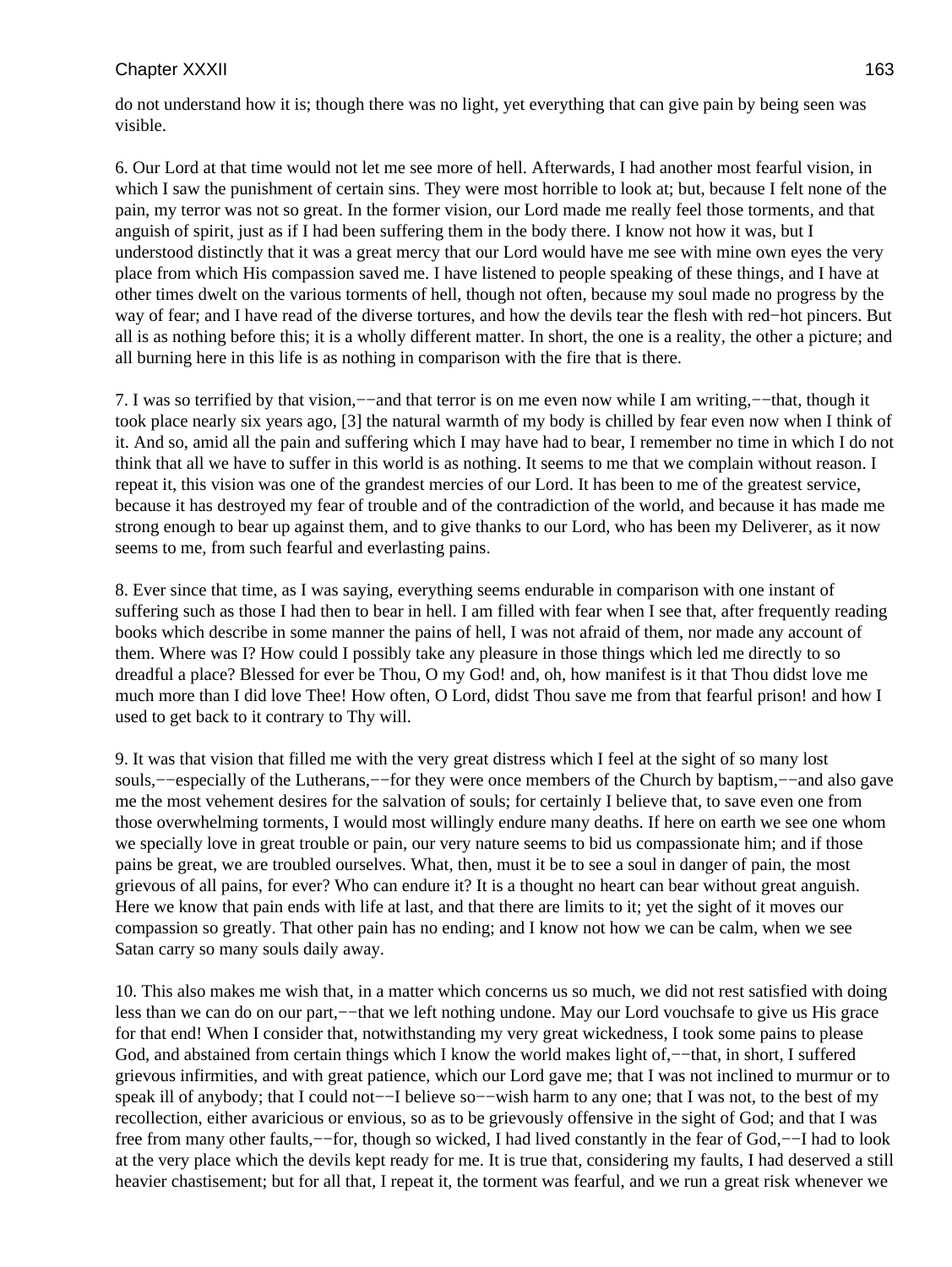do not understand how it is; though there was no light, yet everything that can give pain by being seen was visible.

6. Our Lord at that time would not let me see more of hell. Afterwards, I had another most fearful vision, in which I saw the punishment of certain sins. They were most horrible to look at; but, because I felt none of the pain, my terror was not so great. In the former vision, our Lord made me really feel those torments, and that anguish of spirit, just as if I had been suffering them in the body there. I know not how it was, but I understood distinctly that it was a great mercy that our Lord would have me see with mine own eyes the very place from which His compassion saved me. I have listened to people speaking of these things, and I have at other times dwelt on the various torments of hell, though not often, because my soul made no progress by the way of fear; and I have read of the diverse tortures, and how the devils tear the flesh with red−hot pincers. But all is as nothing before this; it is a wholly different matter. In short, the one is a reality, the other a picture; and all burning here in this life is as nothing in comparison with the fire that is there.

7. I was so terrified by that vision,−−and that terror is on me even now while I am writing,−−that, though it took place nearly six years ago, [3] the natural warmth of my body is chilled by fear even now when I think of it. And so, amid all the pain and suffering which I may have had to bear, I remember no time in which I do not think that all we have to suffer in this world is as nothing. It seems to me that we complain without reason. I repeat it, this vision was one of the grandest mercies of our Lord. It has been to me of the greatest service, because it has destroyed my fear of trouble and of the contradiction of the world, and because it has made me strong enough to bear up against them, and to give thanks to our Lord, who has been my Deliverer, as it now seems to me, from such fearful and everlasting pains.

8. Ever since that time, as I was saying, everything seems endurable in comparison with one instant of suffering such as those I had then to bear in hell. I am filled with fear when I see that, after frequently reading books which describe in some manner the pains of hell, I was not afraid of them, nor made any account of them. Where was I? How could I possibly take any pleasure in those things which led me directly to so dreadful a place? Blessed for ever be Thou, O my God! and, oh, how manifest is it that Thou didst love me much more than I did love Thee! How often, O Lord, didst Thou save me from that fearful prison! and how I used to get back to it contrary to Thy will.

9. It was that vision that filled me with the very great distress which I feel at the sight of so many lost souls,−−especially of the Lutherans,−−for they were once members of the Church by baptism,−−and also gave me the most vehement desires for the salvation of souls; for certainly I believe that, to save even one from those overwhelming torments, I would most willingly endure many deaths. If here on earth we see one whom we specially love in great trouble or pain, our very nature seems to bid us compassionate him; and if those pains be great, we are troubled ourselves. What, then, must it be to see a soul in danger of pain, the most grievous of all pains, for ever? Who can endure it? It is a thought no heart can bear without great anguish. Here we know that pain ends with life at last, and that there are limits to it; yet the sight of it moves our compassion so greatly. That other pain has no ending; and I know not how we can be calm, when we see Satan carry so many souls daily away.

10. This also makes me wish that, in a matter which concerns us so much, we did not rest satisfied with doing less than we can do on our part,−−that we left nothing undone. May our Lord vouchsafe to give us His grace for that end! When I consider that, notwithstanding my very great wickedness, I took some pains to please God, and abstained from certain things which I know the world makes light of,−−that, in short, I suffered grievous infirmities, and with great patience, which our Lord gave me; that I was not inclined to murmur or to speak ill of anybody; that I could not−−I believe so−−wish harm to any one; that I was not, to the best of my recollection, either avaricious or envious, so as to be grievously offensive in the sight of God; and that I was free from many other faults,−−for, though so wicked, I had lived constantly in the fear of God,−−I had to look at the very place which the devils kept ready for me. It is true that, considering my faults, I had deserved a still heavier chastisement; but for all that, I repeat it, the torment was fearful, and we run a great risk whenever we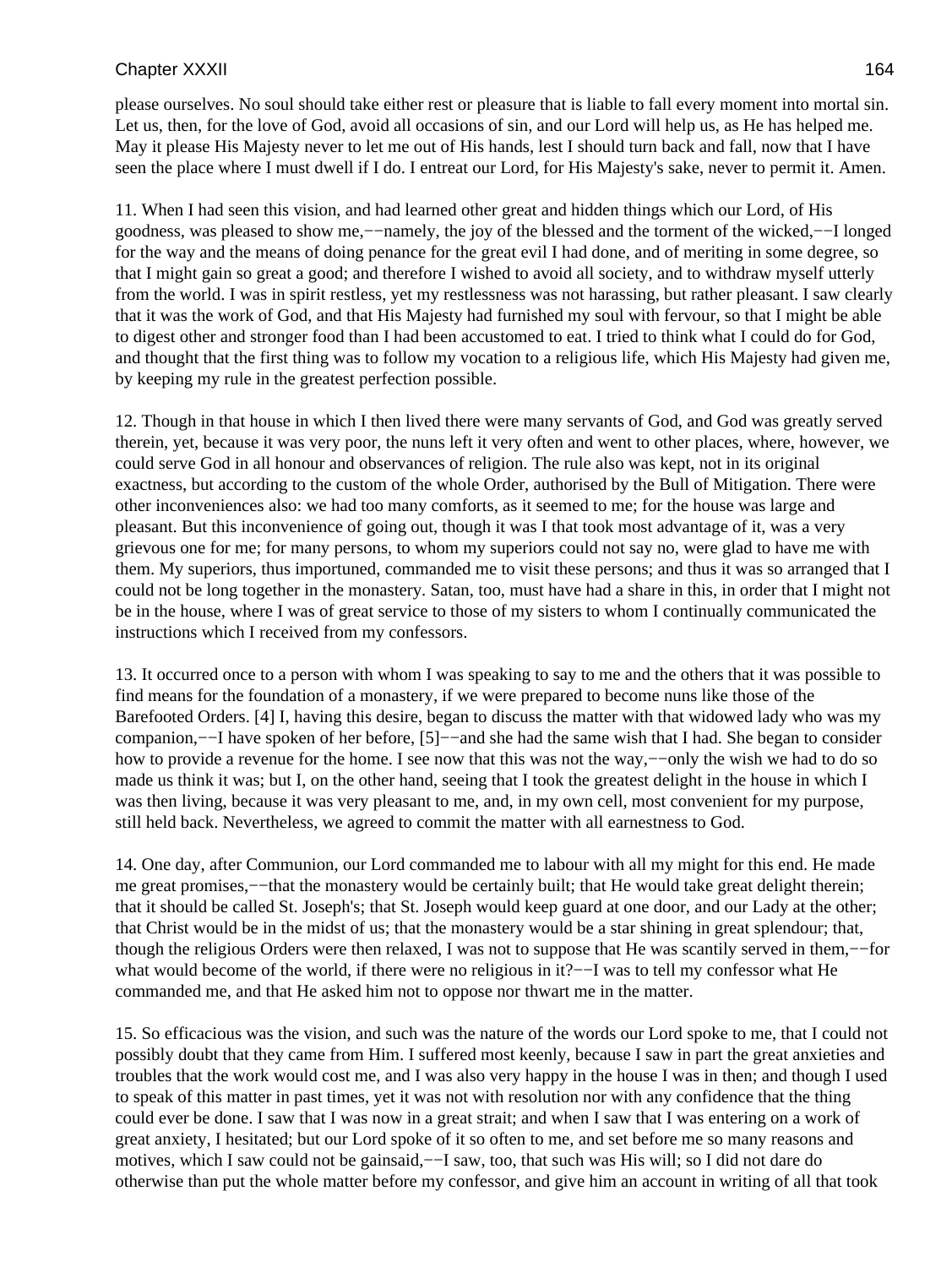please ourselves. No soul should take either rest or pleasure that is liable to fall every moment into mortal sin. Let us, then, for the love of God, avoid all occasions of sin, and our Lord will help us, as He has helped me. May it please His Majesty never to let me out of His hands, lest I should turn back and fall, now that I have seen the place where I must dwell if I do. I entreat our Lord, for His Majesty's sake, never to permit it. Amen.

11. When I had seen this vision, and had learned other great and hidden things which our Lord, of His goodness, was pleased to show me,−−namely, the joy of the blessed and the torment of the wicked,−−I longed for the way and the means of doing penance for the great evil I had done, and of meriting in some degree, so that I might gain so great a good; and therefore I wished to avoid all society, and to withdraw myself utterly from the world. I was in spirit restless, yet my restlessness was not harassing, but rather pleasant. I saw clearly that it was the work of God, and that His Majesty had furnished my soul with fervour, so that I might be able to digest other and stronger food than I had been accustomed to eat. I tried to think what I could do for God, and thought that the first thing was to follow my vocation to a religious life, which His Majesty had given me, by keeping my rule in the greatest perfection possible.

12. Though in that house in which I then lived there were many servants of God, and God was greatly served therein, yet, because it was very poor, the nuns left it very often and went to other places, where, however, we could serve God in all honour and observances of religion. The rule also was kept, not in its original exactness, but according to the custom of the whole Order, authorised by the Bull of Mitigation. There were other inconveniences also: we had too many comforts, as it seemed to me; for the house was large and pleasant. But this inconvenience of going out, though it was I that took most advantage of it, was a very grievous one for me; for many persons, to whom my superiors could not say no, were glad to have me with them. My superiors, thus importuned, commanded me to visit these persons; and thus it was so arranged that I could not be long together in the monastery. Satan, too, must have had a share in this, in order that I might not be in the house, where I was of great service to those of my sisters to whom I continually communicated the instructions which I received from my confessors.

13. It occurred once to a person with whom I was speaking to say to me and the others that it was possible to find means for the foundation of a monastery, if we were prepared to become nuns like those of the Barefooted Orders. [4] I, having this desire, began to discuss the matter with that widowed lady who was my companion,−−I have spoken of her before, [5]−−and she had the same wish that I had. She began to consider how to provide a revenue for the home. I see now that this was not the way,−−only the wish we had to do so made us think it was; but I, on the other hand, seeing that I took the greatest delight in the house in which I was then living, because it was very pleasant to me, and, in my own cell, most convenient for my purpose, still held back. Nevertheless, we agreed to commit the matter with all earnestness to God.

14. One day, after Communion, our Lord commanded me to labour with all my might for this end. He made me great promises,−−that the monastery would be certainly built; that He would take great delight therein; that it should be called St. Joseph's; that St. Joseph would keep guard at one door, and our Lady at the other; that Christ would be in the midst of us; that the monastery would be a star shining in great splendour; that, though the religious Orders were then relaxed, I was not to suppose that He was scantily served in them,−−for what would become of the world, if there were no religious in it?−−I was to tell my confessor what He commanded me, and that He asked him not to oppose nor thwart me in the matter.

15. So efficacious was the vision, and such was the nature of the words our Lord spoke to me, that I could not possibly doubt that they came from Him. I suffered most keenly, because I saw in part the great anxieties and troubles that the work would cost me, and I was also very happy in the house I was in then; and though I used to speak of this matter in past times, yet it was not with resolution nor with any confidence that the thing could ever be done. I saw that I was now in a great strait; and when I saw that I was entering on a work of great anxiety, I hesitated; but our Lord spoke of it so often to me, and set before me so many reasons and motives, which I saw could not be gainsaid,−−I saw, too, that such was His will; so I did not dare do otherwise than put the whole matter before my confessor, and give him an account in writing of all that took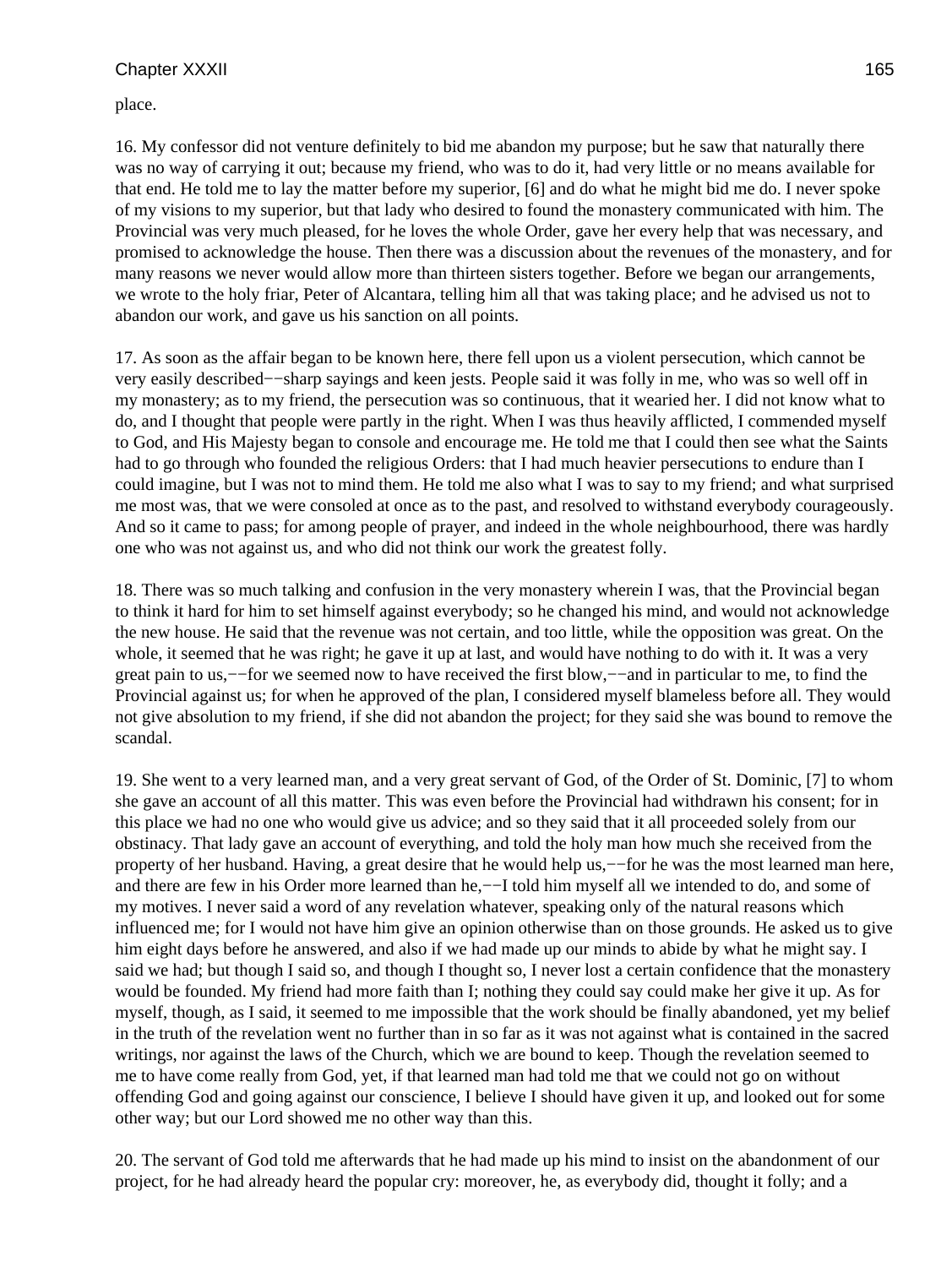place.

16. My confessor did not venture definitely to bid me abandon my purpose; but he saw that naturally there was no way of carrying it out; because my friend, who was to do it, had very little or no means available for that end. He told me to lay the matter before my superior, [6] and do what he might bid me do. I never spoke of my visions to my superior, but that lady who desired to found the monastery communicated with him. The Provincial was very much pleased, for he loves the whole Order, gave her every help that was necessary, and promised to acknowledge the house. Then there was a discussion about the revenues of the monastery, and for many reasons we never would allow more than thirteen sisters together. Before we began our arrangements, we wrote to the holy friar, Peter of Alcantara, telling him all that was taking place; and he advised us not to abandon our work, and gave us his sanction on all points.

17. As soon as the affair began to be known here, there fell upon us a violent persecution, which cannot be very easily described−−sharp sayings and keen jests. People said it was folly in me, who was so well off in my monastery; as to my friend, the persecution was so continuous, that it wearied her. I did not know what to do, and I thought that people were partly in the right. When I was thus heavily afflicted, I commended myself to God, and His Majesty began to console and encourage me. He told me that I could then see what the Saints had to go through who founded the religious Orders: that I had much heavier persecutions to endure than I could imagine, but I was not to mind them. He told me also what I was to say to my friend; and what surprised me most was, that we were consoled at once as to the past, and resolved to withstand everybody courageously. And so it came to pass; for among people of prayer, and indeed in the whole neighbourhood, there was hardly one who was not against us, and who did not think our work the greatest folly.

18. There was so much talking and confusion in the very monastery wherein I was, that the Provincial began to think it hard for him to set himself against everybody; so he changed his mind, and would not acknowledge the new house. He said that the revenue was not certain, and too little, while the opposition was great. On the whole, it seemed that he was right; he gave it up at last, and would have nothing to do with it. It was a very great pain to us,−−for we seemed now to have received the first blow,−−and in particular to me, to find the Provincial against us; for when he approved of the plan, I considered myself blameless before all. They would not give absolution to my friend, if she did not abandon the project; for they said she was bound to remove the scandal.

19. She went to a very learned man, and a very great servant of God, of the Order of St. Dominic, [7] to whom she gave an account of all this matter. This was even before the Provincial had withdrawn his consent; for in this place we had no one who would give us advice; and so they said that it all proceeded solely from our obstinacy. That lady gave an account of everything, and told the holy man how much she received from the property of her husband. Having, a great desire that he would help us,−−for he was the most learned man here, and there are few in his Order more learned than he,−−I told him myself all we intended to do, and some of my motives. I never said a word of any revelation whatever, speaking only of the natural reasons which influenced me; for I would not have him give an opinion otherwise than on those grounds. He asked us to give him eight days before he answered, and also if we had made up our minds to abide by what he might say. I said we had; but though I said so, and though I thought so, I never lost a certain confidence that the monastery would be founded. My friend had more faith than I; nothing they could say could make her give it up. As for myself, though, as I said, it seemed to me impossible that the work should be finally abandoned, yet my belief in the truth of the revelation went no further than in so far as it was not against what is contained in the sacred writings, nor against the laws of the Church, which we are bound to keep. Though the revelation seemed to me to have come really from God, yet, if that learned man had told me that we could not go on without offending God and going against our conscience, I believe I should have given it up, and looked out for some other way; but our Lord showed me no other way than this.

20. The servant of God told me afterwards that he had made up his mind to insist on the abandonment of our project, for he had already heard the popular cry: moreover, he, as everybody did, thought it folly; and a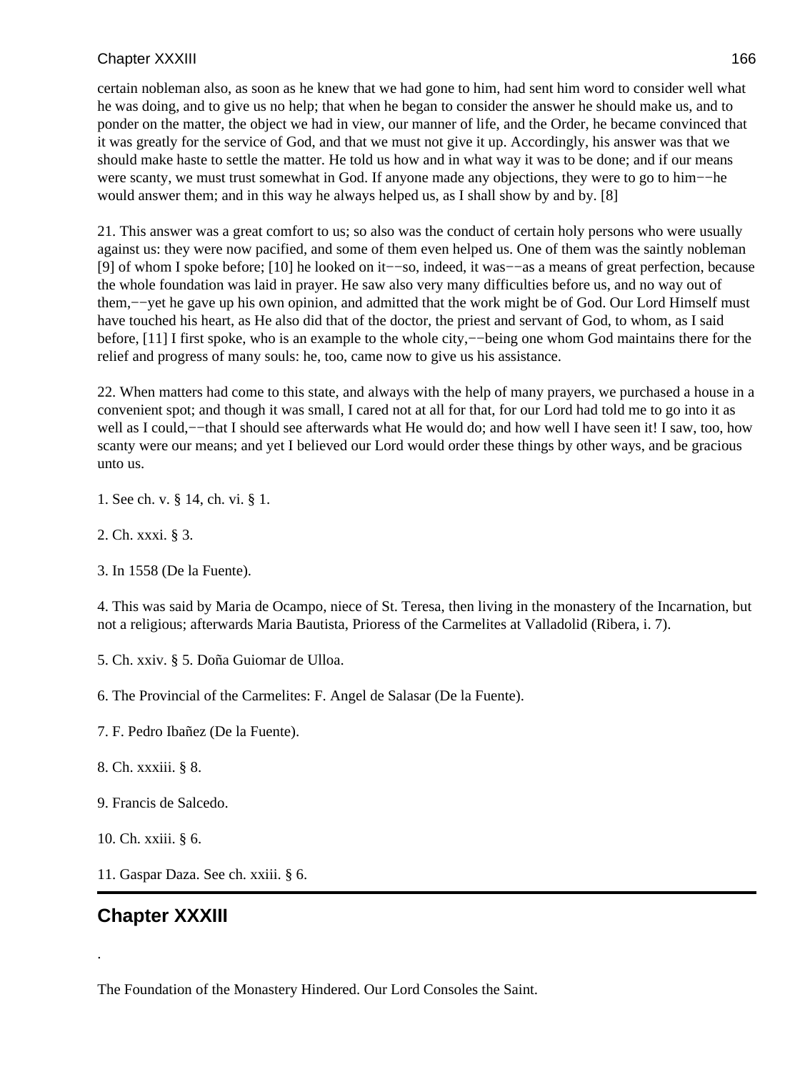certain nobleman also, as soon as he knew that we had gone to him, had sent him word to consider well what he was doing, and to give us no help; that when he began to consider the answer he should make us, and to ponder on the matter, the object we had in view, our manner of life, and the Order, he became convinced that it was greatly for the service of God, and that we must not give it up. Accordingly, his answer was that we should make haste to settle the matter. He told us how and in what way it was to be done; and if our means were scanty, we must trust somewhat in God. If anyone made any objections, they were to go to him−−he would answer them; and in this way he always helped us, as I shall show by and by. [8]

21. This answer was a great comfort to us; so also was the conduct of certain holy persons who were usually against us: they were now pacified, and some of them even helped us. One of them was the saintly nobleman [9] of whom I spoke before; [10] he looked on it−−so, indeed, it was−−as a means of great perfection, because the whole foundation was laid in prayer. He saw also very many difficulties before us, and no way out of them,−−yet he gave up his own opinion, and admitted that the work might be of God. Our Lord Himself must have touched his heart, as He also did that of the doctor, the priest and servant of God, to whom, as I said before, [11] I first spoke, who is an example to the whole city,−−being one whom God maintains there for the relief and progress of many souls: he, too, came now to give us his assistance.

22. When matters had come to this state, and always with the help of many prayers, we purchased a house in a convenient spot; and though it was small, I cared not at all for that, for our Lord had told me to go into it as well as I could,−−that I should see afterwards what He would do; and how well I have seen it! I saw, too, how scanty were our means; and yet I believed our Lord would order these things by other ways, and be gracious unto us.

1. See ch. v. § 14, ch. vi. § 1.

2. Ch. xxxi. § 3.

3. In 1558 (De la Fuente).

4. This was said by Maria de Ocampo, niece of St. Teresa, then living in the monastery of the Incarnation, but not a religious; afterwards Maria Bautista, Prioress of the Carmelites at Valladolid (Ribera, i. 7).

5. Ch. xxiv. § 5. Doña Guiomar de Ulloa.

6. The Provincial of the Carmelites: F. Angel de Salasar (De la Fuente).

7. F. Pedro Ibañez (De la Fuente).

8. Ch. xxxiii. § 8.

9. Francis de Salcedo.

10. Ch. xxiii. § 6.

11. Gaspar Daza. See ch. xxiii. § 6.

---

## Chapter XXXIII

.

The Foundation of the Monastery Hindered. Our Lord Consoles the Saint.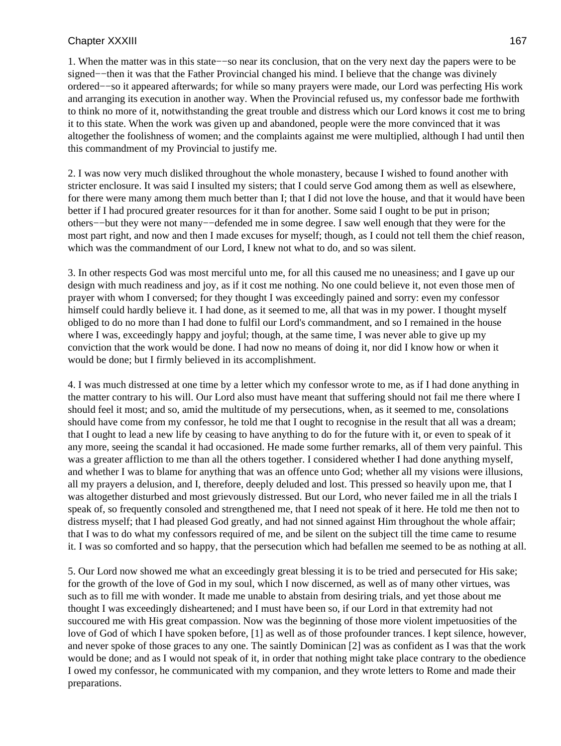1. When the matter was in this state−−so near its conclusion, that on the very next day the papers were to be signed−−then it was that the Father Provincial changed his mind. I believe that the change was divinely ordered−−so it appeared afterwards; for while so many prayers were made, our Lord was perfecting His work and arranging its execution in another way. When the Provincial refused us, my confessor bade me forthwith to think no more of it, notwithstanding the great trouble and distress which our Lord knows it cost me to bring it to this state. When the work was given up and abandoned, people were the more convinced that it was altogether the foolishness of women; and the complaints against me were multiplied, although I had until then this commandment of my Provincial to justify me.

2. I was now very much disliked throughout the whole monastery, because I wished to found another with stricter enclosure. It was said I insulted my sisters; that I could serve God among them as well as elsewhere, for there were many among them much better than I; that I did not love the house, and that it would have been better if I had procured greater resources for it than for another. Some said I ought to be put in prison; others−−but they were not many−−defended me in some degree. I saw well enough that they were for the most part right, and now and then I made excuses for myself; though, as I could not tell them the chief reason, which was the commandment of our Lord, I knew not what to do, and so was silent.

3. In other respects God was most merciful unto me, for all this caused me no uneasiness; and I gave up our design with much readiness and joy, as if it cost me nothing. No one could believe it, not even those men of prayer with whom I conversed; for they thought I was exceedingly pained and sorry: even my confessor himself could hardly believe it. I had done, as it seemed to me, all that was in my power. I thought myself obliged to do no more than I had done to fulfil our Lord's commandment, and so I remained in the house where I was, exceedingly happy and joyful; though, at the same time, I was never able to give up my conviction that the work would be done. I had now no means of doing it, nor did I know how or when it would be done; but I firmly believed in its accomplishment.

4. I was much distressed at one time by a letter which my confessor wrote to me, as if I had done anything in the matter contrary to his will. Our Lord also must have meant that suffering should not fail me there where I should feel it most; and so, amid the multitude of my persecutions, when, as it seemed to me, consolations should have come from my confessor, he told me that I ought to recognise in the result that all was a dream; that I ought to lead a new life by ceasing to have anything to do for the future with it, or even to speak of it any more, seeing the scandal it had occasioned. He made some further remarks, all of them very painful. This was a greater affliction to me than all the others together. I considered whether I had done anything myself, and whether I was to blame for anything that was an offence unto God; whether all my visions were illusions, all my prayers a delusion, and I, therefore, deeply deluded and lost. This pressed so heavily upon me, that I was altogether disturbed and most grievously distressed. But our Lord, who never failed me in all the trials I speak of, so frequently consoled and strengthened me, that I need not speak of it here. He told me then not to distress myself; that I had pleased God greatly, and had not sinned against Him throughout the whole affair; that I was to do what my confessors required of me, and be silent on the subject till the time came to resume it. I was so comforted and so happy, that the persecution which had befallen me seemed to be as nothing at all.

5. Our Lord now showed me what an exceedingly great blessing it is to be tried and persecuted for His sake; for the growth of the love of God in my soul, which I now discerned, as well as of many other virtues, was such as to fill me with wonder. It made me unable to abstain from desiring trials, and yet those about me thought I was exceedingly disheartened; and I must have been so, if our Lord in that extremity had not succoured me with His great compassion. Now was the beginning of those more violent impetuosities of the love of God of which I have spoken before, [1] as well as of those profounder trances. I kept silence, however, and never spoke of those graces to any one. The saintly Dominican [2] was as confident as I was that the work would be done; and as I would not speak of it, in order that nothing might take place contrary to the obedience I owed my confessor, he communicated with my companion, and they wrote letters to Rome and made their preparations.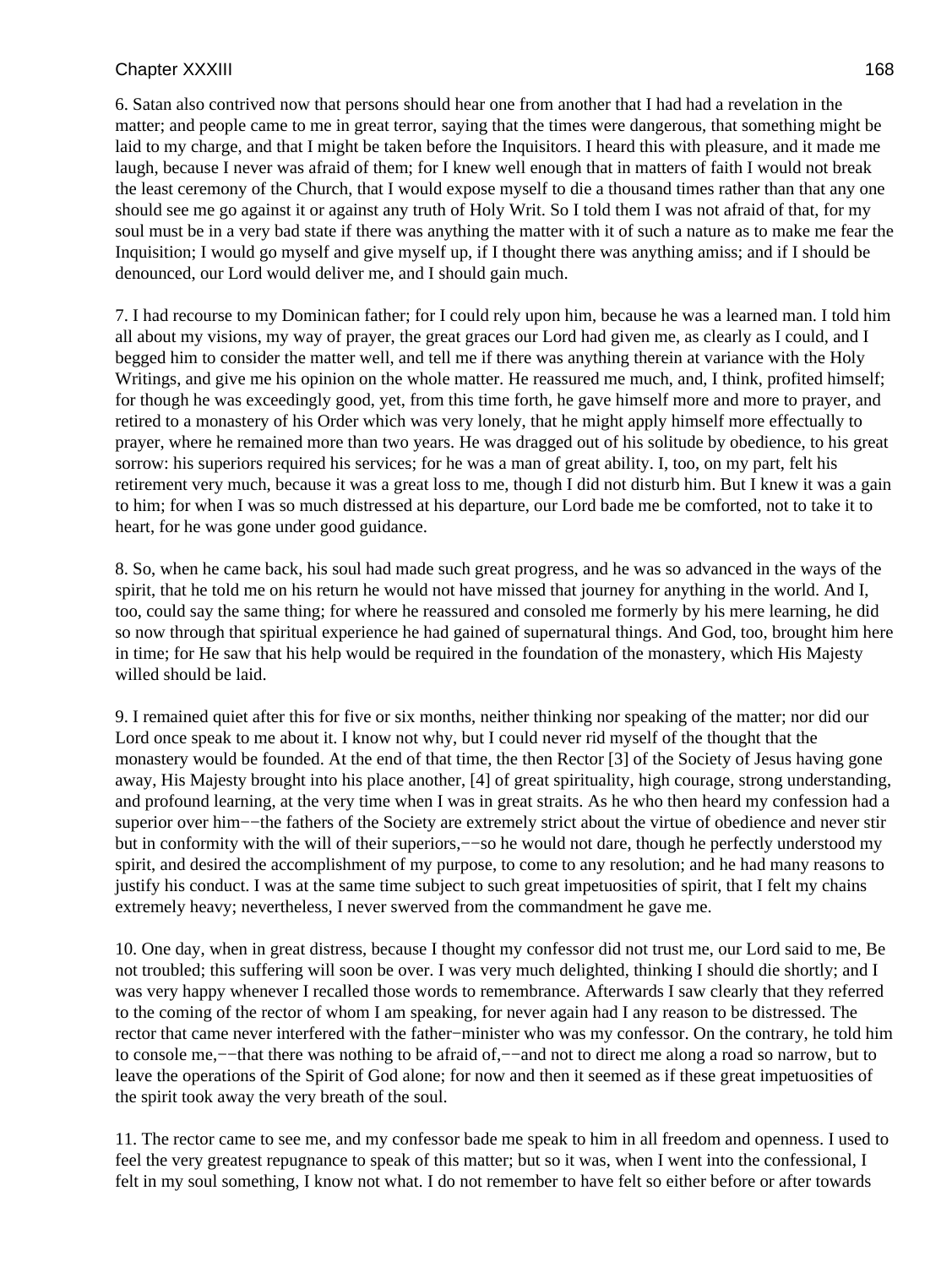6. Satan also contrived now that persons should hear one from another that I had had a revelation in the matter; and people came to me in great terror, saying that the times were dangerous, that something might be laid to my charge, and that I might be taken before the Inquisitors. I heard this with pleasure, and it made me laugh, because I never was afraid of them; for I knew well enough that in matters of faith I would not break the least ceremony of the Church, that I would expose myself to die a thousand times rather than that any one should see me go against it or against any truth of Holy Writ. So I told them I was not afraid of that, for my soul must be in a very bad state if there was anything the matter with it of such a nature as to make me fear the Inquisition; I would go myself and give myself up, if I thought there was anything amiss; and if I should be denounced, our Lord would deliver me, and I should gain much.

7. I had recourse to my Dominican father; for I could rely upon him, because he was a learned man. I told him all about my visions, my way of prayer, the great graces our Lord had given me, as clearly as I could, and I begged him to consider the matter well, and tell me if there was anything therein at variance with the Holy Writings, and give me his opinion on the whole matter. He reassured me much, and, I think, profited himself; for though he was exceedingly good, yet, from this time forth, he gave himself more and more to prayer, and retired to a monastery of his Order which was very lonely, that he might apply himself more effectually to prayer, where he remained more than two years. He was dragged out of his solitude by obedience, to his great sorrow: his superiors required his services; for he was a man of great ability. I, too, on my part, felt his retirement very much, because it was a great loss to me, though I did not disturb him. But I knew it was a gain to him; for when I was so much distressed at his departure, our Lord bade me be comforted, not to take it to heart, for he was gone under good guidance.

8. So, when he came back, his soul had made such great progress, and he was so advanced in the ways of the spirit, that he told me on his return he would not have missed that journey for anything in the world. And I, too, could say the same thing; for where he reassured and consoled me formerly by his mere learning, he did so now through that spiritual experience he had gained of supernatural things. And God, too, brought him here in time; for He saw that his help would be required in the foundation of the monastery, which His Majesty willed should be laid.

9. I remained quiet after this for five or six months, neither thinking nor speaking of the matter; nor did our Lord once speak to me about it. I know not why, but I could never rid myself of the thought that the monastery would be founded. At the end of that time, the then Rector [3] of the Society of Jesus having gone away, His Majesty brought into his place another, [4] of great spirituality, high courage, strong understanding, and profound learning, at the very time when I was in great straits. As he who then heard my confession had a superior over him−−the fathers of the Society are extremely strict about the virtue of obedience and never stir but in conformity with the will of their superiors,−−so he would not dare, though he perfectly understood my spirit, and desired the accomplishment of my purpose, to come to any resolution; and he had many reasons to justify his conduct. I was at the same time subject to such great impetuosities of spirit, that I felt my chains extremely heavy; nevertheless, I never swerved from the commandment he gave me.

10. One day, when in great distress, because I thought my confessor did not trust me, our Lord said to me, Be not troubled; this suffering will soon be over. I was very much delighted, thinking I should die shortly; and I was very happy whenever I recalled those words to remembrance. Afterwards I saw clearly that they referred to the coming of the rector of whom I am speaking, for never again had I any reason to be distressed. The rector that came never interfered with the father−minister who was my confessor. On the contrary, he told him to console me,−−that there was nothing to be afraid of,−−and not to direct me along a road so narrow, but to leave the operations of the Spirit of God alone; for now and then it seemed as if these great impetuosities of the spirit took away the very breath of the soul.

11. The rector came to see me, and my confessor bade me speak to him in all freedom and openness. I used to feel the very greatest repugnance to speak of this matter; but so it was, when I went into the confessional, I felt in my soul something, I know not what. I do not remember to have felt so either before or after towards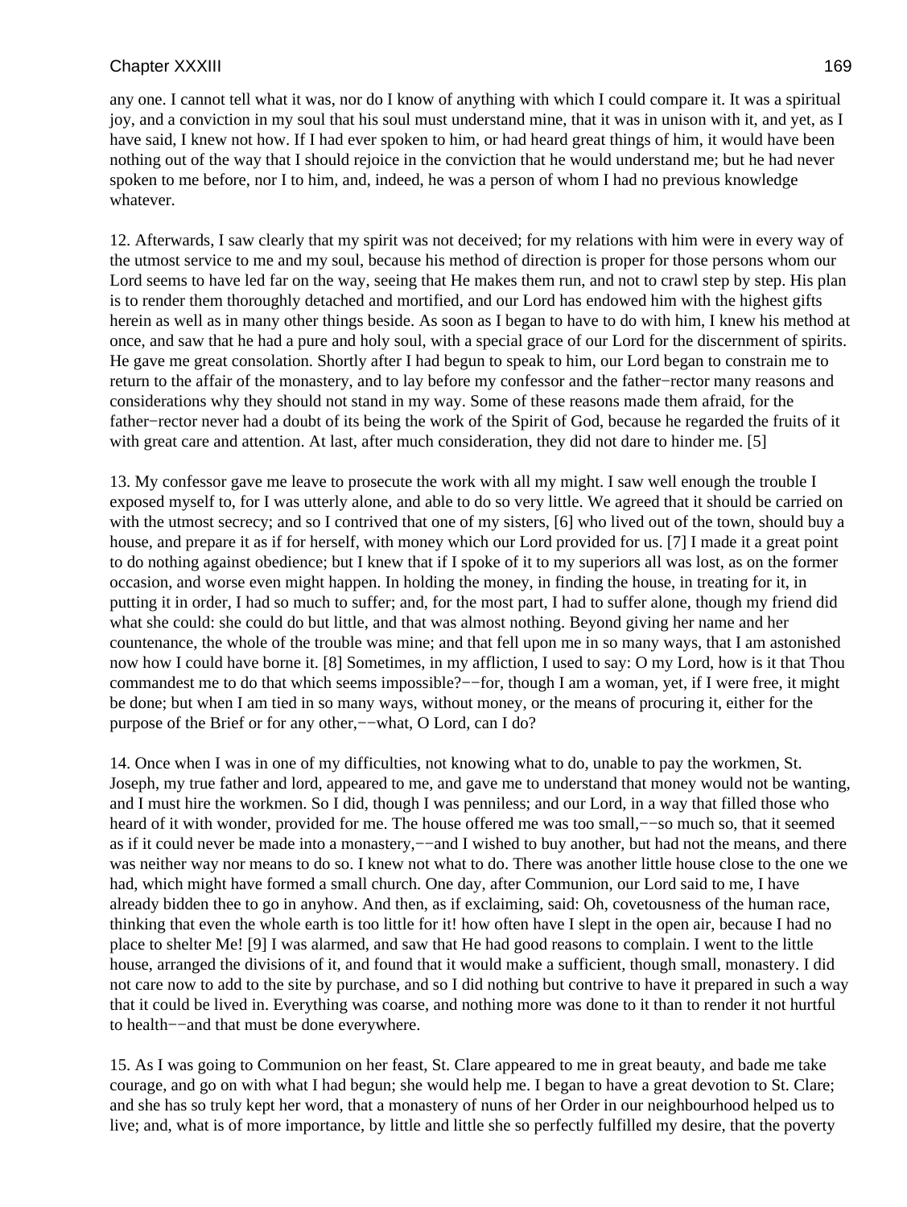any one. I cannot tell what it was, nor do I know of anything with which I could compare it. It was a spiritual joy, and a conviction in my soul that his soul must understand mine, that it was in unison with it, and yet, as I have said, I knew not how. If I had ever spoken to him, or had heard great things of him, it would have been nothing out of the way that I should rejoice in the conviction that he would understand me; but he had never spoken to me before, nor I to him, and, indeed, he was a person of whom I had no previous knowledge whatever.

12. Afterwards, I saw clearly that my spirit was not deceived; for my relations with him were in every way of the utmost service to me and my soul, because his method of direction is proper for those persons whom our Lord seems to have led far on the way, seeing that He makes them run, and not to crawl step by step. His plan is to render them thoroughly detached and mortified, and our Lord has endowed him with the highest gifts herein as well as in many other things beside. As soon as I began to have to do with him, I knew his method at once, and saw that he had a pure and holy soul, with a special grace of our Lord for the discernment of spirits. He gave me great consolation. Shortly after I had begun to speak to him, our Lord began to constrain me to return to the affair of the monastery, and to lay before my confessor and the father−rector many reasons and considerations why they should not stand in my way. Some of these reasons made them afraid, for the father−rector never had a doubt of its being the work of the Spirit of God, because he regarded the fruits of it with great care and attention. At last, after much consideration, they did not dare to hinder me. [5]

13. My confessor gave me leave to prosecute the work with all my might. I saw well enough the trouble I exposed myself to, for I was utterly alone, and able to do so very little. We agreed that it should be carried on with the utmost secrecy; and so I contrived that one of my sisters, [6] who lived out of the town, should buy a house, and prepare it as if for herself, with money which our Lord provided for us. [7] I made it a great point to do nothing against obedience; but I knew that if I spoke of it to my superiors all was lost, as on the former occasion, and worse even might happen. In holding the money, in finding the house, in treating for it, in putting it in order, I had so much to suffer; and, for the most part, I had to suffer alone, though my friend did what she could: she could do but little, and that was almost nothing. Beyond giving her name and her countenance, the whole of the trouble was mine; and that fell upon me in so many ways, that I am astonished now how I could have borne it. [8] Sometimes, in my affliction, I used to say: O my Lord, how is it that Thou commandest me to do that which seems impossible?−−for, though I am a woman, yet, if I were free, it might be done; but when I am tied in so many ways, without money, or the means of procuring it, either for the purpose of the Brief or for any other,−−what, O Lord, can I do?

14. Once when I was in one of my difficulties, not knowing what to do, unable to pay the workmen, St. Joseph, my true father and lord, appeared to me, and gave me to understand that money would not be wanting, and I must hire the workmen. So I did, though I was penniless; and our Lord, in a way that filled those who heard of it with wonder, provided for me. The house offered me was too small,−−so much so, that it seemed as if it could never be made into a monastery,−−and I wished to buy another, but had not the means, and there was neither way nor means to do so. I knew not what to do. There was another little house close to the one we had, which might have formed a small church. One day, after Communion, our Lord said to me, I have already bidden thee to go in anyhow. And then, as if exclaiming, said: Oh, covetousness of the human race, thinking that even the whole earth is too little for it! how often have I slept in the open air, because I had no place to shelter Me! [9] I was alarmed, and saw that He had good reasons to complain. I went to the little house, arranged the divisions of it, and found that it would make a sufficient, though small, monastery. I did not care now to add to the site by purchase, and so I did nothing but contrive to have it prepared in such a way that it could be lived in. Everything was coarse, and nothing more was done to it than to render it not hurtful to health−−and that must be done everywhere.

15. As I was going to Communion on her feast, St. Clare appeared to me in great beauty, and bade me take courage, and go on with what I had begun; she would help me. I began to have a great devotion to St. Clare; and she has so truly kept her word, that a monastery of nuns of her Order in our neighbourhood helped us to live; and, what is of more importance, by little and little she so perfectly fulfilled my desire, that the poverty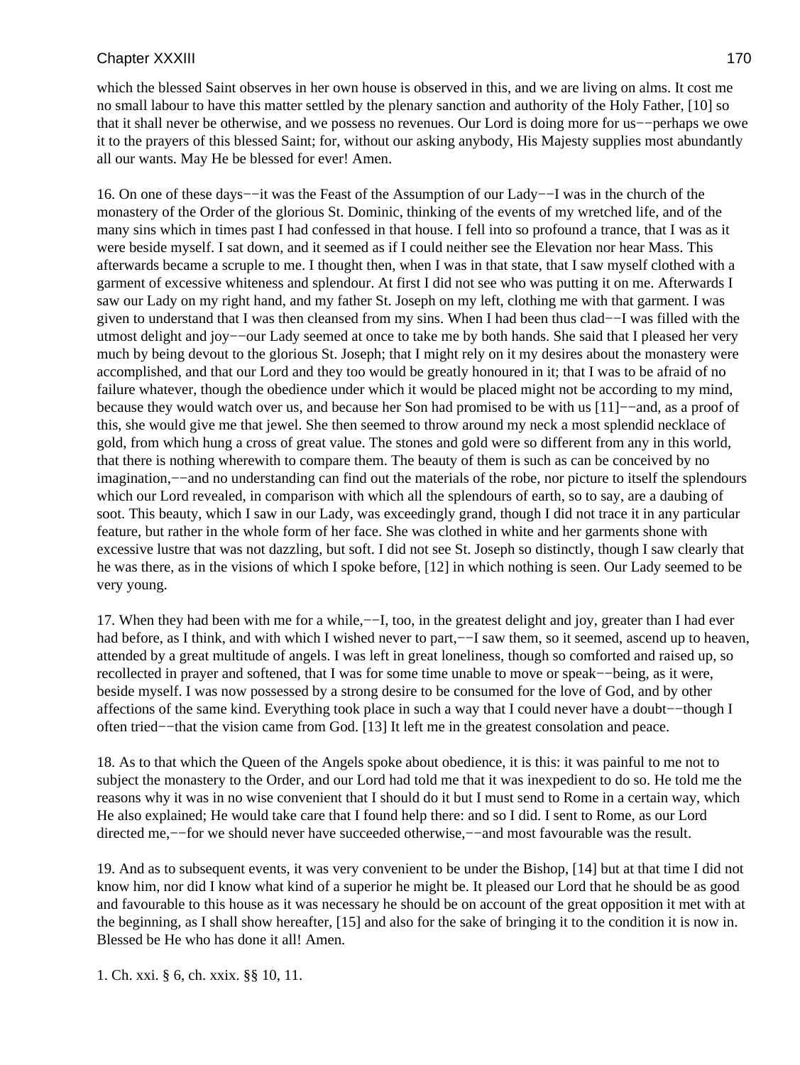which the blessed Saint observes in her own house is observed in this, and we are living on alms. It cost me no small labour to have this matter settled by the plenary sanction and authority of the Holy Father, [10] so that it shall never be otherwise, and we possess no revenues. Our Lord is doing more for us−−perhaps we owe it to the prayers of this blessed Saint; for, without our asking anybody, His Majesty supplies most abundantly all our wants. May He be blessed for ever! Amen.

16. On one of these days−−it was the Feast of the Assumption of our Lady−−I was in the church of the monastery of the Order of the glorious St. Dominic, thinking of the events of my wretched life, and of the many sins which in times past I had confessed in that house. I fell into so profound a trance, that I was as it were beside myself. I sat down, and it seemed as if I could neither see the Elevation nor hear Mass. This afterwards became a scruple to me. I thought then, when I was in that state, that I saw myself clothed with a garment of excessive whiteness and splendour. At first I did not see who was putting it on me. Afterwards I saw our Lady on my right hand, and my father St. Joseph on my left, clothing me with that garment. I was given to understand that I was then cleansed from my sins. When I had been thus clad−−I was filled with the utmost delight and joy−−our Lady seemed at once to take me by both hands. She said that I pleased her very much by being devout to the glorious St. Joseph; that I might rely on it my desires about the monastery were accomplished, and that our Lord and they too would be greatly honoured in it; that I was to be afraid of no failure whatever, though the obedience under which it would be placed might not be according to my mind, because they would watch over us, and because her Son had promised to be with us [11]−−and, as a proof of this, she would give me that jewel. She then seemed to throw around my neck a most splendid necklace of gold, from which hung a cross of great value. The stones and gold were so different from any in this world, that there is nothing wherewith to compare them. The beauty of them is such as can be conceived by no imagination,−−and no understanding can find out the materials of the robe, nor picture to itself the splendours which our Lord revealed, in comparison with which all the splendours of earth, so to say, are a daubing of soot. This beauty, which I saw in our Lady, was exceedingly grand, though I did not trace it in any particular feature, but rather in the whole form of her face. She was clothed in white and her garments shone with excessive lustre that was not dazzling, but soft. I did not see St. Joseph so distinctly, though I saw clearly that he was there, as in the visions of which I spoke before, [12] in which nothing is seen. Our Lady seemed to be very young.

17. When they had been with me for a while,−−I, too, in the greatest delight and joy, greater than I had ever had before, as I think, and with which I wished never to part,−−I saw them, so it seemed, ascend up to heaven, attended by a great multitude of angels. I was left in great loneliness, though so comforted and raised up, so recollected in prayer and softened, that I was for some time unable to move or speak−−being, as it were, beside myself. I was now possessed by a strong desire to be consumed for the love of God, and by other affections of the same kind. Everything took place in such a way that I could never have a doubt−−though I often tried−−that the vision came from God. [13] It left me in the greatest consolation and peace.

18. As to that which the Queen of the Angels spoke about obedience, it is this: it was painful to me not to subject the monastery to the Order, and our Lord had told me that it was inexpedient to do so. He told me the reasons why it was in no wise convenient that I should do it but I must send to Rome in a certain way, which He also explained; He would take care that I found help there: and so I did. I sent to Rome, as our Lord directed me,−−for we should never have succeeded otherwise,−−and most favourable was the result.

19. And as to subsequent events, it was very convenient to be under the Bishop, [14] but at that time I did not know him, nor did I know what kind of a superior he might be. It pleased our Lord that he should be as good and favourable to this house as it was necessary he should be on account of the great opposition it met with at the beginning, as I shall show hereafter, [15] and also for the sake of bringing it to the condition it is now in. Blessed be He who has done it all! Amen.

1. Ch. xxi. § 6, ch. xxix. §§ 10, 11.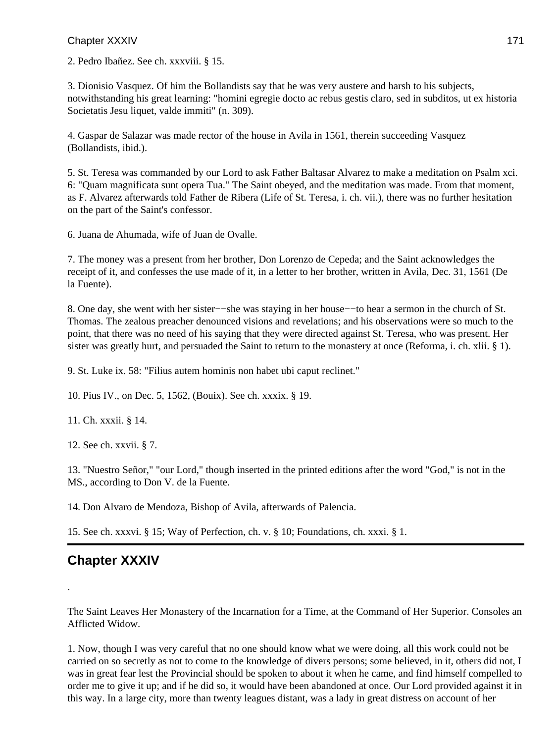2. Pedro Ibañez. See ch. xxxviii. § 15.

3. Dionisio Vasquez. Of him the Bollandists say that he was very austere and harsh to his subjects, notwithstanding his great learning: "homini egregie docto ac rebus gestis claro, sed in subditos, ut ex historia Societatis Jesu liquet, valde immiti" (n. 309).

4. Gaspar de Salazar was made rector of the house in Avila in 1561, therein succeeding Vasquez (Bollandists, ibid.).

5. St. Teresa was commanded by our Lord to ask Father Baltasar Alvarez to make a meditation on Psalm xci. 6: "Quam magnificata sunt opera Tua." The Saint obeyed, and the meditation was made. From that moment, as F. Alvarez afterwards told Father de Ribera (Life of St. Teresa, i. ch. vii.), there was no further hesitation on the part of the Saint's confessor.

6. Juana de Ahumada, wife of Juan de Ovalle.

7. The money was a present from her brother, Don Lorenzo de Cepeda; and the Saint acknowledges the receipt of it, and confesses the use made of it, in a letter to her brother, written in Avila, Dec. 31, 1561 (De la Fuente).

8. One day, she went with her sister−−she was staying in her house−−to hear a sermon in the church of St. Thomas. The zealous preacher denounced visions and revelations; and his observations were so much to the point, that there was no need of his saying that they were directed against St. Teresa, who was present. Her sister was greatly hurt, and persuaded the Saint to return to the monastery at once (Reforma, i. ch. xlii. § 1).

9. St. Luke ix. 58: "Filius autem hominis non habet ubi caput reclinet."

10. Pius IV., on Dec. 5, 1562, (Bouix). See ch. xxxix. § 19.

11. Ch. xxxii. § 14.

12. See ch. xxvii. § 7.

13. "Nuestro Señor," "our Lord," though inserted in the printed editions after the word "God," is not in the MS., according to Don V. de la Fuente.

14. Don Alvaro de Mendoza, Bishop of Avila, afterwards of Palencia.

15. See ch. xxxvi. § 15; Way of Perfection, ch. v. § 10; Foundations, ch. xxxi. § 1.

## Chapter XXXIV

.

The Saint Leaves Her Monastery of the Incarnation for a Time, at the Command of Her Superior. Consoles an Afflicted Widow.

1. Now, though I was very careful that no one should know what we were doing, all this work could not be carried on so secretly as not to come to the knowledge of divers persons; some believed, in it, others did not, I was in great fear lest the Provincial should be spoken to about it when he came, and find himself compelled to order me to give it up; and if he did so, it would have been abandoned at once. Our Lord provided against it in this way. In a large city, more than twenty leagues distant, was a lady in great distress on account of her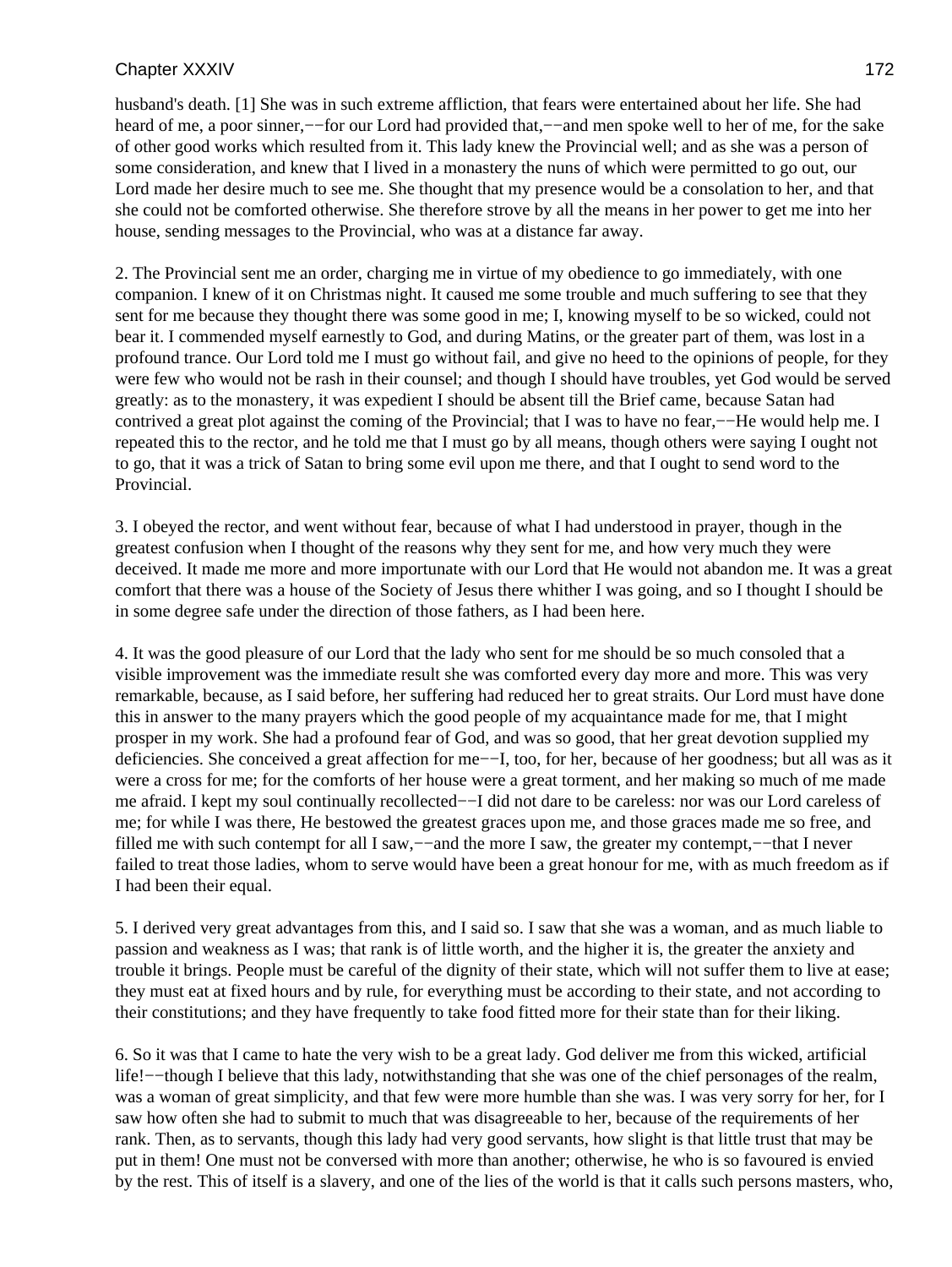husband's death. [1] She was in such extreme affliction, that fears were entertained about her life. She had heard of me, a poor sinner,−−for our Lord had provided that,−−and men spoke well to her of me, for the sake of other good works which resulted from it. This lady knew the Provincial well; and as she was a person of some consideration, and knew that I lived in a monastery the nuns of which were permitted to go out, our Lord made her desire much to see me. She thought that my presence would be a consolation to her, and that she could not be comforted otherwise. She therefore strove by all the means in her power to get me into her house, sending messages to the Provincial, who was at a distance far away.

2. The Provincial sent me an order, charging me in virtue of my obedience to go immediately, with one companion. I knew of it on Christmas night. It caused me some trouble and much suffering to see that they sent for me because they thought there was some good in me; I, knowing myself to be so wicked, could not bear it. I commended myself earnestly to God, and during Matins, or the greater part of them, was lost in a profound trance. Our Lord told me I must go without fail, and give no heed to the opinions of people, for they were few who would not be rash in their counsel; and though I should have troubles, yet God would be served greatly: as to the monastery, it was expedient I should be absent till the Brief came, because Satan had contrived a great plot against the coming of the Provincial; that I was to have no fear,−−He would help me. I repeated this to the rector, and he told me that I must go by all means, though others were saying I ought not to go, that it was a trick of Satan to bring some evil upon me there, and that I ought to send word to the Provincial.

3. I obeyed the rector, and went without fear, because of what I had understood in prayer, though in the greatest confusion when I thought of the reasons why they sent for me, and how very much they were deceived. It made me more and more importunate with our Lord that He would not abandon me. It was a great comfort that there was a house of the Society of Jesus there whither I was going, and so I thought I should be in some degree safe under the direction of those fathers, as I had been here.

4. It was the good pleasure of our Lord that the lady who sent for me should be so much consoled that a visible improvement was the immediate result she was comforted every day more and more. This was very remarkable, because, as I said before, her suffering had reduced her to great straits. Our Lord must have done this in answer to the many prayers which the good people of my acquaintance made for me, that I might prosper in my work. She had a profound fear of God, and was so good, that her great devotion supplied my deficiencies. She conceived a great affection for me−−I, too, for her, because of her goodness; but all was as it were a cross for me; for the comforts of her house were a great torment, and her making so much of me made me afraid. I kept my soul continually recollected−−I did not dare to be careless: nor was our Lord careless of me; for while I was there, He bestowed the greatest graces upon me, and those graces made me so free, and filled me with such contempt for all I saw,−−and the more I saw, the greater my contempt,−−that I never failed to treat those ladies, whom to serve would have been a great honour for me, with as much freedom as if I had been their equal.

5. I derived very great advantages from this, and I said so. I saw that she was a woman, and as much liable to passion and weakness as I was; that rank is of little worth, and the higher it is, the greater the anxiety and trouble it brings. People must be careful of the dignity of their state, which will not suffer them to live at ease; they must eat at fixed hours and by rule, for everything must be according to their state, and not according to their constitutions; and they have frequently to take food fitted more for their state than for their liking.

6. So it was that I came to hate the very wish to be a great lady. God deliver me from this wicked, artificial life!−−though I believe that this lady, notwithstanding that she was one of the chief personages of the realm, was a woman of great simplicity, and that few were more humble than she was. I was very sorry for her, for I saw how often she had to submit to much that was disagreeable to her, because of the requirements of her rank. Then, as to servants, though this lady had very good servants, how slight is that little trust that may be put in them! One must not be conversed with more than another; otherwise, he who is so favoured is envied by the rest. This of itself is a slavery, and one of the lies of the world is that it calls such persons masters, who,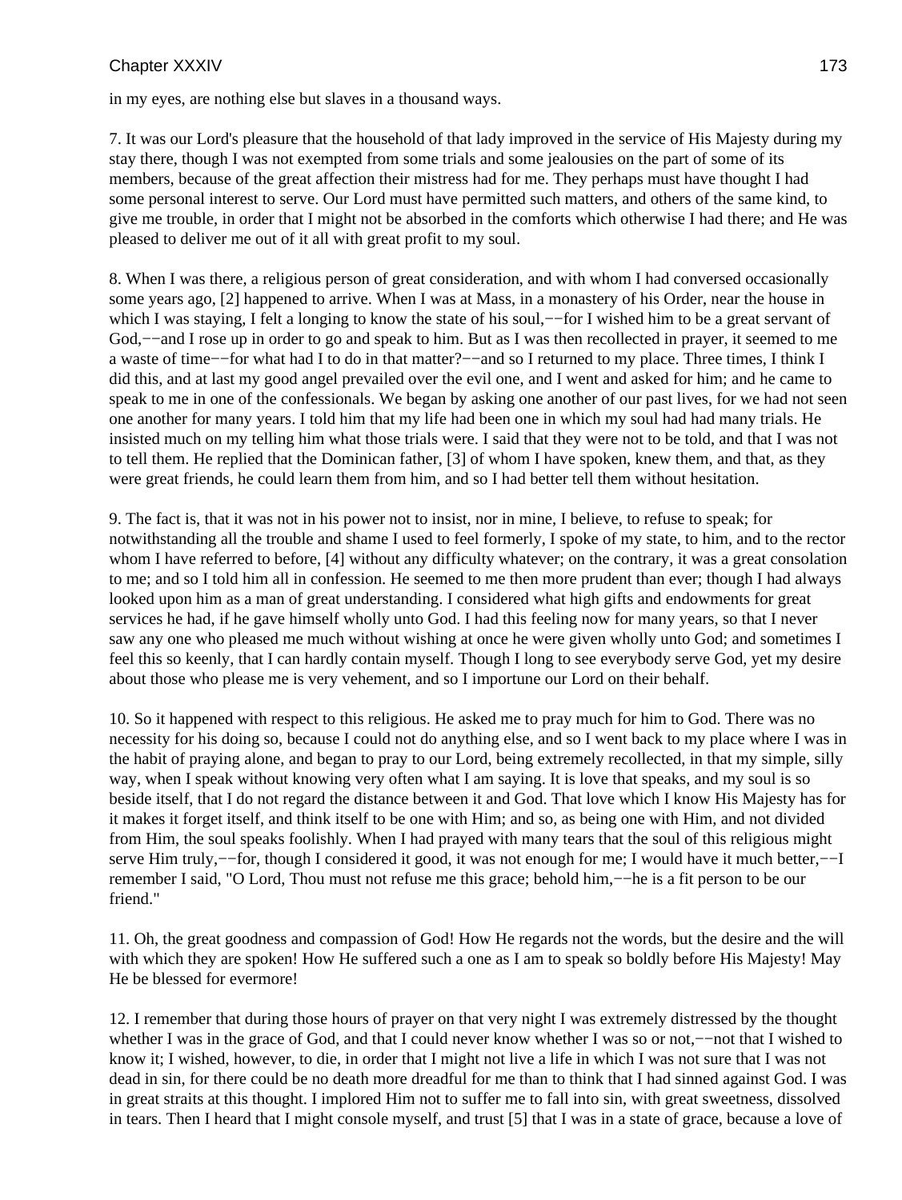in my eyes, are nothing else but slaves in a thousand ways.

7. It was our Lord's pleasure that the household of that lady improved in the service of His Majesty during my stay there, though I was not exempted from some trials and some jealousies on the part of some of its members, because of the great affection their mistress had for me. They perhaps must have thought I had some personal interest to serve. Our Lord must have permitted such matters, and others of the same kind, to give me trouble, in order that I might not be absorbed in the comforts which otherwise I had there; and He was pleased to deliver me out of it all with great profit to my soul.

8. When I was there, a religious person of great consideration, and with whom I had conversed occasionally some years ago, [2] happened to arrive. When I was at Mass, in a monastery of his Order, near the house in which I was staying, I felt a longing to know the state of his soul,−−for I wished him to be a great servant of God,−−and I rose up in order to go and speak to him. But as I was then recollected in prayer, it seemed to me a waste of time−−for what had I to do in that matter?−−and so I returned to my place. Three times, I think I did this, and at last my good angel prevailed over the evil one, and I went and asked for him; and he came to speak to me in one of the confessionals. We began by asking one another of our past lives, for we had not seen one another for many years. I told him that my life had been one in which my soul had had many trials. He insisted much on my telling him what those trials were. I said that they were not to be told, and that I was not to tell them. He replied that the Dominican father, [3] of whom I have spoken, knew them, and that, as they were great friends, he could learn them from him, and so I had better tell them without hesitation.

9. The fact is, that it was not in his power not to insist, nor in mine, I believe, to refuse to speak; for notwithstanding all the trouble and shame I used to feel formerly, I spoke of my state, to him, and to the rector whom I have referred to before, [4] without any difficulty whatever; on the contrary, it was a great consolation to me; and so I told him all in confession. He seemed to me then more prudent than ever; though I had always looked upon him as a man of great understanding. I considered what high gifts and endowments for great services he had, if he gave himself wholly unto God. I had this feeling now for many years, so that I never saw any one who pleased me much without wishing at once he were given wholly unto God; and sometimes I feel this so keenly, that I can hardly contain myself. Though I long to see everybody serve God, yet my desire about those who please me is very vehement, and so I importune our Lord on their behalf.

10. So it happened with respect to this religious. He asked me to pray much for him to God. There was no necessity for his doing so, because I could not do anything else, and so I went back to my place where I was in the habit of praying alone, and began to pray to our Lord, being extremely recollected, in that my simple, silly way, when I speak without knowing very often what I am saying. It is love that speaks, and my soul is so beside itself, that I do not regard the distance between it and God. That love which I know His Majesty has for it makes it forget itself, and think itself to be one with Him; and so, as being one with Him, and not divided from Him, the soul speaks foolishly. When I had prayed with many tears that the soul of this religious might serve Him truly,−−for, though I considered it good, it was not enough for me; I would have it much better,−−I remember I said, "O Lord, Thou must not refuse me this grace; behold him,−−he is a fit person to be our friend."

11. Oh, the great goodness and compassion of God! How He regards not the words, but the desire and the will with which they are spoken! How He suffered such a one as I am to speak so boldly before His Majesty! May He be blessed for evermore!

12. I remember that during those hours of prayer on that very night I was extremely distressed by the thought whether I was in the grace of God, and that I could never know whether I was so or not,−−not that I wished to know it; I wished, however, to die, in order that I might not live a life in which I was not sure that I was not dead in sin, for there could be no death more dreadful for me than to think that I had sinned against God. I was in great straits at this thought. I implored Him not to suffer me to fall into sin, with great sweetness, dissolved in tears. Then I heard that I might console myself, and trust [5] that I was in a state of grace, because a love of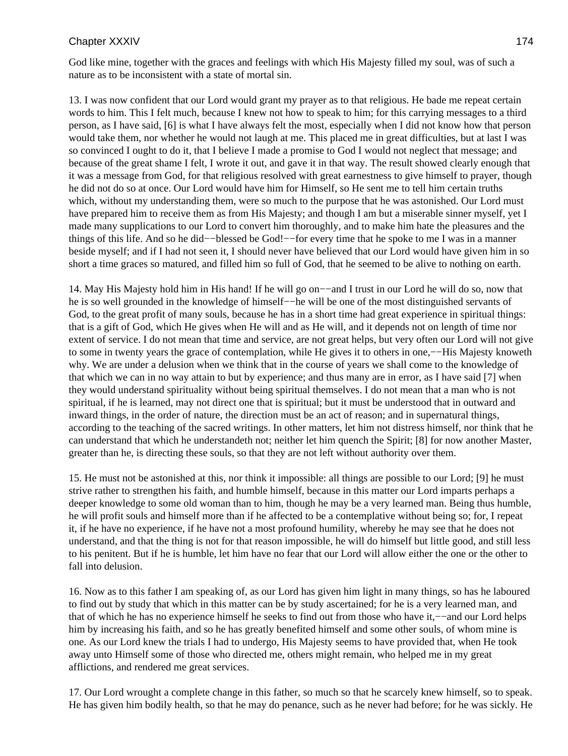God like mine, together with the graces and feelings with which His Majesty filled my soul, was of such a nature as to be inconsistent with a state of mortal sin.

13. I was now confident that our Lord would grant my prayer as to that religious. He bade me repeat certain words to him. This I felt much, because I knew not how to speak to him; for this carrying messages to a third person, as I have said, [6] is what I have always felt the most, especially when I did not know how that person would take them, nor whether he would not laugh at me. This placed me in great difficulties, but at last I was so convinced I ought to do it, that I believe I made a promise to God I would not neglect that message; and because of the great shame I felt, I wrote it out, and gave it in that way. The result showed clearly enough that it was a message from God, for that religious resolved with great earnestness to give himself to prayer, though he did not do so at once. Our Lord would have him for Himself, so He sent me to tell him certain truths which, without my understanding them, were so much to the purpose that he was astonished. Our Lord must have prepared him to receive them as from His Majesty; and though I am but a miserable sinner myself, yet I made many supplications to our Lord to convert him thoroughly, and to make him hate the pleasures and the things of this life. And so he did−−blessed be God!−−for every time that he spoke to me I was in a manner beside myself; and if I had not seen it, I should never have believed that our Lord would have given him in so short a time graces so matured, and filled him so full of God, that he seemed to be alive to nothing on earth.

14. May His Majesty hold him in His hand! If he will go on−−and I trust in our Lord he will do so, now that he is so well grounded in the knowledge of himself−−he will be one of the most distinguished servants of God, to the great profit of many souls, because he has in a short time had great experience in spiritual things: that is a gift of God, which He gives when He will and as He will, and it depends not on length of time nor extent of service. I do not mean that time and service, are not great helps, but very often our Lord will not give to some in twenty years the grace of contemplation, while He gives it to others in one,−−His Majesty knoweth why. We are under a delusion when we think that in the course of years we shall come to the knowledge of that which we can in no way attain to but by experience; and thus many are in error, as I have said [7] when they would understand spirituality without being spiritual themselves. I do not mean that a man who is not spiritual, if he is learned, may not direct one that is spiritual; but it must be understood that in outward and inward things, in the order of nature, the direction must be an act of reason; and in supernatural things, according to the teaching of the sacred writings. In other matters, let him not distress himself, nor think that he can understand that which he understandeth not; neither let him quench the Spirit; [8] for now another Master, greater than he, is directing these souls, so that they are not left without authority over them.

15. He must not be astonished at this, nor think it impossible: all things are possible to our Lord; [9] he must strive rather to strengthen his faith, and humble himself, because in this matter our Lord imparts perhaps a deeper knowledge to some old woman than to him, though he may be a very learned man. Being thus humble, he will profit souls and himself more than if he affected to be a contemplative without being so; for, I repeat it, if he have no experience, if he have not a most profound humility, whereby he may see that he does not understand, and that the thing is not for that reason impossible, he will do himself but little good, and still less to his penitent. But if he is humble, let him have no fear that our Lord will allow either the one or the other to fall into delusion.

16. Now as to this father I am speaking of, as our Lord has given him light in many things, so has he laboured to find out by study that which in this matter can be by study ascertained; for he is a very learned man, and that of which he has no experience himself he seeks to find out from those who have it,−−and our Lord helps him by increasing his faith, and so he has greatly benefited himself and some other souls, of whom mine is one. As our Lord knew the trials I had to undergo, His Majesty seems to have provided that, when He took away unto Himself some of those who directed me, others might remain, who helped me in my great afflictions, and rendered me great services.

17. Our Lord wrought a complete change in this father, so much so that he scarcely knew himself, so to speak. He has given him bodily health, so that he may do penance, such as he never had before; for he was sickly. He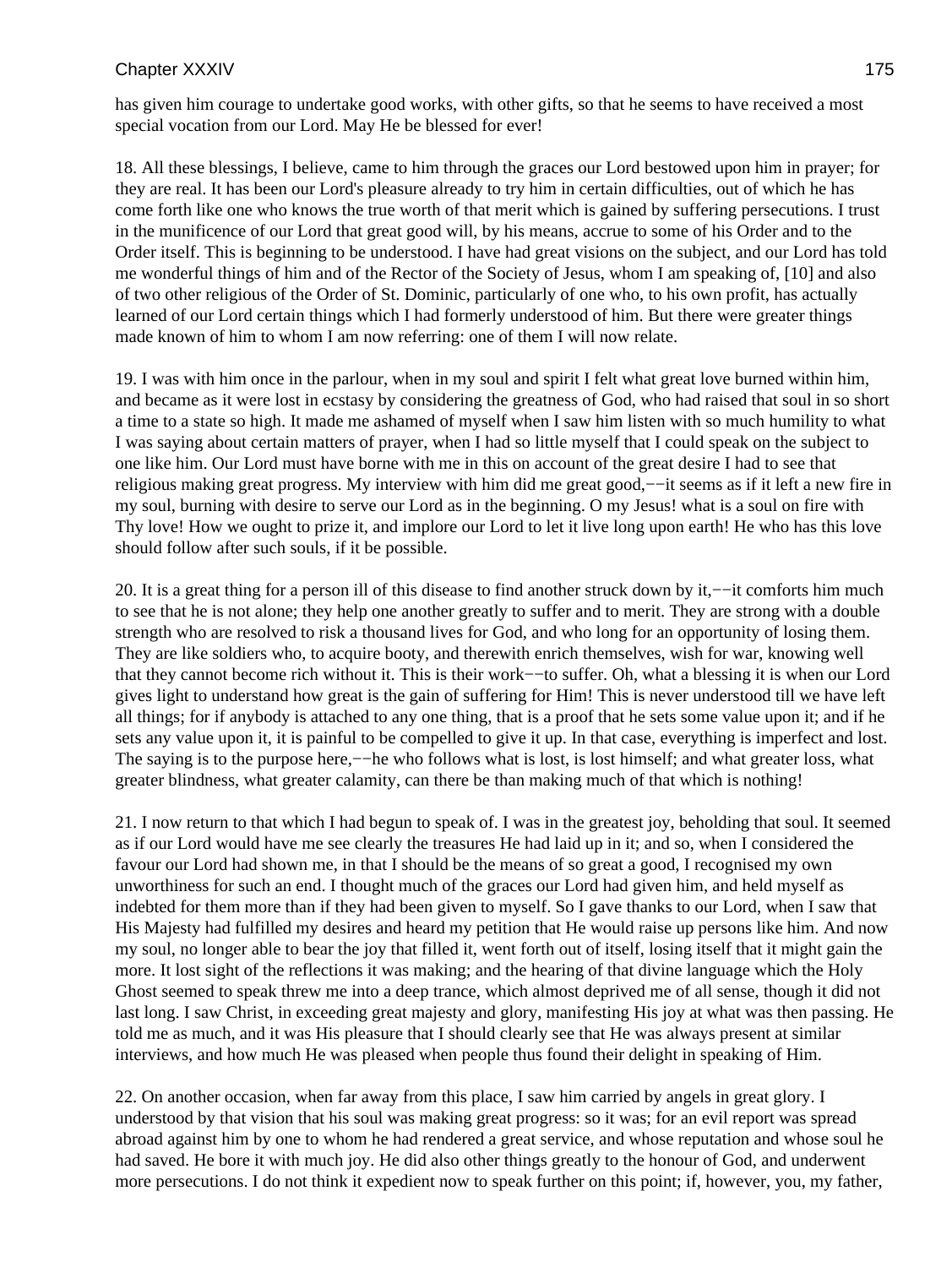has given him courage to undertake good works, with other gifts, so that he seems to have received a most special vocation from our Lord. May He be blessed for ever!

18. All these blessings, I believe, came to him through the graces our Lord bestowed upon him in prayer; for they are real. It has been our Lord's pleasure already to try him in certain difficulties, out of which he has come forth like one who knows the true worth of that merit which is gained by suffering persecutions. I trust in the munificence of our Lord that great good will, by his means, accrue to some of his Order and to the Order itself. This is beginning to be understood. I have had great visions on the subject, and our Lord has told me wonderful things of him and of the Rector of the Society of Jesus, whom I am speaking of, [10] and also of two other religious of the Order of St. Dominic, particularly of one who, to his own profit, has actually learned of our Lord certain things which I had formerly understood of him. But there were greater things made known of him to whom I am now referring: one of them I will now relate.

19. I was with him once in the parlour, when in my soul and spirit I felt what great love burned within him, and became as it were lost in ecstasy by considering the greatness of God, who had raised that soul in so short a time to a state so high. It made me ashamed of myself when I saw him listen with so much humility to what I was saying about certain matters of prayer, when I had so little myself that I could speak on the subject to one like him. Our Lord must have borne with me in this on account of the great desire I had to see that religious making great progress. My interview with him did me great good,−−it seems as if it left a new fire in my soul, burning with desire to serve our Lord as in the beginning. O my Jesus! what is a soul on fire with Thy love! How we ought to prize it, and implore our Lord to let it live long upon earth! He who has this love should follow after such souls, if it be possible.

20. It is a great thing for a person ill of this disease to find another struck down by it,−−it comforts him much to see that he is not alone; they help one another greatly to suffer and to merit. They are strong with a double strength who are resolved to risk a thousand lives for God, and who long for an opportunity of losing them. They are like soldiers who, to acquire booty, and therewith enrich themselves, wish for war, knowing well that they cannot become rich without it. This is their work−−to suffer. Oh, what a blessing it is when our Lord gives light to understand how great is the gain of suffering for Him! This is never understood till we have left all things; for if anybody is attached to any one thing, that is a proof that he sets some value upon it; and if he sets any value upon it, it is painful to be compelled to give it up. In that case, everything is imperfect and lost. The saying is to the purpose here,−−he who follows what is lost, is lost himself; and what greater loss, what greater blindness, what greater calamity, can there be than making much of that which is nothing!

21. I now return to that which I had begun to speak of. I was in the greatest joy, beholding that soul. It seemed as if our Lord would have me see clearly the treasures He had laid up in it; and so, when I considered the favour our Lord had shown me, in that I should be the means of so great a good, I recognised my own unworthiness for such an end. I thought much of the graces our Lord had given him, and held myself as indebted for them more than if they had been given to myself. So I gave thanks to our Lord, when I saw that His Majesty had fulfilled my desires and heard my petition that He would raise up persons like him. And now my soul, no longer able to bear the joy that filled it, went forth out of itself, losing itself that it might gain the more. It lost sight of the reflections it was making; and the hearing of that divine language which the Holy Ghost seemed to speak threw me into a deep trance, which almost deprived me of all sense, though it did not last long. I saw Christ, in exceeding great majesty and glory, manifesting His joy at what was then passing. He told me as much, and it was His pleasure that I should clearly see that He was always present at similar interviews, and how much He was pleased when people thus found their delight in speaking of Him.

22. On another occasion, when far away from this place, I saw him carried by angels in great glory. I understood by that vision that his soul was making great progress: so it was; for an evil report was spread abroad against him by one to whom he had rendered a great service, and whose reputation and whose soul he had saved. He bore it with much joy. He did also other things greatly to the honour of God, and underwent more persecutions. I do not think it expedient now to speak further on this point; if, however, you, my father,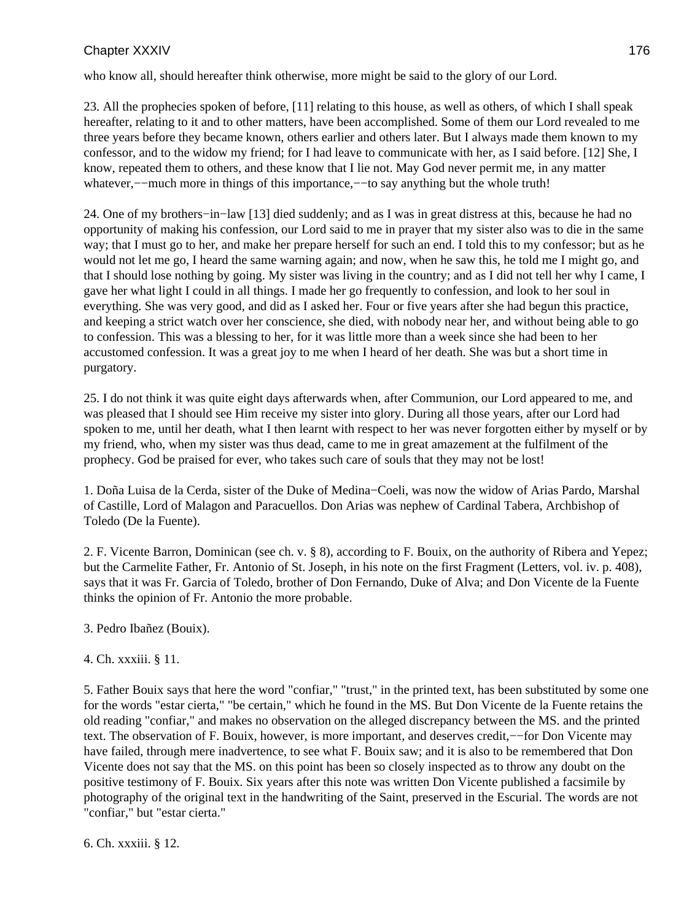who know all, should hereafter think otherwise, more might be said to the glory of our Lord.

23. All the prophecies spoken of before, [11] relating to this house, as well as others, of which I shall speak hereafter, relating to it and to other matters, have been accomplished. Some of them our Lord revealed to me three years before they became known, others earlier and others later. But I always made them known to my confessor, and to the widow my friend; for I had leave to communicate with her, as I said before. [12] She, I know, repeated them to others, and these know that I lie not. May God never permit me, in any matter whatever,−−much more in things of this importance,−−to say anything but the whole truth!

24. One of my brothers−in−law [13] died suddenly; and as I was in great distress at this, because he had no opportunity of making his confession, our Lord said to me in prayer that my sister also was to die in the same way; that I must go to her, and make her prepare herself for such an end. I told this to my confessor; but as he would not let me go, I heard the same warning again; and now, when he saw this, he told me I might go, and that I should lose nothing by going. My sister was living in the country; and as I did not tell her why I came, I gave her what light I could in all things. I made her go frequently to confession, and look to her soul in everything. She was very good, and did as I asked her. Four or five years after she had begun this practice, and keeping a strict watch over her conscience, she died, with nobody near her, and without being able to go to confession. This was a blessing to her, for it was little more than a week since she had been to her accustomed confession. It was a great joy to me when I heard of her death. She was but a short time in purgatory.

25. I do not think it was quite eight days afterwards when, after Communion, our Lord appeared to me, and was pleased that I should see Him receive my sister into glory. During all those years, after our Lord had spoken to me, until her death, what I then learnt with respect to her was never forgotten either by myself or by my friend, who, when my sister was thus dead, came to me in great amazement at the fulfilment of the prophecy. God be praised for ever, who takes such care of souls that they may not be lost!

1. Doña Luisa de la Cerda, sister of the Duke of Medina−Coeli, was now the widow of Arias Pardo, Marshal of Castille, Lord of Malagon and Paracuellos. Don Arias was nephew of Cardinal Tabera, Archbishop of Toledo (De la Fuente).

2. F. Vicente Barron, Dominican (see ch. v. § 8), according to F. Bouix, on the authority of Ribera and Yepez; but the Carmelite Father, Fr. Antonio of St. Joseph, in his note on the first Fragment (Letters, vol. iv. p. 408), says that it was Fr. Garcia of Toledo, brother of Don Fernando, Duke of Alva; and Don Vicente de la Fuente thinks the opinion of Fr. Antonio the more probable.

3. Pedro Ibañez (Bouix).

4. Ch. xxxiii. § 11.

5. Father Bouix says that here the word "confiar," "trust," in the printed text, has been substituted by some one for the words "estar cierta," "be certain," which he found in the MS. But Don Vicente de la Fuente retains the old reading "confiar," and makes no observation on the alleged discrepancy between the MS. and the printed text. The observation of F. Bouix, however, is more important, and deserves credit,−−for Don Vicente may have failed, through mere inadvertence, to see what F. Bouix saw; and it is also to be remembered that Don Vicente does not say that the MS. on this point has been so closely inspected as to throw any doubt on the positive testimony of F. Bouix. Six years after this note was written Don Vicente published a facsimile by photography of the original text in the handwriting of the Saint, preserved in the Escurial. The words are not "confiar," but "estar cierta."

6. Ch. xxxiii. § 12.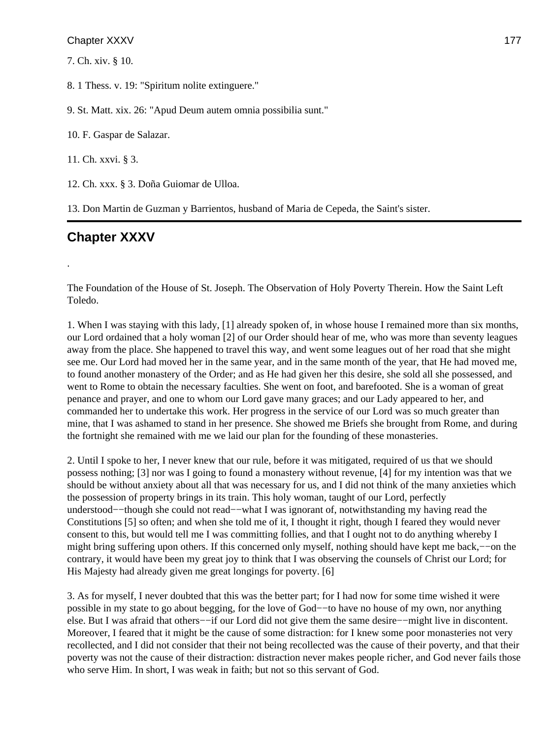7. Ch. xiv. § 10.

8. 1 Thess. v. 19: "Spiritum nolite extinguere."

9. St. Matt. xix. 26: "Apud Deum autem omnia possibilia sunt."

10. F. Gaspar de Salazar.

11. Ch. xxvi. § 3.

12. Ch. xxx. § 3. Doña Guiomar de Ulloa.

13. Don Martin de Guzman y Barrientos, husband of Maria de Cepeda, the Saint's sister.

## Chapter XXXV

.

The Foundation of the House of St. Joseph. The Observation of Holy Poverty Therein. How the Saint Left Toledo.

1. When I was staying with this lady, [1] already spoken of, in whose house I remained more than six months, our Lord ordained that a holy woman [2] of our Order should hear of me, who was more than seventy leagues away from the place. She happened to travel this way, and went some leagues out of her road that she might see me. Our Lord had moved her in the same year, and in the same month of the year, that He had moved me, to found another monastery of the Order; and as He had given her this desire, she sold all she possessed, and went to Rome to obtain the necessary faculties. She went on foot, and barefooted. She is a woman of great penance and prayer, and one to whom our Lord gave many graces; and our Lady appeared to her, and commanded her to undertake this work. Her progress in the service of our Lord was so much greater than mine, that I was ashamed to stand in her presence. She showed me Briefs she brought from Rome, and during the fortnight she remained with me we laid our plan for the founding of these monasteries.

2. Until I spoke to her, I never knew that our rule, before it was mitigated, required of us that we should possess nothing; [3] nor was I going to found a monastery without revenue, [4] for my intention was that we should be without anxiety about all that was necessary for us, and I did not think of the many anxieties which the possession of property brings in its train. This holy woman, taught of our Lord, perfectly understood−−though she could not read−−what I was ignorant of, notwithstanding my having read the Constitutions [5] so often; and when she told me of it, I thought it right, though I feared they would never consent to this, but would tell me I was committing follies, and that I ought not to do anything whereby I might bring suffering upon others. If this concerned only myself, nothing should have kept me back,−−on the contrary, it would have been my great joy to think that I was observing the counsels of Christ our Lord; for His Majesty had already given me great longings for poverty. [6]

3. As for myself, I never doubted that this was the better part; for I had now for some time wished it were possible in my state to go about begging, for the love of God−−to have no house of my own, nor anything else. But I was afraid that others−−if our Lord did not give them the same desire−−might live in discontent. Moreover, I feared that it might be the cause of some distraction: for I knew some poor monasteries not very recollected, and I did not consider that their not being recollected was the cause of their poverty, and that their poverty was not the cause of their distraction: distraction never makes people richer, and God never fails those who serve Him. In short, I was weak in faith; but not so this servant of God.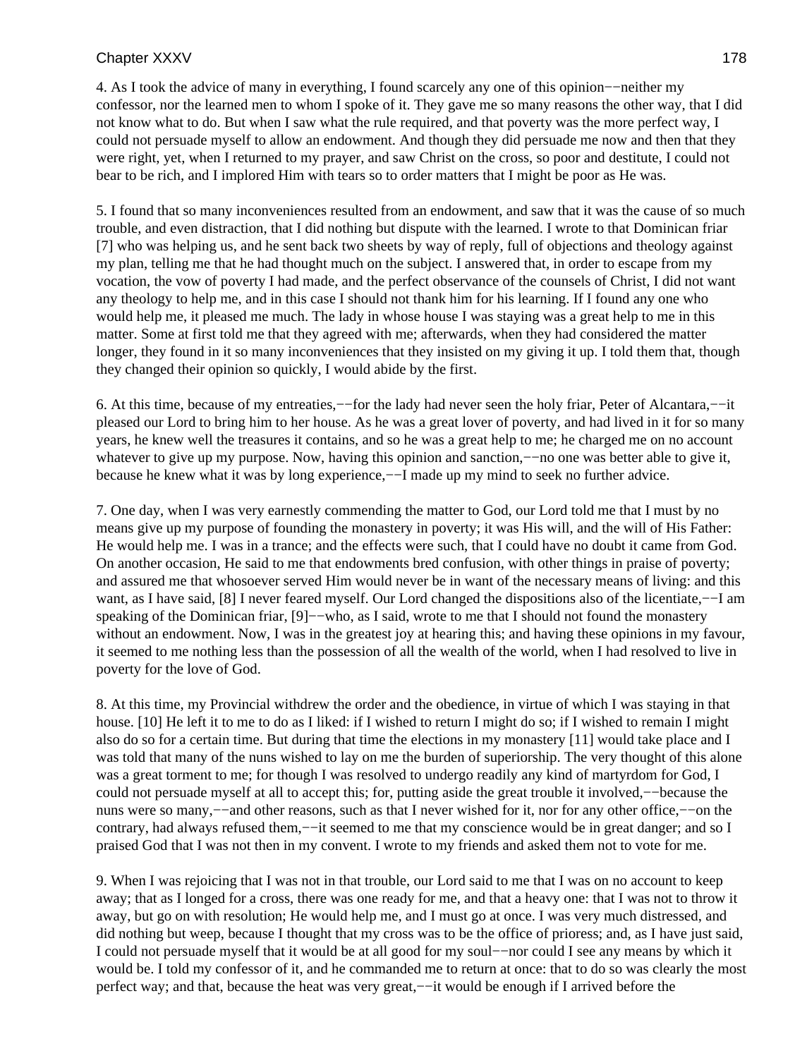4. As I took the advice of many in everything, I found scarcely any one of this opinion−−neither my confessor, nor the learned men to whom I spoke of it. They gave me so many reasons the other way, that I did not know what to do. But when I saw what the rule required, and that poverty was the more perfect way, I could not persuade myself to allow an endowment. And though they did persuade me now and then that they were right, yet, when I returned to my prayer, and saw Christ on the cross, so poor and destitute, I could not bear to be rich, and I implored Him with tears so to order matters that I might be poor as He was.

5. I found that so many inconveniences resulted from an endowment, and saw that it was the cause of so much trouble, and even distraction, that I did nothing but dispute with the learned. I wrote to that Dominican friar [7] who was helping us, and he sent back two sheets by way of reply, full of objections and theology against my plan, telling me that he had thought much on the subject. I answered that, in order to escape from my vocation, the vow of poverty I had made, and the perfect observance of the counsels of Christ, I did not want any theology to help me, and in this case I should not thank him for his learning. If I found any one who would help me, it pleased me much. The lady in whose house I was staying was a great help to me in this matter. Some at first told me that they agreed with me; afterwards, when they had considered the matter longer, they found in it so many inconveniences that they insisted on my giving it up. I told them that, though they changed their opinion so quickly, I would abide by the first.

6. At this time, because of my entreaties,−−for the lady had never seen the holy friar, Peter of Alcantara,−−it pleased our Lord to bring him to her house. As he was a great lover of poverty, and had lived in it for so many years, he knew well the treasures it contains, and so he was a great help to me; he charged me on no account whatever to give up my purpose. Now, having this opinion and sanction,−−no one was better able to give it, because he knew what it was by long experience,−−I made up my mind to seek no further advice.

7. One day, when I was very earnestly commending the matter to God, our Lord told me that I must by no means give up my purpose of founding the monastery in poverty; it was His will, and the will of His Father: He would help me. I was in a trance; and the effects were such, that I could have no doubt it came from God. On another occasion, He said to me that endowments bred confusion, with other things in praise of poverty; and assured me that whosoever served Him would never be in want of the necessary means of living: and this want, as I have said, [8] I never feared myself. Our Lord changed the dispositions also of the licentiate,−−I am speaking of the Dominican friar, [9]−−who, as I said, wrote to me that I should not found the monastery without an endowment. Now, I was in the greatest joy at hearing this; and having these opinions in my favour, it seemed to me nothing less than the possession of all the wealth of the world, when I had resolved to live in poverty for the love of God.

8. At this time, my Provincial withdrew the order and the obedience, in virtue of which I was staying in that house. [10] He left it to me to do as I liked: if I wished to return I might do so; if I wished to remain I might also do so for a certain time. But during that time the elections in my monastery [11] would take place and I was told that many of the nuns wished to lay on me the burden of superiorship. The very thought of this alone was a great torment to me; for though I was resolved to undergo readily any kind of martyrdom for God, I could not persuade myself at all to accept this; for, putting aside the great trouble it involved,−−because the nuns were so many,−−and other reasons, such as that I never wished for it, nor for any other office,−−on the contrary, had always refused them,−−it seemed to me that my conscience would be in great danger; and so I praised God that I was not then in my convent. I wrote to my friends and asked them not to vote for me.

9. When I was rejoicing that I was not in that trouble, our Lord said to me that I was on no account to keep away; that as I longed for a cross, there was one ready for me, and that a heavy one: that I was not to throw it away, but go on with resolution; He would help me, and I must go at once. I was very much distressed, and did nothing but weep, because I thought that my cross was to be the office of prioress; and, as I have just said, I could not persuade myself that it would be at all good for my soul−−nor could I see any means by which it would be. I told my confessor of it, and he commanded me to return at once: that to do so was clearly the most perfect way; and that, because the heat was very great,−−it would be enough if I arrived before the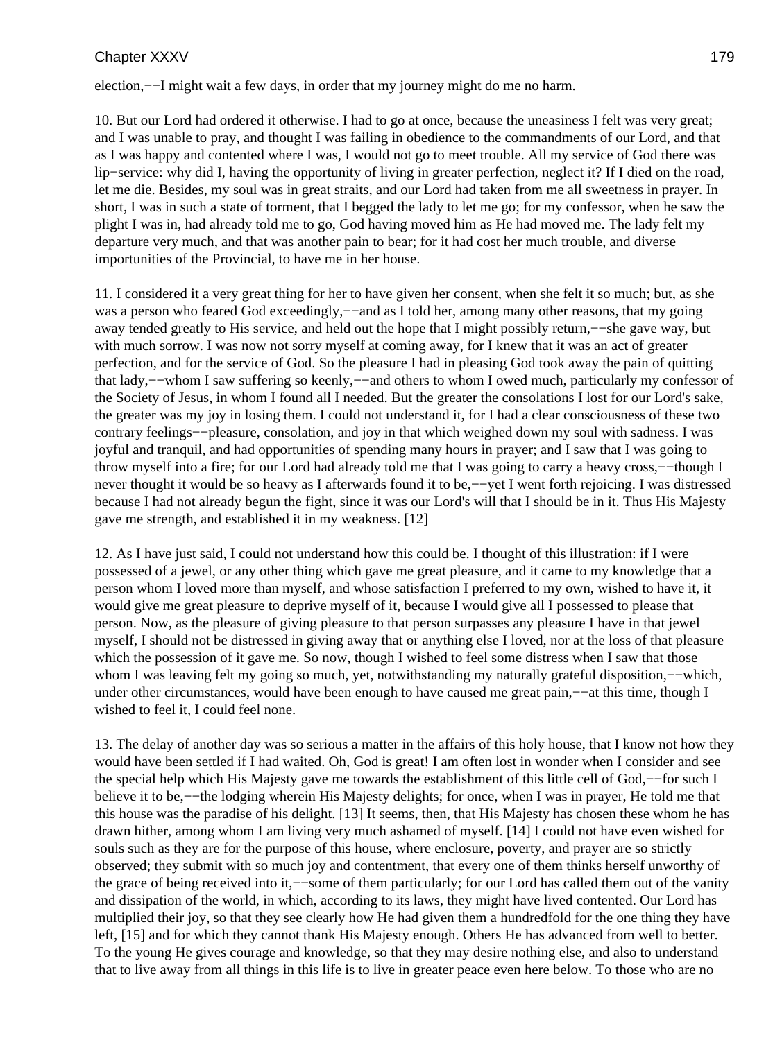election,−−I might wait a few days, in order that my journey might do me no harm.

10. But our Lord had ordered it otherwise. I had to go at once, because the uneasiness I felt was very great; and I was unable to pray, and thought I was failing in obedience to the commandments of our Lord, and that as I was happy and contented where I was, I would not go to meet trouble. All my service of God there was lip−service: why did I, having the opportunity of living in greater perfection, neglect it? If I died on the road, let me die. Besides, my soul was in great straits, and our Lord had taken from me all sweetness in prayer. In short, I was in such a state of torment, that I begged the lady to let me go; for my confessor, when he saw the plight I was in, had already told me to go, God having moved him as He had moved me. The lady felt my departure very much, and that was another pain to bear; for it had cost her much trouble, and diverse importunities of the Provincial, to have me in her house.

11. I considered it a very great thing for her to have given her consent, when she felt it so much; but, as she was a person who feared God exceedingly,−−and as I told her, among many other reasons, that my going away tended greatly to His service, and held out the hope that I might possibly return,−−she gave way, but with much sorrow. I was now not sorry myself at coming away, for I knew that it was an act of greater perfection, and for the service of God. So the pleasure I had in pleasing God took away the pain of quitting that lady,−−whom I saw suffering so keenly,−−and others to whom I owed much, particularly my confessor of the Society of Jesus, in whom I found all I needed. But the greater the consolations I lost for our Lord's sake, the greater was my joy in losing them. I could not understand it, for I had a clear consciousness of these two contrary feelings−−pleasure, consolation, and joy in that which weighed down my soul with sadness. I was joyful and tranquil, and had opportunities of spending many hours in prayer; and I saw that I was going to throw myself into a fire; for our Lord had already told me that I was going to carry a heavy cross,−−though I never thought it would be so heavy as I afterwards found it to be,−−yet I went forth rejoicing. I was distressed because I had not already begun the fight, since it was our Lord's will that I should be in it. Thus His Majesty gave me strength, and established it in my weakness. [12]

12. As I have just said, I could not understand how this could be. I thought of this illustration: if I were possessed of a jewel, or any other thing which gave me great pleasure, and it came to my knowledge that a person whom I loved more than myself, and whose satisfaction I preferred to my own, wished to have it, it would give me great pleasure to deprive myself of it, because I would give all I possessed to please that person. Now, as the pleasure of giving pleasure to that person surpasses any pleasure I have in that jewel myself, I should not be distressed in giving away that or anything else I loved, nor at the loss of that pleasure which the possession of it gave me. So now, though I wished to feel some distress when I saw that those whom I was leaving felt my going so much, yet, notwithstanding my naturally grateful disposition,−−which, under other circumstances, would have been enough to have caused me great pain,−−at this time, though I wished to feel it, I could feel none.

13. The delay of another day was so serious a matter in the affairs of this holy house, that I know not how they would have been settled if I had waited. Oh, God is great! I am often lost in wonder when I consider and see the special help which His Majesty gave me towards the establishment of this little cell of God,−−for such I believe it to be,−−the lodging wherein His Majesty delights; for once, when I was in prayer, He told me that this house was the paradise of his delight. [13] It seems, then, that His Majesty has chosen these whom he has drawn hither, among whom I am living very much ashamed of myself. [14] I could not have even wished for souls such as they are for the purpose of this house, where enclosure, poverty, and prayer are so strictly observed; they submit with so much joy and contentment, that every one of them thinks herself unworthy of the grace of being received into it,−−some of them particularly; for our Lord has called them out of the vanity and dissipation of the world, in which, according to its laws, they might have lived contented. Our Lord has multiplied their joy, so that they see clearly how He had given them a hundredfold for the one thing they have left, [15] and for which they cannot thank His Majesty enough. Others He has advanced from well to better. To the young He gives courage and knowledge, so that they may desire nothing else, and also to understand that to live away from all things in this life is to live in greater peace even here below. To those who are no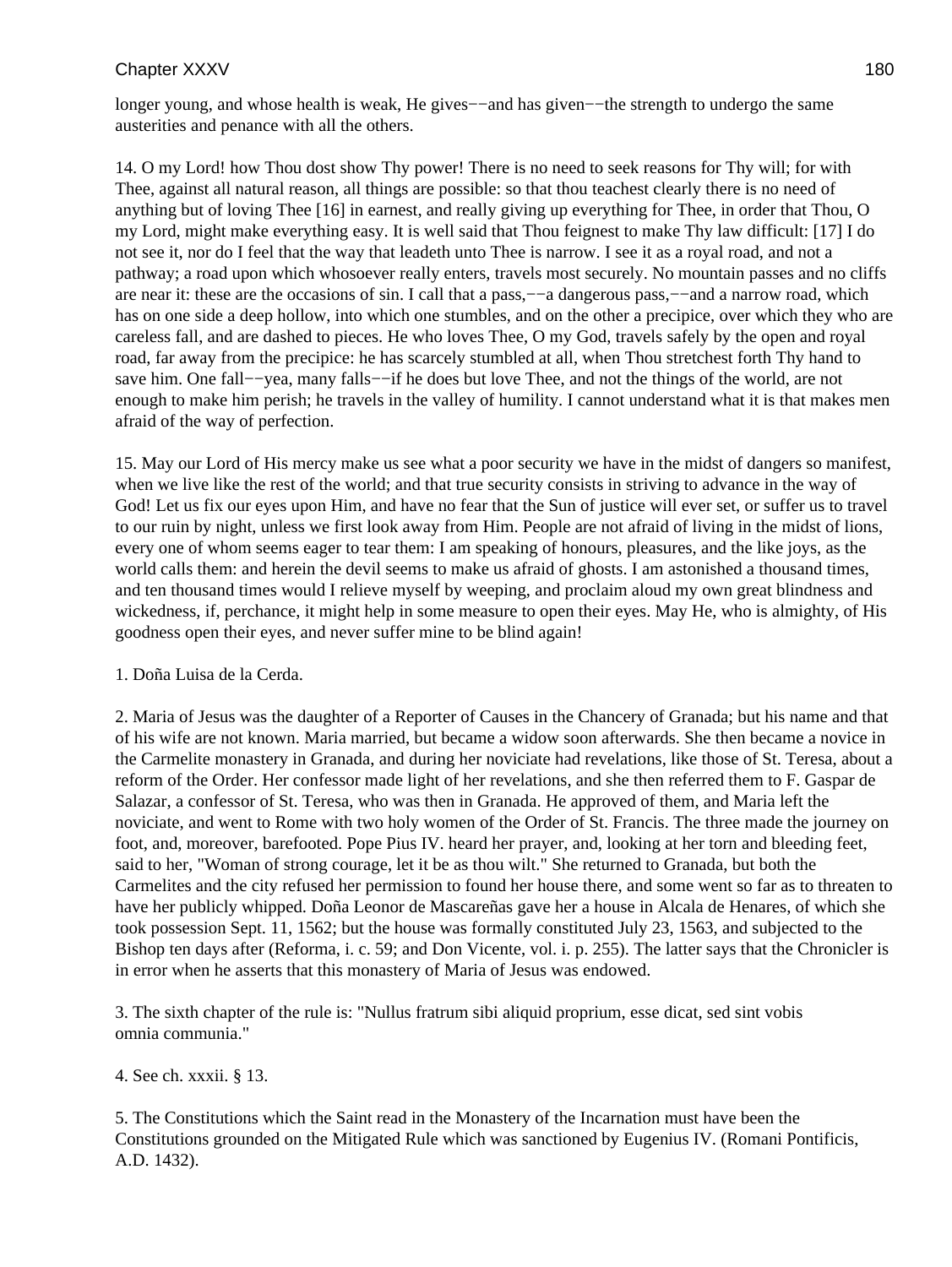longer young, and whose health is weak, He gives−−and has given−−the strength to undergo the same austerities and penance with all the others.

14. O my Lord! how Thou dost show Thy power! There is no need to seek reasons for Thy will; for with Thee, against all natural reason, all things are possible: so that thou teachest clearly there is no need of anything but of loving Thee [16] in earnest, and really giving up everything for Thee, in order that Thou, O my Lord, might make everything easy. It is well said that Thou feignest to make Thy law difficult: [17] I do not see it, nor do I feel that the way that leadeth unto Thee is narrow. I see it as a royal road, and not a pathway; a road upon which whosoever really enters, travels most securely. No mountain passes and no cliffs are near it: these are the occasions of sin. I call that a pass,−−a dangerous pass,−−and a narrow road, which has on one side a deep hollow, into which one stumbles, and on the other a precipice, over which they who are careless fall, and are dashed to pieces. He who loves Thee, O my God, travels safely by the open and royal road, far away from the precipice: he has scarcely stumbled at all, when Thou stretchest forth Thy hand to save him. One fall−−yea, many falls−−if he does but love Thee, and not the things of the world, are not enough to make him perish; he travels in the valley of humility. I cannot understand what it is that makes men afraid of the way of perfection.

15. May our Lord of His mercy make us see what a poor security we have in the midst of dangers so manifest, when we live like the rest of the world; and that true security consists in striving to advance in the way of God! Let us fix our eyes upon Him, and have no fear that the Sun of justice will ever set, or suffer us to travel to our ruin by night, unless we first look away from Him. People are not afraid of living in the midst of lions, every one of whom seems eager to tear them: I am speaking of honours, pleasures, and the like joys, as the world calls them: and herein the devil seems to make us afraid of ghosts. I am astonished a thousand times, and ten thousand times would I relieve myself by weeping, and proclaim aloud my own great blindness and wickedness, if, perchance, it might help in some measure to open their eyes. May He, who is almighty, of His goodness open their eyes, and never suffer mine to be blind again!

1. Doña Luisa de la Cerda.

2. Maria of Jesus was the daughter of a Reporter of Causes in the Chancery of Granada; but his name and that of his wife are not known. Maria married, but became a widow soon afterwards. She then became a novice in the Carmelite monastery in Granada, and during her noviciate had revelations, like those of St. Teresa, about a reform of the Order. Her confessor made light of her revelations, and she then referred them to F. Gaspar de Salazar, a confessor of St. Teresa, who was then in Granada. He approved of them, and Maria left the noviciate, and went to Rome with two holy women of the Order of St. Francis. The three made the journey on foot, and, moreover, barefooted. Pope Pius IV. heard her prayer, and, looking at her torn and bleeding feet, said to her, "Woman of strong courage, let it be as thou wilt." She returned to Granada, but both the Carmelites and the city refused her permission to found her house there, and some went so far as to threaten to have her publicly whipped. Doña Leonor de Mascareñas gave her a house in Alcala de Henares, of which she took possession Sept. 11, 1562; but the house was formally constituted July 23, 1563, and subjected to the Bishop ten days after (Reforma, i. c. 59; and Don Vicente, vol. i. p. 255). The latter says that the Chronicler is in error when he asserts that this monastery of Maria of Jesus was endowed.

3. The sixth chapter of the rule is: "Nullus fratrum sibi aliquid proprium, esse dicat, sed sint vobis omnia communia."

4. See ch. xxxii. § 13.

5. The Constitutions which the Saint read in the Monastery of the Incarnation must have been the Constitutions grounded on the Mitigated Rule which was sanctioned by Eugenius IV. (Romani Pontificis, A.D. 1432).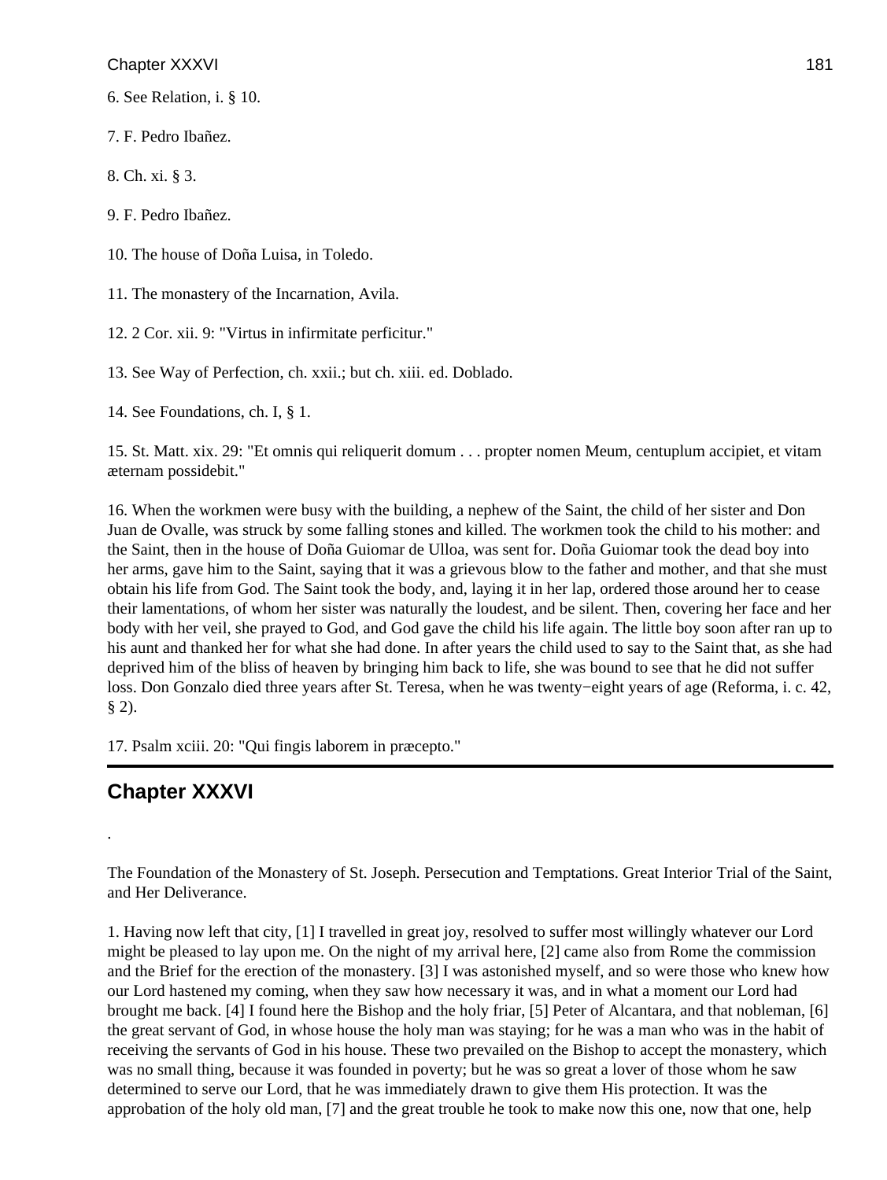6. See Relation, i. § 10.

7. F. Pedro Ibañez.

8. Ch. xi. § 3.

9. F. Pedro Ibañez.

10. The house of Doña Luisa, in Toledo.

11. The monastery of the Incarnation, Avila.

12. 2 Cor. xii. 9: "Virtus in infirmitate perficitur."

13. See Way of Perfection, ch. xxii.; but ch. xiii. ed. Doblado.

14. See Foundations, ch. I, § 1.

15. St. Matt. xix. 29: "Et omnis qui reliquerit domum . . . propter nomen Meum, centuplum accipiet, et vitam æternam possidebit."

16. When the workmen were busy with the building, a nephew of the Saint, the child of her sister and Don Juan de Ovalle, was struck by some falling stones and killed. The workmen took the child to his mother: and the Saint, then in the house of Doña Guiomar de Ulloa, was sent for. Doña Guiomar took the dead boy into her arms, gave him to the Saint, saying that it was a grievous blow to the father and mother, and that she must obtain his life from God. The Saint took the body, and, laying it in her lap, ordered those around her to cease their lamentations, of whom her sister was naturally the loudest, and be silent. Then, covering her face and her body with her veil, she prayed to God, and God gave the child his life again. The little boy soon after ran up to his aunt and thanked her for what she had done. In after years the child used to say to the Saint that, as she had deprived him of the bliss of heaven by bringing him back to life, she was bound to see that he did not suffer loss. Don Gonzalo died three years after St. Teresa, when he was twenty−eight years of age (Reforma, i. c. 42, § 2).

17. Psalm xciii. 20: "Qui fingis laborem in præcepto."

---

## Chapter XXXVI

.

The Foundation of the Monastery of St. Joseph. Persecution and Temptations. Great Interior Trial of the Saint, and Her Deliverance.

1. Having now left that city, [1] I travelled in great joy, resolved to suffer most willingly whatever our Lord might be pleased to lay upon me. On the night of my arrival here, [2] came also from Rome the commission and the Brief for the erection of the monastery. [3] I was astonished myself, and so were those who knew how our Lord hastened my coming, when they saw how necessary it was, and in what a moment our Lord had brought me back. [4] I found here the Bishop and the holy friar, [5] Peter of Alcantara, and that nobleman, [6] the great servant of God, in whose house the holy man was staying; for he was a man who was in the habit of receiving the servants of God in his house. These two prevailed on the Bishop to accept the monastery, which was no small thing, because it was founded in poverty; but he was so great a lover of those whom he saw determined to serve our Lord, that he was immediately drawn to give them His protection. It was the approbation of the holy old man, [7] and the great trouble he took to make now this one, now that one, help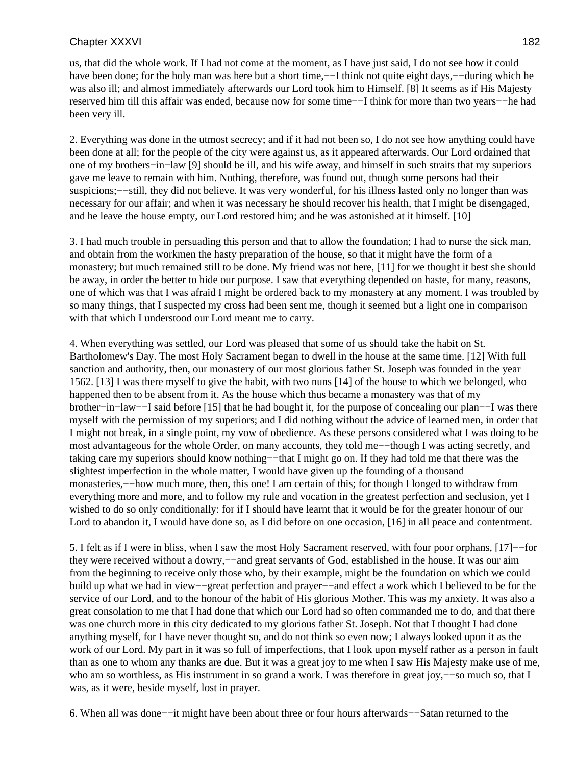us, that did the whole work. If I had not come at the moment, as I have just said, I do not see how it could have been done; for the holy man was here but a short time,−−I think not quite eight days,−−during which he was also ill; and almost immediately afterwards our Lord took him to Himself. [8] It seems as if His Majesty reserved him till this affair was ended, because now for some time−−I think for more than two years−−he had been very ill.

2. Everything was done in the utmost secrecy; and if it had not been so, I do not see how anything could have been done at all; for the people of the city were against us, as it appeared afterwards. Our Lord ordained that one of my brothers−in−law [9] should be ill, and his wife away, and himself in such straits that my superiors gave me leave to remain with him. Nothing, therefore, was found out, though some persons had their suspicions;−−still, they did not believe. It was very wonderful, for his illness lasted only no longer than was necessary for our affair; and when it was necessary he should recover his health, that I might be disengaged, and he leave the house empty, our Lord restored him; and he was astonished at it himself. [10]

3. I had much trouble in persuading this person and that to allow the foundation; I had to nurse the sick man, and obtain from the workmen the hasty preparation of the house, so that it might have the form of a monastery; but much remained still to be done. My friend was not here, [11] for we thought it best she should be away, in order the better to hide our purpose. I saw that everything depended on haste, for many, reasons, one of which was that I was afraid I might be ordered back to my monastery at any moment. I was troubled by so many things, that I suspected my cross had been sent me, though it seemed but a light one in comparison with that which I understood our Lord meant me to carry.

4. When everything was settled, our Lord was pleased that some of us should take the habit on St. Bartholomew's Day. The most Holy Sacrament began to dwell in the house at the same time. [12] With full sanction and authority, then, our monastery of our most glorious father St. Joseph was founded in the year 1562. [13] I was there myself to give the habit, with two nuns [14] of the house to which we belonged, who happened then to be absent from it. As the house which thus became a monastery was that of my brother−in−law−−I said before [15] that he had bought it, for the purpose of concealing our plan−−I was there myself with the permission of my superiors; and I did nothing without the advice of learned men, in order that I might not break, in a single point, my vow of obedience. As these persons considered what I was doing to be most advantageous for the whole Order, on many accounts, they told me−−though I was acting secretly, and taking care my superiors should know nothing−−that I might go on. If they had told me that there was the slightest imperfection in the whole matter, I would have given up the founding of a thousand monasteries,−−how much more, then, this one! I am certain of this; for though I longed to withdraw from everything more and more, and to follow my rule and vocation in the greatest perfection and seclusion, yet I wished to do so only conditionally: for if I should have learnt that it would be for the greater honour of our Lord to abandon it, I would have done so, as I did before on one occasion, [16] in all peace and contentment.

5. I felt as if I were in bliss, when I saw the most Holy Sacrament reserved, with four poor orphans, [17]−−for they were received without a dowry,−−and great servants of God, established in the house. It was our aim from the beginning to receive only those who, by their example, might be the foundation on which we could build up what we had in view−−great perfection and prayer−−and effect a work which I believed to be for the service of our Lord, and to the honour of the habit of His glorious Mother. This was my anxiety. It was also a great consolation to me that I had done that which our Lord had so often commanded me to do, and that there was one church more in this city dedicated to my glorious father St. Joseph. Not that I thought I had done anything myself, for I have never thought so, and do not think so even now; I always looked upon it as the work of our Lord. My part in it was so full of imperfections, that I look upon myself rather as a person in fault than as one to whom any thanks are due. But it was a great joy to me when I saw His Majesty make use of me, who am so worthless, as His instrument in so grand a work. I was therefore in great joy,−−so much so, that I was, as it were, beside myself, lost in prayer.

6. When all was done−−it might have been about three or four hours afterwards−−Satan returned to the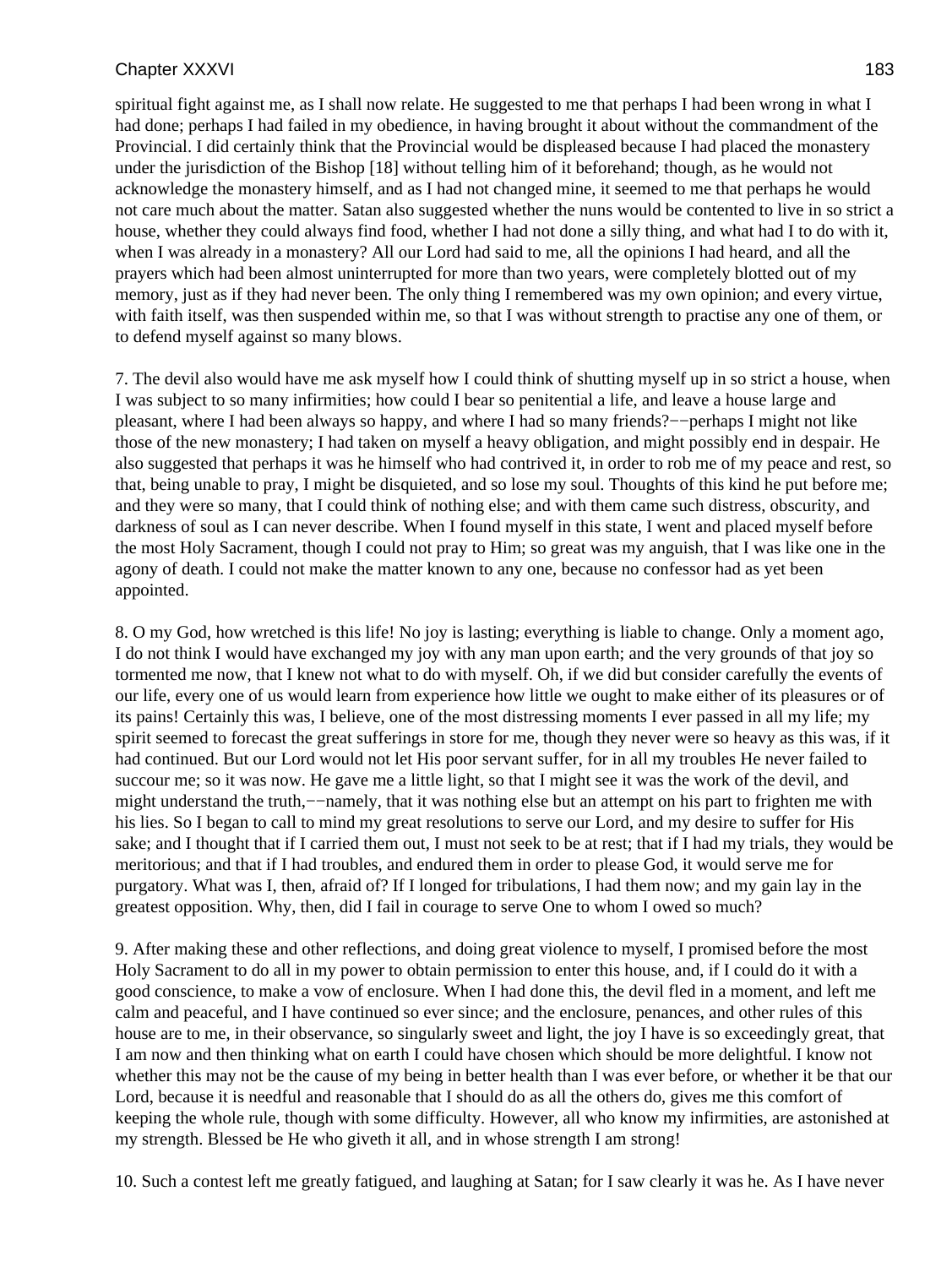spiritual fight against me, as I shall now relate. He suggested to me that perhaps I had been wrong in what I had done; perhaps I had failed in my obedience, in having brought it about without the commandment of the Provincial. I did certainly think that the Provincial would be displeased because I had placed the monastery under the jurisdiction of the Bishop [18] without telling him of it beforehand; though, as he would not acknowledge the monastery himself, and as I had not changed mine, it seemed to me that perhaps he would not care much about the matter. Satan also suggested whether the nuns would be contented to live in so strict a house, whether they could always find food, whether I had not done a silly thing, and what had I to do with it, when I was already in a monastery? All our Lord had said to me, all the opinions I had heard, and all the prayers which had been almost uninterrupted for more than two years, were completely blotted out of my memory, just as if they had never been. The only thing I remembered was my own opinion; and every virtue, with faith itself, was then suspended within me, so that I was without strength to practise any one of them, or to defend myself against so many blows.

7. The devil also would have me ask myself how I could think of shutting myself up in so strict a house, when I was subject to so many infirmities; how could I bear so penitential a life, and leave a house large and pleasant, where I had been always so happy, and where I had so many friends?−−perhaps I might not like those of the new monastery; I had taken on myself a heavy obligation, and might possibly end in despair. He also suggested that perhaps it was he himself who had contrived it, in order to rob me of my peace and rest, so that, being unable to pray, I might be disquieted, and so lose my soul. Thoughts of this kind he put before me; and they were so many, that I could think of nothing else; and with them came such distress, obscurity, and darkness of soul as I can never describe. When I found myself in this state, I went and placed myself before the most Holy Sacrament, though I could not pray to Him; so great was my anguish, that I was like one in the agony of death. I could not make the matter known to any one, because no confessor had as yet been appointed.

8. O my God, how wretched is this life! No joy is lasting; everything is liable to change. Only a moment ago, I do not think I would have exchanged my joy with any man upon earth; and the very grounds of that joy so tormented me now, that I knew not what to do with myself. Oh, if we did but consider carefully the events of our life, every one of us would learn from experience how little we ought to make either of its pleasures or of its pains! Certainly this was, I believe, one of the most distressing moments I ever passed in all my life; my spirit seemed to forecast the great sufferings in store for me, though they never were so heavy as this was, if it had continued. But our Lord would not let His poor servant suffer, for in all my troubles He never failed to succour me; so it was now. He gave me a little light, so that I might see it was the work of the devil, and might understand the truth,−−namely, that it was nothing else but an attempt on his part to frighten me with his lies. So I began to call to mind my great resolutions to serve our Lord, and my desire to suffer for His sake; and I thought that if I carried them out, I must not seek to be at rest; that if I had my trials, they would be meritorious; and that if I had troubles, and endured them in order to please God, it would serve me for purgatory. What was I, then, afraid of? If I longed for tribulations, I had them now; and my gain lay in the greatest opposition. Why, then, did I fail in courage to serve One to whom I owed so much?

9. After making these and other reflections, and doing great violence to myself, I promised before the most Holy Sacrament to do all in my power to obtain permission to enter this house, and, if I could do it with a good conscience, to make a vow of enclosure. When I had done this, the devil fled in a moment, and left me calm and peaceful, and I have continued so ever since; and the enclosure, penances, and other rules of this house are to me, in their observance, so singularly sweet and light, the joy I have is so exceedingly great, that I am now and then thinking what on earth I could have chosen which should be more delightful. I know not whether this may not be the cause of my being in better health than I was ever before, or whether it be that our Lord, because it is needful and reasonable that I should do as all the others do, gives me this comfort of keeping the whole rule, though with some difficulty. However, all who know my infirmities, are astonished at my strength. Blessed be He who giveth it all, and in whose strength I am strong!

10. Such a contest left me greatly fatigued, and laughing at Satan; for I saw clearly it was he. As I have never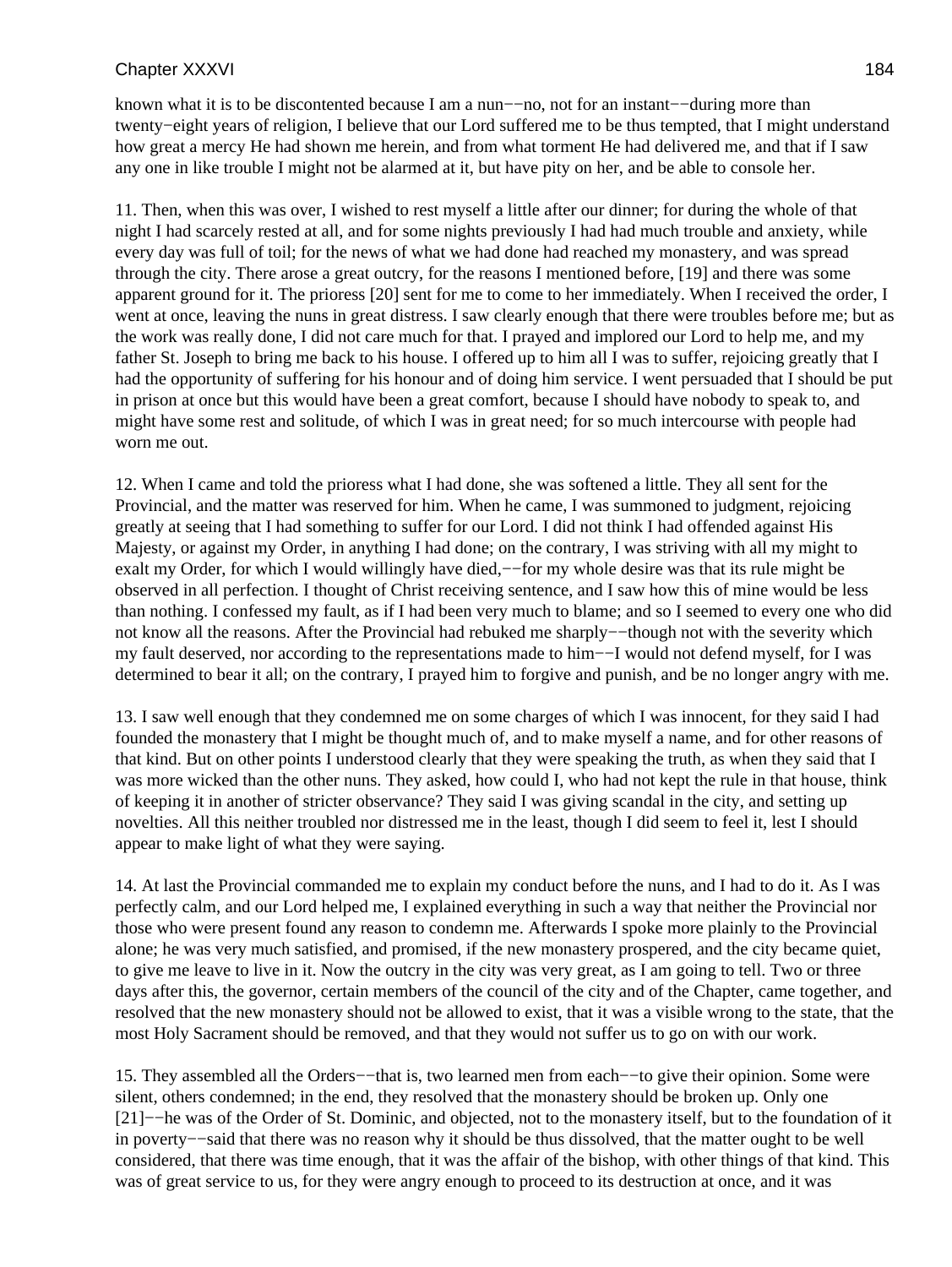known what it is to be discontented because I am a nun−−no, not for an instant−−during more than twenty−eight years of religion, I believe that our Lord suffered me to be thus tempted, that I might understand how great a mercy He had shown me herein, and from what torment He had delivered me, and that if I saw any one in like trouble I might not be alarmed at it, but have pity on her, and be able to console her.

11. Then, when this was over, I wished to rest myself a little after our dinner; for during the whole of that night I had scarcely rested at all, and for some nights previously I had had much trouble and anxiety, while every day was full of toil; for the news of what we had done had reached my monastery, and was spread through the city. There arose a great outcry, for the reasons I mentioned before, [19] and there was some apparent ground for it. The prioress [20] sent for me to come to her immediately. When I received the order, I went at once, leaving the nuns in great distress. I saw clearly enough that there were troubles before me; but as the work was really done, I did not care much for that. I prayed and implored our Lord to help me, and my father St. Joseph to bring me back to his house. I offered up to him all I was to suffer, rejoicing greatly that I had the opportunity of suffering for his honour and of doing him service. I went persuaded that I should be put in prison at once but this would have been a great comfort, because I should have nobody to speak to, and might have some rest and solitude, of which I was in great need; for so much intercourse with people had worn me out.

12. When I came and told the prioress what I had done, she was softened a little. They all sent for the Provincial, and the matter was reserved for him. When he came, I was summoned to judgment, rejoicing greatly at seeing that I had something to suffer for our Lord. I did not think I had offended against His Majesty, or against my Order, in anything I had done; on the contrary, I was striving with all my might to exalt my Order, for which I would willingly have died,−−for my whole desire was that its rule might be observed in all perfection. I thought of Christ receiving sentence, and I saw how this of mine would be less than nothing. I confessed my fault, as if I had been very much to blame; and so I seemed to every one who did not know all the reasons. After the Provincial had rebuked me sharply−−though not with the severity which my fault deserved, nor according to the representations made to him−−I would not defend myself, for I was determined to bear it all; on the contrary, I prayed him to forgive and punish, and be no longer angry with me.

13. I saw well enough that they condemned me on some charges of which I was innocent, for they said I had founded the monastery that I might be thought much of, and to make myself a name, and for other reasons of that kind. But on other points I understood clearly that they were speaking the truth, as when they said that I was more wicked than the other nuns. They asked, how could I, who had not kept the rule in that house, think of keeping it in another of stricter observance? They said I was giving scandal in the city, and setting up novelties. All this neither troubled nor distressed me in the least, though I did seem to feel it, lest I should appear to make light of what they were saying.

14. At last the Provincial commanded me to explain my conduct before the nuns, and I had to do it. As I was perfectly calm, and our Lord helped me, I explained everything in such a way that neither the Provincial nor those who were present found any reason to condemn me. Afterwards I spoke more plainly to the Provincial alone; he was very much satisfied, and promised, if the new monastery prospered, and the city became quiet, to give me leave to live in it. Now the outcry in the city was very great, as I am going to tell. Two or three days after this, the governor, certain members of the council of the city and of the Chapter, came together, and resolved that the new monastery should not be allowed to exist, that it was a visible wrong to the state, that the most Holy Sacrament should be removed, and that they would not suffer us to go on with our work.

15. They assembled all the Orders−−that is, two learned men from each−−to give their opinion. Some were silent, others condemned; in the end, they resolved that the monastery should be broken up. Only one [21]−−he was of the Order of St. Dominic, and objected, not to the monastery itself, but to the foundation of it in poverty−−said that there was no reason why it should be thus dissolved, that the matter ought to be well considered, that there was time enough, that it was the affair of the bishop, with other things of that kind. This was of great service to us, for they were angry enough to proceed to its destruction at once, and it was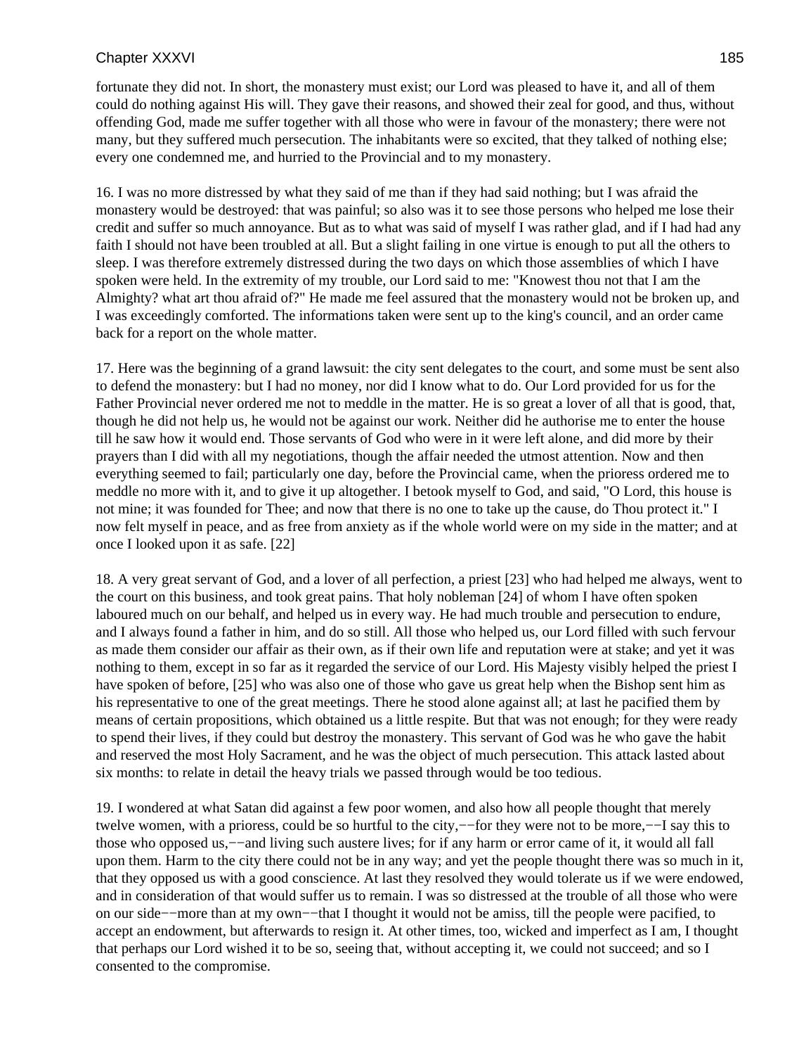fortunate they did not. In short, the monastery must exist; our Lord was pleased to have it, and all of them could do nothing against His will. They gave their reasons, and showed their zeal for good, and thus, without offending God, made me suffer together with all those who were in favour of the monastery; there were not many, but they suffered much persecution. The inhabitants were so excited, that they talked of nothing else; every one condemned me, and hurried to the Provincial and to my monastery.

16. I was no more distressed by what they said of me than if they had said nothing; but I was afraid the monastery would be destroyed: that was painful; so also was it to see those persons who helped me lose their credit and suffer so much annoyance. But as to what was said of myself I was rather glad, and if I had had any faith I should not have been troubled at all. But a slight failing in one virtue is enough to put all the others to sleep. I was therefore extremely distressed during the two days on which those assemblies of which I have spoken were held. In the extremity of my trouble, our Lord said to me: "Knowest thou not that I am the Almighty? what art thou afraid of?" He made me feel assured that the monastery would not be broken up, and I was exceedingly comforted. The informations taken were sent up to the king's council, and an order came back for a report on the whole matter.

17. Here was the beginning of a grand lawsuit: the city sent delegates to the court, and some must be sent also to defend the monastery: but I had no money, nor did I know what to do. Our Lord provided for us for the Father Provincial never ordered me not to meddle in the matter. He is so great a lover of all that is good, that, though he did not help us, he would not be against our work. Neither did he authorise me to enter the house till he saw how it would end. Those servants of God who were in it were left alone, and did more by their prayers than I did with all my negotiations, though the affair needed the utmost attention. Now and then everything seemed to fail; particularly one day, before the Provincial came, when the prioress ordered me to meddle no more with it, and to give it up altogether. I betook myself to God, and said, "O Lord, this house is not mine; it was founded for Thee; and now that there is no one to take up the cause, do Thou protect it." I now felt myself in peace, and as free from anxiety as if the whole world were on my side in the matter; and at once I looked upon it as safe. [22]

18. A very great servant of God, and a lover of all perfection, a priest [23] who had helped me always, went to the court on this business, and took great pains. That holy nobleman [24] of whom I have often spoken laboured much on our behalf, and helped us in every way. He had much trouble and persecution to endure, and I always found a father in him, and do so still. All those who helped us, our Lord filled with such fervour as made them consider our affair as their own, as if their own life and reputation were at stake; and yet it was nothing to them, except in so far as it regarded the service of our Lord. His Majesty visibly helped the priest I have spoken of before, [25] who was also one of those who gave us great help when the Bishop sent him as his representative to one of the great meetings. There he stood alone against all; at last he pacified them by means of certain propositions, which obtained us a little respite. But that was not enough; for they were ready to spend their lives, if they could but destroy the monastery. This servant of God was he who gave the habit and reserved the most Holy Sacrament, and he was the object of much persecution. This attack lasted about six months: to relate in detail the heavy trials we passed through would be too tedious.

19. I wondered at what Satan did against a few poor women, and also how all people thought that merely twelve women, with a prioress, could be so hurtful to the city,−−for they were not to be more,−−I say this to those who opposed us,−−and living such austere lives; for if any harm or error came of it, it would all fall upon them. Harm to the city there could not be in any way; and yet the people thought there was so much in it, that they opposed us with a good conscience. At last they resolved they would tolerate us if we were endowed, and in consideration of that would suffer us to remain. I was so distressed at the trouble of all those who were on our side−−more than at my own−−that I thought it would not be amiss, till the people were pacified, to accept an endowment, but afterwards to resign it. At other times, too, wicked and imperfect as I am, I thought that perhaps our Lord wished it to be so, seeing that, without accepting it, we could not succeed; and so I consented to the compromise.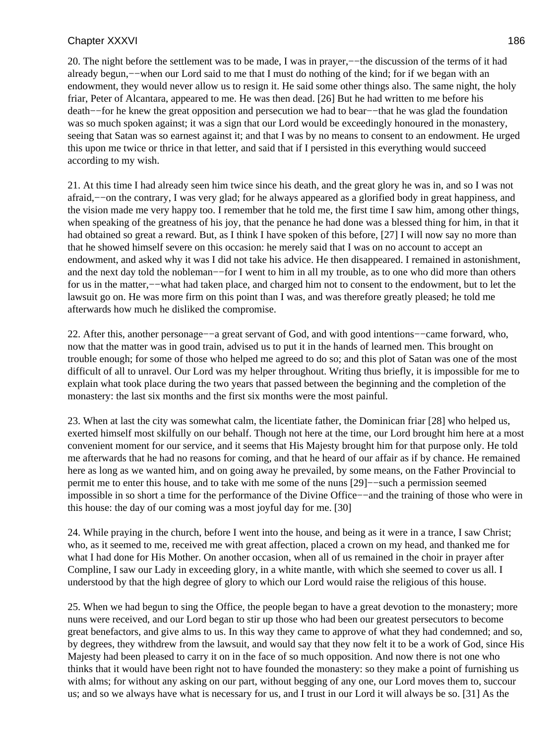20. The night before the settlement was to be made, I was in prayer,−−the discussion of the terms of it had already begun,−−when our Lord said to me that I must do nothing of the kind; for if we began with an endowment, they would never allow us to resign it. He said some other things also. The same night, the holy friar, Peter of Alcantara, appeared to me. He was then dead. [26] But he had written to me before his death−−for he knew the great opposition and persecution we had to bear−−that he was glad the foundation was so much spoken against; it was a sign that our Lord would be exceedingly honoured in the monastery, seeing that Satan was so earnest against it; and that I was by no means to consent to an endowment. He urged this upon me twice or thrice in that letter, and said that if I persisted in this everything would succeed according to my wish.

21. At this time I had already seen him twice since his death, and the great glory he was in, and so I was not afraid,−−on the contrary, I was very glad; for he always appeared as a glorified body in great happiness, and the vision made me very happy too. I remember that he told me, the first time I saw him, among other things, when speaking of the greatness of his joy, that the penance he had done was a blessed thing for him, in that it had obtained so great a reward. But, as I think I have spoken of this before, [27] I will now say no more than that he showed himself severe on this occasion: he merely said that I was on no account to accept an endowment, and asked why it was I did not take his advice. He then disappeared. I remained in astonishment, and the next day told the nobleman−−for I went to him in all my trouble, as to one who did more than others for us in the matter,−−what had taken place, and charged him not to consent to the endowment, but to let the lawsuit go on. He was more firm on this point than I was, and was therefore greatly pleased; he told me afterwards how much he disliked the compromise.

22. After this, another personage−−a great servant of God, and with good intentions−−came forward, who, now that the matter was in good train, advised us to put it in the hands of learned men. This brought on trouble enough; for some of those who helped me agreed to do so; and this plot of Satan was one of the most difficult of all to unravel. Our Lord was my helper throughout. Writing thus briefly, it is impossible for me to explain what took place during the two years that passed between the beginning and the completion of the monastery: the last six months and the first six months were the most painful.

23. When at last the city was somewhat calm, the licentiate father, the Dominican friar [28] who helped us, exerted himself most skilfully on our behalf. Though not here at the time, our Lord brought him here at a most convenient moment for our service, and it seems that His Majesty brought him for that purpose only. He told me afterwards that he had no reasons for coming, and that he heard of our affair as if by chance. He remained here as long as we wanted him, and on going away he prevailed, by some means, on the Father Provincial to permit me to enter this house, and to take with me some of the nuns [29]−−such a permission seemed impossible in so short a time for the performance of the Divine Office−−and the training of those who were in this house: the day of our coming was a most joyful day for me. [30]

24. While praying in the church, before I went into the house, and being as it were in a trance, I saw Christ; who, as it seemed to me, received me with great affection, placed a crown on my head, and thanked me for what I had done for His Mother. On another occasion, when all of us remained in the choir in prayer after Compline, I saw our Lady in exceeding glory, in a white mantle, with which she seemed to cover us all. I understood by that the high degree of glory to which our Lord would raise the religious of this house.

25. When we had begun to sing the Office, the people began to have a great devotion to the monastery; more nuns were received, and our Lord began to stir up those who had been our greatest persecutors to become great benefactors, and give alms to us. In this way they came to approve of what they had condemned; and so, by degrees, they withdrew from the lawsuit, and would say that they now felt it to be a work of God, since His Majesty had been pleased to carry it on in the face of so much opposition. And now there is not one who thinks that it would have been right not to have founded the monastery: so they make a point of furnishing us with alms; for without any asking on our part, without begging of any one, our Lord moves them to, succour us; and so we always have what is necessary for us, and I trust in our Lord it will always be so. [31] As the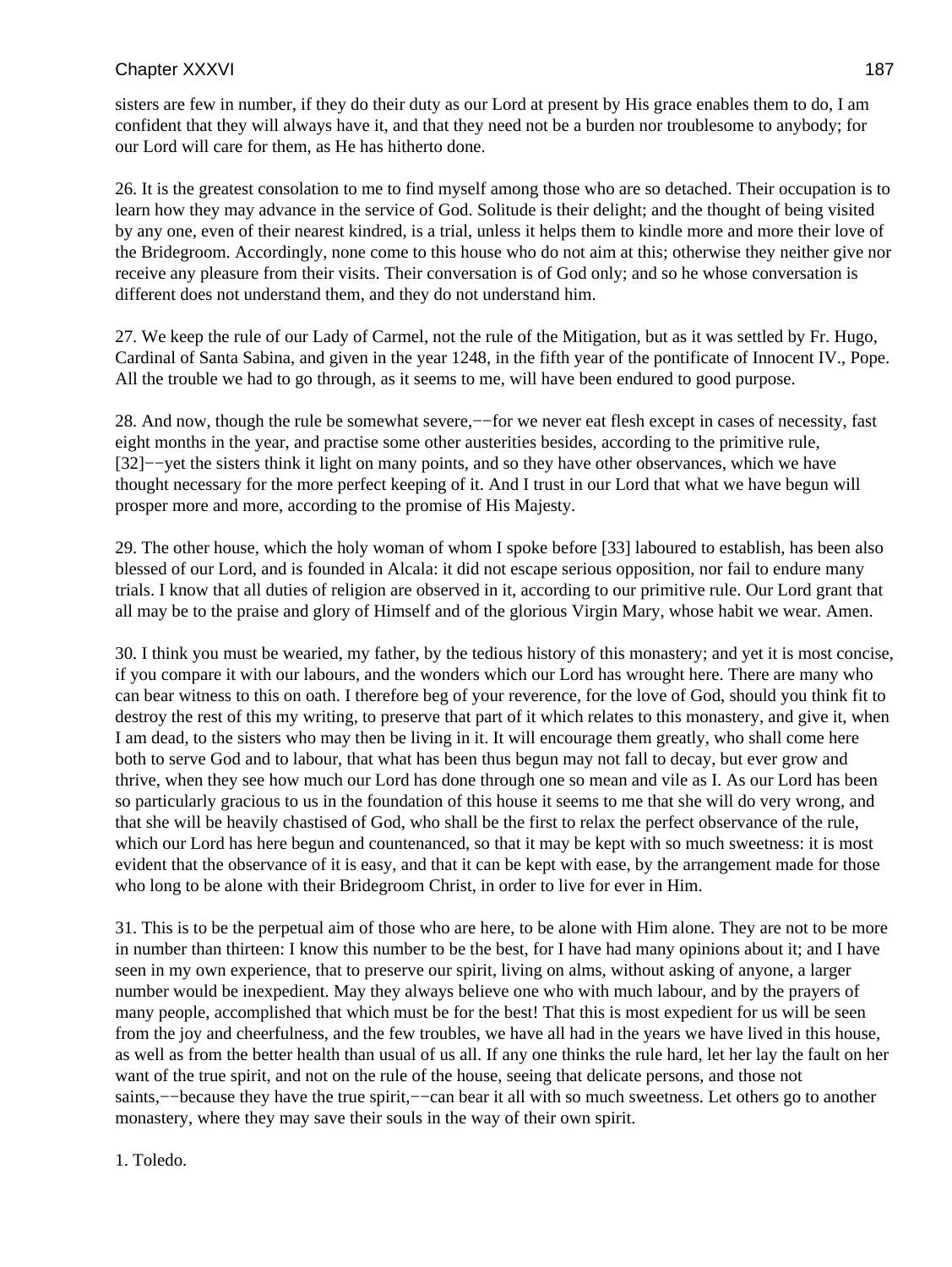sisters are few in number, if they do their duty as our Lord at present by His grace enables them to do, I am confident that they will always have it, and that they need not be a burden nor troublesome to anybody; for our Lord will care for them, as He has hitherto done.

26. It is the greatest consolation to me to find myself among those who are so detached. Their occupation is to learn how they may advance in the service of God. Solitude is their delight; and the thought of being visited by any one, even of their nearest kindred, is a trial, unless it helps them to kindle more and more their love of the Bridegroom. Accordingly, none come to this house who do not aim at this; otherwise they neither give nor receive any pleasure from their visits. Their conversation is of God only; and so he whose conversation is different does not understand them, and they do not understand him.

27. We keep the rule of our Lady of Carmel, not the rule of the Mitigation, but as it was settled by Fr. Hugo, Cardinal of Santa Sabina, and given in the year 1248, in the fifth year of the pontificate of Innocent IV., Pope. All the trouble we had to go through, as it seems to me, will have been endured to good purpose.

28. And now, though the rule be somewhat severe,−−for we never eat flesh except in cases of necessity, fast eight months in the year, and practise some other austerities besides, according to the primitive rule, [32]−−yet the sisters think it light on many points, and so they have other observances, which we have thought necessary for the more perfect keeping of it. And I trust in our Lord that what we have begun will prosper more and more, according to the promise of His Majesty.

29. The other house, which the holy woman of whom I spoke before [33] laboured to establish, has been also blessed of our Lord, and is founded in Alcala: it did not escape serious opposition, nor fail to endure many trials. I know that all duties of religion are observed in it, according to our primitive rule. Our Lord grant that all may be to the praise and glory of Himself and of the glorious Virgin Mary, whose habit we wear. Amen.

30. I think you must be wearied, my father, by the tedious history of this monastery; and yet it is most concise, if you compare it with our labours, and the wonders which our Lord has wrought here. There are many who can bear witness to this on oath. I therefore beg of your reverence, for the love of God, should you think fit to destroy the rest of this my writing, to preserve that part of it which relates to this monastery, and give it, when I am dead, to the sisters who may then be living in it. It will encourage them greatly, who shall come here both to serve God and to labour, that what has been thus begun may not fall to decay, but ever grow and thrive, when they see how much our Lord has done through one so mean and vile as I. As our Lord has been so particularly gracious to us in the foundation of this house it seems to me that she will do very wrong, and that she will be heavily chastised of God, who shall be the first to relax the perfect observance of the rule, which our Lord has here begun and countenanced, so that it may be kept with so much sweetness: it is most evident that the observance of it is easy, and that it can be kept with ease, by the arrangement made for those who long to be alone with their Bridegroom Christ, in order to live for ever in Him.

31. This is to be the perpetual aim of those who are here, to be alone with Him alone. They are not to be more in number than thirteen: I know this number to be the best, for I have had many opinions about it; and I have seen in my own experience, that to preserve our spirit, living on alms, without asking of anyone, a larger number would be inexpedient. May they always believe one who with much labour, and by the prayers of many people, accomplished that which must be for the best! That this is most expedient for us will be seen from the joy and cheerfulness, and the few troubles, we have all had in the years we have lived in this house, as well as from the better health than usual of us all. If any one thinks the rule hard, let her lay the fault on her want of the true spirit, and not on the rule of the house, seeing that delicate persons, and those not saints,−−because they have the true spirit,−−can bear it all with so much sweetness. Let others go to another monastery, where they may save their souls in the way of their own spirit.

1. Toledo.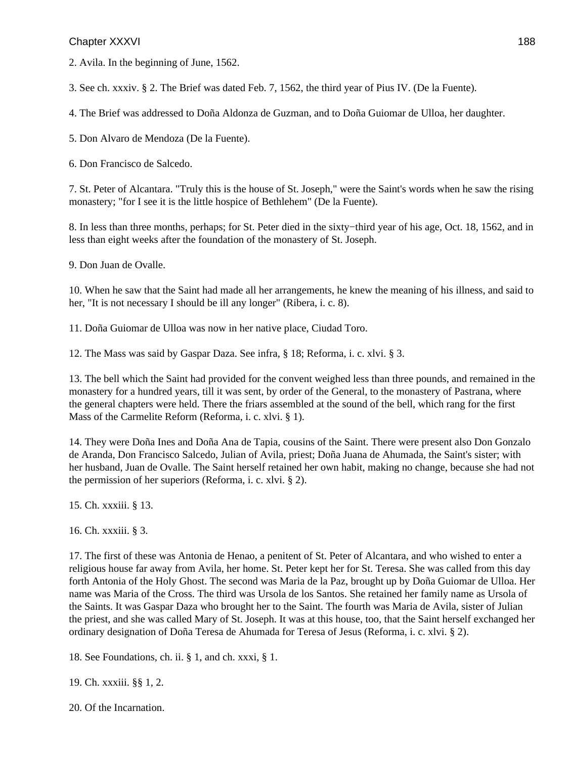2. Avila. In the beginning of June, 1562.

3. See ch. xxxiv. § 2. The Brief was dated Feb. 7, 1562, the third year of Pius IV. (De la Fuente).

4. The Brief was addressed to Doña Aldonza de Guzman, and to Doña Guiomar de Ulloa, her daughter.

5. Don Alvaro de Mendoza (De la Fuente).

6. Don Francisco de Salcedo.

7. St. Peter of Alcantara. "Truly this is the house of St. Joseph," were the Saint's words when he saw the rising monastery; "for I see it is the little hospice of Bethlehem" (De la Fuente).

8. In less than three months, perhaps; for St. Peter died in the sixty−third year of his age, Oct. 18, 1562, and in less than eight weeks after the foundation of the monastery of St. Joseph.

9. Don Juan de Ovalle.

10. When he saw that the Saint had made all her arrangements, he knew the meaning of his illness, and said to her, "It is not necessary I should be ill any longer" (Ribera, i. c. 8).

11. Doña Guiomar de Ulloa was now in her native place, Ciudad Toro.

12. The Mass was said by Gaspar Daza. See infra, § 18; Reforma, i. c. xlvi. § 3.

13. The bell which the Saint had provided for the convent weighed less than three pounds, and remained in the monastery for a hundred years, till it was sent, by order of the General, to the monastery of Pastrana, where the general chapters were held. There the friars assembled at the sound of the bell, which rang for the first Mass of the Carmelite Reform (Reforma, i. c. xlvi. § 1).

14. They were Doña Ines and Doña Ana de Tapia, cousins of the Saint. There were present also Don Gonzalo de Aranda, Don Francisco Salcedo, Julian of Avila, priest; Doña Juana de Ahumada, the Saint's sister; with her husband, Juan de Ovalle. The Saint herself retained her own habit, making no change, because she had not the permission of her superiors (Reforma, i. c. xlvi. § 2).

15. Ch. xxxiii. § 13.

16. Ch. xxxiii. § 3.

17. The first of these was Antonia de Henao, a penitent of St. Peter of Alcantara, and who wished to enter a religious house far away from Avila, her home. St. Peter kept her for St. Teresa. She was called from this day forth Antonia of the Holy Ghost. The second was Maria de la Paz, brought up by Doña Guiomar de Ulloa. Her name was Maria of the Cross. The third was Ursola de los Santos. She retained her family name as Ursola of the Saints. It was Gaspar Daza who brought her to the Saint. The fourth was Maria de Avila, sister of Julian the priest, and she was called Mary of St. Joseph. It was at this house, too, that the Saint herself exchanged her ordinary designation of Doña Teresa de Ahumada for Teresa of Jesus (Reforma, i. c. xlvi. § 2).

18. See Foundations, ch. ii. § 1, and ch. xxxi, § 1.

19. Ch. xxxiii. §§ 1, 2.

20. Of the Incarnation.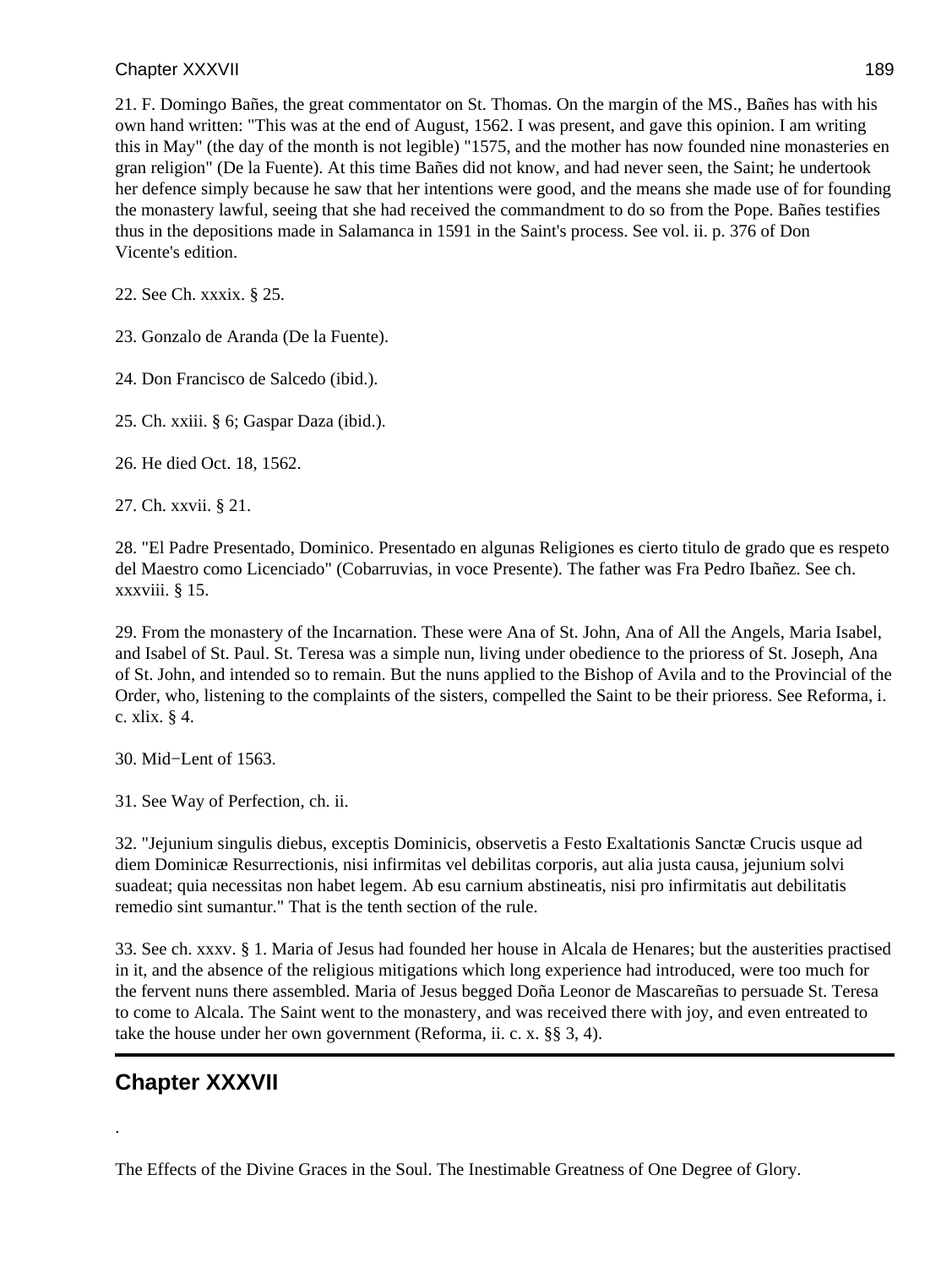21. F. Domingo Bañes, the great commentator on St. Thomas. On the margin of the MS., Bañes has with his own hand written: "This was at the end of August, 1562. I was present, and gave this opinion. I am writing this in May" (the day of the month is not legible) "1575, and the mother has now founded nine monasteries en gran religion" (De la Fuente). At this time Bañes did not know, and had never seen, the Saint; he undertook her defence simply because he saw that her intentions were good, and the means she made use of for founding the monastery lawful, seeing that she had received the commandment to do so from the Pope. Bañes testifies thus in the depositions made in Salamanca in 1591 in the Saint's process. See vol. ii. p. 376 of Don Vicente's edition.

22. See Ch. xxxix. § 25.

23. Gonzalo de Aranda (De la Fuente).

24. Don Francisco de Salcedo (ibid.).

25. Ch. xxiii. § 6; Gaspar Daza (ibid.).

26. He died Oct. 18, 1562.

27. Ch. xxvii. § 21.

28. "El Padre Presentado, Dominico. Presentado en algunas Religiones es cierto titulo de grado que es respeto del Maestro como Licenciado" (Cobarruvias, in voce Presente). The father was Fra Pedro Ibañez. See ch. xxxviii. § 15.

29. From the monastery of the Incarnation. These were Ana of St. John, Ana of All the Angels, Maria Isabel, and Isabel of St. Paul. St. Teresa was a simple nun, living under obedience to the prioress of St. Joseph, Ana of St. John, and intended so to remain. But the nuns applied to the Bishop of Avila and to the Provincial of the Order, who, listening to the complaints of the sisters, compelled the Saint to be their prioress. See Reforma, i. c. xlix. § 4.

30. Mid−Lent of 1563.

31. See Way of Perfection, ch. ii.

32. "Jejunium singulis diebus, exceptis Dominicis, observetis a Festo Exaltationis Sanctæ Crucis usque ad diem Dominicæ Resurrectionis, nisi infirmitas vel debilitas corporis, aut alia justa causa, jejunium solvi suadeat; quia necessitas non habet legem. Ab esu carnium abstineatis, nisi pro infirmitatis aut debilitatis remedio sint sumantur." That is the tenth section of the rule.

33. See ch. xxxv. § 1. Maria of Jesus had founded her house in Alcala de Henares; but the austerities practised in it, and the absence of the religious mitigations which long experience had introduced, were too much for the fervent nuns there assembled. Maria of Jesus begged Doña Leonor de Mascareñas to persuade St. Teresa to come to Alcala. The Saint went to the monastery, and was received there with joy, and even entreated to take the house under her own government (Reforma, ii. c. x. §§ 3, 4).

---

## Chapter XXXVII

.

The Effects of the Divine Graces in the Soul. The Inestimable Greatness of One Degree of Glory.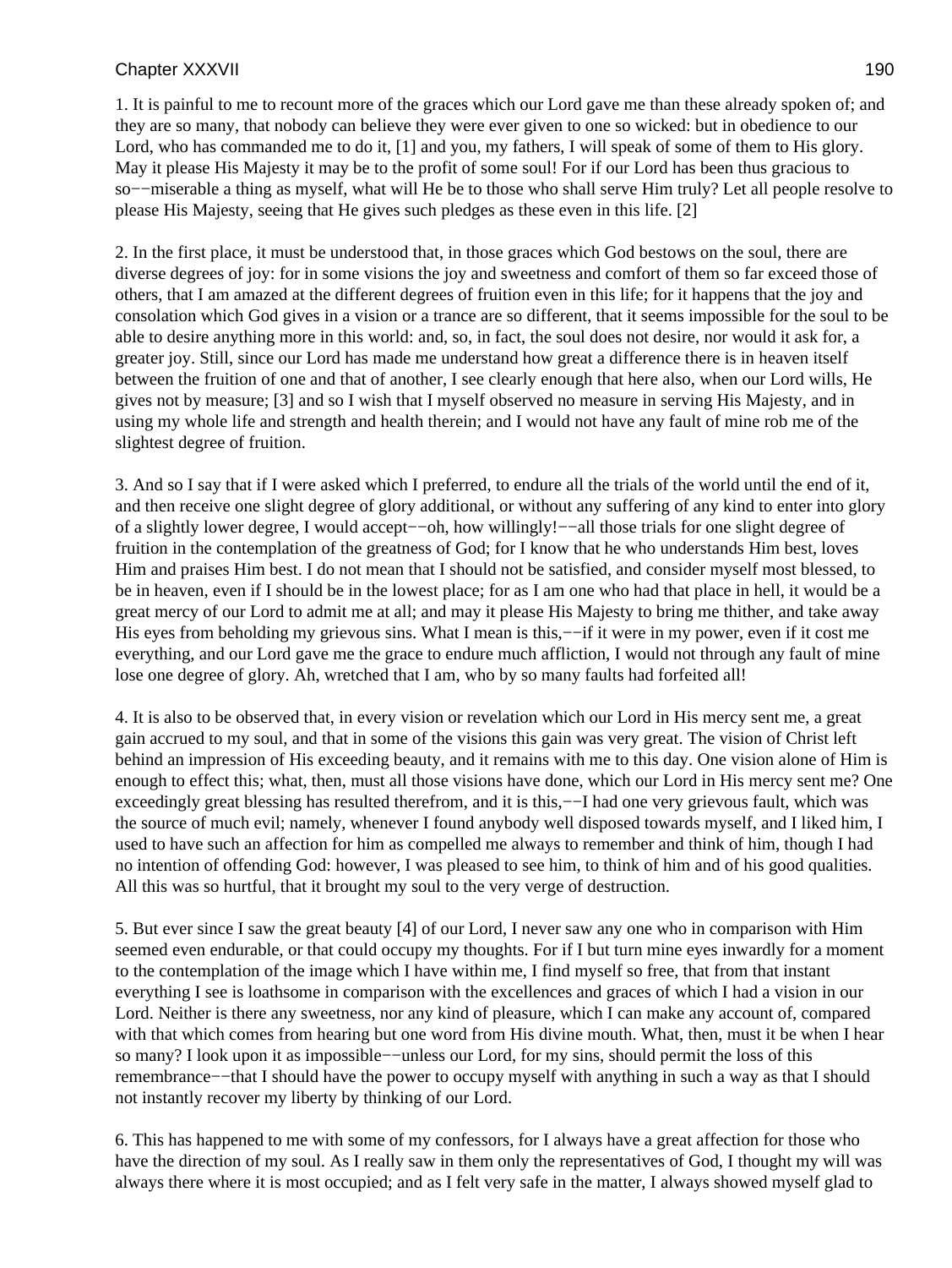1. It is painful to me to recount more of the graces which our Lord gave me than these already spoken of; and they are so many, that nobody can believe they were ever given to one so wicked: but in obedience to our Lord, who has commanded me to do it, [1] and you, my fathers, I will speak of some of them to His glory. May it please His Majesty it may be to the profit of some soul! For if our Lord has been thus gracious to so−−miserable a thing as myself, what will He be to those who shall serve Him truly? Let all people resolve to please His Majesty, seeing that He gives such pledges as these even in this life. [2]

2. In the first place, it must be understood that, in those graces which God bestows on the soul, there are diverse degrees of joy: for in some visions the joy and sweetness and comfort of them so far exceed those of others, that I am amazed at the different degrees of fruition even in this life; for it happens that the joy and consolation which God gives in a vision or a trance are so different, that it seems impossible for the soul to be able to desire anything more in this world: and, so, in fact, the soul does not desire, nor would it ask for, a greater joy. Still, since our Lord has made me understand how great a difference there is in heaven itself between the fruition of one and that of another, I see clearly enough that here also, when our Lord wills, He gives not by measure; [3] and so I wish that I myself observed no measure in serving His Majesty, and in using my whole life and strength and health therein; and I would not have any fault of mine rob me of the slightest degree of fruition.

3. And so I say that if I were asked which I preferred, to endure all the trials of the world until the end of it, and then receive one slight degree of glory additional, or without any suffering of any kind to enter into glory of a slightly lower degree, I would accept−−oh, how willingly!−−all those trials for one slight degree of fruition in the contemplation of the greatness of God; for I know that he who understands Him best, loves Him and praises Him best. I do not mean that I should not be satisfied, and consider myself most blessed, to be in heaven, even if I should be in the lowest place; for as I am one who had that place in hell, it would be a great mercy of our Lord to admit me at all; and may it please His Majesty to bring me thither, and take away His eyes from beholding my grievous sins. What I mean is this,−−if it were in my power, even if it cost me everything, and our Lord gave me the grace to endure much affliction, I would not through any fault of mine lose one degree of glory. Ah, wretched that I am, who by so many faults had forfeited all!

4. It is also to be observed that, in every vision or revelation which our Lord in His mercy sent me, a great gain accrued to my soul, and that in some of the visions this gain was very great. The vision of Christ left behind an impression of His exceeding beauty, and it remains with me to this day. One vision alone of Him is enough to effect this; what, then, must all those visions have done, which our Lord in His mercy sent me? One exceedingly great blessing has resulted therefrom, and it is this,−−I had one very grievous fault, which was the source of much evil; namely, whenever I found anybody well disposed towards myself, and I liked him, I used to have such an affection for him as compelled me always to remember and think of him, though I had no intention of offending God: however, I was pleased to see him, to think of him and of his good qualities. All this was so hurtful, that it brought my soul to the very verge of destruction.

5. But ever since I saw the great beauty [4] of our Lord, I never saw any one who in comparison with Him seemed even endurable, or that could occupy my thoughts. For if I but turn mine eyes inwardly for a moment to the contemplation of the image which I have within me, I find myself so free, that from that instant everything I see is loathsome in comparison with the excellences and graces of which I had a vision in our Lord. Neither is there any sweetness, nor any kind of pleasure, which I can make any account of, compared with that which comes from hearing but one word from His divine mouth. What, then, must it be when I hear so many? I look upon it as impossible−−unless our Lord, for my sins, should permit the loss of this remembrance−−that I should have the power to occupy myself with anything in such a way as that I should not instantly recover my liberty by thinking of our Lord.

6. This has happened to me with some of my confessors, for I always have a great affection for those who have the direction of my soul. As I really saw in them only the representatives of God, I thought my will was always there where it is most occupied; and as I felt very safe in the matter, I always showed myself glad to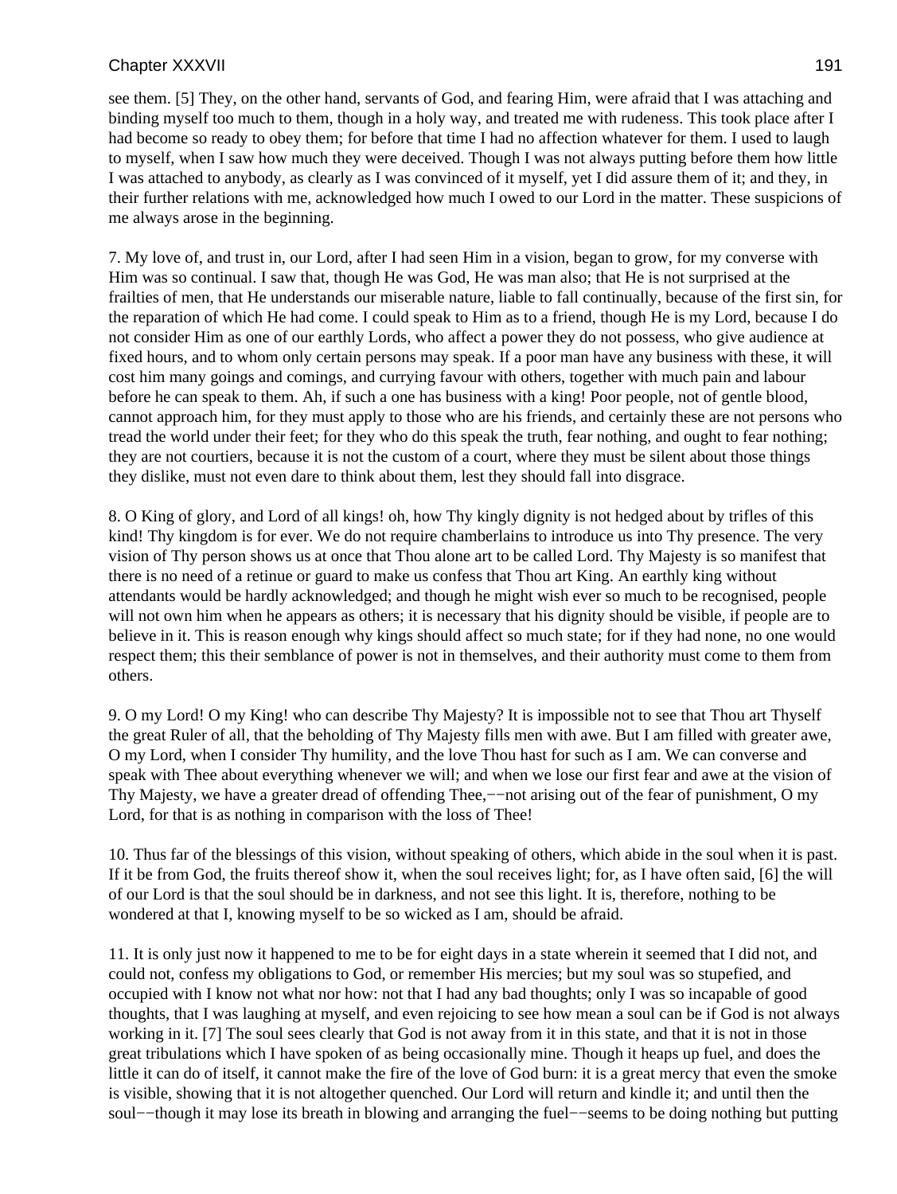see them. [5] They, on the other hand, servants of God, and fearing Him, were afraid that I was attaching and binding myself too much to them, though in a holy way, and treated me with rudeness. This took place after I had become so ready to obey them; for before that time I had no affection whatever for them. I used to laugh to myself, when I saw how much they were deceived. Though I was not always putting before them how little I was attached to anybody, as clearly as I was convinced of it myself, yet I did assure them of it; and they, in their further relations with me, acknowledged how much I owed to our Lord in the matter. These suspicions of me always arose in the beginning.

7. My love of, and trust in, our Lord, after I had seen Him in a vision, began to grow, for my converse with Him was so continual. I saw that, though He was God, He was man also; that He is not surprised at the frailties of men, that He understands our miserable nature, liable to fall continually, because of the first sin, for the reparation of which He had come. I could speak to Him as to a friend, though He is my Lord, because I do not consider Him as one of our earthly Lords, who affect a power they do not possess, who give audience at fixed hours, and to whom only certain persons may speak. If a poor man have any business with these, it will cost him many goings and comings, and currying favour with others, together with much pain and labour before he can speak to them. Ah, if such a one has business with a king! Poor people, not of gentle blood, cannot approach him, for they must apply to those who are his friends, and certainly these are not persons who tread the world under their feet; for they who do this speak the truth, fear nothing, and ought to fear nothing; they are not courtiers, because it is not the custom of a court, where they must be silent about those things they dislike, must not even dare to think about them, lest they should fall into disgrace.

8. O King of glory, and Lord of all kings! oh, how Thy kingly dignity is not hedged about by trifles of this kind! Thy kingdom is for ever. We do not require chamberlains to introduce us into Thy presence. The very vision of Thy person shows us at once that Thou alone art to be called Lord. Thy Majesty is so manifest that there is no need of a retinue or guard to make us confess that Thou art King. An earthly king without attendants would be hardly acknowledged; and though he might wish ever so much to be recognised, people will not own him when he appears as others; it is necessary that his dignity should be visible, if people are to believe in it. This is reason enough why kings should affect so much state; for if they had none, no one would respect them; this their semblance of power is not in themselves, and their authority must come to them from others.

9. O my Lord! O my King! who can describe Thy Majesty? It is impossible not to see that Thou art Thyself the great Ruler of all, that the beholding of Thy Majesty fills men with awe. But I am filled with greater awe, O my Lord, when I consider Thy humility, and the love Thou hast for such as I am. We can converse and speak with Thee about everything whenever we will; and when we lose our first fear and awe at the vision of Thy Majesty, we have a greater dread of offending Thee,−−not arising out of the fear of punishment, O my Lord, for that is as nothing in comparison with the loss of Thee!

10. Thus far of the blessings of this vision, without speaking of others, which abide in the soul when it is past. If it be from God, the fruits thereof show it, when the soul receives light; for, as I have often said, [6] the will of our Lord is that the soul should be in darkness, and not see this light. It is, therefore, nothing to be wondered at that I, knowing myself to be so wicked as I am, should be afraid.

11. It is only just now it happened to me to be for eight days in a state wherein it seemed that I did not, and could not, confess my obligations to God, or remember His mercies; but my soul was so stupefied, and occupied with I know not what nor how: not that I had any bad thoughts; only I was so incapable of good thoughts, that I was laughing at myself, and even rejoicing to see how mean a soul can be if God is not always working in it. [7] The soul sees clearly that God is not away from it in this state, and that it is not in those great tribulations which I have spoken of as being occasionally mine. Though it heaps up fuel, and does the little it can do of itself, it cannot make the fire of the love of God burn: it is a great mercy that even the smoke is visible, showing that it is not altogether quenched. Our Lord will return and kindle it; and until then the soul−−though it may lose its breath in blowing and arranging the fuel−−seems to be doing nothing but putting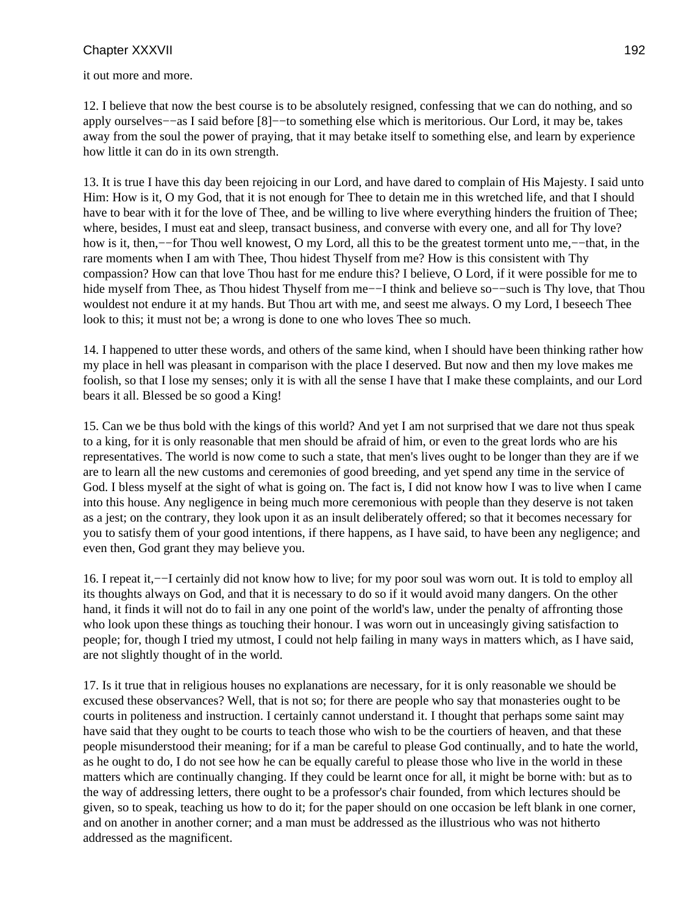it out more and more.

12. I believe that now the best course is to be absolutely resigned, confessing that we can do nothing, and so apply ourselves−−as I said before [8]−−to something else which is meritorious. Our Lord, it may be, takes away from the soul the power of praying, that it may betake itself to something else, and learn by experience how little it can do in its own strength.

13. It is true I have this day been rejoicing in our Lord, and have dared to complain of His Majesty. I said unto Him: How is it, O my God, that it is not enough for Thee to detain me in this wretched life, and that I should have to bear with it for the love of Thee, and be willing to live where everything hinders the fruition of Thee; where, besides, I must eat and sleep, transact business, and converse with every one, and all for Thy love? how is it, then,−−for Thou well knowest, O my Lord, all this to be the greatest torment unto me,−−that, in the rare moments when I am with Thee, Thou hidest Thyself from me? How is this consistent with Thy compassion? How can that love Thou hast for me endure this? I believe, O Lord, if it were possible for me to hide myself from Thee, as Thou hidest Thyself from me−−I think and believe so−−such is Thy love, that Thou wouldest not endure it at my hands. But Thou art with me, and seest me always. O my Lord, I beseech Thee look to this; it must not be; a wrong is done to one who loves Thee so much.

14. I happened to utter these words, and others of the same kind, when I should have been thinking rather how my place in hell was pleasant in comparison with the place I deserved. But now and then my love makes me foolish, so that I lose my senses; only it is with all the sense I have that I make these complaints, and our Lord bears it all. Blessed be so good a King!

15. Can we be thus bold with the kings of this world? And yet I am not surprised that we dare not thus speak to a king, for it is only reasonable that men should be afraid of him, or even to the great lords who are his representatives. The world is now come to such a state, that men's lives ought to be longer than they are if we are to learn all the new customs and ceremonies of good breeding, and yet spend any time in the service of God. I bless myself at the sight of what is going on. The fact is, I did not know how I was to live when I came into this house. Any negligence in being much more ceremonious with people than they deserve is not taken as a jest; on the contrary, they look upon it as an insult deliberately offered; so that it becomes necessary for you to satisfy them of your good intentions, if there happens, as I have said, to have been any negligence; and even then, God grant they may believe you.

16. I repeat it,−−I certainly did not know how to live; for my poor soul was worn out. It is told to employ all its thoughts always on God, and that it is necessary to do so if it would avoid many dangers. On the other hand, it finds it will not do to fail in any one point of the world's law, under the penalty of affronting those who look upon these things as touching their honour. I was worn out in unceasingly giving satisfaction to people; for, though I tried my utmost, I could not help failing in many ways in matters which, as I have said, are not slightly thought of in the world.

17. Is it true that in religious houses no explanations are necessary, for it is only reasonable we should be excused these observances? Well, that is not so; for there are people who say that monasteries ought to be courts in politeness and instruction. I certainly cannot understand it. I thought that perhaps some saint may have said that they ought to be courts to teach those who wish to be the courtiers of heaven, and that these people misunderstood their meaning; for if a man be careful to please God continually, and to hate the world, as he ought to do, I do not see how he can be equally careful to please those who live in the world in these matters which are continually changing. If they could be learnt once for all, it might be borne with: but as to the way of addressing letters, there ought to be a professor's chair founded, from which lectures should be given, so to speak, teaching us how to do it; for the paper should on one occasion be left blank in one corner, and on another in another corner; and a man must be addressed as the illustrious who was not hitherto addressed as the magnificent.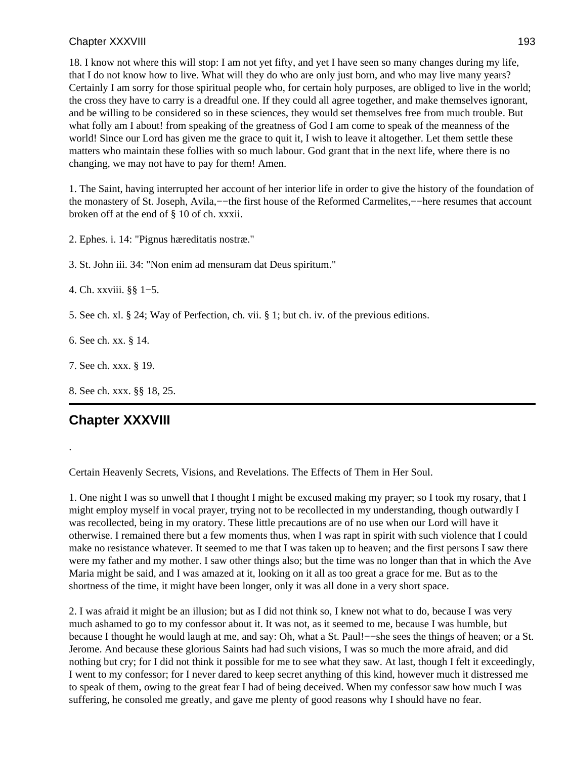18. I know not where this will stop: I am not yet fifty, and yet I have seen so many changes during my life, that I do not know how to live. What will they do who are only just born, and who may live many years? Certainly I am sorry for those spiritual people who, for certain holy purposes, are obliged to live in the world; the cross they have to carry is a dreadful one. If they could all agree together, and make themselves ignorant, and be willing to be considered so in these sciences, they would set themselves free from much trouble. But what folly am I about! from speaking of the greatness of God I am come to speak of the meanness of the world! Since our Lord has given me the grace to quit it, I wish to leave it altogether. Let them settle these matters who maintain these follies with so much labour. God grant that in the next life, where there is no changing, we may not have to pay for them! Amen.

1. The Saint, having interrupted her account of her interior life in order to give the history of the foundation of the monastery of St. Joseph, Avila,−−the first house of the Reformed Carmelites,−−here resumes that account broken off at the end of § 10 of ch. xxxii.

2. Ephes. i. 14: "Pignus hæreditatis nostræ."

3. St. John iii. 34: "Non enim ad mensuram dat Deus spiritum."

4. Ch. xxviii. §§ 1−5.

5. See ch. xl. § 24; Way of Perfection, ch. vii. § 1; but ch. iv. of the previous editions.

6. See ch. xx. § 14.

7. See ch. xxx. § 19.

8. See ch. xxx. §§ 18, 25.

## Chapter XXXVIII

.

Certain Heavenly Secrets, Visions, and Revelations. The Effects of Them in Her Soul.

1. One night I was so unwell that I thought I might be excused making my prayer; so I took my rosary, that I might employ myself in vocal prayer, trying not to be recollected in my understanding, though outwardly I was recollected, being in my oratory. These little precautions are of no use when our Lord will have it otherwise. I remained there but a few moments thus, when I was rapt in spirit with such violence that I could make no resistance whatever. It seemed to me that I was taken up to heaven; and the first persons I saw there were my father and my mother. I saw other things also; but the time was no longer than that in which the Ave Maria might be said, and I was amazed at it, looking on it all as too great a grace for me. But as to the shortness of the time, it might have been longer, only it was all done in a very short space.

2. I was afraid it might be an illusion; but as I did not think so, I knew not what to do, because I was very much ashamed to go to my confessor about it. It was not, as it seemed to me, because I was humble, but because I thought he would laugh at me, and say: Oh, what a St. Paul!−−she sees the things of heaven; or a St. Jerome. And because these glorious Saints had had such visions, I was so much the more afraid, and did nothing but cry; for I did not think it possible for me to see what they saw. At last, though I felt it exceedingly, I went to my confessor; for I never dared to keep secret anything of this kind, however much it distressed me to speak of them, owing to the great fear I had of being deceived. When my confessor saw how much I was suffering, he consoled me greatly, and gave me plenty of good reasons why I should have no fear.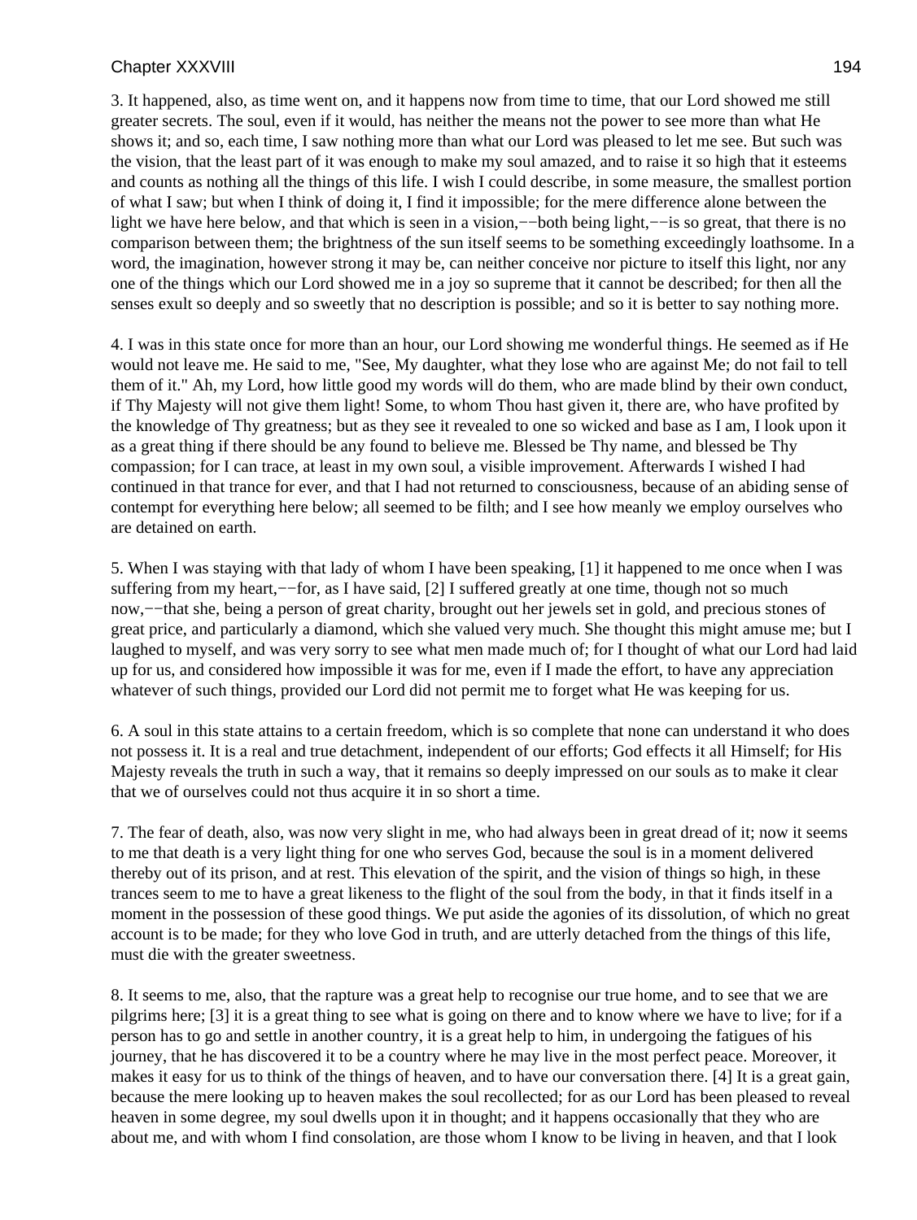3. It happened, also, as time went on, and it happens now from time to time, that our Lord showed me still greater secrets. The soul, even if it would, has neither the means not the power to see more than what He shows it; and so, each time, I saw nothing more than what our Lord was pleased to let me see. But such was the vision, that the least part of it was enough to make my soul amazed, and to raise it so high that it esteems and counts as nothing all the things of this life. I wish I could describe, in some measure, the smallest portion of what I saw; but when I think of doing it, I find it impossible; for the mere difference alone between the light we have here below, and that which is seen in a vision,−−both being light,−−is so great, that there is no comparison between them; the brightness of the sun itself seems to be something exceedingly loathsome. In a word, the imagination, however strong it may be, can neither conceive nor picture to itself this light, nor any one of the things which our Lord showed me in a joy so supreme that it cannot be described; for then all the senses exult so deeply and so sweetly that no description is possible; and so it is better to say nothing more.

4. I was in this state once for more than an hour, our Lord showing me wonderful things. He seemed as if He would not leave me. He said to me, "See, My daughter, what they lose who are against Me; do not fail to tell them of it." Ah, my Lord, how little good my words will do them, who are made blind by their own conduct, if Thy Majesty will not give them light! Some, to whom Thou hast given it, there are, who have profited by the knowledge of Thy greatness; but as they see it revealed to one so wicked and base as I am, I look upon it as a great thing if there should be any found to believe me. Blessed be Thy name, and blessed be Thy compassion; for I can trace, at least in my own soul, a visible improvement. Afterwards I wished I had continued in that trance for ever, and that I had not returned to consciousness, because of an abiding sense of contempt for everything here below; all seemed to be filth; and I see how meanly we employ ourselves who are detained on earth.

5. When I was staying with that lady of whom I have been speaking, [1] it happened to me once when I was suffering from my heart,−−for, as I have said, [2] I suffered greatly at one time, though not so much now,−−that she, being a person of great charity, brought out her jewels set in gold, and precious stones of great price, and particularly a diamond, which she valued very much. She thought this might amuse me; but I laughed to myself, and was very sorry to see what men made much of; for I thought of what our Lord had laid up for us, and considered how impossible it was for me, even if I made the effort, to have any appreciation whatever of such things, provided our Lord did not permit me to forget what He was keeping for us.

6. A soul in this state attains to a certain freedom, which is so complete that none can understand it who does not possess it. It is a real and true detachment, independent of our efforts; God effects it all Himself; for His Majesty reveals the truth in such a way, that it remains so deeply impressed on our souls as to make it clear that we of ourselves could not thus acquire it in so short a time.

7. The fear of death, also, was now very slight in me, who had always been in great dread of it; now it seems to me that death is a very light thing for one who serves God, because the soul is in a moment delivered thereby out of its prison, and at rest. This elevation of the spirit, and the vision of things so high, in these trances seem to me to have a great likeness to the flight of the soul from the body, in that it finds itself in a moment in the possession of these good things. We put aside the agonies of its dissolution, of which no great account is to be made; for they who love God in truth, and are utterly detached from the things of this life, must die with the greater sweetness.

8. It seems to me, also, that the rapture was a great help to recognise our true home, and to see that we are pilgrims here; [3] it is a great thing to see what is going on there and to know where we have to live; for if a person has to go and settle in another country, it is a great help to him, in undergoing the fatigues of his journey, that he has discovered it to be a country where he may live in the most perfect peace. Moreover, it makes it easy for us to think of the things of heaven, and to have our conversation there. [4] It is a great gain, because the mere looking up to heaven makes the soul recollected; for as our Lord has been pleased to reveal heaven in some degree, my soul dwells upon it in thought; and it happens occasionally that they who are about me, and with whom I find consolation, are those whom I know to be living in heaven, and that I look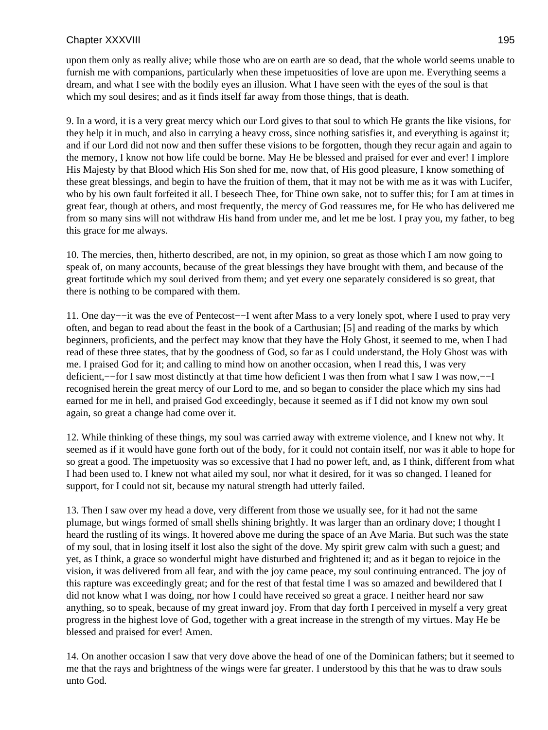upon them only as really alive; while those who are on earth are so dead, that the whole world seems unable to furnish me with companions, particularly when these impetuosities of love are upon me. Everything seems a dream, and what I see with the bodily eyes an illusion. What I have seen with the eyes of the soul is that which my soul desires; and as it finds itself far away from those things, that is death.

9. In a word, it is a very great mercy which our Lord gives to that soul to which He grants the like visions, for they help it in much, and also in carrying a heavy cross, since nothing satisfies it, and everything is against it; and if our Lord did not now and then suffer these visions to be forgotten, though they recur again and again to the memory, I know not how life could be borne. May He be blessed and praised for ever and ever! I implore His Majesty by that Blood which His Son shed for me, now that, of His good pleasure, I know something of these great blessings, and begin to have the fruition of them, that it may not be with me as it was with Lucifer, who by his own fault forfeited it all. I beseech Thee, for Thine own sake, not to suffer this; for I am at times in great fear, though at others, and most frequently, the mercy of God reassures me, for He who has delivered me from so many sins will not withdraw His hand from under me, and let me be lost. I pray you, my father, to beg this grace for me always.

10. The mercies, then, hitherto described, are not, in my opinion, so great as those which I am now going to speak of, on many accounts, because of the great blessings they have brought with them, and because of the great fortitude which my soul derived from them; and yet every one separately considered is so great, that there is nothing to be compared with them.

11. One day−−it was the eve of Pentecost−−I went after Mass to a very lonely spot, where I used to pray very often, and began to read about the feast in the book of a Carthusian; [5] and reading of the marks by which beginners, proficients, and the perfect may know that they have the Holy Ghost, it seemed to me, when I had read of these three states, that by the goodness of God, so far as I could understand, the Holy Ghost was with me. I praised God for it; and calling to mind how on another occasion, when I read this, I was very deficient,−−for I saw most distinctly at that time how deficient I was then from what I saw I was now,−−I recognised herein the great mercy of our Lord to me, and so began to consider the place which my sins had earned for me in hell, and praised God exceedingly, because it seemed as if I did not know my own soul again, so great a change had come over it.

12. While thinking of these things, my soul was carried away with extreme violence, and I knew not why. It seemed as if it would have gone forth out of the body, for it could not contain itself, nor was it able to hope for so great a good. The impetuosity was so excessive that I had no power left, and, as I think, different from what I had been used to. I knew not what ailed my soul, nor what it desired, for it was so changed. I leaned for support, for I could not sit, because my natural strength had utterly failed.

13. Then I saw over my head a dove, very different from those we usually see, for it had not the same plumage, but wings formed of small shells shining brightly. It was larger than an ordinary dove; I thought I heard the rustling of its wings. It hovered above me during the space of an Ave Maria. But such was the state of my soul, that in losing itself it lost also the sight of the dove. My spirit grew calm with such a guest; and yet, as I think, a grace so wonderful might have disturbed and frightened it; and as it began to rejoice in the vision, it was delivered from all fear, and with the joy came peace, my soul continuing entranced. The joy of this rapture was exceedingly great; and for the rest of that festal time I was so amazed and bewildered that I did not know what I was doing, nor how I could have received so great a grace. I neither heard nor saw anything, so to speak, because of my great inward joy. From that day forth I perceived in myself a very great progress in the highest love of God, together with a great increase in the strength of my virtues. May He be blessed and praised for ever! Amen.

14. On another occasion I saw that very dove above the head of one of the Dominican fathers; but it seemed to me that the rays and brightness of the wings were far greater. I understood by this that he was to draw souls unto God.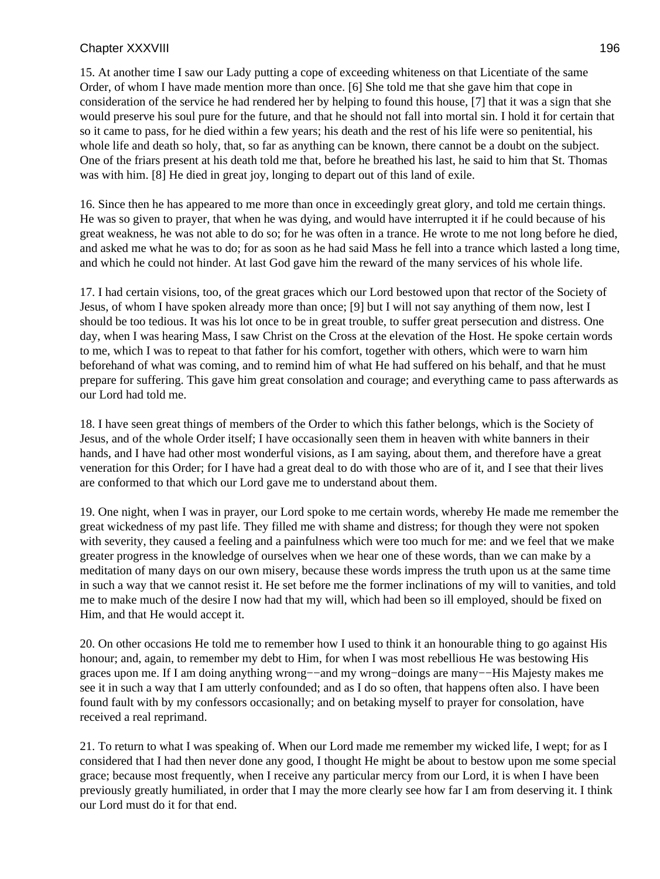15. At another time I saw our Lady putting a cope of exceeding whiteness on that Licentiate of the same Order, of whom I have made mention more than once. [6] She told me that she gave him that cope in consideration of the service he had rendered her by helping to found this house, [7] that it was a sign that she would preserve his soul pure for the future, and that he should not fall into mortal sin. I hold it for certain that so it came to pass, for he died within a few years; his death and the rest of his life were so penitential, his whole life and death so holy, that, so far as anything can be known, there cannot be a doubt on the subject. One of the friars present at his death told me that, before he breathed his last, he said to him that St. Thomas was with him. [8] He died in great joy, longing to depart out of this land of exile.

16. Since then he has appeared to me more than once in exceedingly great glory, and told me certain things. He was so given to prayer, that when he was dying, and would have interrupted it if he could because of his great weakness, he was not able to do so; for he was often in a trance. He wrote to me not long before he died, and asked me what he was to do; for as soon as he had said Mass he fell into a trance which lasted a long time, and which he could not hinder. At last God gave him the reward of the many services of his whole life.

17. I had certain visions, too, of the great graces which our Lord bestowed upon that rector of the Society of Jesus, of whom I have spoken already more than once; [9] but I will not say anything of them now, lest I should be too tedious. It was his lot once to be in great trouble, to suffer great persecution and distress. One day, when I was hearing Mass, I saw Christ on the Cross at the elevation of the Host. He spoke certain words to me, which I was to repeat to that father for his comfort, together with others, which were to warn him beforehand of what was coming, and to remind him of what He had suffered on his behalf, and that he must prepare for suffering. This gave him great consolation and courage; and everything came to pass afterwards as our Lord had told me.

18. I have seen great things of members of the Order to which this father belongs, which is the Society of Jesus, and of the whole Order itself; I have occasionally seen them in heaven with white banners in their hands, and I have had other most wonderful visions, as I am saying, about them, and therefore have a great veneration for this Order; for I have had a great deal to do with those who are of it, and I see that their lives are conformed to that which our Lord gave me to understand about them.

19. One night, when I was in prayer, our Lord spoke to me certain words, whereby He made me remember the great wickedness of my past life. They filled me with shame and distress; for though they were not spoken with severity, they caused a feeling and a painfulness which were too much for me: and we feel that we make greater progress in the knowledge of ourselves when we hear one of these words, than we can make by a meditation of many days on our own misery, because these words impress the truth upon us at the same time in such a way that we cannot resist it. He set before me the former inclinations of my will to vanities, and told me to make much of the desire I now had that my will, which had been so ill employed, should be fixed on Him, and that He would accept it.

20. On other occasions He told me to remember how I used to think it an honourable thing to go against His honour; and, again, to remember my debt to Him, for when I was most rebellious He was bestowing His graces upon me. If I am doing anything wrong−−and my wrong−doings are many−−His Majesty makes me see it in such a way that I am utterly confounded; and as I do so often, that happens often also. I have been found fault with by my confessors occasionally; and on betaking myself to prayer for consolation, have received a real reprimand.

21. To return to what I was speaking of. When our Lord made me remember my wicked life, I wept; for as I considered that I had then never done any good, I thought He might be about to bestow upon me some special grace; because most frequently, when I receive any particular mercy from our Lord, it is when I have been previously greatly humiliated, in order that I may the more clearly see how far I am from deserving it. I think our Lord must do it for that end.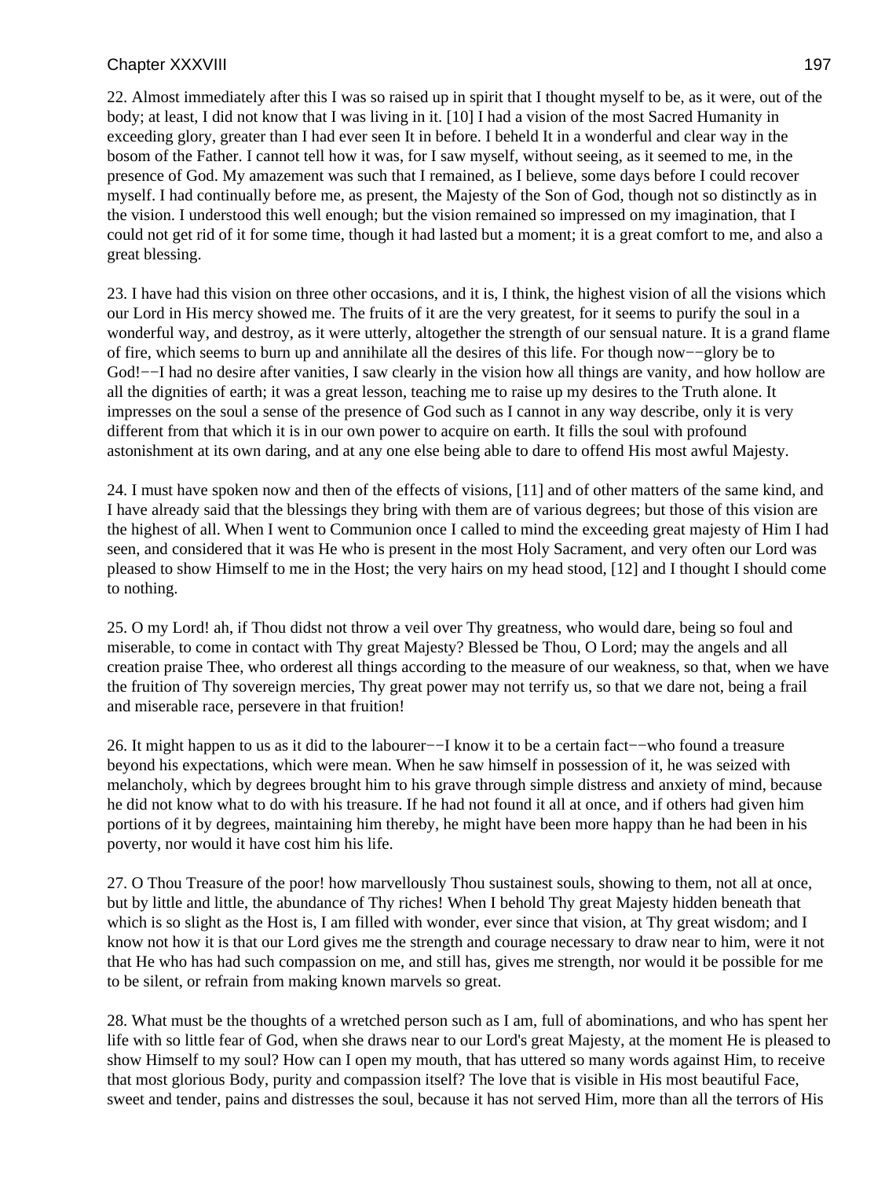22. Almost immediately after this I was so raised up in spirit that I thought myself to be, as it were, out of the body; at least, I did not know that I was living in it. [10] I had a vision of the most Sacred Humanity in exceeding glory, greater than I had ever seen It in before. I beheld It in a wonderful and clear way in the bosom of the Father. I cannot tell how it was, for I saw myself, without seeing, as it seemed to me, in the presence of God. My amazement was such that I remained, as I believe, some days before I could recover myself. I had continually before me, as present, the Majesty of the Son of God, though not so distinctly as in the vision. I understood this well enough; but the vision remained so impressed on my imagination, that I could not get rid of it for some time, though it had lasted but a moment; it is a great comfort to me, and also a great blessing.

23. I have had this vision on three other occasions, and it is, I think, the highest vision of all the visions which our Lord in His mercy showed me. The fruits of it are the very greatest, for it seems to purify the soul in a wonderful way, and destroy, as it were utterly, altogether the strength of our sensual nature. It is a grand flame of fire, which seems to burn up and annihilate all the desires of this life. For though now−−glory be to God!−−I had no desire after vanities, I saw clearly in the vision how all things are vanity, and how hollow are all the dignities of earth; it was a great lesson, teaching me to raise up my desires to the Truth alone. It impresses on the soul a sense of the presence of God such as I cannot in any way describe, only it is very different from that which it is in our own power to acquire on earth. It fills the soul with profound astonishment at its own daring, and at any one else being able to dare to offend His most awful Majesty.

24. I must have spoken now and then of the effects of visions, [11] and of other matters of the same kind, and I have already said that the blessings they bring with them are of various degrees; but those of this vision are the highest of all. When I went to Communion once I called to mind the exceeding great majesty of Him I had seen, and considered that it was He who is present in the most Holy Sacrament, and very often our Lord was pleased to show Himself to me in the Host; the very hairs on my head stood, [12] and I thought I should come to nothing.

25. O my Lord! ah, if Thou didst not throw a veil over Thy greatness, who would dare, being so foul and miserable, to come in contact with Thy great Majesty? Blessed be Thou, O Lord; may the angels and all creation praise Thee, who orderest all things according to the measure of our weakness, so that, when we have the fruition of Thy sovereign mercies, Thy great power may not terrify us, so that we dare not, being a frail and miserable race, persevere in that fruition!

26. It might happen to us as it did to the labourer−−I know it to be a certain fact−−who found a treasure beyond his expectations, which were mean. When he saw himself in possession of it, he was seized with melancholy, which by degrees brought him to his grave through simple distress and anxiety of mind, because he did not know what to do with his treasure. If he had not found it all at once, and if others had given him portions of it by degrees, maintaining him thereby, he might have been more happy than he had been in his poverty, nor would it have cost him his life.

27. O Thou Treasure of the poor! how marvellously Thou sustainest souls, showing to them, not all at once, but by little and little, the abundance of Thy riches! When I behold Thy great Majesty hidden beneath that which is so slight as the Host is, I am filled with wonder, ever since that vision, at Thy great wisdom; and I know not how it is that our Lord gives me the strength and courage necessary to draw near to him, were it not that He who has had such compassion on me, and still has, gives me strength, nor would it be possible for me to be silent, or refrain from making known marvels so great.

28. What must be the thoughts of a wretched person such as I am, full of abominations, and who has spent her life with so little fear of God, when she draws near to our Lord's great Majesty, at the moment He is pleased to show Himself to my soul? How can I open my mouth, that has uttered so many words against Him, to receive that most glorious Body, purity and compassion itself? The love that is visible in His most beautiful Face, sweet and tender, pains and distresses the soul, because it has not served Him, more than all the terrors of His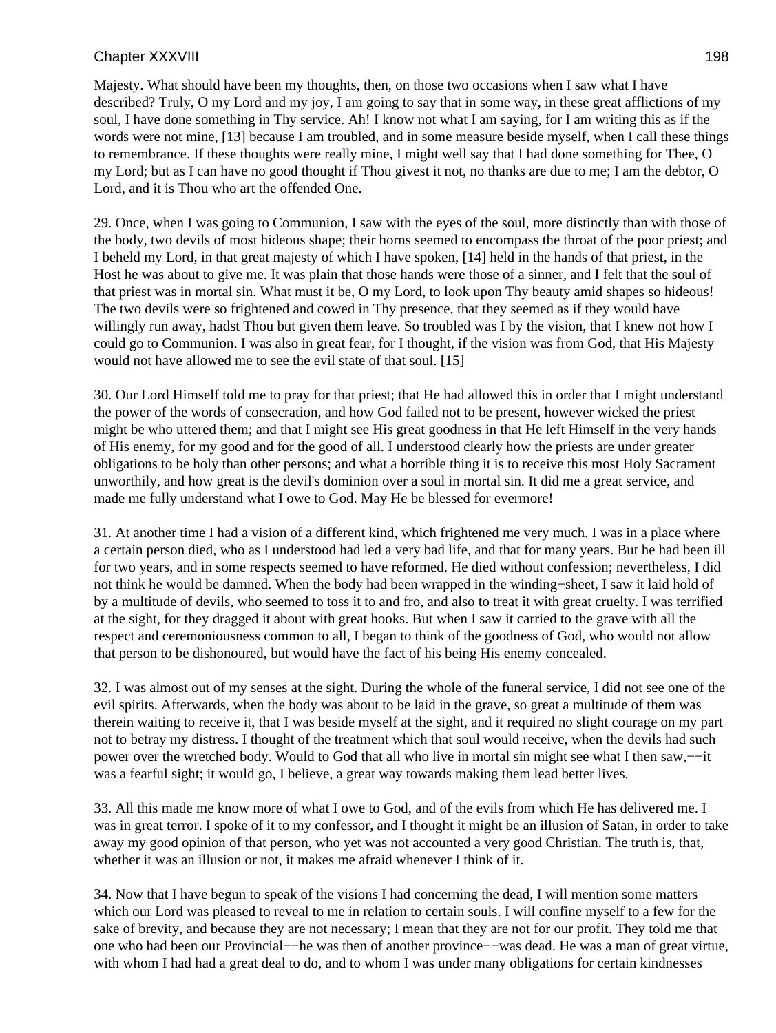Majesty. What should have been my thoughts, then, on those two occasions when I saw what I have described? Truly, O my Lord and my joy, I am going to say that in some way, in these great afflictions of my soul, I have done something in Thy service. Ah! I know not what I am saying, for I am writing this as if the words were not mine, [13] because I am troubled, and in some measure beside myself, when I call these things to remembrance. If these thoughts were really mine, I might well say that I had done something for Thee, O my Lord; but as I can have no good thought if Thou givest it not, no thanks are due to me; I am the debtor, O Lord, and it is Thou who art the offended One.

29. Once, when I was going to Communion, I saw with the eyes of the soul, more distinctly than with those of the body, two devils of most hideous shape; their horns seemed to encompass the throat of the poor priest; and I beheld my Lord, in that great majesty of which I have spoken, [14] held in the hands of that priest, in the Host he was about to give me. It was plain that those hands were those of a sinner, and I felt that the soul of that priest was in mortal sin. What must it be, O my Lord, to look upon Thy beauty amid shapes so hideous! The two devils were so frightened and cowed in Thy presence, that they seemed as if they would have willingly run away, hadst Thou but given them leave. So troubled was I by the vision, that I knew not how I could go to Communion. I was also in great fear, for I thought, if the vision was from God, that His Majesty would not have allowed me to see the evil state of that soul. [15]

30. Our Lord Himself told me to pray for that priest; that He had allowed this in order that I might understand the power of the words of consecration, and how God failed not to be present, however wicked the priest might be who uttered them; and that I might see His great goodness in that He left Himself in the very hands of His enemy, for my good and for the good of all. I understood clearly how the priests are under greater obligations to be holy than other persons; and what a horrible thing it is to receive this most Holy Sacrament unworthily, and how great is the devil's dominion over a soul in mortal sin. It did me a great service, and made me fully understand what I owe to God. May He be blessed for evermore!

31. At another time I had a vision of a different kind, which frightened me very much. I was in a place where a certain person died, who as I understood had led a very bad life, and that for many years. But he had been ill for two years, and in some respects seemed to have reformed. He died without confession; nevertheless, I did not think he would be damned. When the body had been wrapped in the winding−sheet, I saw it laid hold of by a multitude of devils, who seemed to toss it to and fro, and also to treat it with great cruelty. I was terrified at the sight, for they dragged it about with great hooks. But when I saw it carried to the grave with all the respect and ceremoniousness common to all, I began to think of the goodness of God, who would not allow that person to be dishonoured, but would have the fact of his being His enemy concealed.

32. I was almost out of my senses at the sight. During the whole of the funeral service, I did not see one of the evil spirits. Afterwards, when the body was about to be laid in the grave, so great a multitude of them was therein waiting to receive it, that I was beside myself at the sight, and it required no slight courage on my part not to betray my distress. I thought of the treatment which that soul would receive, when the devils had such power over the wretched body. Would to God that all who live in mortal sin might see what I then saw,−−it was a fearful sight; it would go, I believe, a great way towards making them lead better lives.

33. All this made me know more of what I owe to God, and of the evils from which He has delivered me. I was in great terror. I spoke of it to my confessor, and I thought it might be an illusion of Satan, in order to take away my good opinion of that person, who yet was not accounted a very good Christian. The truth is, that, whether it was an illusion or not, it makes me afraid whenever I think of it.

34. Now that I have begun to speak of the visions I had concerning the dead, I will mention some matters which our Lord was pleased to reveal to me in relation to certain souls. I will confine myself to a few for the sake of brevity, and because they are not necessary; I mean that they are not for our profit. They told me that one who had been our Provincial−−he was then of another province−−was dead. He was a man of great virtue, with whom I had had a great deal to do, and to whom I was under many obligations for certain kindnesses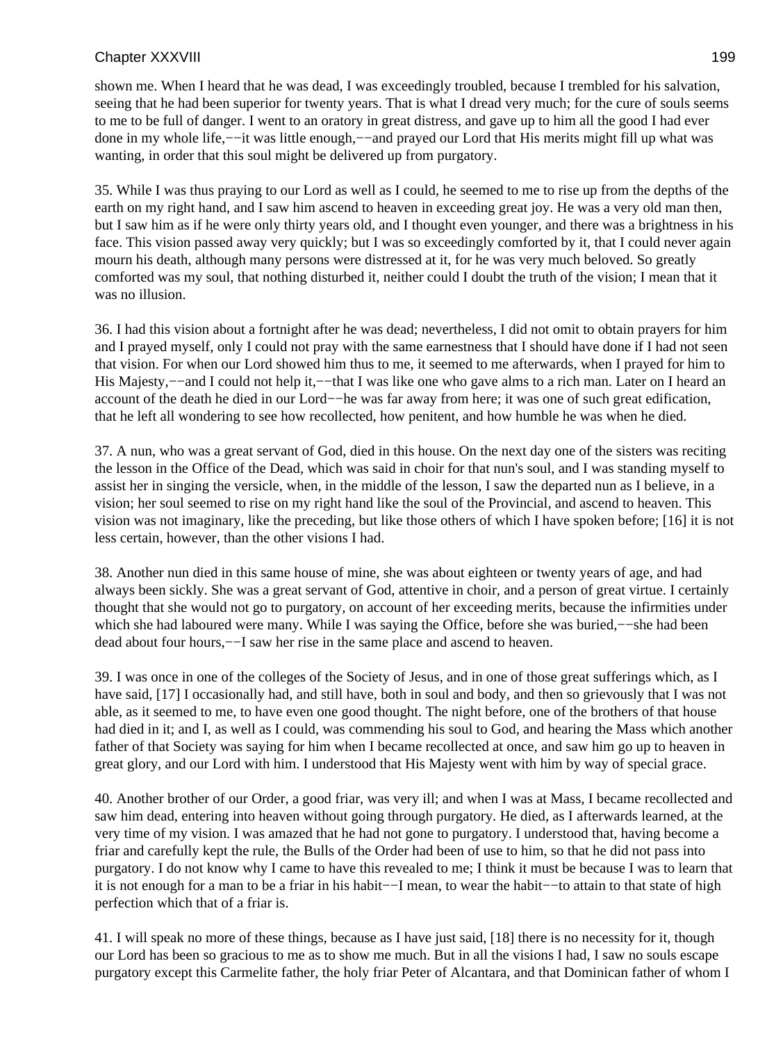shown me. When I heard that he was dead, I was exceedingly troubled, because I trembled for his salvation, seeing that he had been superior for twenty years. That is what I dread very much; for the cure of souls seems to me to be full of danger. I went to an oratory in great distress, and gave up to him all the good I had ever done in my whole life,−−it was little enough,−−and prayed our Lord that His merits might fill up what was wanting, in order that this soul might be delivered up from purgatory.

35. While I was thus praying to our Lord as well as I could, he seemed to me to rise up from the depths of the earth on my right hand, and I saw him ascend to heaven in exceeding great joy. He was a very old man then, but I saw him as if he were only thirty years old, and I thought even younger, and there was a brightness in his face. This vision passed away very quickly; but I was so exceedingly comforted by it, that I could never again mourn his death, although many persons were distressed at it, for he was very much beloved. So greatly comforted was my soul, that nothing disturbed it, neither could I doubt the truth of the vision; I mean that it was no illusion.

36. I had this vision about a fortnight after he was dead; nevertheless, I did not omit to obtain prayers for him and I prayed myself, only I could not pray with the same earnestness that I should have done if I had not seen that vision. For when our Lord showed him thus to me, it seemed to me afterwards, when I prayed for him to His Majesty,−−and I could not help it,−−that I was like one who gave alms to a rich man. Later on I heard an account of the death he died in our Lord−−he was far away from here; it was one of such great edification, that he left all wondering to see how recollected, how penitent, and how humble he was when he died.

37. A nun, who was a great servant of God, died in this house. On the next day one of the sisters was reciting the lesson in the Office of the Dead, which was said in choir for that nun's soul, and I was standing myself to assist her in singing the versicle, when, in the middle of the lesson, I saw the departed nun as I believe, in a vision; her soul seemed to rise on my right hand like the soul of the Provincial, and ascend to heaven. This vision was not imaginary, like the preceding, but like those others of which I have spoken before; [16] it is not less certain, however, than the other visions I had.

38. Another nun died in this same house of mine, she was about eighteen or twenty years of age, and had always been sickly. She was a great servant of God, attentive in choir, and a person of great virtue. I certainly thought that she would not go to purgatory, on account of her exceeding merits, because the infirmities under which she had laboured were many. While I was saying the Office, before she was buried,−−she had been dead about four hours,−−I saw her rise in the same place and ascend to heaven.

39. I was once in one of the colleges of the Society of Jesus, and in one of those great sufferings which, as I have said, [17] I occasionally had, and still have, both in soul and body, and then so grievously that I was not able, as it seemed to me, to have even one good thought. The night before, one of the brothers of that house had died in it; and I, as well as I could, was commending his soul to God, and hearing the Mass which another father of that Society was saying for him when I became recollected at once, and saw him go up to heaven in great glory, and our Lord with him. I understood that His Majesty went with him by way of special grace.

40. Another brother of our Order, a good friar, was very ill; and when I was at Mass, I became recollected and saw him dead, entering into heaven without going through purgatory. He died, as I afterwards learned, at the very time of my vision. I was amazed that he had not gone to purgatory. I understood that, having become a friar and carefully kept the rule, the Bulls of the Order had been of use to him, so that he did not pass into purgatory. I do not know why I came to have this revealed to me; I think it must be because I was to learn that it is not enough for a man to be a friar in his habit−−I mean, to wear the habit−−to attain to that state of high perfection which that of a friar is.

41. I will speak no more of these things, because as I have just said, [18] there is no necessity for it, though our Lord has been so gracious to me as to show me much. But in all the visions I had, I saw no souls escape purgatory except this Carmelite father, the holy friar Peter of Alcantara, and that Dominican father of whom I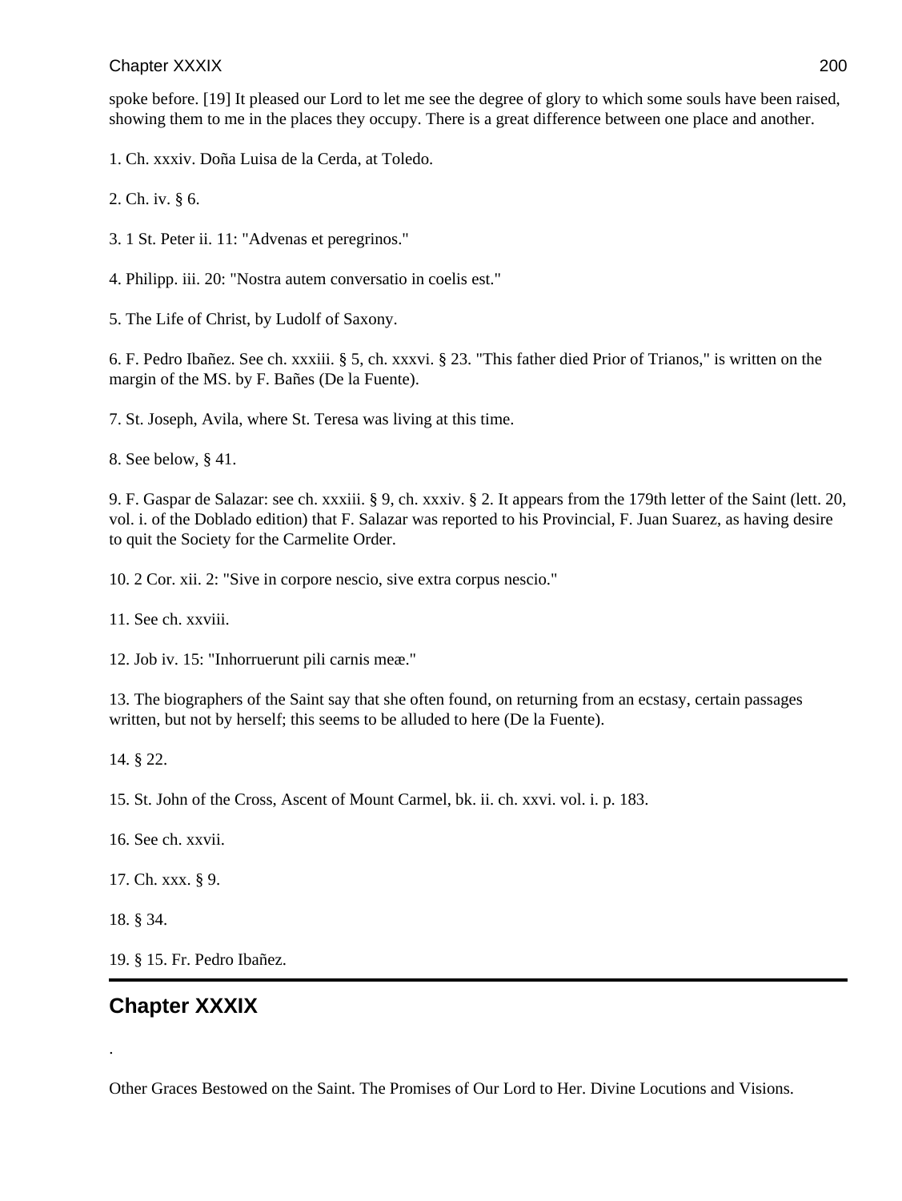spoke before. [19] It pleased our Lord to let me see the degree of glory to which some souls have been raised, showing them to me in the places they occupy. There is a great difference between one place and another.

1. Ch. xxxiv. Doña Luisa de la Cerda, at Toledo.

2. Ch. iv. § 6.

3. 1 St. Peter ii. 11: "Advenas et peregrinos."

4. Philipp. iii. 20: "Nostra autem conversatio in coelis est."

5. The Life of Christ, by Ludolf of Saxony.

6. F. Pedro Ibañez. See ch. xxxiii. § 5, ch. xxxvi. § 23. "This father died Prior of Trianos," is written on the margin of the MS. by F. Bañes (De la Fuente).

7. St. Joseph, Avila, where St. Teresa was living at this time.

8. See below, § 41.

9. F. Gaspar de Salazar: see ch. xxxiii. § 9, ch. xxxiv. § 2. It appears from the 179th letter of the Saint (lett. 20, vol. i. of the Doblado edition) that F. Salazar was reported to his Provincial, F. Juan Suarez, as having desire to quit the Society for the Carmelite Order.

10. 2 Cor. xii. 2: "Sive in corpore nescio, sive extra corpus nescio."

11. See ch. xxviii.

12. Job iv. 15: "Inhorruerunt pili carnis meæ."

13. The biographers of the Saint say that she often found, on returning from an ecstasy, certain passages written, but not by herself; this seems to be alluded to here (De la Fuente).

14. § 22.

15. St. John of the Cross, Ascent of Mount Carmel, bk. ii. ch. xxvi. vol. i. p. 183.

16. See ch. xxvii.

17. Ch. xxx. § 9.

18. § 34.

19. § 15. Fr. Pedro Ibañez.

---

## Chapter XXXIX

.

Other Graces Bestowed on the Saint. The Promises of Our Lord to Her. Divine Locutions and Visions.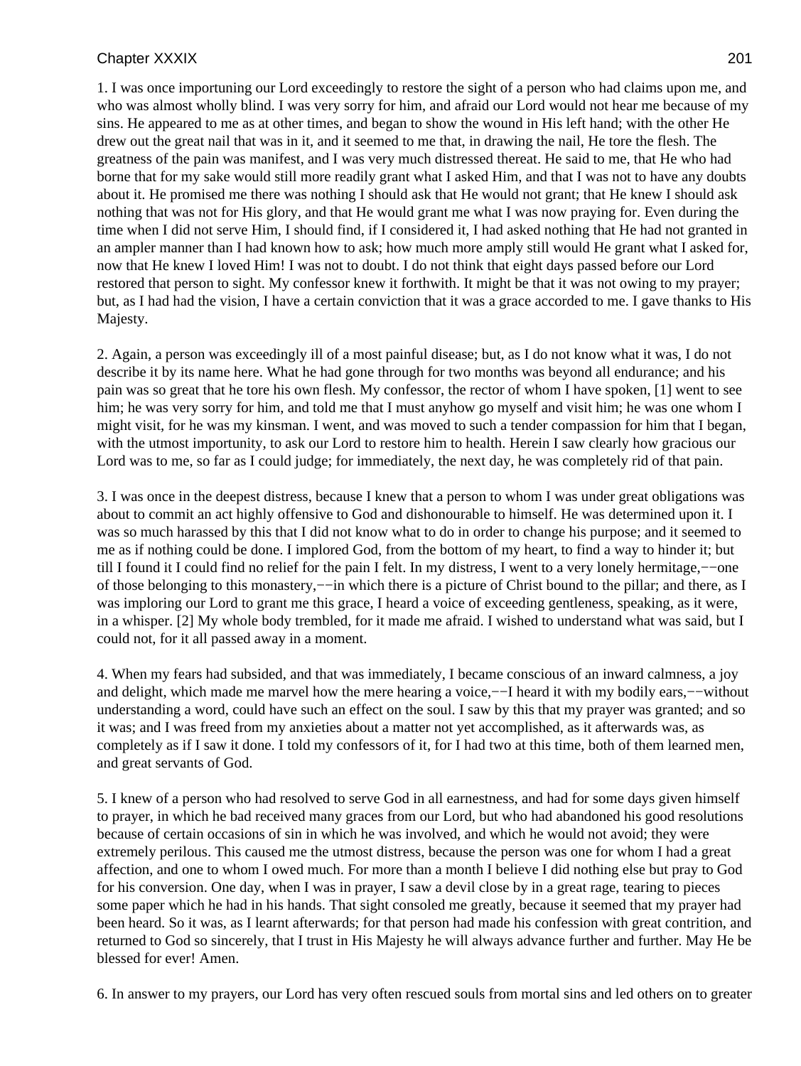1. I was once importuning our Lord exceedingly to restore the sight of a person who had claims upon me, and who was almost wholly blind. I was very sorry for him, and afraid our Lord would not hear me because of my sins. He appeared to me as at other times, and began to show the wound in His left hand; with the other He drew out the great nail that was in it, and it seemed to me that, in drawing the nail, He tore the flesh. The greatness of the pain was manifest, and I was very much distressed thereat. He said to me, that He who had borne that for my sake would still more readily grant what I asked Him, and that I was not to have any doubts about it. He promised me there was nothing I should ask that He would not grant; that He knew I should ask nothing that was not for His glory, and that He would grant me what I was now praying for. Even during the time when I did not serve Him, I should find, if I considered it, I had asked nothing that He had not granted in an ampler manner than I had known how to ask; how much more amply still would He grant what I asked for, now that He knew I loved Him! I was not to doubt. I do not think that eight days passed before our Lord restored that person to sight. My confessor knew it forthwith. It might be that it was not owing to my prayer; but, as I had had the vision, I have a certain conviction that it was a grace accorded to me. I gave thanks to His Majesty.

2. Again, a person was exceedingly ill of a most painful disease; but, as I do not know what it was, I do not describe it by its name here. What he had gone through for two months was beyond all endurance; and his pain was so great that he tore his own flesh. My confessor, the rector of whom I have spoken, [1] went to see him; he was very sorry for him, and told me that I must anyhow go myself and visit him; he was one whom I might visit, for he was my kinsman. I went, and was moved to such a tender compassion for him that I began, with the utmost importunity, to ask our Lord to restore him to health. Herein I saw clearly how gracious our Lord was to me, so far as I could judge; for immediately, the next day, he was completely rid of that pain.

3. I was once in the deepest distress, because I knew that a person to whom I was under great obligations was about to commit an act highly offensive to God and dishonourable to himself. He was determined upon it. I was so much harassed by this that I did not know what to do in order to change his purpose; and it seemed to me as if nothing could be done. I implored God, from the bottom of my heart, to find a way to hinder it; but till I found it I could find no relief for the pain I felt. In my distress, I went to a very lonely hermitage,−−one of those belonging to this monastery,−−in which there is a picture of Christ bound to the pillar; and there, as I was imploring our Lord to grant me this grace, I heard a voice of exceeding gentleness, speaking, as it were, in a whisper. [2] My whole body trembled, for it made me afraid. I wished to understand what was said, but I could not, for it all passed away in a moment.

4. When my fears had subsided, and that was immediately, I became conscious of an inward calmness, a joy and delight, which made me marvel how the mere hearing a voice,−−I heard it with my bodily ears,−−without understanding a word, could have such an effect on the soul. I saw by this that my prayer was granted; and so it was; and I was freed from my anxieties about a matter not yet accomplished, as it afterwards was, as completely as if I saw it done. I told my confessors of it, for I had two at this time, both of them learned men, and great servants of God.

5. I knew of a person who had resolved to serve God in all earnestness, and had for some days given himself to prayer, in which he bad received many graces from our Lord, but who had abandoned his good resolutions because of certain occasions of sin in which he was involved, and which he would not avoid; they were extremely perilous. This caused me the utmost distress, because the person was one for whom I had a great affection, and one to whom I owed much. For more than a month I believe I did nothing else but pray to God for his conversion. One day, when I was in prayer, I saw a devil close by in a great rage, tearing to pieces some paper which he had in his hands. That sight consoled me greatly, because it seemed that my prayer had been heard. So it was, as I learnt afterwards; for that person had made his confession with great contrition, and returned to God so sincerely, that I trust in His Majesty he will always advance further and further. May He be blessed for ever! Amen.

6. In answer to my prayers, our Lord has very often rescued souls from mortal sins and led others on to greater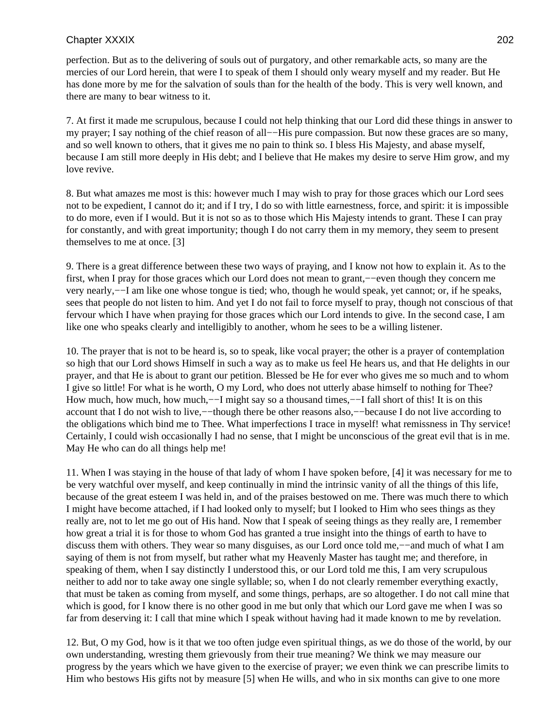perfection. But as to the delivering of souls out of purgatory, and other remarkable acts, so many are the mercies of our Lord herein, that were I to speak of them I should only weary myself and my reader. But He has done more by me for the salvation of souls than for the health of the body. This is very well known, and there are many to bear witness to it.

7. At first it made me scrupulous, because I could not help thinking that our Lord did these things in answer to my prayer; I say nothing of the chief reason of all−−His pure compassion. But now these graces are so many, and so well known to others, that it gives me no pain to think so. I bless His Majesty, and abase myself, because I am still more deeply in His debt; and I believe that He makes my desire to serve Him grow, and my love revive.

8. But what amazes me most is this: however much I may wish to pray for those graces which our Lord sees not to be expedient, I cannot do it; and if I try, I do so with little earnestness, force, and spirit: it is impossible to do more, even if I would. But it is not so as to those which His Majesty intends to grant. These I can pray for constantly, and with great importunity; though I do not carry them in my memory, they seem to present themselves to me at once. [3]

9. There is a great difference between these two ways of praying, and I know not how to explain it. As to the first, when I pray for those graces which our Lord does not mean to grant,−−even though they concern me very nearly,−−I am like one whose tongue is tied; who, though he would speak, yet cannot; or, if he speaks, sees that people do not listen to him. And yet I do not fail to force myself to pray, though not conscious of that fervour which I have when praying for those graces which our Lord intends to give. In the second case, I am like one who speaks clearly and intelligibly to another, whom he sees to be a willing listener.

10. The prayer that is not to be heard is, so to speak, like vocal prayer; the other is a prayer of contemplation so high that our Lord shows Himself in such a way as to make us feel He hears us, and that He delights in our prayer, and that He is about to grant our petition. Blessed be He for ever who gives me so much and to whom I give so little! For what is he worth, O my Lord, who does not utterly abase himself to nothing for Thee? How much, how much, how much,−−I might say so a thousand times,−−I fall short of this! It is on this account that I do not wish to live,−−though there be other reasons also,−−because I do not live according to the obligations which bind me to Thee. What imperfections I trace in myself! what remissness in Thy service! Certainly, I could wish occasionally I had no sense, that I might be unconscious of the great evil that is in me. May He who can do all things help me!

11. When I was staying in the house of that lady of whom I have spoken before, [4] it was necessary for me to be very watchful over myself, and keep continually in mind the intrinsic vanity of all the things of this life, because of the great esteem I was held in, and of the praises bestowed on me. There was much there to which I might have become attached, if I had looked only to myself; but I looked to Him who sees things as they really are, not to let me go out of His hand. Now that I speak of seeing things as they really are, I remember how great a trial it is for those to whom God has granted a true insight into the things of earth to have to discuss them with others. They wear so many disguises, as our Lord once told me,−−and much of what I am saying of them is not from myself, but rather what my Heavenly Master has taught me; and therefore, in speaking of them, when I say distinctly I understood this, or our Lord told me this, I am very scrupulous neither to add nor to take away one single syllable; so, when I do not clearly remember everything exactly, that must be taken as coming from myself, and some things, perhaps, are so altogether. I do not call mine that which is good, for I know there is no other good in me but only that which our Lord gave me when I was so far from deserving it: I call that mine which I speak without having had it made known to me by revelation.

12. But, O my God, how is it that we too often judge even spiritual things, as we do those of the world, by our own understanding, wresting them grievously from their true meaning? We think we may measure our progress by the years which we have given to the exercise of prayer; we even think we can prescribe limits to Him who bestows His gifts not by measure [5] when He wills, and who in six months can give to one more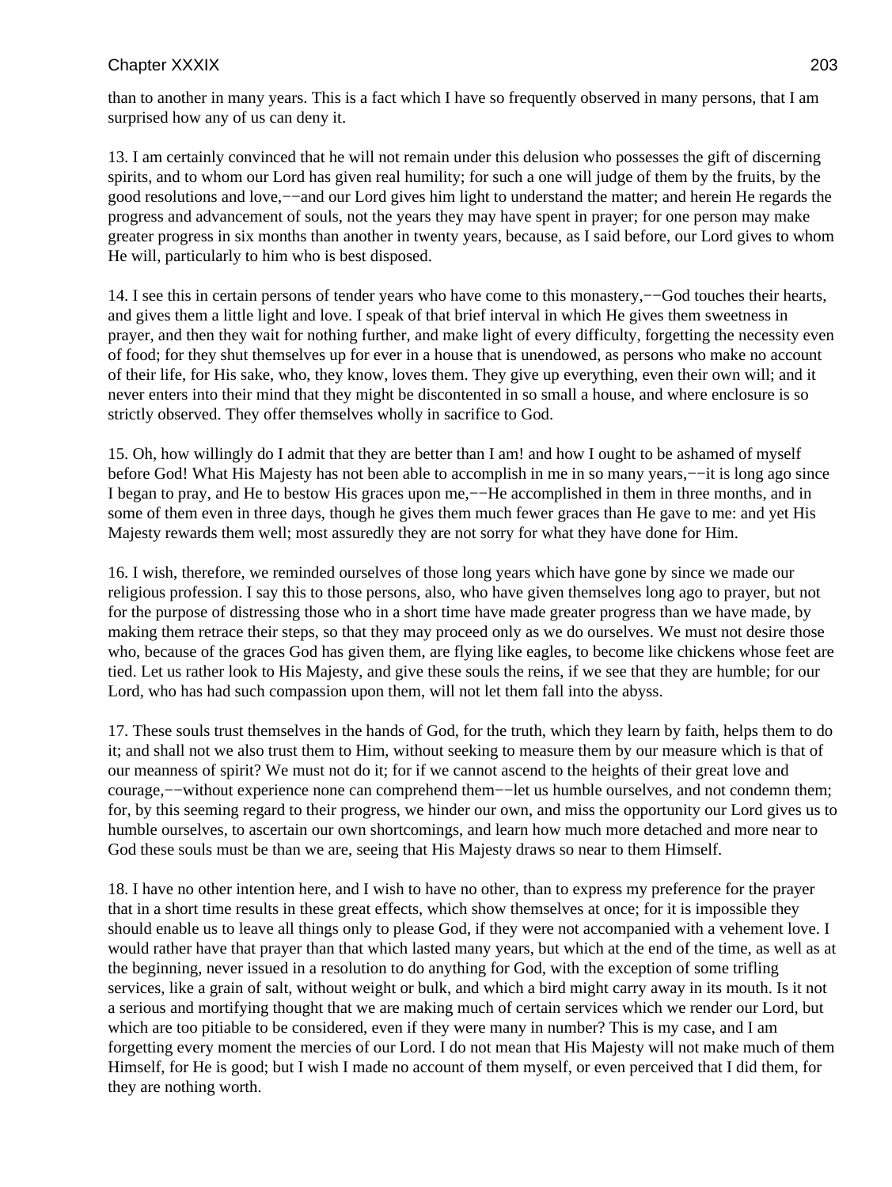than to another in many years. This is a fact which I have so frequently observed in many persons, that I am surprised how any of us can deny it.

13. I am certainly convinced that he will not remain under this delusion who possesses the gift of discerning spirits, and to whom our Lord has given real humility; for such a one will judge of them by the fruits, by the good resolutions and love,−−and our Lord gives him light to understand the matter; and herein He regards the progress and advancement of souls, not the years they may have spent in prayer; for one person may make greater progress in six months than another in twenty years, because, as I said before, our Lord gives to whom He will, particularly to him who is best disposed.

14. I see this in certain persons of tender years who have come to this monastery,−−God touches their hearts, and gives them a little light and love. I speak of that brief interval in which He gives them sweetness in prayer, and then they wait for nothing further, and make light of every difficulty, forgetting the necessity even of food; for they shut themselves up for ever in a house that is unendowed, as persons who make no account of their life, for His sake, who, they know, loves them. They give up everything, even their own will; and it never enters into their mind that they might be discontented in so small a house, and where enclosure is so strictly observed. They offer themselves wholly in sacrifice to God.

15. Oh, how willingly do I admit that they are better than I am! and how I ought to be ashamed of myself before God! What His Majesty has not been able to accomplish in me in so many years,−−it is long ago since I began to pray, and He to bestow His graces upon me,−−He accomplished in them in three months, and in some of them even in three days, though he gives them much fewer graces than He gave to me: and yet His Majesty rewards them well; most assuredly they are not sorry for what they have done for Him.

16. I wish, therefore, we reminded ourselves of those long years which have gone by since we made our religious profession. I say this to those persons, also, who have given themselves long ago to prayer, but not for the purpose of distressing those who in a short time have made greater progress than we have made, by making them retrace their steps, so that they may proceed only as we do ourselves. We must not desire those who, because of the graces God has given them, are flying like eagles, to become like chickens whose feet are tied. Let us rather look to His Majesty, and give these souls the reins, if we see that they are humble; for our Lord, who has had such compassion upon them, will not let them fall into the abyss.

17. These souls trust themselves in the hands of God, for the truth, which they learn by faith, helps them to do it; and shall not we also trust them to Him, without seeking to measure them by our measure which is that of our meanness of spirit? We must not do it; for if we cannot ascend to the heights of their great love and courage,−−without experience none can comprehend them−−let us humble ourselves, and not condemn them; for, by this seeming regard to their progress, we hinder our own, and miss the opportunity our Lord gives us to humble ourselves, to ascertain our own shortcomings, and learn how much more detached and more near to God these souls must be than we are, seeing that His Majesty draws so near to them Himself.

18. I have no other intention here, and I wish to have no other, than to express my preference for the prayer that in a short time results in these great effects, which show themselves at once; for it is impossible they should enable us to leave all things only to please God, if they were not accompanied with a vehement love. I would rather have that prayer than that which lasted many years, but which at the end of the time, as well as at the beginning, never issued in a resolution to do anything for God, with the exception of some trifling services, like a grain of salt, without weight or bulk, and which a bird might carry away in its mouth. Is it not a serious and mortifying thought that we are making much of certain services which we render our Lord, but which are too pitiable to be considered, even if they were many in number? This is my case, and I am forgetting every moment the mercies of our Lord. I do not mean that His Majesty will not make much of them Himself, for He is good; but I wish I made no account of them myself, or even perceived that I did them, for they are nothing worth.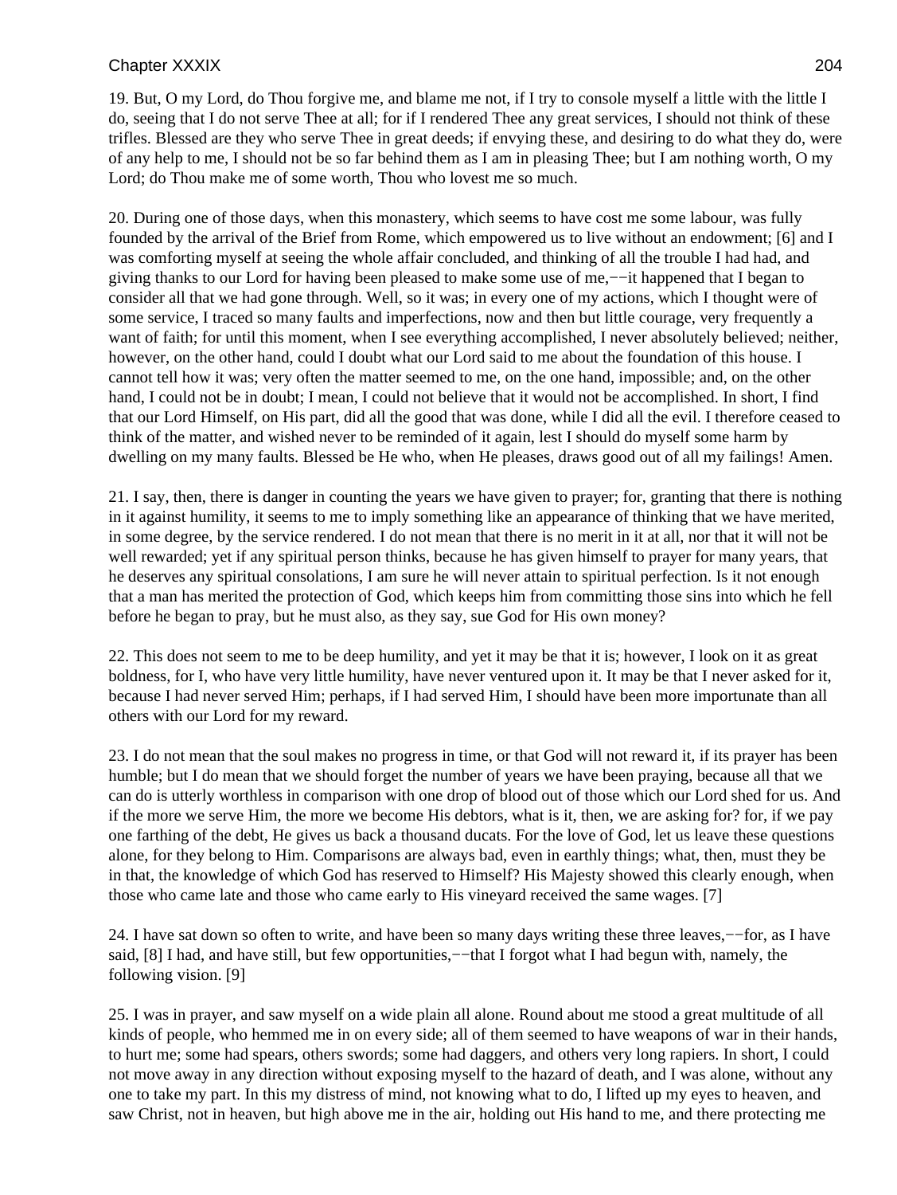19. But, O my Lord, do Thou forgive me, and blame me not, if I try to console myself a little with the little I do, seeing that I do not serve Thee at all; for if I rendered Thee any great services, I should not think of these trifles. Blessed are they who serve Thee in great deeds; if envying these, and desiring to do what they do, were of any help to me, I should not be so far behind them as I am in pleasing Thee; but I am nothing worth, O my Lord; do Thou make me of some worth, Thou who lovest me so much.

20. During one of those days, when this monastery, which seems to have cost me some labour, was fully founded by the arrival of the Brief from Rome, which empowered us to live without an endowment; [6] and I was comforting myself at seeing the whole affair concluded, and thinking of all the trouble I had had, and giving thanks to our Lord for having been pleased to make some use of me,−−it happened that I began to consider all that we had gone through. Well, so it was; in every one of my actions, which I thought were of some service, I traced so many faults and imperfections, now and then but little courage, very frequently a want of faith; for until this moment, when I see everything accomplished, I never absolutely believed; neither, however, on the other hand, could I doubt what our Lord said to me about the foundation of this house. I cannot tell how it was; very often the matter seemed to me, on the one hand, impossible; and, on the other hand, I could not be in doubt; I mean, I could not believe that it would not be accomplished. In short, I find that our Lord Himself, on His part, did all the good that was done, while I did all the evil. I therefore ceased to think of the matter, and wished never to be reminded of it again, lest I should do myself some harm by dwelling on my many faults. Blessed be He who, when He pleases, draws good out of all my failings! Amen.

21. I say, then, there is danger in counting the years we have given to prayer; for, granting that there is nothing in it against humility, it seems to me to imply something like an appearance of thinking that we have merited, in some degree, by the service rendered. I do not mean that there is no merit in it at all, nor that it will not be well rewarded; yet if any spiritual person thinks, because he has given himself to prayer for many years, that he deserves any spiritual consolations, I am sure he will never attain to spiritual perfection. Is it not enough that a man has merited the protection of God, which keeps him from committing those sins into which he fell before he began to pray, but he must also, as they say, sue God for His own money?

22. This does not seem to me to be deep humility, and yet it may be that it is; however, I look on it as great boldness, for I, who have very little humility, have never ventured upon it. It may be that I never asked for it, because I had never served Him; perhaps, if I had served Him, I should have been more importunate than all others with our Lord for my reward.

23. I do not mean that the soul makes no progress in time, or that God will not reward it, if its prayer has been humble; but I do mean that we should forget the number of years we have been praying, because all that we can do is utterly worthless in comparison with one drop of blood out of those which our Lord shed for us. And if the more we serve Him, the more we become His debtors, what is it, then, we are asking for? for, if we pay one farthing of the debt, He gives us back a thousand ducats. For the love of God, let us leave these questions alone, for they belong to Him. Comparisons are always bad, even in earthly things; what, then, must they be in that, the knowledge of which God has reserved to Himself? His Majesty showed this clearly enough, when those who came late and those who came early to His vineyard received the same wages. [7]

24. I have sat down so often to write, and have been so many days writing these three leaves,−−for, as I have said, [8] I had, and have still, but few opportunities,−−that I forgot what I had begun with, namely, the following vision. [9]

25. I was in prayer, and saw myself on a wide plain all alone. Round about me stood a great multitude of all kinds of people, who hemmed me in on every side; all of them seemed to have weapons of war in their hands, to hurt me; some had spears, others swords; some had daggers, and others very long rapiers. In short, I could not move away in any direction without exposing myself to the hazard of death, and I was alone, without any one to take my part. In this my distress of mind, not knowing what to do, I lifted up my eyes to heaven, and saw Christ, not in heaven, but high above me in the air, holding out His hand to me, and there protecting me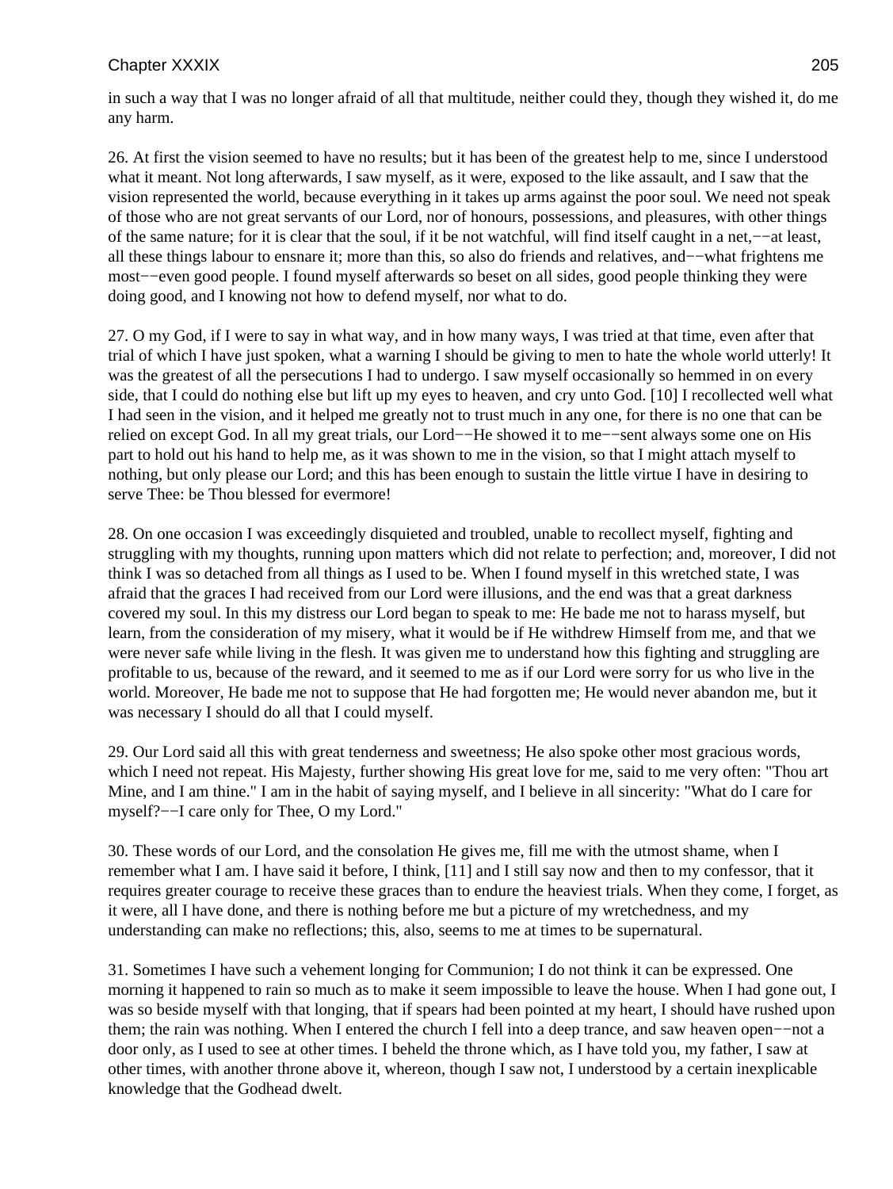in such a way that I was no longer afraid of all that multitude, neither could they, though they wished it, do me any harm.

26. At first the vision seemed to have no results; but it has been of the greatest help to me, since I understood what it meant. Not long afterwards, I saw myself, as it were, exposed to the like assault, and I saw that the vision represented the world, because everything in it takes up arms against the poor soul. We need not speak of those who are not great servants of our Lord, nor of honours, possessions, and pleasures, with other things of the same nature; for it is clear that the soul, if it be not watchful, will find itself caught in a net,−−at least, all these things labour to ensnare it; more than this, so also do friends and relatives, and−−what frightens me most−−even good people. I found myself afterwards so beset on all sides, good people thinking they were doing good, and I knowing not how to defend myself, nor what to do.

27. O my God, if I were to say in what way, and in how many ways, I was tried at that time, even after that trial of which I have just spoken, what a warning I should be giving to men to hate the whole world utterly! It was the greatest of all the persecutions I had to undergo. I saw myself occasionally so hemmed in on every side, that I could do nothing else but lift up my eyes to heaven, and cry unto God. [10] I recollected well what I had seen in the vision, and it helped me greatly not to trust much in any one, for there is no one that can be relied on except God. In all my great trials, our Lord−−He showed it to me−−sent always some one on His part to hold out his hand to help me, as it was shown to me in the vision, so that I might attach myself to nothing, but only please our Lord; and this has been enough to sustain the little virtue I have in desiring to serve Thee: be Thou blessed for evermore!

28. On one occasion I was exceedingly disquieted and troubled, unable to recollect myself, fighting and struggling with my thoughts, running upon matters which did not relate to perfection; and, moreover, I did not think I was so detached from all things as I used to be. When I found myself in this wretched state, I was afraid that the graces I had received from our Lord were illusions, and the end was that a great darkness covered my soul. In this my distress our Lord began to speak to me: He bade me not to harass myself, but learn, from the consideration of my misery, what it would be if He withdrew Himself from me, and that we were never safe while living in the flesh. It was given me to understand how this fighting and struggling are profitable to us, because of the reward, and it seemed to me as if our Lord were sorry for us who live in the world. Moreover, He bade me not to suppose that He had forgotten me; He would never abandon me, but it was necessary I should do all that I could myself.

29. Our Lord said all this with great tenderness and sweetness; He also spoke other most gracious words, which I need not repeat. His Majesty, further showing His great love for me, said to me very often: "Thou art Mine, and I am thine." I am in the habit of saying myself, and I believe in all sincerity: "What do I care for myself?−−I care only for Thee, O my Lord."

30. These words of our Lord, and the consolation He gives me, fill me with the utmost shame, when I remember what I am. I have said it before, I think, [11] and I still say now and then to my confessor, that it requires greater courage to receive these graces than to endure the heaviest trials. When they come, I forget, as it were, all I have done, and there is nothing before me but a picture of my wretchedness, and my understanding can make no reflections; this, also, seems to me at times to be supernatural.

31. Sometimes I have such a vehement longing for Communion; I do not think it can be expressed. One morning it happened to rain so much as to make it seem impossible to leave the house. When I had gone out, I was so beside myself with that longing, that if spears had been pointed at my heart, I should have rushed upon them; the rain was nothing. When I entered the church I fell into a deep trance, and saw heaven open−−not a door only, as I used to see at other times. I beheld the throne which, as I have told you, my father, I saw at other times, with another throne above it, whereon, though I saw not, I understood by a certain inexplicable knowledge that the Godhead dwelt.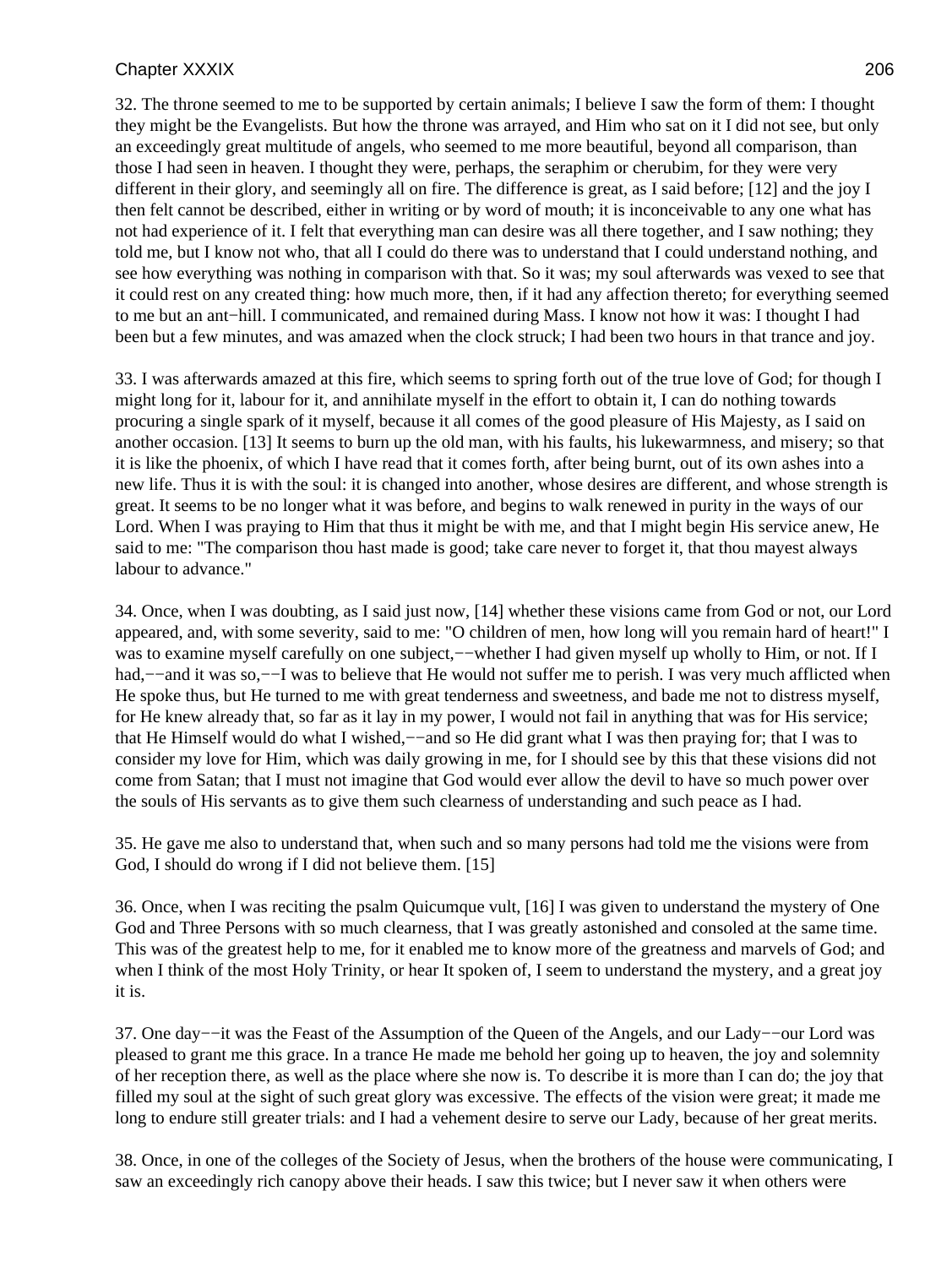32. The throne seemed to me to be supported by certain animals; I believe I saw the form of them: I thought they might be the Evangelists. But how the throne was arrayed, and Him who sat on it I did not see, but only an exceedingly great multitude of angels, who seemed to me more beautiful, beyond all comparison, than those I had seen in heaven. I thought they were, perhaps, the seraphim or cherubim, for they were very different in their glory, and seemingly all on fire. The difference is great, as I said before; [12] and the joy I then felt cannot be described, either in writing or by word of mouth; it is inconceivable to any one what has not had experience of it. I felt that everything man can desire was all there together, and I saw nothing; they told me, but I know not who, that all I could do there was to understand that I could understand nothing, and see how everything was nothing in comparison with that. So it was; my soul afterwards was vexed to see that it could rest on any created thing: how much more, then, if it had any affection thereto; for everything seemed to me but an ant−hill. I communicated, and remained during Mass. I know not how it was: I thought I had been but a few minutes, and was amazed when the clock struck; I had been two hours in that trance and joy.

33. I was afterwards amazed at this fire, which seems to spring forth out of the true love of God; for though I might long for it, labour for it, and annihilate myself in the effort to obtain it, I can do nothing towards procuring a single spark of it myself, because it all comes of the good pleasure of His Majesty, as I said on another occasion. [13] It seems to burn up the old man, with his faults, his lukewarmness, and misery; so that it is like the phoenix, of which I have read that it comes forth, after being burnt, out of its own ashes into a new life. Thus it is with the soul: it is changed into another, whose desires are different, and whose strength is great. It seems to be no longer what it was before, and begins to walk renewed in purity in the ways of our Lord. When I was praying to Him that thus it might be with me, and that I might begin His service anew, He said to me: "The comparison thou hast made is good; take care never to forget it, that thou mayest always labour to advance."

34. Once, when I was doubting, as I said just now, [14] whether these visions came from God or not, our Lord appeared, and, with some severity, said to me: "O children of men, how long will you remain hard of heart!" I was to examine myself carefully on one subject,−−whether I had given myself up wholly to Him, or not. If I had,−−and it was so,−−I was to believe that He would not suffer me to perish. I was very much afflicted when He spoke thus, but He turned to me with great tenderness and sweetness, and bade me not to distress myself, for He knew already that, so far as it lay in my power, I would not fail in anything that was for His service; that He Himself would do what I wished,−−and so He did grant what I was then praying for; that I was to consider my love for Him, which was daily growing in me, for I should see by this that these visions did not come from Satan; that I must not imagine that God would ever allow the devil to have so much power over the souls of His servants as to give them such clearness of understanding and such peace as I had.

35. He gave me also to understand that, when such and so many persons had told me the visions were from God, I should do wrong if I did not believe them. [15]

36. Once, when I was reciting the psalm Quicumque vult, [16] I was given to understand the mystery of One God and Three Persons with so much clearness, that I was greatly astonished and consoled at the same time. This was of the greatest help to me, for it enabled me to know more of the greatness and marvels of God; and when I think of the most Holy Trinity, or hear It spoken of, I seem to understand the mystery, and a great joy it is.

37. One day−−it was the Feast of the Assumption of the Queen of the Angels, and our Lady−−our Lord was pleased to grant me this grace. In a trance He made me behold her going up to heaven, the joy and solemnity of her reception there, as well as the place where she now is. To describe it is more than I can do; the joy that filled my soul at the sight of such great glory was excessive. The effects of the vision were great; it made me long to endure still greater trials: and I had a vehement desire to serve our Lady, because of her great merits.

38. Once, in one of the colleges of the Society of Jesus, when the brothers of the house were communicating, I saw an exceedingly rich canopy above their heads. I saw this twice; but I never saw it when others were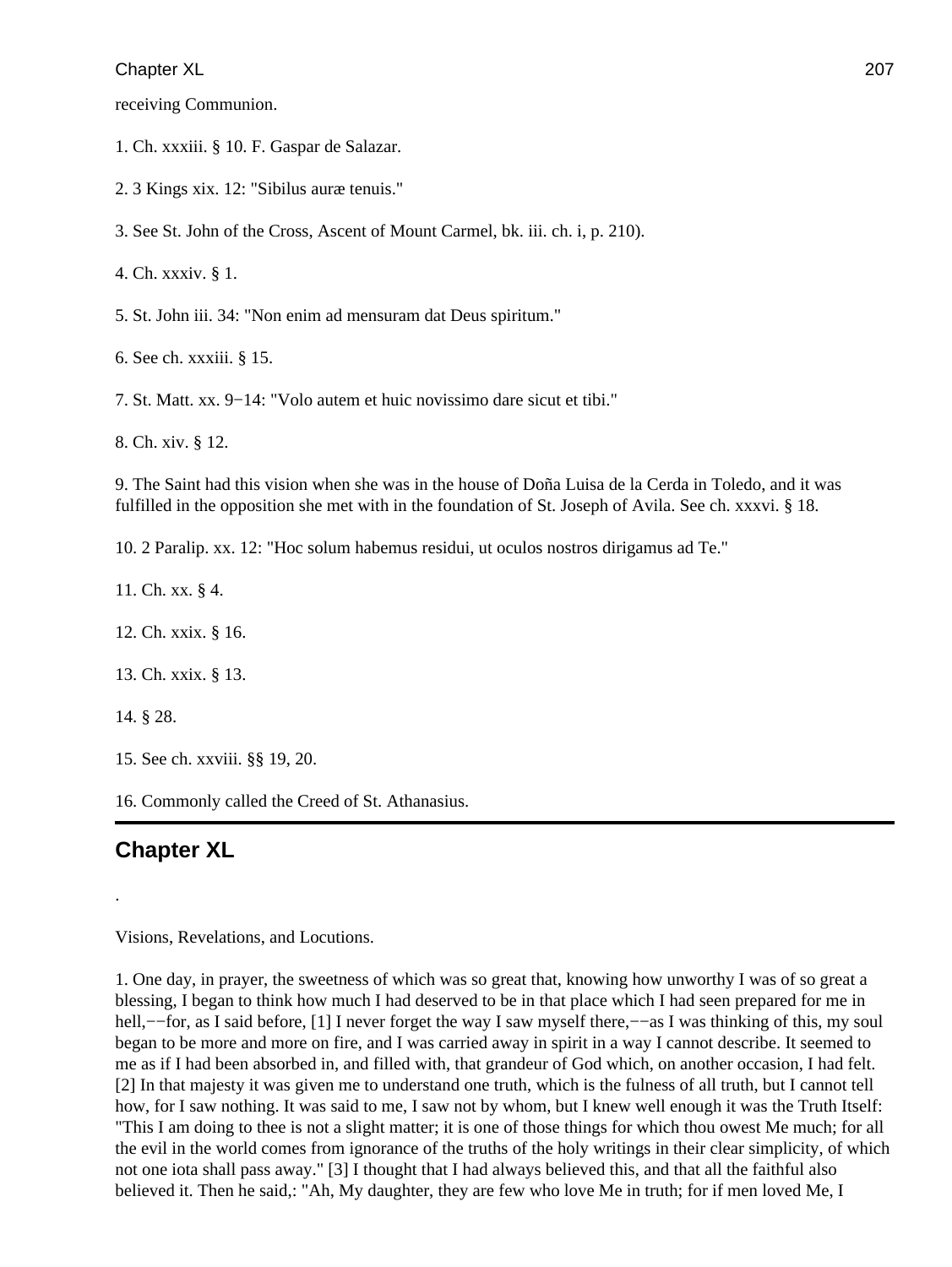receiving Communion.

1. Ch. xxxiii. § 10. F. Gaspar de Salazar.

2. 3 Kings xix. 12: "Sibilus auræ tenuis."

3. See St. John of the Cross, Ascent of Mount Carmel, bk. iii. ch. i, p. 210).

4. Ch. xxxiv. § 1.

5. St. John iii. 34: "Non enim ad mensuram dat Deus spiritum."

6. See ch. xxxiii. § 15.

7. St. Matt. xx. 9−14: "Volo autem et huic novissimo dare sicut et tibi."

8. Ch. xiv. § 12.

9. The Saint had this vision when she was in the house of Doña Luisa de la Cerda in Toledo, and it was fulfilled in the opposition she met with in the foundation of St. Joseph of Avila. See ch. xxxvi. § 18.

10. 2 Paralip. xx. 12: "Hoc solum habemus residui, ut oculos nostros dirigamus ad Te."

11. Ch. xx. § 4.

12. Ch. xxix. § 16.

13. Ch. xxix. § 13.

14. § 28.

15. See ch. xxviii. §§ 19, 20.

16. Commonly called the Creed of St. Athanasius.

---

## Chapter XL

.

Visions, Revelations, and Locutions.

1. One day, in prayer, the sweetness of which was so great that, knowing how unworthy I was of so great a blessing, I began to think how much I had deserved to be in that place which I had seen prepared for me in hell,−−for, as I said before, [1] I never forget the way I saw myself there,−−as I was thinking of this, my soul began to be more and more on fire, and I was carried away in spirit in a way I cannot describe. It seemed to me as if I had been absorbed in, and filled with, that grandeur of God which, on another occasion, I had felt. [2] In that majesty it was given me to understand one truth, which is the fulness of all truth, but I cannot tell how, for I saw nothing. It was said to me, I saw not by whom, but I knew well enough it was the Truth Itself: "This I am doing to thee is not a slight matter; it is one of those things for which thou owest Me much; for all the evil in the world comes from ignorance of the truths of the holy writings in their clear simplicity, of which not one iota shall pass away." [3] I thought that I had always believed this, and that all the faithful also believed it. Then he said,: "Ah, My daughter, they are few who love Me in truth; for if men loved Me, I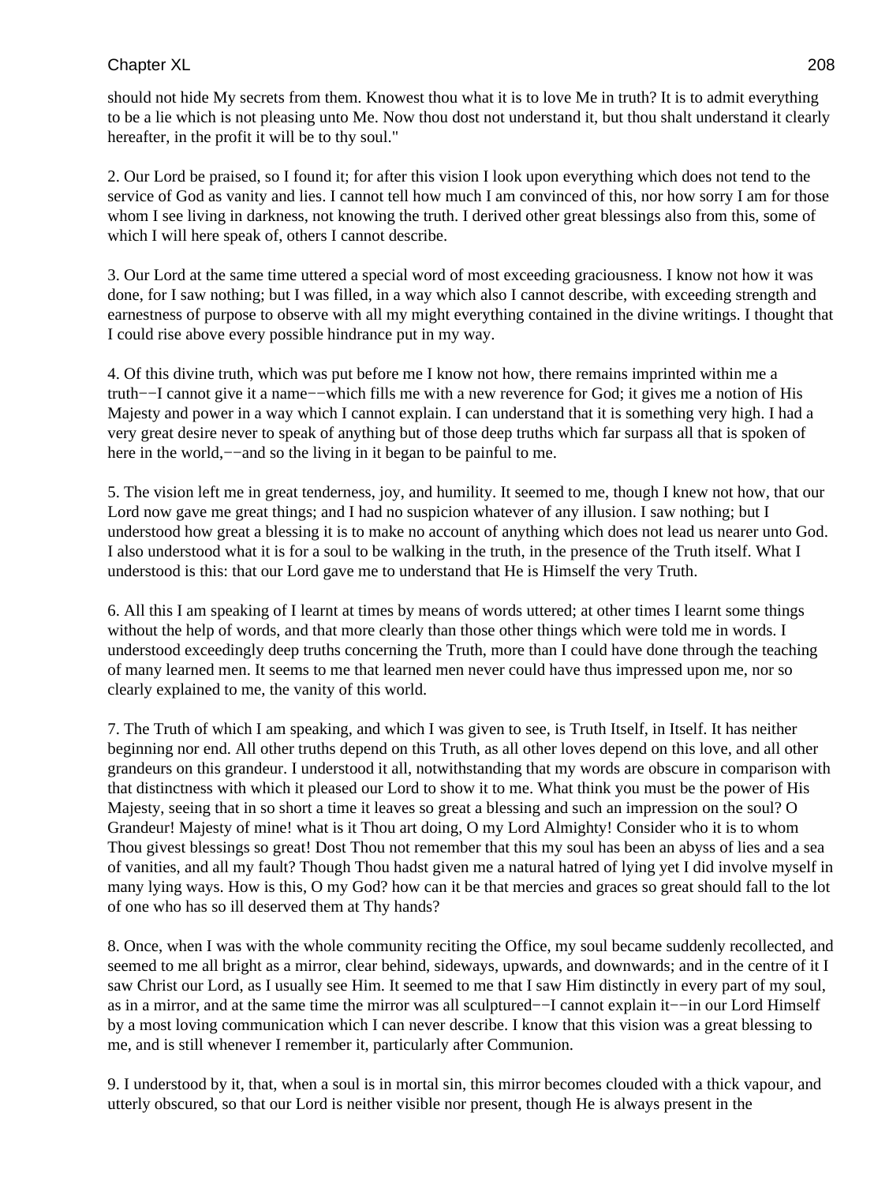should not hide My secrets from them. Knowest thou what it is to love Me in truth? It is to admit everything to be a lie which is not pleasing unto Me. Now thou dost not understand it, but thou shalt understand it clearly hereafter, in the profit it will be to thy soul."

2. Our Lord be praised, so I found it; for after this vision I look upon everything which does not tend to the service of God as vanity and lies. I cannot tell how much I am convinced of this, nor how sorry I am for those whom I see living in darkness, not knowing the truth. I derived other great blessings also from this, some of which I will here speak of, others I cannot describe.

3. Our Lord at the same time uttered a special word of most exceeding graciousness. I know not how it was done, for I saw nothing; but I was filled, in a way which also I cannot describe, with exceeding strength and earnestness of purpose to observe with all my might everything contained in the divine writings. I thought that I could rise above every possible hindrance put in my way.

4. Of this divine truth, which was put before me I know not how, there remains imprinted within me a truth−−I cannot give it a name−−which fills me with a new reverence for God; it gives me a notion of His Majesty and power in a way which I cannot explain. I can understand that it is something very high. I had a very great desire never to speak of anything but of those deep truths which far surpass all that is spoken of here in the world,−−and so the living in it began to be painful to me.

5. The vision left me in great tenderness, joy, and humility. It seemed to me, though I knew not how, that our Lord now gave me great things; and I had no suspicion whatever of any illusion. I saw nothing; but I understood how great a blessing it is to make no account of anything which does not lead us nearer unto God. I also understood what it is for a soul to be walking in the truth, in the presence of the Truth itself. What I understood is this: that our Lord gave me to understand that He is Himself the very Truth.

6. All this I am speaking of I learnt at times by means of words uttered; at other times I learnt some things without the help of words, and that more clearly than those other things which were told me in words. I understood exceedingly deep truths concerning the Truth, more than I could have done through the teaching of many learned men. It seems to me that learned men never could have thus impressed upon me, nor so clearly explained to me, the vanity of this world.

7. The Truth of which I am speaking, and which I was given to see, is Truth Itself, in Itself. It has neither beginning nor end. All other truths depend on this Truth, as all other loves depend on this love, and all other grandeurs on this grandeur. I understood it all, notwithstanding that my words are obscure in comparison with that distinctness with which it pleased our Lord to show it to me. What think you must be the power of His Majesty, seeing that in so short a time it leaves so great a blessing and such an impression on the soul? O Grandeur! Majesty of mine! what is it Thou art doing, O my Lord Almighty! Consider who it is to whom Thou givest blessings so great! Dost Thou not remember that this my soul has been an abyss of lies and a sea of vanities, and all my fault? Though Thou hadst given me a natural hatred of lying yet I did involve myself in many lying ways. How is this, O my God? how can it be that mercies and graces so great should fall to the lot of one who has so ill deserved them at Thy hands?

8. Once, when I was with the whole community reciting the Office, my soul became suddenly recollected, and seemed to me all bright as a mirror, clear behind, sideways, upwards, and downwards; and in the centre of it I saw Christ our Lord, as I usually see Him. It seemed to me that I saw Him distinctly in every part of my soul, as in a mirror, and at the same time the mirror was all sculptured−−I cannot explain it−−in our Lord Himself by a most loving communication which I can never describe. I know that this vision was a great blessing to me, and is still whenever I remember it, particularly after Communion.

9. I understood by it, that, when a soul is in mortal sin, this mirror becomes clouded with a thick vapour, and utterly obscured, so that our Lord is neither visible nor present, though He is always present in the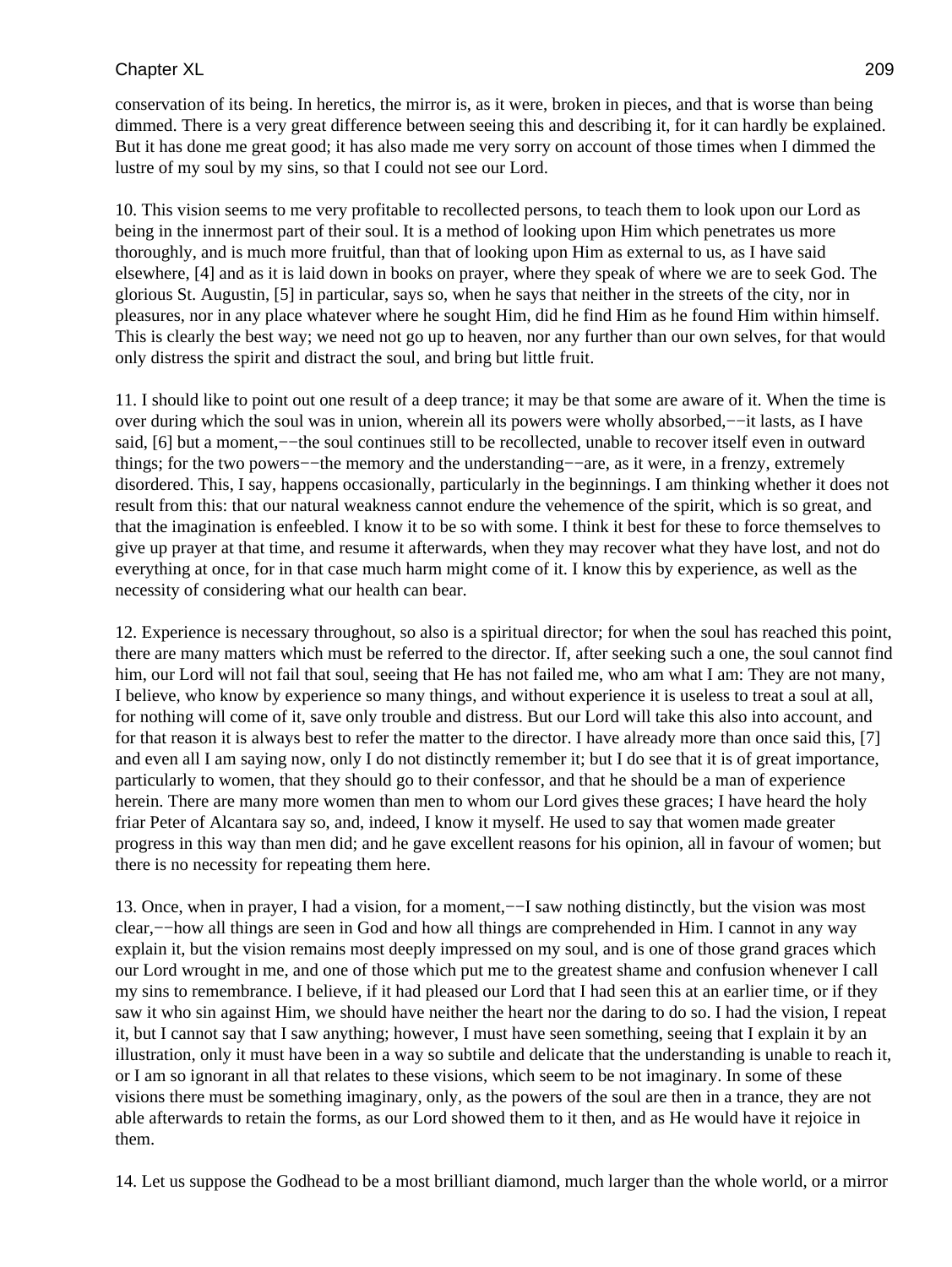conservation of its being. In heretics, the mirror is, as it were, broken in pieces, and that is worse than being dimmed. There is a very great difference between seeing this and describing it, for it can hardly be explained. But it has done me great good; it has also made me very sorry on account of those times when I dimmed the lustre of my soul by my sins, so that I could not see our Lord.

10. This vision seems to me very profitable to recollected persons, to teach them to look upon our Lord as being in the innermost part of their soul. It is a method of looking upon Him which penetrates us more thoroughly, and is much more fruitful, than that of looking upon Him as external to us, as I have said elsewhere, [4] and as it is laid down in books on prayer, where they speak of where we are to seek God. The glorious St. Augustin, [5] in particular, says so, when he says that neither in the streets of the city, nor in pleasures, nor in any place whatever where he sought Him, did he find Him as he found Him within himself. This is clearly the best way; we need not go up to heaven, nor any further than our own selves, for that would only distress the spirit and distract the soul, and bring but little fruit.

11. I should like to point out one result of a deep trance; it may be that some are aware of it. When the time is over during which the soul was in union, wherein all its powers were wholly absorbed,−−it lasts, as I have said, [6] but a moment,−−the soul continues still to be recollected, unable to recover itself even in outward things; for the two powers−−the memory and the understanding−−are, as it were, in a frenzy, extremely disordered. This, I say, happens occasionally, particularly in the beginnings. I am thinking whether it does not result from this: that our natural weakness cannot endure the vehemence of the spirit, which is so great, and that the imagination is enfeebled. I know it to be so with some. I think it best for these to force themselves to give up prayer at that time, and resume it afterwards, when they may recover what they have lost, and not do everything at once, for in that case much harm might come of it. I know this by experience, as well as the necessity of considering what our health can bear.

12. Experience is necessary throughout, so also is a spiritual director; for when the soul has reached this point, there are many matters which must be referred to the director. If, after seeking such a one, the soul cannot find him, our Lord will not fail that soul, seeing that He has not failed me, who am what I am: They are not many, I believe, who know by experience so many things, and without experience it is useless to treat a soul at all, for nothing will come of it, save only trouble and distress. But our Lord will take this also into account, and for that reason it is always best to refer the matter to the director. I have already more than once said this, [7] and even all I am saying now, only I do not distinctly remember it; but I do see that it is of great importance, particularly to women, that they should go to their confessor, and that he should be a man of experience herein. There are many more women than men to whom our Lord gives these graces; I have heard the holy friar Peter of Alcantara say so, and, indeed, I know it myself. He used to say that women made greater progress in this way than men did; and he gave excellent reasons for his opinion, all in favour of women; but there is no necessity for repeating them here.

13. Once, when in prayer, I had a vision, for a moment,−−I saw nothing distinctly, but the vision was most clear,−−how all things are seen in God and how all things are comprehended in Him. I cannot in any way explain it, but the vision remains most deeply impressed on my soul, and is one of those grand graces which our Lord wrought in me, and one of those which put me to the greatest shame and confusion whenever I call my sins to remembrance. I believe, if it had pleased our Lord that I had seen this at an earlier time, or if they saw it who sin against Him, we should have neither the heart nor the daring to do so. I had the vision, I repeat it, but I cannot say that I saw anything; however, I must have seen something, seeing that I explain it by an illustration, only it must have been in a way so subtile and delicate that the understanding is unable to reach it, or I am so ignorant in all that relates to these visions, which seem to be not imaginary. In some of these visions there must be something imaginary, only, as the powers of the soul are then in a trance, they are not able afterwards to retain the forms, as our Lord showed them to it then, and as He would have it rejoice in them.

14. Let us suppose the Godhead to be a most brilliant diamond, much larger than the whole world, or a mirror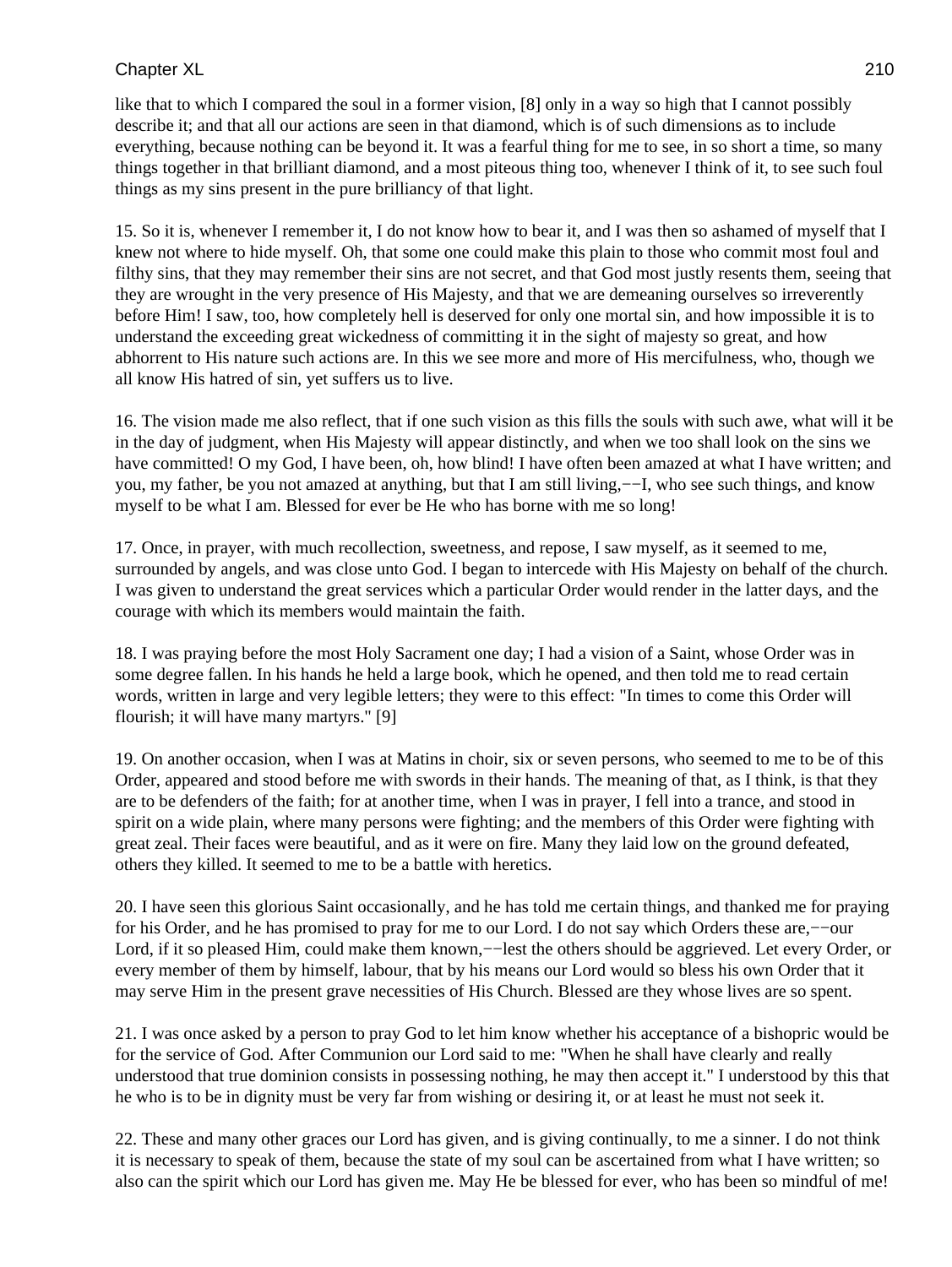like that to which I compared the soul in a former vision, [8] only in a way so high that I cannot possibly describe it; and that all our actions are seen in that diamond, which is of such dimensions as to include everything, because nothing can be beyond it. It was a fearful thing for me to see, in so short a time, so many things together in that brilliant diamond, and a most piteous thing too, whenever I think of it, to see such foul things as my sins present in the pure brilliancy of that light.

15. So it is, whenever I remember it, I do not know how to bear it, and I was then so ashamed of myself that I knew not where to hide myself. Oh, that some one could make this plain to those who commit most foul and filthy sins, that they may remember their sins are not secret, and that God most justly resents them, seeing that they are wrought in the very presence of His Majesty, and that we are demeaning ourselves so irreverently before Him! I saw, too, how completely hell is deserved for only one mortal sin, and how impossible it is to understand the exceeding great wickedness of committing it in the sight of majesty so great, and how abhorrent to His nature such actions are. In this we see more and more of His mercifulness, who, though we all know His hatred of sin, yet suffers us to live.

16. The vision made me also reflect, that if one such vision as this fills the souls with such awe, what will it be in the day of judgment, when His Majesty will appear distinctly, and when we too shall look on the sins we have committed! O my God, I have been, oh, how blind! I have often been amazed at what I have written; and you, my father, be you not amazed at anything, but that I am still living,−−I, who see such things, and know myself to be what I am. Blessed for ever be He who has borne with me so long!

17. Once, in prayer, with much recollection, sweetness, and repose, I saw myself, as it seemed to me, surrounded by angels, and was close unto God. I began to intercede with His Majesty on behalf of the church. I was given to understand the great services which a particular Order would render in the latter days, and the courage with which its members would maintain the faith.

18. I was praying before the most Holy Sacrament one day; I had a vision of a Saint, whose Order was in some degree fallen. In his hands he held a large book, which he opened, and then told me to read certain words, written in large and very legible letters; they were to this effect: "In times to come this Order will flourish; it will have many martyrs." [9]

19. On another occasion, when I was at Matins in choir, six or seven persons, who seemed to me to be of this Order, appeared and stood before me with swords in their hands. The meaning of that, as I think, is that they are to be defenders of the faith; for at another time, when I was in prayer, I fell into a trance, and stood in spirit on a wide plain, where many persons were fighting; and the members of this Order were fighting with great zeal. Their faces were beautiful, and as it were on fire. Many they laid low on the ground defeated, others they killed. It seemed to me to be a battle with heretics.

20. I have seen this glorious Saint occasionally, and he has told me certain things, and thanked me for praying for his Order, and he has promised to pray for me to our Lord. I do not say which Orders these are,−−our Lord, if it so pleased Him, could make them known,−−lest the others should be aggrieved. Let every Order, or every member of them by himself, labour, that by his means our Lord would so bless his own Order that it may serve Him in the present grave necessities of His Church. Blessed are they whose lives are so spent.

21. I was once asked by a person to pray God to let him know whether his acceptance of a bishopric would be for the service of God. After Communion our Lord said to me: "When he shall have clearly and really understood that true dominion consists in possessing nothing, he may then accept it." I understood by this that he who is to be in dignity must be very far from wishing or desiring it, or at least he must not seek it.

22. These and many other graces our Lord has given, and is giving continually, to me a sinner. I do not think it is necessary to speak of them, because the state of my soul can be ascertained from what I have written; so also can the spirit which our Lord has given me. May He be blessed for ever, who has been so mindful of me!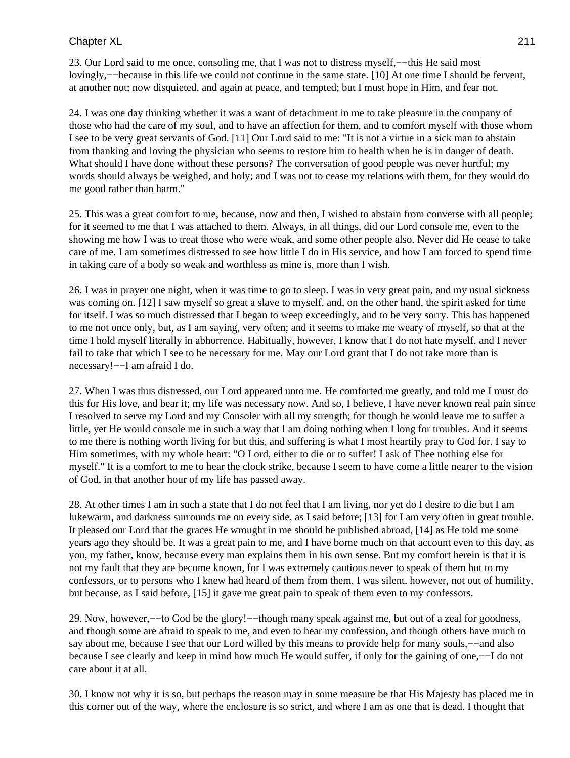23. Our Lord said to me once, consoling me, that I was not to distress myself,−−this He said most lovingly,−−because in this life we could not continue in the same state. [10] At one time I should be fervent, at another not; now disquieted, and again at peace, and tempted; but I must hope in Him, and fear not.

24. I was one day thinking whether it was a want of detachment in me to take pleasure in the company of those who had the care of my soul, and to have an affection for them, and to comfort myself with those whom I see to be very great servants of God. [11] Our Lord said to me: "It is not a virtue in a sick man to abstain from thanking and loving the physician who seems to restore him to health when he is in danger of death. What should I have done without these persons? The conversation of good people was never hurtful; my words should always be weighed, and holy; and I was not to cease my relations with them, for they would do me good rather than harm."

25. This was a great comfort to me, because, now and then, I wished to abstain from converse with all people; for it seemed to me that I was attached to them. Always, in all things, did our Lord console me, even to the showing me how I was to treat those who were weak, and some other people also. Never did He cease to take care of me. I am sometimes distressed to see how little I do in His service, and how I am forced to spend time in taking care of a body so weak and worthless as mine is, more than I wish.

26. I was in prayer one night, when it was time to go to sleep. I was in very great pain, and my usual sickness was coming on. [12] I saw myself so great a slave to myself, and, on the other hand, the spirit asked for time for itself. I was so much distressed that I began to weep exceedingly, and to be very sorry. This has happened to me not once only, but, as I am saying, very often; and it seems to make me weary of myself, so that at the time I hold myself literally in abhorrence. Habitually, however, I know that I do not hate myself, and I never fail to take that which I see to be necessary for me. May our Lord grant that I do not take more than is necessary!−−I am afraid I do.

27. When I was thus distressed, our Lord appeared unto me. He comforted me greatly, and told me I must do this for His love, and bear it; my life was necessary now. And so, I believe, I have never known real pain since I resolved to serve my Lord and my Consoler with all my strength; for though he would leave me to suffer a little, yet He would console me in such a way that I am doing nothing when I long for troubles. And it seems to me there is nothing worth living for but this, and suffering is what I most heartily pray to God for. I say to Him sometimes, with my whole heart: "O Lord, either to die or to suffer! I ask of Thee nothing else for myself." It is a comfort to me to hear the clock strike, because I seem to have come a little nearer to the vision of God, in that another hour of my life has passed away.

28. At other times I am in such a state that I do not feel that I am living, nor yet do I desire to die but I am lukewarm, and darkness surrounds me on every side, as I said before; [13] for I am very often in great trouble. It pleased our Lord that the graces He wrought in me should be published abroad, [14] as He told me some years ago they should be. It was a great pain to me, and I have borne much on that account even to this day, as you, my father, know, because every man explains them in his own sense. But my comfort herein is that it is not my fault that they are become known, for I was extremely cautious never to speak of them but to my confessors, or to persons who I knew had heard of them from them. I was silent, however, not out of humility, but because, as I said before, [15] it gave me great pain to speak of them even to my confessors.

29. Now, however,−−to God be the glory!−−though many speak against me, but out of a zeal for goodness, and though some are afraid to speak to me, and even to hear my confession, and though others have much to say about me, because I see that our Lord willed by this means to provide help for many souls,−−and also because I see clearly and keep in mind how much He would suffer, if only for the gaining of one,−−I do not care about it at all.

30. I know not why it is so, but perhaps the reason may in some measure be that His Majesty has placed me in this corner out of the way, where the enclosure is so strict, and where I am as one that is dead. I thought that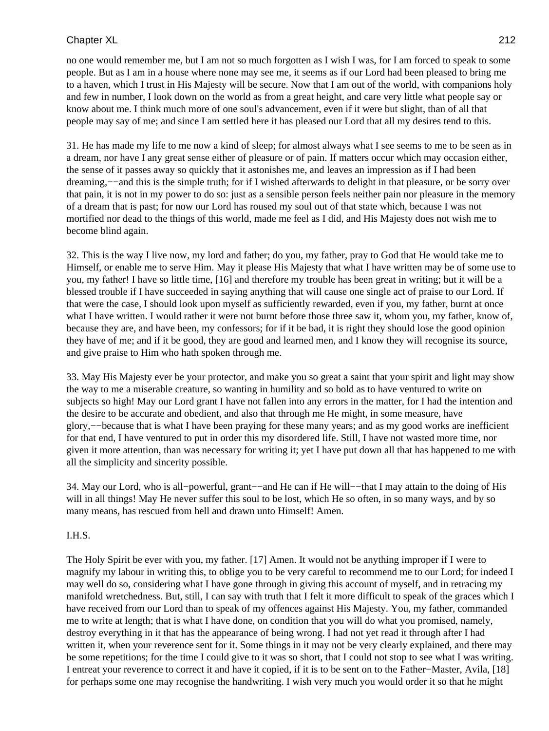no one would remember me, but I am not so much forgotten as I wish I was, for I am forced to speak to some people. But as I am in a house where none may see me, it seems as if our Lord had been pleased to bring me to a haven, which I trust in His Majesty will be secure. Now that I am out of the world, with companions holy and few in number, I look down on the world as from a great height, and care very little what people say or know about me. I think much more of one soul's advancement, even if it were but slight, than of all that people may say of me; and since I am settled here it has pleased our Lord that all my desires tend to this.

31. He has made my life to me now a kind of sleep; for almost always what I see seems to me to be seen as in a dream, nor have I any great sense either of pleasure or of pain. If matters occur which may occasion either, the sense of it passes away so quickly that it astonishes me, and leaves an impression as if I had been dreaming,−−and this is the simple truth; for if I wished afterwards to delight in that pleasure, or be sorry over that pain, it is not in my power to do so: just as a sensible person feels neither pain nor pleasure in the memory of a dream that is past; for now our Lord has roused my soul out of that state which, because I was not mortified nor dead to the things of this world, made me feel as I did, and His Majesty does not wish me to become blind again.

32. This is the way I live now, my lord and father; do you, my father, pray to God that He would take me to Himself, or enable me to serve Him. May it please His Majesty that what I have written may be of some use to you, my father! I have so little time, [16] and therefore my trouble has been great in writing; but it will be a blessed trouble if I have succeeded in saying anything that will cause one single act of praise to our Lord. If that were the case, I should look upon myself as sufficiently rewarded, even if you, my father, burnt at once what I have written. I would rather it were not burnt before those three saw it, whom you, my father, know of, because they are, and have been, my confessors; for if it be bad, it is right they should lose the good opinion they have of me; and if it be good, they are good and learned men, and I know they will recognise its source, and give praise to Him who hath spoken through me.

33. May His Majesty ever be your protector, and make you so great a saint that your spirit and light may show the way to me a miserable creature, so wanting in humility and so bold as to have ventured to write on subjects so high! May our Lord grant I have not fallen into any errors in the matter, for I had the intention and the desire to be accurate and obedient, and also that through me He might, in some measure, have glory,−−because that is what I have been praying for these many years; and as my good works are inefficient for that end, I have ventured to put in order this my disordered life. Still, I have not wasted more time, nor given it more attention, than was necessary for writing it; yet I have put down all that has happened to me with all the simplicity and sincerity possible.

34. May our Lord, who is all−powerful, grant−−and He can if He will−−that I may attain to the doing of His will in all things! May He never suffer this soul to be lost, which He so often, in so many ways, and by so many means, has rescued from hell and drawn unto Himself! Amen.

I.H.S.

The Holy Spirit be ever with you, my father. [17] Amen. It would not be anything improper if I were to magnify my labour in writing this, to oblige you to be very careful to recommend me to our Lord; for indeed I may well do so, considering what I have gone through in giving this account of myself, and in retracing my manifold wretchedness. But, still, I can say with truth that I felt it more difficult to speak of the graces which I have received from our Lord than to speak of my offences against His Majesty. You, my father, commanded me to write at length; that is what I have done, on condition that you will do what you promised, namely, destroy everything in it that has the appearance of being wrong. I had not yet read it through after I had written it, when your reverence sent for it. Some things in it may not be very clearly explained, and there may be some repetitions; for the time I could give to it was so short, that I could not stop to see what I was writing. I entreat your reverence to correct it and have it copied, if it is to be sent on to the Father−Master, Avila, [18] for perhaps some one may recognise the handwriting. I wish very much you would order it so that he might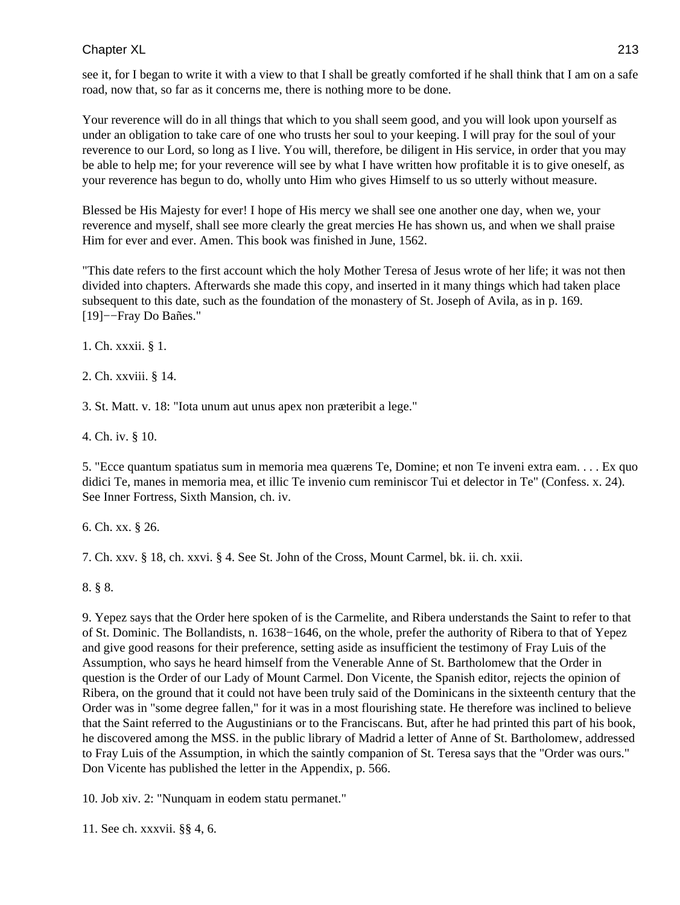see it, for I began to write it with a view to that I shall be greatly comforted if he shall think that I am on a safe road, now that, so far as it concerns me, there is nothing more to be done.

Your reverence will do in all things that which to you shall seem good, and you will look upon yourself as under an obligation to take care of one who trusts her soul to your keeping. I will pray for the soul of your reverence to our Lord, so long as I live. You will, therefore, be diligent in His service, in order that you may be able to help me; for your reverence will see by what I have written how profitable it is to give oneself, as your reverence has begun to do, wholly unto Him who gives Himself to us so utterly without measure.

Blessed be His Majesty for ever! I hope of His mercy we shall see one another one day, when we, your reverence and myself, shall see more clearly the great mercies He has shown us, and when we shall praise Him for ever and ever. Amen. This book was finished in June, 1562.

"This date refers to the first account which the holy Mother Teresa of Jesus wrote of her life; it was not then divided into chapters. Afterwards she made this copy, and inserted in it many things which had taken place subsequent to this date, such as the foundation of the monastery of St. Joseph of Avila, as in p. 169. [19]−−Fray Do Bañes."

1. Ch. xxxii. § 1.

2. Ch. xxviii. § 14.

3. St. Matt. v. 18: "Iota unum aut unus apex non præteribit a lege."

4. Ch. iv. § 10.

5. "Ecce quantum spatiatus sum in memoria mea quærens Te, Domine; et non Te inveni extra eam. . . . Ex quo didici Te, manes in memoria mea, et illic Te invenio cum reminiscor Tui et delector in Te" (Confess. x. 24). See Inner Fortress, Sixth Mansion, ch. iv.

6. Ch. xx. § 26.

7. Ch. xxv. § 18, ch. xxvi. § 4. See St. John of the Cross, Mount Carmel, bk. ii. ch. xxii.

8. § 8.

9. Yepez says that the Order here spoken of is the Carmelite, and Ribera understands the Saint to refer to that of St. Dominic. The Bollandists, n. 1638−1646, on the whole, prefer the authority of Ribera to that of Yepez and give good reasons for their preference, setting aside as insufficient the testimony of Fray Luis of the Assumption, who says he heard himself from the Venerable Anne of St. Bartholomew that the Order in question is the Order of our Lady of Mount Carmel. Don Vicente, the Spanish editor, rejects the opinion of Ribera, on the ground that it could not have been truly said of the Dominicans in the sixteenth century that the Order was in "some degree fallen," for it was in a most flourishing state. He therefore was inclined to believe that the Saint referred to the Augustinians or to the Franciscans. But, after he had printed this part of his book, he discovered among the MSS. in the public library of Madrid a letter of Anne of St. Bartholomew, addressed to Fray Luis of the Assumption, in which the saintly companion of St. Teresa says that the "Order was ours." Don Vicente has published the letter in the Appendix, p. 566.

10. Job xiv. 2: "Nunquam in eodem statu permanet."

11. See ch. xxxvii. §§ 4, 6.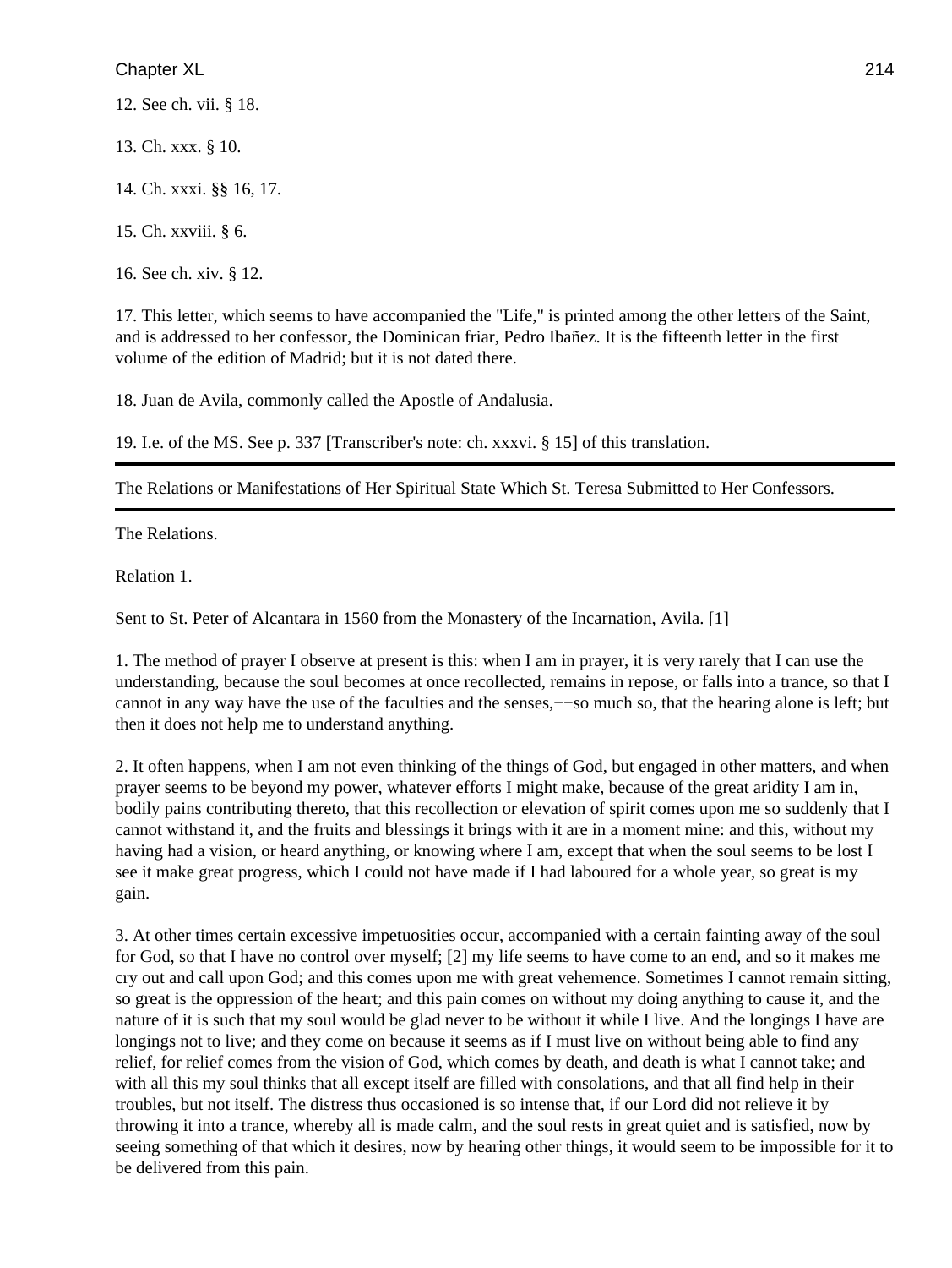12. See ch. vii. § 18.

13. Ch. xxx. § 10.

14. Ch. xxxi. §§ 16, 17.

15. Ch. xxviii. § 6.

16. See ch. xiv. § 12.

17. This letter, which seems to have accompanied the "Life," is printed among the other letters of the Saint, and is addressed to her confessor, the Dominican friar, Pedro Ibañez. It is the fifteenth letter in the first volume of the edition of Madrid; but it is not dated there.

18. Juan de Avila, commonly called the Apostle of Andalusia.

19. I.e. of the MS. See p. 337 [Transcriber's note: ch. xxxvi. § 15] of this translation.

---

## The Relations or Manifestations of Her Spiritual State Which St. Teresa Submitted to Her Confessors.

---

### The Relations.

#### Relation 1.

Sent to St. Peter of Alcantara in 1560 from the Monastery of the Incarnation, Avila. [1]

1. The method of prayer I observe at present is this: when I am in prayer, it is very rarely that I can use the understanding, because the soul becomes at once recollected, remains in repose, or falls into a trance, so that I cannot in any way have the use of the faculties and the senses,−−so much so, that the hearing alone is left; but then it does not help me to understand anything.

2. It often happens, when I am not even thinking of the things of God, but engaged in other matters, and when prayer seems to be beyond my power, whatever efforts I might make, because of the great aridity I am in, bodily pains contributing thereto, that this recollection or elevation of spirit comes upon me so suddenly that I cannot withstand it, and the fruits and blessings it brings with it are in a moment mine: and this, without my having had a vision, or heard anything, or knowing where I am, except that when the soul seems to be lost I see it make great progress, which I could not have made if I had laboured for a whole year, so great is my gain.

3. At other times certain excessive impetuosities occur, accompanied with a certain fainting away of the soul for God, so that I have no control over myself; [2] my life seems to have come to an end, and so it makes me cry out and call upon God; and this comes upon me with great vehemence. Sometimes I cannot remain sitting, so great is the oppression of the heart; and this pain comes on without my doing anything to cause it, and the nature of it is such that my soul would be glad never to be without it while I live. And the longings I have are longings not to live; and they come on because it seems as if I must live on without being able to find any relief, for relief comes from the vision of God, which comes by death, and death is what I cannot take; and with all this my soul thinks that all except itself are filled with consolations, and that all find help in their troubles, but not itself. The distress thus occasioned is so intense that, if our Lord did not relieve it by throwing it into a trance, whereby all is made calm, and the soul rests in great quiet and is satisfied, now by seeing something of that which it desires, now by hearing other things, it would seem to be impossible for it to be delivered from this pain.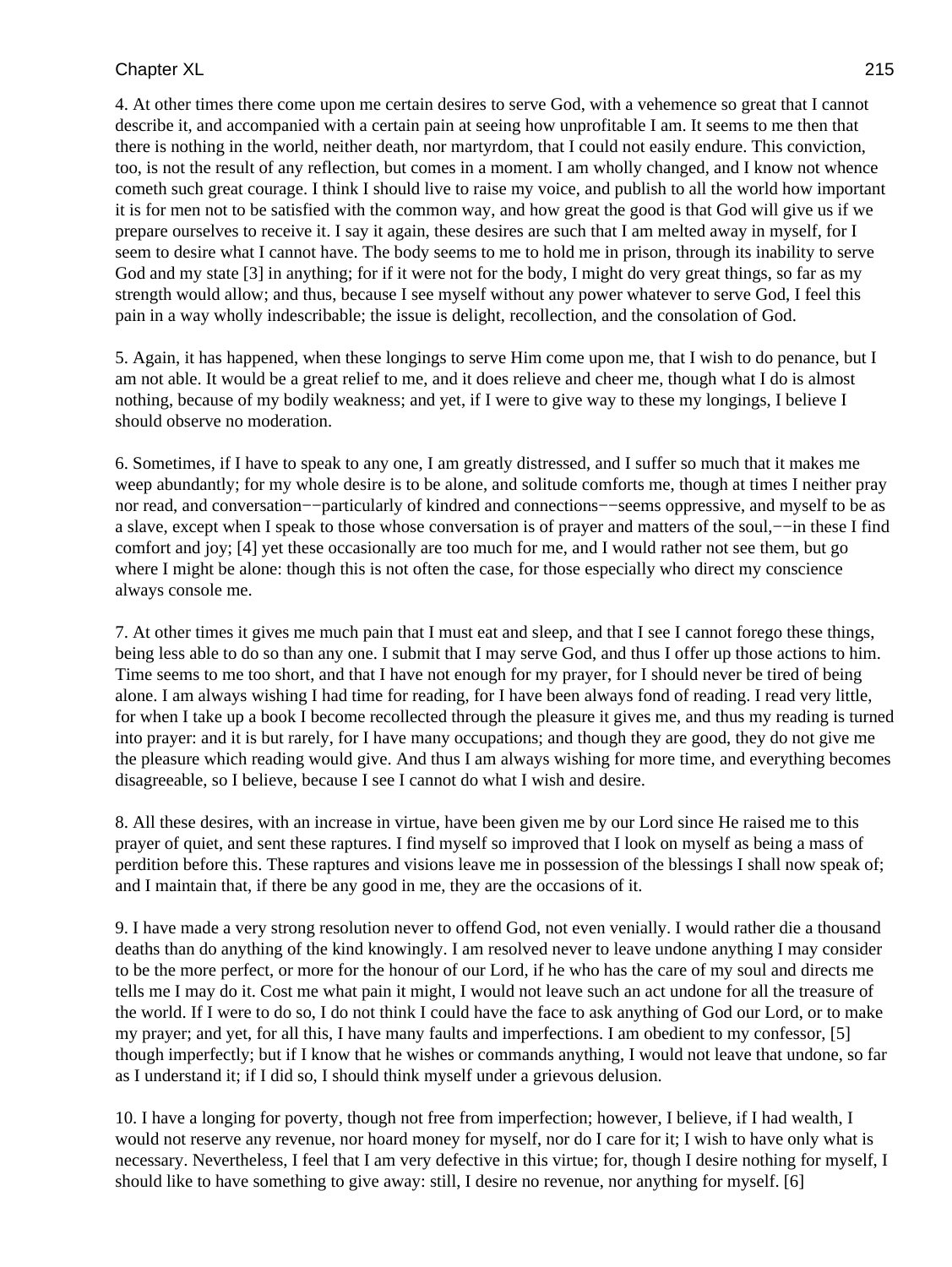4. At other times there come upon me certain desires to serve God, with a vehemence so great that I cannot describe it, and accompanied with a certain pain at seeing how unprofitable I am. It seems to me then that there is nothing in the world, neither death, nor martyrdom, that I could not easily endure. This conviction, too, is not the result of any reflection, but comes in a moment. I am wholly changed, and I know not whence cometh such great courage. I think I should live to raise my voice, and publish to all the world how important it is for men not to be satisfied with the common way, and how great the good is that God will give us if we prepare ourselves to receive it. I say it again, these desires are such that I am melted away in myself, for I seem to desire what I cannot have. The body seems to me to hold me in prison, through its inability to serve God and my state [3] in anything; for if it were not for the body, I might do very great things, so far as my strength would allow; and thus, because I see myself without any power whatever to serve God, I feel this pain in a way wholly indescribable; the issue is delight, recollection, and the consolation of God.

5. Again, it has happened, when these longings to serve Him come upon me, that I wish to do penance, but I am not able. It would be a great relief to me, and it does relieve and cheer me, though what I do is almost nothing, because of my bodily weakness; and yet, if I were to give way to these my longings, I believe I should observe no moderation.

6. Sometimes, if I have to speak to any one, I am greatly distressed, and I suffer so much that it makes me weep abundantly; for my whole desire is to be alone, and solitude comforts me, though at times I neither pray nor read, and conversation−−particularly of kindred and connections−−seems oppressive, and myself to be as a slave, except when I speak to those whose conversation is of prayer and matters of the soul,−−in these I find comfort and joy; [4] yet these occasionally are too much for me, and I would rather not see them, but go where I might be alone: though this is not often the case, for those especially who direct my conscience always console me.

7. At other times it gives me much pain that I must eat and sleep, and that I see I cannot forego these things, being less able to do so than any one. I submit that I may serve God, and thus I offer up those actions to him. Time seems to me too short, and that I have not enough for my prayer, for I should never be tired of being alone. I am always wishing I had time for reading, for I have been always fond of reading. I read very little, for when I take up a book I become recollected through the pleasure it gives me, and thus my reading is turned into prayer: and it is but rarely, for I have many occupations; and though they are good, they do not give me the pleasure which reading would give. And thus I am always wishing for more time, and everything becomes disagreeable, so I believe, because I see I cannot do what I wish and desire.

8. All these desires, with an increase in virtue, have been given me by our Lord since He raised me to this prayer of quiet, and sent these raptures. I find myself so improved that I look on myself as being a mass of perdition before this. These raptures and visions leave me in possession of the blessings I shall now speak of; and I maintain that, if there be any good in me, they are the occasions of it.

9. I have made a very strong resolution never to offend God, not even venially. I would rather die a thousand deaths than do anything of the kind knowingly. I am resolved never to leave undone anything I may consider to be the more perfect, or more for the honour of our Lord, if he who has the care of my soul and directs me tells me I may do it. Cost me what pain it might, I would not leave such an act undone for all the treasure of the world. If I were to do so, I do not think I could have the face to ask anything of God our Lord, or to make my prayer; and yet, for all this, I have many faults and imperfections. I am obedient to my confessor, [5] though imperfectly; but if I know that he wishes or commands anything, I would not leave that undone, so far as I understand it; if I did so, I should think myself under a grievous delusion.

10. I have a longing for poverty, though not free from imperfection; however, I believe, if I had wealth, I would not reserve any revenue, nor hoard money for myself, nor do I care for it; I wish to have only what is necessary. Nevertheless, I feel that I am very defective in this virtue; for, though I desire nothing for myself, I should like to have something to give away: still, I desire no revenue, nor anything for myself. [6]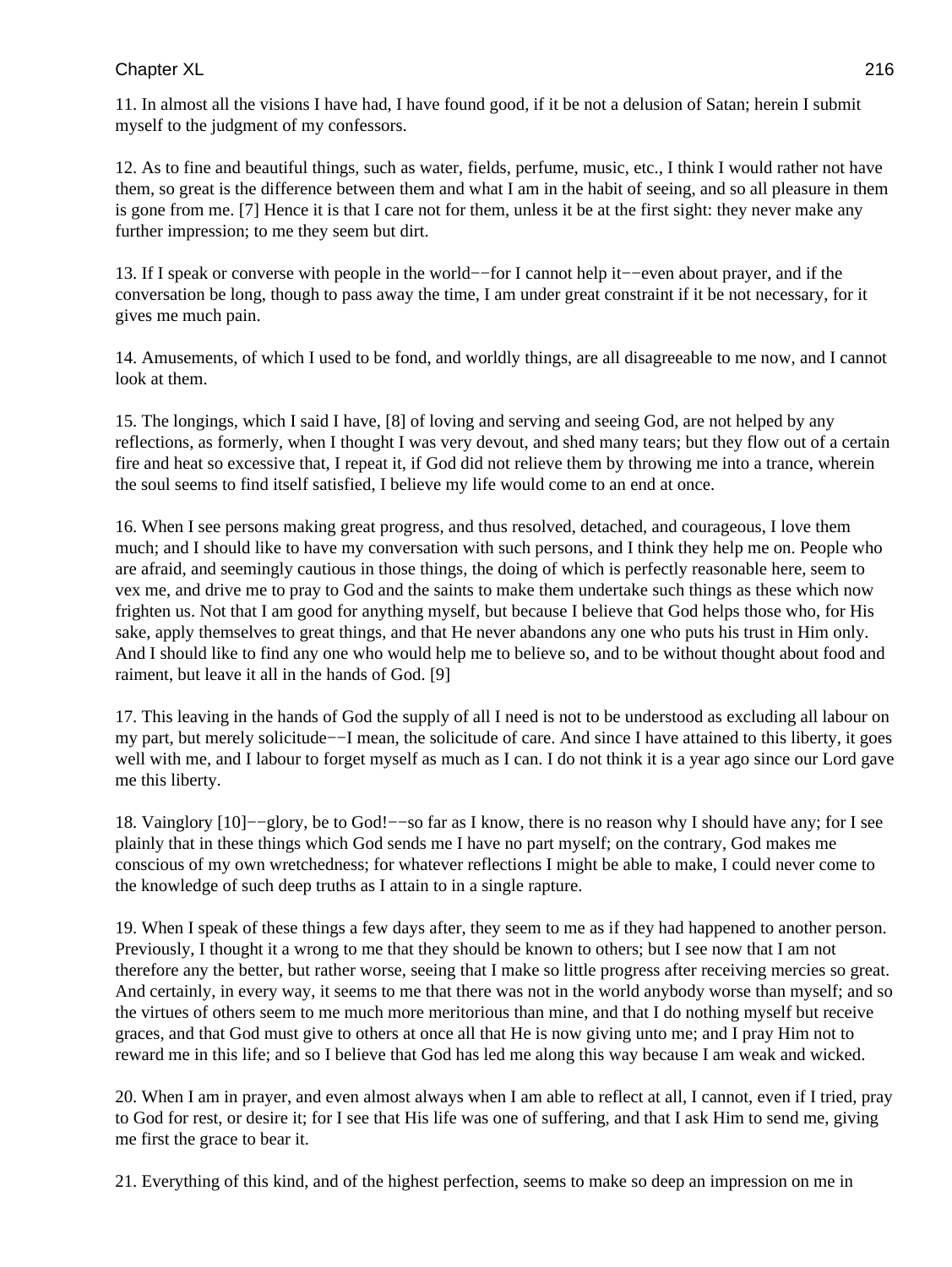11. In almost all the visions I have had, I have found good, if it be not a delusion of Satan; herein I submit myself to the judgment of my confessors.

12. As to fine and beautiful things, such as water, fields, perfume, music, etc., I think I would rather not have them, so great is the difference between them and what I am in the habit of seeing, and so all pleasure in them is gone from me. [7] Hence it is that I care not for them, unless it be at the first sight: they never make any further impression; to me they seem but dirt.

13. If I speak or converse with people in the world−−for I cannot help it−−even about prayer, and if the conversation be long, though to pass away the time, I am under great constraint if it be not necessary, for it gives me much pain.

14. Amusements, of which I used to be fond, and worldly things, are all disagreeable to me now, and I cannot look at them.

15. The longings, which I said I have, [8] of loving and serving and seeing God, are not helped by any reflections, as formerly, when I thought I was very devout, and shed many tears; but they flow out of a certain fire and heat so excessive that, I repeat it, if God did not relieve them by throwing me into a trance, wherein the soul seems to find itself satisfied, I believe my life would come to an end at once.

16. When I see persons making great progress, and thus resolved, detached, and courageous, I love them much; and I should like to have my conversation with such persons, and I think they help me on. People who are afraid, and seemingly cautious in those things, the doing of which is perfectly reasonable here, seem to vex me, and drive me to pray to God and the saints to make them undertake such things as these which now frighten us. Not that I am good for anything myself, but because I believe that God helps those who, for His sake, apply themselves to great things, and that He never abandons any one who puts his trust in Him only. And I should like to find any one who would help me to believe so, and to be without thought about food and raiment, but leave it all in the hands of God. [9]

17. This leaving in the hands of God the supply of all I need is not to be understood as excluding all labour on my part, but merely solicitude−−I mean, the solicitude of care. And since I have attained to this liberty, it goes well with me, and I labour to forget myself as much as I can. I do not think it is a year ago since our Lord gave me this liberty.

18. Vainglory [10]−−glory, be to God!−−so far as I know, there is no reason why I should have any; for I see plainly that in these things which God sends me I have no part myself; on the contrary, God makes me conscious of my own wretchedness; for whatever reflections I might be able to make, I could never come to the knowledge of such deep truths as I attain to in a single rapture.

19. When I speak of these things a few days after, they seem to me as if they had happened to another person. Previously, I thought it a wrong to me that they should be known to others; but I see now that I am not therefore any the better, but rather worse, seeing that I make so little progress after receiving mercies so great. And certainly, in every way, it seems to me that there was not in the world anybody worse than myself; and so the virtues of others seem to me much more meritorious than mine, and that I do nothing myself but receive graces, and that God must give to others at once all that He is now giving unto me; and I pray Him not to reward me in this life; and so I believe that God has led me along this way because I am weak and wicked.

20. When I am in prayer, and even almost always when I am able to reflect at all, I cannot, even if I tried, pray to God for rest, or desire it; for I see that His life was one of suffering, and that I ask Him to send me, giving me first the grace to bear it.

21. Everything of this kind, and of the highest perfection, seems to make so deep an impression on me in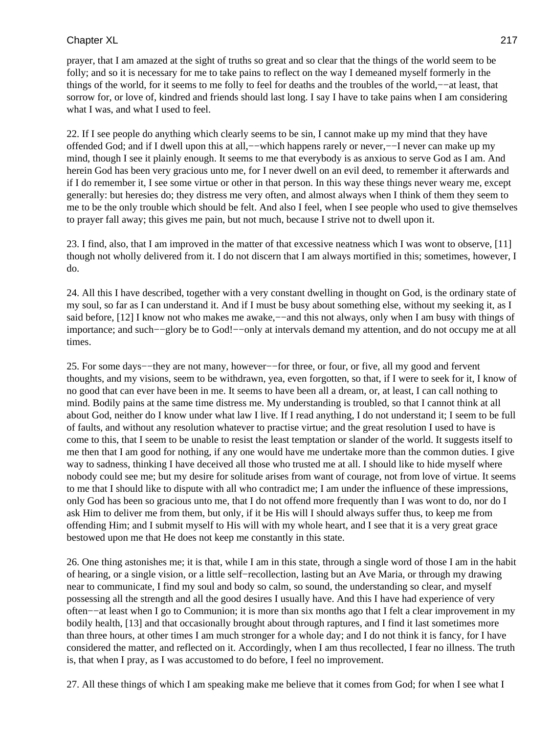prayer, that I am amazed at the sight of truths so great and so clear that the things of the world seem to be folly; and so it is necessary for me to take pains to reflect on the way I demeaned myself formerly in the things of the world, for it seems to me folly to feel for deaths and the troubles of the world,−−at least, that sorrow for, or love of, kindred and friends should last long. I say I have to take pains when I am considering what I was, and what I used to feel.

22. If I see people do anything which clearly seems to be sin, I cannot make up my mind that they have offended God; and if I dwell upon this at all,−−which happens rarely or never,−−I never can make up my mind, though I see it plainly enough. It seems to me that everybody is as anxious to serve God as I am. And herein God has been very gracious unto me, for I never dwell on an evil deed, to remember it afterwards and if I do remember it, I see some virtue or other in that person. In this way these things never weary me, except generally: but heresies do; they distress me very often, and almost always when I think of them they seem to me to be the only trouble which should be felt. And also I feel, when I see people who used to give themselves to prayer fall away; this gives me pain, but not much, because I strive not to dwell upon it.

23. I find, also, that I am improved in the matter of that excessive neatness which I was wont to observe, [11] though not wholly delivered from it. I do not discern that I am always mortified in this; sometimes, however, I do.

24. All this I have described, together with a very constant dwelling in thought on God, is the ordinary state of my soul, so far as I can understand it. And if I must be busy about something else, without my seeking it, as I said before, [12] I know not who makes me awake,−−and this not always, only when I am busy with things of importance; and such−−glory be to God!−−only at intervals demand my attention, and do not occupy me at all times.

25. For some days−−they are not many, however−−for three, or four, or five, all my good and fervent thoughts, and my visions, seem to be withdrawn, yea, even forgotten, so that, if I were to seek for it, I know of no good that can ever have been in me. It seems to have been all a dream, or, at least, I can call nothing to mind. Bodily pains at the same time distress me. My understanding is troubled, so that I cannot think at all about God, neither do I know under what law I live. If I read anything, I do not understand it; I seem to be full of faults, and without any resolution whatever to practise virtue; and the great resolution I used to have is come to this, that I seem to be unable to resist the least temptation or slander of the world. It suggests itself to me then that I am good for nothing, if any one would have me undertake more than the common duties. I give way to sadness, thinking I have deceived all those who trusted me at all. I should like to hide myself where nobody could see me; but my desire for solitude arises from want of courage, not from love of virtue. It seems to me that I should like to dispute with all who contradict me; I am under the influence of these impressions, only God has been so gracious unto me, that I do not offend more frequently than I was wont to do, nor do I ask Him to deliver me from them, but only, if it be His will I should always suffer thus, to keep me from offending Him; and I submit myself to His will with my whole heart, and I see that it is a very great grace bestowed upon me that He does not keep me constantly in this state.

26. One thing astonishes me; it is that, while I am in this state, through a single word of those I am in the habit of hearing, or a single vision, or a little self−recollection, lasting but an Ave Maria, or through my drawing near to communicate, I find my soul and body so calm, so sound, the understanding so clear, and myself possessing all the strength and all the good desires I usually have. And this I have had experience of very often−−at least when I go to Communion; it is more than six months ago that I felt a clear improvement in my bodily health, [13] and that occasionally brought about through raptures, and I find it last sometimes more than three hours, at other times I am much stronger for a whole day; and I do not think it is fancy, for I have considered the matter, and reflected on it. Accordingly, when I am thus recollected, I fear no illness. The truth is, that when I pray, as I was accustomed to do before, I feel no improvement.

27. All these things of which I am speaking make me believe that it comes from God; for when I see what I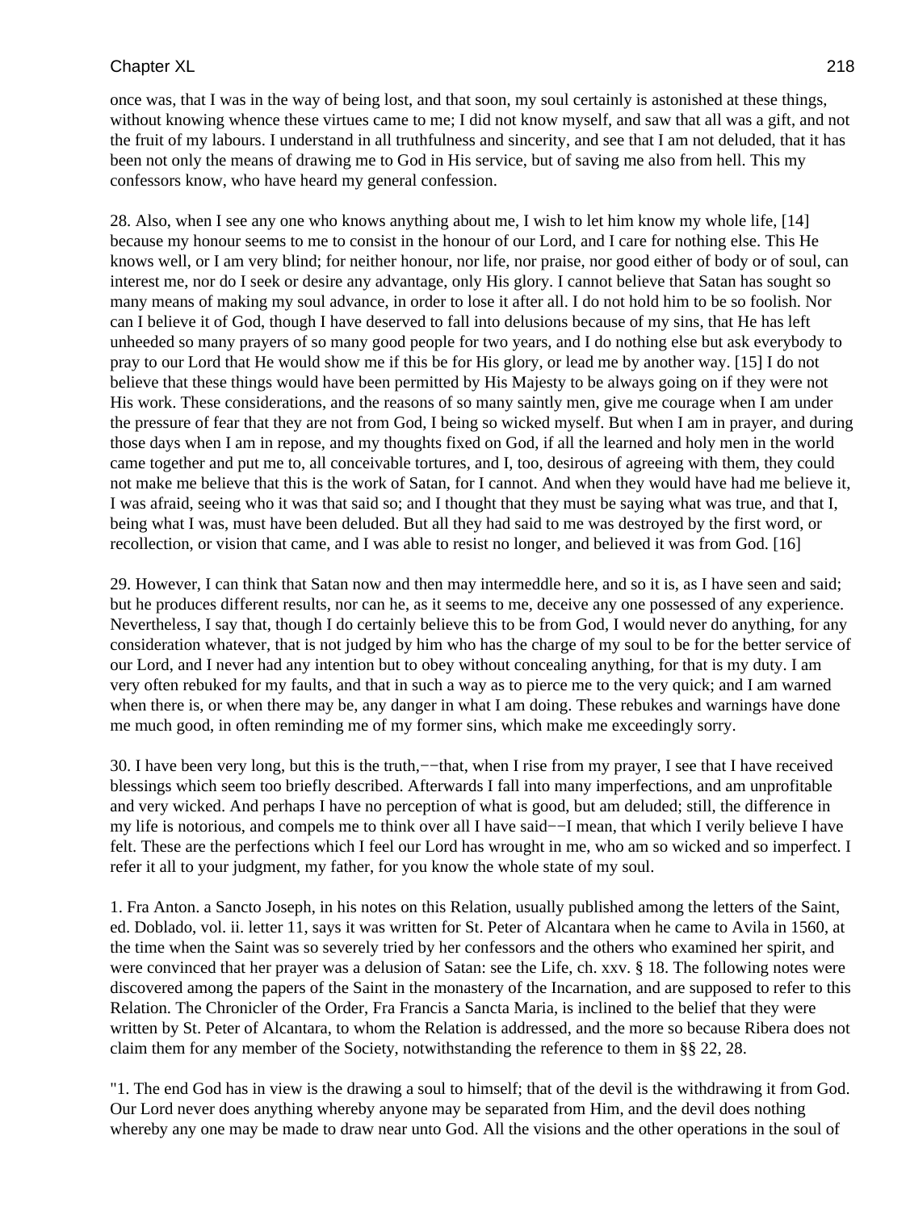once was, that I was in the way of being lost, and that soon, my soul certainly is astonished at these things, without knowing whence these virtues came to me; I did not know myself, and saw that all was a gift, and not the fruit of my labours. I understand in all truthfulness and sincerity, and see that I am not deluded, that it has been not only the means of drawing me to God in His service, but of saving me also from hell. This my confessors know, who have heard my general confession.

28. Also, when I see any one who knows anything about me, I wish to let him know my whole life, [14] because my honour seems to me to consist in the honour of our Lord, and I care for nothing else. This He knows well, or I am very blind; for neither honour, nor life, nor praise, nor good either of body or of soul, can interest me, nor do I seek or desire any advantage, only His glory. I cannot believe that Satan has sought so many means of making my soul advance, in order to lose it after all. I do not hold him to be so foolish. Nor can I believe it of God, though I have deserved to fall into delusions because of my sins, that He has left unheeded so many prayers of so many good people for two years, and I do nothing else but ask everybody to pray to our Lord that He would show me if this be for His glory, or lead me by another way. [15] I do not believe that these things would have been permitted by His Majesty to be always going on if they were not His work. These considerations, and the reasons of so many saintly men, give me courage when I am under the pressure of fear that they are not from God, I being so wicked myself. But when I am in prayer, and during those days when I am in repose, and my thoughts fixed on God, if all the learned and holy men in the world came together and put me to, all conceivable tortures, and I, too, desirous of agreeing with them, they could not make me believe that this is the work of Satan, for I cannot. And when they would have had me believe it, I was afraid, seeing who it was that said so; and I thought that they must be saying what was true, and that I, being what I was, must have been deluded. But all they had said to me was destroyed by the first word, or recollection, or vision that came, and I was able to resist no longer, and believed it was from God. [16]

29. However, I can think that Satan now and then may intermeddle here, and so it is, as I have seen and said; but he produces different results, nor can he, as it seems to me, deceive any one possessed of any experience. Nevertheless, I say that, though I do certainly believe this to be from God, I would never do anything, for any consideration whatever, that is not judged by him who has the charge of my soul to be for the better service of our Lord, and I never had any intention but to obey without concealing anything, for that is my duty. I am very often rebuked for my faults, and that in such a way as to pierce me to the very quick; and I am warned when there is, or when there may be, any danger in what I am doing. These rebukes and warnings have done me much good, in often reminding me of my former sins, which make me exceedingly sorry.

30. I have been very long, but this is the truth,−−that, when I rise from my prayer, I see that I have received blessings which seem too briefly described. Afterwards I fall into many imperfections, and am unprofitable and very wicked. And perhaps I have no perception of what is good, but am deluded; still, the difference in my life is notorious, and compels me to think over all I have said−−I mean, that which I verily believe I have felt. These are the perfections which I feel our Lord has wrought in me, who am so wicked and so imperfect. I refer it all to your judgment, my father, for you know the whole state of my soul.

1. Fra Anton. a Sancto Joseph, in his notes on this Relation, usually published among the letters of the Saint, ed. Doblado, vol. ii. letter 11, says it was written for St. Peter of Alcantara when he came to Avila in 1560, at the time when the Saint was so severely tried by her confessors and the others who examined her spirit, and were convinced that her prayer was a delusion of Satan: see the Life, ch. xxv. § 18. The following notes were discovered among the papers of the Saint in the monastery of the Incarnation, and are supposed to refer to this Relation. The Chronicler of the Order, Fra Francis a Sancta Maria, is inclined to the belief that they were written by St. Peter of Alcantara, to whom the Relation is addressed, and the more so because Ribera does not claim them for any member of the Society, notwithstanding the reference to them in §§ 22, 28.

"1. The end God has in view is the drawing a soul to himself; that of the devil is the withdrawing it from God. Our Lord never does anything whereby anyone may be separated from Him, and the devil does nothing whereby any one may be made to draw near unto God. All the visions and the other operations in the soul of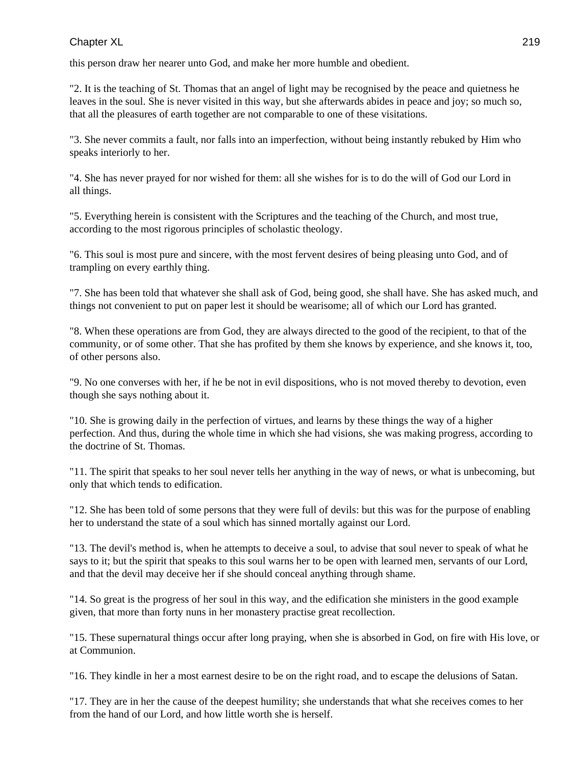this person draw her nearer unto God, and make her more humble and obedient.

"2. It is the teaching of St. Thomas that an angel of light may be recognised by the peace and quietness he leaves in the soul. She is never visited in this way, but she afterwards abides in peace and joy; so much so, that all the pleasures of earth together are not comparable to one of these visitations.

"3. She never commits a fault, nor falls into an imperfection, without being instantly rebuked by Him who speaks interiorly to her.

"4. She has never prayed for nor wished for them: all she wishes for is to do the will of God our Lord in all things.

"5. Everything herein is consistent with the Scriptures and the teaching of the Church, and most true, according to the most rigorous principles of scholastic theology.

"6. This soul is most pure and sincere, with the most fervent desires of being pleasing unto God, and of trampling on every earthly thing.

"7. She has been told that whatever she shall ask of God, being good, she shall have. She has asked much, and things not convenient to put on paper lest it should be wearisome; all of which our Lord has granted.

"8. When these operations are from God, they are always directed to the good of the recipient, to that of the community, or of some other. That she has profited by them she knows by experience, and she knows it, too, of other persons also.

"9. No one converses with her, if he be not in evil dispositions, who is not moved thereby to devotion, even though she says nothing about it.

"10. She is growing daily in the perfection of virtues, and learns by these things the way of a higher perfection. And thus, during the whole time in which she had visions, she was making progress, according to the doctrine of St. Thomas.

"11. The spirit that speaks to her soul never tells her anything in the way of news, or what is unbecoming, but only that which tends to edification.

"12. She has been told of some persons that they were full of devils: but this was for the purpose of enabling her to understand the state of a soul which has sinned mortally against our Lord.

"13. The devil's method is, when he attempts to deceive a soul, to advise that soul never to speak of what he says to it; but the spirit that speaks to this soul warns her to be open with learned men, servants of our Lord, and that the devil may deceive her if she should conceal anything through shame.

"14. So great is the progress of her soul in this way, and the edification she ministers in the good example given, that more than forty nuns in her monastery practise great recollection.

"15. These supernatural things occur after long praying, when she is absorbed in God, on fire with His love, or at Communion.

"16. They kindle in her a most earnest desire to be on the right road, and to escape the delusions of Satan.

"17. They are in her the cause of the deepest humility; she understands that what she receives comes to her from the hand of our Lord, and how little worth she is herself.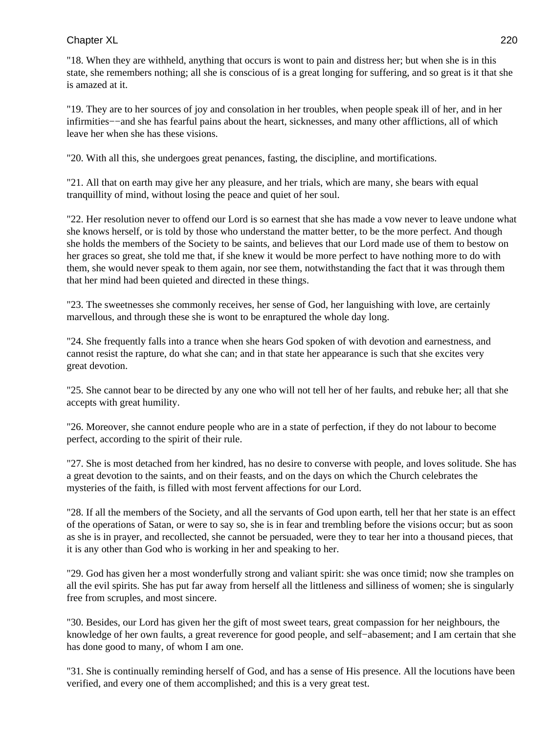"18. When they are withheld, anything that occurs is wont to pain and distress her; but when she is in this state, she remembers nothing; all she is conscious of is a great longing for suffering, and so great is it that she is amazed at it.

"19. They are to her sources of joy and consolation in her troubles, when people speak ill of her, and in her infirmities−−and she has fearful pains about the heart, sicknesses, and many other afflictions, all of which leave her when she has these visions.

"20. With all this, she undergoes great penances, fasting, the discipline, and mortifications.

"21. All that on earth may give her any pleasure, and her trials, which are many, she bears with equal tranquillity of mind, without losing the peace and quiet of her soul.

"22. Her resolution never to offend our Lord is so earnest that she has made a vow never to leave undone what she knows herself, or is told by those who understand the matter better, to be the more perfect. And though she holds the members of the Society to be saints, and believes that our Lord made use of them to bestow on her graces so great, she told me that, if she knew it would be more perfect to have nothing more to do with them, she would never speak to them again, nor see them, notwithstanding the fact that it was through them that her mind had been quieted and directed in these things.

"23. The sweetnesses she commonly receives, her sense of God, her languishing with love, are certainly marvellous, and through these she is wont to be enraptured the whole day long.

"24. She frequently falls into a trance when she hears God spoken of with devotion and earnestness, and cannot resist the rapture, do what she can; and in that state her appearance is such that she excites very great devotion.

"25. She cannot bear to be directed by any one who will not tell her of her faults, and rebuke her; all that she accepts with great humility.

"26. Moreover, she cannot endure people who are in a state of perfection, if they do not labour to become perfect, according to the spirit of their rule.

"27. She is most detached from her kindred, has no desire to converse with people, and loves solitude. She has a great devotion to the saints, and on their feasts, and on the days on which the Church celebrates the mysteries of the faith, is filled with most fervent affections for our Lord.

"28. If all the members of the Society, and all the servants of God upon earth, tell her that her state is an effect of the operations of Satan, or were to say so, she is in fear and trembling before the visions occur; but as soon as she is in prayer, and recollected, she cannot be persuaded, were they to tear her into a thousand pieces, that it is any other than God who is working in her and speaking to her.

"29. God has given her a most wonderfully strong and valiant spirit: she was once timid; now she tramples on all the evil spirits. She has put far away from herself all the littleness and silliness of women; she is singularly free from scruples, and most sincere.

"30. Besides, our Lord has given her the gift of most sweet tears, great compassion for her neighbours, the knowledge of her own faults, a great reverence for good people, and self−abasement; and I am certain that she has done good to many, of whom I am one.

"31. She is continually reminding herself of God, and has a sense of His presence. All the locutions have been verified, and every one of them accomplished; and this is a very great test.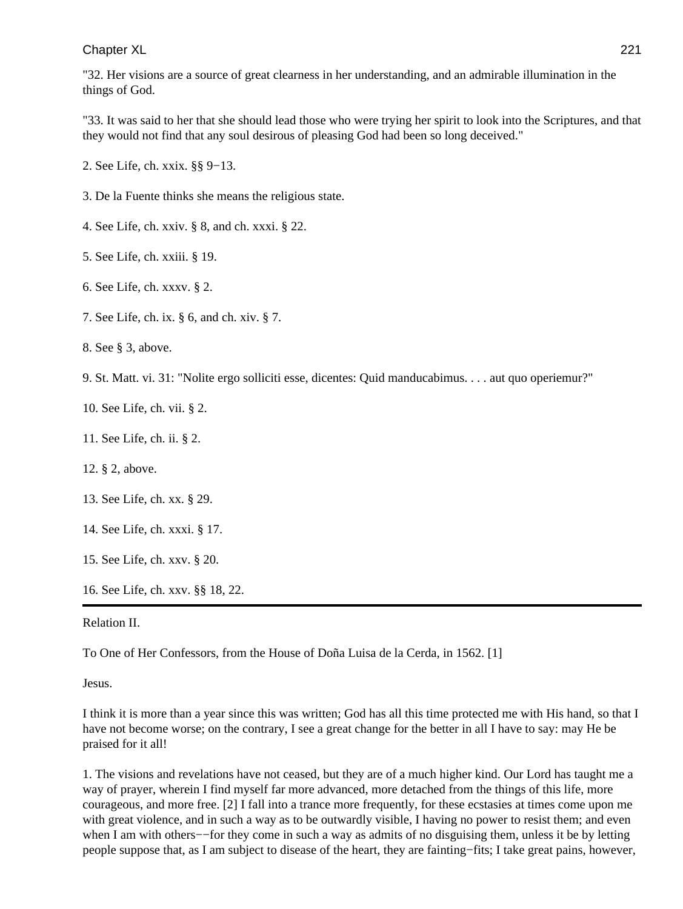"32. Her visions are a source of great clearness in her understanding, and an admirable illumination in the things of God.

"33. It was said to her that she should lead those who were trying her spirit to look into the Scriptures, and that they would not find that any soul desirous of pleasing God had been so long deceived."

2. See Life, ch. xxix. §§ 9−13.

3. De la Fuente thinks she means the religious state.

4. See Life, ch. xxiv. § 8, and ch. xxxi. § 22.

5. See Life, ch. xxiii. § 19.

6. See Life, ch. xxxv. § 2.

7. See Life, ch. ix. § 6, and ch. xiv. § 7.

8. See § 3, above.

9. St. Matt. vi. 31: "Nolite ergo solliciti esse, dicentes: Quid manducabimus. . . . aut quo operiemur?"

10. See Life, ch. vii. § 2.

11. See Life, ch. ii. § 2.

12. § 2, above.

13. See Life, ch. xx. § 29.

14. See Life, ch. xxxi. § 17.

15. See Life, ch. xxv. § 20.

16. See Life, ch. xxv. §§ 18, 22.

---

Relation II.

To One of Her Confessors, from the House of Doña Luisa de la Cerda, in 1562. [1]

Jesus.

I think it is more than a year since this was written; God has all this time protected me with His hand, so that I have not become worse; on the contrary, I see a great change for the better in all I have to say: may He be praised for it all!

1. The visions and revelations have not ceased, but they are of a much higher kind. Our Lord has taught me a way of prayer, wherein I find myself far more advanced, more detached from the things of this life, more courageous, and more free. [2] I fall into a trance more frequently, for these ecstasies at times come upon me with great violence, and in such a way as to be outwardly visible, I having no power to resist them; and even when I am with others−−for they come in such a way as admits of no disguising them, unless it be by letting people suppose that, as I am subject to disease of the heart, they are fainting−fits; I take great pains, however,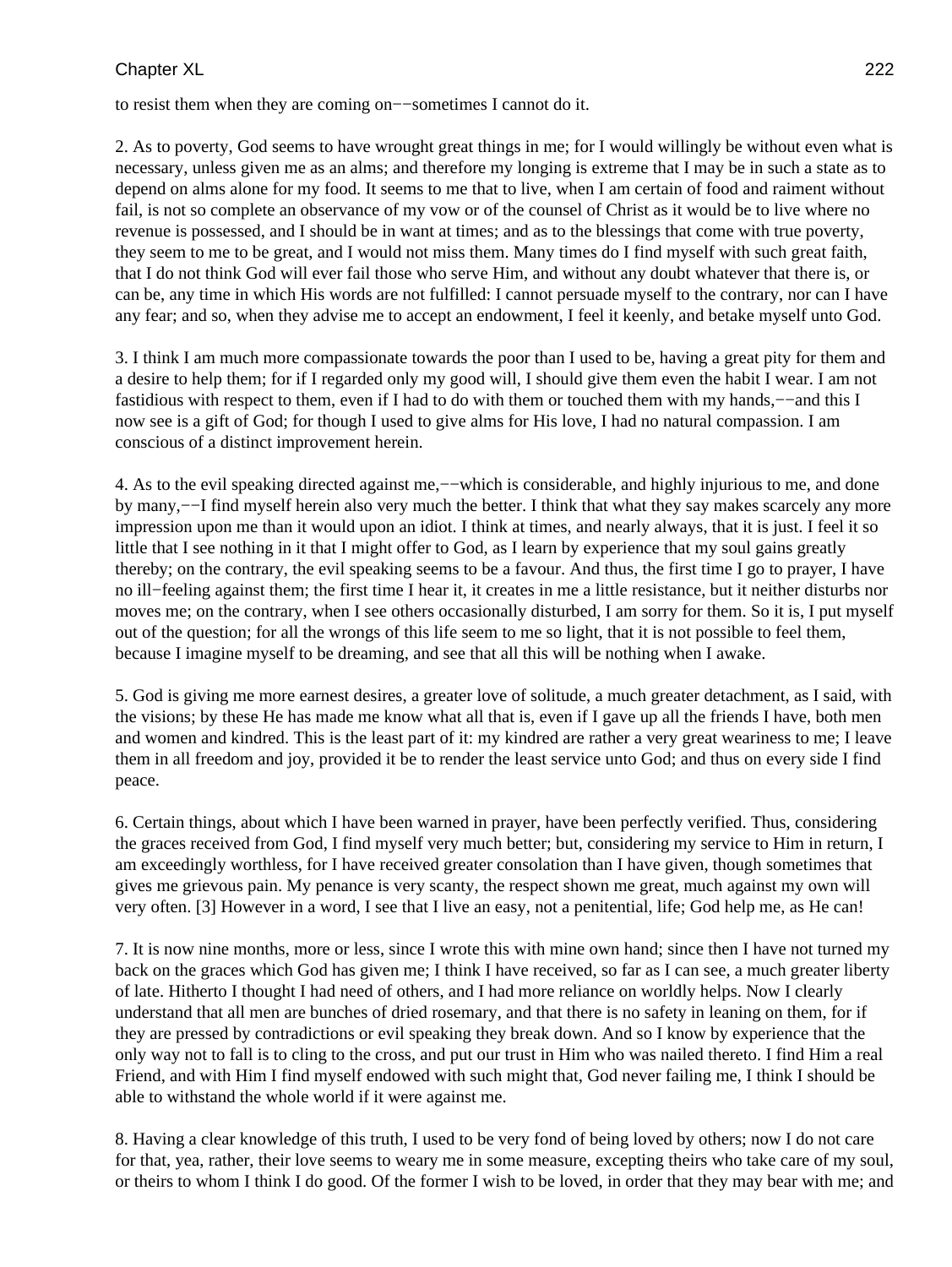to resist them when they are coming on−−sometimes I cannot do it.

2. As to poverty, God seems to have wrought great things in me; for I would willingly be without even what is necessary, unless given me as an alms; and therefore my longing is extreme that I may be in such a state as to depend on alms alone for my food. It seems to me that to live, when I am certain of food and raiment without fail, is not so complete an observance of my vow or of the counsel of Christ as it would be to live where no revenue is possessed, and I should be in want at times; and as to the blessings that come with true poverty, they seem to me to be great, and I would not miss them. Many times do I find myself with such great faith, that I do not think God will ever fail those who serve Him, and without any doubt whatever that there is, or can be, any time in which His words are not fulfilled: I cannot persuade myself to the contrary, nor can I have any fear; and so, when they advise me to accept an endowment, I feel it keenly, and betake myself unto God.

3. I think I am much more compassionate towards the poor than I used to be, having a great pity for them and a desire to help them; for if I regarded only my good will, I should give them even the habit I wear. I am not fastidious with respect to them, even if I had to do with them or touched them with my hands,−−and this I now see is a gift of God; for though I used to give alms for His love, I had no natural compassion. I am conscious of a distinct improvement herein.

4. As to the evil speaking directed against me,−−which is considerable, and highly injurious to me, and done by many,−−I find myself herein also very much the better. I think that what they say makes scarcely any more impression upon me than it would upon an idiot. I think at times, and nearly always, that it is just. I feel it so little that I see nothing in it that I might offer to God, as I learn by experience that my soul gains greatly thereby; on the contrary, the evil speaking seems to be a favour. And thus, the first time I go to prayer, I have no ill−feeling against them; the first time I hear it, it creates in me a little resistance, but it neither disturbs nor moves me; on the contrary, when I see others occasionally disturbed, I am sorry for them. So it is, I put myself out of the question; for all the wrongs of this life seem to me so light, that it is not possible to feel them, because I imagine myself to be dreaming, and see that all this will be nothing when I awake.

5. God is giving me more earnest desires, a greater love of solitude, a much greater detachment, as I said, with the visions; by these He has made me know what all that is, even if I gave up all the friends I have, both men and women and kindred. This is the least part of it: my kindred are rather a very great weariness to me; I leave them in all freedom and joy, provided it be to render the least service unto God; and thus on every side I find peace.

6. Certain things, about which I have been warned in prayer, have been perfectly verified. Thus, considering the graces received from God, I find myself very much better; but, considering my service to Him in return, I am exceedingly worthless, for I have received greater consolation than I have given, though sometimes that gives me grievous pain. My penance is very scanty, the respect shown me great, much against my own will very often. [3] However in a word, I see that I live an easy, not a penitential, life; God help me, as He can!

7. It is now nine months, more or less, since I wrote this with mine own hand; since then I have not turned my back on the graces which God has given me; I think I have received, so far as I can see, a much greater liberty of late. Hitherto I thought I had need of others, and I had more reliance on worldly helps. Now I clearly understand that all men are bunches of dried rosemary, and that there is no safety in leaning on them, for if they are pressed by contradictions or evil speaking they break down. And so I know by experience that the only way not to fall is to cling to the cross, and put our trust in Him who was nailed thereto. I find Him a real Friend, and with Him I find myself endowed with such might that, God never failing me, I think I should be able to withstand the whole world if it were against me.

8. Having a clear knowledge of this truth, I used to be very fond of being loved by others; now I do not care for that, yea, rather, their love seems to weary me in some measure, excepting theirs who take care of my soul, or theirs to whom I think I do good. Of the former I wish to be loved, in order that they may bear with me; and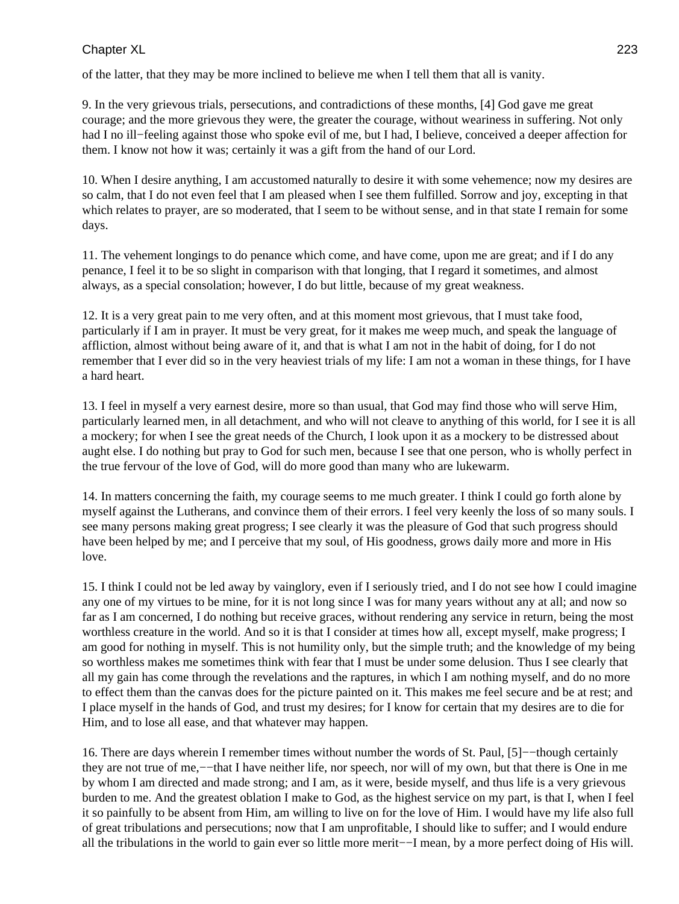of the latter, that they may be more inclined to believe me when I tell them that all is vanity.

9. In the very grievous trials, persecutions, and contradictions of these months, [4] God gave me great courage; and the more grievous they were, the greater the courage, without weariness in suffering. Not only had I no ill−feeling against those who spoke evil of me, but I had, I believe, conceived a deeper affection for them. I know not how it was; certainly it was a gift from the hand of our Lord.

10. When I desire anything, I am accustomed naturally to desire it with some vehemence; now my desires are so calm, that I do not even feel that I am pleased when I see them fulfilled. Sorrow and joy, excepting in that which relates to prayer, are so moderated, that I seem to be without sense, and in that state I remain for some days.

11. The vehement longings to do penance which come, and have come, upon me are great; and if I do any penance, I feel it to be so slight in comparison with that longing, that I regard it sometimes, and almost always, as a special consolation; however, I do but little, because of my great weakness.

12. It is a very great pain to me very often, and at this moment most grievous, that I must take food, particularly if I am in prayer. It must be very great, for it makes me weep much, and speak the language of affliction, almost without being aware of it, and that is what I am not in the habit of doing, for I do not remember that I ever did so in the very heaviest trials of my life: I am not a woman in these things, for I have a hard heart.

13. I feel in myself a very earnest desire, more so than usual, that God may find those who will serve Him, particularly learned men, in all detachment, and who will not cleave to anything of this world, for I see it is all a mockery; for when I see the great needs of the Church, I look upon it as a mockery to be distressed about aught else. I do nothing but pray to God for such men, because I see that one person, who is wholly perfect in the true fervour of the love of God, will do more good than many who are lukewarm.

14. In matters concerning the faith, my courage seems to me much greater. I think I could go forth alone by myself against the Lutherans, and convince them of their errors. I feel very keenly the loss of so many souls. I see many persons making great progress; I see clearly it was the pleasure of God that such progress should have been helped by me; and I perceive that my soul, of His goodness, grows daily more and more in His love.

15. I think I could not be led away by vainglory, even if I seriously tried, and I do not see how I could imagine any one of my virtues to be mine, for it is not long since I was for many years without any at all; and now so far as I am concerned, I do nothing but receive graces, without rendering any service in return, being the most worthless creature in the world. And so it is that I consider at times how all, except myself, make progress; I am good for nothing in myself. This is not humility only, but the simple truth; and the knowledge of my being so worthless makes me sometimes think with fear that I must be under some delusion. Thus I see clearly that all my gain has come through the revelations and the raptures, in which I am nothing myself, and do no more to effect them than the canvas does for the picture painted on it. This makes me feel secure and be at rest; and I place myself in the hands of God, and trust my desires; for I know for certain that my desires are to die for Him, and to lose all ease, and that whatever may happen.

16. There are days wherein I remember times without number the words of St. Paul, [5]−−though certainly they are not true of me,−−that I have neither life, nor speech, nor will of my own, but that there is One in me by whom I am directed and made strong; and I am, as it were, beside myself, and thus life is a very grievous burden to me. And the greatest oblation I make to God, as the highest service on my part, is that I, when I feel it so painfully to be absent from Him, am willing to live on for the love of Him. I would have my life also full of great tribulations and persecutions; now that I am unprofitable, I should like to suffer; and I would endure all the tribulations in the world to gain ever so little more merit−−I mean, by a more perfect doing of His will.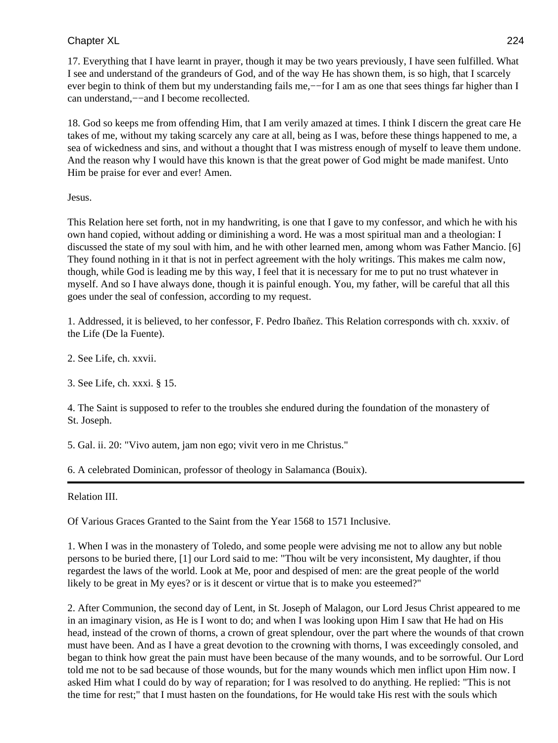17. Everything that I have learnt in prayer, though it may be two years previously, I have seen fulfilled. What I see and understand of the grandeurs of God, and of the way He has shown them, is so high, that I scarcely ever begin to think of them but my understanding fails me,−−for I am as one that sees things far higher than I can understand,−−and I become recollected.

18. God so keeps me from offending Him, that I am verily amazed at times. I think I discern the great care He takes of me, without my taking scarcely any care at all, being as I was, before these things happened to me, a sea of wickedness and sins, and without a thought that I was mistress enough of myself to leave them undone. And the reason why I would have this known is that the great power of God might be made manifest. Unto Him be praise for ever and ever! Amen.

Jesus.

This Relation here set forth, not in my handwriting, is one that I gave to my confessor, and which he with his own hand copied, without adding or diminishing a word. He was a most spiritual man and a theologian: I discussed the state of my soul with him, and he with other learned men, among whom was Father Mancio. [6] They found nothing in it that is not in perfect agreement with the holy writings. This makes me calm now, though, while God is leading me by this way, I feel that it is necessary for me to put no trust whatever in myself. And so I have always done, though it is painful enough. You, my father, will be careful that all this goes under the seal of confession, according to my request.

1. Addressed, it is believed, to her confessor, F. Pedro Ibañez. This Relation corresponds with ch. xxxiv. of the Life (De la Fuente).

2. See Life, ch. xxvii.

3. See Life, ch. xxxi. § 15.

4. The Saint is supposed to refer to the troubles she endured during the foundation of the monastery of St. Joseph.

5. Gal. ii. 20: "Vivo autem, jam non ego; vivit vero in me Christus."

6. A celebrated Dominican, professor of theology in Salamanca (Bouix).

---

## Relation III.

### Of Various Graces Granted to the Saint from the Year 1568 to 1571 Inclusive.

1. When I was in the monastery of Toledo, and some people were advising me not to allow any but noble persons to be buried there, [1] our Lord said to me: "Thou wilt be very inconsistent, My daughter, if thou regardest the laws of the world. Look at Me, poor and despised of men: are the great people of the world likely to be great in My eyes? or is it descent or virtue that is to make you esteemed?"

2. After Communion, the second day of Lent, in St. Joseph of Malagon, our Lord Jesus Christ appeared to me in an imaginary vision, as He is wont to do; and when I was looking upon Him I saw that He had on His head, instead of the crown of thorns, a crown of great splendour, over the part where the wounds of that crown must have been. And as I have a great devotion to the crowning with thorns, I was exceedingly consoled, and began to think how great the pain must have been because of the many wounds, and to be sorrowful. Our Lord told me not to be sad because of those wounds, but for the many wounds which men inflict upon Him now. I asked Him what I could do by way of reparation; for I was resolved to do anything. He replied: "This is not the time for rest;" that I must hasten on the foundations, for He would take His rest with the souls which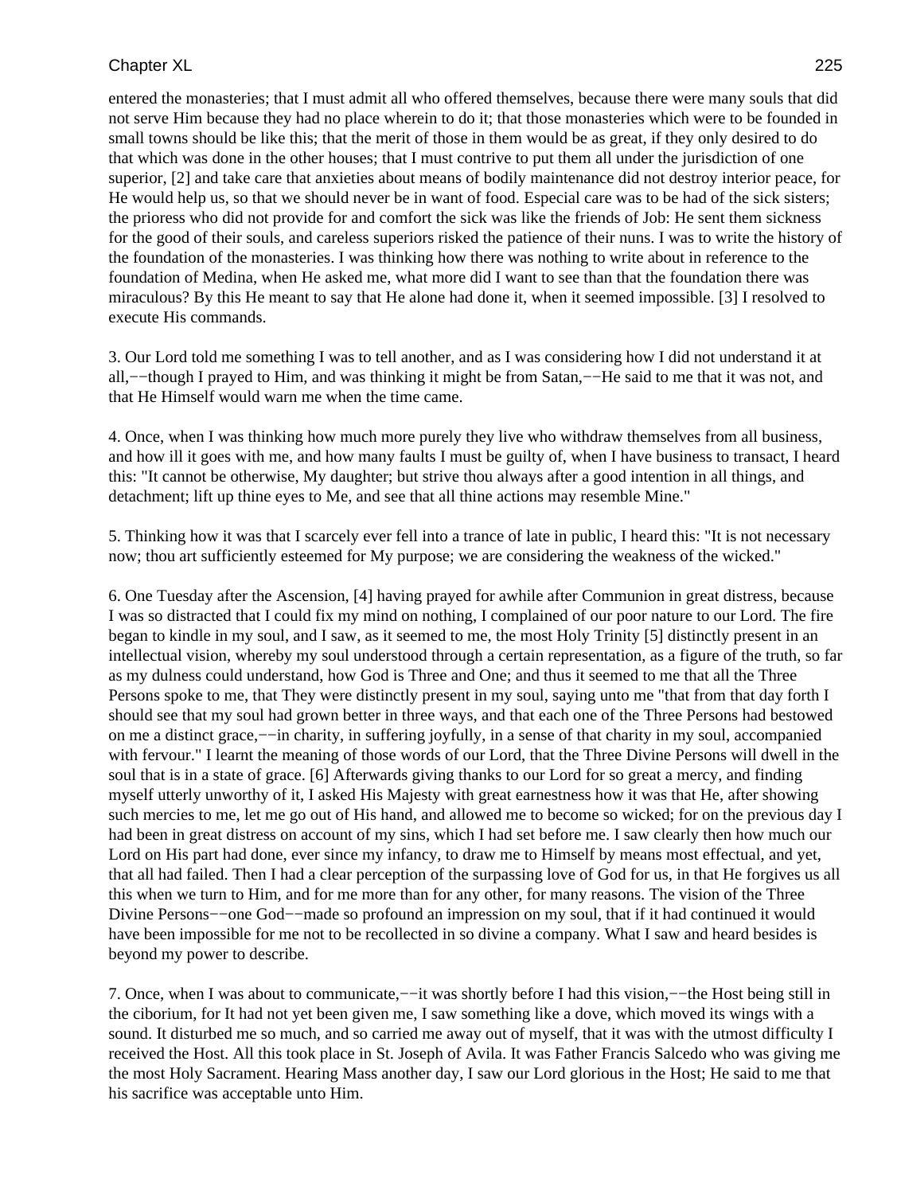entered the monasteries; that I must admit all who offered themselves, because there were many souls that did not serve Him because they had no place wherein to do it; that those monasteries which were to be founded in small towns should be like this; that the merit of those in them would be as great, if they only desired to do that which was done in the other houses; that I must contrive to put them all under the jurisdiction of one superior, [2] and take care that anxieties about means of bodily maintenance did not destroy interior peace, for He would help us, so that we should never be in want of food. Especial care was to be had of the sick sisters; the prioress who did not provide for and comfort the sick was like the friends of Job: He sent them sickness for the good of their souls, and careless superiors risked the patience of their nuns. I was to write the history of the foundation of the monasteries. I was thinking how there was nothing to write about in reference to the foundation of Medina, when He asked me, what more did I want to see than that the foundation there was miraculous? By this He meant to say that He alone had done it, when it seemed impossible. [3] I resolved to execute His commands.

3. Our Lord told me something I was to tell another, and as I was considering how I did not understand it at all,−−though I prayed to Him, and was thinking it might be from Satan,−−He said to me that it was not, and that He Himself would warn me when the time came.

4. Once, when I was thinking how much more purely they live who withdraw themselves from all business, and how ill it goes with me, and how many faults I must be guilty of, when I have business to transact, I heard this: "It cannot be otherwise, My daughter; but strive thou always after a good intention in all things, and detachment; lift up thine eyes to Me, and see that all thine actions may resemble Mine."

5. Thinking how it was that I scarcely ever fell into a trance of late in public, I heard this: "It is not necessary now; thou art sufficiently esteemed for My purpose; we are considering the weakness of the wicked."

6. One Tuesday after the Ascension, [4] having prayed for awhile after Communion in great distress, because I was so distracted that I could fix my mind on nothing, I complained of our poor nature to our Lord. The fire began to kindle in my soul, and I saw, as it seemed to me, the most Holy Trinity [5] distinctly present in an intellectual vision, whereby my soul understood through a certain representation, as a figure of the truth, so far as my dulness could understand, how God is Three and One; and thus it seemed to me that all the Three Persons spoke to me, that They were distinctly present in my soul, saying unto me "that from that day forth I should see that my soul had grown better in three ways, and that each one of the Three Persons had bestowed on me a distinct grace,−−in charity, in suffering joyfully, in a sense of that charity in my soul, accompanied with fervour." I learnt the meaning of those words of our Lord, that the Three Divine Persons will dwell in the soul that is in a state of grace. [6] Afterwards giving thanks to our Lord for so great a mercy, and finding myself utterly unworthy of it, I asked His Majesty with great earnestness how it was that He, after showing such mercies to me, let me go out of His hand, and allowed me to become so wicked; for on the previous day I had been in great distress on account of my sins, which I had set before me. I saw clearly then how much our Lord on His part had done, ever since my infancy, to draw me to Himself by means most effectual, and yet, that all had failed. Then I had a clear perception of the surpassing love of God for us, in that He forgives us all this when we turn to Him, and for me more than for any other, for many reasons. The vision of the Three Divine Persons−−one God−−made so profound an impression on my soul, that if it had continued it would have been impossible for me not to be recollected in so divine a company. What I saw and heard besides is beyond my power to describe.

7. Once, when I was about to communicate,−−it was shortly before I had this vision,−−the Host being still in the ciborium, for It had not yet been given me, I saw something like a dove, which moved its wings with a sound. It disturbed me so much, and so carried me away out of myself, that it was with the utmost difficulty I received the Host. All this took place in St. Joseph of Avila. It was Father Francis Salcedo who was giving me the most Holy Sacrament. Hearing Mass another day, I saw our Lord glorious in the Host; He said to me that his sacrifice was acceptable unto Him.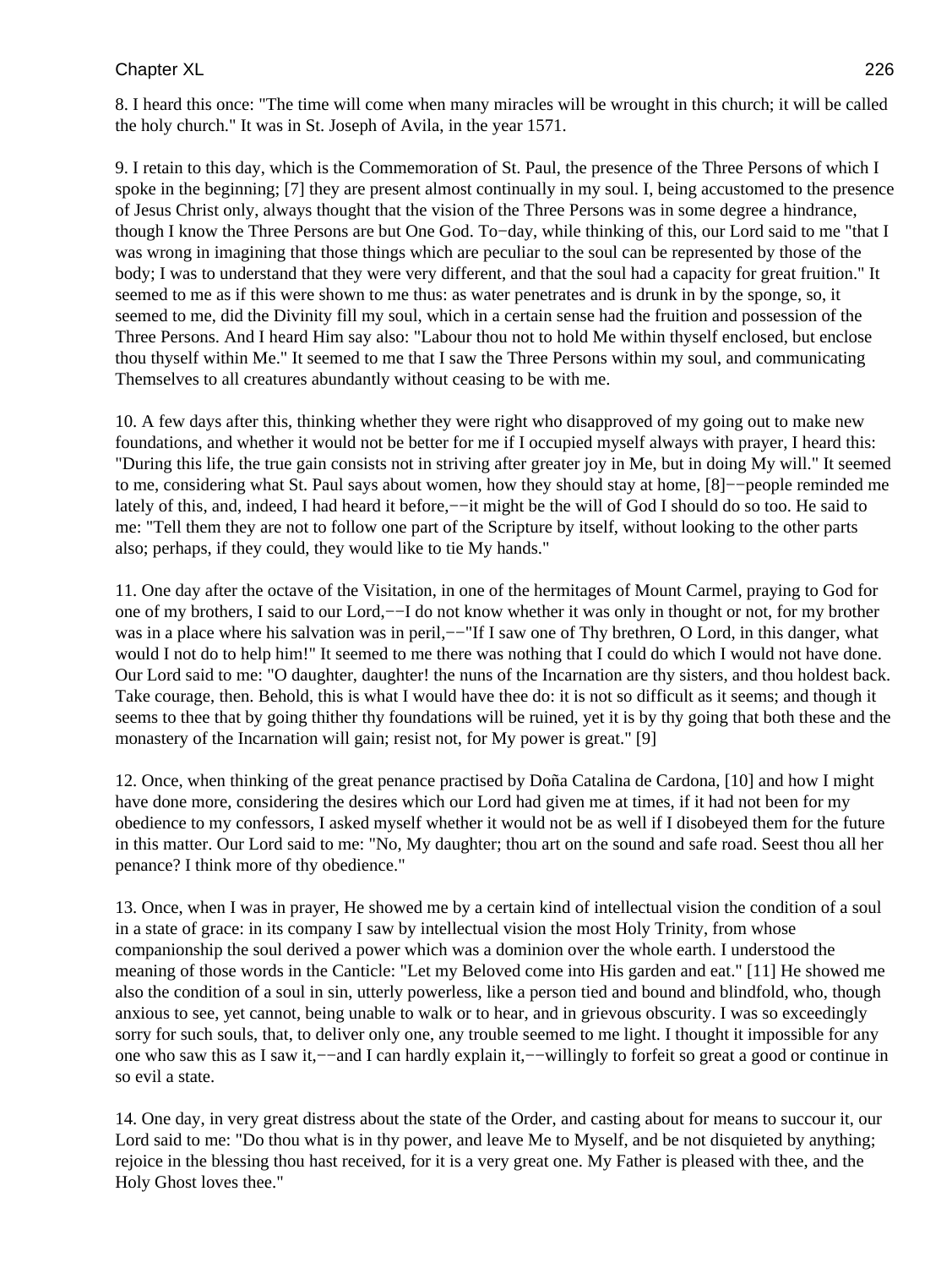8. I heard this once: "The time will come when many miracles will be wrought in this church; it will be called the holy church." It was in St. Joseph of Avila, in the year 1571.

9. I retain to this day, which is the Commemoration of St. Paul, the presence of the Three Persons of which I spoke in the beginning; [7] they are present almost continually in my soul. I, being accustomed to the presence of Jesus Christ only, always thought that the vision of the Three Persons was in some degree a hindrance, though I know the Three Persons are but One God. To−day, while thinking of this, our Lord said to me "that I was wrong in imagining that those things which are peculiar to the soul can be represented by those of the body; I was to understand that they were very different, and that the soul had a capacity for great fruition." It seemed to me as if this were shown to me thus: as water penetrates and is drunk in by the sponge, so, it seemed to me, did the Divinity fill my soul, which in a certain sense had the fruition and possession of the Three Persons. And I heard Him say also: "Labour thou not to hold Me within thyself enclosed, but enclose thou thyself within Me." It seemed to me that I saw the Three Persons within my soul, and communicating Themselves to all creatures abundantly without ceasing to be with me.

10. A few days after this, thinking whether they were right who disapproved of my going out to make new foundations, and whether it would not be better for me if I occupied myself always with prayer, I heard this: "During this life, the true gain consists not in striving after greater joy in Me, but in doing My will." It seemed to me, considering what St. Paul says about women, how they should stay at home, [8]−−people reminded me lately of this, and, indeed, I had heard it before,−−it might be the will of God I should do so too. He said to me: "Tell them they are not to follow one part of the Scripture by itself, without looking to the other parts also; perhaps, if they could, they would like to tie My hands."

11. One day after the octave of the Visitation, in one of the hermitages of Mount Carmel, praying to God for one of my brothers, I said to our Lord,−−I do not know whether it was only in thought or not, for my brother was in a place where his salvation was in peril,−−"If I saw one of Thy brethren, O Lord, in this danger, what would I not do to help him!" It seemed to me there was nothing that I could do which I would not have done. Our Lord said to me: "O daughter, daughter! the nuns of the Incarnation are thy sisters, and thou holdest back. Take courage, then. Behold, this is what I would have thee do: it is not so difficult as it seems; and though it seems to thee that by going thither thy foundations will be ruined, yet it is by thy going that both these and the monastery of the Incarnation will gain; resist not, for My power is great." [9]

12. Once, when thinking of the great penance practised by Doña Catalina de Cardona, [10] and how I might have done more, considering the desires which our Lord had given me at times, if it had not been for my obedience to my confessors, I asked myself whether it would not be as well if I disobeyed them for the future in this matter. Our Lord said to me: "No, My daughter; thou art on the sound and safe road. Seest thou all her penance? I think more of thy obedience."

13. Once, when I was in prayer, He showed me by a certain kind of intellectual vision the condition of a soul in a state of grace: in its company I saw by intellectual vision the most Holy Trinity, from whose companionship the soul derived a power which was a dominion over the whole earth. I understood the meaning of those words in the Canticle: "Let my Beloved come into His garden and eat." [11] He showed me also the condition of a soul in sin, utterly powerless, like a person tied and bound and blindfold, who, though anxious to see, yet cannot, being unable to walk or to hear, and in grievous obscurity. I was so exceedingly sorry for such souls, that, to deliver only one, any trouble seemed to me light. I thought it impossible for any one who saw this as I saw it,−−and I can hardly explain it,−−willingly to forfeit so great a good or continue in so evil a state.

14. One day, in very great distress about the state of the Order, and casting about for means to succour it, our Lord said to me: "Do thou what is in thy power, and leave Me to Myself, and be not disquieted by anything; rejoice in the blessing thou hast received, for it is a very great one. My Father is pleased with thee, and the Holy Ghost loves thee."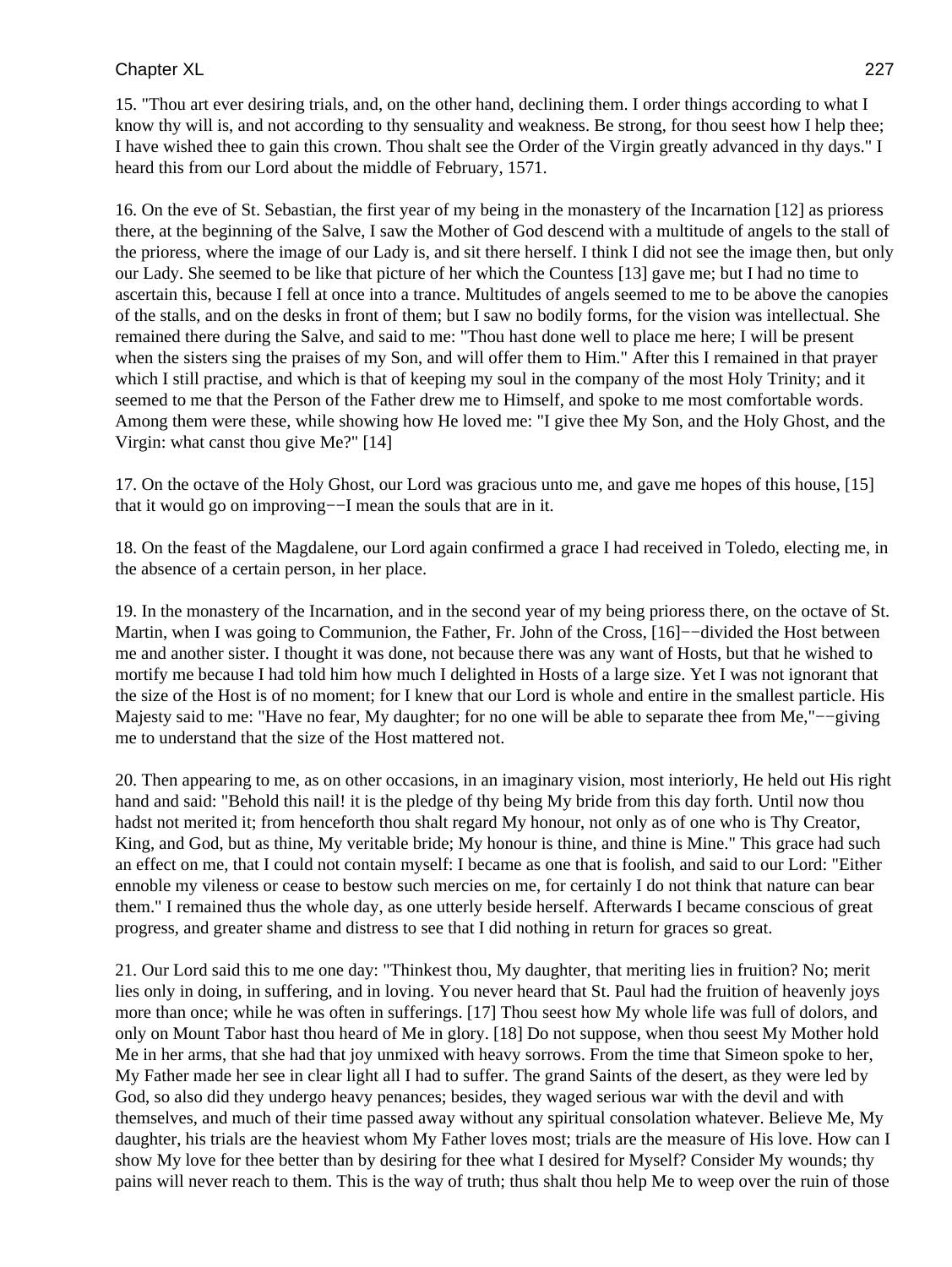15. "Thou art ever desiring trials, and, on the other hand, declining them. I order things according to what I know thy will is, and not according to thy sensuality and weakness. Be strong, for thou seest how I help thee; I have wished thee to gain this crown. Thou shalt see the Order of the Virgin greatly advanced in thy days." I heard this from our Lord about the middle of February, 1571.

16. On the eve of St. Sebastian, the first year of my being in the monastery of the Incarnation [12] as prioress there, at the beginning of the Salve, I saw the Mother of God descend with a multitude of angels to the stall of the prioress, where the image of our Lady is, and sit there herself. I think I did not see the image then, but only our Lady. She seemed to be like that picture of her which the Countess [13] gave me; but I had no time to ascertain this, because I fell at once into a trance. Multitudes of angels seemed to me to be above the canopies of the stalls, and on the desks in front of them; but I saw no bodily forms, for the vision was intellectual. She remained there during the Salve, and said to me: "Thou hast done well to place me here; I will be present when the sisters sing the praises of my Son, and will offer them to Him." After this I remained in that prayer which I still practise, and which is that of keeping my soul in the company of the most Holy Trinity; and it seemed to me that the Person of the Father drew me to Himself, and spoke to me most comfortable words. Among them were these, while showing how He loved me: "I give thee My Son, and the Holy Ghost, and the Virgin: what canst thou give Me?" [14]

17. On the octave of the Holy Ghost, our Lord was gracious unto me, and gave me hopes of this house, [15] that it would go on improving−−I mean the souls that are in it.

18. On the feast of the Magdalene, our Lord again confirmed a grace I had received in Toledo, electing me, in the absence of a certain person, in her place.

19. In the monastery of the Incarnation, and in the second year of my being prioress there, on the octave of St. Martin, when I was going to Communion, the Father, Fr. John of the Cross, [16]−−divided the Host between me and another sister. I thought it was done, not because there was any want of Hosts, but that he wished to mortify me because I had told him how much I delighted in Hosts of a large size. Yet I was not ignorant that the size of the Host is of no moment; for I knew that our Lord is whole and entire in the smallest particle. His Majesty said to me: "Have no fear, My daughter; for no one will be able to separate thee from Me,"−−giving me to understand that the size of the Host mattered not.

20. Then appearing to me, as on other occasions, in an imaginary vision, most interiorly, He held out His right hand and said: "Behold this nail! it is the pledge of thy being My bride from this day forth. Until now thou hadst not merited it; from henceforth thou shalt regard My honour, not only as of one who is Thy Creator, King, and God, but as thine, My veritable bride; My honour is thine, and thine is Mine." This grace had such an effect on me, that I could not contain myself: I became as one that is foolish, and said to our Lord: "Either ennoble my vileness or cease to bestow such mercies on me, for certainly I do not think that nature can bear them." I remained thus the whole day, as one utterly beside herself. Afterwards I became conscious of great progress, and greater shame and distress to see that I did nothing in return for graces so great.

21. Our Lord said this to me one day: "Thinkest thou, My daughter, that meriting lies in fruition? No; merit lies only in doing, in suffering, and in loving. You never heard that St. Paul had the fruition of heavenly joys more than once; while he was often in sufferings. [17] Thou seest how My whole life was full of dolors, and only on Mount Tabor hast thou heard of Me in glory. [18] Do not suppose, when thou seest My Mother hold Me in her arms, that she had that joy unmixed with heavy sorrows. From the time that Simeon spoke to her, My Father made her see in clear light all I had to suffer. The grand Saints of the desert, as they were led by God, so also did they undergo heavy penances; besides, they waged serious war with the devil and with themselves, and much of their time passed away without any spiritual consolation whatever. Believe Me, My daughter, his trials are the heaviest whom My Father loves most; trials are the measure of His love. How can I show My love for thee better than by desiring for thee what I desired for Myself? Consider My wounds; thy pains will never reach to them. This is the way of truth; thus shalt thou help Me to weep over the ruin of those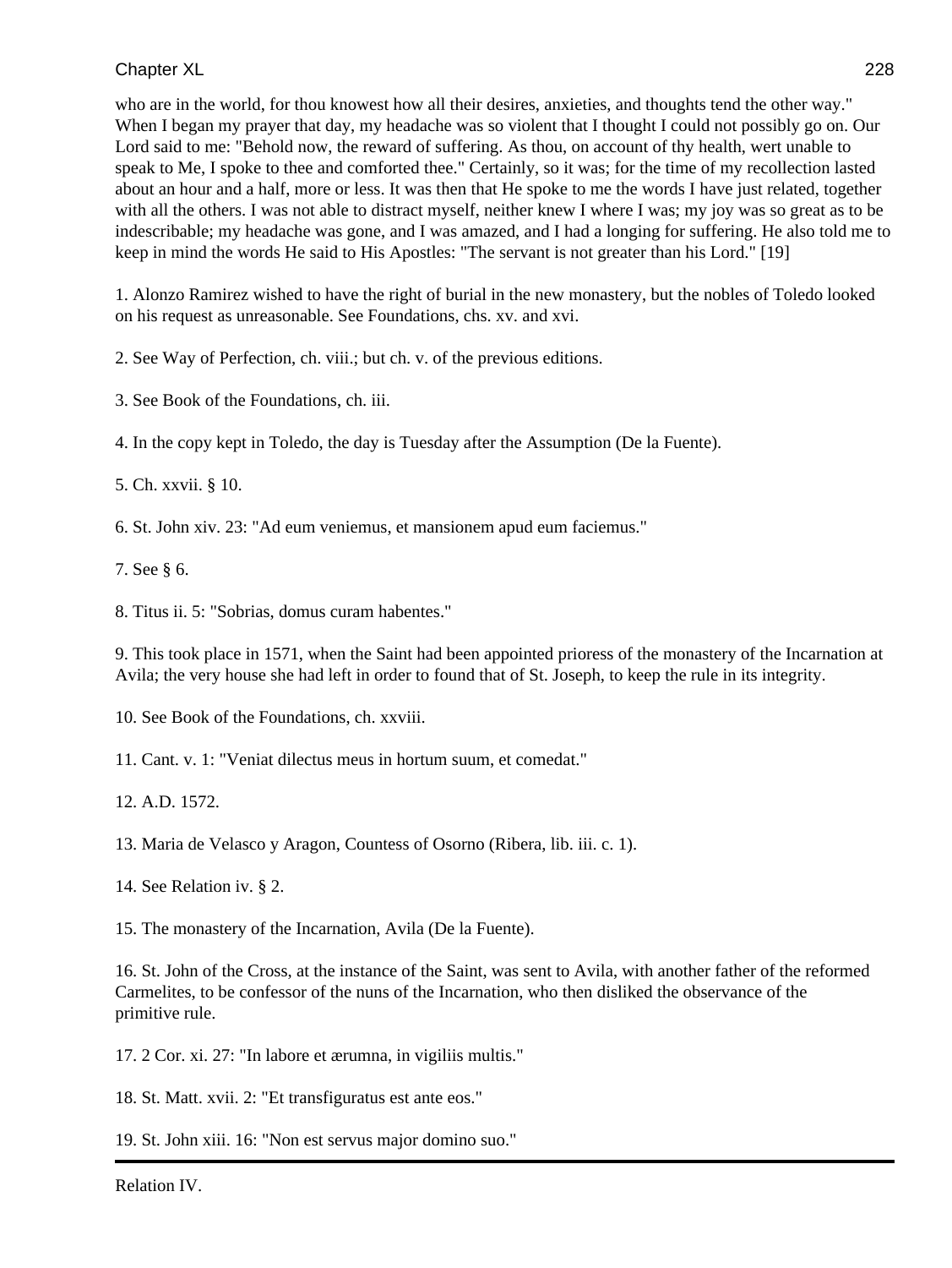who are in the world, for thou knowest how all their desires, anxieties, and thoughts tend the other way." When I began my prayer that day, my headache was so violent that I thought I could not possibly go on. Our Lord said to me: "Behold now, the reward of suffering. As thou, on account of thy health, wert unable to speak to Me, I spoke to thee and comforted thee." Certainly, so it was; for the time of my recollection lasted about an hour and a half, more or less. It was then that He spoke to me the words I have just related, together with all the others. I was not able to distract myself, neither knew I where I was; my joy was so great as to be indescribable; my headache was gone, and I was amazed, and I had a longing for suffering. He also told me to keep in mind the words He said to His Apostles: "The servant is not greater than his Lord." [19]

1. Alonzo Ramirez wished to have the right of burial in the new monastery, but the nobles of Toledo looked on his request as unreasonable. See Foundations, chs. xv. and xvi.

2. See Way of Perfection, ch. viii.; but ch. v. of the previous editions.

3. See Book of the Foundations, ch. iii.

4. In the copy kept in Toledo, the day is Tuesday after the Assumption (De la Fuente).

5. Ch. xxvii. § 10.

6. St. John xiv. 23: "Ad eum veniemus, et mansionem apud eum faciemus."

7. See § 6.

8. Titus ii. 5: "Sobrias, domus curam habentes."

9. This took place in 1571, when the Saint had been appointed prioress of the monastery of the Incarnation at Avila; the very house she had left in order to found that of St. Joseph, to keep the rule in its integrity.

10. See Book of the Foundations, ch. xxviii.

11. Cant. v. 1: "Veniat dilectus meus in hortum suum, et comedat."

12. A.D. 1572.

13. Maria de Velasco y Aragon, Countess of Osorno (Ribera, lib. iii. c. 1).

14. See Relation iv. § 2.

15. The monastery of the Incarnation, Avila (De la Fuente).

16. St. John of the Cross, at the instance of the Saint, was sent to Avila, with another father of the reformed Carmelites, to be confessor of the nuns of the Incarnation, who then disliked the observance of the primitive rule.

17. 2 Cor. xi. 27: "In labore et ærumna, in vigiliis multis."

18. St. Matt. xvii. 2: "Et transfiguratus est ante eos."

19. St. John xiii. 16: "Non est servus major domino suo."

---

Relation IV.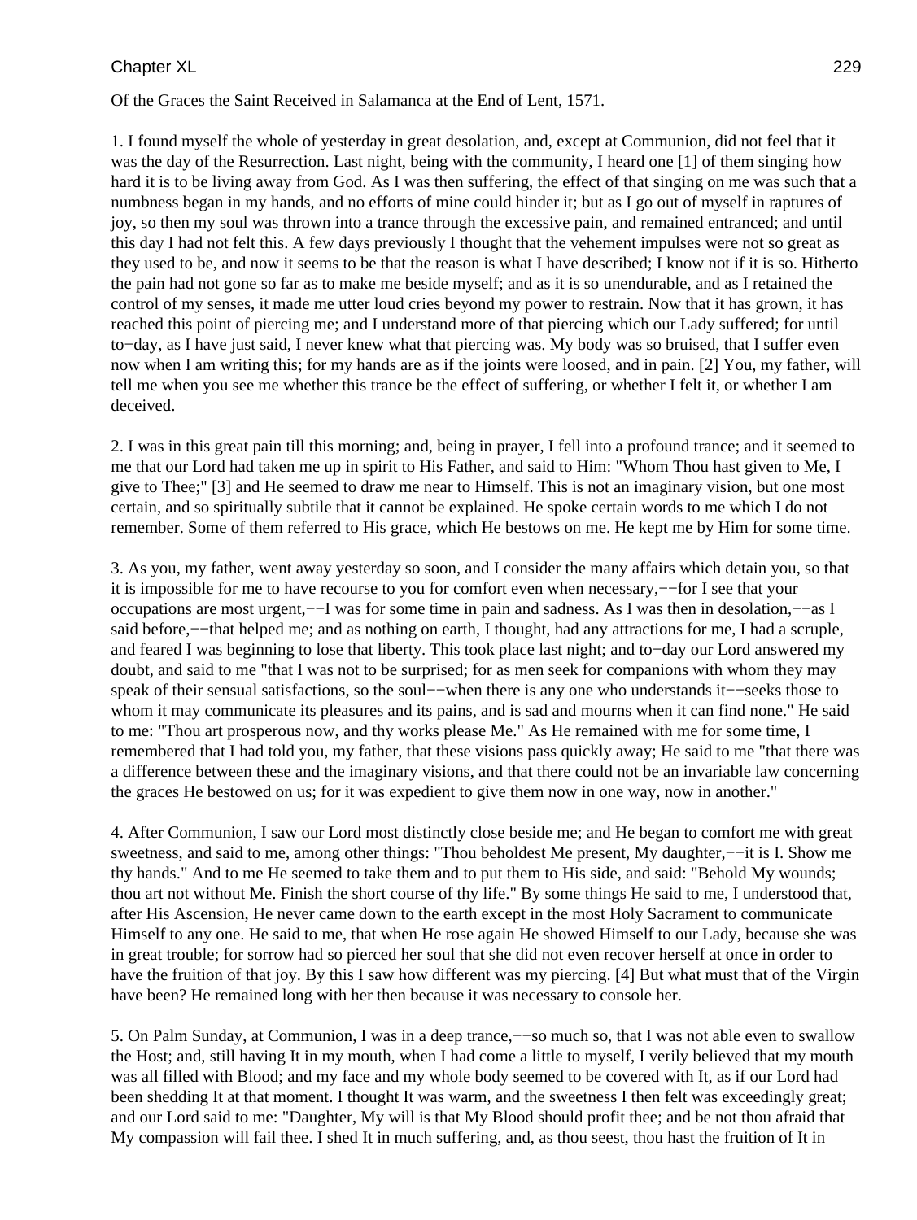# Chapter XL

Of the Graces the Saint Received in Salamanca at the End of Lent, 1571.

1. I found myself the whole of yesterday in great desolation, and, except at Communion, did not feel that it was the day of the Resurrection. Last night, being with the community, I heard one [1] of them singing how hard it is to be living away from God. As I was then suffering, the effect of that singing on me was such that a numbness began in my hands, and no efforts of mine could hinder it; but as I go out of myself in raptures of joy, so then my soul was thrown into a trance through the excessive pain, and remained entranced; and until this day I had not felt this. A few days previously I thought that the vehement impulses were not so great as they used to be, and now it seems to be that the reason is what I have described; I know not if it is so. Hitherto the pain had not gone so far as to make me beside myself; and as it is so unendurable, and as I retained the control of my senses, it made me utter loud cries beyond my power to restrain. Now that it has grown, it has reached this point of piercing me; and I understand more of that piercing which our Lady suffered; for until to−day, as I have just said, I never knew what that piercing was. My body was so bruised, that I suffer even now when I am writing this; for my hands are as if the joints were loosed, and in pain. [2] You, my father, will tell me when you see me whether this trance be the effect of suffering, or whether I felt it, or whether I am deceived.

2. I was in this great pain till this morning; and, being in prayer, I fell into a profound trance; and it seemed to me that our Lord had taken me up in spirit to His Father, and said to Him: "Whom Thou hast given to Me, I give to Thee;" [3] and He seemed to draw me near to Himself. This is not an imaginary vision, but one most certain, and so spiritually subtile that it cannot be explained. He spoke certain words to me which I do not remember. Some of them referred to His grace, which He bestows on me. He kept me by Him for some time.

3. As you, my father, went away yesterday so soon, and I consider the many affairs which detain you, so that it is impossible for me to have recourse to you for comfort even when necessary,−−for I see that your occupations are most urgent,−−I was for some time in pain and sadness. As I was then in desolation,−−as I said before,−−that helped me; and as nothing on earth, I thought, had any attractions for me, I had a scruple, and feared I was beginning to lose that liberty. This took place last night; and to−day our Lord answered my doubt, and said to me "that I was not to be surprised; for as men seek for companions with whom they may speak of their sensual satisfactions, so the soul−−when there is any one who understands it−−seeks those to whom it may communicate its pleasures and its pains, and is sad and mourns when it can find none." He said to me: "Thou art prosperous now, and thy works please Me." As He remained with me for some time, I remembered that I had told you, my father, that these visions pass quickly away; He said to me "that there was a difference between these and the imaginary visions, and that there could not be an invariable law concerning the graces He bestowed on us; for it was expedient to give them now in one way, now in another."

4. After Communion, I saw our Lord most distinctly close beside me; and He began to comfort me with great sweetness, and said to me, among other things: "Thou beholdest Me present, My daughter,−−it is I. Show me thy hands." And to me He seemed to take them and to put them to His side, and said: "Behold My wounds; thou art not without Me. Finish the short course of thy life." By some things He said to me, I understood that, after His Ascension, He never came down to the earth except in the most Holy Sacrament to communicate Himself to any one. He said to me, that when He rose again He showed Himself to our Lady, because she was in great trouble; for sorrow had so pierced her soul that she did not even recover herself at once in order to have the fruition of that joy. By this I saw how different was my piercing. [4] But what must that of the Virgin have been? He remained long with her then because it was necessary to console her.

5. On Palm Sunday, at Communion, I was in a deep trance,−−so much so, that I was not able even to swallow the Host; and, still having It in my mouth, when I had come a little to myself, I verily believed that my mouth was all filled with Blood; and my face and my whole body seemed to be covered with It, as if our Lord had been shedding It at that moment. I thought It was warm, and the sweetness I then felt was exceedingly great; and our Lord said to me: "Daughter, My will is that My Blood should profit thee; and be not thou afraid that My compassion will fail thee. I shed It in much suffering, and, as thou seest, thou hast the fruition of It in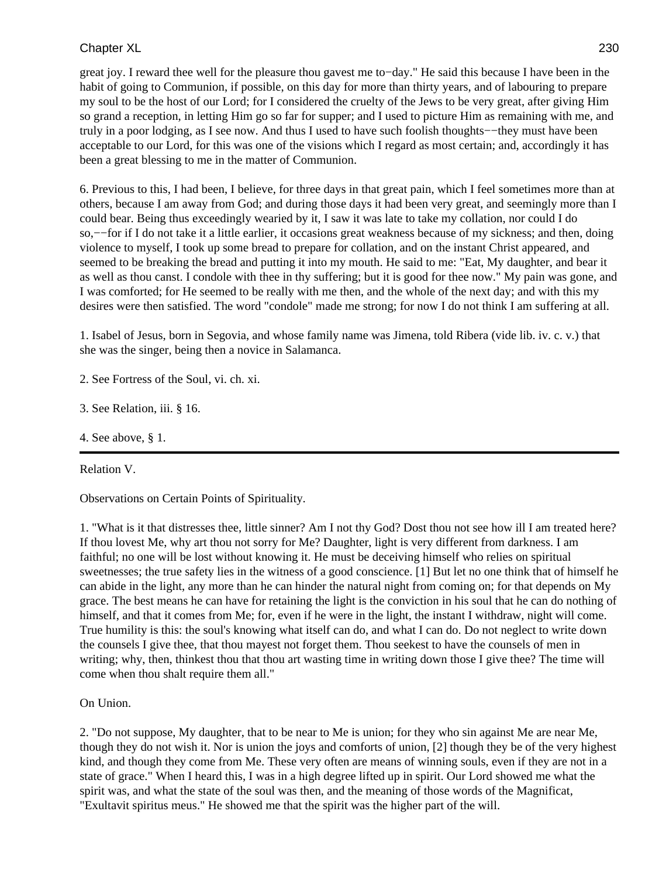great joy. I reward thee well for the pleasure thou gavest me to−day." He said this because I have been in the habit of going to Communion, if possible, on this day for more than thirty years, and of labouring to prepare my soul to be the host of our Lord; for I considered the cruelty of the Jews to be very great, after giving Him so grand a reception, in letting Him go so far for supper; and I used to picture Him as remaining with me, and truly in a poor lodging, as I see now. And thus I used to have such foolish thoughts−−they must have been acceptable to our Lord, for this was one of the visions which I regard as most certain; and, accordingly it has been a great blessing to me in the matter of Communion.

6. Previous to this, I had been, I believe, for three days in that great pain, which I feel sometimes more than at others, because I am away from God; and during those days it had been very great, and seemingly more than I could bear. Being thus exceedingly wearied by it, I saw it was late to take my collation, nor could I do so,−−for if I do not take it a little earlier, it occasions great weakness because of my sickness; and then, doing violence to myself, I took up some bread to prepare for collation, and on the instant Christ appeared, and seemed to be breaking the bread and putting it into my mouth. He said to me: "Eat, My daughter, and bear it as well as thou canst. I condole with thee in thy suffering; but it is good for thee now." My pain was gone, and I was comforted; for He seemed to be really with me then, and the whole of the next day; and with this my desires were then satisfied. The word "condole" made me strong; for now I do not think I am suffering at all.

1. Isabel of Jesus, born in Segovia, and whose family name was Jimena, told Ribera (vide lib. iv. c. v.) that she was the singer, being then a novice in Salamanca.

2. See Fortress of the Soul, vi. ch. xi.

3. See Relation, iii. § 16.

4. See above, § 1.

---

## Relation V.

### Observations on Certain Points of Spirituality.

1. "What is it that distresses thee, little sinner? Am I not thy God? Dost thou not see how ill I am treated here? If thou lovest Me, why art thou not sorry for Me? Daughter, light is very different from darkness. I am faithful; no one will be lost without knowing it. He must be deceiving himself who relies on spiritual sweetnesses; the true safety lies in the witness of a good conscience. [1] But let no one think that of himself he can abide in the light, any more than he can hinder the natural night from coming on; for that depends on My grace. The best means he can have for retaining the light is the conviction in his soul that he can do nothing of himself, and that it comes from Me; for, even if he were in the light, the instant I withdraw, night will come. True humility is this: the soul's knowing what itself can do, and what I can do. Do not neglect to write down the counsels I give thee, that thou mayest not forget them. Thou seekest to have the counsels of men in writing; why, then, thinkest thou that thou art wasting time in writing down those I give thee? The time will come when thou shalt require them all."

### On Union.

2. "Do not suppose, My daughter, that to be near to Me is union; for they who sin against Me are near Me, though they do not wish it. Nor is union the joys and comforts of union, [2] though they be of the very highest kind, and though they come from Me. These very often are means of winning souls, even if they are not in a state of grace." When I heard this, I was in a high degree lifted up in spirit. Our Lord showed me what the spirit was, and what the state of the soul was then, and the meaning of those words of the Magnificat, "Exultavit spiritus meus." He showed me that the spirit was the higher part of the will.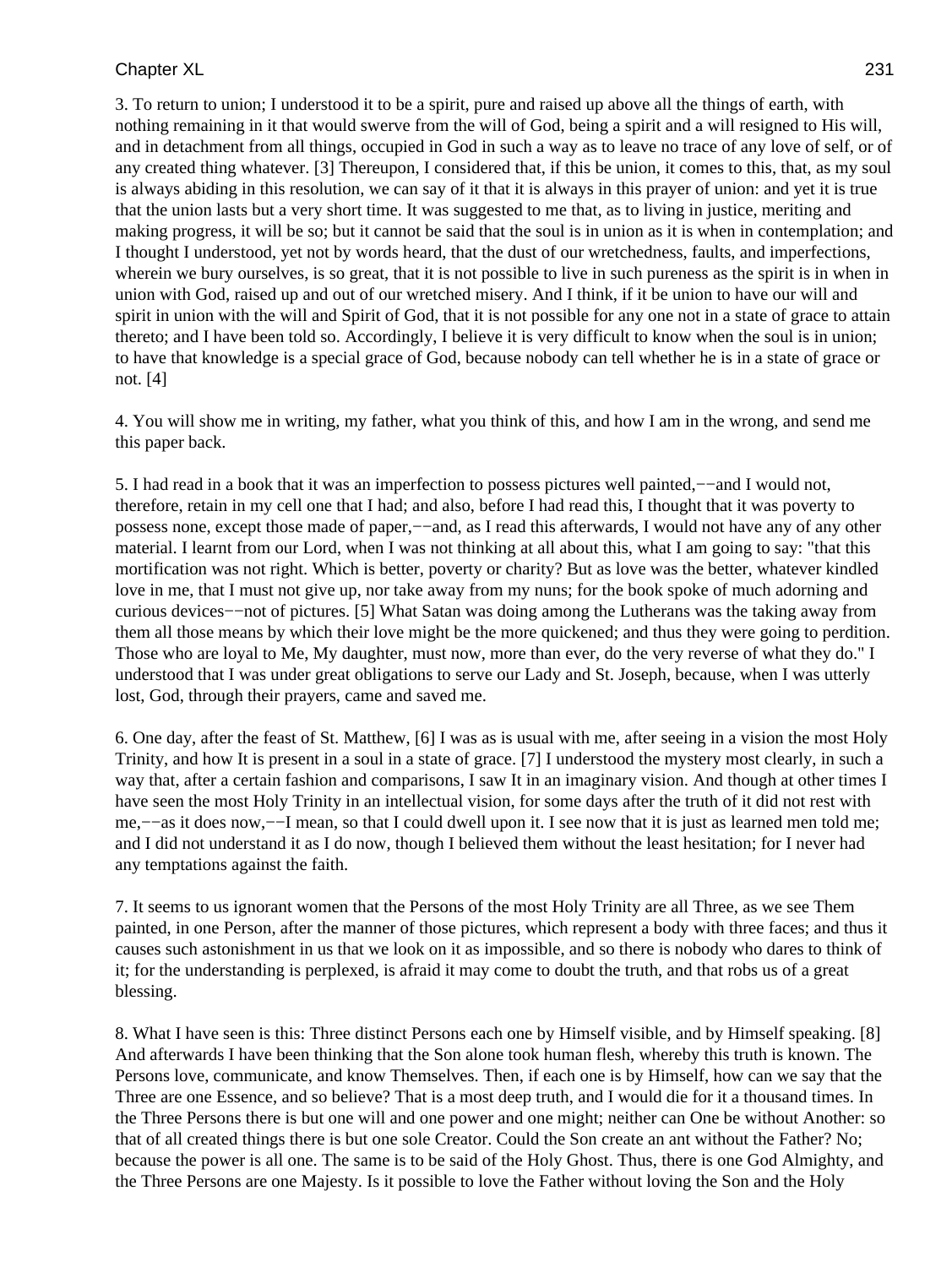3. To return to union; I understood it to be a spirit, pure and raised up above all the things of earth, with nothing remaining in it that would swerve from the will of God, being a spirit and a will resigned to His will, and in detachment from all things, occupied in God in such a way as to leave no trace of any love of self, or of any created thing whatever. [3] Thereupon, I considered that, if this be union, it comes to this, that, as my soul is always abiding in this resolution, we can say of it that it is always in this prayer of union: and yet it is true that the union lasts but a very short time. It was suggested to me that, as to living in justice, meriting and making progress, it will be so; but it cannot be said that the soul is in union as it is when in contemplation; and I thought I understood, yet not by words heard, that the dust of our wretchedness, faults, and imperfections, wherein we bury ourselves, is so great, that it is not possible to live in such pureness as the spirit is in when in union with God, raised up and out of our wretched misery. And I think, if it be union to have our will and spirit in union with the will and Spirit of God, that it is not possible for any one not in a state of grace to attain thereto; and I have been told so. Accordingly, I believe it is very difficult to know when the soul is in union; to have that knowledge is a special grace of God, because nobody can tell whether he is in a state of grace or not. [4]

4. You will show me in writing, my father, what you think of this, and how I am in the wrong, and send me this paper back.

5. I had read in a book that it was an imperfection to possess pictures well painted,−−and I would not, therefore, retain in my cell one that I had; and also, before I had read this, I thought that it was poverty to possess none, except those made of paper,−−and, as I read this afterwards, I would not have any of any other material. I learnt from our Lord, when I was not thinking at all about this, what I am going to say: "that this mortification was not right. Which is better, poverty or charity? But as love was the better, whatever kindled love in me, that I must not give up, nor take away from my nuns; for the book spoke of much adorning and curious devices−−not of pictures. [5] What Satan was doing among the Lutherans was the taking away from them all those means by which their love might be the more quickened; and thus they were going to perdition. Those who are loyal to Me, My daughter, must now, more than ever, do the very reverse of what they do." I understood that I was under great obligations to serve our Lady and St. Joseph, because, when I was utterly lost, God, through their prayers, came and saved me.

6. One day, after the feast of St. Matthew, [6] I was as is usual with me, after seeing in a vision the most Holy Trinity, and how It is present in a soul in a state of grace. [7] I understood the mystery most clearly, in such a way that, after a certain fashion and comparisons, I saw It in an imaginary vision. And though at other times I have seen the most Holy Trinity in an intellectual vision, for some days after the truth of it did not rest with me,−−as it does now,−−I mean, so that I could dwell upon it. I see now that it is just as learned men told me; and I did not understand it as I do now, though I believed them without the least hesitation; for I never had any temptations against the faith.

7. It seems to us ignorant women that the Persons of the most Holy Trinity are all Three, as we see Them painted, in one Person, after the manner of those pictures, which represent a body with three faces; and thus it causes such astonishment in us that we look on it as impossible, and so there is nobody who dares to think of it; for the understanding is perplexed, is afraid it may come to doubt the truth, and that robs us of a great blessing.

8. What I have seen is this: Three distinct Persons each one by Himself visible, and by Himself speaking. [8] And afterwards I have been thinking that the Son alone took human flesh, whereby this truth is known. The Persons love, communicate, and know Themselves. Then, if each one is by Himself, how can we say that the Three are one Essence, and so believe? That is a most deep truth, and I would die for it a thousand times. In the Three Persons there is but one will and one power and one might; neither can One be without Another: so that of all created things there is but one sole Creator. Could the Son create an ant without the Father? No; because the power is all one. The same is to be said of the Holy Ghost. Thus, there is one God Almighty, and the Three Persons are one Majesty. Is it possible to love the Father without loving the Son and the Holy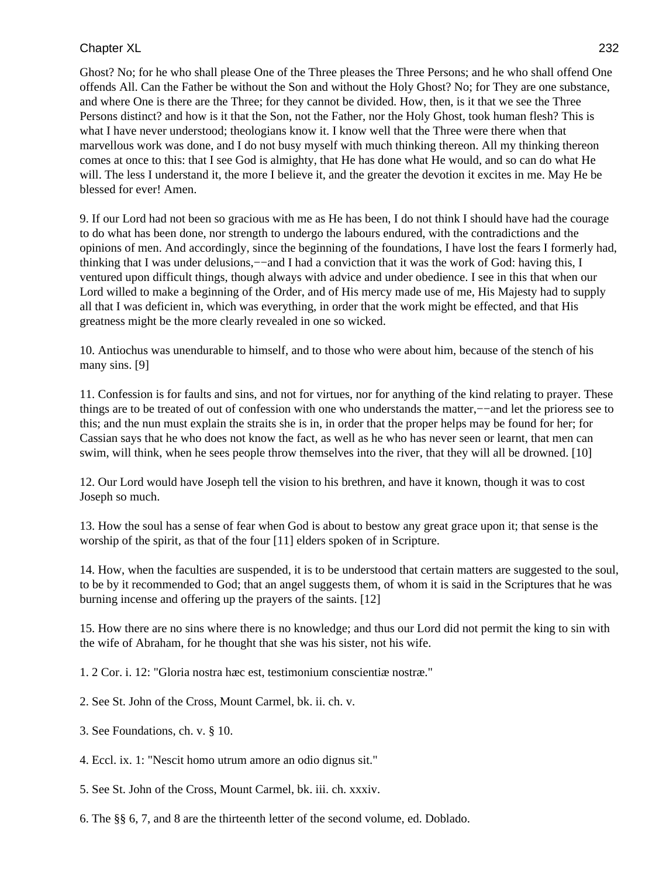Ghost? No; for he who shall please One of the Three pleases the Three Persons; and he who shall offend One offends All. Can the Father be without the Son and without the Holy Ghost? No; for They are one substance, and where One is there are the Three; for they cannot be divided. How, then, is it that we see the Three Persons distinct? and how is it that the Son, not the Father, nor the Holy Ghost, took human flesh? This is what I have never understood; theologians know it. I know well that the Three were there when that marvellous work was done, and I do not busy myself with much thinking thereon. All my thinking thereon comes at once to this: that I see God is almighty, that He has done what He would, and so can do what He will. The less I understand it, the more I believe it, and the greater the devotion it excites in me. May He be blessed for ever! Amen.

9. If our Lord had not been so gracious with me as He has been, I do not think I should have had the courage to do what has been done, nor strength to undergo the labours endured, with the contradictions and the opinions of men. And accordingly, since the beginning of the foundations, I have lost the fears I formerly had, thinking that I was under delusions,−−and I had a conviction that it was the work of God: having this, I ventured upon difficult things, though always with advice and under obedience. I see in this that when our Lord willed to make a beginning of the Order, and of His mercy made use of me, His Majesty had to supply all that I was deficient in, which was everything, in order that the work might be effected, and that His greatness might be the more clearly revealed in one so wicked.

10. Antiochus was unendurable to himself, and to those who were about him, because of the stench of his many sins. [9]

11. Confession is for faults and sins, and not for virtues, nor for anything of the kind relating to prayer. These things are to be treated of out of confession with one who understands the matter,−−and let the prioress see to this; and the nun must explain the straits she is in, in order that the proper helps may be found for her; for Cassian says that he who does not know the fact, as well as he who has never seen or learnt, that men can swim, will think, when he sees people throw themselves into the river, that they will all be drowned. [10]

12. Our Lord would have Joseph tell the vision to his brethren, and have it known, though it was to cost Joseph so much.

13. How the soul has a sense of fear when God is about to bestow any great grace upon it; that sense is the worship of the spirit, as that of the four [11] elders spoken of in Scripture.

14. How, when the faculties are suspended, it is to be understood that certain matters are suggested to the soul, to be by it recommended to God; that an angel suggests them, of whom it is said in the Scriptures that he was burning incense and offering up the prayers of the saints. [12]

15. How there are no sins where there is no knowledge; and thus our Lord did not permit the king to sin with the wife of Abraham, for he thought that she was his sister, not his wife.

1. 2 Cor. i. 12: "Gloria nostra hæc est, testimonium conscientiæ nostræ."

2. See St. John of the Cross, Mount Carmel, bk. ii. ch. v.

3. See Foundations, ch. v. § 10.

4. Eccl. ix. 1: "Nescit homo utrum amore an odio dignus sit."

5. See St. John of the Cross, Mount Carmel, bk. iii. ch. xxxiv.

6. The §§ 6, 7, and 8 are the thirteenth letter of the second volume, ed. Doblado.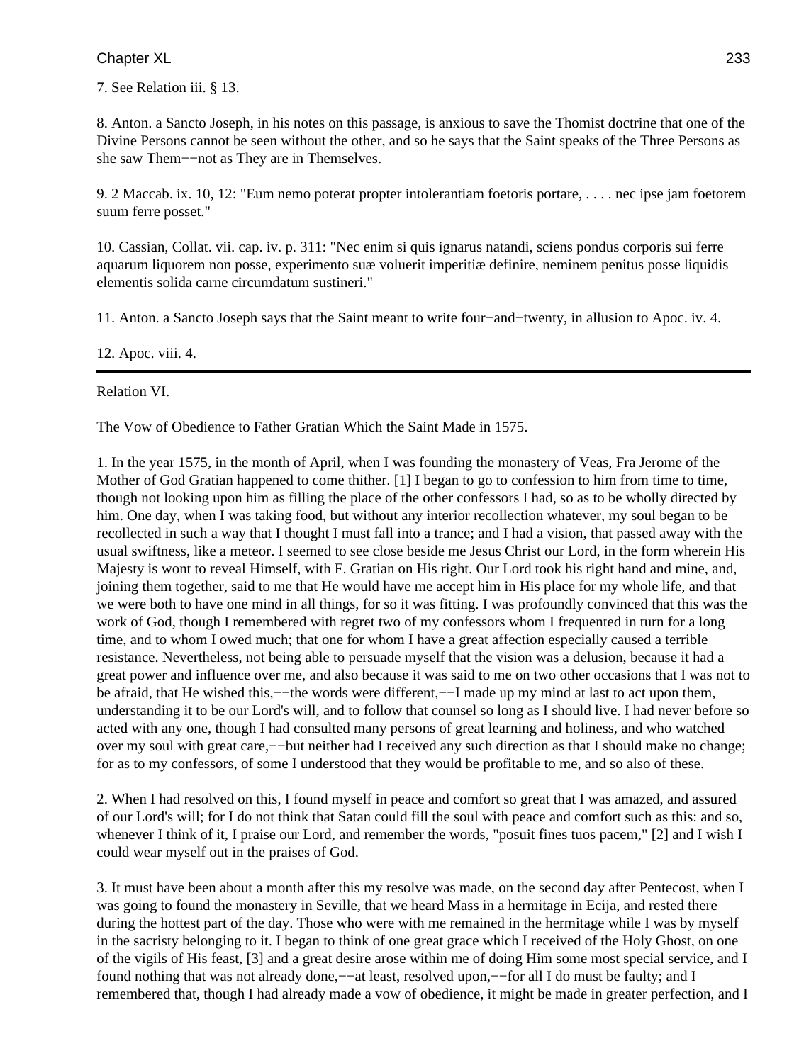7. See Relation iii. § 13.

8. Anton. a Sancto Joseph, in his notes on this passage, is anxious to save the Thomist doctrine that one of the Divine Persons cannot be seen without the other, and so he says that the Saint speaks of the Three Persons as she saw Them−−not as They are in Themselves.

9. 2 Maccab. ix. 10, 12: "Eum nemo poterat propter intolerantiam foetoris portare, . . . . nec ipse jam foetorem suum ferre posset."

10. Cassian, Collat. vii. cap. iv. p. 311: "Nec enim si quis ignarus natandi, sciens pondus corporis sui ferre aquarum liquorem non posse, experimento suæ voluerit imperitiæ definire, neminem penitus posse liquidis elementis solida carne circumdatum sustineri."

11. Anton. a Sancto Joseph says that the Saint meant to write four−and−twenty, in allusion to Apoc. iv. 4.

12. Apoc. viii. 4.

---

Relation VI.

The Vow of Obedience to Father Gratian Which the Saint Made in 1575.

1. In the year 1575, in the month of April, when I was founding the monastery of Veas, Fra Jerome of the Mother of God Gratian happened to come thither. [1] I began to go to confession to him from time to time, though not looking upon him as filling the place of the other confessors I had, so as to be wholly directed by him. One day, when I was taking food, but without any interior recollection whatever, my soul began to be recollected in such a way that I thought I must fall into a trance; and I had a vision, that passed away with the usual swiftness, like a meteor. I seemed to see close beside me Jesus Christ our Lord, in the form wherein His Majesty is wont to reveal Himself, with F. Gratian on His right. Our Lord took his right hand and mine, and, joining them together, said to me that He would have me accept him in His place for my whole life, and that we were both to have one mind in all things, for so it was fitting. I was profoundly convinced that this was the work of God, though I remembered with regret two of my confessors whom I frequented in turn for a long time, and to whom I owed much; that one for whom I have a great affection especially caused a terrible resistance. Nevertheless, not being able to persuade myself that the vision was a delusion, because it had a great power and influence over me, and also because it was said to me on two other occasions that I was not to be afraid, that He wished this,−−the words were different,−−I made up my mind at last to act upon them, understanding it to be our Lord's will, and to follow that counsel so long as I should live. I had never before so acted with any one, though I had consulted many persons of great learning and holiness, and who watched over my soul with great care,−−but neither had I received any such direction as that I should make no change; for as to my confessors, of some I understood that they would be profitable to me, and so also of these.

2. When I had resolved on this, I found myself in peace and comfort so great that I was amazed, and assured of our Lord's will; for I do not think that Satan could fill the soul with peace and comfort such as this: and so, whenever I think of it, I praise our Lord, and remember the words, "posuit fines tuos pacem," [2] and I wish I could wear myself out in the praises of God.

3. It must have been about a month after this my resolve was made, on the second day after Pentecost, when I was going to found the monastery in Seville, that we heard Mass in a hermitage in Ecija, and rested there during the hottest part of the day. Those who were with me remained in the hermitage while I was by myself in the sacristy belonging to it. I began to think of one great grace which I received of the Holy Ghost, on one of the vigils of His feast, [3] and a great desire arose within me of doing Him some most special service, and I found nothing that was not already done,−−at least, resolved upon,−−for all I do must be faulty; and I remembered that, though I had already made a vow of obedience, it might be made in greater perfection, and I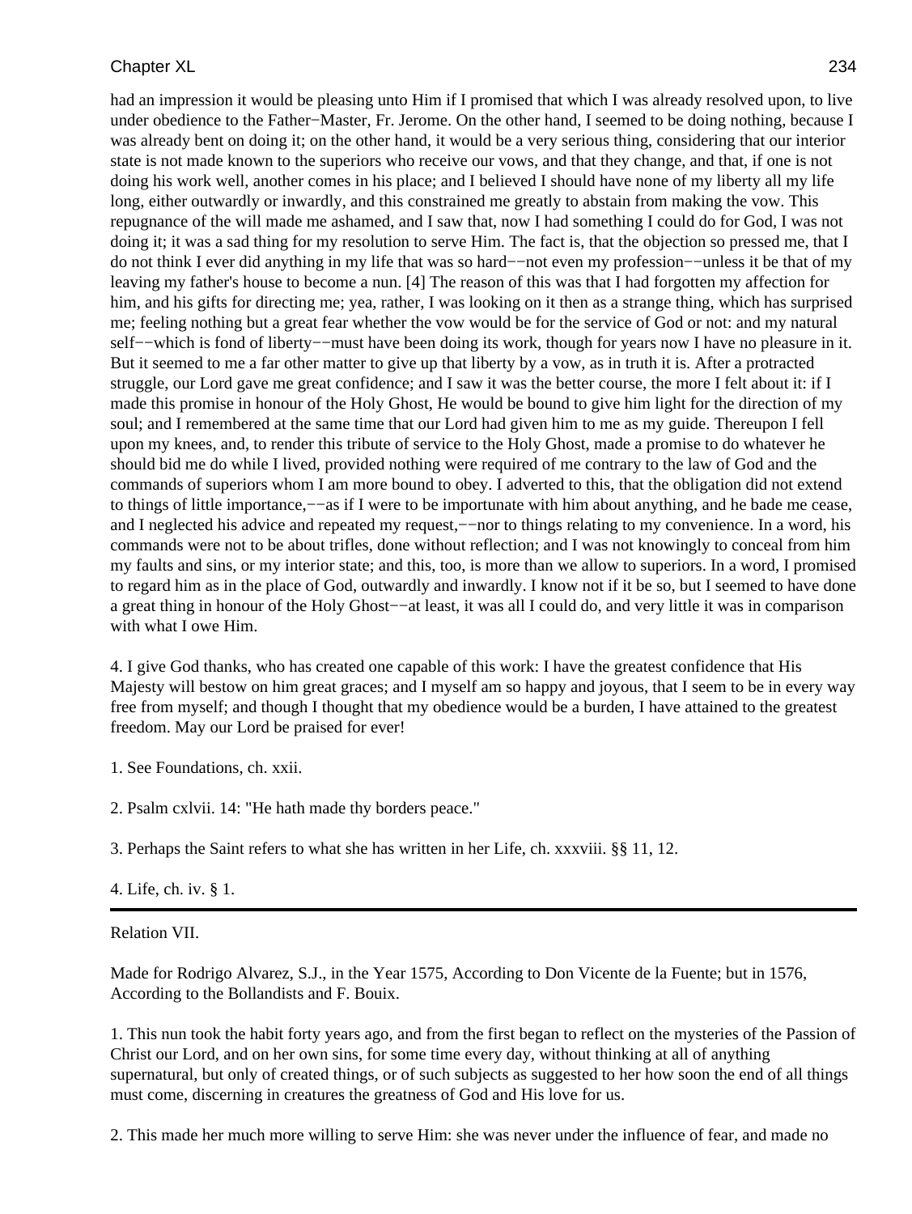had an impression it would be pleasing unto Him if I promised that which I was already resolved upon, to live under obedience to the Father−Master, Fr. Jerome. On the other hand, I seemed to be doing nothing, because I was already bent on doing it; on the other hand, it would be a very serious thing, considering that our interior state is not made known to the superiors who receive our vows, and that they change, and that, if one is not doing his work well, another comes in his place; and I believed I should have none of my liberty all my life long, either outwardly or inwardly, and this constrained me greatly to abstain from making the vow. This repugnance of the will made me ashamed, and I saw that, now I had something I could do for God, I was not doing it; it was a sad thing for my resolution to serve Him. The fact is, that the objection so pressed me, that I do not think I ever did anything in my life that was so hard−−not even my profession−−unless it be that of my leaving my father's house to become a nun. [4] The reason of this was that I had forgotten my affection for him, and his gifts for directing me; yea, rather, I was looking on it then as a strange thing, which has surprised me; feeling nothing but a great fear whether the vow would be for the service of God or not: and my natural self−−which is fond of liberty−−must have been doing its work, though for years now I have no pleasure in it. But it seemed to me a far other matter to give up that liberty by a vow, as in truth it is. After a protracted struggle, our Lord gave me great confidence; and I saw it was the better course, the more I felt about it: if I made this promise in honour of the Holy Ghost, He would be bound to give him light for the direction of my soul; and I remembered at the same time that our Lord had given him to me as my guide. Thereupon I fell upon my knees, and, to render this tribute of service to the Holy Ghost, made a promise to do whatever he should bid me do while I lived, provided nothing were required of me contrary to the law of God and the commands of superiors whom I am more bound to obey. I adverted to this, that the obligation did not extend to things of little importance,−−as if I were to be importunate with him about anything, and he bade me cease, and I neglected his advice and repeated my request,−−nor to things relating to my convenience. In a word, his commands were not to be about trifles, done without reflection; and I was not knowingly to conceal from him my faults and sins, or my interior state; and this, too, is more than we allow to superiors. In a word, I promised to regard him as in the place of God, outwardly and inwardly. I know not if it be so, but I seemed to have done a great thing in honour of the Holy Ghost−−at least, it was all I could do, and very little it was in comparison with what I owe Him.

4. I give God thanks, who has created one capable of this work: I have the greatest confidence that His Majesty will bestow on him great graces; and I myself am so happy and joyous, that I seem to be in every way free from myself; and though I thought that my obedience would be a burden, I have attained to the greatest freedom. May our Lord be praised for ever!

1. See Foundations, ch. xxii.

2. Psalm cxlvii. 14: "He hath made thy borders peace."

3. Perhaps the Saint refers to what she has written in her Life, ch. xxxviii. §§ 11, 12.

4. Life, ch. iv. § 1.

---

## Relation VII.

Made for Rodrigo Alvarez, S.J., in the Year 1575, According to Don Vicente de la Fuente; but in 1576, According to the Bollandists and F. Bouix.

1. This nun took the habit forty years ago, and from the first began to reflect on the mysteries of the Passion of Christ our Lord, and on her own sins, for some time every day, without thinking at all of anything supernatural, but only of created things, or of such subjects as suggested to her how soon the end of all things must come, discerning in creatures the greatness of God and His love for us.

2. This made her much more willing to serve Him: she was never under the influence of fear, and made no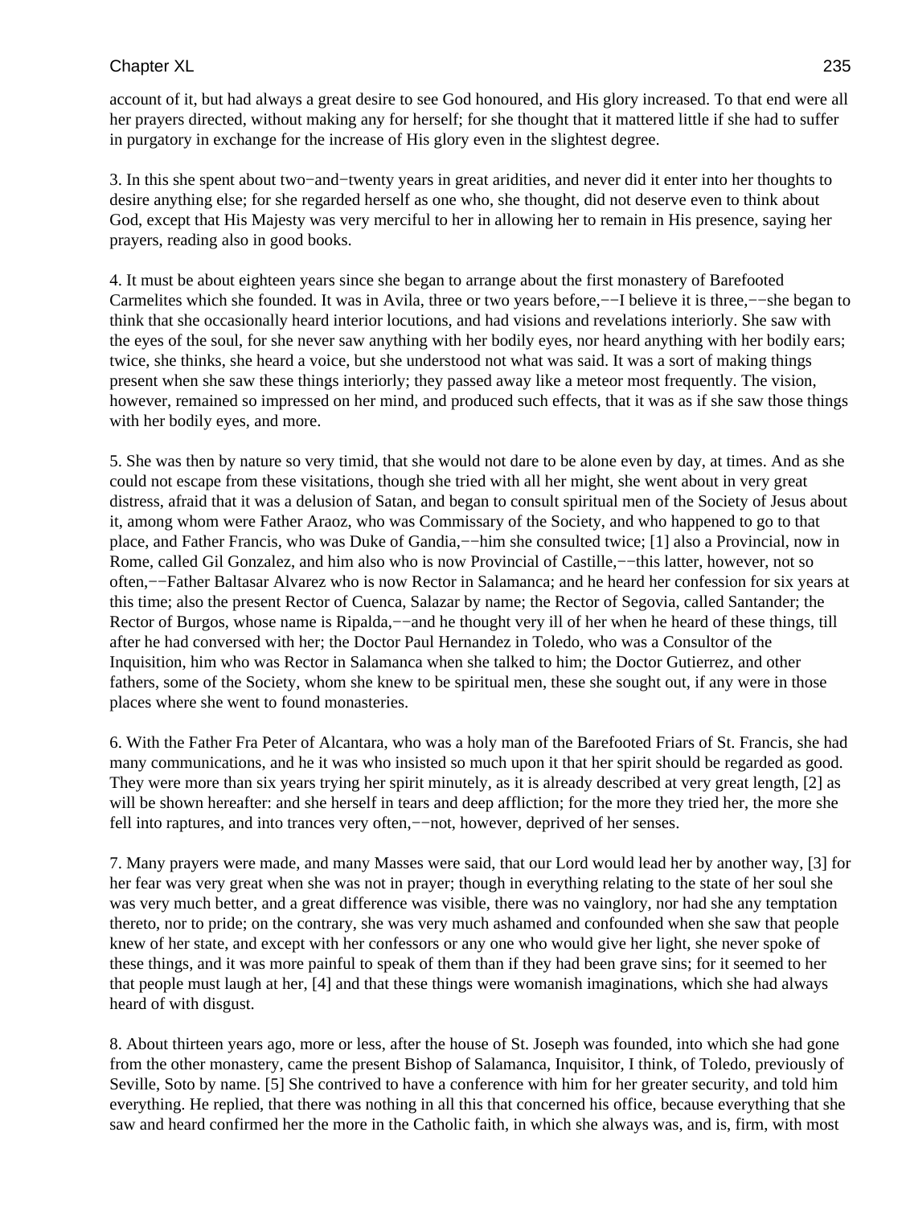account of it, but had always a great desire to see God honoured, and His glory increased. To that end were all her prayers directed, without making any for herself; for she thought that it mattered little if she had to suffer in purgatory in exchange for the increase of His glory even in the slightest degree.

3. In this she spent about two−and−twenty years in great aridities, and never did it enter into her thoughts to desire anything else; for she regarded herself as one who, she thought, did not deserve even to think about God, except that His Majesty was very merciful to her in allowing her to remain in His presence, saying her prayers, reading also in good books.

4. It must be about eighteen years since she began to arrange about the first monastery of Barefooted Carmelites which she founded. It was in Avila, three or two years before,−−I believe it is three,−−she began to think that she occasionally heard interior locutions, and had visions and revelations interiorly. She saw with the eyes of the soul, for she never saw anything with her bodily eyes, nor heard anything with her bodily ears; twice, she thinks, she heard a voice, but she understood not what was said. It was a sort of making things present when she saw these things interiorly; they passed away like a meteor most frequently. The vision, however, remained so impressed on her mind, and produced such effects, that it was as if she saw those things with her bodily eyes, and more.

5. She was then by nature so very timid, that she would not dare to be alone even by day, at times. And as she could not escape from these visitations, though she tried with all her might, she went about in very great distress, afraid that it was a delusion of Satan, and began to consult spiritual men of the Society of Jesus about it, among whom were Father Araoz, who was Commissary of the Society, and who happened to go to that place, and Father Francis, who was Duke of Gandia,−−him she consulted twice; [1] also a Provincial, now in Rome, called Gil Gonzalez, and him also who is now Provincial of Castille,−−this latter, however, not so often,−−Father Baltasar Alvarez who is now Rector in Salamanca; and he heard her confession for six years at this time; also the present Rector of Cuenca, Salazar by name; the Rector of Segovia, called Santander; the Rector of Burgos, whose name is Ripalda,−−and he thought very ill of her when he heard of these things, till after he had conversed with her; the Doctor Paul Hernandez in Toledo, who was a Consultor of the Inquisition, him who was Rector in Salamanca when she talked to him; the Doctor Gutierrez, and other fathers, some of the Society, whom she knew to be spiritual men, these she sought out, if any were in those places where she went to found monasteries.

6. With the Father Fra Peter of Alcantara, who was a holy man of the Barefooted Friars of St. Francis, she had many communications, and he it was who insisted so much upon it that her spirit should be regarded as good. They were more than six years trying her spirit minutely, as it is already described at very great length, [2] as will be shown hereafter: and she herself in tears and deep affliction; for the more they tried her, the more she fell into raptures, and into trances very often,−−not, however, deprived of her senses.

7. Many prayers were made, and many Masses were said, that our Lord would lead her by another way, [3] for her fear was very great when she was not in prayer; though in everything relating to the state of her soul she was very much better, and a great difference was visible, there was no vainglory, nor had she any temptation thereto, nor to pride; on the contrary, she was very much ashamed and confounded when she saw that people knew of her state, and except with her confessors or any one who would give her light, she never spoke of these things, and it was more painful to speak of them than if they had been grave sins; for it seemed to her that people must laugh at her, [4] and that these things were womanish imaginations, which she had always heard of with disgust.

8. About thirteen years ago, more or less, after the house of St. Joseph was founded, into which she had gone from the other monastery, came the present Bishop of Salamanca, Inquisitor, I think, of Toledo, previously of Seville, Soto by name. [5] She contrived to have a conference with him for her greater security, and told him everything. He replied, that there was nothing in all this that concerned his office, because everything that she saw and heard confirmed her the more in the Catholic faith, in which she always was, and is, firm, with most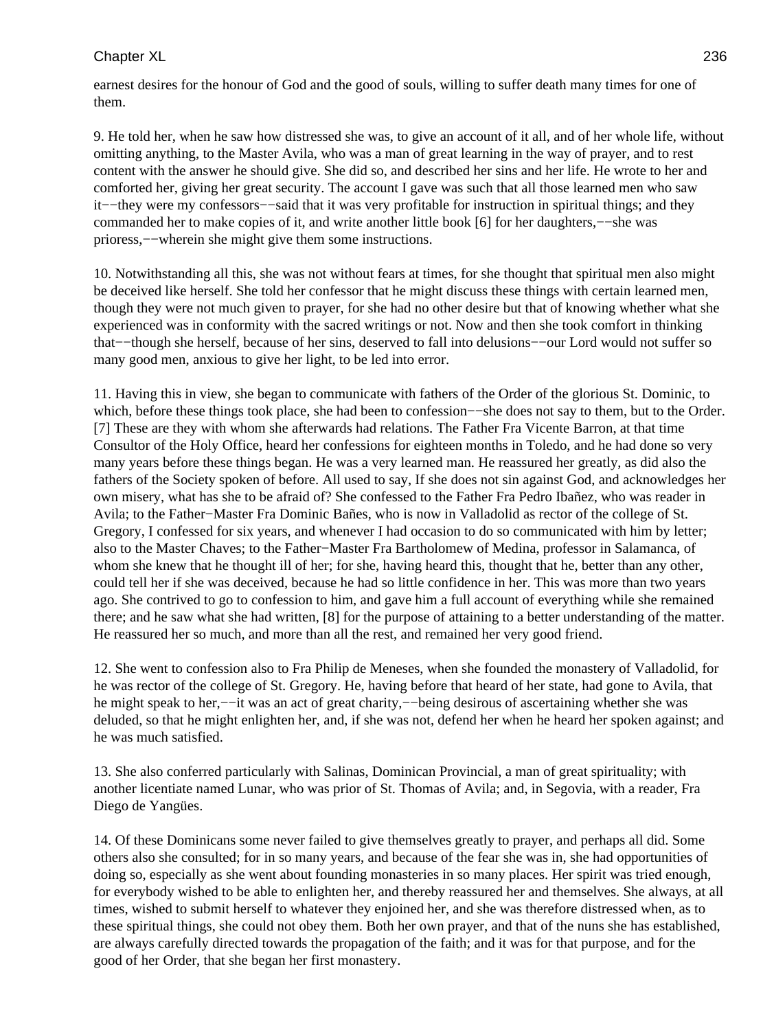earnest desires for the honour of God and the good of souls, willing to suffer death many times for one of them.

9. He told her, when he saw how distressed she was, to give an account of it all, and of her whole life, without omitting anything, to the Master Avila, who was a man of great learning in the way of prayer, and to rest content with the answer he should give. She did so, and described her sins and her life. He wrote to her and comforted her, giving her great security. The account I gave was such that all those learned men who saw it−−they were my confessors−−said that it was very profitable for instruction in spiritual things; and they commanded her to make copies of it, and write another little book [6] for her daughters,−−she was prioress,−−wherein she might give them some instructions.

10. Notwithstanding all this, she was not without fears at times, for she thought that spiritual men also might be deceived like herself. She told her confessor that he might discuss these things with certain learned men, though they were not much given to prayer, for she had no other desire but that of knowing whether what she experienced was in conformity with the sacred writings or not. Now and then she took comfort in thinking that−−though she herself, because of her sins, deserved to fall into delusions−−our Lord would not suffer so many good men, anxious to give her light, to be led into error.

11. Having this in view, she began to communicate with fathers of the Order of the glorious St. Dominic, to which, before these things took place, she had been to confession−−she does not say to them, but to the Order. [7] These are they with whom she afterwards had relations. The Father Fra Vicente Barron, at that time Consultor of the Holy Office, heard her confessions for eighteen months in Toledo, and he had done so very many years before these things began. He was a very learned man. He reassured her greatly, as did also the fathers of the Society spoken of before. All used to say, If she does not sin against God, and acknowledges her own misery, what has she to be afraid of? She confessed to the Father Fra Pedro Ibañez, who was reader in Avila; to the Father−Master Fra Dominic Bañes, who is now in Valladolid as rector of the college of St. Gregory, I confessed for six years, and whenever I had occasion to do so communicated with him by letter; also to the Master Chaves; to the Father−Master Fra Bartholomew of Medina, professor in Salamanca, of whom she knew that he thought ill of her; for she, having heard this, thought that he, better than any other, could tell her if she was deceived, because he had so little confidence in her. This was more than two years ago. She contrived to go to confession to him, and gave him a full account of everything while she remained there; and he saw what she had written, [8] for the purpose of attaining to a better understanding of the matter. He reassured her so much, and more than all the rest, and remained her very good friend.

12. She went to confession also to Fra Philip de Meneses, when she founded the monastery of Valladolid, for he was rector of the college of St. Gregory. He, having before that heard of her state, had gone to Avila, that he might speak to her,−−it was an act of great charity,−−being desirous of ascertaining whether she was deluded, so that he might enlighten her, and, if she was not, defend her when he heard her spoken against; and he was much satisfied.

13. She also conferred particularly with Salinas, Dominican Provincial, a man of great spirituality; with another licentiate named Lunar, who was prior of St. Thomas of Avila; and, in Segovia, with a reader, Fra Diego de Yangües.

14. Of these Dominicans some never failed to give themselves greatly to prayer, and perhaps all did. Some others also she consulted; for in so many years, and because of the fear she was in, she had opportunities of doing so, especially as she went about founding monasteries in so many places. Her spirit was tried enough, for everybody wished to be able to enlighten her, and thereby reassured her and themselves. She always, at all times, wished to submit herself to whatever they enjoined her, and she was therefore distressed when, as to these spiritual things, she could not obey them. Both her own prayer, and that of the nuns she has established, are always carefully directed towards the propagation of the faith; and it was for that purpose, and for the good of her Order, that she began her first monastery.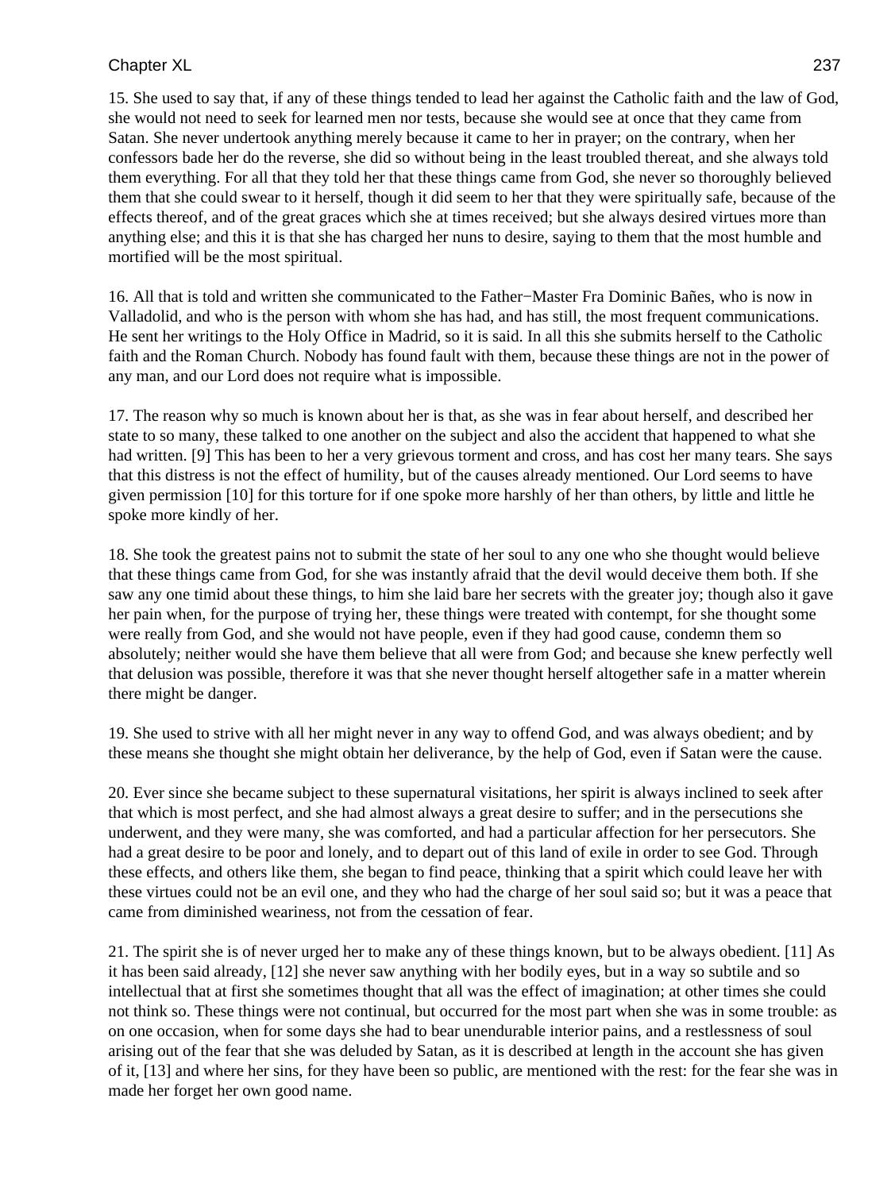15. She used to say that, if any of these things tended to lead her against the Catholic faith and the law of God, she would not need to seek for learned men nor tests, because she would see at once that they came from Satan. She never undertook anything merely because it came to her in prayer; on the contrary, when her confessors bade her do the reverse, she did so without being in the least troubled thereat, and she always told them everything. For all that they told her that these things came from God, she never so thoroughly believed them that she could swear to it herself, though it did seem to her that they were spiritually safe, because of the effects thereof, and of the great graces which she at times received; but she always desired virtues more than anything else; and this it is that she has charged her nuns to desire, saying to them that the most humble and mortified will be the most spiritual.

16. All that is told and written she communicated to the Father−Master Fra Dominic Bañes, who is now in Valladolid, and who is the person with whom she has had, and has still, the most frequent communications. He sent her writings to the Holy Office in Madrid, so it is said. In all this she submits herself to the Catholic faith and the Roman Church. Nobody has found fault with them, because these things are not in the power of any man, and our Lord does not require what is impossible.

17. The reason why so much is known about her is that, as she was in fear about herself, and described her state to so many, these talked to one another on the subject and also the accident that happened to what she had written. [9] This has been to her a very grievous torment and cross, and has cost her many tears. She says that this distress is not the effect of humility, but of the causes already mentioned. Our Lord seems to have given permission [10] for this torture for if one spoke more harshly of her than others, by little and little he spoke more kindly of her.

18. She took the greatest pains not to submit the state of her soul to any one who she thought would believe that these things came from God, for she was instantly afraid that the devil would deceive them both. If she saw any one timid about these things, to him she laid bare her secrets with the greater joy; though also it gave her pain when, for the purpose of trying her, these things were treated with contempt, for she thought some were really from God, and she would not have people, even if they had good cause, condemn them so absolutely; neither would she have them believe that all were from God; and because she knew perfectly well that delusion was possible, therefore it was that she never thought herself altogether safe in a matter wherein there might be danger.

19. She used to strive with all her might never in any way to offend God, and was always obedient; and by these means she thought she might obtain her deliverance, by the help of God, even if Satan were the cause.

20. Ever since she became subject to these supernatural visitations, her spirit is always inclined to seek after that which is most perfect, and she had almost always a great desire to suffer; and in the persecutions she underwent, and they were many, she was comforted, and had a particular affection for her persecutors. She had a great desire to be poor and lonely, and to depart out of this land of exile in order to see God. Through these effects, and others like them, she began to find peace, thinking that a spirit which could leave her with these virtues could not be an evil one, and they who had the charge of her soul said so; but it was a peace that came from diminished weariness, not from the cessation of fear.

21. The spirit she is of never urged her to make any of these things known, but to be always obedient. [11] As it has been said already, [12] she never saw anything with her bodily eyes, but in a way so subtile and so intellectual that at first she sometimes thought that all was the effect of imagination; at other times she could not think so. These things were not continual, but occurred for the most part when she was in some trouble: as on one occasion, when for some days she had to bear unendurable interior pains, and a restlessness of soul arising out of the fear that she was deluded by Satan, as it is described at length in the account she has given of it, [13] and where her sins, for they have been so public, are mentioned with the rest: for the fear she was in made her forget her own good name.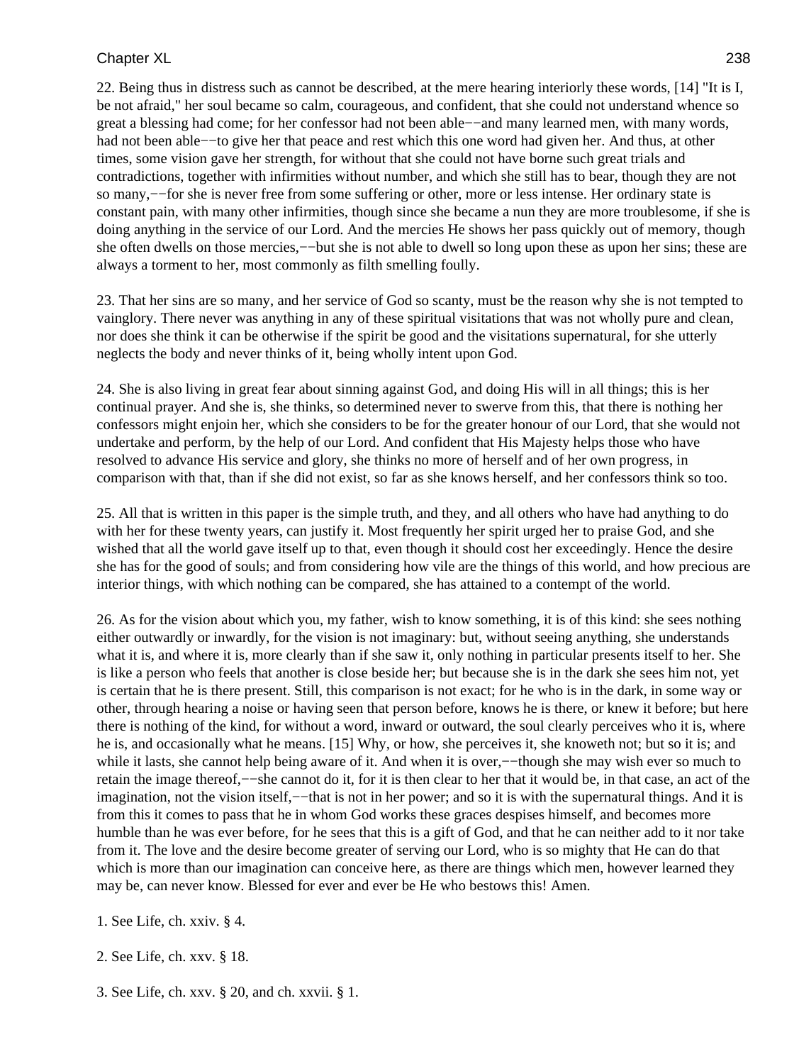22. Being thus in distress such as cannot be described, at the mere hearing interiorly these words, [14] "It is I, be not afraid," her soul became so calm, courageous, and confident, that she could not understand whence so great a blessing had come; for her confessor had not been able−−and many learned men, with many words, had not been able−−to give her that peace and rest which this one word had given her. And thus, at other times, some vision gave her strength, for without that she could not have borne such great trials and contradictions, together with infirmities without number, and which she still has to bear, though they are not so many,−−for she is never free from some suffering or other, more or less intense. Her ordinary state is constant pain, with many other infirmities, though since she became a nun they are more troublesome, if she is doing anything in the service of our Lord. And the mercies He shows her pass quickly out of memory, though she often dwells on those mercies,−−but she is not able to dwell so long upon these as upon her sins; these are always a torment to her, most commonly as filth smelling foully.

23. That her sins are so many, and her service of God so scanty, must be the reason why she is not tempted to vainglory. There never was anything in any of these spiritual visitations that was not wholly pure and clean, nor does she think it can be otherwise if the spirit be good and the visitations supernatural, for she utterly neglects the body and never thinks of it, being wholly intent upon God.

24. She is also living in great fear about sinning against God, and doing His will in all things; this is her continual prayer. And she is, she thinks, so determined never to swerve from this, that there is nothing her confessors might enjoin her, which she considers to be for the greater honour of our Lord, that she would not undertake and perform, by the help of our Lord. And confident that His Majesty helps those who have resolved to advance His service and glory, she thinks no more of herself and of her own progress, in comparison with that, than if she did not exist, so far as she knows herself, and her confessors think so too.

25. All that is written in this paper is the simple truth, and they, and all others who have had anything to do with her for these twenty years, can justify it. Most frequently her spirit urged her to praise God, and she wished that all the world gave itself up to that, even though it should cost her exceedingly. Hence the desire she has for the good of souls; and from considering how vile are the things of this world, and how precious are interior things, with which nothing can be compared, she has attained to a contempt of the world.

26. As for the vision about which you, my father, wish to know something, it is of this kind: she sees nothing either outwardly or inwardly, for the vision is not imaginary: but, without seeing anything, she understands what it is, and where it is, more clearly than if she saw it, only nothing in particular presents itself to her. She is like a person who feels that another is close beside her; but because she is in the dark she sees him not, yet is certain that he is there present. Still, this comparison is not exact; for he who is in the dark, in some way or other, through hearing a noise or having seen that person before, knows he is there, or knew it before; but here there is nothing of the kind, for without a word, inward or outward, the soul clearly perceives who it is, where he is, and occasionally what he means. [15] Why, or how, she perceives it, she knoweth not; but so it is; and while it lasts, she cannot help being aware of it. And when it is over,−−though she may wish ever so much to retain the image thereof,−−she cannot do it, for it is then clear to her that it would be, in that case, an act of the imagination, not the vision itself,−−that is not in her power; and so it is with the supernatural things. And it is from this it comes to pass that he in whom God works these graces despises himself, and becomes more humble than he was ever before, for he sees that this is a gift of God, and that he can neither add to it nor take from it. The love and the desire become greater of serving our Lord, who is so mighty that He can do that which is more than our imagination can conceive here, as there are things which men, however learned they may be, can never know. Blessed for ever and ever be He who bestows this! Amen.

1. See Life, ch. xxiv. § 4.

2. See Life, ch. xxv. § 18.

3. See Life, ch. xxv. § 20, and ch. xxvii. § 1.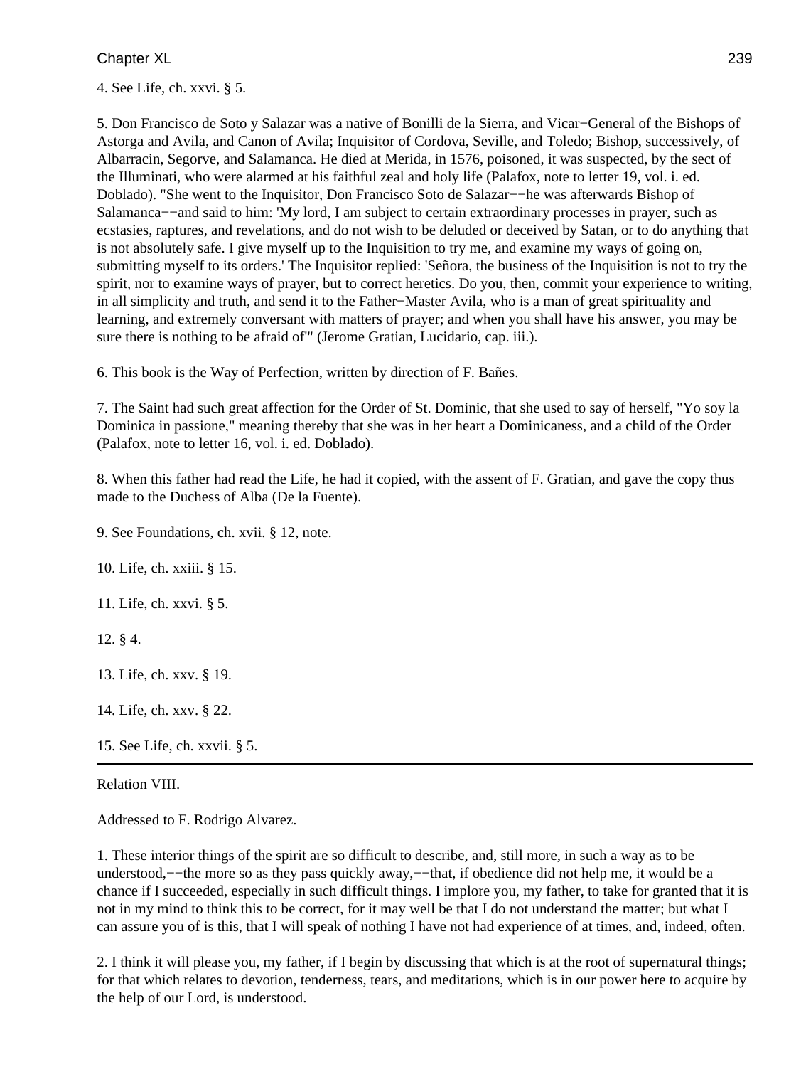4. See Life, ch. xxvi. § 5.

5. Don Francisco de Soto y Salazar was a native of Bonilli de la Sierra, and Vicar−General of the Bishops of Astorga and Avila, and Canon of Avila; Inquisitor of Cordova, Seville, and Toledo; Bishop, successively, of Albarracin, Segorve, and Salamanca. He died at Merida, in 1576, poisoned, it was suspected, by the sect of the Illuminati, who were alarmed at his faithful zeal and holy life (Palafox, note to letter 19, vol. i. ed. Doblado). "She went to the Inquisitor, Don Francisco Soto de Salazar−−he was afterwards Bishop of Salamanca−−and said to him: 'My lord, I am subject to certain extraordinary processes in prayer, such as ecstasies, raptures, and revelations, and do not wish to be deluded or deceived by Satan, or to do anything that is not absolutely safe. I give myself up to the Inquisition to try me, and examine my ways of going on, submitting myself to its orders.' The Inquisitor replied: 'Señora, the business of the Inquisition is not to try the spirit, nor to examine ways of prayer, but to correct heretics. Do you, then, commit your experience to writing, in all simplicity and truth, and send it to the Father−Master Avila, who is a man of great spirituality and learning, and extremely conversant with matters of prayer; and when you shall have his answer, you may be sure there is nothing to be afraid of'" (Jerome Gratian, Lucidario, cap. iii.).

6. This book is the Way of Perfection, written by direction of F. Bañes.

7. The Saint had such great affection for the Order of St. Dominic, that she used to say of herself, "Yo soy la Dominica in passione," meaning thereby that she was in her heart a Dominicaness, and a child of the Order (Palafox, note to letter 16, vol. i. ed. Doblado).

8. When this father had read the Life, he had it copied, with the assent of F. Gratian, and gave the copy thus made to the Duchess of Alba (De la Fuente).

9. See Foundations, ch. xvii. § 12, note.

10. Life, ch. xxiii. § 15.

11. Life, ch. xxvi. § 5.

12. § 4.

13. Life, ch. xxv. § 19.

14. Life, ch. xxv. § 22.

15. See Life, ch. xxvii. § 5.

---

## Relation VIII.

Addressed to F. Rodrigo Alvarez.

1. These interior things of the spirit are so difficult to describe, and, still more, in such a way as to be understood,−−the more so as they pass quickly away,−−that, if obedience did not help me, it would be a chance if I succeeded, especially in such difficult things. I implore you, my father, to take for granted that it is not in my mind to think this to be correct, for it may well be that I do not understand the matter; but what I can assure you of is this, that I will speak of nothing I have not had experience of at times, and, indeed, often.

2. I think it will please you, my father, if I begin by discussing that which is at the root of supernatural things; for that which relates to devotion, tenderness, tears, and meditations, which is in our power here to acquire by the help of our Lord, is understood.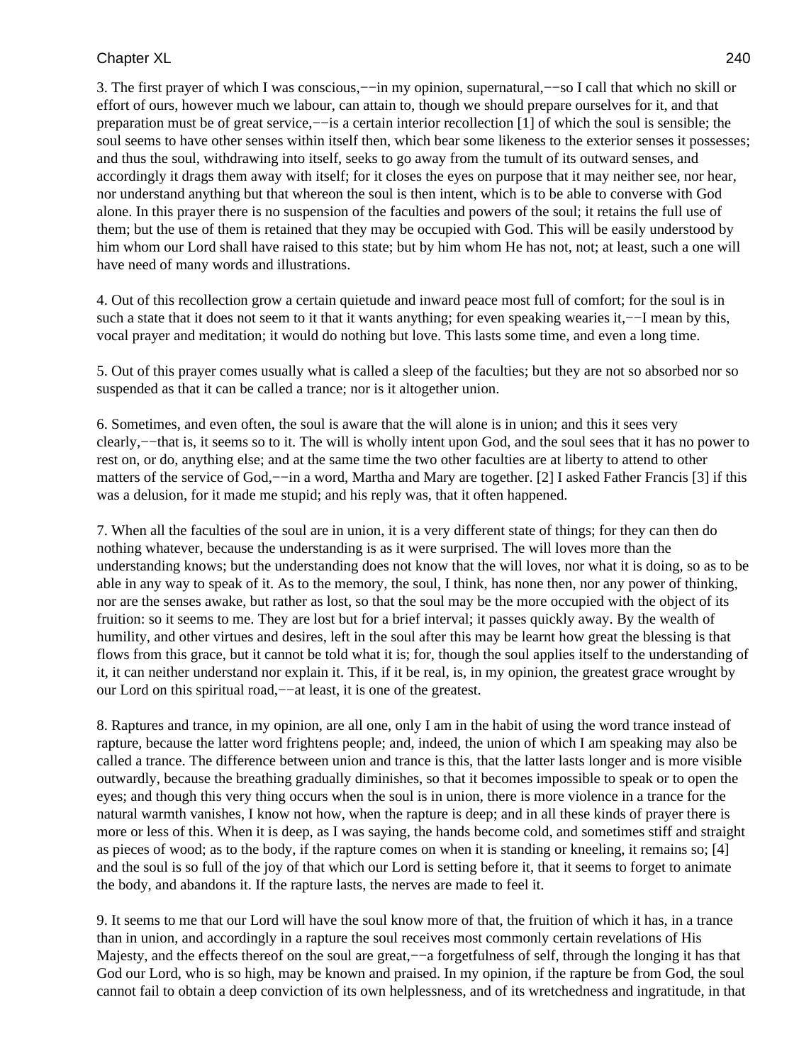3. The first prayer of which I was conscious,−−in my opinion, supernatural,−−so I call that which no skill or effort of ours, however much we labour, can attain to, though we should prepare ourselves for it, and that preparation must be of great service,−−is a certain interior recollection [1] of which the soul is sensible; the soul seems to have other senses within itself then, which bear some likeness to the exterior senses it possesses; and thus the soul, withdrawing into itself, seeks to go away from the tumult of its outward senses, and accordingly it drags them away with itself; for it closes the eyes on purpose that it may neither see, nor hear, nor understand anything but that whereon the soul is then intent, which is to be able to converse with God alone. In this prayer there is no suspension of the faculties and powers of the soul; it retains the full use of them; but the use of them is retained that they may be occupied with God. This will be easily understood by him whom our Lord shall have raised to this state; but by him whom He has not, not; at least, such a one will have need of many words and illustrations.

4. Out of this recollection grow a certain quietude and inward peace most full of comfort; for the soul is in such a state that it does not seem to it that it wants anything; for even speaking wearies it,−−I mean by this, vocal prayer and meditation; it would do nothing but love. This lasts some time, and even a long time.

5. Out of this prayer comes usually what is called a sleep of the faculties; but they are not so absorbed nor so suspended as that it can be called a trance; nor is it altogether union.

6. Sometimes, and even often, the soul is aware that the will alone is in union; and this it sees very clearly,−−that is, it seems so to it. The will is wholly intent upon God, and the soul sees that it has no power to rest on, or do, anything else; and at the same time the two other faculties are at liberty to attend to other matters of the service of God,−−in a word, Martha and Mary are together. [2] I asked Father Francis [3] if this was a delusion, for it made me stupid; and his reply was, that it often happened.

7. When all the faculties of the soul are in union, it is a very different state of things; for they can then do nothing whatever, because the understanding is as it were surprised. The will loves more than the understanding knows; but the understanding does not know that the will loves, nor what it is doing, so as to be able in any way to speak of it. As to the memory, the soul, I think, has none then, nor any power of thinking, nor are the senses awake, but rather as lost, so that the soul may be the more occupied with the object of its fruition: so it seems to me. They are lost but for a brief interval; it passes quickly away. By the wealth of humility, and other virtues and desires, left in the soul after this may be learnt how great the blessing is that flows from this grace, but it cannot be told what it is; for, though the soul applies itself to the understanding of it, it can neither understand nor explain it. This, if it be real, is, in my opinion, the greatest grace wrought by our Lord on this spiritual road,−−at least, it is one of the greatest.

8. Raptures and trance, in my opinion, are all one, only I am in the habit of using the word trance instead of rapture, because the latter word frightens people; and, indeed, the union of which I am speaking may also be called a trance. The difference between union and trance is this, that the latter lasts longer and is more visible outwardly, because the breathing gradually diminishes, so that it becomes impossible to speak or to open the eyes; and though this very thing occurs when the soul is in union, there is more violence in a trance for the natural warmth vanishes, I know not how, when the rapture is deep; and in all these kinds of prayer there is more or less of this. When it is deep, as I was saying, the hands become cold, and sometimes stiff and straight as pieces of wood; as to the body, if the rapture comes on when it is standing or kneeling, it remains so; [4] and the soul is so full of the joy of that which our Lord is setting before it, that it seems to forget to animate the body, and abandons it. If the rapture lasts, the nerves are made to feel it.

9. It seems to me that our Lord will have the soul know more of that, the fruition of which it has, in a trance than in union, and accordingly in a rapture the soul receives most commonly certain revelations of His Majesty, and the effects thereof on the soul are great,−−a forgetfulness of self, through the longing it has that God our Lord, who is so high, may be known and praised. In my opinion, if the rapture be from God, the soul cannot fail to obtain a deep conviction of its own helplessness, and of its wretchedness and ingratitude, in that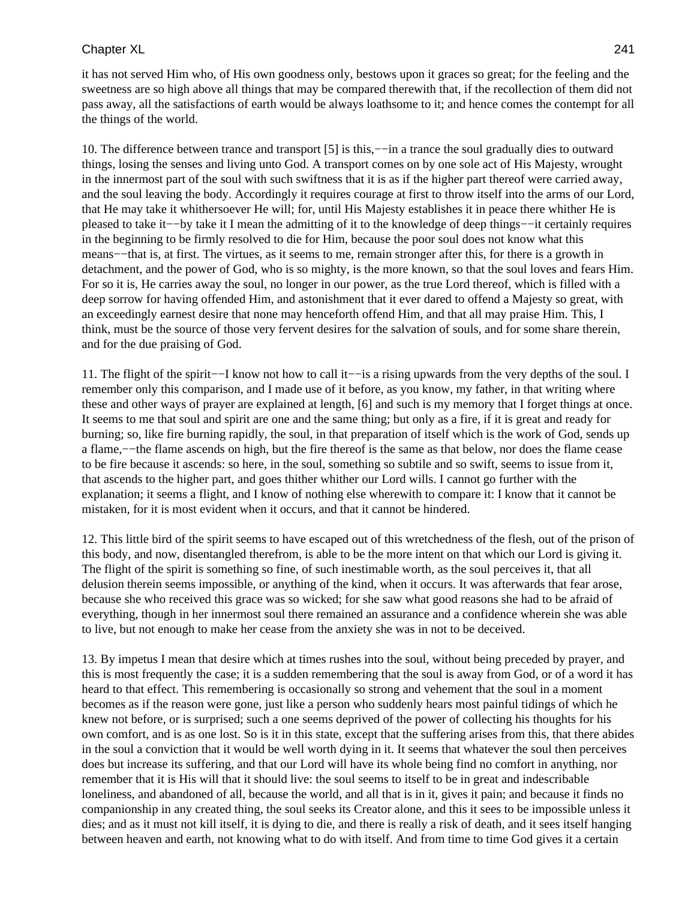it has not served Him who, of His own goodness only, bestows upon it graces so great; for the feeling and the sweetness are so high above all things that may be compared therewith that, if the recollection of them did not pass away, all the satisfactions of earth would be always loathsome to it; and hence comes the contempt for all the things of the world.

10. The difference between trance and transport [5] is this,−−in a trance the soul gradually dies to outward things, losing the senses and living unto God. A transport comes on by one sole act of His Majesty, wrought in the innermost part of the soul with such swiftness that it is as if the higher part thereof were carried away, and the soul leaving the body. Accordingly it requires courage at first to throw itself into the arms of our Lord, that He may take it whithersoever He will; for, until His Majesty establishes it in peace there whither He is pleased to take it−−by take it I mean the admitting of it to the knowledge of deep things−−it certainly requires in the beginning to be firmly resolved to die for Him, because the poor soul does not know what this means−−that is, at first. The virtues, as it seems to me, remain stronger after this, for there is a growth in detachment, and the power of God, who is so mighty, is the more known, so that the soul loves and fears Him. For so it is, He carries away the soul, no longer in our power, as the true Lord thereof, which is filled with a deep sorrow for having offended Him, and astonishment that it ever dared to offend a Majesty so great, with an exceedingly earnest desire that none may henceforth offend Him, and that all may praise Him. This, I think, must be the source of those very fervent desires for the salvation of souls, and for some share therein, and for the due praising of God.

11. The flight of the spirit−−I know not how to call it−−is a rising upwards from the very depths of the soul. I remember only this comparison, and I made use of it before, as you know, my father, in that writing where these and other ways of prayer are explained at length, [6] and such is my memory that I forget things at once. It seems to me that soul and spirit are one and the same thing; but only as a fire, if it is great and ready for burning; so, like fire burning rapidly, the soul, in that preparation of itself which is the work of God, sends up a flame,−−the flame ascends on high, but the fire thereof is the same as that below, nor does the flame cease to be fire because it ascends: so here, in the soul, something so subtile and so swift, seems to issue from it, that ascends to the higher part, and goes thither whither our Lord wills. I cannot go further with the explanation; it seems a flight, and I know of nothing else wherewith to compare it: I know that it cannot be mistaken, for it is most evident when it occurs, and that it cannot be hindered.

12. This little bird of the spirit seems to have escaped out of this wretchedness of the flesh, out of the prison of this body, and now, disentangled therefrom, is able to be the more intent on that which our Lord is giving it. The flight of the spirit is something so fine, of such inestimable worth, as the soul perceives it, that all delusion therein seems impossible, or anything of the kind, when it occurs. It was afterwards that fear arose, because she who received this grace was so wicked; for she saw what good reasons she had to be afraid of everything, though in her innermost soul there remained an assurance and a confidence wherein she was able to live, but not enough to make her cease from the anxiety she was in not to be deceived.

13. By impetus I mean that desire which at times rushes into the soul, without being preceded by prayer, and this is most frequently the case; it is a sudden remembering that the soul is away from God, or of a word it has heard to that effect. This remembering is occasionally so strong and vehement that the soul in a moment becomes as if the reason were gone, just like a person who suddenly hears most painful tidings of which he knew not before, or is surprised; such a one seems deprived of the power of collecting his thoughts for his own comfort, and is as one lost. So is it in this state, except that the suffering arises from this, that there abides in the soul a conviction that it would be well worth dying in it. It seems that whatever the soul then perceives does but increase its suffering, and that our Lord will have its whole being find no comfort in anything, nor remember that it is His will that it should live: the soul seems to itself to be in great and indescribable loneliness, and abandoned of all, because the world, and all that is in it, gives it pain; and because it finds no companionship in any created thing, the soul seeks its Creator alone, and this it sees to be impossible unless it dies; and as it must not kill itself, it is dying to die, and there is really a risk of death, and it sees itself hanging between heaven and earth, not knowing what to do with itself. And from time to time God gives it a certain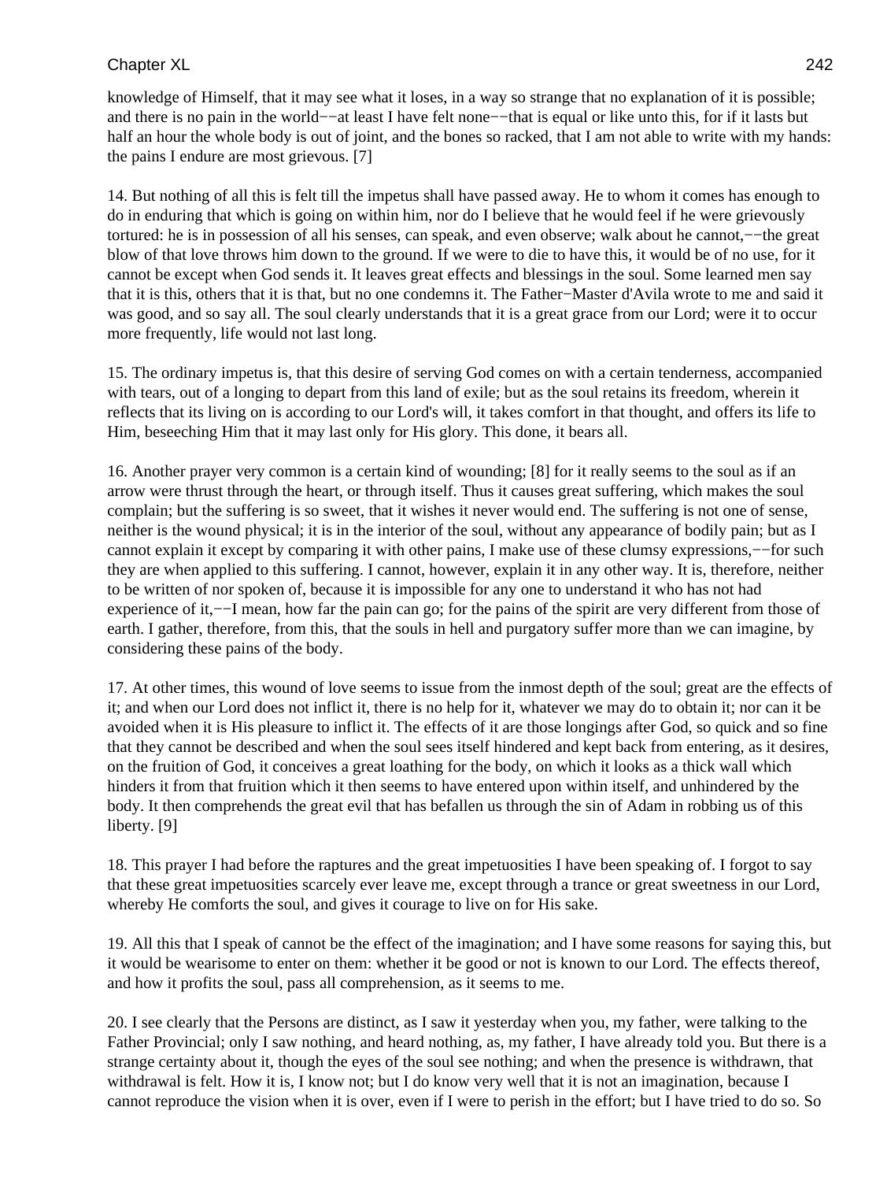knowledge of Himself, that it may see what it loses, in a way so strange that no explanation of it is possible; and there is no pain in the world−−at least I have felt none−−that is equal or like unto this, for if it lasts but half an hour the whole body is out of joint, and the bones so racked, that I am not able to write with my hands: the pains I endure are most grievous. [7]

14. But nothing of all this is felt till the impetus shall have passed away. He to whom it comes has enough to do in enduring that which is going on within him, nor do I believe that he would feel if he were grievously tortured: he is in possession of all his senses, can speak, and even observe; walk about he cannot,−−the great blow of that love throws him down to the ground. If we were to die to have this, it would be of no use, for it cannot be except when God sends it. It leaves great effects and blessings in the soul. Some learned men say that it is this, others that it is that, but no one condemns it. The Father−Master d'Avila wrote to me and said it was good, and so say all. The soul clearly understands that it is a great grace from our Lord; were it to occur more frequently, life would not last long.

15. The ordinary impetus is, that this desire of serving God comes on with a certain tenderness, accompanied with tears, out of a longing to depart from this land of exile; but as the soul retains its freedom, wherein it reflects that its living on is according to our Lord's will, it takes comfort in that thought, and offers its life to Him, beseeching Him that it may last only for His glory. This done, it bears all.

16. Another prayer very common is a certain kind of wounding; [8] for it really seems to the soul as if an arrow were thrust through the heart, or through itself. Thus it causes great suffering, which makes the soul complain; but the suffering is so sweet, that it wishes it never would end. The suffering is not one of sense, neither is the wound physical; it is in the interior of the soul, without any appearance of bodily pain; but as I cannot explain it except by comparing it with other pains, I make use of these clumsy expressions,−−for such they are when applied to this suffering. I cannot, however, explain it in any other way. It is, therefore, neither to be written of nor spoken of, because it is impossible for any one to understand it who has not had experience of it,−−I mean, how far the pain can go; for the pains of the spirit are very different from those of earth. I gather, therefore, from this, that the souls in hell and purgatory suffer more than we can imagine, by considering these pains of the body.

17. At other times, this wound of love seems to issue from the inmost depth of the soul; great are the effects of it; and when our Lord does not inflict it, there is no help for it, whatever we may do to obtain it; nor can it be avoided when it is His pleasure to inflict it. The effects of it are those longings after God, so quick and so fine that they cannot be described and when the soul sees itself hindered and kept back from entering, as it desires, on the fruition of God, it conceives a great loathing for the body, on which it looks as a thick wall which hinders it from that fruition which it then seems to have entered upon within itself, and unhindered by the body. It then comprehends the great evil that has befallen us through the sin of Adam in robbing us of this liberty. [9]

18. This prayer I had before the raptures and the great impetuosities I have been speaking of. I forgot to say that these great impetuosities scarcely ever leave me, except through a trance or great sweetness in our Lord, whereby He comforts the soul, and gives it courage to live on for His sake.

19. All this that I speak of cannot be the effect of the imagination; and I have some reasons for saying this, but it would be wearisome to enter on them: whether it be good or not is known to our Lord. The effects thereof, and how it profits the soul, pass all comprehension, as it seems to me.

20. I see clearly that the Persons are distinct, as I saw it yesterday when you, my father, were talking to the Father Provincial; only I saw nothing, and heard nothing, as, my father, I have already told you. But there is a strange certainty about it, though the eyes of the soul see nothing; and when the presence is withdrawn, that withdrawal is felt. How it is, I know not; but I do know very well that it is not an imagination, because I cannot reproduce the vision when it is over, even if I were to perish in the effort; but I have tried to do so. So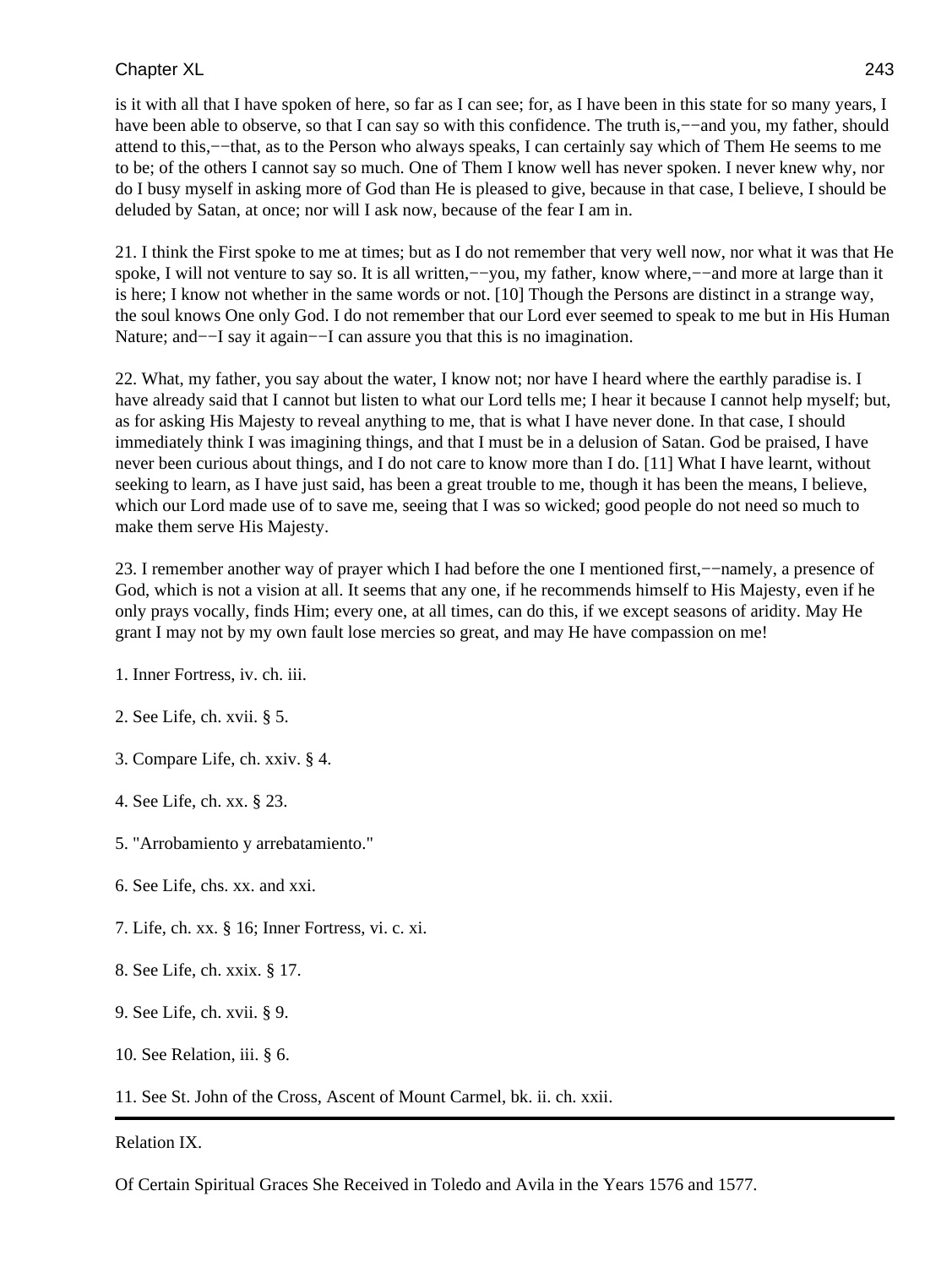is it with all that I have spoken of here, so far as I can see; for, as I have been in this state for so many years, I have been able to observe, so that I can say so with this confidence. The truth is,−−and you, my father, should attend to this,−−that, as to the Person who always speaks, I can certainly say which of Them He seems to me to be; of the others I cannot say so much. One of Them I know well has never spoken. I never knew why, nor do I busy myself in asking more of God than He is pleased to give, because in that case, I believe, I should be deluded by Satan, at once; nor will I ask now, because of the fear I am in.

21. I think the First spoke to me at times; but as I do not remember that very well now, nor what it was that He spoke, I will not venture to say so. It is all written,−−you, my father, know where,−−and more at large than it is here; I know not whether in the same words or not. [10] Though the Persons are distinct in a strange way, the soul knows One only God. I do not remember that our Lord ever seemed to speak to me but in His Human Nature; and−−I say it again−−I can assure you that this is no imagination.

22. What, my father, you say about the water, I know not; nor have I heard where the earthly paradise is. I have already said that I cannot but listen to what our Lord tells me; I hear it because I cannot help myself; but, as for asking His Majesty to reveal anything to me, that is what I have never done. In that case, I should immediately think I was imagining things, and that I must be in a delusion of Satan. God be praised, I have never been curious about things, and I do not care to know more than I do. [11] What I have learnt, without seeking to learn, as I have just said, has been a great trouble to me, though it has been the means, I believe, which our Lord made use of to save me, seeing that I was so wicked; good people do not need so much to make them serve His Majesty.

23. I remember another way of prayer which I had before the one I mentioned first,−−namely, a presence of God, which is not a vision at all. It seems that any one, if he recommends himself to His Majesty, even if he only prays vocally, finds Him; every one, at all times, can do this, if we except seasons of aridity. May He grant I may not by my own fault lose mercies so great, and may He have compassion on me!

1. Inner Fortress, iv. ch. iii.

2. See Life, ch. xvii. § 5.

3. Compare Life, ch. xxiv. § 4.

4. See Life, ch. xx. § 23.

5. "Arrobamiento y arrebatamiento."

6. See Life, chs. xx. and xxi.

7. Life, ch. xx. § 16; Inner Fortress, vi. c. xi.

8. See Life, ch. xxix. § 17.

9. See Life, ch. xvii. § 9.

10. See Relation, iii. § 6.

11. See St. John of the Cross, Ascent of Mount Carmel, bk. ii. ch. xxii.

---

Relation IX.

Of Certain Spiritual Graces She Received in Toledo and Avila in the Years 1576 and 1577.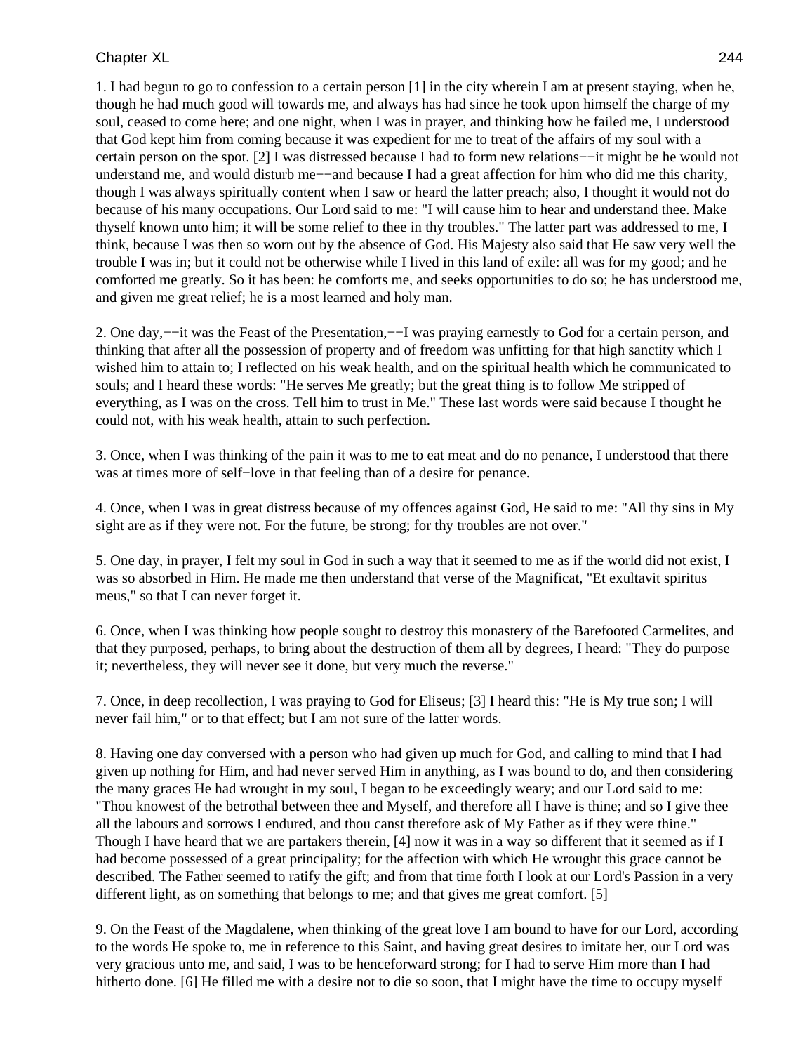1. I had begun to go to confession to a certain person [1] in the city wherein I am at present staying, when he, though he had much good will towards me, and always has had since he took upon himself the charge of my soul, ceased to come here; and one night, when I was in prayer, and thinking how he failed me, I understood that God kept him from coming because it was expedient for me to treat of the affairs of my soul with a certain person on the spot. [2] I was distressed because I had to form new relations−−it might be he would not understand me, and would disturb me−−and because I had a great affection for him who did me this charity, though I was always spiritually content when I saw or heard the latter preach; also, I thought it would not do because of his many occupations. Our Lord said to me: "I will cause him to hear and understand thee. Make thyself known unto him; it will be some relief to thee in thy troubles." The latter part was addressed to me, I think, because I was then so worn out by the absence of God. His Majesty also said that He saw very well the trouble I was in; but it could not be otherwise while I lived in this land of exile: all was for my good; and he comforted me greatly. So it has been: he comforts me, and seeks opportunities to do so; he has understood me, and given me great relief; he is a most learned and holy man.

2. One day,−−it was the Feast of the Presentation,−−I was praying earnestly to God for a certain person, and thinking that after all the possession of property and of freedom was unfitting for that high sanctity which I wished him to attain to; I reflected on his weak health, and on the spiritual health which he communicated to souls; and I heard these words: "He serves Me greatly; but the great thing is to follow Me stripped of everything, as I was on the cross. Tell him to trust in Me." These last words were said because I thought he could not, with his weak health, attain to such perfection.

3. Once, when I was thinking of the pain it was to me to eat meat and do no penance, I understood that there was at times more of self−love in that feeling than of a desire for penance.

4. Once, when I was in great distress because of my offences against God, He said to me: "All thy sins in My sight are as if they were not. For the future, be strong; for thy troubles are not over."

5. One day, in prayer, I felt my soul in God in such a way that it seemed to me as if the world did not exist, I was so absorbed in Him. He made me then understand that verse of the Magnificat, "Et exultavit spiritus meus," so that I can never forget it.

6. Once, when I was thinking how people sought to destroy this monastery of the Barefooted Carmelites, and that they purposed, perhaps, to bring about the destruction of them all by degrees, I heard: "They do purpose it; nevertheless, they will never see it done, but very much the reverse."

7. Once, in deep recollection, I was praying to God for Eliseus; [3] I heard this: "He is My true son; I will never fail him," or to that effect; but I am not sure of the latter words.

8. Having one day conversed with a person who had given up much for God, and calling to mind that I had given up nothing for Him, and had never served Him in anything, as I was bound to do, and then considering the many graces He had wrought in my soul, I began to be exceedingly weary; and our Lord said to me: "Thou knowest of the betrothal between thee and Myself, and therefore all I have is thine; and so I give thee all the labours and sorrows I endured, and thou canst therefore ask of My Father as if they were thine." Though I have heard that we are partakers therein, [4] now it was in a way so different that it seemed as if I had become possessed of a great principality; for the affection with which He wrought this grace cannot be described. The Father seemed to ratify the gift; and from that time forth I look at our Lord's Passion in a very different light, as on something that belongs to me; and that gives me great comfort. [5]

9. On the Feast of the Magdalene, when thinking of the great love I am bound to have for our Lord, according to the words He spoke to, me in reference to this Saint, and having great desires to imitate her, our Lord was very gracious unto me, and said, I was to be henceforward strong; for I had to serve Him more than I had hitherto done. [6] He filled me with a desire not to die so soon, that I might have the time to occupy myself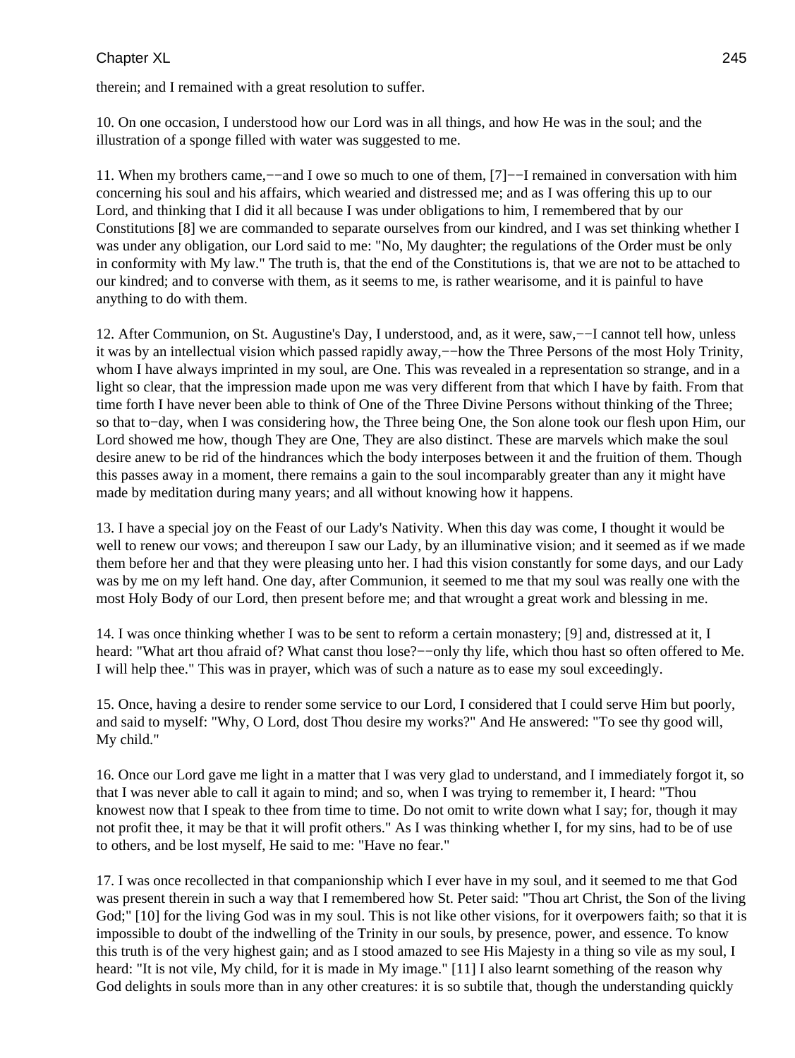therein; and I remained with a great resolution to suffer.

10. On one occasion, I understood how our Lord was in all things, and how He was in the soul; and the illustration of a sponge filled with water was suggested to me.

11. When my brothers came,−−and I owe so much to one of them, [7]−−I remained in conversation with him concerning his soul and his affairs, which wearied and distressed me; and as I was offering this up to our Lord, and thinking that I did it all because I was under obligations to him, I remembered that by our Constitutions [8] we are commanded to separate ourselves from our kindred, and I was set thinking whether I was under any obligation, our Lord said to me: "No, My daughter; the regulations of the Order must be only in conformity with My law." The truth is, that the end of the Constitutions is, that we are not to be attached to our kindred; and to converse with them, as it seems to me, is rather wearisome, and it is painful to have anything to do with them.

12. After Communion, on St. Augustine's Day, I understood, and, as it were, saw,−−I cannot tell how, unless it was by an intellectual vision which passed rapidly away,−−how the Three Persons of the most Holy Trinity, whom I have always imprinted in my soul, are One. This was revealed in a representation so strange, and in a light so clear, that the impression made upon me was very different from that which I have by faith. From that time forth I have never been able to think of One of the Three Divine Persons without thinking of the Three; so that to−day, when I was considering how, the Three being One, the Son alone took our flesh upon Him, our Lord showed me how, though They are One, They are also distinct. These are marvels which make the soul desire anew to be rid of the hindrances which the body interposes between it and the fruition of them. Though this passes away in a moment, there remains a gain to the soul incomparably greater than any it might have made by meditation during many years; and all without knowing how it happens.

13. I have a special joy on the Feast of our Lady's Nativity. When this day was come, I thought it would be well to renew our vows; and thereupon I saw our Lady, by an illuminative vision; and it seemed as if we made them before her and that they were pleasing unto her. I had this vision constantly for some days, and our Lady was by me on my left hand. One day, after Communion, it seemed to me that my soul was really one with the most Holy Body of our Lord, then present before me; and that wrought a great work and blessing in me.

14. I was once thinking whether I was to be sent to reform a certain monastery; [9] and, distressed at it, I heard: "What art thou afraid of? What canst thou lose?−−only thy life, which thou hast so often offered to Me. I will help thee." This was in prayer, which was of such a nature as to ease my soul exceedingly.

15. Once, having a desire to render some service to our Lord, I considered that I could serve Him but poorly, and said to myself: "Why, O Lord, dost Thou desire my works?" And He answered: "To see thy good will, My child."

16. Once our Lord gave me light in a matter that I was very glad to understand, and I immediately forgot it, so that I was never able to call it again to mind; and so, when I was trying to remember it, I heard: "Thou knowest now that I speak to thee from time to time. Do not omit to write down what I say; for, though it may not profit thee, it may be that it will profit others." As I was thinking whether I, for my sins, had to be of use to others, and be lost myself, He said to me: "Have no fear."

17. I was once recollected in that companionship which I ever have in my soul, and it seemed to me that God was present therein in such a way that I remembered how St. Peter said: "Thou art Christ, the Son of the living God;" [10] for the living God was in my soul. This is not like other visions, for it overpowers faith; so that it is impossible to doubt of the indwelling of the Trinity in our souls, by presence, power, and essence. To know this truth is of the very highest gain; and as I stood amazed to see His Majesty in a thing so vile as my soul, I heard: "It is not vile, My child, for it is made in My image." [11] I also learnt something of the reason why God delights in souls more than in any other creatures: it is so subtile that, though the understanding quickly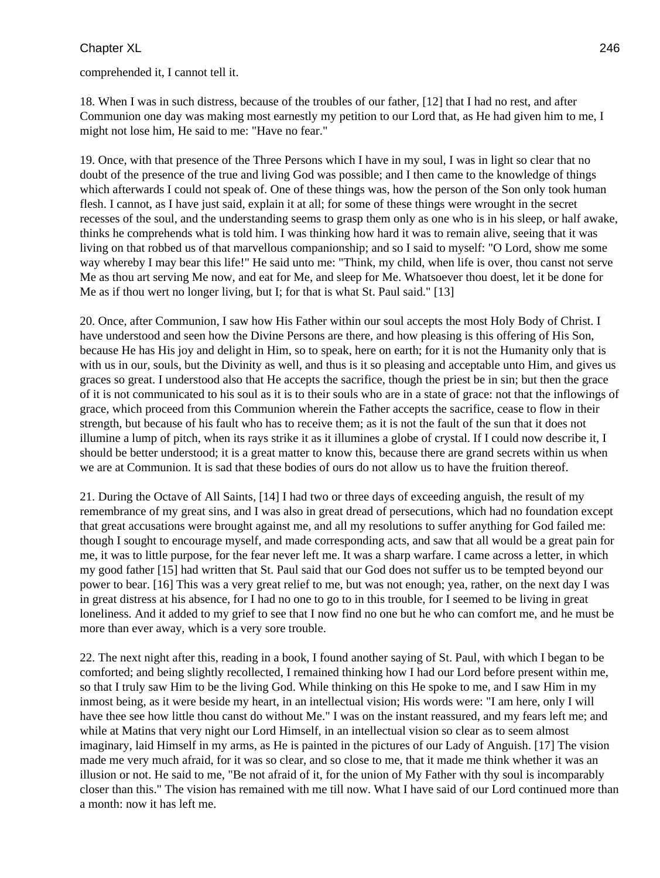comprehended it, I cannot tell it.

18. When I was in such distress, because of the troubles of our father, [12] that I had no rest, and after Communion one day was making most earnestly my petition to our Lord that, as He had given him to me, I might not lose him, He said to me: "Have no fear."

19. Once, with that presence of the Three Persons which I have in my soul, I was in light so clear that no doubt of the presence of the true and living God was possible; and I then came to the knowledge of things which afterwards I could not speak of. One of these things was, how the person of the Son only took human flesh. I cannot, as I have just said, explain it at all; for some of these things were wrought in the secret recesses of the soul, and the understanding seems to grasp them only as one who is in his sleep, or half awake, thinks he comprehends what is told him. I was thinking how hard it was to remain alive, seeing that it was living on that robbed us of that marvellous companionship; and so I said to myself: "O Lord, show me some way whereby I may bear this life!" He said unto me: "Think, my child, when life is over, thou canst not serve Me as thou art serving Me now, and eat for Me, and sleep for Me. Whatsoever thou doest, let it be done for Me as if thou wert no longer living, but I; for that is what St. Paul said." [13]

20. Once, after Communion, I saw how His Father within our soul accepts the most Holy Body of Christ. I have understood and seen how the Divine Persons are there, and how pleasing is this offering of His Son, because He has His joy and delight in Him, so to speak, here on earth; for it is not the Humanity only that is with us in our, souls, but the Divinity as well, and thus is it so pleasing and acceptable unto Him, and gives us graces so great. I understood also that He accepts the sacrifice, though the priest be in sin; but then the grace of it is not communicated to his soul as it is to their souls who are in a state of grace: not that the inflowings of grace, which proceed from this Communion wherein the Father accepts the sacrifice, cease to flow in their strength, but because of his fault who has to receive them; as it is not the fault of the sun that it does not illumine a lump of pitch, when its rays strike it as it illumines a globe of crystal. If I could now describe it, I should be better understood; it is a great matter to know this, because there are grand secrets within us when we are at Communion. It is sad that these bodies of ours do not allow us to have the fruition thereof.

21. During the Octave of All Saints, [14] I had two or three days of exceeding anguish, the result of my remembrance of my great sins, and I was also in great dread of persecutions, which had no foundation except that great accusations were brought against me, and all my resolutions to suffer anything for God failed me: though I sought to encourage myself, and made corresponding acts, and saw that all would be a great pain for me, it was to little purpose, for the fear never left me. It was a sharp warfare. I came across a letter, in which my good father [15] had written that St. Paul said that our God does not suffer us to be tempted beyond our power to bear. [16] This was a very great relief to me, but was not enough; yea, rather, on the next day I was in great distress at his absence, for I had no one to go to in this trouble, for I seemed to be living in great loneliness. And it added to my grief to see that I now find no one but he who can comfort me, and he must be more than ever away, which is a very sore trouble.

22. The next night after this, reading in a book, I found another saying of St. Paul, with which I began to be comforted; and being slightly recollected, I remained thinking how I had our Lord before present within me, so that I truly saw Him to be the living God. While thinking on this He spoke to me, and I saw Him in my inmost being, as it were beside my heart, in an intellectual vision; His words were: "I am here, only I will have thee see how little thou canst do without Me." I was on the instant reassured, and my fears left me; and while at Matins that very night our Lord Himself, in an intellectual vision so clear as to seem almost imaginary, laid Himself in my arms, as He is painted in the pictures of our Lady of Anguish. [17] The vision made me very much afraid, for it was so clear, and so close to me, that it made me think whether it was an illusion or not. He said to me, "Be not afraid of it, for the union of My Father with thy soul is incomparably closer than this." The vision has remained with me till now. What I have said of our Lord continued more than a month: now it has left me.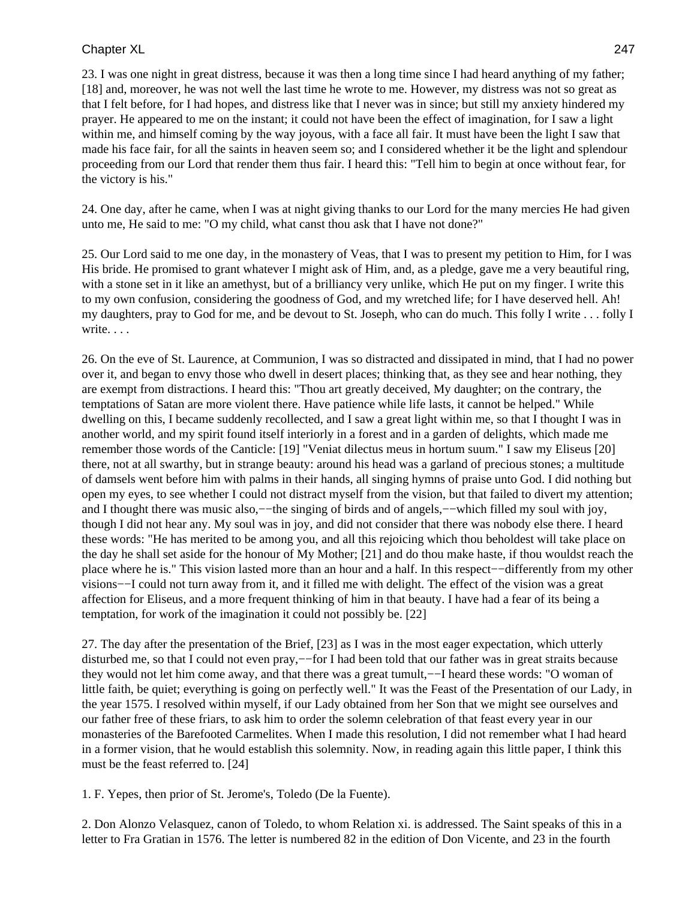23. I was one night in great distress, because it was then a long time since I had heard anything of my father; [18] and, moreover, he was not well the last time he wrote to me. However, my distress was not so great as that I felt before, for I had hopes, and distress like that I never was in since; but still my anxiety hindered my prayer. He appeared to me on the instant; it could not have been the effect of imagination, for I saw a light within me, and himself coming by the way joyous, with a face all fair. It must have been the light I saw that made his face fair, for all the saints in heaven seem so; and I considered whether it be the light and splendour proceeding from our Lord that render them thus fair. I heard this: "Tell him to begin at once without fear, for the victory is his."

24. One day, after he came, when I was at night giving thanks to our Lord for the many mercies He had given unto me, He said to me: "O my child, what canst thou ask that I have not done?"

25. Our Lord said to me one day, in the monastery of Veas, that I was to present my petition to Him, for I was His bride. He promised to grant whatever I might ask of Him, and, as a pledge, gave me a very beautiful ring, with a stone set in it like an amethyst, but of a brilliancy very unlike, which He put on my finger. I write this to my own confusion, considering the goodness of God, and my wretched life; for I have deserved hell. Ah! my daughters, pray to God for me, and be devout to St. Joseph, who can do much. This folly I write . . . folly I write. . . .

26. On the eve of St. Laurence, at Communion, I was so distracted and dissipated in mind, that I had no power over it, and began to envy those who dwell in desert places; thinking that, as they see and hear nothing, they are exempt from distractions. I heard this: "Thou art greatly deceived, My daughter; on the contrary, the temptations of Satan are more violent there. Have patience while life lasts, it cannot be helped." While dwelling on this, I became suddenly recollected, and I saw a great light within me, so that I thought I was in another world, and my spirit found itself interiorly in a forest and in a garden of delights, which made me remember those words of the Canticle: [19] "Veniat dilectus meus in hortum suum." I saw my Eliseus [20] there, not at all swarthy, but in strange beauty: around his head was a garland of precious stones; a multitude of damsels went before him with palms in their hands, all singing hymns of praise unto God. I did nothing but open my eyes, to see whether I could not distract myself from the vision, but that failed to divert my attention; and I thought there was music also,−−the singing of birds and of angels,−−which filled my soul with joy, though I did not hear any. My soul was in joy, and did not consider that there was nobody else there. I heard these words: "He has merited to be among you, and all this rejoicing which thou beholdest will take place on the day he shall set aside for the honour of My Mother; [21] and do thou make haste, if thou wouldst reach the place where he is." This vision lasted more than an hour and a half. In this respect−−differently from my other visions−−I could not turn away from it, and it filled me with delight. The effect of the vision was a great affection for Eliseus, and a more frequent thinking of him in that beauty. I have had a fear of its being a temptation, for work of the imagination it could not possibly be. [22]

27. The day after the presentation of the Brief, [23] as I was in the most eager expectation, which utterly disturbed me, so that I could not even pray,−−for I had been told that our father was in great straits because they would not let him come away, and that there was a great tumult,−−I heard these words: "O woman of little faith, be quiet; everything is going on perfectly well." It was the Feast of the Presentation of our Lady, in the year 1575. I resolved within myself, if our Lady obtained from her Son that we might see ourselves and our father free of these friars, to ask him to order the solemn celebration of that feast every year in our monasteries of the Barefooted Carmelites. When I made this resolution, I did not remember what I had heard in a former vision, that he would establish this solemnity. Now, in reading again this little paper, I think this must be the feast referred to. [24]

1. F. Yepes, then prior of St. Jerome's, Toledo (De la Fuente).

2. Don Alonzo Velasquez, canon of Toledo, to whom Relation xi. is addressed. The Saint speaks of this in a letter to Fra Gratian in 1576. The letter is numbered 82 in the edition of Don Vicente, and 23 in the fourth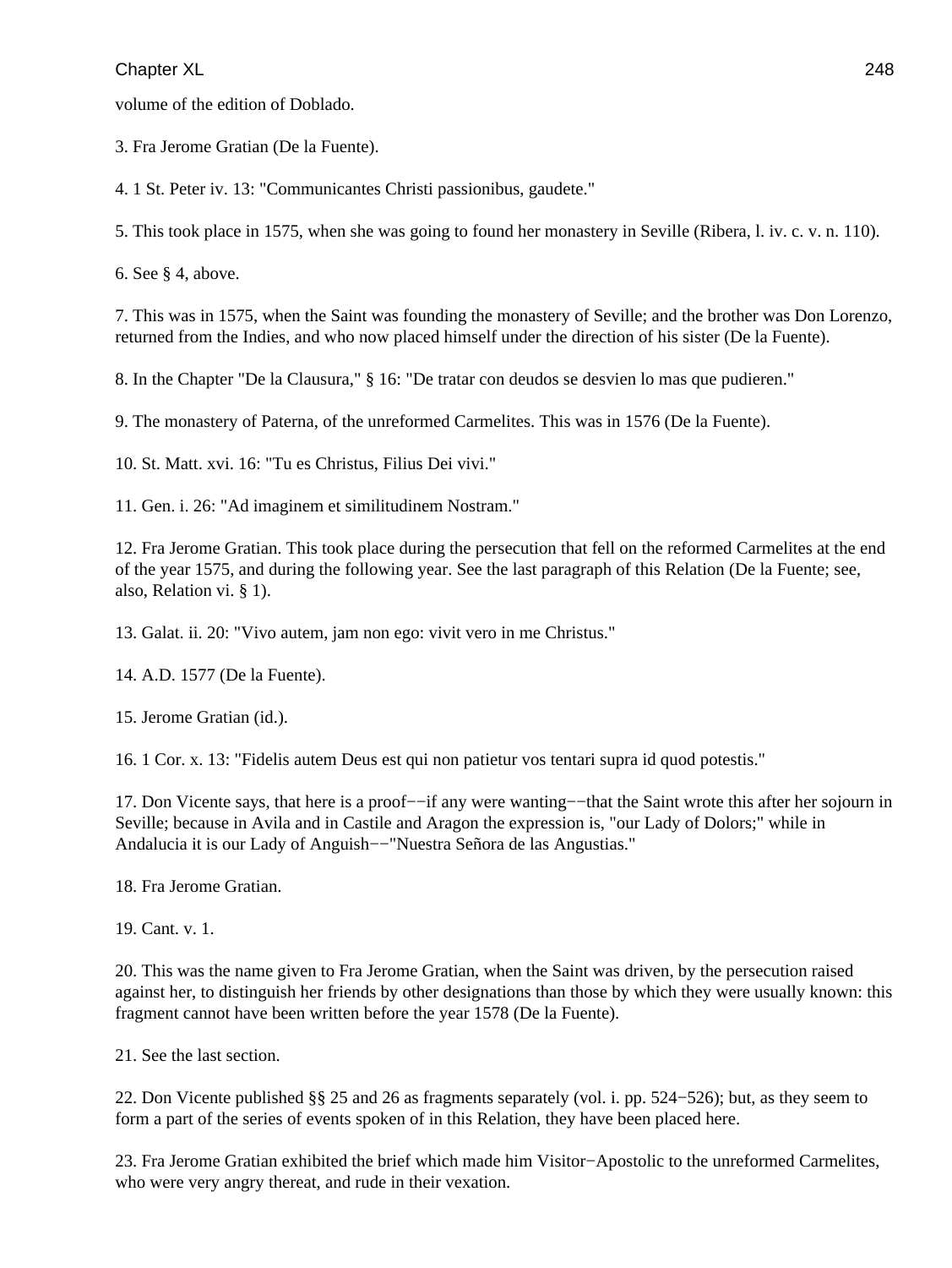volume of the edition of Doblado.

3. Fra Jerome Gratian (De la Fuente).

4. 1 St. Peter iv. 13: "Communicantes Christi passionibus, gaudete."

5. This took place in 1575, when she was going to found her monastery in Seville (Ribera, l. iv. c. v. n. 110).

6. See § 4, above.

7. This was in 1575, when the Saint was founding the monastery of Seville; and the brother was Don Lorenzo, returned from the Indies, and who now placed himself under the direction of his sister (De la Fuente).

8. In the Chapter "De la Clausura," § 16: "De tratar con deudos se desvien lo mas que pudieren."

9. The monastery of Paterna, of the unreformed Carmelites. This was in 1576 (De la Fuente).

10. St. Matt. xvi. 16: "Tu es Christus, Filius Dei vivi."

11. Gen. i. 26: "Ad imaginem et similitudinem Nostram."

12. Fra Jerome Gratian. This took place during the persecution that fell on the reformed Carmelites at the end of the year 1575, and during the following year. See the last paragraph of this Relation (De la Fuente; see, also, Relation vi. § 1).

13. Galat. ii. 20: "Vivo autem, jam non ego: vivit vero in me Christus."

14. A.D. 1577 (De la Fuente).

15. Jerome Gratian (id.).

16. 1 Cor. x. 13: "Fidelis autem Deus est qui non patietur vos tentari supra id quod potestis."

17. Don Vicente says, that here is a proof−−if any were wanting−−that the Saint wrote this after her sojourn in Seville; because in Avila and in Castile and Aragon the expression is, "our Lady of Dolors;" while in Andalucia it is our Lady of Anguish−−"Nuestra Señora de las Angustias."

18. Fra Jerome Gratian.

19. Cant. v. 1.

20. This was the name given to Fra Jerome Gratian, when the Saint was driven, by the persecution raised against her, to distinguish her friends by other designations than those by which they were usually known: this fragment cannot have been written before the year 1578 (De la Fuente).

21. See the last section.

22. Don Vicente published §§ 25 and 26 as fragments separately (vol. i. pp. 524−526); but, as they seem to form a part of the series of events spoken of in this Relation, they have been placed here.

23. Fra Jerome Gratian exhibited the brief which made him Visitor−Apostolic to the unreformed Carmelites, who were very angry thereat, and rude in their vexation.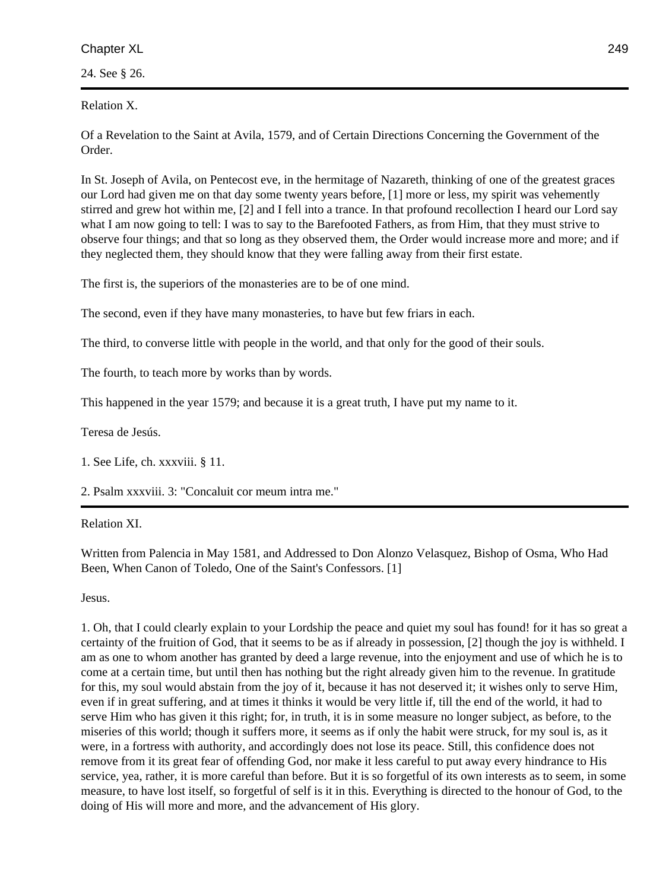24. See § 26.

---

Relation X.

Of a Revelation to the Saint at Avila, 1579, and of Certain Directions Concerning the Government of the Order.

In St. Joseph of Avila, on Pentecost eve, in the hermitage of Nazareth, thinking of one of the greatest graces our Lord had given me on that day some twenty years before, [1] more or less, my spirit was vehemently stirred and grew hot within me, [2] and I fell into a trance. In that profound recollection I heard our Lord say what I am now going to tell: I was to say to the Barefooted Fathers, as from Him, that they must strive to observe four things; and that so long as they observed them, the Order would increase more and more; and if they neglected them, they should know that they were falling away from their first estate.

The first is, the superiors of the monasteries are to be of one mind.

The second, even if they have many monasteries, to have but few friars in each.

The third, to converse little with people in the world, and that only for the good of their souls.

The fourth, to teach more by works than by words.

This happened in the year 1579; and because it is a great truth, I have put my name to it.

Teresa de Jesús.

1. See Life, ch. xxxviii. § 11.

2. Psalm xxxviii. 3: "Concaluit cor meum intra me."

---

Relation XI.

Written from Palencia in May 1581, and Addressed to Don Alonzo Velasquez, Bishop of Osma, Who Had Been, When Canon of Toledo, One of the Saint's Confessors. [1]

Jesus.

1. Oh, that I could clearly explain to your Lordship the peace and quiet my soul has found! for it has so great a certainty of the fruition of God, that it seems to be as if already in possession, [2] though the joy is withheld. I am as one to whom another has granted by deed a large revenue, into the enjoyment and use of which he is to come at a certain time, but until then has nothing but the right already given him to the revenue. In gratitude for this, my soul would abstain from the joy of it, because it has not deserved it; it wishes only to serve Him, even if in great suffering, and at times it thinks it would be very little if, till the end of the world, it had to serve Him who has given it this right; for, in truth, it is in some measure no longer subject, as before, to the miseries of this world; though it suffers more, it seems as if only the habit were struck, for my soul is, as it were, in a fortress with authority, and accordingly does not lose its peace. Still, this confidence does not remove from it its great fear of offending God, nor make it less careful to put away every hindrance to His service, yea, rather, it is more careful than before. But it is so forgetful of its own interests as to seem, in some measure, to have lost itself, so forgetful of self is it in this. Everything is directed to the honour of God, to the doing of His will more and more, and the advancement of His glory.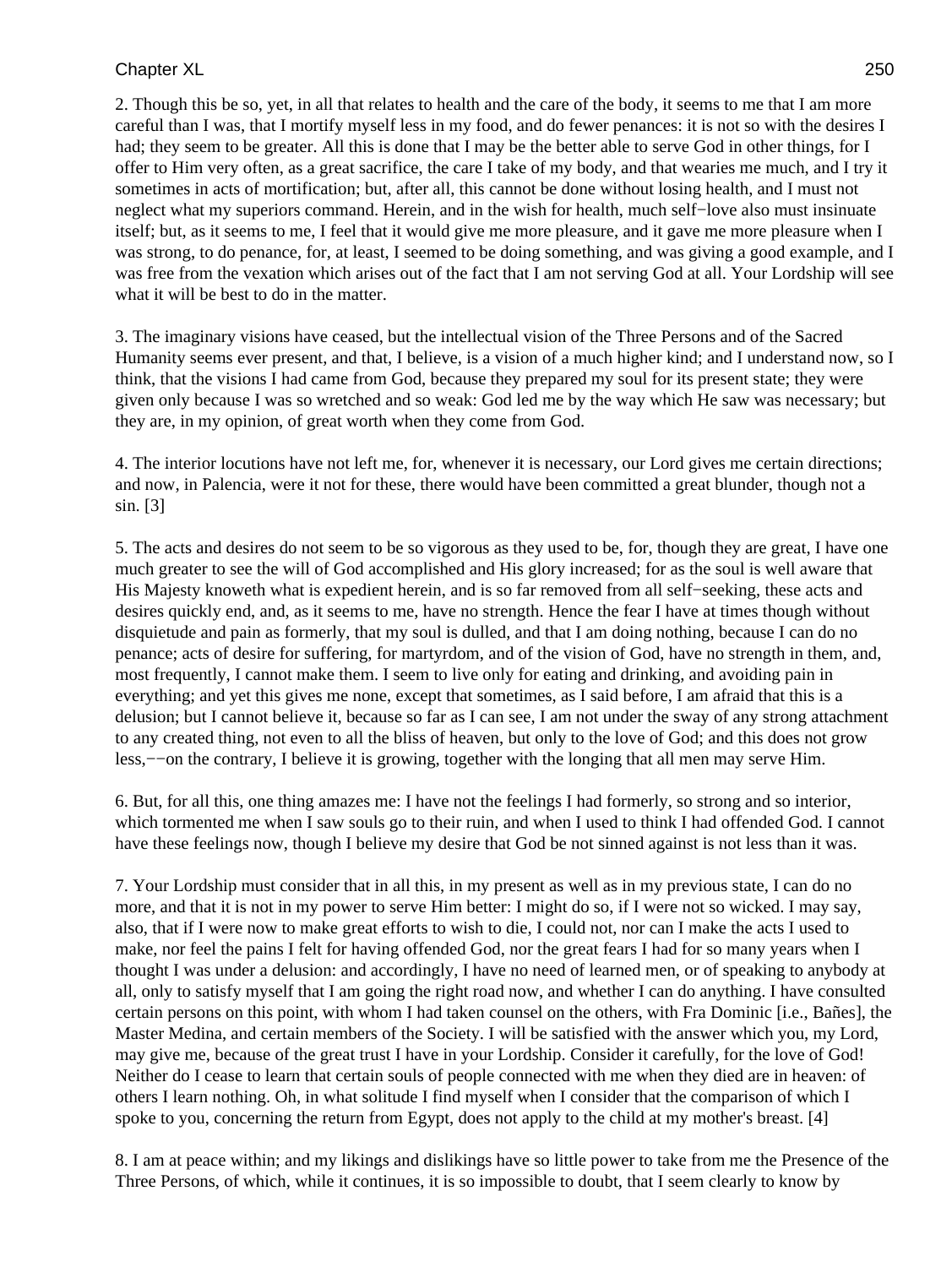2. Though this be so, yet, in all that relates to health and the care of the body, it seems to me that I am more careful than I was, that I mortify myself less in my food, and do fewer penances: it is not so with the desires I had; they seem to be greater. All this is done that I may be the better able to serve God in other things, for I offer to Him very often, as a great sacrifice, the care I take of my body, and that wearies me much, and I try it sometimes in acts of mortification; but, after all, this cannot be done without losing health, and I must not neglect what my superiors command. Herein, and in the wish for health, much self−love also must insinuate itself; but, as it seems to me, I feel that it would give me more pleasure, and it gave me more pleasure when I was strong, to do penance, for, at least, I seemed to be doing something, and was giving a good example, and I was free from the vexation which arises out of the fact that I am not serving God at all. Your Lordship will see what it will be best to do in the matter.

3. The imaginary visions have ceased, but the intellectual vision of the Three Persons and of the Sacred Humanity seems ever present, and that, I believe, is a vision of a much higher kind; and I understand now, so I think, that the visions I had came from God, because they prepared my soul for its present state; they were given only because I was so wretched and so weak: God led me by the way which He saw was necessary; but they are, in my opinion, of great worth when they come from God.

4. The interior locutions have not left me, for, whenever it is necessary, our Lord gives me certain directions; and now, in Palencia, were it not for these, there would have been committed a great blunder, though not a sin. [3]

5. The acts and desires do not seem to be so vigorous as they used to be, for, though they are great, I have one much greater to see the will of God accomplished and His glory increased; for as the soul is well aware that His Majesty knoweth what is expedient herein, and is so far removed from all self−seeking, these acts and desires quickly end, and, as it seems to me, have no strength. Hence the fear I have at times though without disquietude and pain as formerly, that my soul is dulled, and that I am doing nothing, because I can do no penance; acts of desire for suffering, for martyrdom, and of the vision of God, have no strength in them, and, most frequently, I cannot make them. I seem to live only for eating and drinking, and avoiding pain in everything; and yet this gives me none, except that sometimes, as I said before, I am afraid that this is a delusion; but I cannot believe it, because so far as I can see, I am not under the sway of any strong attachment to any created thing, not even to all the bliss of heaven, but only to the love of God; and this does not grow less,−−on the contrary, I believe it is growing, together with the longing that all men may serve Him.

6. But, for all this, one thing amazes me: I have not the feelings I had formerly, so strong and so interior, which tormented me when I saw souls go to their ruin, and when I used to think I had offended God. I cannot have these feelings now, though I believe my desire that God be not sinned against is not less than it was.

7. Your Lordship must consider that in all this, in my present as well as in my previous state, I can do no more, and that it is not in my power to serve Him better: I might do so, if I were not so wicked. I may say, also, that if I were now to make great efforts to wish to die, I could not, nor can I make the acts I used to make, nor feel the pains I felt for having offended God, nor the great fears I had for so many years when I thought I was under a delusion: and accordingly, I have no need of learned men, or of speaking to anybody at all, only to satisfy myself that I am going the right road now, and whether I can do anything. I have consulted certain persons on this point, with whom I had taken counsel on the others, with Fra Dominic [i.e., Bañes], the Master Medina, and certain members of the Society. I will be satisfied with the answer which you, my Lord, may give me, because of the great trust I have in your Lordship. Consider it carefully, for the love of God! Neither do I cease to learn that certain souls of people connected with me when they died are in heaven: of others I learn nothing. Oh, in what solitude I find myself when I consider that the comparison of which I spoke to you, concerning the return from Egypt, does not apply to the child at my mother's breast. [4]

8. I am at peace within; and my likings and dislikings have so little power to take from me the Presence of the Three Persons, of which, while it continues, it is so impossible to doubt, that I seem clearly to know by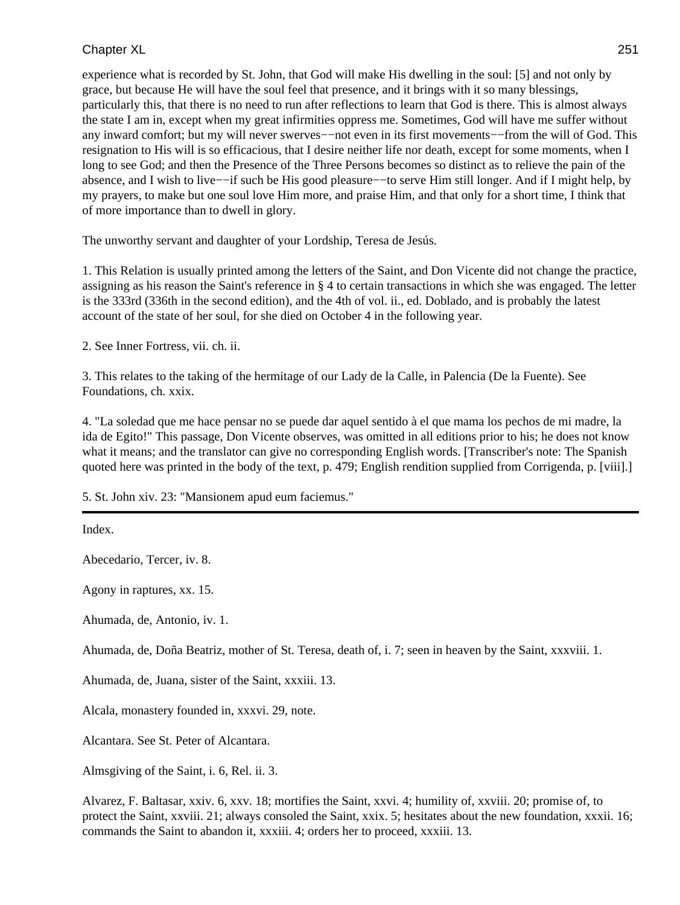experience what is recorded by St. John, that God will make His dwelling in the soul: [5] and not only by grace, but because He will have the soul feel that presence, and it brings with it so many blessings, particularly this, that there is no need to run after reflections to learn that God is there. This is almost always the state I am in, except when my great infirmities oppress me. Sometimes, God will have me suffer without any inward comfort; but my will never swerves−−not even in its first movements−−from the will of God. This resignation to His will is so efficacious, that I desire neither life nor death, except for some moments, when I long to see God; and then the Presence of the Three Persons becomes so distinct as to relieve the pain of the absence, and I wish to live−−if such be His good pleasure−−to serve Him still longer. And if I might help, by my prayers, to make but one soul love Him more, and praise Him, and that only for a short time, I think that of more importance than to dwell in glory.

The unworthy servant and daughter of your Lordship, Teresa de Jesús.

1. This Relation is usually printed among the letters of the Saint, and Don Vicente did not change the practice, assigning as his reason the Saint's reference in § 4 to certain transactions in which she was engaged. The letter is the 333rd (336th in the second edition), and the 4th of vol. ii., ed. Doblado, and is probably the latest account of the state of her soul, for she died on October 4 in the following year.

2. See Inner Fortress, vii. ch. ii.

3. This relates to the taking of the hermitage of our Lady de la Calle, in Palencia (De la Fuente). See Foundations, ch. xxix.

4. "La soledad que me hace pensar no se puede dar aquel sentido à el que mama los pechos de mi madre, la ida de Egito!" This passage, Don Vicente observes, was omitted in all editions prior to his; he does not know what it means; and the translator can give no corresponding English words. [Transcriber's note: The Spanish quoted here was printed in the body of the text, p. 479; English rendition supplied from Corrigenda, p. [viii].]

5. St. John xiv. 23: "Mansionem apud eum faciemus."

---

Index.

Abecedario, Tercer, iv. 8.

Agony in raptures, xx. 15.

Ahumada, de, Antonio, iv. 1.

Ahumada, de, Doña Beatriz, mother of St. Teresa, death of, i. 7; seen in heaven by the Saint, xxxviii. 1.

Ahumada, de, Juana, sister of the Saint, xxxiii. 13.

Alcala, monastery founded in, xxxvi. 29, note.

Alcantara. See St. Peter of Alcantara.

Almsgiving of the Saint, i. 6, Rel. ii. 3.

Alvarez, F. Baltasar, xxiv. 6, xxv. 18; mortifies the Saint, xxvi. 4; humility of, xxviii. 20; promise of, to protect the Saint, xxviii. 21; always consoled the Saint, xxix. 5; hesitates about the new foundation, xxxii. 16; commands the Saint to abandon it, xxxiii. 4; orders her to proceed, xxxiii. 13.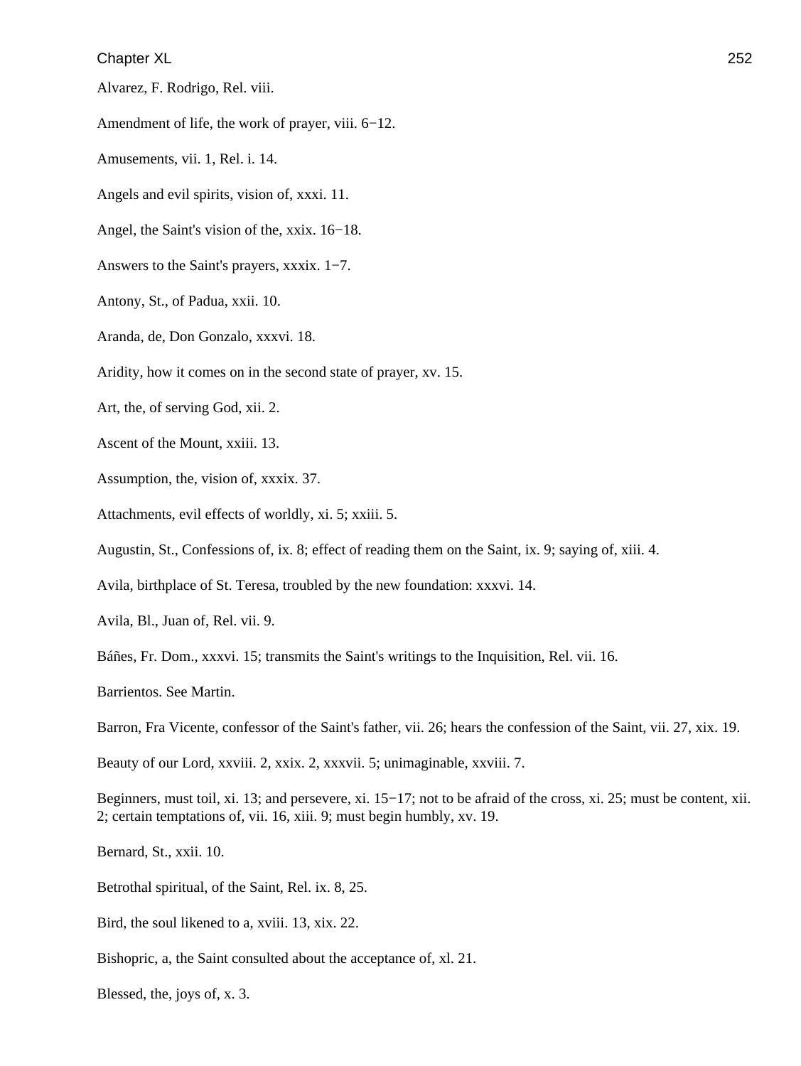Alvarez, F. Rodrigo, Rel. viii.

Amendment of life, the work of prayer, viii. 6−12.

Amusements, vii. 1, Rel. i. 14.

Angels and evil spirits, vision of, xxxi. 11.

Angel, the Saint's vision of the, xxix. 16−18.

Answers to the Saint's prayers, xxxix. 1−7.

Antony, St., of Padua, xxii. 10.

Aranda, de, Don Gonzalo, xxxvi. 18.

Aridity, how it comes on in the second state of prayer, xv. 15.

Art, the, of serving God, xii. 2.

Ascent of the Mount, xxiii. 13.

Assumption, the, vision of, xxxix. 37.

Attachments, evil effects of worldly, xi. 5; xxiii. 5.

Augustin, St., Confessions of, ix. 8; effect of reading them on the Saint, ix. 9; saying of, xiii. 4.

Avila, birthplace of St. Teresa, troubled by the new foundation: xxxvi. 14.

Avila, Bl., Juan of, Rel. vii. 9.

Báñes, Fr. Dom., xxxvi. 15; transmits the Saint's writings to the Inquisition, Rel. vii. 16.

Barrientos. See Martin.

Barron, Fra Vicente, confessor of the Saint's father, vii. 26; hears the confession of the Saint, vii. 27, xix. 19.

Beauty of our Lord, xxviii. 2, xxix. 2, xxxvii. 5; unimaginable, xxviii. 7.

Beginners, must toil, xi. 13; and persevere, xi. 15−17; not to be afraid of the cross, xi. 25; must be content, xii. 2; certain temptations of, vii. 16, xiii. 9; must begin humbly, xv. 19.

Bernard, St., xxii. 10.

Betrothal spiritual, of the Saint, Rel. ix. 8, 25.

Bird, the soul likened to a, xviii. 13, xix. 22.

Bishopric, a, the Saint consulted about the acceptance of, xl. 21.

Blessed, the, joys of, x. 3.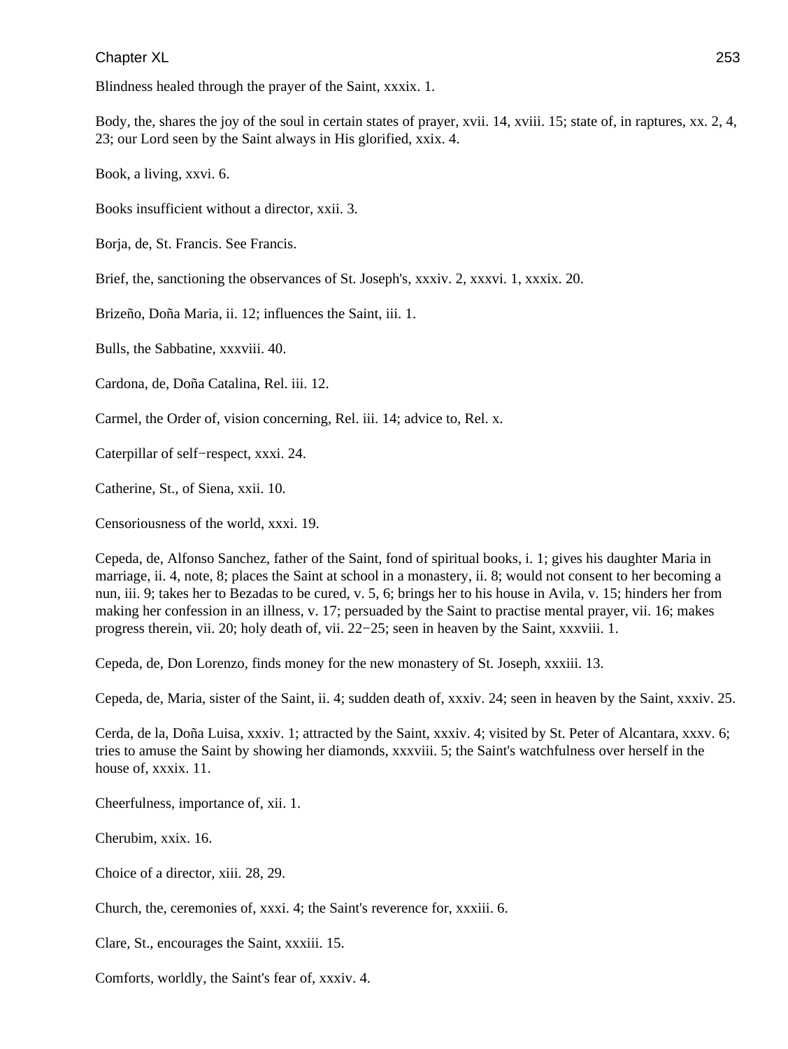Blindness healed through the prayer of the Saint, xxxix. 1.

Body, the, shares the joy of the soul in certain states of prayer, xvii. 14, xviii. 15; state of, in raptures, xx. 2, 4, 23; our Lord seen by the Saint always in His glorified, xxix. 4.

Book, a living, xxvi. 6.

Books insufficient without a director, xxii. 3.

Borja, de, St. Francis. See Francis.

Brief, the, sanctioning the observances of St. Joseph's, xxxiv. 2, xxxvi. 1, xxxix. 20.

Brizeño, Doña Maria, ii. 12; influences the Saint, iii. 1.

Bulls, the Sabbatine, xxxviii. 40.

Cardona, de, Doña Catalina, Rel. iii. 12.

Carmel, the Order of, vision concerning, Rel. iii. 14; advice to, Rel. x.

Caterpillar of self−respect, xxxi. 24.

Catherine, St., of Siena, xxii. 10.

Censoriousness of the world, xxxi. 19.

Cepeda, de, Alfonso Sanchez, father of the Saint, fond of spiritual books, i. 1; gives his daughter Maria in marriage, ii. 4, note, 8; places the Saint at school in a monastery, ii. 8; would not consent to her becoming a nun, iii. 9; takes her to Bezadas to be cured, v. 5, 6; brings her to his house in Avila, v. 15; hinders her from making her confession in an illness, v. 17; persuaded by the Saint to practise mental prayer, vii. 16; makes progress therein, vii. 20; holy death of, vii. 22−25; seen in heaven by the Saint, xxxviii. 1.

Cepeda, de, Don Lorenzo, finds money for the new monastery of St. Joseph, xxxiii. 13.

Cepeda, de, Maria, sister of the Saint, ii. 4; sudden death of, xxxiv. 24; seen in heaven by the Saint, xxxiv. 25.

Cerda, de la, Doña Luisa, xxxiv. 1; attracted by the Saint, xxxiv. 4; visited by St. Peter of Alcantara, xxxv. 6; tries to amuse the Saint by showing her diamonds, xxxviii. 5; the Saint's watchfulness over herself in the house of, xxxix. 11.

Cheerfulness, importance of, xii. 1.

Cherubim, xxix. 16.

Choice of a director, xiii. 28, 29.

Church, the, ceremonies of, xxxi. 4; the Saint's reverence for, xxxiii. 6.

Clare, St., encourages the Saint, xxxiii. 15.

Comforts, worldly, the Saint's fear of, xxxiv. 4.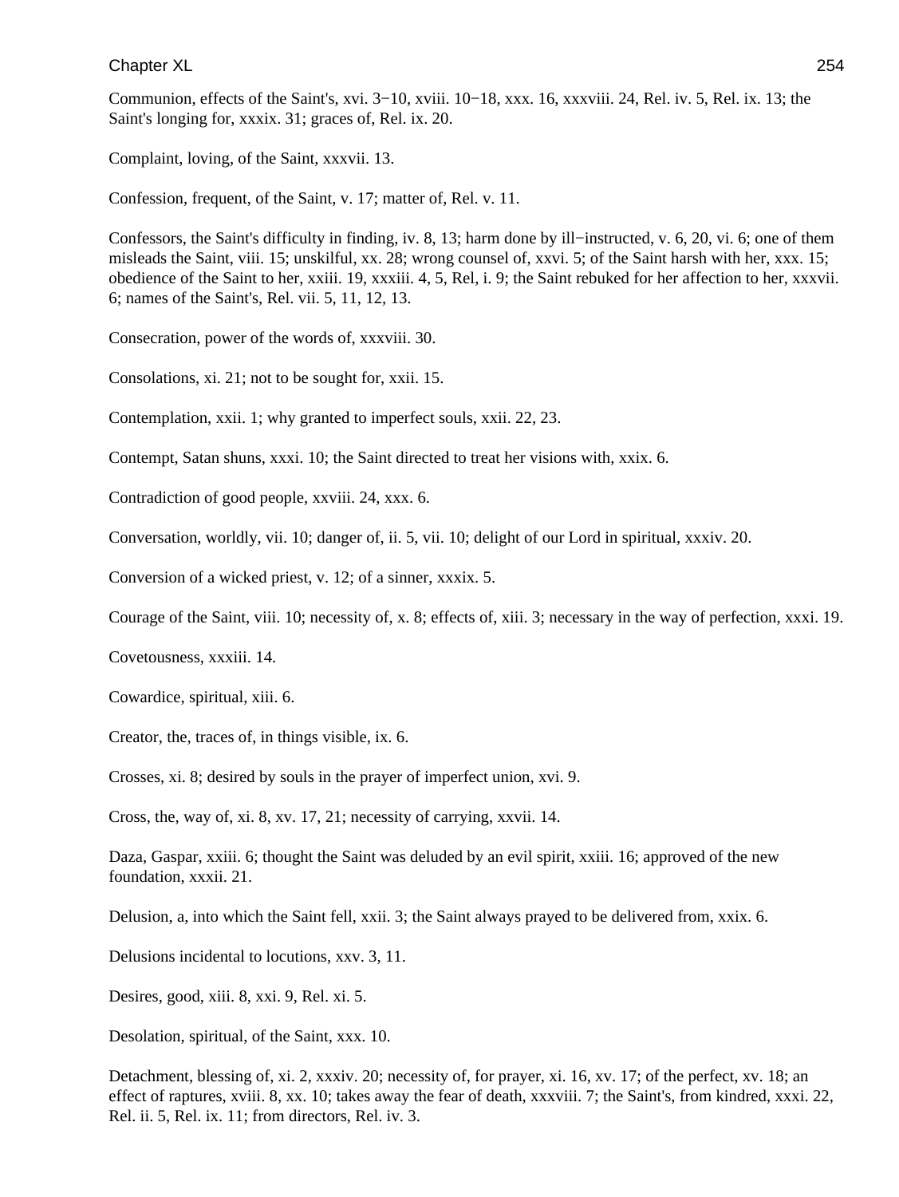Communion, effects of the Saint's, xvi. 3−10, xviii. 10−18, xxx. 16, xxxviii. 24, Rel. iv. 5, Rel. ix. 13; the Saint's longing for, xxxix. 31; graces of, Rel. ix. 20.

Complaint, loving, of the Saint, xxxvii. 13.

Confession, frequent, of the Saint, v. 17; matter of, Rel. v. 11.

Confessors, the Saint's difficulty in finding, iv. 8, 13; harm done by ill−instructed, v. 6, 20, vi. 6; one of them misleads the Saint, viii. 15; unskilful, xx. 28; wrong counsel of, xxvi. 5; of the Saint harsh with her, xxx. 15; obedience of the Saint to her, xxiii. 19, xxxiii. 4, 5, Rel, i. 9; the Saint rebuked for her affection to her, xxxvii. 6; names of the Saint's, Rel. vii. 5, 11, 12, 13.

Consecration, power of the words of, xxxviii. 30.

Consolations, xi. 21; not to be sought for, xxii. 15.

Contemplation, xxii. 1; why granted to imperfect souls, xxii. 22, 23.

Contempt, Satan shuns, xxxi. 10; the Saint directed to treat her visions with, xxix. 6.

Contradiction of good people, xxviii. 24, xxx. 6.

Conversation, worldly, vii. 10; danger of, ii. 5, vii. 10; delight of our Lord in spiritual, xxxiv. 20.

Conversion of a wicked priest, v. 12; of a sinner, xxxix. 5.

Courage of the Saint, viii. 10; necessity of, x. 8; effects of, xiii. 3; necessary in the way of perfection, xxxi. 19.

Covetousness, xxxiii. 14.

Cowardice, spiritual, xiii. 6.

Creator, the, traces of, in things visible, ix. 6.

Crosses, xi. 8; desired by souls in the prayer of imperfect union, xvi. 9.

Cross, the, way of, xi. 8, xv. 17, 21; necessity of carrying, xxvii. 14.

Daza, Gaspar, xxiii. 6; thought the Saint was deluded by an evil spirit, xxiii. 16; approved of the new foundation, xxxii. 21.

Delusion, a, into which the Saint fell, xxii. 3; the Saint always prayed to be delivered from, xxix. 6.

Delusions incidental to locutions, xxv. 3, 11.

Desires, good, xiii. 8, xxi. 9, Rel. xi. 5.

Desolation, spiritual, of the Saint, xxx. 10.

Detachment, blessing of, xi. 2, xxxiv. 20; necessity of, for prayer, xi. 16, xv. 17; of the perfect, xv. 18; an effect of raptures, xviii. 8, xx. 10; takes away the fear of death, xxxviii. 7; the Saint's, from kindred, xxxi. 22, Rel. ii. 5, Rel. ix. 11; from directors, Rel. iv. 3.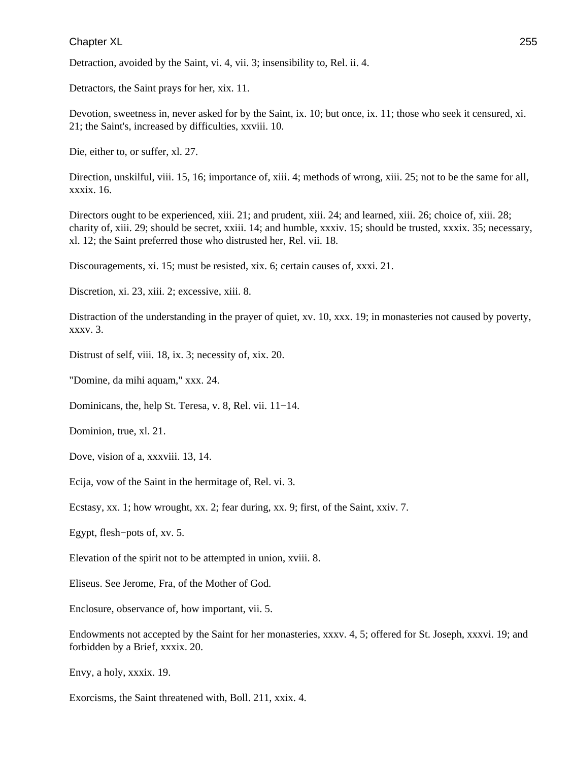Detraction, avoided by the Saint, vi. 4, vii. 3; insensibility to, Rel. ii. 4.

Detractors, the Saint prays for her, xix. 11.

Devotion, sweetness in, never asked for by the Saint, ix. 10; but once, ix. 11; those who seek it censured, xi. 21; the Saint's, increased by difficulties, xxviii. 10.

Die, either to, or suffer, xl. 27.

Direction, unskilful, viii. 15, 16; importance of, xiii. 4; methods of wrong, xiii. 25; not to be the same for all, xxxix. 16.

Directors ought to be experienced, xiii. 21; and prudent, xiii. 24; and learned, xiii. 26; choice of, xiii. 28; charity of, xiii. 29; should be secret, xxiii. 14; and humble, xxxiv. 15; should be trusted, xxxix. 35; necessary, xl. 12; the Saint preferred those who distrusted her, Rel. vii. 18.

Discouragements, xi. 15; must be resisted, xix. 6; certain causes of, xxxi. 21.

Discretion, xi. 23, xiii. 2; excessive, xiii. 8.

Distraction of the understanding in the prayer of quiet, xv. 10, xxx. 19; in monasteries not caused by poverty, xxxv. 3.

Distrust of self, viii. 18, ix. 3; necessity of, xix. 20.

"Domine, da mihi aquam," xxx. 24.

Dominicans, the, help St. Teresa, v. 8, Rel. vii. 11−14.

Dominion, true, xl. 21.

Dove, vision of a, xxxviii. 13, 14.

Ecija, vow of the Saint in the hermitage of, Rel. vi. 3.

Ecstasy, xx. 1; how wrought, xx. 2; fear during, xx. 9; first, of the Saint, xxiv. 7.

Egypt, flesh−pots of, xv. 5.

Elevation of the spirit not to be attempted in union, xviii. 8.

Eliseus. See Jerome, Fra, of the Mother of God.

Enclosure, observance of, how important, vii. 5.

Endowments not accepted by the Saint for her monasteries, xxxv. 4, 5; offered for St. Joseph, xxxvi. 19; and forbidden by a Brief, xxxix. 20.

Envy, a holy, xxxix. 19.

Exorcisms, the Saint threatened with, Boll. 211, xxix. 4.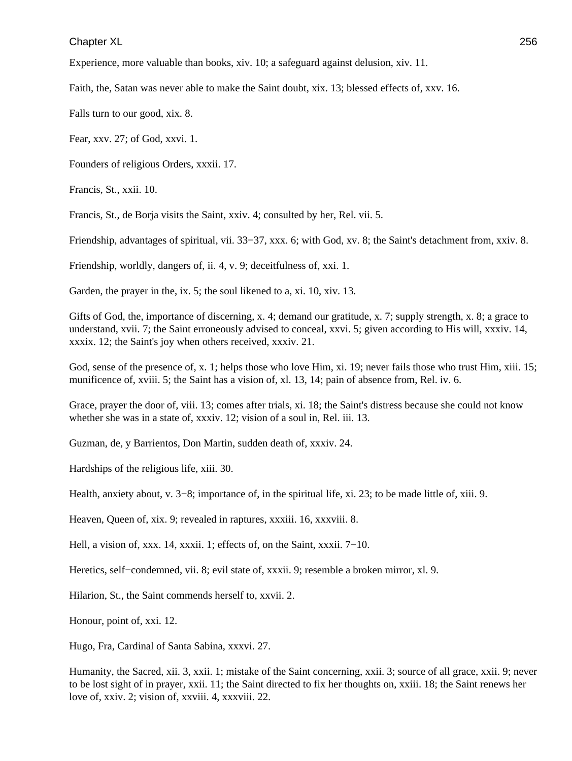Experience, more valuable than books, xiv. 10; a safeguard against delusion, xiv. 11.

Faith, the, Satan was never able to make the Saint doubt, xix. 13; blessed effects of, xxv. 16.

Falls turn to our good, xix. 8.

Fear, xxv. 27; of God, xxvi. 1.

Founders of religious Orders, xxxii. 17.

Francis, St., xxii. 10.

Francis, St., de Borja visits the Saint, xxiv. 4; consulted by her, Rel. vii. 5.

Friendship, advantages of spiritual, vii. 33−37, xxx. 6; with God, xv. 8; the Saint's detachment from, xxiv. 8.

Friendship, worldly, dangers of, ii. 4, v. 9; deceitfulness of, xxi. 1.

Garden, the prayer in the, ix. 5; the soul likened to a, xi. 10, xiv. 13.

Gifts of God, the, importance of discerning, x. 4; demand our gratitude, x. 7; supply strength, x. 8; a grace to understand, xvii. 7; the Saint erroneously advised to conceal, xxvi. 5; given according to His will, xxxiv. 14, xxxix. 12; the Saint's joy when others received, xxxiv. 21.

God, sense of the presence of, x. 1; helps those who love Him, xi. 19; never fails those who trust Him, xiii. 15; munificence of, xviii. 5; the Saint has a vision of, xl. 13, 14; pain of absence from, Rel. iv. 6.

Grace, prayer the door of, viii. 13; comes after trials, xi. 18; the Saint's distress because she could not know whether she was in a state of, xxxiv. 12; vision of a soul in, Rel. iii. 13.

Guzman, de, y Barrientos, Don Martin, sudden death of, xxxiv. 24.

Hardships of the religious life, xiii. 30.

Health, anxiety about, v. 3−8; importance of, in the spiritual life, xi. 23; to be made little of, xiii. 9.

Heaven, Queen of, xix. 9; revealed in raptures, xxxiii. 16, xxxviii. 8.

Hell, a vision of, xxx. 14, xxxii. 1; effects of, on the Saint, xxxii. 7−10.

Heretics, self−condemned, vii. 8; evil state of, xxxii. 9; resemble a broken mirror, xl. 9.

Hilarion, St., the Saint commends herself to, xxvii. 2.

Honour, point of, xxi. 12.

Hugo, Fra, Cardinal of Santa Sabina, xxxvi. 27.

Humanity, the Sacred, xii. 3, xxii. 1; mistake of the Saint concerning, xxii. 3; source of all grace, xxii. 9; never to be lost sight of in prayer, xxii. 11; the Saint directed to fix her thoughts on, xxiii. 18; the Saint renews her love of, xxiv. 2; vision of, xxviii. 4, xxxviii. 22.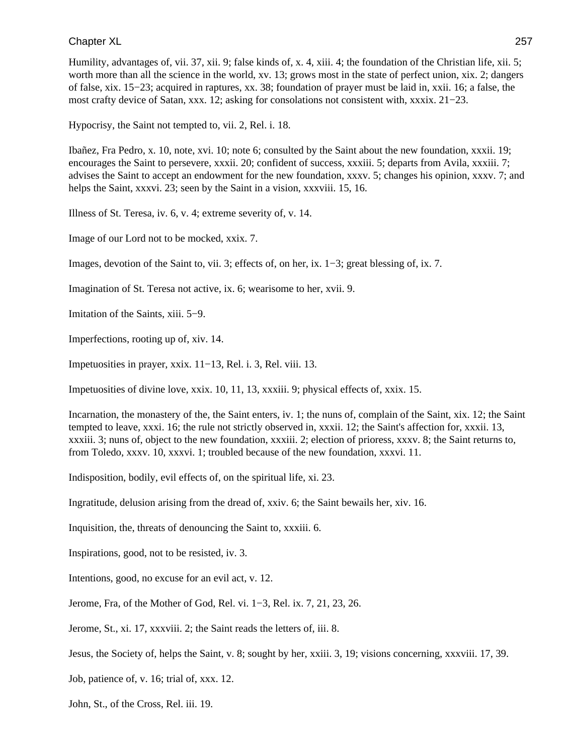Humility, advantages of, vii. 37, xii. 9; false kinds of, x. 4, xiii. 4; the foundation of the Christian life, xii. 5; worth more than all the science in the world, xv. 13; grows most in the state of perfect union, xix. 2; dangers of false, xix. 15−23; acquired in raptures, xx. 38; foundation of prayer must be laid in, xxii. 16; a false, the most crafty device of Satan, xxx. 12; asking for consolations not consistent with, xxxix. 21−23.

Hypocrisy, the Saint not tempted to, vii. 2, Rel. i. 18.

Ibañez, Fra Pedro, x. 10, note, xvi. 10; note 6; consulted by the Saint about the new foundation, xxxii. 19; encourages the Saint to persevere, xxxii. 20; confident of success, xxxiii. 5; departs from Avila, xxxiii. 7; advises the Saint to accept an endowment for the new foundation, xxxv. 5; changes his opinion, xxxv. 7; and helps the Saint, xxxvi. 23; seen by the Saint in a vision, xxxviii. 15, 16.

Illness of St. Teresa, iv. 6, v. 4; extreme severity of, v. 14.

Image of our Lord not to be mocked, xxix. 7.

Images, devotion of the Saint to, vii. 3; effects of, on her, ix. 1−3; great blessing of, ix. 7.

Imagination of St. Teresa not active, ix. 6; wearisome to her, xvii. 9.

Imitation of the Saints, xiii. 5−9.

Imperfections, rooting up of, xiv. 14.

Impetuosities in prayer, xxix. 11−13, Rel. i. 3, Rel. viii. 13.

Impetuosities of divine love, xxix. 10, 11, 13, xxxiii. 9; physical effects of, xxix. 15.

Incarnation, the monastery of the, the Saint enters, iv. 1; the nuns of, complain of the Saint, xix. 12; the Saint tempted to leave, xxxi. 16; the rule not strictly observed in, xxxii. 12; the Saint's affection for, xxxii. 13, xxxiii. 3; nuns of, object to the new foundation, xxxiii. 2; election of prioress, xxxv. 8; the Saint returns to, from Toledo, xxxv. 10, xxxvi. 1; troubled because of the new foundation, xxxvi. 11.

Indisposition, bodily, evil effects of, on the spiritual life, xi. 23.

Ingratitude, delusion arising from the dread of, xxiv. 6; the Saint bewails her, xiv. 16.

Inquisition, the, threats of denouncing the Saint to, xxxiii. 6.

Inspirations, good, not to be resisted, iv. 3.

Intentions, good, no excuse for an evil act, v. 12.

Jerome, Fra, of the Mother of God, Rel. vi. 1−3, Rel. ix. 7, 21, 23, 26.

Jerome, St., xi. 17, xxxviii. 2; the Saint reads the letters of, iii. 8.

Jesus, the Society of, helps the Saint, v. 8; sought by her, xxiii. 3, 19; visions concerning, xxxviii. 17, 39.

Job, patience of, v. 16; trial of, xxx. 12.

John, St., of the Cross, Rel. iii. 19.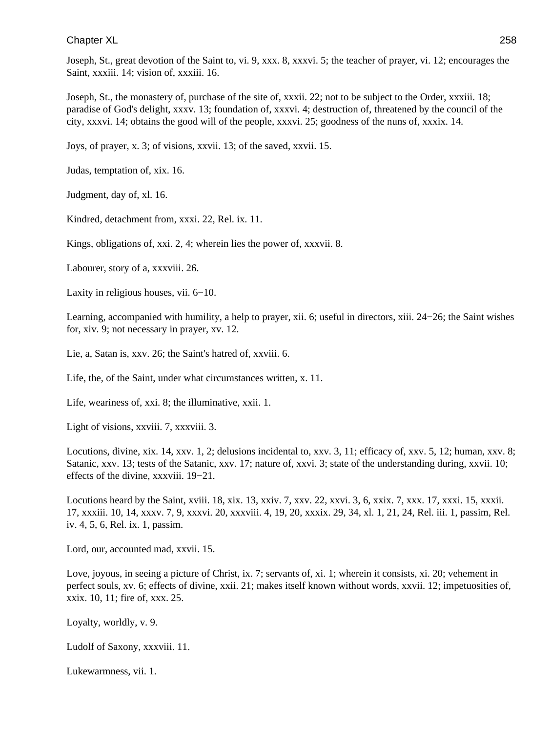Joseph, St., great devotion of the Saint to, vi. 9, xxx. 8, xxxvi. 5; the teacher of prayer, vi. 12; encourages the Saint, xxxiii. 14; vision of, xxxiii. 16.

Joseph, St., the monastery of, purchase of the site of, xxxii. 22; not to be subject to the Order, xxxiii. 18; paradise of God's delight, xxxv. 13; foundation of, xxxvi. 4; destruction of, threatened by the council of the city, xxxvi. 14; obtains the good will of the people, xxxvi. 25; goodness of the nuns of, xxxix. 14.

Joys, of prayer, x. 3; of visions, xxvii. 13; of the saved, xxvii. 15.

Judas, temptation of, xix. 16.

Judgment, day of, xl. 16.

Kindred, detachment from, xxxi. 22, Rel. ix. 11.

Kings, obligations of, xxi. 2, 4; wherein lies the power of, xxxvii. 8.

Labourer, story of a, xxxviii. 26.

Laxity in religious houses, vii. 6−10.

Learning, accompanied with humility, a help to prayer, xii. 6; useful in directors, xiii. 24−26; the Saint wishes for, xiv. 9; not necessary in prayer, xv. 12.

Lie, a, Satan is, xxv. 26; the Saint's hatred of, xxviii. 6.

Life, the, of the Saint, under what circumstances written, x. 11.

Life, weariness of, xxi. 8; the illuminative, xxii. 1.

Light of visions, xxviii. 7, xxxviii. 3.

Locutions, divine, xix. 14, xxv. 1, 2; delusions incidental to, xxv. 3, 11; efficacy of, xxv. 5, 12; human, xxv. 8; Satanic, xxv. 13; tests of the Satanic, xxv. 17; nature of, xxvi. 3; state of the understanding during, xxvii. 10; effects of the divine, xxxviii. 19−21.

Locutions heard by the Saint, xviii. 18, xix. 13, xxiv. 7, xxv. 22, xxvi. 3, 6, xxix. 7, xxx. 17, xxxi. 15, xxxii. 17, xxxiii. 10, 14, xxxv. 7, 9, xxxvi. 20, xxxviii. 4, 19, 20, xxxix. 29, 34, xl. 1, 21, 24, Rel. iii. 1, passim, Rel. iv. 4, 5, 6, Rel. ix. 1, passim.

Lord, our, accounted mad, xxvii. 15.

Love, joyous, in seeing a picture of Christ, ix. 7; servants of, xi. 1; wherein it consists, xi. 20; vehement in perfect souls, xv. 6; effects of divine, xxii. 21; makes itself known without words, xxvii. 12; impetuosities of, xxix. 10, 11; fire of, xxx. 25.

Loyalty, worldly, v. 9.

Ludolf of Saxony, xxxviii. 11.

Lukewarmness, vii. 1.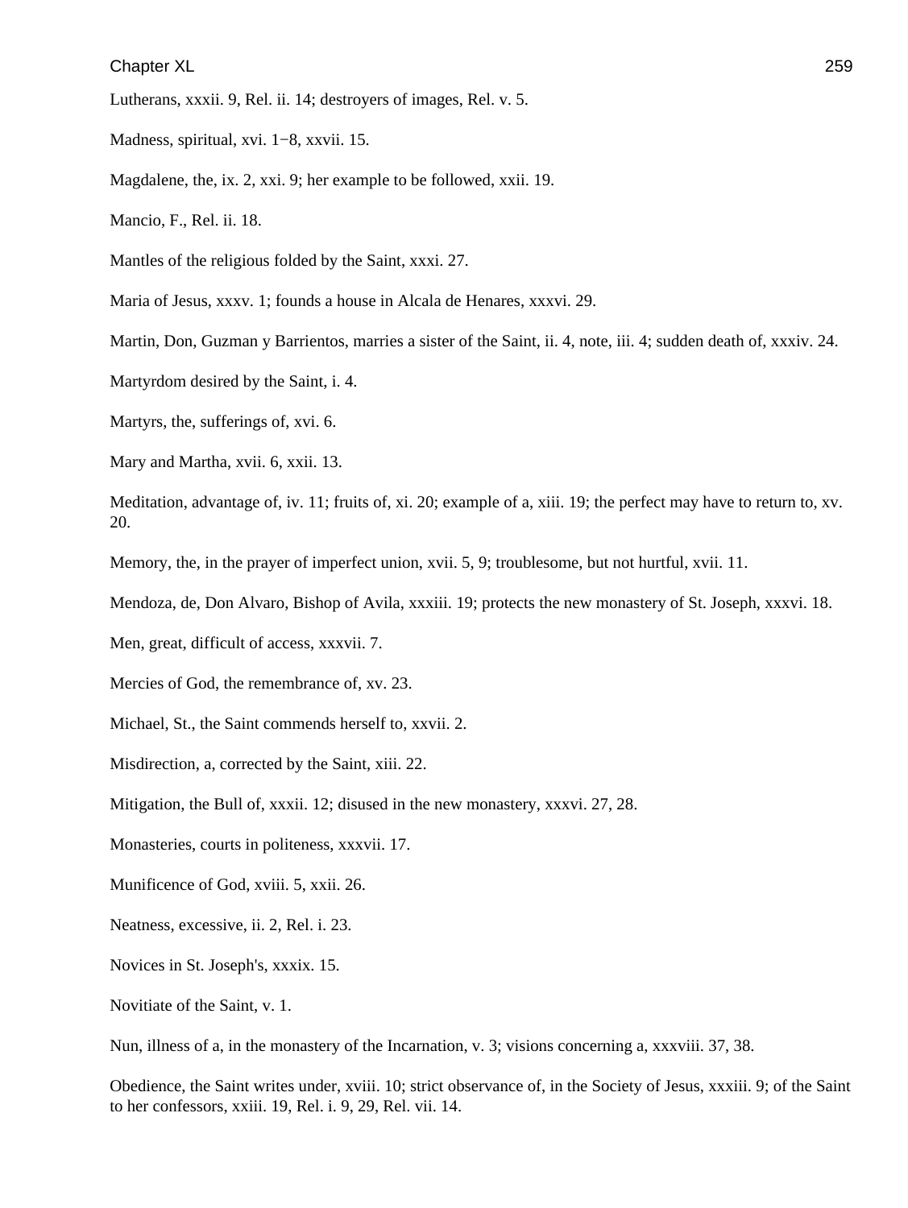Lutherans, xxxii. 9, Rel. ii. 14; destroyers of images, Rel. v. 5.

Madness, spiritual, xvi. 1−8, xxvii. 15.

Magdalene, the, ix. 2, xxi. 9; her example to be followed, xxii. 19.

Mancio, F., Rel. ii. 18.

Mantles of the religious folded by the Saint, xxxi. 27.

Maria of Jesus, xxxv. 1; founds a house in Alcala de Henares, xxxvi. 29.

Martin, Don, Guzman y Barrientos, marries a sister of the Saint, ii. 4, note, iii. 4; sudden death of, xxxiv. 24.

Martyrdom desired by the Saint, i. 4.

Martyrs, the, sufferings of, xvi. 6.

Mary and Martha, xvii. 6, xxii. 13.

Meditation, advantage of, iv. 11; fruits of, xi. 20; example of a, xiii. 19; the perfect may have to return to, xv. 20.

Memory, the, in the prayer of imperfect union, xvii. 5, 9; troublesome, but not hurtful, xvii. 11.

Mendoza, de, Don Alvaro, Bishop of Avila, xxxiii. 19; protects the new monastery of St. Joseph, xxxvi. 18.

Men, great, difficult of access, xxxvii. 7.

Mercies of God, the remembrance of, xv. 23.

Michael, St., the Saint commends herself to, xxvii. 2.

Misdirection, a, corrected by the Saint, xiii. 22.

Mitigation, the Bull of, xxxii. 12; disused in the new monastery, xxxvi. 27, 28.

Monasteries, courts in politeness, xxxvii. 17.

Munificence of God, xviii. 5, xxii. 26.

Neatness, excessive, ii. 2, Rel. i. 23.

Novices in St. Joseph's, xxxix. 15.

Novitiate of the Saint, v. 1.

Nun, illness of a, in the monastery of the Incarnation, v. 3; visions concerning a, xxxviii. 37, 38.

Obedience, the Saint writes under, xviii. 10; strict observance of, in the Society of Jesus, xxxiii. 9; of the Saint to her confessors, xxiii. 19, Rel. i. 9, 29, Rel. vii. 14.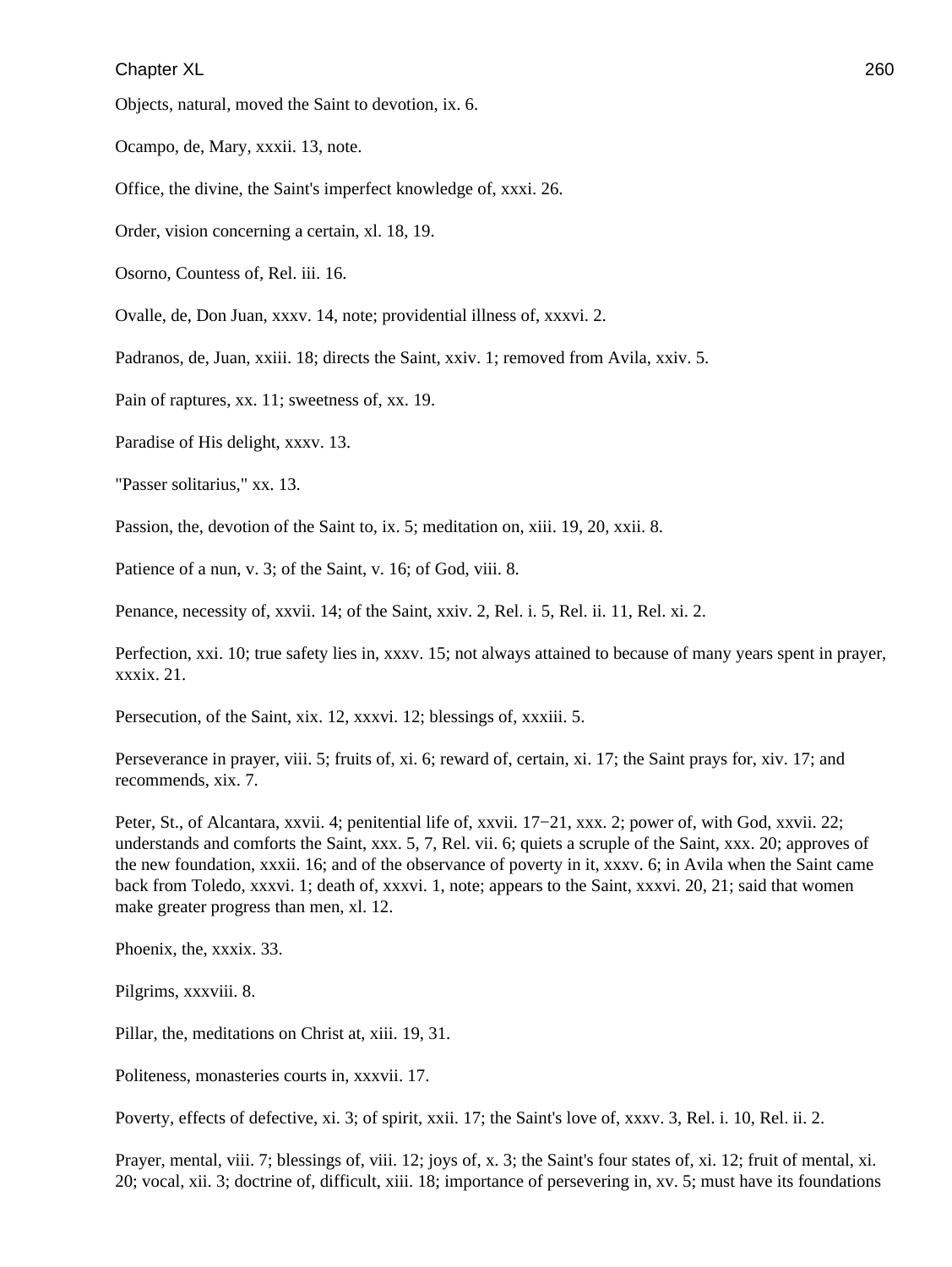Objects, natural, moved the Saint to devotion, ix. 6.

Ocampo, de, Mary, xxxii. 13, note.

Office, the divine, the Saint's imperfect knowledge of, xxxi. 26.

Order, vision concerning a certain, xl. 18, 19.

Osorno, Countess of, Rel. iii. 16.

Ovalle, de, Don Juan, xxxv. 14, note; providential illness of, xxxvi. 2.

Padranos, de, Juan, xxiii. 18; directs the Saint, xxiv. 1; removed from Avila, xxiv. 5.

Pain of raptures, xx. 11; sweetness of, xx. 19.

Paradise of His delight, xxxv. 13.

"Passer solitarius," xx. 13.

Passion, the, devotion of the Saint to, ix. 5; meditation on, xiii. 19, 20, xxii. 8.

Patience of a nun, v. 3; of the Saint, v. 16; of God, viii. 8.

Penance, necessity of, xxvii. 14; of the Saint, xxiv. 2, Rel. i. 5, Rel. ii. 11, Rel. xi. 2.

Perfection, xxi. 10; true safety lies in, xxxv. 15; not always attained to because of many years spent in prayer, xxxix. 21.

Persecution, of the Saint, xix. 12, xxxvi. 12; blessings of, xxxiii. 5.

Perseverance in prayer, viii. 5; fruits of, xi. 6; reward of, certain, xi. 17; the Saint prays for, xiv. 17; and recommends, xix. 7.

Peter, St., of Alcantara, xxvii. 4; penitential life of, xxvii. 17−21, xxx. 2; power of, with God, xxvii. 22; understands and comforts the Saint, xxx. 5, 7, Rel. vii. 6; quiets a scruple of the Saint, xxx. 20; approves of the new foundation, xxxii. 16; and of the observance of poverty in it, xxxv. 6; in Avila when the Saint came back from Toledo, xxxvi. 1; death of, xxxvi. 1, note; appears to the Saint, xxxvi. 20, 21; said that women make greater progress than men, xl. 12.

Phoenix, the, xxxix. 33.

Pilgrims, xxxviii. 8.

Pillar, the, meditations on Christ at, xiii. 19, 31.

Politeness, monasteries courts in, xxxvii. 17.

Poverty, effects of defective, xi. 3; of spirit, xxii. 17; the Saint's love of, xxxv. 3, Rel. i. 10, Rel. ii. 2.

Prayer, mental, viii. 7; blessings of, viii. 12; joys of, x. 3; the Saint's four states of, xi. 12; fruit of mental, xi. 20; vocal, xii. 3; doctrine of, difficult, xiii. 18; importance of persevering in, xv. 5; must have its foundations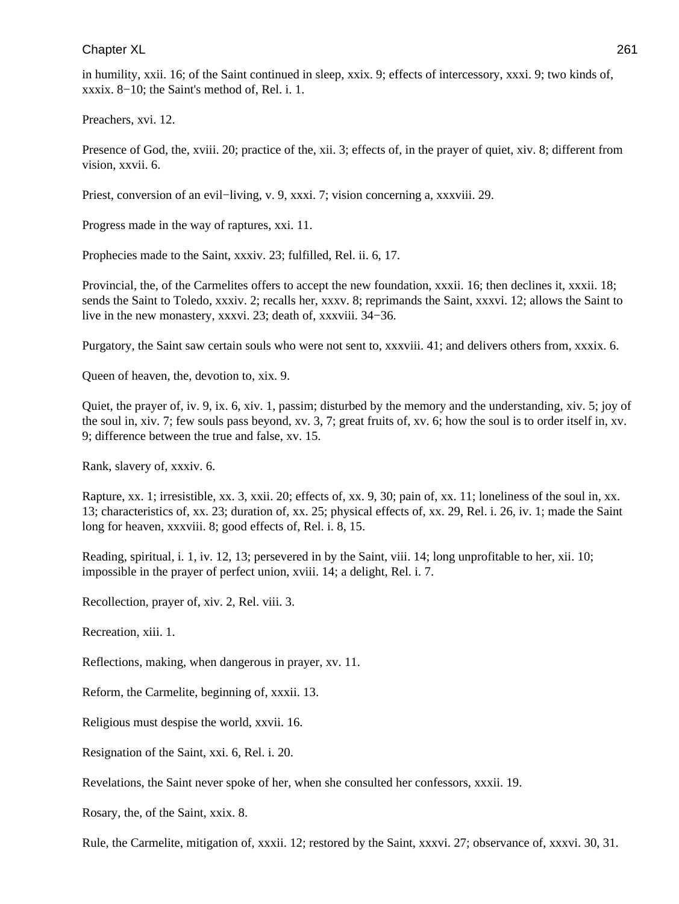in humility, xxii. 16; of the Saint continued in sleep, xxix. 9; effects of intercessory, xxxi. 9; two kinds of, xxxix. 8−10; the Saint's method of, Rel. i. 1.

Preachers, xvi. 12.

Presence of God, the, xviii. 20; practice of the, xii. 3; effects of, in the prayer of quiet, xiv. 8; different from vision, xxvii. 6.

Priest, conversion of an evil−living, v. 9, xxxi. 7; vision concerning a, xxxviii. 29.

Progress made in the way of raptures, xxi. 11.

Prophecies made to the Saint, xxxiv. 23; fulfilled, Rel. ii. 6, 17.

Provincial, the, of the Carmelites offers to accept the new foundation, xxxii. 16; then declines it, xxxii. 18; sends the Saint to Toledo, xxxiv. 2; recalls her, xxxv. 8; reprimands the Saint, xxxvi. 12; allows the Saint to live in the new monastery, xxxvi. 23; death of, xxxviii. 34−36.

Purgatory, the Saint saw certain souls who were not sent to, xxxviii. 41; and delivers others from, xxxix. 6.

Queen of heaven, the, devotion to, xix. 9.

Quiet, the prayer of, iv. 9, ix. 6, xiv. 1, passim; disturbed by the memory and the understanding, xiv. 5; joy of the soul in, xiv. 7; few souls pass beyond, xv. 3, 7; great fruits of, xv. 6; how the soul is to order itself in, xv. 9; difference between the true and false, xv. 15.

Rank, slavery of, xxxiv. 6.

Rapture, xx. 1; irresistible, xx. 3, xxii. 20; effects of, xx. 9, 30; pain of, xx. 11; loneliness of the soul in, xx. 13; characteristics of, xx. 23; duration of, xx. 25; physical effects of, xx. 29, Rel. i. 26, iv. 1; made the Saint long for heaven, xxxviii. 8; good effects of, Rel. i. 8, 15.

Reading, spiritual, i. 1, iv. 12, 13; persevered in by the Saint, viii. 14; long unprofitable to her, xii. 10; impossible in the prayer of perfect union, xviii. 14; a delight, Rel. i. 7.

Recollection, prayer of, xiv. 2, Rel. viii. 3.

Recreation, xiii. 1.

Reflections, making, when dangerous in prayer, xv. 11.

Reform, the Carmelite, beginning of, xxxii. 13.

Religious must despise the world, xxvii. 16.

Resignation of the Saint, xxi. 6, Rel. i. 20.

Revelations, the Saint never spoke of her, when she consulted her confessors, xxxii. 19.

Rosary, the, of the Saint, xxix. 8.

Rule, the Carmelite, mitigation of, xxxii. 12; restored by the Saint, xxxvi. 27; observance of, xxxvi. 30, 31.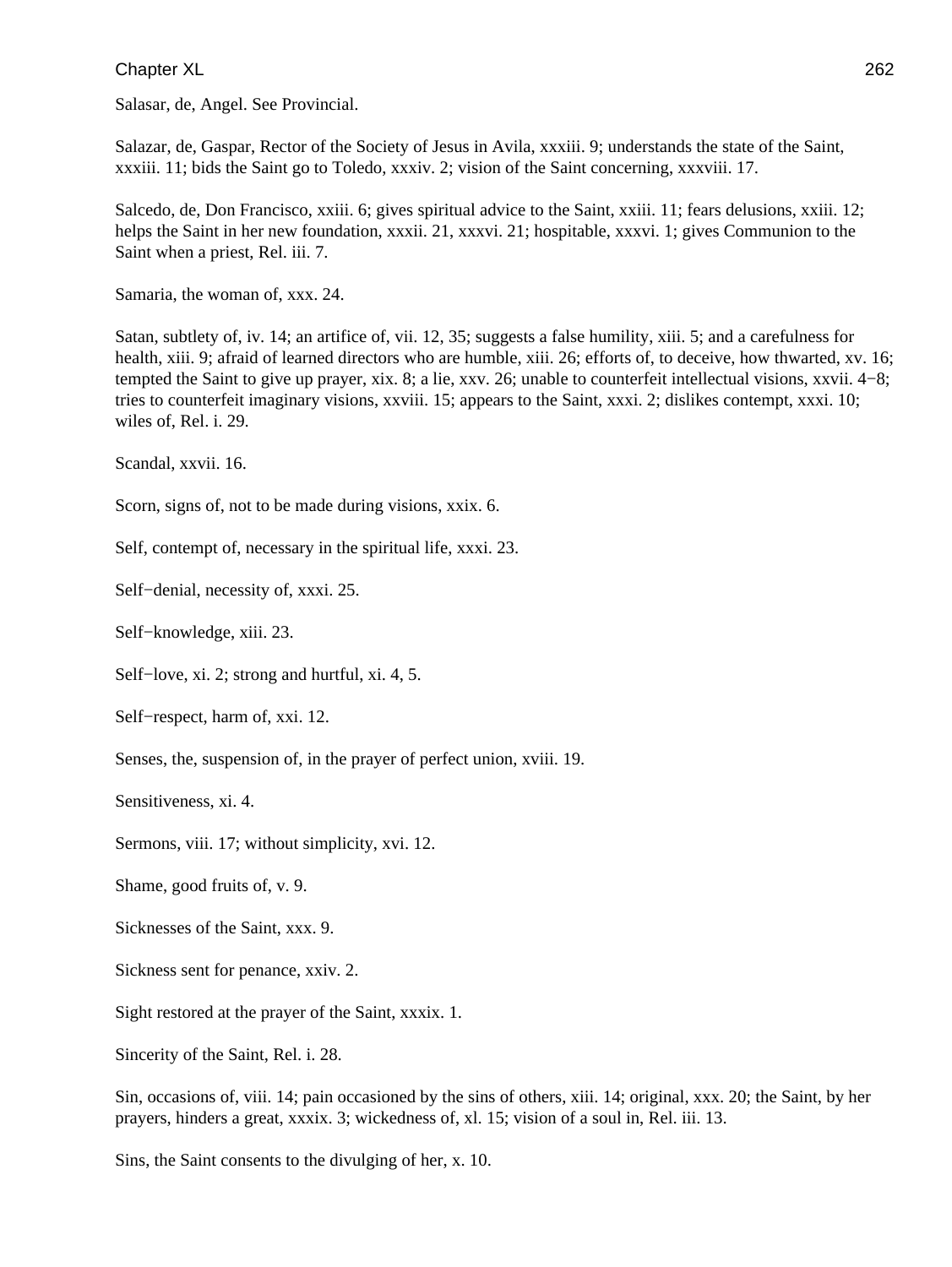Salasar, de, Angel. See Provincial.

Salazar, de, Gaspar, Rector of the Society of Jesus in Avila, xxxiii. 9; understands the state of the Saint, xxxiii. 11; bids the Saint go to Toledo, xxxiv. 2; vision of the Saint concerning, xxxviii. 17.

Salcedo, de, Don Francisco, xxiii. 6; gives spiritual advice to the Saint, xxiii. 11; fears delusions, xxiii. 12; helps the Saint in her new foundation, xxxii. 21, xxxvi. 21; hospitable, xxxvi. 1; gives Communion to the Saint when a priest, Rel. iii. 7.

Samaria, the woman of, xxx. 24.

Satan, subtlety of, iv. 14; an artifice of, vii. 12, 35; suggests a false humility, xiii. 5; and a carefulness for health, xiii. 9; afraid of learned directors who are humble, xiii. 26; efforts of, to deceive, how thwarted, xv. 16; tempted the Saint to give up prayer, xix. 8; a lie, xxv. 26; unable to counterfeit intellectual visions, xxvii. 4−8; tries to counterfeit imaginary visions, xxviii. 15; appears to the Saint, xxxi. 2; dislikes contempt, xxxi. 10; wiles of, Rel. i. 29.

Scandal, xxvii. 16.

Scorn, signs of, not to be made during visions, xxix. 6.

Self, contempt of, necessary in the spiritual life, xxxi. 23.

Self−denial, necessity of, xxxi. 25.

Self−knowledge, xiii. 23.

Self−love, xi. 2; strong and hurtful, xi. 4, 5.

Self−respect, harm of, xxi. 12.

Senses, the, suspension of, in the prayer of perfect union, xviii. 19.

Sensitiveness, xi. 4.

Sermons, viii. 17; without simplicity, xvi. 12.

Shame, good fruits of, v. 9.

Sicknesses of the Saint, xxx. 9.

Sickness sent for penance, xxiv. 2.

Sight restored at the prayer of the Saint, xxxix. 1.

Sincerity of the Saint, Rel. i. 28.

Sin, occasions of, viii. 14; pain occasioned by the sins of others, xiii. 14; original, xxx. 20; the Saint, by her prayers, hinders a great, xxxix. 3; wickedness of, xl. 15; vision of a soul in, Rel. iii. 13.

Sins, the Saint consents to the divulging of her, x. 10.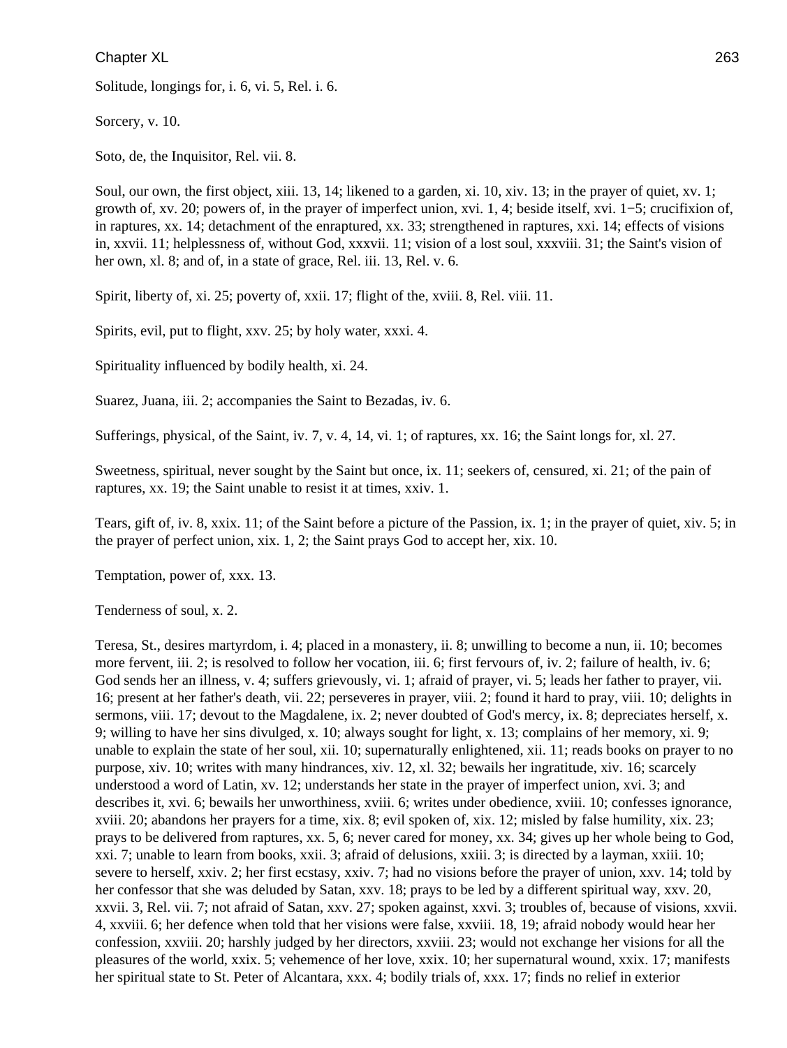Solitude, longings for, i. 6, vi. 5, Rel. i. 6.

Sorcery, v. 10.

Soto, de, the Inquisitor, Rel. vii. 8.

Soul, our own, the first object, xiii. 13, 14; likened to a garden, xi. 10, xiv. 13; in the prayer of quiet, xv. 1; growth of, xv. 20; powers of, in the prayer of imperfect union, xvi. 1, 4; beside itself, xvi. 1−5; crucifixion of, in raptures, xx. 14; detachment of the enraptured, xx. 33; strengthened in raptures, xxi. 14; effects of visions in, xxvii. 11; helplessness of, without God, xxxvii. 11; vision of a lost soul, xxxviii. 31; the Saint's vision of her own, xl. 8; and of, in a state of grace, Rel. iii. 13, Rel. v. 6.

Spirit, liberty of, xi. 25; poverty of, xxii. 17; flight of the, xviii. 8, Rel. viii. 11.

Spirits, evil, put to flight, xxv. 25; by holy water, xxxi. 4.

Spirituality influenced by bodily health, xi. 24.

Suarez, Juana, iii. 2; accompanies the Saint to Bezadas, iv. 6.

Sufferings, physical, of the Saint, iv. 7, v. 4, 14, vi. 1; of raptures, xx. 16; the Saint longs for, xl. 27.

Sweetness, spiritual, never sought by the Saint but once, ix. 11; seekers of, censured, xi. 21; of the pain of raptures, xx. 19; the Saint unable to resist it at times, xxiv. 1.

Tears, gift of, iv. 8, xxix. 11; of the Saint before a picture of the Passion, ix. 1; in the prayer of quiet, xiv. 5; in the prayer of perfect union, xix. 1, 2; the Saint prays God to accept her, xix. 10.

Temptation, power of, xxx. 13.

Tenderness of soul, x. 2.

Teresa, St., desires martyrdom, i. 4; placed in a monastery, ii. 8; unwilling to become a nun, ii. 10; becomes more fervent, iii. 2; is resolved to follow her vocation, iii. 6; first fervours of, iv. 2; failure of health, iv. 6; God sends her an illness, v. 4; suffers grievously, vi. 1; afraid of prayer, vi. 5; leads her father to prayer, vii. 16; present at her father's death, vii. 22; perseveres in prayer, viii. 2; found it hard to pray, viii. 10; delights in sermons, viii. 17; devout to the Magdalene, ix. 2; never doubted of God's mercy, ix. 8; depreciates herself, x. 9; willing to have her sins divulged, x. 10; always sought for light, x. 13; complains of her memory, xi. 9; unable to explain the state of her soul, xii. 10; supernaturally enlightened, xii. 11; reads books on prayer to no purpose, xiv. 10; writes with many hindrances, xiv. 12, xl. 32; bewails her ingratitude, xiv. 16; scarcely understood a word of Latin, xv. 12; understands her state in the prayer of imperfect union, xvi. 3; and describes it, xvi. 6; bewails her unworthiness, xviii. 6; writes under obedience, xviii. 10; confesses ignorance, xviii. 20; abandons her prayers for a time, xix. 8; evil spoken of, xix. 12; misled by false humility, xix. 23; prays to be delivered from raptures, xx. 5, 6; never cared for money, xx. 34; gives up her whole being to God, xxi. 7; unable to learn from books, xxii. 3; afraid of delusions, xxiii. 3; is directed by a layman, xxiii. 10; severe to herself, xxiv. 2; her first ecstasy, xxiv. 7; had no visions before the prayer of union, xxv. 14; told by her confessor that she was deluded by Satan, xxv. 18; prays to be led by a different spiritual way, xxv. 20, xxvii. 3, Rel. vii. 7; not afraid of Satan, xxv. 27; spoken against, xxvi. 3; troubles of, because of visions, xxvii. 4, xxviii. 6; her defence when told that her visions were false, xxviii. 18, 19; afraid nobody would hear her confession, xxviii. 20; harshly judged by her directors, xxviii. 23; would not exchange her visions for all the pleasures of the world, xxix. 5; vehemence of her love, xxix. 10; her supernatural wound, xxix. 17; manifests her spiritual state to St. Peter of Alcantara, xxx. 4; bodily trials of, xxx. 17; finds no relief in exterior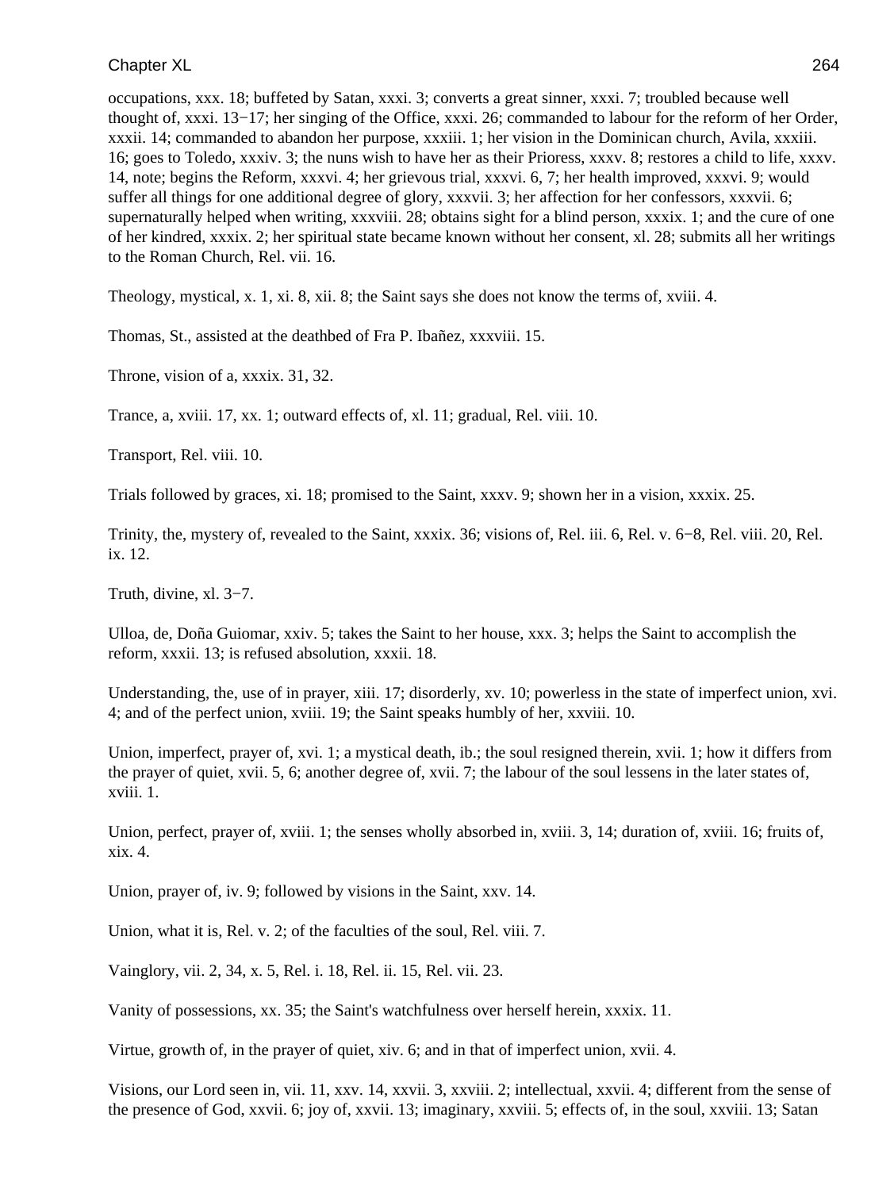occupations, xxx. 18; buffeted by Satan, xxxi. 3; converts a great sinner, xxxi. 7; troubled because well thought of, xxxi. 13−17; her singing of the Office, xxxi. 26; commanded to labour for the reform of her Order, xxxii. 14; commanded to abandon her purpose, xxxiii. 1; her vision in the Dominican church, Avila, xxxiii. 16; goes to Toledo, xxxiv. 3; the nuns wish to have her as their Prioress, xxxv. 8; restores a child to life, xxxv. 14, note; begins the Reform, xxxvi. 4; her grievous trial, xxxvi. 6, 7; her health improved, xxxvi. 9; would suffer all things for one additional degree of glory, xxxvii. 3; her affection for her confessors, xxxvii. 6; supernaturally helped when writing, xxxviii. 28; obtains sight for a blind person, xxxix. 1; and the cure of one of her kindred, xxxix. 2; her spiritual state became known without her consent, xl. 28; submits all her writings to the Roman Church, Rel. vii. 16.

Theology, mystical, x. 1, xi. 8, xii. 8; the Saint says she does not know the terms of, xviii. 4.

Thomas, St., assisted at the deathbed of Fra P. Ibañez, xxxviii. 15.

Throne, vision of a, xxxix. 31, 32.

Trance, a, xviii. 17, xx. 1; outward effects of, xl. 11; gradual, Rel. viii. 10.

Transport, Rel. viii. 10.

Trials followed by graces, xi. 18; promised to the Saint, xxxv. 9; shown her in a vision, xxxix. 25.

Trinity, the, mystery of, revealed to the Saint, xxxix. 36; visions of, Rel. iii. 6, Rel. v. 6−8, Rel. viii. 20, Rel. ix. 12.

Truth, divine, xl. 3−7.

Ulloa, de, Doña Guiomar, xxiv. 5; takes the Saint to her house, xxx. 3; helps the Saint to accomplish the reform, xxxii. 13; is refused absolution, xxxii. 18.

Understanding, the, use of in prayer, xiii. 17; disorderly, xv. 10; powerless in the state of imperfect union, xvi. 4; and of the perfect union, xviii. 19; the Saint speaks humbly of her, xxviii. 10.

Union, imperfect, prayer of, xvi. 1; a mystical death, ib.; the soul resigned therein, xvii. 1; how it differs from the prayer of quiet, xvii. 5, 6; another degree of, xvii. 7; the labour of the soul lessens in the later states of, xviii. 1.

Union, perfect, prayer of, xviii. 1; the senses wholly absorbed in, xviii. 3, 14; duration of, xviii. 16; fruits of, xix. 4.

Union, prayer of, iv. 9; followed by visions in the Saint, xxv. 14.

Union, what it is, Rel. v. 2; of the faculties of the soul, Rel. viii. 7.

Vainglory, vii. 2, 34, x. 5, Rel. i. 18, Rel. ii. 15, Rel. vii. 23.

Vanity of possessions, xx. 35; the Saint's watchfulness over herself herein, xxxix. 11.

Virtue, growth of, in the prayer of quiet, xiv. 6; and in that of imperfect union, xvii. 4.

Visions, our Lord seen in, vii. 11, xxv. 14, xxvii. 3, xxviii. 2; intellectual, xxvii. 4; different from the sense of the presence of God, xxvii. 6; joy of, xxvii. 13; imaginary, xxviii. 5; effects of, in the soul, xxviii. 13; Satan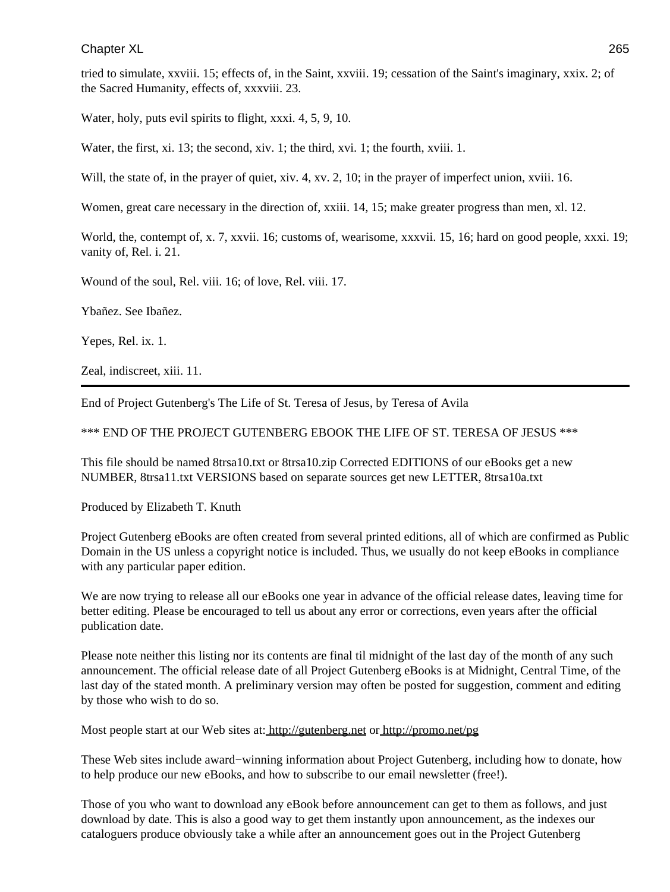tried to simulate, xxviii. 15; effects of, in the Saint, xxviii. 19; cessation of the Saint's imaginary, xxix. 2; of the Sacred Humanity, effects of, xxxviii. 23.

Water, holy, puts evil spirits to flight, xxxi. 4, 5, 9, 10.

Water, the first, xi. 13; the second, xiv. 1; the third, xvi. 1; the fourth, xviii. 1.

Will, the state of, in the prayer of quiet, xiv. 4, xv. 2, 10; in the prayer of imperfect union, xviii. 16.

Women, great care necessary in the direction of, xxiii. 14, 15; make greater progress than men, xl. 12.

World, the, contempt of, x. 7, xxvii. 16; customs of, wearisome, xxxvii. 15, 16; hard on good people, xxxi. 19; vanity of, Rel. i. 21.

Wound of the soul, Rel. viii. 16; of love, Rel. viii. 17.

Ybañez. See Ibañez.

Yepes, Rel. ix. 1.

Zeal, indiscreet, xiii. 11.

---

End of Project Gutenberg's The Life of St. Teresa of Jesus, by Teresa of Avila

*** END OF THE PROJECT GUTENBERG EBOOK THE LIFE OF ST. TERESA OF JESUS ***

This file should be named 8trsa10.txt or 8trsa10.zip Corrected EDITIONS of our eBooks get a new NUMBER, 8trsa11.txt VERSIONS based on separate sources get new LETTER, 8trsa10a.txt

Produced by Elizabeth T. Knuth

Project Gutenberg eBooks are often created from several printed editions, all of which are confirmed as Public Domain in the US unless a copyright notice is included. Thus, we usually do not keep eBooks in compliance with any particular paper edition.

We are now trying to release all our eBooks one year in advance of the official release dates, leaving time for better editing. Please be encouraged to tell us about any error or corrections, even years after the official publication date.

Please note neither this listing nor its contents are final til midnight of the last day of the month of any such announcement. The official release date of all Project Gutenberg eBooks is at Midnight, Central Time, of the last day of the stated month. A preliminary version may often be posted for suggestion, comment and editing by those who wish to do so.

Most people start at our Web sites at: http://gutenberg.net or http://promo.net/pg

These Web sites include award−winning information about Project Gutenberg, including how to donate, how to help produce our new eBooks, and how to subscribe to our email newsletter (free!).

Those of you who want to download any eBook before announcement can get to them as follows, and just download by date. This is also a good way to get them instantly upon announcement, as the indexes our cataloguers produce obviously take a while after an announcement goes out in the Project Gutenberg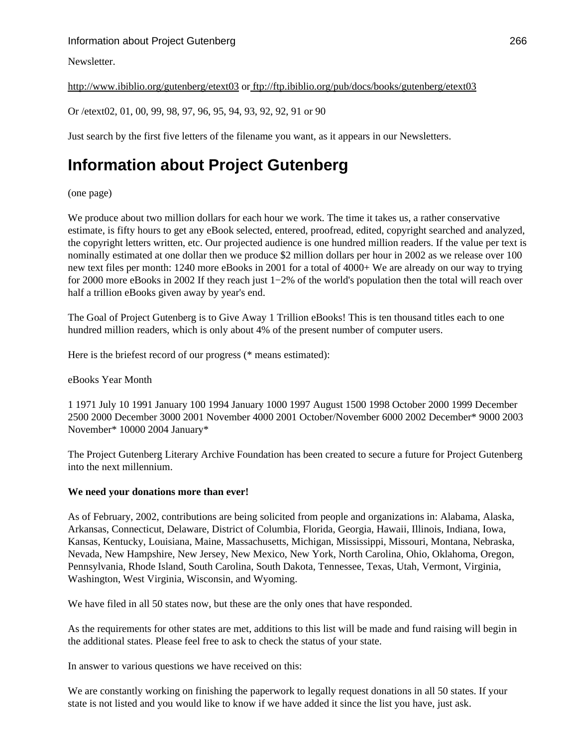Newsletter.

http://www.ibiblio.org/gutenberg/etext03 or ftp://ftp.ibiblio.org/pub/docs/books/gutenberg/etext03

Or /etext02, 01, 00, 99, 98, 97, 96, 95, 94, 93, 92, 92, 91 or 90

Just search by the first five letters of the filename you want, as it appears in our Newsletters.

# Information about Project Gutenberg

(one page)

We produce about two million dollars for each hour we work. The time it takes us, a rather conservative estimate, is fifty hours to get any eBook selected, entered, proofread, edited, copyright searched and analyzed, the copyright letters written, etc. Our projected audience is one hundred million readers. If the value per text is nominally estimated at one dollar then we produce $2 million dollars per hour in 2002 as we release over 100 new text files per month: 1240 more eBooks in 2001 for a total of 4000+ We are already on our way to trying for 2000 more eBooks in 2002 If they reach just 1−2% of the world's population then the total will reach over half a trillion eBooks given away by year's end.

The Goal of Project Gutenberg is to Give Away 1 Trillion eBooks! This is ten thousand titles each to one hundred million readers, which is only about 4% of the present number of computer users.

Here is the briefest record of our progress (* means estimated):

eBooks Year Month

1 1971 July 10 1991 January 100 1994 January 1000 1997 August 1500 1998 October 2000 1999 December 2500 2000 December 3000 2001 November 4000 2001 October/November 6000 2002 December* 9000 2003 November* 10000 2004 January*

The Project Gutenberg Literary Archive Foundation has been created to secure a future for Project Gutenberg into the next millennium.

**We need your donations more than ever!**

As of February, 2002, contributions are being solicited from people and organizations in: Alabama, Alaska, Arkansas, Connecticut, Delaware, District of Columbia, Florida, Georgia, Hawaii, Illinois, Indiana, Iowa, Kansas, Kentucky, Louisiana, Maine, Massachusetts, Michigan, Mississippi, Missouri, Montana, Nebraska, Nevada, New Hampshire, New Jersey, New Mexico, New York, North Carolina, Ohio, Oklahoma, Oregon, Pennsylvania, Rhode Island, South Carolina, South Dakota, Tennessee, Texas, Utah, Vermont, Virginia, Washington, West Virginia, Wisconsin, and Wyoming.

We have filed in all 50 states now, but these are the only ones that have responded.

As the requirements for other states are met, additions to this list will be made and fund raising will begin in the additional states. Please feel free to ask to check the status of your state.

In answer to various questions we have received on this:

We are constantly working on finishing the paperwork to legally request donations in all 50 states. If your state is not listed and you would like to know if we have added it since the list you have, just ask.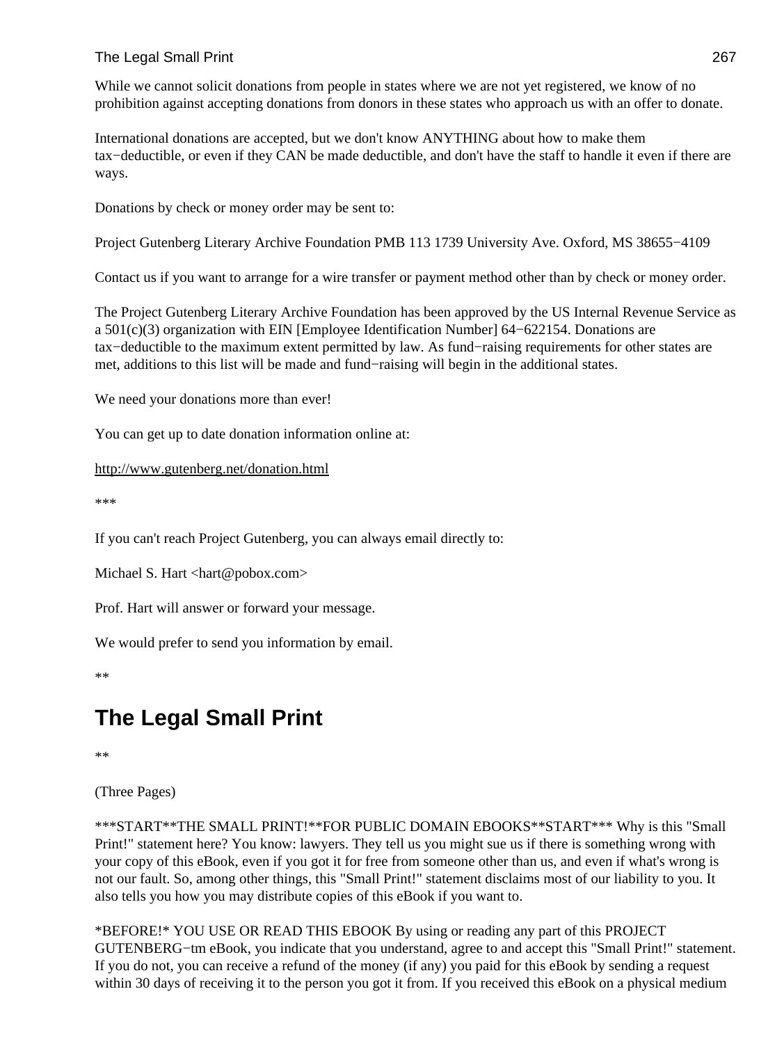While we cannot solicit donations from people in states where we are not yet registered, we know of no prohibition against accepting donations from donors in these states who approach us with an offer to donate.

International donations are accepted, but we don't know ANYTHING about how to make them tax−deductible, or even if they CAN be made deductible, and don't have the staff to handle it even if there are ways.

Donations by check or money order may be sent to:

Project Gutenberg Literary Archive Foundation PMB 113 1739 University Ave. Oxford, MS 38655−4109

Contact us if you want to arrange for a wire transfer or payment method other than by check or money order.

The Project Gutenberg Literary Archive Foundation has been approved by the US Internal Revenue Service as a 501(c)(3) organization with EIN [Employee Identification Number] 64−622154. Donations are tax−deductible to the maximum extent permitted by law. As fund−raising requirements for other states are met, additions to this list will be made and fund−raising will begin in the additional states.

We need your donations more than ever!

You can get up to date donation information online at:

http://www.gutenberg.net/donation.html

***

If you can't reach Project Gutenberg, you can always email directly to:

Michael S. Hart <hart@pobox.com>

Prof. Hart will answer or forward your message.

We would prefer to send you information by email.

**

# The Legal Small Print

**

(Three Pages)

***START**THE SMALL PRINT!**FOR PUBLIC DOMAIN EBOOKS**START*** Why is this "Small Print!" statement here? You know: lawyers. They tell us you might sue us if there is something wrong with your copy of this eBook, even if you got it for free from someone other than us, and even if what's wrong is not our fault. So, among other things, this "Small Print!" statement disclaims most of our liability to you. It also tells you how you may distribute copies of this eBook if you want to.

*BEFORE!* YOU USE OR READ THIS EBOOK By using or reading any part of this PROJECT GUTENBERG−tm eBook, you indicate that you understand, agree to and accept this "Small Print!" statement. If you do not, you can receive a refund of the money (if any) you paid for this eBook by sending a request within 30 days of receiving it to the person you got it from. If you received this eBook on a physical medium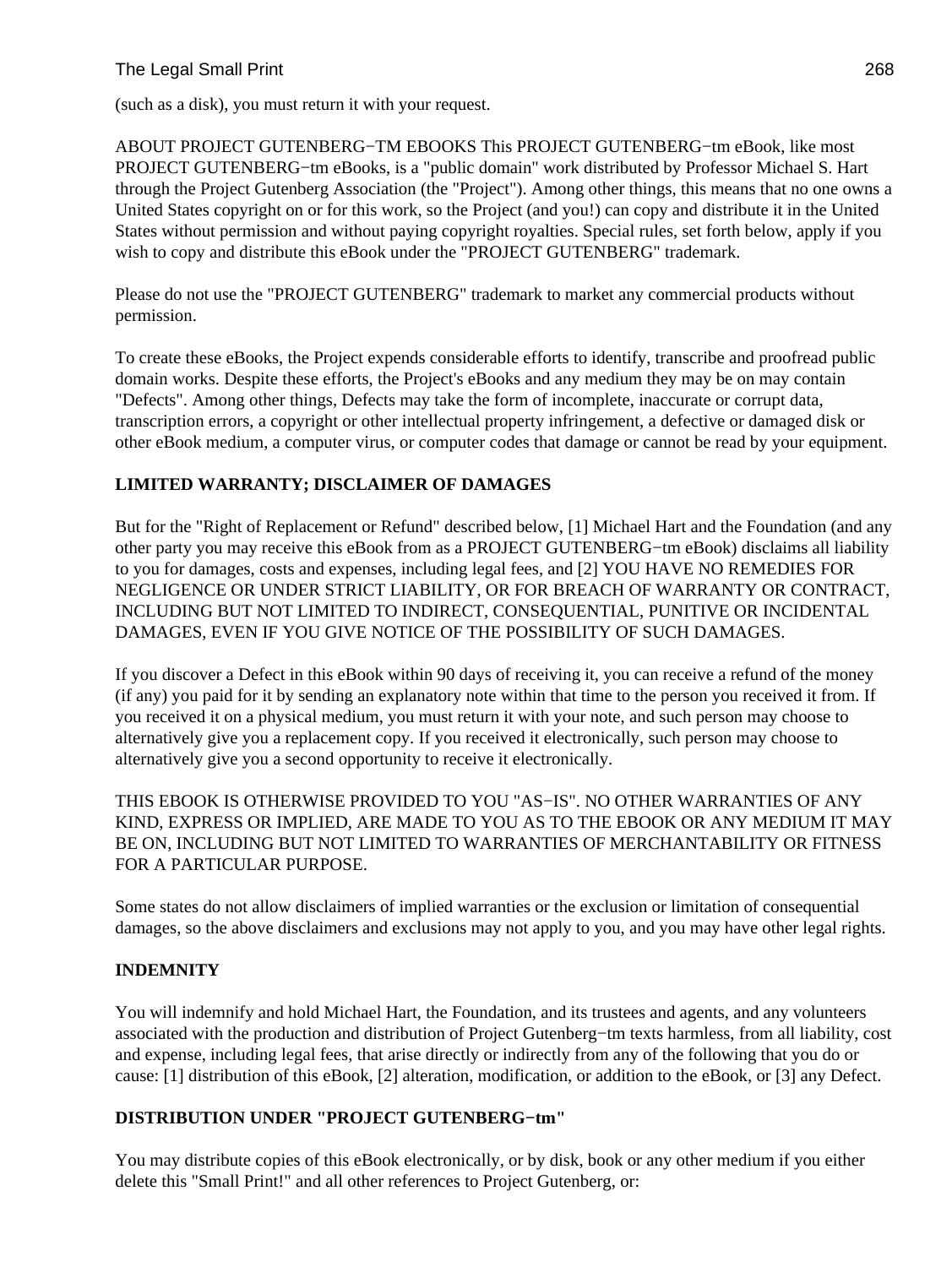(such as a disk), you must return it with your request.

ABOUT PROJECT GUTENBERG−TM EBOOKS This PROJECT GUTENBERG−tm eBook, like most PROJECT GUTENBERG−tm eBooks, is a "public domain" work distributed by Professor Michael S. Hart through the Project Gutenberg Association (the "Project"). Among other things, this means that no one owns a United States copyright on or for this work, so the Project (and you!) can copy and distribute it in the United States without permission and without paying copyright royalties. Special rules, set forth below, apply if you wish to copy and distribute this eBook under the "PROJECT GUTENBERG" trademark.

Please do not use the "PROJECT GUTENBERG" trademark to market any commercial products without permission.

To create these eBooks, the Project expends considerable efforts to identify, transcribe and proofread public domain works. Despite these efforts, the Project's eBooks and any medium they may be on may contain "Defects". Among other things, Defects may take the form of incomplete, inaccurate or corrupt data, transcription errors, a copyright or other intellectual property infringement, a defective or damaged disk or other eBook medium, a computer virus, or computer codes that damage or cannot be read by your equipment.

**LIMITED WARRANTY; DISCLAIMER OF DAMAGES**

But for the "Right of Replacement or Refund" described below, [1] Michael Hart and the Foundation (and any other party you may receive this eBook from as a PROJECT GUTENBERG−tm eBook) disclaims all liability to you for damages, costs and expenses, including legal fees, and [2] YOU HAVE NO REMEDIES FOR NEGLIGENCE OR UNDER STRICT LIABILITY, OR FOR BREACH OF WARRANTY OR CONTRACT, INCLUDING BUT NOT LIMITED TO INDIRECT, CONSEQUENTIAL, PUNITIVE OR INCIDENTAL DAMAGES, EVEN IF YOU GIVE NOTICE OF THE POSSIBILITY OF SUCH DAMAGES.

If you discover a Defect in this eBook within 90 days of receiving it, you can receive a refund of the money (if any) you paid for it by sending an explanatory note within that time to the person you received it from. If you received it on a physical medium, you must return it with your note, and such person may choose to alternatively give you a replacement copy. If you received it electronically, such person may choose to alternatively give you a second opportunity to receive it electronically.

THIS EBOOK IS OTHERWISE PROVIDED TO YOU "AS−IS". NO OTHER WARRANTIES OF ANY KIND, EXPRESS OR IMPLIED, ARE MADE TO YOU AS TO THE EBOOK OR ANY MEDIUM IT MAY BE ON, INCLUDING BUT NOT LIMITED TO WARRANTIES OF MERCHANTABILITY OR FITNESS FOR A PARTICULAR PURPOSE.

Some states do not allow disclaimers of implied warranties or the exclusion or limitation of consequential damages, so the above disclaimers and exclusions may not apply to you, and you may have other legal rights.

**INDEMNITY**

You will indemnify and hold Michael Hart, the Foundation, and its trustees and agents, and any volunteers associated with the production and distribution of Project Gutenberg−tm texts harmless, from all liability, cost and expense, including legal fees, that arise directly or indirectly from any of the following that you do or cause: [1] distribution of this eBook, [2] alteration, modification, or addition to the eBook, or [3] any Defect.

**DISTRIBUTION UNDER "PROJECT GUTENBERG−tm"**

You may distribute copies of this eBook electronically, or by disk, book or any other medium if you either delete this "Small Print!" and all other references to Project Gutenberg, or: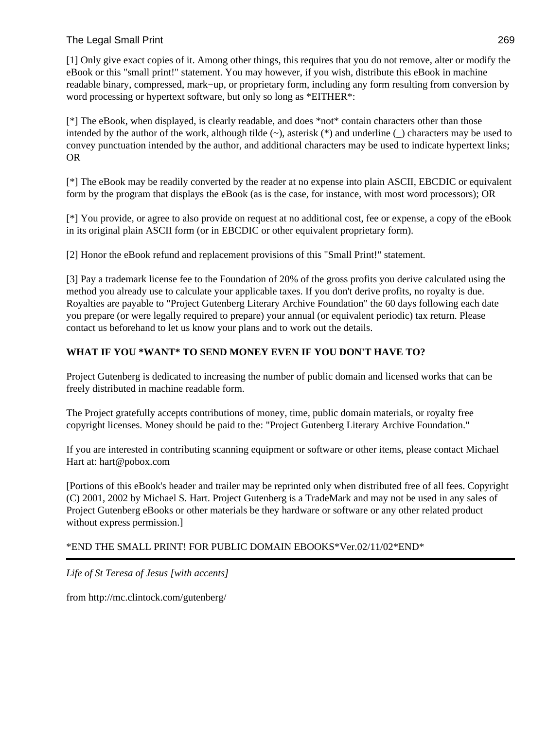[1] Only give exact copies of it. Among other things, this requires that you do not remove, alter or modify the eBook or this "small print!" statement. You may however, if you wish, distribute this eBook in machine readable binary, compressed, mark−up, or proprietary form, including any form resulting from conversion by word processing or hypertext software, but only so long as *EITHER*:

[*] The eBook, when displayed, is clearly readable, and does *not* contain characters other than those intended by the author of the work, although tilde (~), asterisk (*) and underline (_) characters may be used to convey punctuation intended by the author, and additional characters may be used to indicate hypertext links; OR

[*] The eBook may be readily converted by the reader at no expense into plain ASCII, EBCDIC or equivalent form by the program that displays the eBook (as is the case, for instance, with most word processors); OR

[*] You provide, or agree to also provide on request at no additional cost, fee or expense, a copy of the eBook in its original plain ASCII form (or in EBCDIC or other equivalent proprietary form).

[2] Honor the eBook refund and replacement provisions of this "Small Print!" statement.

[3] Pay a trademark license fee to the Foundation of 20% of the gross profits you derive calculated using the method you already use to calculate your applicable taxes. If you don't derive profits, no royalty is due. Royalties are payable to "Project Gutenberg Literary Archive Foundation" the 60 days following each date you prepare (or were legally required to prepare) your annual (or equivalent periodic) tax return. Please contact us beforehand to let us know your plans and to work out the details.

**WHAT IF YOU *WANT* TO SEND MONEY EVEN IF YOU DON'T HAVE TO?**

Project Gutenberg is dedicated to increasing the number of public domain and licensed works that can be freely distributed in machine readable form.

The Project gratefully accepts contributions of money, time, public domain materials, or royalty free copyright licenses. Money should be paid to the: "Project Gutenberg Literary Archive Foundation."

If you are interested in contributing scanning equipment or software or other items, please contact Michael Hart at: hart@pobox.com

[Portions of this eBook's header and trailer may be reprinted only when distributed free of all fees. Copyright (C) 2001, 2002 by Michael S. Hart. Project Gutenberg is a TradeMark and may not be used in any sales of Project Gutenberg eBooks or other materials be they hardware or software or any other related product without express permission.]

*END THE SMALL PRINT! FOR PUBLIC DOMAIN EBOOKS*Ver.02/11/02*END*

---

*Life of St Teresa of Jesus [with accents]*

from http://mc.clintock.com/gutenberg/